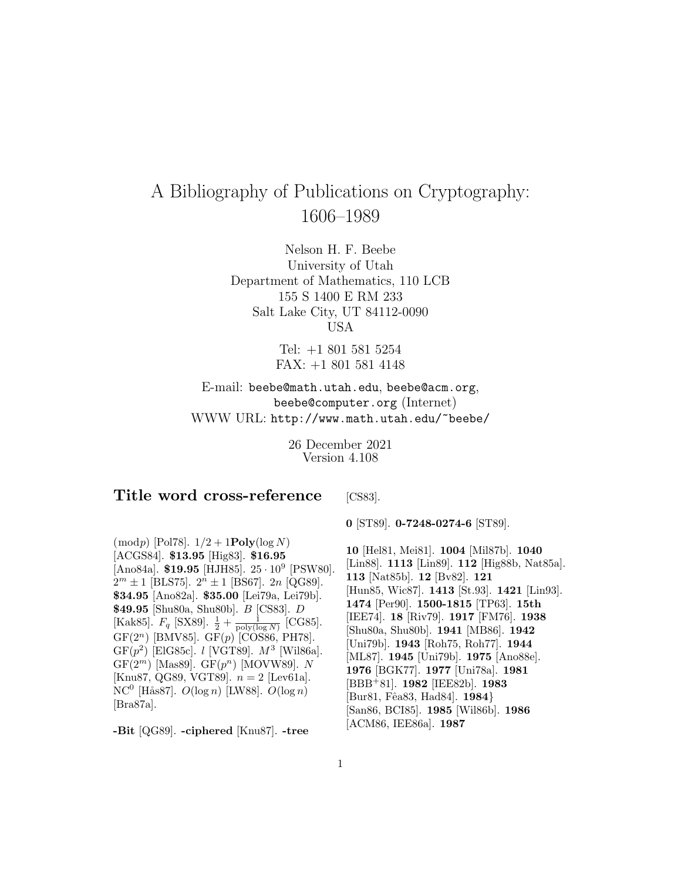# A Bibliography of Publications on Cryptography: 1606–1989

Nelson H. F. Beebe
University of Utah
Department of Mathematics, 110 LCB
155 S 1400 E RM 233
Salt Lake City, UT 84112-0090
USA

Tel: +1 801 581 5254
FAX: +1 801 581 4148

E-mail: beebe@math.utah.edu, beebe@acm.org, beebe@computer.org (Internet)
WWW URL: http://www.math.utah.edu/~beebe/

26 December 2021
Version 4.108

## Title word cross-reference

$(\bmod p)$ [Pol78]. $1/2 + 1\mathbf{Poly}(\log N)$ [ACGS84]. **$13.95** [Hig83]. **$16.95** [Ano84a]. **$19.95** [HJH85]. $25 \cdot 10^9$ [PSW80]. $2^m \pm 1$ [BLS75]. $2^n \pm 1$ [BS67]. $2n$ [QG89]. **$34.95** [Ano82a]. **$35.00** [Lei79a, Lei79b]. **$49.95** [Shu80a, Shu80b]. $B$ [CS83]. $D$ [Kak85]. $F_q$ [SX89]. $\frac{1}{2} + \frac{1}{\mathrm{poly}(\log N)}$ [CG85]. $\mathrm{GF}(2^n)$ [BMV85]. $\mathrm{GF}(p)$ [COS86, PH78]. $\mathrm{GF}(p^2)$ [ElG85c]. $l$ [VGT89]. $M^3$ [Wil86a]. $\mathrm{GF}(2^m)$ [Mas89]. $\mathrm{GF}(p^n)$ [MOVW89]. $N$ [Knu87, QG89, VGT89]. $n = 2$ [Lev61a]. $\mathrm{NC}^0$ [Hås87]. $O(\log n)$ [LW88]. $O(\log n)$ [Bra87a].

**-Bit** [QG89]. **-ciphered** [Knu87]. **-tree** [CS83].

**0** [ST89]. **0-7248-0274-6** [ST89].

**10** [Hel81, Mei81]. **1004** [Mil87b]. **1040** [Lin88]. **1113** [Lin89]. **112** [Hig88b, Nat85a]. **113** [Nat85b]. **12** [Bv82]. **121** [Hun85, Wic87]. **1413** [St.93]. **1421** [Lin93]. **1474** [Per90]. **1500-1815** [TP63]. **15th** [IEE74]. **18** [Riv79]. **1917** [FM76]. **1938** [Shu80a, Shu80b]. **1941** [MB86]. **1942** [Uni79b]. **1943** [Roh75, Roh77]. **1944** [ML87]. **1945** [Uni79b]. **1975** [Ano88e]. **1976** [BGK77]. **1977** [Uni78a]. **1981** [BBB+81]. **1982** [IEE82b]. **1983** [Bur81, Fêa83, Had84]. **1984}** [San86, BCI85]. **1985** [Wil86b]. **1986** [ACM86, IEE86a]. **1987**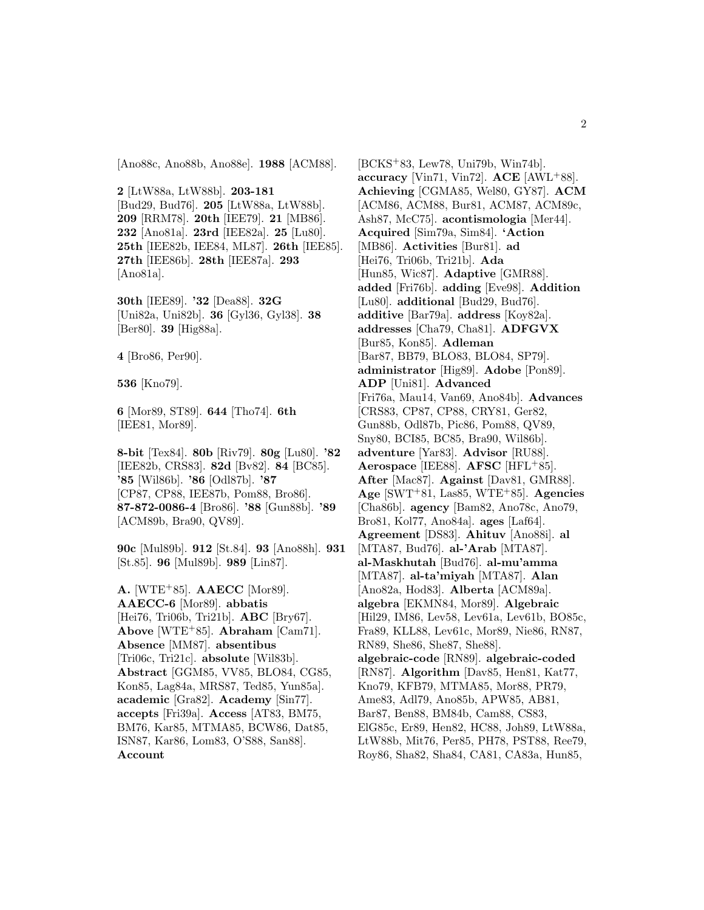[Ano88c, Ano88b, Ano88e]. **1988** [ACM88].

**2** [LtW88a, LtW88b]. **203-181** [Bud29, Bud76]. **205** [LtW88a, LtW88b]. **209** [RRM78]. **20th** [IEE79]. **21** [MB86]. **232** [Ano81a]. **23rd** [IEE82a]. **25** [Lu80]. **25th** [IEE82b, IEE84, ML87]. **26th** [IEE85]. **27th** [IEE86b]. **28th** [IEE87a]. **293** [Ano81a].

**30th** [IEE89]. **'32** [Dea88]. **32G** [Uni82a, Uni82b]. **36** [Gyl36, Gyl38]. **38** [Ber80]. **39** [Hig88a].

**4** [Bro86, Per90].

**536** [Kno79].

**6** [Mor89, ST89]. **644** [Tho74]. **6th** [IEE81, Mor89].

**8-bit** [Tex84]. **80b** [Riv79]. **80g** [Lu80]. **'82** [IEE82b, CRS83]. **82d** [Bv82]. **84** [BC85]. **'85** [Wil86b]. **'86** [Odl87b]. **'87** [CP87, CP88, IEE87b, Pom88, Bro86]. **87-872-0086-4** [Bro86]. **'88** [Gun88b]. **'89** [ACM89b, Bra90, QV89].

**90c** [Mul89b]. **912** [St.84]. **93** [Ano88h]. **931** [St.85]. **96** [Mul89b]. **989** [Lin87].

**A.** [WTE+85]. **AAECC** [Mor89]. **AAECC-6** [Mor89]. **abbatis** [Hei76, Tri06b, Tri21b]. **ABC** [Bry67]. **Above** [WTE+85]. **Abraham** [Cam71]. **Absence** [MM87]. **absentibus** [Tri06c, Tri21c]. **absolute** [Wil83b]. **Abstract** [GGM85, VV85, BLO84, CG85, Kon85, Lag84a, MRS87, Ted85, Yun85a]. **academic** [Gra82]. **Academy** [Sin77]. **accepts** [Fri39a]. **Access** [AT83, BM75, BM76, Kar85, MTMA85, BCW86, Dat85, ISN87, Kar86, Lom83, O'S88, San88]. **Account** [BCKS+83, Lew78, Uni79b, Win74b]. **accuracy** [Vin71, Vin72]. **ACE** [AWL+88]. **Achieving** [CGMA85, Wel80, GY87]. **ACM** [ACM86, ACM88, Bur81, ACM87, ACM89c, Ash87, McC75]. **acontismologia** [Mer44]. **Acquired** [Sim79a, Sim84]. **'Action** [MB86]. **Activities** [Bur81]. **ad** [Hei76, Tri06b, Tri21b]. **Ada** [Hun85, Wic87]. **Adaptive** [GMR88]. **added** [Fri76b]. **adding** [Eve98]. **Addition** [Lu80]. **additional** [Bud29, Bud76]. **additive** [Bar79a]. **address** [Koy82a]. **addresses** [Cha79, Cha81]. **ADFGVX** [Bur85, Kon85]. **Adleman** [Bar87, BB79, BLO83, BLO84, SP79]. **administrator** [Hig89]. **Adobe** [Pon89]. **ADP** [Uni81]. **Advanced** [Fri76a, Mau14, Van69, Ano84b]. **Advances** [CRS83, CP87, CP88, CRY81, Ger82, Gun88b, Odl87b, Pic86, Pom88, QV89, Sny80, BCI85, BC85, Bra90, Wil86b]. **adventure** [Yar83]. **Advisor** [RU88]. **Aerospace** [IEE88]. **AFSC** [HFL+85]. **After** [Mac87]. **Against** [Dav81, GMR88]. **Age** [SWT+81, Las85, WTE+85]. **Agencies** [Cha86b]. **agency** [Bam82, Ano78c, Ano79, Bro81, Kol77, Ano84a]. **ages** [Laf64]. **Agreement** [DS83]. **Ahituv** [Ano88i]. **al** [MTA87, Bud76]. **al-'Arab** [MTA87]. **al-Maskhutah** [Bud76]. **al-mu'amma** [MTA87]. **al-ta'miyah** [MTA87]. **Alan** [Ano82a, Hod83]. **Alberta** [ACM89a]. **algebra** [EKMN84, Mor89]. **Algebraic** [Hil29, IM86, Lev58, Lev61a, Lev61b, BO85c, Fra89, KLL88, Lev61c, Mor89, Nie86, RN87, RN89, She86, She87, She88]. **algebraic-code** [RN89]. **algebraic-coded** [RN87]. **Algorithm** [Dav85, Hen81, Kat77, Kno79, KFB79, MTMA85, Mor88, PR79, Ame83, Adl79, Ano85b, APW85, AB81, Bar87, Ben88, BM84b, Cam88, CS83, ElG85c, Er89, Hen82, HC88, Joh89, LtW88a, LtW88b, Mit76, Per85, PH78, PST88, Ree79, Roy86, Sha82, Sha84, CA81, CA83a, Hun85,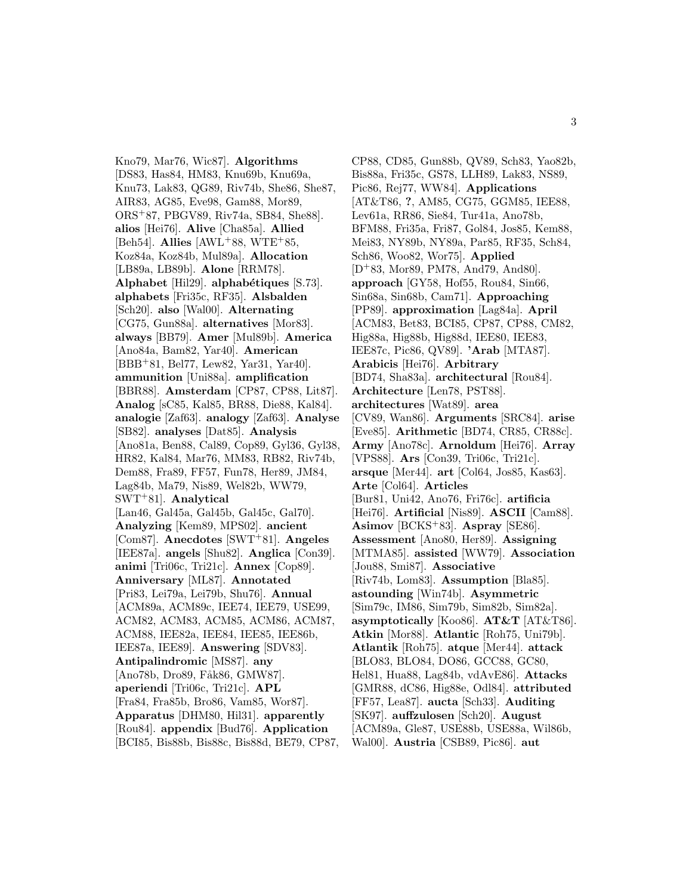Kno79, Mar76, Wic87]. **Algorithms** [DS83, Has84, HM83, Knu69b, Knu69a, Knu73, Lak83, QG89, Riv74b, She86, She87, AIR83, AG85, Eve98, Gam88, Mor89, ORS+87, PBGV89, Riv74a, SB84, She88]. **alios** [Hei76]. **Alive** [Cha85a]. **Allied** [Beh54]. **Allies** [AWL+88, WTE+85, Koz84a, Koz84b, Mul89a]. **Allocation** [LB89a, LB89b]. **Alone** [RRM78]. **Alphabet** [Hil29]. **alphabétiques** [S.73]. **alphabets** [Fri35c, RF35]. **Alsbalden** [Sch20]. **also** [Wal00]. **Alternating** [CG75, Gun88a]. **alternatives** [Mor83]. **always** [BB79]. **Amer** [Mul89b]. **America** [Ano84a, Bam82, Yar40]. **American** [BBB+81, Bel77, Lew82, Yar31, Yar40]. **ammunition** [Uni88a]. **amplification** [BBR88]. **Amsterdam** [CP87, CP88, Lit87]. **Analog** [sC85, Kal85, BR88, Die88, Kal84]. **analogie** [Zaf63]. **analogy** [Zaf63]. **Analyse** [SB82]. **analyses** [Dat85]. **Analysis** [Ano81a, Ben88, Cal89, Cop89, Gyl36, Gyl38, HR82, Kal84, Mar76, MM83, RB82, Riv74b, Dem88, Fra89, FF57, Fun78, Her89, JM84, Lag84b, Ma79, Nis89, Wel82b, WW79, SWT+81]. **Analytical** [Lan46, Gal45a, Gal45b, Gal45c, Gal70]. **Analyzing** [Kem89, MPS02]. **ancient** [Com87]. **Anecdotes** [SWT+81]. **Angeles** [IEE87a]. **angels** [Shu82]. **Anglica** [Con39]. **animi** [Tri06c, Tri21c]. **Annex** [Cop89]. **Anniversary** [ML87]. **Annotated** [Pri83, Lei79a, Lei79b, Shu76]. **Annual** [ACM89a, ACM89c, IEE74, IEE79, USE99, ACM82, ACM83, ACM85, ACM86, ACM87, ACM88, IEE82a, IEE84, IEE85, IEE86b, IEE87a, IEE89]. **Answering** [SDV83]. **Antipalindromic** [MS87]. **any** [Ano78b, Dro89, Fåk86, GMW87]. **aperiendi** [Tri06c, Tri21c]. **APL** [Fra84, Fra85b, Bro86, Vam85, Wor87]. **Apparatus** [DHM80, Hil31]. **apparently** [Rou84]. **appendix** [Bud76]. **Application** [BCI85, Bis88b, Bis88c, Bis88d, BE79, CP87, CP88, CD85, Gun88b, QV89, Sch83, Yao82b, Bis88a, Fri35c, GS78, LLH89, Lak83, NS89, Pic86, Rej77, WW84]. **Applications** [AT&T86, **?**, AM85, CG75, GGM85, IEE88, Lev61a, RR86, Sie84, Tur41a, Ano78b, BFM88, Fri35a, Fri87, Gol84, Jos85, Kem88, Mei83, NY89b, NY89a, Par85, RF35, Sch84, Sch86, Woo82, Wor75]. **Applied** [D+83, Mor89, PM78, And79, And80]. **approach** [GY58, Hof55, Rou84, Sin66, Sin68a, Sin68b, Cam71]. **Approaching** [PP89]. **approximation** [Lag84a]. **April** [ACM83, Bet83, BCI85, CP87, CP88, CM82, Hig88a, Hig88b, Hig88d, IEE80, IEE83, IEE87c, Pic86, QV89]. **'Arab** [MTA87]. **Arabicis** [Hei76]. **Arbitrary** [BD74, Sha83a]. **architectural** [Rou84]. **Architecture** [Len78, PST88]. **architectures** [Wat89]. **area** [CV89, Wan86]. **Arguments** [SRC84]. **arise** [Eve85]. **Arithmetic** [BD74, CR85, CR88c]. **Army** [Ano78c]. **Arnoldum** [Hei76]. **Array** [VPS88]. **Ars** [Con39, Tri06c, Tri21c]. **arsque** [Mer44]. **art** [Col64, Jos85, Kas63]. **Arte** [Col64]. **Articles** [Bur81, Uni42, Ano76, Fri76c]. **artificia** [Hei76]. **Artificial** [Nis89]. **ASCII** [Cam88]. **Asimov** [BCKS+83]. **Aspray** [SE86]. **Assessment** [Ano80, Her89]. **Assigning** [MTMA85]. **assisted** [WW79]. **Association** [Jou88, Smi87]. **Associative** [Riv74b, Lom83]. **Assumption** [Bla85]. **astounding** [Win74b]. **Asymmetric** [Sim79c, IM86, Sim79b, Sim82b, Sim82a]. **asymptotically** [Koo86]. **AT&T** [AT&T86]. **Atkin** [Mor88]. **Atlantic** [Roh75, Uni79b]. **Atlantik** [Roh75]. **atque** [Mer44]. **attack** [BLO83, BLO84, DO86, GCC88, GC80, Hel81, Hua88, Lag84b, vdAvE86]. **Attacks** [GMR88, dC86, Hig88e, Odl84]. **attributed** [FF57, Lea87]. **aucta** [Sch33]. **Auditing** [SK97]. **auffzulosen** [Sch20]. **August** [ACM89a, Gle87, USE88b, USE88a, Wil86b, Wal00]. **Austria** [CSB89, Pic86]. **aut**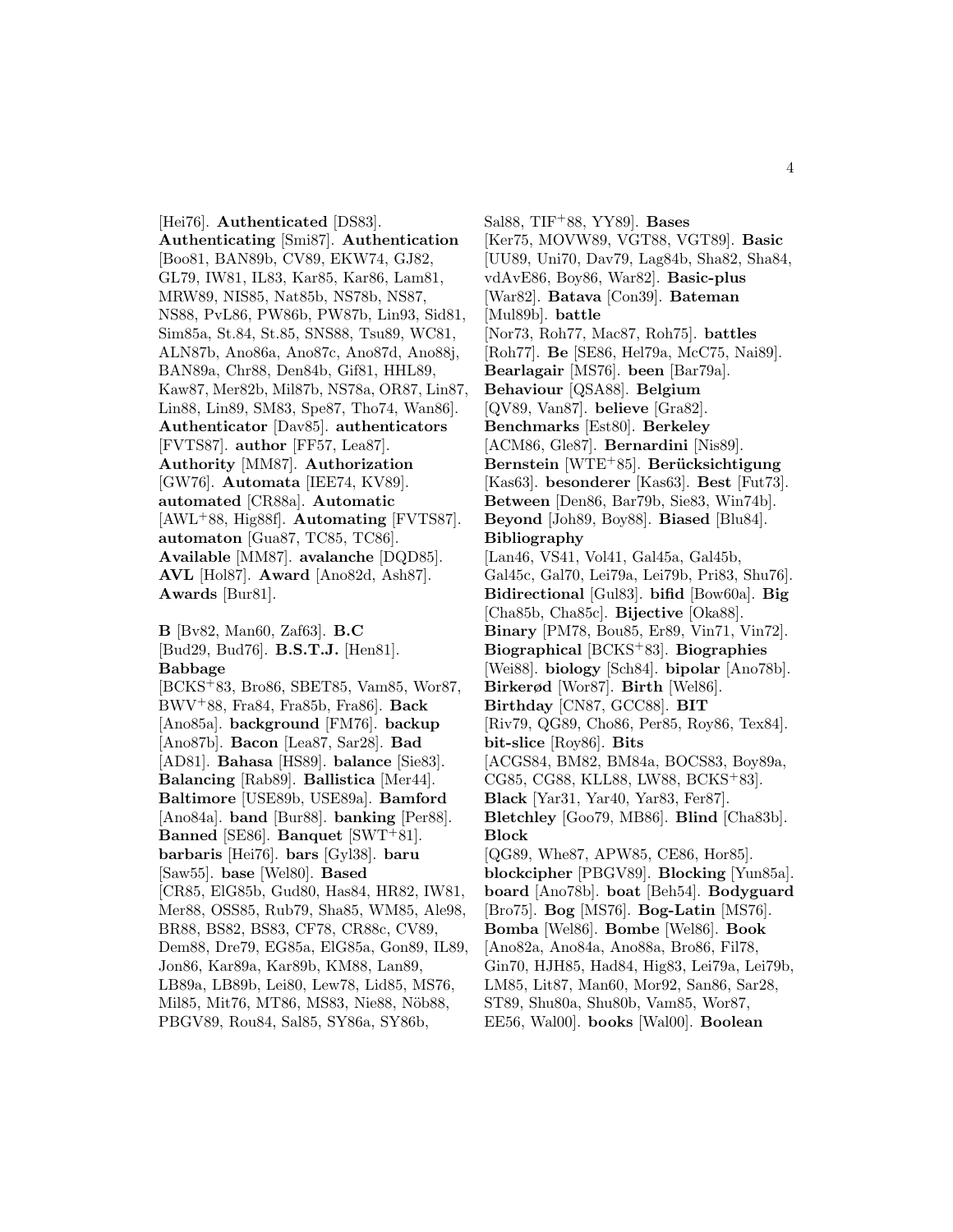[Hei76]. **Authenticated** [DS83]. **Authenticating** [Smi87]. **Authentication** [Boo81, BAN89b, CV89, EKW74, GJ82, GL79, IW81, IL83, Kar85, Kar86, Lam81, MRW89, NIS85, Nat85b, NS78b, NS87, NS88, PvL86, PW86b, PW87b, Lin93, Sid81, Sim85a, St.84, St.85, SNS88, Tsu89, WC81, ALN87b, Ano86a, Ano87c, Ano87d, Ano88j, BAN89a, Chr88, Den84b, Gif81, HHL89, Kaw87, Mer82b, Mil87b, NS78a, OR87, Lin87, Lin88, Lin89, SM83, Spe87, Tho74, Wan86]. **Authenticator** [Dav85]. **authenticators** [FVTS87]. **author** [FF57, Lea87]. **Authority** [MM87]. **Authorization** [GW76]. **Automata** [IEE74, KV89]. **automated** [CR88a]. **Automatic** [AWL+88, Hig88f]. **Automating** [FVTS87]. **automaton** [Gua87, TC85, TC86]. **Available** [MM87]. **avalanche** [DQD85]. **AVL** [Hol87]. **Award** [Ano82d, Ash87]. **Awards** [Bur81].

**B** [Bv82, Man60, Zaf63]. **B.C** [Bud29, Bud76]. **B.S.T.J.** [Hen81]. **Babbage** [BCKS+83, Bro86, SBET85, Vam85, Wor87, BWV+88, Fra84, Fra85b, Fra86]. **Back** [Ano85a]. **background** [FM76]. **backup** [Ano87b]. **Bacon** [Lea87, Sar28]. **Bad** [AD81]. **Bahasa** [HS89]. **balance** [Sie83]. **Balancing** [Rab89]. **Ballistica** [Mer44]. **Baltimore** [USE89b, USE89a]. **Bamford** [Ano84a]. **band** [Bur88]. **banking** [Per88]. **Banned** [SE86]. **Banquet** [SWT+81]. **barbaris** [Hei76]. **bars** [Gyl38]. **baru** [Saw55]. **base** [Wel80]. **Based** [CR85, ElG85b, Gud80, Has84, HR82, IW81, Mer88, OSS85, Rub79, Sha85, WM85, Ale98, BR88, BS82, BS83, CF78, CR88c, CV89, Dem88, Dre79, EG85a, ElG85a, Gon89, IL89, Jon86, Kar89a, Kar89b, KM88, Lan89, LB89a, LB89b, Lei80, Lew78, Lid85, MS76, Mil85, Mit76, MT86, MS83, Nie88, Nöb88, PBGV89, Rou84, Sal85, SY86a, SY86b, Sal88, TIF+88, YY89]. **Bases** [Ker75, MOVW89, VGT88, VGT89]. **Basic** [UU89, Uni70, Dav79, Lag84b, Sha82, Sha84, vdAvE86, Boy86, War82]. **Basic-plus** [War82]. **Batava** [Con39]. **Bateman** [Mul89b]. **battle** [Nor73, Roh77, Mac87, Roh75]. **battles** [Roh77]. **Be** [SE86, Hel79a, McC75, Nai89]. **Bearlagair** [MS76]. **been** [Bar79a]. **Behaviour** [QSA88]. **Belgium** [QV89, Van87]. **believe** [Gra82]. **Benchmarks** [Est80]. **Berkeley** [ACM86, Gle87]. **Bernardini** [Nis89]. **Bernstein** [WTE+85]. **Berücksichtigung** [Kas63]. **besonderer** [Kas63]. **Best** [Fut73]. **Between** [Den86, Bar79b, Sie83, Win74b]. **Beyond** [Joh89, Boy88]. **Biased** [Blu84]. **Bibliography** [Lan46, VS41, Vol41, Gal45a, Gal45b, Gal45c, Gal70, Lei79a, Lei79b, Pri83, Shu76]. **Bidirectional** [Gul83]. **bifid** [Bow60a]. **Big** [Cha85b, Cha85c]. **Bijective** [Oka88]. **Binary** [PM78, Bou85, Er89, Vin71, Vin72]. **Biographical** [BCKS+83]. **Biographies** [Wei88]. **biology** [Sch84]. **bipolar** [Ano78b]. **Birkerød** [Wor87]. **Birth** [Wel86]. **Birthday** [CN87, GCC88]. **BIT** [Riv79, QG89, Cho86, Per85, Roy86, Tex84]. **bit-slice** [Roy86]. **Bits** [ACGS84, BM82, BM84a, BOCS83, Boy89a, CG85, CG88, KLL88, LW88, BCKS+83]. **Black** [Yar31, Yar40, Yar83, Fer87]. **Bletchley** [Goo79, MB86]. **Blind** [Cha83b]. **Block** [QG89, Whe87, APW85, CE86, Hor85]. **blockcipher** [PBGV89]. **Blocking** [Yun85a]. **board** [Ano78b]. **boat** [Beh54]. **Bodyguard** [Bro75]. **Bog** [MS76]. **Bog-Latin** [MS76]. **Bomba** [Wel86]. **Bombe** [Wel86]. **Book** [Ano82a, Ano84a, Ano88a, Bro86, Fil78, Gin70, HJH85, Had84, Hig83, Lei79a, Lei79b, LM85, Lit87, Man60, Mor92, San86, Sar28, ST89, Shu80a, Shu80b, Vam85, Wor87, EE56, Wal00]. **books** [Wal00]. **Boolean**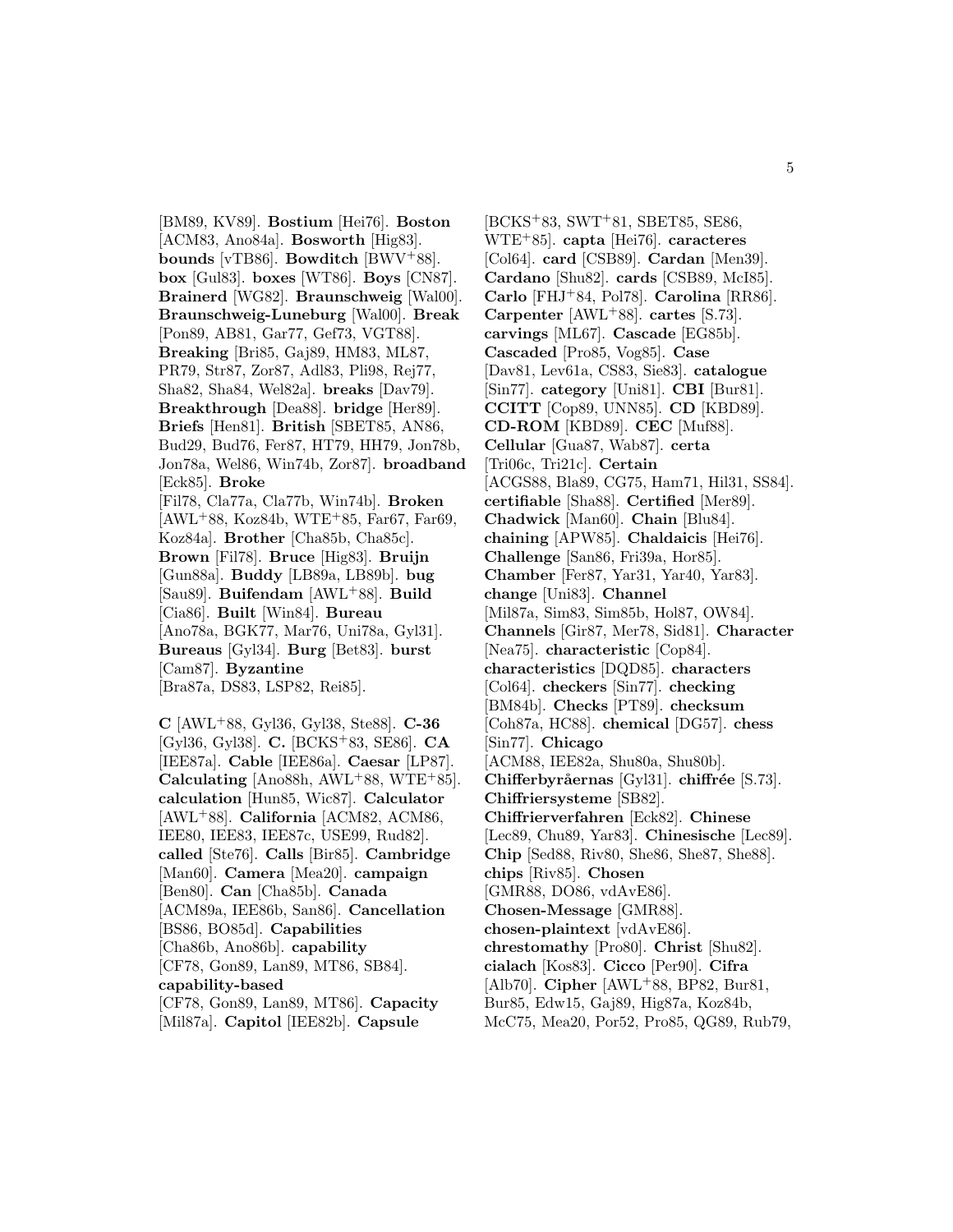[BM89, KV89]. **Bostium** [Hei76]. **Boston** [ACM83, Ano84a]. **Bosworth** [Hig83]. **bounds** [vTB86]. **Bowditch** [BWV[+]88]. **box** [Gul83]. **boxes** [WT86]. **Boys** [CN87]. **Brainerd** [WG82]. **Braunschweig** [Wal00]. **Braunschweig-Luneburg** [Wal00]. **Break** [Pon89, AB81, Gar77, Gef73, VGT88]. **Breaking** [Bri85, Gaj89, HM83, ML87, PR79, Str87, Zor87, Adl83, Pli98, Rej77, Sha82, Sha84, Wel82a]. **breaks** [Dav79]. **Breakthrough** [Dea88]. **bridge** [Her89]. **Briefs** [Hen81]. **British** [SBET85, AN86, Bud29, Bud76, Fer87, HT79, HH79, Jon78b, Jon78a, Wel86, Win74b, Zor87]. **broadband** [Eck85]. **Broke** [Fil78, Cla77a, Cla77b, Win74b]. **Broken** [AWL[+]88, Koz84b, WTE[+]85, Far67, Far69, Koz84a]. **Brother** [Cha85b, Cha85c]. **Brown** [Fil78]. **Bruce** [Hig83]. **Bruijn** [Gun88a]. **Buddy** [LB89a, LB89b]. **bug** [Sau89]. **Buifendam** [AWL[+]88]. **Build** [Cia86]. **Built** [Win84]. **Bureau** [Ano78a, BGK77, Mar76, Uni78a, Gyl31]. **Bureaus** [Gyl34]. **Burg** [Bet83]. **burst** [Cam87]. **Byzantine** [Bra87a, DS83, LSP82, Rei85].

**C** [AWL[+]88, Gyl36, Gyl38, Ste88]. **C-36** [Gyl36, Gyl38]. **C.** [BCKS[+]83, SE86]. **CA** [IEE87a]. **Cable** [IEE86a]. **Caesar** [LP87]. **Calculating** [Ano88h, AWL[+]88, WTE[+]85]. **calculation** [Hun85, Wic87]. **Calculator** [AWL[+]88]. **California** [ACM82, ACM86, IEE80, IEE83, IEE87c, USE99, Rud82]. **called** [Ste76]. **Calls** [Bir85]. **Cambridge** [Man60]. **Camera** [Mea20]. **campaign** [Ben80]. **Can** [Cha85b]. **Canada** [ACM89a, IEE86b, San86]. **Cancellation** [BS86, BO85d]. **Capabilities** [Cha86b, Ano86b]. **capability** [CF78, Gon89, Lan89, MT86, SB84]. **capability-based** [CF78, Gon89, Lan89, MT86]. **Capacity** [Mil87a]. **Capitol** [IEE82b]. **Capsule** [BCKS[+]83, SWT[+]81, SBET85, SE86, WTE[+]85]. **capta** [Hei76]. **caracteres** [Col64]. **card** [CSB89]. **Cardan** [Men39]. **Cardano** [Shu82]. **cards** [CSB89, McI85]. **Carlo** [FHJ[+]84, Pol78]. **Carolina** [RR86]. **Carpenter** [AWL[+]88]. **cartes** [S.73]. **carvings** [ML67]. **Cascade** [EG85b]. **Cascaded** [Pro85, Vog85]. **Case** [Dav81, Lev61a, CS83, Sie83]. **catalogue** [Sin77]. **category** [Uni81]. **CBI** [Bur81]. **CCITT** [Cop89, UNN85]. **CD** [KBD89]. **CD-ROM** [KBD89]. **CEC** [Muf88]. **Cellular** [Gua87, Wab87]. **certa** [Tri06c, Tri21c]. **Certain** [ACGS88, Bla89, CG75, Ham71, Hil31, SS84]. **certifiable** [Sha88]. **Certified** [Mer89]. **Chadwick** [Man60]. **Chain** [Blu84]. **chaining** [APW85]. **Chaldaicis** [Hei76]. **Challenge** [San86, Fri39a, Hor85]. **Chamber** [Fer87, Yar31, Yar40, Yar83]. **change** [Uni83]. **Channel** [Mil87a, Sim83, Sim85b, Hol87, OW84]. **Channels** [Gir87, Mer78, Sid81]. **Character** [Nea75]. **characteristic** [Cop84]. **characteristics** [DQD85]. **characters** [Col64]. **checkers** [Sin77]. **checking** [BM84b]. **Checks** [PT89]. **checksum** [Coh87a, HC88]. **chemical** [DG57]. **chess** [Sin77]. **Chicago** [ACM88, IEE82a, Shu80a, Shu80b]. **Chifferbyråernas** [Gyl31]. **chiffrée** [S.73]. **Chiffriersysteme** [SB82]. **Chiffrierverfahren** [Eck82]. **Chinese** [Lec89, Chu89, Yar83]. **Chinesische** [Lec89]. **Chip** [Sed88, Riv80, She86, She87, She88]. **chips** [Riv85]. **Chosen** [GMR88, DO86, vdAvE86]. **Chosen-Message** [GMR88]. **chosen-plaintext** [vdAvE86]. **chrestomathy** [Pro80]. **Christ** [Shu82]. **cialach** [Kos83]. **Cicco** [Per90]. **Cifra** [Alb70]. **Cipher** [AWL[+]88, BP82, Bur81, Bur85, Edw15, Gaj89, Hig87a, Koz84b, McC75, Mea20, Por52, Pro85, QG89, Rub79,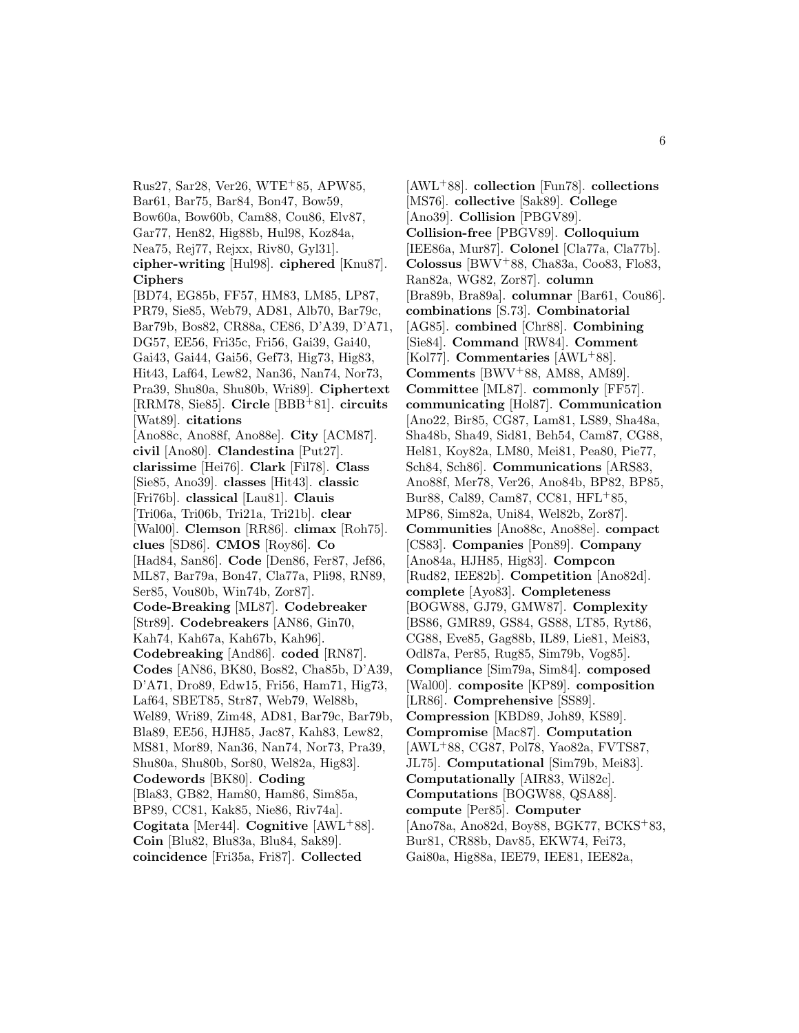Rus27, Sar28, Ver26, WTE+85, APW85, Bar61, Bar75, Bar84, Bon47, Bow59, Bow60a, Bow60b, Cam88, Cou86, Elv87, Gar77, Hen82, Hig88b, Hul98, Koz84a, Nea75, Rej77, Rejxx, Riv80, Gyl31]. **cipher-writing** [Hul98]. **ciphered** [Knu87]. **Ciphers** [BD74, EG85b, FF57, HM83, LM85, LP87, PR79, Sie85, Web79, AD81, Alb70, Bar79c, Bar79b, Bos82, CR88a, CE86, D'A39, D'A71, DG57, EE56, Fri35c, Fri56, Gai39, Gai40, Gai43, Gai44, Gai56, Gef73, Hig73, Hig83, Hit43, Laf64, Lew82, Nan36, Nan74, Nor73, Pra39, Shu80a, Shu80b, Wri89]. **Ciphertext** [RRM78, Sie85]. **Circle** [BBB+81]. **circuits** [Wat89]. **citations** [Ano88c, Ano88f, Ano88e]. **City** [ACM87]. **civil** [Ano80]. **Clandestina** [Put27]. **clarissime** [Hei76]. **Clark** [Fil78]. **Class** [Sie85, Ano39]. **classes** [Hit43]. **classic** [Fri76b]. **classical** [Lau81]. **Clauis** [Tri06a, Tri06b, Tri21a, Tri21b]. **clear** [Wal00]. **Clemson** [RR86]. **climax** [Roh75]. **clues** [SD86]. **CMOS** [Roy86]. **Co** [Had84, San86]. **Code** [Den86, Fer87, Jef86, ML87, Bar79a, Bon47, Cla77a, Pli98, RN89, Ser85, Vou80b, Win74b, Zor87]. **Code-Breaking** [ML87]. **Codebreaker** [Str89]. **Codebreakers** [AN86, Gin70, Kah74, Kah67a, Kah67b, Kah96]. **Codebreaking** [And86]. **coded** [RN87]. **Codes** [AN86, BK80, Bos82, Cha85b, D'A39, D'A71, Dro89, Edw15, Fri56, Ham71, Hig73, Laf64, SBET85, Str87, Web79, Wel88b, Wel89, Wri89, Zim48, AD81, Bar79c, Bar79b, Bla89, EE56, HJH85, Jac87, Kah83, Lew82, MS81, Mor89, Nan36, Nan74, Nor73, Pra39, Shu80a, Shu80b, Sor80, Wel82a, Hig83]. **Codewords** [BK80]. **Coding** [Bla83, GB82, Ham80, Ham86, Sim85a, BP89, CC81, Kak85, Nie86, Riv74a]. **Cogitata** [Mer44]. **Cognitive** [AWL+88]. **Coin** [Blu82, Blu83a, Blu84, Sak89]. **coincidence** [Fri35a, Fri87]. **Collected** [AWL+88]. **collection** [Fun78]. **collections** [MS76]. **collective** [Sak89]. **College** [Ano39]. **Collision** [PBGV89]. **Collision-free** [PBGV89]. **Colloquium** [IEE86a, Mur87]. **Colonel** [Cla77a, Cla77b]. **Colossus** [BWV+88, Cha83a, Coo83, Flo83, Ran82a, WG82, Zor87]. **column** [Bra89b, Bra89a]. **columnar** [Bar61, Cou86]. **combinations** [S.73]. **Combinatorial** [AG85]. **combined** [Chr88]. **Combining** [Sie84]. **Command** [RW84]. **Comment** [Kol77]. **Commentaries** [AWL+88]. **Comments** [BWV+88, AM88, AM89]. **Committee** [ML87]. **commonly** [FF57]. **communicating** [Hol87]. **Communication** [Ano22, Bir85, CG87, Lam81, LS89, Sha48a, Sha48b, Sha49, Sid81, Beh54, Cam87, CG88, Hel81, Koy82a, LM80, Mei81, Pea80, Pie77, Sch84, Sch86]. **Communications** [ARS83, Ano88f, Mer78, Ver26, Ano84b, BP82, BP85, Bur88, Cal89, Cam87, CC81, HFL+85, MP86, Sim82a, Uni84, Wel82b, Zor87]. **Communities** [Ano88c, Ano88e]. **compact** [CS83]. **Companies** [Pon89]. **Company** [Ano84a, HJH85, Hig83]. **Compcon** [Rud82, IEE82b]. **Competition** [Ano82d]. **complete** [Ayo83]. **Completeness** [BOGW88, GJ79, GMW87]. **Complexity** [BS86, GMR89, GS84, GS88, LT85, Ryt86, CG88, Eve85, Gag88b, IL89, Lie81, Mei83, Odl87a, Per85, Rug85, Sim79b, Vog85]. **Compliance** [Sim79a, Sim84]. **composed** [Wal00]. **composite** [KP89]. **composition** [LR86]. **Comprehensive** [SS89]. **Compression** [KBD89, Joh89, KS89]. **Compromise** [Mac87]. **Computation** [AWL+88, CG87, Pol78, Yao82a, FVTS87, JL75]. **Computational** [Sim79b, Mei83]. **Computationally** [AIR83, Wil82c]. **Computations** [BOGW88, QSA88]. **compute** [Per85]. **Computer** [Ano78a, Ano82d, Boy88, BGK77, BCKS+83, Bur81, CR88b, Dav85, EKW74, Fei73, Gai80a, Hig88a, IEE79, IEE81, IEE82a,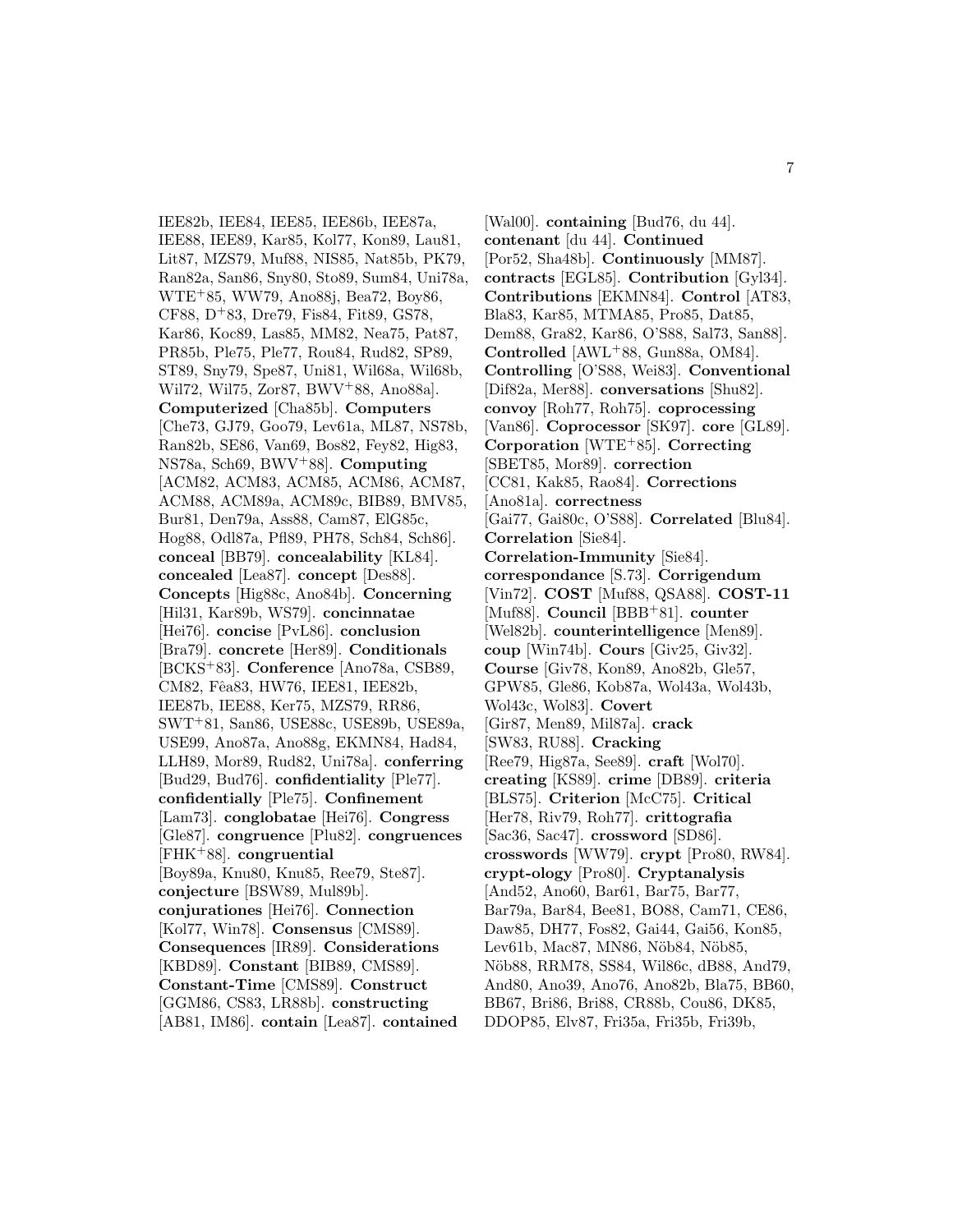IEE82b, IEE84, IEE85, IEE86b, IEE87a, IEE88, IEE89, Kar85, Kol77, Kon89, Lau81, Lit87, MZS79, Muf88, NIS85, Nat85b, PK79, Ran82a, San86, Sny80, Sto89, Sum84, Uni78a, WTE+85, WW79, Ano88j, Bea72, Boy86, CF88, D+83, Dre79, Fis84, Fit89, GS78, Kar86, Koc89, Las85, MM82, Nea75, Pat87, PR85b, Ple75, Ple77, Rou84, Rud82, SP89, ST89, Sny79, Spe87, Uni81, Wil68a, Wil68b, Wil72, Wil75, Zor87, BWV+88, Ano88a]. **Computerized** [Cha85b]. **Computers** [Che73, GJ79, Goo79, Lev61a, ML87, NS78b, Ran82b, SE86, Van69, Bos82, Fey82, Hig83, NS78a, Sch69, BWV+88]. **Computing** [ACM82, ACM83, ACM85, ACM86, ACM87, ACM88, ACM89a, ACM89c, BIB89, BMV85, Bur81, Den79a, Ass88, Cam87, ElG85c, Hog88, Odl87a, Pfl89, PH78, Sch84, Sch86]. **conceal** [BB79]. **concealability** [KL84]. **concealed** [Lea87]. **concept** [Des88]. **Concepts** [Hig88c, Ano84b]. **Concerning** [Hil31, Kar89b, WS79]. **concinnatae** [Hei76]. **concise** [PvL86]. **conclusion** [Bra79]. **concrete** [Her89]. **Conditionals** [BCKS+83]. **Conference** [Ano78a, CSB89, CM82, Fêa83, HW76, IEE81, IEE82b, IEE87b, IEE88, Ker75, MZS79, RR86, SWT+81, San86, USE88c, USE89b, USE89a, USE99, Ano87a, Ano88g, EKMN84, Had84, LLH89, Mor89, Rud82, Uni78a]. **conferring** [Bud29, Bud76]. **confidentiality** [Ple77]. **confidentially** [Ple75]. **Confinement** [Lam73]. **conglobatae** [Hei76]. **Congress** [Gle87]. **congruence** [Plu82]. **congruences** [FHK+88]. **congruential** [Boy89a, Knu80, Knu85, Ree79, Ste87]. **conjecture** [BSW89, Mul89b]. **conjurationes** [Hei76]. **Connection** [Kol77, Win78]. **Consensus** [CMS89]. **Consequences** [IR89]. **Considerations** [KBD89]. **Constant** [BIB89, CMS89]. **Constant-Time** [CMS89]. **Construct** [GGM86, CS83, LR88b]. **constructing** [AB81, IM86]. **contain** [Lea87]. **contained** [Wal00]. **containing** [Bud76, du 44]. **contenant** [du 44]. **Continued** [Por52, Sha48b]. **Continuously** [MM87]. **contracts** [EGL85]. **Contribution** [Gyl34]. **Contributions** [EKMN84]. **Control** [AT83, Bla83, Kar85, MTMA85, Pro85, Dat85, Dem88, Gra82, Kar86, O'S88, Sal73, San88]. **Controlled** [AWL+88, Gun88a, OM84]. **Controlling** [O'S88, Wei83]. **Conventional** [Dif82a, Mer88]. **conversations** [Shu82]. **convoy** [Roh77, Roh75]. **coprocessing** [Van86]. **Coprocessor** [SK97]. **core** [GL89]. **Corporation** [WTE+85]. **Correcting** [SBET85, Mor89]. **correction** [CC81, Kak85, Rao84]. **Corrections** [Ano81a]. **correctness** [Gai77, Gai80c, O'S88]. **Correlated** [Blu84]. **Correlation** [Sie84]. **Correlation-Immunity** [Sie84]. **correspondance** [S.73]. **Corrigendum** [Vin72]. **COST** [Muf88, QSA88]. **COST-11** [Muf88]. **Council** [BBB+81]. **counter** [Wel82b]. **counterintelligence** [Men89]. **coup** [Win74b]. **Cours** [Giv25, Giv32]. **Course** [Giv78, Kon89, Ano82b, Gle57, GPW85, Gle86, Kob87a, Wol43a, Wol43b, Wol43c, Wol83]. **Covert** [Gir87, Men89, Mil87a]. **crack** [SW83, RU88]. **Cracking** [Ree79, Hig87a, See89]. **craft** [Wol70]. **creating** [KS89]. **crime** [DB89]. **criteria** [BLS75]. **Criterion** [McC75]. **Critical** [Her78, Riv79, Roh77]. **crittografia** [Sac36, Sac47]. **crossword** [SD86]. **crosswords** [WW79]. **crypt** [Pro80, RW84]. **crypt-ology** [Pro80]. **Cryptanalysis** [And52, Ano60, Bar61, Bar75, Bar77, Bar79a, Bar84, Bee81, BO88, Cam71, CE86, Daw85, DH77, Fos82, Gai44, Gai56, Kon85, Lev61b, Mac87, MN86, Nöb84, Nöb85, Nöb88, RRM78, SS84, Wil86c, dB88, And79, And80, Ano39, Ano76, Ano82b, Bla75, BB60, BB67, Bri86, Bri88, CR88b, Cou86, DK85, DDOP85, Elv87, Fri35a, Fri35b, Fri39b,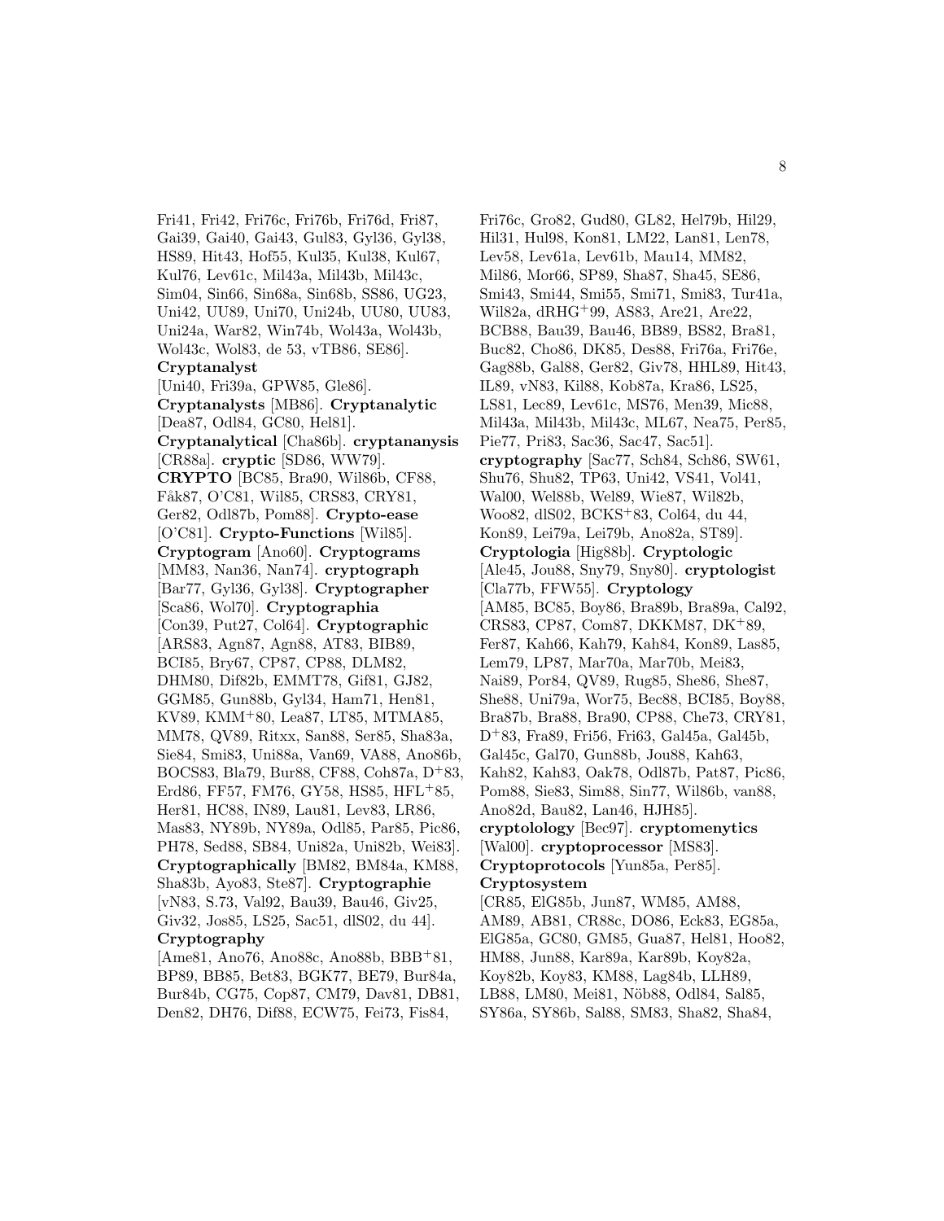Fri41, Fri42, Fri76c, Fri76b, Fri76d, Fri87, Gai39, Gai40, Gai43, Gul83, Gyl36, Gyl38, HS89, Hit43, Hof55, Kul35, Kul38, Kul67, Kul76, Lev61c, Mil43a, Mil43b, Mil43c, Sim04, Sin66, Sin68a, Sin68b, SS86, UG23, Uni42, UU89, Uni70, Uni24b, UU80, UU83, Uni24a, War82, Win74b, Wol43a, Wol43b, Wol43c, Wol83, de 53, vTB86, SE86].
**Cryptanalyst** [Uni40, Fri39a, GPW85, Gle86].
**Cryptanalysts** [MB86]. **Cryptanalytic** [Dea87, Odl84, GC80, Hel81].
**Cryptanalytical** [Cha86b]. **cryptananysis** [CR88a]. **cryptic** [SD86, WW79].
**CRYPTO** [BC85, Bra90, Wil86b, CF88, Fåk87, O'C81, Wil85, CRS83, CRY81, Ger82, Odl87b, Pom88]. **Crypto-ease** [O'C81]. **Crypto-Functions** [Wil85].
**Cryptogram** [Ano60]. **Cryptograms** [MM83, Nan36, Nan74]. **cryptograph** [Bar77, Gyl36, Gyl38]. **Cryptographer** [Sca86, Wol70]. **Cryptographia** [Con39, Put27, Col64]. **Cryptographic** [ARS83, Agn87, Agn88, AT83, BIB89, BCI85, Bry67, CP87, CP88, DLM82, DHM80, Dif82b, EMMT78, Gif81, GJ82, GGM85, Gun88b, Gyl34, Ham71, Hen81, KV89, KMM+80, Lea87, LT85, MTMA85, MM78, QV89, Ritxx, San88, Ser85, Sha83a, Sie84, Smi83, Uni88a, Van69, VA88, Ano86b, BOCS83, Bla79, Bur88, CF88, Coh87a, D+83, Erd86, FF57, FM76, GY58, HS85, HFL+85, Her81, HC88, IN89, Lau81, Lev83, LR86, Mas83, NY89b, NY89a, Odl85, Par85, Pic86, PH78, Sed88, SB84, Uni82a, Uni82b, Wei83].
**Cryptographically** [BM82, BM84a, KM88, Sha83b, Ayo83, Ste87]. **Cryptographie** [vN83, S.73, Val92, Bau39, Bau46, Giv25, Giv32, Jos85, LS25, Sac51, dlS02, du 44].
**Cryptography** [Ame81, Ano76, Ano88c, Ano88b, BBB+81, BP89, BB85, Bet83, BGK77, BE79, Bur84a, Bur84b, CG75, Cop87, CM79, Dav81, DB81, Den82, DH76, Dif88, ECW75, Fei73, Fis84, Fri76c, Gro82, Gud80, GL82, Hel79b, Hil29, Hil31, Hul98, Kon81, LM22, Lan81, Len78, Lev58, Lev61a, Lev61b, Mau14, MM82, Mil86, Mor66, SP89, Sha87, Sha45, SE86, Smi43, Smi44, Smi55, Smi71, Smi83, Tur41a, Wil82a, dRHG+99, AS83, Are21, Are22, BCB88, Bau39, Bau46, BB89, BS82, Bra81, Buc82, Cho86, DK85, Des88, Fri76a, Fri76e, Gag88b, Gal88, Ger82, Giv78, HHL89, Hit43, IL89, vN83, Kil88, Kob87a, Kra86, LS25, LS81, Lec89, Lev61c, MS76, Men39, Mic88, Mil43a, Mil43b, Mil43c, ML67, Nea75, Per85, Pie77, Pri83, Sac36, Sac47, Sac51].
**cryptography** [Sac77, Sch84, Sch86, SW61, Shu76, Shu82, TP63, Uni42, VS41, Vol41, Wal00, Wel88b, Wel89, Wie87, Wil82b, Woo82, dlS02, BCKS+83, Col64, du 44, Kon89, Lei79a, Lei79b, Ano82a, ST89].
**Cryptologia** [Hig88b]. **Cryptologic** [Ale45, Jou88, Sny79, Sny80]. **cryptologist** [Cla77b, FFW55]. **Cryptology** [AM85, BC85, Boy86, Bra89b, Bra89a, Cal92, CRS83, CP87, Com87, DKKM87, DK+89, Fer87, Kah66, Kah79, Kah84, Kon89, Las85, Lem79, LP87, Mar70a, Mar70b, Mei83, Nai89, Por84, QV89, Rug85, She86, She87, She88, Uni79a, Wor75, Bec88, BCI85, Boy88, Bra87b, Bra88, Bra90, CP88, Che73, CRY81, D+83, Fra89, Fri56, Fri63, Gal45a, Gal45b, Gal45c, Gal70, Gun88b, Jou88, Kah63, Kah82, Kah83, Oak78, Odl87b, Pat87, Pic86, Pom88, Sie83, Sim88, Sin77, Wil86b, van88, Ano82d, Bau82, Lan46, HJH85].
**cryptolology** [Bec97]. **cryptomenytics** [Wal00]. **cryptoprocessor** [MS83].
**Cryptoprotocols** [Yun85a, Per85].
**Cryptosystem** [CR85, ElG85b, Jun87, WM85, AM88, AM89, AB81, CR88c, DO86, Eck83, EG85a, ElG85a, GC80, GM85, Gua87, Hel81, Hoo82, HM88, Jun88, Kar89a, Kar89b, Koy82a, Koy82b, Koy83, KM88, Lag84b, LLH89, LB88, LM80, Mei81, Nöb88, Odl84, Sal85, SY86a, SY86b, Sal88, SM83, Sha82, Sha84,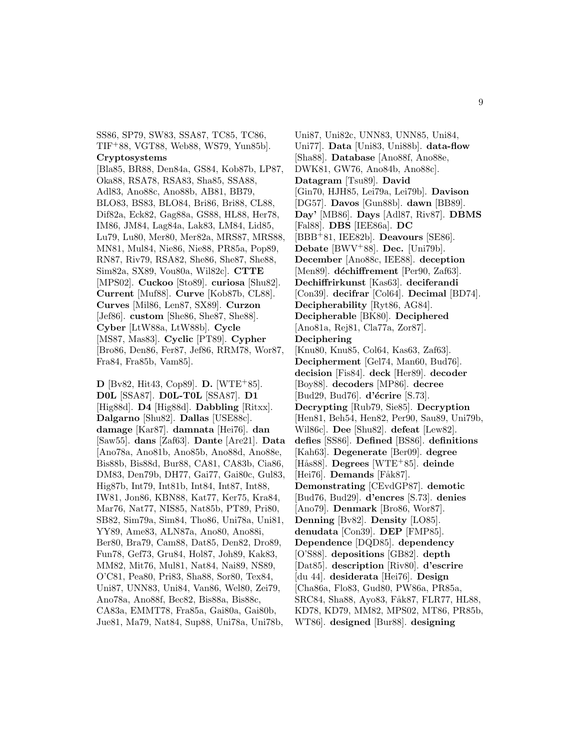SS86, SP79, SW83, SSA87, TC85, TC86, TIF+88, VGT88, Web88, WS79, Yun85b]. **Cryptosystems** [Bla85, BR88, Den84a, GS84, Kob87b, LP87, Oka88, RSA78, RSA83, Sha85, SSA88, Adl83, Ano88c, Ano88b, AB81, BB79, BLO83, BS83, BLO84, Bri86, Bri88, CL88, Dif82a, Eck82, Gag88a, GS88, HL88, Her78, IM86, JM84, Lag84a, Lak83, LM84, Lid85, Lu79, Lu80, Mer80, Mer82a, MRS87, MRS88, MN81, Mul84, Nie86, Nie88, PR85a, Pop89, RN87, Riv79, RSA82, She86, She87, She88, Sim82a, SX89, Vou80a, Wil82c]. **CTTE** [MPS02]. **Cuckoo** [Sto89]. **curiosa** [Shu82]. **Current** [Muf88]. **Curve** [Kob87b, CL88]. **Curves** [Mil86, Len87, SX89]. **Curzon** [Jef86]. **custom** [She86, She87, She88]. **Cyber** [LtW88a, LtW88b]. **Cycle** [MS87, Mas83]. **Cyclic** [PT89]. **Cypher** [Bro86, Den86, Fer87, Jef86, RRM78, Wor87, Fra84, Fra85b, Vam85].

**D** [Bv82, Hit43, Cop89]. **D.** [WTE+85]. **D0L** [SSA87]. **D0L-T0L** [SSA87]. **D1** [Hig88d]. **D4** [Hig88d]. **Dabbling** [Ritxx]. **Dalgarno** [Shu82]. **Dallas** [USE88c]. **damage** [Kar87]. **damnata** [Hei76]. **dan** [Saw55]. **dans** [Zaf63]. **Dante** [Are21]. **Data** [Ano78a, Ano81b, Ano85b, Ano88d, Ano88e, Bis88b, Bis88d, Bur88, CA81, CA83b, Cia86, DM83, Den79b, DH77, Gai77, Gai80c, Gul83, Hig87b, Int79, Int81b, Int84, Int87, Int88, IW81, Jon86, KBN88, Kat77, Ker75, Kra84, Mar76, Nat77, NIS85, Nat85b, PT89, Pri80, SB82, Sim79a, Sim84, Tho86, Uni78a, Uni81, YY89, Ame83, ALN87a, Ano80, Ano88i, Ber80, Bra79, Cam88, Dat85, Den82, Dro89, Fun78, Gef73, Gru84, Hol87, Joh89, Kak83, MM82, Mit76, Mul81, Nat84, Nai89, NS89, O'C81, Pea80, Pri83, Sha88, Sor80, Tex84, Uni87, UNN83, Uni84, Van86, Wel80, Zei79, Ano78a, Ano88f, Bec82, Bis88a, Bis88c, CA83a, EMMT78, Fra85a, Gai80a, Gai80b, Jue81, Ma79, Nat84, Sup88, Uni78a, Uni78b, Uni87, Uni82c, UNN83, UNN85, Uni84, Uni77]. **Data** [Uni83, Uni88b]. **data-flow** [Sha88]. **Database** [Ano88f, Ano88e, DWK81, GW76, Ano84b, Ano88c]. **Datagram** [Tsu89]. **David** [Gin70, HJH85, Lei79a, Lei79b]. **Davison** [DG57]. **Davos** [Gun88b]. **dawn** [BB89]. **Day'** [MB86]. **Days** [Adl87, Riv87]. **DBMS** [Fal88]. **DBS** [IEE86a]. **DC** [BBB+81, IEE82b]. **Deavours** [SE86]. **Debate** [BWV+88]. **Dec.** [Uni79b]. **December** [Ano88c, IEE88]. **deception** [Men89]. **déchiffrement** [Per90, Zaf63]. **Dechiffrirkunst** [Kas63]. **deciferandi** [Con39]. **decifrar** [Col64]. **Decimal** [BD74]. **Decipherability** [Ryt86, AG84]. **Decipherable** [BK80]. **Deciphered** [Ano81a, Rej81, Cla77a, Zor87]. **Deciphering** [Knu80, Knu85, Col64, Kas63, Zaf63]. **Decipherment** [Gel74, Man60, Bud76]. **decision** [Fis84]. **deck** [Her89]. **decoder** [Boy88]. **decoders** [MP86]. **decree** [Bud29, Bud76]. **d'écrire** [S.73]. **Decrypting** [Rub79, Sie85]. **Decryption** [Hen81, Beh54, Hen82, Per90, Sau89, Uni79b, Wil86c]. **Dee** [Shu82]. **defeat** [Lew82]. **defies** [SS86]. **Defined** [BS86]. **definitions** [Kah63]. **Degenerate** [Ber09]. **degree** [Hås88]. **Degrees** [WTE+85]. **deinde** [Hei76]. **Demands** [Fåk87]. **Demonstrating** [CEvdGP87]. **demotic** [Bud76, Bud29]. **d'encres** [S.73]. **denies** [Ano79]. **Denmark** [Bro86, Wor87]. **Denning** [Bv82]. **Density** [LO85]. **denudata** [Con39]. **DEP** [FMP85]. **Dependence** [DQD85]. **dependency** [O'S88]. **depositions** [GB82]. **depth** [Dat85]. **description** [Riv80]. **d'escrire** [du 44]. **desiderata** [Hei76]. **Design** [Cha86a, Flo83, Gud80, PW86a, PR85a, SRC84, Sha88, Ayo83, Fåk87, FLR77, HL88, KD78, KD79, MM82, MPS02, MT86, PR85b, WT86]. **designed** [Bur88]. **designing**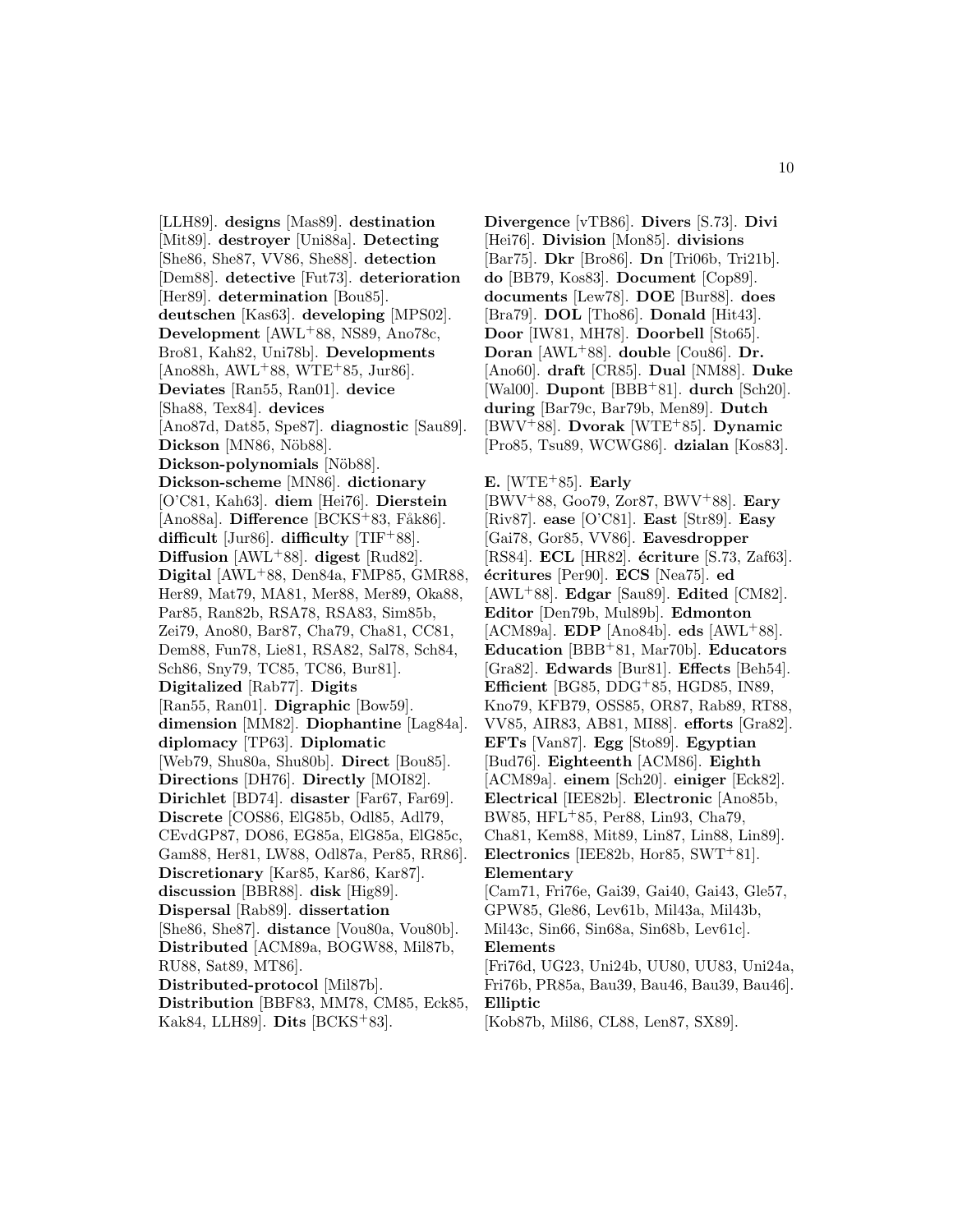[LLH89]. **designs** [Mas89]. **destination** [Mit89]. **destroyer** [Uni88a]. **Detecting** [She86, She87, VV86, She88]. **detection** [Dem88]. **detective** [Fut73]. **deterioration** [Her89]. **determination** [Bou85]. **deutschen** [Kas63]. **developing** [MPS02]. **Development** [AWL+88, NS89, Ano78c, Bro81, Kah82, Uni78b]. **Developments** [Ano88h, AWL+88, WTE+85, Jur86]. **Deviates** [Ran55, Ran01]. **device** [Sha88, Tex84]. **devices** [Ano87d, Dat85, Spe87]. **diagnostic** [Sau89]. **Dickson** [MN86, Nöb88]. **Dickson-polynomials** [Nöb88]. **Dickson-scheme** [MN86]. **dictionary** [O'C81, Kah63]. **diem** [Hei76]. **Dierstein** [Ano88a]. **Difference** [BCKS+83, Fåk86]. **difficult** [Jur86]. **difficulty** [TIF+88]. **Diffusion** [AWL+88]. **digest** [Rud82]. **Digital** [AWL+88, Den84a, FMP85, GMR88, Her89, Mat79, MA81, Mer88, Mer89, Oka88, Par85, Ran82b, RSA78, RSA83, Sim85b, Zei79, Ano80, Bar87, Cha79, Cha81, CC81, Dem88, Fun78, Lie81, RSA82, Sal78, Sch84, Sch86, Sny79, TC85, TC86, Bur81]. **Digitalized** [Rab77]. **Digits** [Ran55, Ran01]. **Digraphic** [Bow59]. **dimension** [MM82]. **Diophantine** [Lag84a]. **diplomacy** [TP63]. **Diplomatic** [Web79, Shu80a, Shu80b]. **Direct** [Bou85]. **Directions** [DH76]. **Directly** [MOI82]. **Dirichlet** [BD74]. **disaster** [Far67, Far69]. **Discrete** [COS86, ElG85b, Odl85, Adl79, CEvdGP87, DO86, EG85a, ElG85a, ElG85c, Gam88, Her81, LW88, Odl87a, Per85, RR86]. **Discretionary** [Kar85, Kar86, Kar87]. **discussion** [BBR88]. **disk** [Hig89]. **Dispersal** [Rab89]. **dissertation** [She86, She87]. **distance** [Vou80a, Vou80b]. **Distributed** [ACM89a, BOGW88, Mil87b, RU88, Sat89, MT86]. **Distributed-protocol** [Mil87b]. **Distribution** [BBF83, MM78, CM85, Eck85, Kak84, LLH89]. **Dits** [BCKS+83].

**Divergence** [vTB86]. **Divers** [S.73]. **Divi** [Hei76]. **Division** [Mon85]. **divisions** [Bar75]. **Dkr** [Bro86]. **Dn** [Tri06b, Tri21b]. **do** [BB79, Kos83]. **Document** [Cop89]. **documents** [Lew78]. **DOE** [Bur88]. **does** [Bra79]. **DOL** [Tho86]. **Donald** [Hit43]. **Door** [IW81, MH78]. **Doorbell** [Sto65]. **Doran** [AWL+88]. **double** [Cou86]. **Dr.** [Ano60]. **draft** [CR85]. **Dual** [NM88]. **Duke** [Wal00]. **Dupont** [BBB+81]. **durch** [Sch20]. **during** [Bar79c, Bar79b, Men89]. **Dutch** [BWV+88]. **Dvorak** [WTE+85]. **Dynamic** [Pro85, Tsu89, WCWG86]. **dzialan** [Kos83].

**E.** [WTE+85]. **Early** [BWV+88, Goo79, Zor87, BWV+88]. **Eary** [Riv87]. **ease** [O'C81]. **East** [Str89]. **Easy** [Gai78, Gor85, VV86]. **Eavesdropper** [RS84]. **ECL** [HR82]. **écriture** [S.73, Zaf63]. **écritures** [Per90]. **ECS** [Nea75]. **ed** [AWL+88]. **Edgar** [Sau89]. **Edited** [CM82]. **Editor** [Den79b, Mul89b]. **Edmonton** [ACM89a]. **EDP** [Ano84b]. **eds** [AWL+88]. **Education** [BBB+81, Mar70b]. **Educators** [Gra82]. **Edwards** [Bur81]. **Effects** [Beh54]. **Efficient** [BG85, DDG+85, HGD85, IN89, Kno79, KFB79, OSS85, OR87, Rab89, RT88, VV85, AIR83, AB81, MI88]. **efforts** [Gra82]. **EFTs** [Van87]. **Egg** [Sto89]. **Egyptian** [Bud76]. **Eighteenth** [ACM86]. **Eighth** [ACM89a]. **einem** [Sch20]. **einiger** [Eck82]. **Electrical** [IEE82b]. **Electronic** [Ano85b, BW85, HFL+85, Per88, Lin93, Cha79, Cha81, Kem88, Mit89, Lin87, Lin88, Lin89]. **Electronics** [IEE82b, Hor85, SWT+81]. **Elementary** [Cam71, Fri76e, Gai39, Gai40, Gai43, Gle57, GPW85, Gle86, Lev61b, Mil43a, Mil43b, Mil43c, Sin66, Sin68a, Sin68b, Lev61c]. **Elements** [Fri76d, UG23, Uni24b, UU80, UU83, Uni24a, Fri76b, PR85a, Bau39, Bau46, Bau39, Bau46]. **Elliptic** [Kob87b, Mil86, CL88, Len87, SX89].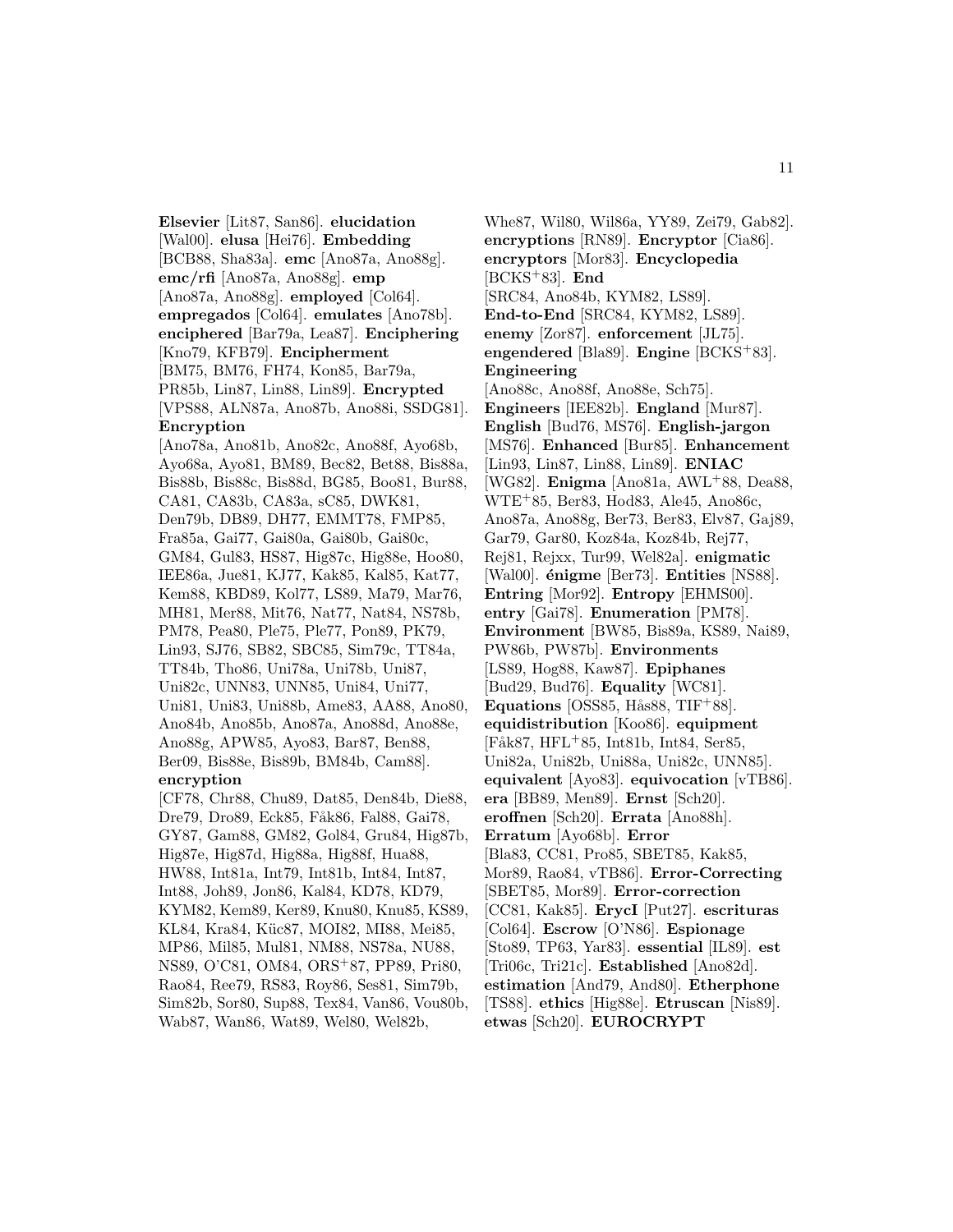**Elsevier** [Lit87, San86]. **elucidation** [Wal00]. **elusa** [Hei76]. **Embedding** [BCB88, Sha83a]. **emc** [Ano87a, Ano88g]. **emc/rfi** [Ano87a, Ano88g]. **emp** [Ano87a, Ano88g]. **employed** [Col64]. **empregados** [Col64]. **emulates** [Ano78b]. **enciphered** [Bar79a, Lea87]. **Enciphering** [Kno79, KFB79]. **Encipherment** [BM75, BM76, FH74, Kon85, Bar79a, PR85b, Lin87, Lin88, Lin89]. **Encrypted** [VPS88, ALN87a, Ano87b, Ano88i, SSDG81]. **Encryption** [Ano78a, Ano81b, Ano82c, Ano88f, Ayo68b, Ayo68a, Ayo81, BM89, Bec82, Bet88, Bis88a, Bis88b, Bis88c, Bis88d, BG85, Boo81, Bur88, CA81, CA83b, CA83a, sC85, DWK81, Den79b, DB89, DH77, EMMT78, FMP85, Fra85a, Gai77, Gai80a, Gai80b, Gai80c, GM84, Gul83, HS87, Hig87c, Hig88e, Hoo80, IEE86a, Jue81, KJ77, Kak85, Kal85, Kat77, Kem88, KBD89, Kol77, LS89, Ma79, Mar76, MH81, Mer88, Mit76, Nat77, Nat84, NS78b, PM78, Pea80, Ple75, Ple77, Pon89, PK79, Lin93, SJ76, SB82, SBC85, Sim79c, TT84a, TT84b, Tho86, Uni78a, Uni78b, Uni87, Uni82c, UNN83, UNN85, Uni84, Uni77, Uni81, Uni83, Uni88b, Ame83, AA88, Ano80, Ano84b, Ano85b, Ano87a, Ano88d, Ano88e, Ano88g, APW85, Ayo83, Bar87, Ben88, Ber09, Bis88e, Bis89b, BM84b, Cam88]. **encryption** [CF78, Chr88, Chu89, Dat85, Den84b, Die88, Dre79, Dro89, Eck85, Fåk86, Fal88, Gai78, GY87, Gam88, GM82, Gol84, Gru84, Hig87b, Hig87e, Hig87d, Hig88a, Hig88f, Hua88, HW88, Int81a, Int79, Int81b, Int84, Int87, Int88, Joh89, Jon86, Kal84, KD78, KD79, KYM82, Kem89, Ker89, Knu80, Knu85, KS89, KL84, Kra84, Küc87, MOI82, MI88, Mei85, MP86, Mil85, Mul81, NM88, NS78a, NU88, NS89, O'C81, OM84, ORS+87, PP89, Pri80, Rao84, Ree79, RS83, Roy86, Ses81, Sim79b, Sim82b, Sor80, Sup88, Tex84, Van86, Vou80b, Wab87, Wan86, Wat89, Wel80, Wel82b, Whe87, Wil80, Wil86a, YY89, Zei79, Gab82]. **encryptions** [RN89]. **Encryptor** [Cia86]. **encryptors** [Mor83]. **Encyclopedia** [BCKS+83]. **End** [SRC84, Ano84b, KYM82, LS89]. **End-to-End** [SRC84, KYM82, LS89]. **enemy** [Zor87]. **enforcement** [JL75]. **engendered** [Bla89]. **Engine** [BCKS+83]. **Engineering** [Ano88c, Ano88f, Ano88e, Sch75]. **Engineers** [IEE82b]. **England** [Mur87]. **English** [Bud76, MS76]. **English-jargon** [MS76]. **Enhanced** [Bur85]. **Enhancement** [Lin93, Lin87, Lin88, Lin89]. **ENIAC** [WG82]. **Enigma** [Ano81a, AWL+88, Dea88, WTE+85, Ber83, Hod83, Ale45, Ano86c, Ano87a, Ano88g, Ber73, Ber83, Elv87, Gaj89, Gar79, Gar80, Koz84a, Koz84b, Rej77, Rej81, Rejxx, Tur99, Wel82a]. **enigmatic** [Wal00]. **énigme** [Ber73]. **Entities** [NS88]. **Entring** [Mor92]. **Entropy** [EHMS00]. **entry** [Gai78]. **Enumeration** [PM78]. **Environment** [BW85, Bis89a, KS89, Nai89, PW86b, PW87b]. **Environments** [LS89, Hog88, Kaw87]. **Epiphanes** [Bud29, Bud76]. **Equality** [WC81]. **Equations** [OSS85, Hås88, TIF+88]. **equidistribution** [Koo86]. **equipment** [Fåk87, HFL+85, Int81b, Int84, Ser85, Uni82a, Uni82b, Uni88a, Uni82c, UNN85]. **equivalent** [Ayo83]. **equivocation** [vTB86]. **era** [BB89, Men89]. **Ernst** [Sch20]. **eroffnen** [Sch20]. **Errata** [Ano88h]. **Erratum** [Ayo68b]. **Error** [Bla83, CC81, Pro85, SBET85, Kak85, Mor89, Rao84, vTB86]. **Error-Correcting** [SBET85, Mor89]. **Error-correction** [CC81, Kak85]. **ErycI** [Put27]. **escrituras** [Col64]. **Escrow** [O'N86]. **Espionage** [Sto89, TP63, Yar83]. **essential** [IL89]. **est** [Tri06c, Tri21c]. **Established** [Ano82d]. **estimation** [And79, And80]. **Etherphone** [TS88]. **ethics** [Hig88e]. **Etruscan** [Nis89]. **etwas** [Sch20]. **EUROCRYPT**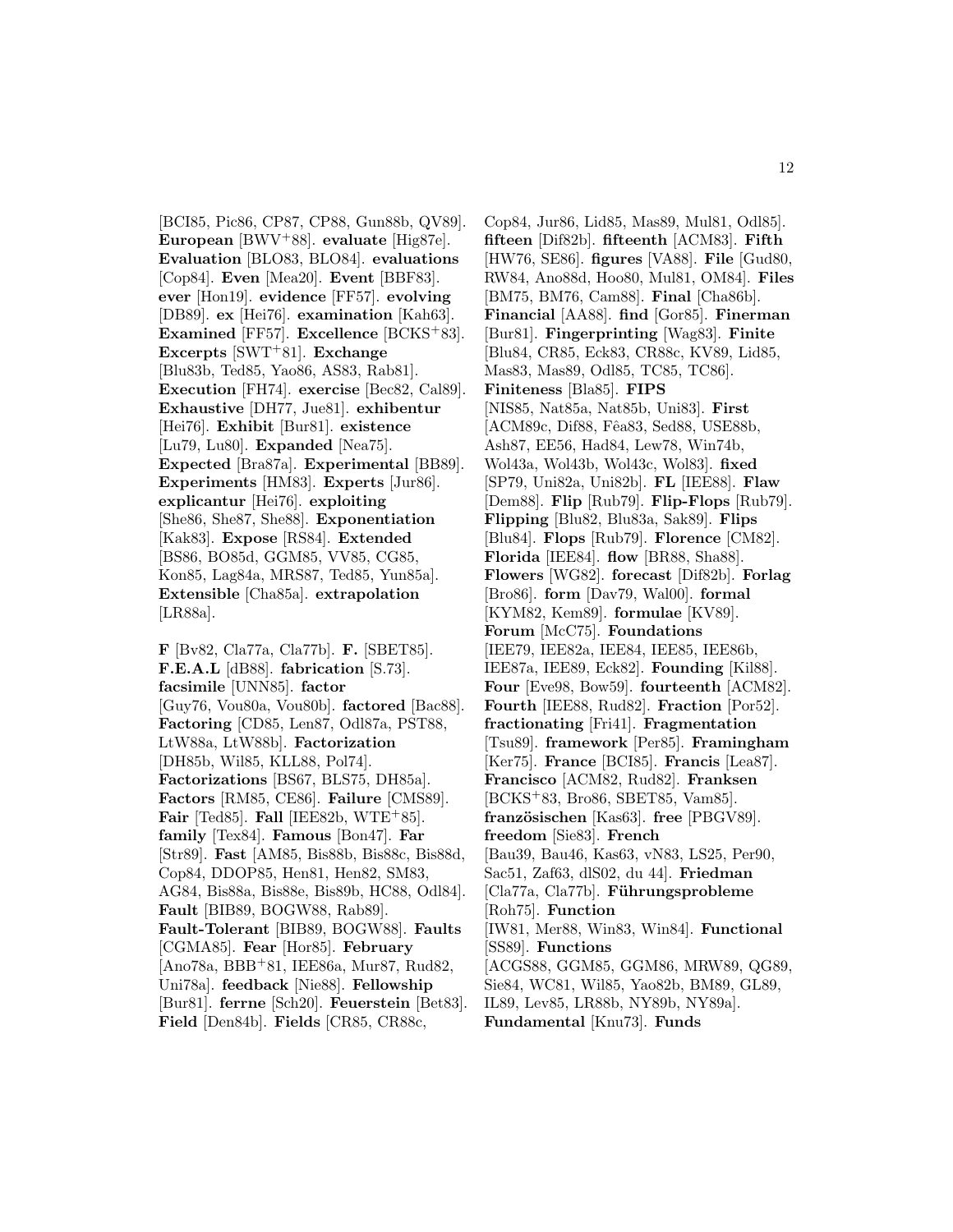[BCI85, Pic86, CP87, CP88, Gun88b, QV89]. **European** [BWV+88]. **evaluate** [Hig87e]. **Evaluation** [BLO83, BLO84]. **evaluations** [Cop84]. **Even** [Mea20]. **Event** [BBF83]. **ever** [Hon19]. **evidence** [FF57]. **evolving** [DB89]. **ex** [Hei76]. **examination** [Kah63]. **Examined** [FF57]. **Excellence** [BCKS+83]. **Excerpts** [SWT+81]. **Exchange** [Blu83b, Ted85, Yao86, AS83, Rab81]. **Execution** [FH74]. **exercise** [Bec82, Cal89]. **Exhaustive** [DH77, Jue81]. **exhibentur** [Hei76]. **Exhibit** [Bur81]. **existence** [Lu79, Lu80]. **Expanded** [Nea75]. **Expected** [Bra87a]. **Experimental** [BB89]. **Experiments** [HM83]. **Experts** [Jur86]. **explicantur** [Hei76]. **exploiting** [She86, She87, She88]. **Exponentiation** [Kak83]. **Expose** [RS84]. **Extended** [BS86, BO85d, GGM85, VV85, CG85, Kon85, Lag84a, MRS87, Ted85, Yun85a]. **Extensible** [Cha85a]. **extrapolation** [LR88a].

**F** [Bv82, Cla77a, Cla77b]. **F.** [SBET85]. **F.E.A.L** [dB88]. **fabrication** [S.73]. **facsimile** [UNN85]. **factor** [Guy76, Vou80a, Vou80b]. **factored** [Bac88]. **Factoring** [CD85, Len87, Odl87a, PST88, LtW88a, LtW88b]. **Factorization** [DH85b, Wil85, KLL88, Pol74]. **Factorizations** [BS67, BLS75, DH85a]. **Factors** [RM85, CE86]. **Failure** [CMS89]. **Fair** [Ted85]. **Fall** [IEE82b, WTE+85]. **family** [Tex84]. **Famous** [Bon47]. **Far** [Str89]. **Fast** [AM85, Bis88b, Bis88c, Bis88d, Cop84, DDOP85, Hen81, Hen82, SM83, AG84, Bis88a, Bis88e, Bis89b, HC88, Odl84]. **Fault** [BIB89, BOGW88, Rab89]. **Fault-Tolerant** [BIB89, BOGW88]. **Faults** [CGMA85]. **Fear** [Hor85]. **February** [Ano78a, BBB+81, IEE86a, Mur87, Rud82, Uni78a]. **feedback** [Nie88]. **Fellowship** [Bur81]. **ferrne** [Sch20]. **Feuerstein** [Bet83]. **Field** [Den84b]. **Fields** [CR85, CR88c, Cop84, Jur86, Lid85, Mas89, Mul81, Odl85]. **fifteen** [Dif82b]. **fifteenth** [ACM83]. **Fifth** [HW76, SE86]. **figures** [VA88]. **File** [Gud80, RW84, Ano88d, Hoo80, Mul81, OM84]. **Files** [BM75, BM76, Cam88]. **Final** [Cha86b]. **Financial** [AA88]. **find** [Gor85]. **Finerman** [Bur81]. **Fingerprinting** [Wag83]. **Finite** [Blu84, CR85, Eck83, CR88c, KV89, Lid85, Mas83, Mas89, Odl85, TC85, TC86]. **Finiteness** [Bla85]. **FIPS** [NIS85, Nat85a, Nat85b, Uni83]. **First** [ACM89c, Dif88, Fêa83, Sed88, USE88b, Ash87, EE56, Had84, Lew78, Win74b, Wol43a, Wol43b, Wol43c, Wol83]. **fixed** [SP79, Uni82a, Uni82b]. **FL** [IEE88]. **Flaw** [Dem88]. **Flip** [Rub79]. **Flip-Flops** [Rub79]. **Flipping** [Blu82, Blu83a, Sak89]. **Flips** [Blu84]. **Flops** [Rub79]. **Florence** [CM82]. **Florida** [IEE84]. **flow** [BR88, Sha88]. **Flowers** [WG82]. **forecast** [Dif82b]. **Forlag** [Bro86]. **form** [Dav79, Wal00]. **formal** [KYM82, Kem89]. **formulae** [KV89]. **Forum** [McC75]. **Foundations** [IEE79, IEE82a, IEE84, IEE85, IEE86b, IEE87a, IEE89, Eck82]. **Founding** [Kil88]. **Four** [Eve98, Bow59]. **fourteenth** [ACM82]. **Fourth** [IEE88, Rud82]. **Fraction** [Por52]. **fractionating** [Fri41]. **Fragmentation** [Tsu89]. **framework** [Per85]. **Framingham** [Ker75]. **France** [BCI85]. **Francis** [Lea87]. **Francisco** [ACM82, Rud82]. **Franksen** [BCKS+83, Bro86, SBET85, Vam85]. **französischen** [Kas63]. **free** [PBGV89]. **freedom** [Sie83]. **French** [Bau39, Bau46, Kas63, vN83, LS25, Per90, Sac51, Zaf63, dlS02, du 44]. **Friedman** [Cla77a, Cla77b]. **Führungsprobleme** [Roh75]. **Function** [IW81, Mer88, Win83, Win84]. **Functional** [SS89]. **Functions** [ACGS88, GGM85, GGM86, MRW89, QG89, Sie84, WC81, Wil85, Yao82b, BM89, GL89, IL89, Lev85, LR88b, NY89b, NY89a]. **Fundamental** [Knu73]. **Funds**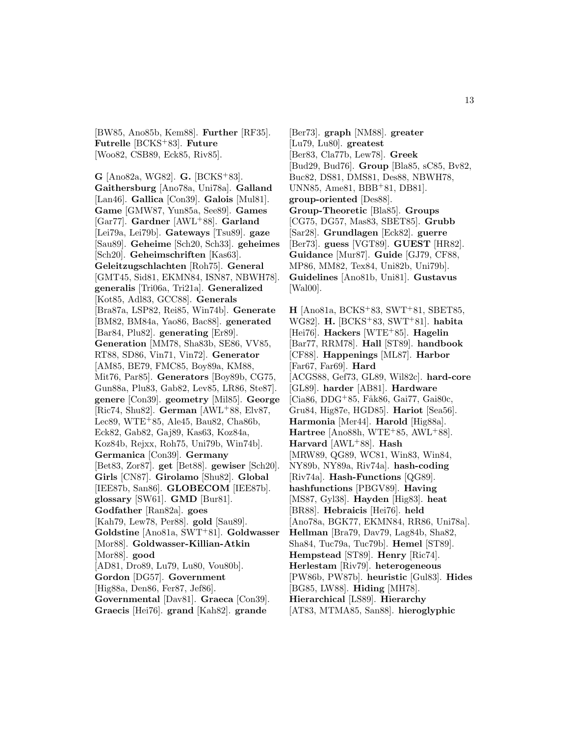[BW85, Ano85b, Kem88]. **Further** [RF35]. **Futrelle** [BCKS+83]. **Future** [Woo82, CSB89, Eck85, Riv85].

**G** [Ano82a, WG82]. **G.** [BCKS+83]. **Gaithersburg** [Ano78a, Uni78a]. **Galland** [Lan46]. **Gallica** [Con39]. **Galois** [Mul81]. **Game** [GMW87, Yun85a, See89]. **Games** [Gar77]. **Gardner** [AWL+88]. **Garland** [Lei79a, Lei79b]. **Gateways** [Tsu89]. **gaze** [Sau89]. **Geheime** [Sch20, Sch33]. **geheimes** [Sch20]. **Geheimschriften** [Kas63]. **Geleitzugschlachten** [Roh75]. **General** [GMT45, Sid81, EKMN84, ISN87, NBWH78]. **generalis** [Tri06a, Tri21a]. **Generalized** [Kot85, Adl83, GCC88]. **Generals** [Bra87a, LSP82, Rei85, Win74b]. **Generate** [BM82, BM84a, Yao86, Bac88]. **generated** [Bar84, Plu82]. **generating** [Er89]. **Generation** [MM78, Sha83b, SE86, VV85, RT88, SD86, Vin71, Vin72]. **Generator** [AM85, BE79, FMC85, Boy89a, KM88, Mit76, Par85]. **Generators** [Boy89b, CG75, Gun88a, Plu83, Gab82, Lev85, LR86, Ste87]. **genere** [Con39]. **geometry** [Mil85]. **George** [Ric74, Shu82]. **German** [AWL+88, Elv87, Lec89, WTE+85, Ale45, Bau82, Cha86b, Eck82, Gab82, Gaj89, Kas63, Koz84a, Koz84b, Rejxx, Roh75, Uni79b, Win74b]. **Germanica** [Con39]. **Germany** [Bet83, Zor87]. **get** [Bet88]. **gewiser** [Sch20]. **Girls** [CN87]. **Girolamo** [Shu82]. **Global** [IEE87b, San86]. **GLOBECOM** [IEE87b]. **glossary** [SW61]. **GMD** [Bur81]. **Godfather** [Ran82a]. **goes** [Kah79, Lew78, Per88]. **gold** [Sau89]. **Goldstine** [Ano81a, SWT+81]. **Goldwasser** [Mor88]. **Goldwasser-Killian-Atkin** [Mor88]. **good** [AD81, Dro89, Lu79, Lu80, Vou80b]. **Gordon** [DG57]. **Government** [Hig88a, Den86, Fer87, Jef86]. **Governmental** [Dav81]. **Graeca** [Con39]. **Graecis** [Hei76]. **grand** [Kah82]. **grande** [Ber73]. **graph** [NM88]. **greater** [Lu79, Lu80]. **greatest** [Ber83, Cla77b, Lew78]. **Greek** [Bud29, Bud76]. **Group** [Bla85, sC85, Bv82, Buc82, DS81, DMS81, Des88, NBWH78, UNN85, Ame81, BBB+81, DB81]. **group-oriented** [Des88]. **Group-Theoretic** [Bla85]. **Groups** [CG75, DG57, Mas83, SBET85]. **Grubb** [Sar28]. **Grundlagen** [Eck82]. **guerre** [Ber73]. **guess** [VGT89]. **GUEST** [HR82]. **Guidance** [Mur87]. **Guide** [GJ79, CF88, MP86, MM82, Tex84, Uni82b, Uni79b]. **Guidelines** [Ano81b, Uni81]. **Gustavus** [Wal00].

**H** [Ano81a, BCKS+83, SWT+81, SBET85, WG82]. **H.** [BCKS+83, SWT+81]. **habita** [Hei76]. **Hackers** [WTE+85]. **Hagelin** [Bar77, RRM78]. **Hall** [ST89]. **handbook** [CF88]. **Happenings** [ML87]. **Harbor** [Far67, Far69]. **Hard** [ACGS88, Gef73, GL89, Wil82c]. **hard-core** [GL89]. **harder** [AB81]. **Hardware** [Cia86, DDG+85, Fåk86, Gai77, Gai80c, Gru84, Hig87e, HGD85]. **Hariot** [Sea56]. **Harmonia** [Mer44]. **Harold** [Hig88a]. **Hartree** [Ano88h, WTE+85, AWL+88]. **Harvard** [AWL+88]. **Hash** [MRW89, QG89, WC81, Win83, Win84, NY89b, NY89a, Riv74a]. **hash-coding** [Riv74a]. **Hash-Functions** [QG89]. **hashfunctions** [PBGV89]. **Having** [MS87, Gyl38]. **Hayden** [Hig83]. **heat** [BR88]. **Hebraicis** [Hei76]. **held** [Ano78a, BGK77, EKMN84, RR86, Uni78a]. **Hellman** [Bra79, Dav79, Lag84b, Sha82, Sha84, Tuc79a, Tuc79b]. **Hemel** [ST89]. **Hempstead** [ST89]. **Henry** [Ric74]. **Herlestam** [Riv79]. **heterogeneous** [PW86b, PW87b]. **heuristic** [Gul83]. **Hides** [BG85, LW88]. **Hiding** [MH78]. **Hierarchical** [LS89]. **Hierarchy** [AT83, MTMA85, San88]. **hieroglyphic**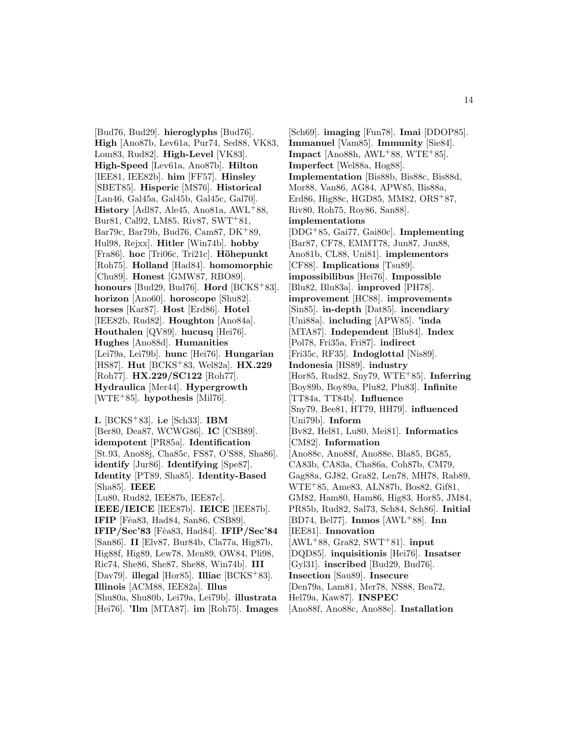[Bud76, Bud29]. **hieroglyphs** [Bud76]. **High** [Ano87b, Lev61a, Pur74, Sed88, VK83, Lom83, Rud82]. **High-Level** [VK83]. **High-Speed** [Lev61a, Ano87b]. **Hilton** [IEE81, IEE82b]. **him** [FF57]. **Hinsley** [SBET85]. **Hisperic** [MS76]. **Historical** [Lan46, Gal45a, Gal45b, Gal45c, Gal70]. **History** [Adl87, Ale45, Ano81a, AWL+88, Bur81, Cal92, LM85, Riv87, SWT+81, Bar79c, Bar79b, Bud76, Cam87, DK+89, Hul98, Rejxx]. **Hitler** [Win74b]. **hobby** [Fra86]. **hoc** [Tri06c, Tri21c]. **Höhepunkt** [Roh75]. **Holland** [Had84]. **homomorphic** [Chu89]. **Honest** [GMW87, RBO89]. **honours** [Bud29, Bud76]. **Hord** [BCKS+83]. **horizon** [Ano60]. **horoscope** [Shu82]. **horses** [Kar87]. **Host** [Erd86]. **Hotel** [IEE82b, Rud82]. **Houghton** [Ano84a]. **Houthalen** [QV89]. **hucusq** [Hei76]. **Hughes** [Ano88d]. **Humanities** [Lei79a, Lei79b]. **hunc** [Hei76]. **Hungarian** [HS87]. **Hut** [BCKS+83, Wel82a]. **HX.229** [Roh77]. **HX.229/SC122** [Roh77]. **Hydraulica** [Mer44]. **Hypergrowth** [WTE+85]. **hypothesis** [Mil76].

**I.** [BCKS+83]. **i.e** [Sch33]. **IBM** [Ber80, Dea87, WCWG86]. **IC** [CSB89]. **idempotent** [PR85a]. **Identification** [St.93, Ano88j, Cha85c, FS87, O'S88, Sha86]. **identify** [Jur86]. **Identifying** [Spe87]. **Identity** [PT89, Sha85]. **Identity-Based** [Sha85]. **IEEE** [Lu80, Rud82, IEE87b, IEE87c]. **IEEE/IEICE** [IEE87b]. **IEICE** [IEE87b]. **IFIP** [Fêa83, Had84, San86, CSB89]. **IFIP/Sec'83** [Fêa83, Had84]. **IFIP/Sec'84** [San86]. **II** [Elv87, Bur84b, Cla77a, Hig87b, Hig88f, Hig89, Lew78, Men89, OW84, Pli98, Ric74, She86, She87, She88, Win74b]. **III** [Dav79]. **illegal** [Hor85]. **Illiac** [BCKS+83]. **Illinois** [ACM88, IEE82a]. **Illus** [Shu80a, Shu80b, Lei79a, Lei79b]. **illustrata** [Hei76]. **'Ilm** [MTA87]. **im** [Roh75]. **Images** [Sch69]. **imaging** [Fun78]. **Imai** [DDOP85]. **Immanuel** [Vam85]. **Immunity** [Sie84]. **Impact** [Ano88h, AWL+88, WTE+85]. **Imperfect** [Wel88a, Hog88]. **Implementation** [Bis88b, Bis88c, Bis88d, Mor88, Van86, AG84, APW85, Bis88a, Erd86, Hig88c, HGD85, MM82, ORS+87, Riv80, Roh75, Roy86, San88]. **implementations** [DDG+85, Gai77, Gai80c]. **Implementing** [Bar87, CF78, EMMT78, Jun87, Jun88, Ano81b, CL88, Uni81]. **implementors** [CF88]. **Implications** [Tsu89]. **impossibilibus** [Hei76]. **Impossible** [Blu82, Blu83a]. **improved** [PH78]. **improvement** [HC88]. **improvements** [Sin85]. **in-depth** [Dat85]. **incendiary** [Uni88a]. **including** [APW85]. **'inda** [MTA87]. **Independent** [Blu84]. **Index** [Pol78, Fri35a, Fri87]. **indirect** [Fri35c, RF35]. **Indoglottal** [Nis89]. **Indonesia** [HS89]. **industry** [Hor85, Rud82, Sny79, WTE+85]. **Inferring** [Boy89b, Boy89a, Plu82, Plu83]. **Infinite** [TT84a, TT84b]. **Influence** [Sny79, Bee81, HT79, HH79]. **influenced** [Uni79b]. **Inform** [Bv82, Hel81, Lu80, Mei81]. **Informatics** [CM82]. **Information** [Ano88c, Ano88f, Ano88e, Bla85, BG85, CA83b, CA83a, Cha86a, Coh87b, CM79, Gag88a, GJ82, Gra82, Len78, MH78, Rab89, WTE+85, Ame83, ALN87b, Bos82, Gif81, GM82, Ham80, Ham86, Hig83, Hor85, JM84, PR85b, Rud82, Sal73, Sch84, Sch86]. **Initial** [BD74, Bel77]. **Inmos** [AWL+88]. **Inn** [IEE81]. **Innovation** [AWL+88, Gra82, SWT+81]. **input** [DQD85]. **inquisitionis** [Hei76]. **Insatser** [Gyl31]. **inscribed** [Bud29, Bud76]. **Insection** [Sau89]. **Insecure** [Den79a, Lam81, Mer78, NS88, Bea72, Hel79a, Kaw87]. **INSPEC** [Ano88f, Ano88c, Ano88e]. **Installation**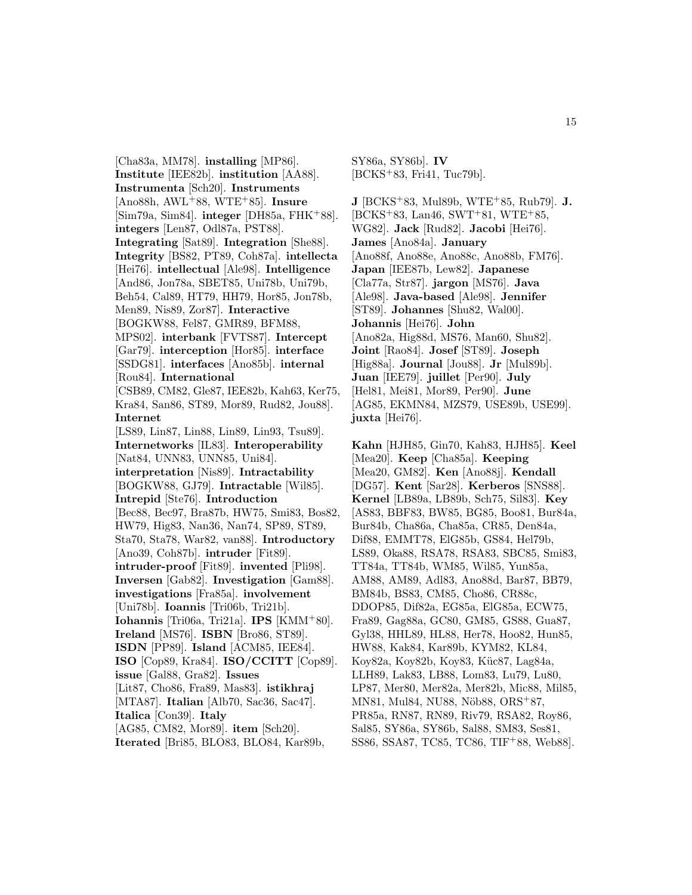[Cha83a, MM78]. **installing** [MP86]. **Institute** [IEE82b]. **institution** [AA88]. **Instrumenta** [Sch20]. **Instruments** [Ano88h, AWL+88, WTE+85]. **Insure** [Sim79a, Sim84]. **integer** [DH85a, FHK+88]. **integers** [Len87, Odl87a, PST88]. **Integrating** [Sat89]. **Integration** [She88]. **Integrity** [BS82, PT89, Coh87a]. **intellecta** [Hei76]. **intellectual** [Ale98]. **Intelligence** [And86, Jon78a, SBET85, Uni78b, Uni79b, Beh54, Cal89, HT79, HH79, Hor85, Jon78b, Men89, Nis89, Zor87]. **Interactive** [BOGKW88, Fel87, GMR89, BFM88, MPS02]. **interbank** [FVTS87]. **Intercept** [Gar79]. **interception** [Hor85]. **interface** [SSDG81]. **interfaces** [Ano85b]. **internal** [Rou84]. **International** [CSB89, CM82, Gle87, IEE82b, Kah63, Ker75, Kra84, San86, ST89, Mor89, Rud82, Jou88]. **Internet** [LS89, Lin87, Lin88, Lin89, Lin93, Tsu89]. **Internetworks** [IL83]. **Interoperability** [Nat84, UNN83, UNN85, Uni84]. **interpretation** [Nis89]. **Intractability** [BOGKW88, GJ79]. **Intractable** [Wil85]. **Intrepid** [Ste76]. **Introduction** [Bec88, Bec97, Bra87b, HW75, Smi83, Bos82, HW79, Hig83, Nan36, Nan74, SP89, ST89, Sta70, Sta78, War82, van88]. **Introductory** [Ano39, Coh87b]. **intruder** [Fit89]. **intruder-proof** [Fit89]. **invented** [Pli98]. **Inversen** [Gab82]. **Investigation** [Gam88]. **investigations** [Fra85a]. **involvement** [Uni78b]. **Ioannis** [Tri06b, Tri21b]. **Iohannis** [Tri06a, Tri21a]. **IPS** [KMM+80]. **Ireland** [MS76]. **ISBN** [Bro86, ST89]. **ISDN** [PP89]. **Island** [ACM85, IEE84]. **ISO** [Cop89, Kra84]. **ISO/CCITT** [Cop89]. **issue** [Gal88, Gra82]. **Issues** [Lit87, Cho86, Fra89, Mas83]. **istikhraj** [MTA87]. **Italian** [Alb70, Sac36, Sac47]. **Italica** [Con39]. **Italy** [AG85, CM82, Mor89]. **item** [Sch20]. **Iterated** [Bri85, BLO83, BLO84, Kar89b, SY86a, SY86b]. **IV** [BCKS+83, Fri41, Tuc79b].

**J** [BCKS+83, Mul89b, WTE+85, Rub79]. **J.** [BCKS+83, Lan46, SWT+81, WTE+85, WG82]. **Jack** [Rud82]. **Jacobi** [Hei76]. **James** [Ano84a]. **January** [Ano88f, Ano88e, Ano88c, Ano88b, FM76]. **Japan** [IEE87b, Lew82]. **Japanese** [Cla77a, Str87]. **jargon** [MS76]. **Java** [Ale98]. **Java-based** [Ale98]. **Jennifer** [ST89]. **Johannes** [Shu82, Wal00]. **Johannis** [Hei76]. **John** [Ano82a, Hig88d, MS76, Man60, Shu82]. **Joint** [Rao84]. **Josef** [ST89]. **Joseph** [Hig88a]. **Journal** [Jou88]. **Jr** [Mul89b]. **Juan** [IEE79]. **juillet** [Per90]. **July** [Hel81, Mei81, Mor89, Per90]. **June** [AG85, EKMN84, MZS79, USE89b, USE99]. **juxta** [Hei76].

**Kahn** [HJH85, Gin70, Kah83, HJH85]. **Keel** [Mea20]. **Keep** [Cha85a]. **Keeping** [Mea20, GM82]. **Ken** [Ano88j]. **Kendall** [DG57]. **Kent** [Sar28]. **Kerberos** [SNS88]. **Kernel** [LB89a, LB89b, Sch75, Sil83]. **Key** [AS83, BBF83, BW85, BG85, Boo81, Bur84a, Bur84b, Cha86a, Cha85a, CR85, Den84a, Dif88, EMMT78, ElG85b, GS84, Hel79b, LS89, Oka88, RSA78, RSA83, SBC85, Smi83, TT84a, TT84b, WM85, Wil85, Yun85a, AM88, AM89, Adl83, Ano88d, Bar87, BB79, BM84b, BS83, CM85, Cho86, CR88c, DDOP85, Dif82a, EG85a, ElG85a, ECW75, Fra89, Gag88a, GC80, GM85, GS88, Gua87, Gyl38, HHL89, HL88, Her78, Hoo82, Hun85, HW88, Kak84, Kar89b, KYM82, KL84, Koy82a, Koy82b, Koy83, Küc87, Lag84a, LLH89, Lak83, LB88, Lom83, Lu79, Lu80, LP87, Mer80, Mer82a, Mer82b, Mic88, Mil85, MN81, Mul84, NU88, Nöb88, ORS+87, PR85a, RN87, RN89, Riv79, RSA82, Roy86, Sal85, SY86a, SY86b, Sal88, SM83, Ses81, SS86, SSA87, TC85, TC86, TIF+88, Web88].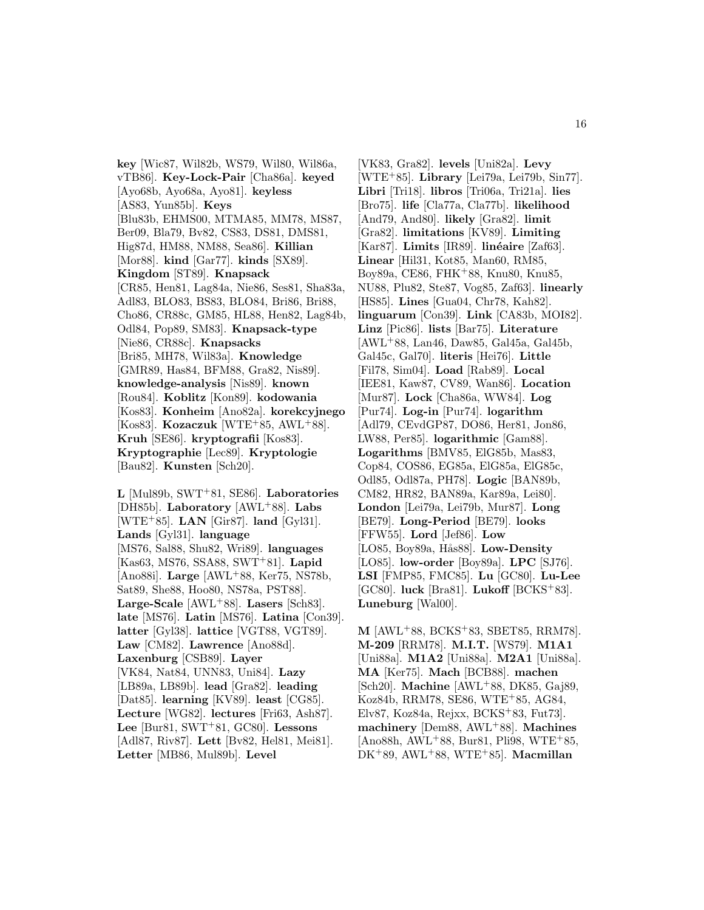**key** [Wic87, Wil82b, WS79, Wil80, Wil86a, vTB86]. **Key-Lock-Pair** [Cha86a]. **keyed** [Ayo68b, Ayo68a, Ayo81]. **keyless** [AS83, Yun85b]. **Keys** [Blu83b, EHMS00, MTMA85, MM78, MS87, Ber09, Bla79, Bv82, CS83, DS81, DMS81, Hig87d, HM88, NM88, Sea86]. **Killian** [Mor88]. **kind** [Gar77]. **kinds** [SX89]. **Kingdom** [ST89]. **Knapsack** [CR85, Hen81, Lag84a, Nie86, Ses81, Sha83a, Adl83, BLO83, BS83, BLO84, Bri86, Bri88, Cho86, CR88c, GM85, HL88, Hen82, Lag84b, Odl84, Pop89, SM83]. **Knapsack-type** [Nie86, CR88c]. **Knapsacks** [Bri85, MH78, Wil83a]. **Knowledge** [GMR89, Has84, BFM88, Gra82, Nis89]. **knowledge-analysis** [Nis89]. **known** [Rou84]. **Koblitz** [Kon89]. **kodowania** [Kos83]. **Konheim** [Ano82a]. **korekcyjnego** [Kos83]. **Kozaczuk** [WTE+85, AWL+88]. **Kruh** [SE86]. **kryptografii** [Kos83]. **Kryptographie** [Lec89]. **Kryptologie** [Bau82]. **Kunsten** [Sch20].

**L** [Mul89b, SWT+81, SE86]. **Laboratories** [DH85b]. **Laboratory** [AWL+88]. **Labs** [WTE+85]. **LAN** [Gir87]. **land** [Gyl31]. **Lands** [Gyl31]. **language** [MS76, Sal88, Shu82, Wri89]. **languages** [Kas63, MS76, SSA88, SWT+81]. **Lapid** [Ano88i]. **Large** [AWL+88, Ker75, NS78b, Sat89, She88, Hoo80, NS78a, PST88]. **Large-Scale** [AWL+88]. **Lasers** [Sch83]. **late** [MS76]. **Latin** [MS76]. **Latina** [Con39]. **latter** [Gyl38]. **lattice** [VGT88, VGT89]. **Law** [CM82]. **Lawrence** [Ano88d]. **Laxenburg** [CSB89]. **Layer** [VK84, Nat84, UNN83, Uni84]. **Lazy** [LB89a, LB89b]. **lead** [Gra82]. **leading** [Dat85]. **learning** [KV89]. **least** [CG85]. **Lecture** [WG82]. **lectures** [Fri63, Ash87]. **Lee** [Bur81, SWT+81, GC80]. **Lessons** [Adl87, Riv87]. **Lett** [Bv82, Hel81, Mei81]. **Letter** [MB86, Mul89b]. **Level** [VK83, Gra82]. **levels** [Uni82a]. **Levy** [WTE+85]. **Library** [Lei79a, Lei79b, Sin77]. **Libri** [Tri18]. **libros** [Tri06a, Tri21a]. **lies** [Bro75]. **life** [Cla77a, Cla77b]. **likelihood** [And79, And80]. **likely** [Gra82]. **limit** [Gra82]. **limitations** [KV89]. **Limiting** [Kar87]. **Limits** [IR89]. **linéaire** [Zaf63]. **Linear** [Hil31, Kot85, Man60, RM85, Boy89a, CE86, FHK+88, Knu80, Knu85, NU88, Plu82, Ste87, Vog85, Zaf63]. **linearly** [HS85]. **Lines** [Gua04, Chr78, Kah82]. **linguarum** [Con39]. **Link** [CA83b, MOI82]. **Linz** [Pic86]. **lists** [Bar75]. **Literature** [AWL+88, Lan46, Daw85, Gal45a, Gal45b, Gal45c, Gal70]. **literis** [Hei76]. **Little** [Fil78, Sim04]. **Load** [Rab89]. **Local** [IEE81, Kaw87, CV89, Wan86]. **Location** [Mur87]. **Lock** [Cha86a, WW84]. **Log** [Pur74]. **Log-in** [Pur74]. **logarithm** [Adl79, CEvdGP87, DO86, Her81, Jon86, LW88, Per85]. **logarithmic** [Gam88]. **Logarithms** [BMV85, ElG85b, Mas83, Cop84, COS86, EG85a, ElG85a, ElG85c, Odl85, Odl87a, PH78]. **Logic** [BAN89b, CM82, HR82, BAN89a, Kar89a, Lei80]. **London** [Lei79a, Lei79b, Mur87]. **Long** [BE79]. **Long-Period** [BE79]. **looks** [FFW55]. **Lord** [Jef86]. **Low** [LO85, Boy89a, Hås88]. **Low-Density** [LO85]. **low-order** [Boy89a]. **LPC** [SJ76]. **LSI** [FMP85, FMC85]. **Lu** [GC80]. **Lu-Lee** [GC80]. **luck** [Bra81]. **Lukoff** [BCKS+83]. **Luneburg** [Wal00].

**M** [AWL+88, BCKS+83, SBET85, RRM78]. **M-209** [RRM78]. **M.I.T.** [WS79]. **M1A1** [Uni88a]. **M1A2** [Uni88a]. **M2A1** [Uni88a]. **MA** [Ker75]. **Mach** [BCB88]. **machen** [Sch20]. **Machine** [AWL+88, DK85, Gaj89, Koz84b, RRM78, SE86, WTE+85, AG84, Elv87, Koz84a, Rejxx, BCKS+83, Fut73]. **machinery** [Dem88, AWL+88]. **Machines** [Ano88h, AWL+88, Bur81, Pli98, WTE+85, DK+89, AWL+88, WTE+85]. **Macmillan**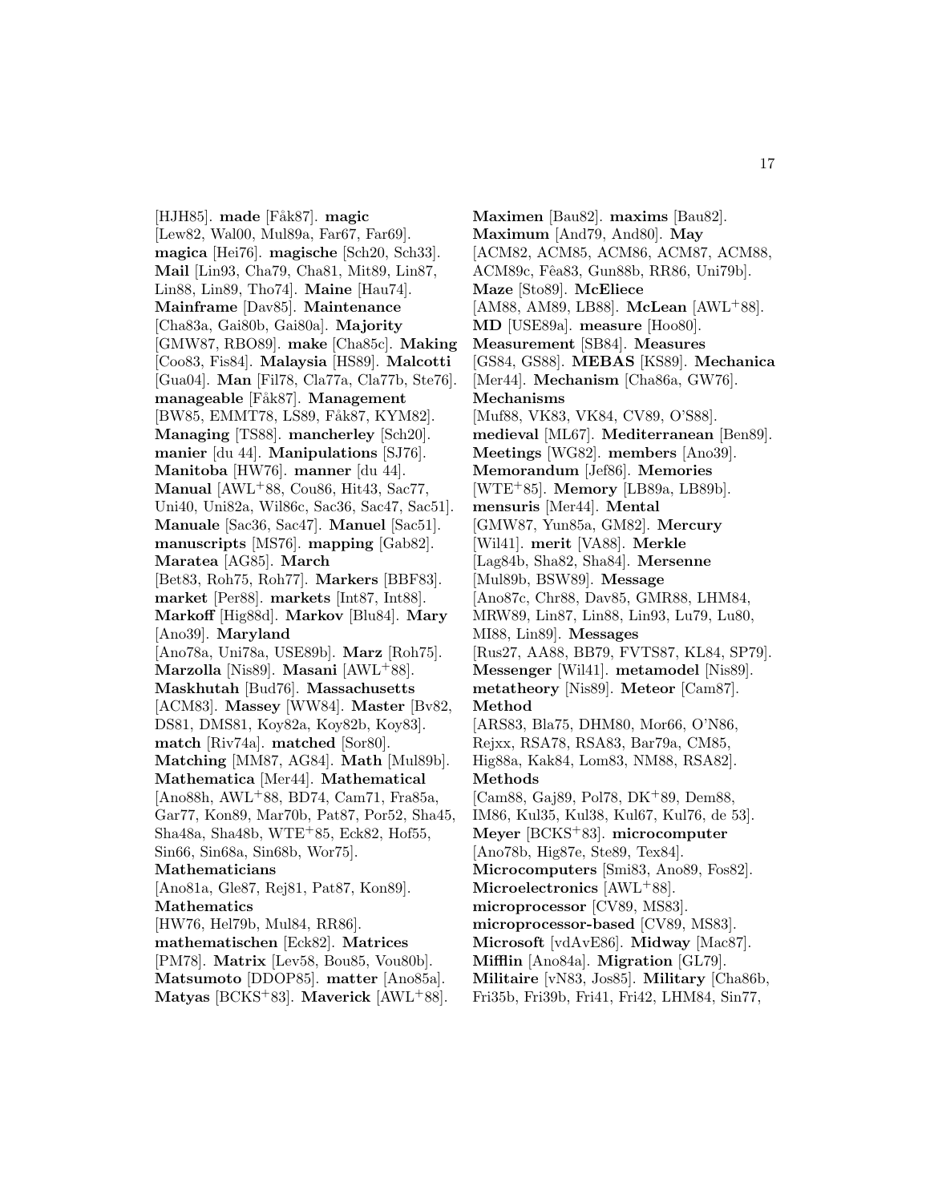[HJH85]. **made** [Fåk87]. **magic** [Lew82, Wal00, Mul89a, Far67, Far69]. **magica** [Hei76]. **magische** [Sch20, Sch33]. **Mail** [Lin93, Cha79, Cha81, Mit89, Lin87, Lin88, Lin89, Tho74]. **Maine** [Hau74]. **Mainframe** [Dav85]. **Maintenance** [Cha83a, Gai80b, Gai80a]. **Majority** [GMW87, RBO89]. **make** [Cha85c]. **Making** [Coo83, Fis84]. **Malaysia** [HS89]. **Malcotti** [Gua04]. **Man** [Fil78, Cla77a, Cla77b, Ste76]. **manageable** [Fåk87]. **Management** [BW85, EMMT78, LS89, Fåk87, KYM82]. **Managing** [TS88]. **mancherley** [Sch20]. **manier** [du 44]. **Manipulations** [SJ76]. **Manitoba** [HW76]. **manner** [du 44]. **Manual** [AWL+88, Cou86, Hit43, Sac77, Uni40, Uni82a, Wil86c, Sac36, Sac47, Sac51]. **Manuale** [Sac36, Sac47]. **Manuel** [Sac51]. **manuscripts** [MS76]. **mapping** [Gab82]. **Maratea** [AG85]. **March** [Bet83, Roh75, Roh77]. **Markers** [BBF83]. **market** [Per88]. **markets** [Int87, Int88]. **Markoff** [Hig88d]. **Markov** [Blu84]. **Mary** [Ano39]. **Maryland** [Ano78a, Uni78a, USE89b]. **Marz** [Roh75]. **Marzolla** [Nis89]. **Masani** [AWL+88]. **Maskhutah** [Bud76]. **Massachusetts** [ACM83]. **Massey** [WW84]. **Master** [Bv82, DS81, DMS81, Koy82a, Koy82b, Koy83]. **match** [Riv74a]. **matched** [Sor80]. **Matching** [MM87, AG84]. **Math** [Mul89b]. **Mathematica** [Mer44]. **Mathematical** [Ano88h, AWL+88, BD74, Cam71, Fra85a, Gar77, Kon89, Mar70b, Pat87, Por52, Sha45, Sha48a, Sha48b, WTE+85, Eck82, Hof55, Sin66, Sin68a, Sin68b, Wor75]. **Mathematicians** [Ano81a, Gle87, Rej81, Pat87, Kon89]. **Mathematics** [HW76, Hel79b, Mul84, RR86]. **mathematischen** [Eck82]. **Matrices** [PM78]. **Matrix** [Lev58, Bou85, Vou80b]. **Matsumoto** [DDOP85]. **matter** [Ano85a]. **Matyas** [BCKS+83]. **Maverick** [AWL+88]. **Maximen** [Bau82]. **maxims** [Bau82]. **Maximum** [And79, And80]. **May** [ACM82, ACM85, ACM86, ACM87, ACM88, ACM89c, Fêa83, Gun88b, RR86, Uni79b]. **Maze** [Sto89]. **McEliece** [AM88, AM89, LB88]. **McLean** [AWL+88]. **MD** [USE89a]. **measure** [Hoo80]. **Measurement** [SB84]. **Measures** [GS84, GS88]. **MEBAS** [KS89]. **Mechanica** [Mer44]. **Mechanism** [Cha86a, GW76]. **Mechanisms** [Muf88, VK83, VK84, CV89, O'S88]. **medieval** [ML67]. **Mediterranean** [Ben89]. **Meetings** [WG82]. **members** [Ano39]. **Memorandum** [Jef86]. **Memories** [WTE+85]. **Memory** [LB89a, LB89b]. **mensuris** [Mer44]. **Mental** [GMW87, Yun85a, GM82]. **Mercury** [Wil41]. **merit** [VA88]. **Merkle** [Lag84b, Sha82, Sha84]. **Mersenne** [Mul89b, BSW89]. **Message** [Ano87c, Chr88, Dav85, GMR88, LHM84, MRW89, Lin87, Lin88, Lin93, Lu79, Lu80, MI88, Lin89]. **Messages** [Rus27, AA88, BB79, FVTS87, KL84, SP79]. **Messenger** [Wil41]. **metamodel** [Nis89]. **metatheory** [Nis89]. **Meteor** [Cam87]. **Method** [ARS83, Bla75, DHM80, Mor66, O'N86, Rejxx, RSA78, RSA83, Bar79a, CM85, Hig88a, Kak84, Lom83, NM88, RSA82]. **Methods** [Cam88, Gaj89, Pol78, DK+89, Dem88, IM86, Kul35, Kul38, Kul67, Kul76, de 53]. **Meyer** [BCKS+83]. **microcomputer** [Ano78b, Hig87e, Ste89, Tex84]. **Microcomputers** [Smi83, Ano89, Fos82]. **Microelectronics** [AWL+88]. **microprocessor** [CV89, MS83]. **microprocessor-based** [CV89, MS83]. **Microsoft** [vdAvE86]. **Midway** [Mac87]. **Mifflin** [Ano84a]. **Migration** [GL79]. **Militaire** [vN83, Jos85]. **Military** [Cha86b, Fri35b, Fri39b, Fri41, Fri42, LHM84, Sin77,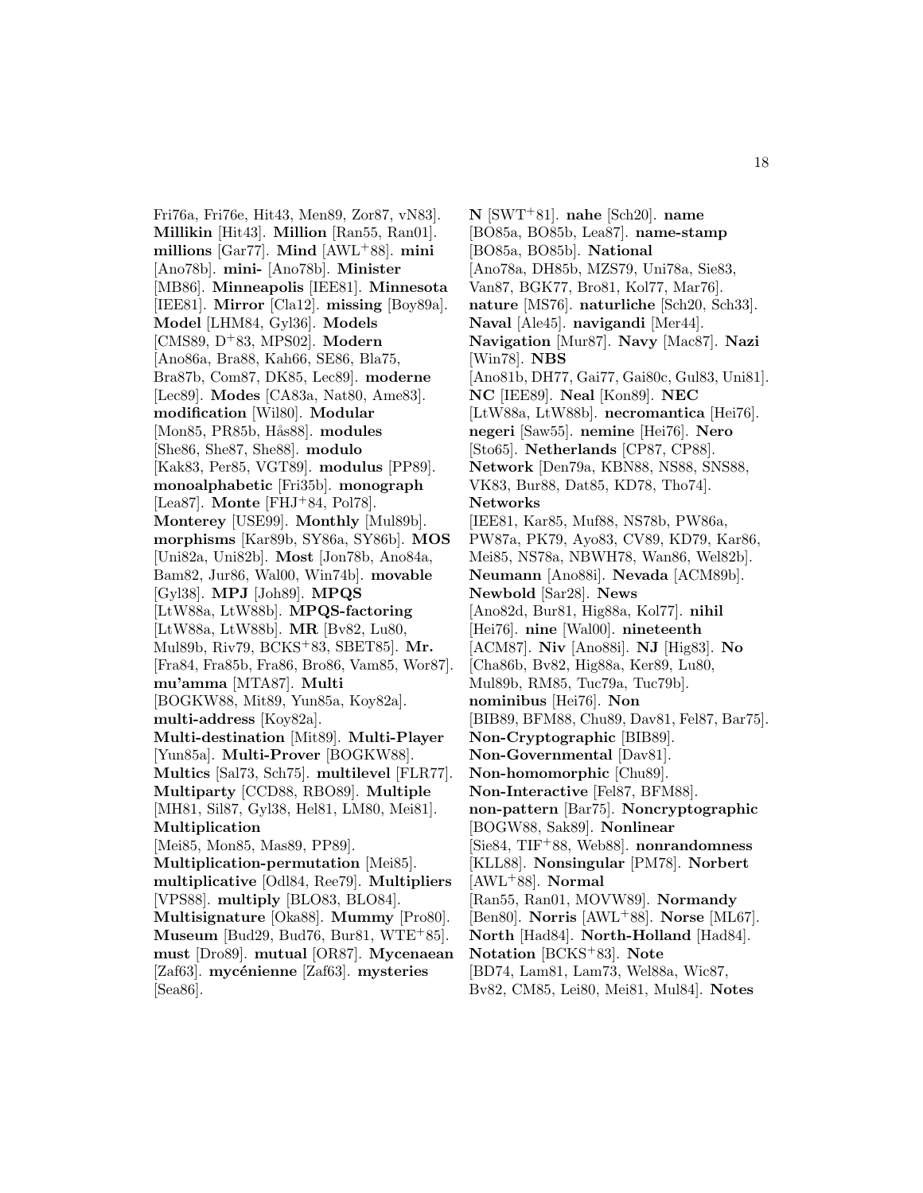Fri76a, Fri76e, Hit43, Men89, Zor87, vN83]. **Millikin** [Hit43]. **Million** [Ran55, Ran01]. **millions** [Gar77]. **Mind** [AWL+88]. **mini** [Ano78b]. **mini-** [Ano78b]. **Minister** [MB86]. **Minneapolis** [IEE81]. **Minnesota** [IEE81]. **Mirror** [Cla12]. **missing** [Boy89a]. **Model** [LHM84, Gyl36]. **Models** [CMS89, D+83, MPS02]. **Modern** [Ano86a, Bra88, Kah66, SE86, Bla75, Bra87b, Com87, DK85, Lec89]. **moderne** [Lec89]. **Modes** [CA83a, Nat80, Ame83]. **modification** [Wil80]. **Modular** [Mon85, PR85b, Hås88]. **modules** [She86, She87, She88]. **modulo** [Kak83, Per85, VGT89]. **modulus** [PP89]. **monoalphabetic** [Fri35b]. **monograph** [Lea87]. **Monte** [FHJ+84, Pol78]. **Monterey** [USE99]. **Monthly** [Mul89b]. **morphisms** [Kar89b, SY86a, SY86b]. **MOS** [Uni82a, Uni82b]. **Most** [Jon78b, Ano84a, Bam82, Jur86, Wal00, Win74b]. **movable** [Gyl38]. **MPJ** [Joh89]. **MPQS** [LtW88a, LtW88b]. **MPQS-factoring** [LtW88a, LtW88b]. **MR** [Bv82, Lu80, Mul89b, Riv79, BCKS+83, SBET85]. **Mr.** [Fra84, Fra85b, Fra86, Bro86, Vam85, Wor87]. **mu'amma** [MTA87]. **Multi** [BOGKW88, Mit89, Yun85a, Koy82a]. **multi-address** [Koy82a]. **Multi-destination** [Mit89]. **Multi-Player** [Yun85a]. **Multi-Prover** [BOGKW88]. **Multics** [Sal73, Sch75]. **multilevel** [FLR77]. **Multiparty** [CCD88, RBO89]. **Multiple** [MH81, Sil87, Gyl38, Hel81, LM80, Mei81]. **Multiplication** [Mei85, Mon85, Mas89, PP89]. **Multiplication-permutation** [Mei85]. **multiplicative** [Odl84, Ree79]. **Multipliers** [VPS88]. **multiply** [BLO83, BLO84]. **Multisignature** [Oka88]. **Mummy** [Pro80]. **Museum** [Bud29, Bud76, Bur81, WTE+85]. **must** [Dro89]. **mutual** [OR87]. **Mycenaean** [Zaf63]. **mycénienne** [Zaf63]. **mysteries** [Sea86].

**N** [SWT+81]. **nahe** [Sch20]. **name** [BO85a, BO85b, Lea87]. **name-stamp** [BO85a, BO85b]. **National** [Ano78a, DH85b, MZS79, Uni78a, Sie83, Van87, BGK77, Bro81, Kol77, Mar76]. **nature** [MS76]. **naturliche** [Sch20, Sch33]. **Naval** [Ale45]. **navigandi** [Mer44]. **Navigation** [Mur87]. **Navy** [Mac87]. **Nazi** [Win78]. **NBS** [Ano81b, DH77, Gai77, Gai80c, Gul83, Uni81]. **NC** [IEE89]. **Neal** [Kon89]. **NEC** [LtW88a, LtW88b]. **necromantica** [Hei76]. **negeri** [Saw55]. **nemine** [Hei76]. **Nero** [Sto65]. **Netherlands** [CP87, CP88]. **Network** [Den79a, KBN88, NS88, SNS88, VK83, Bur88, Dat85, KD78, Tho74]. **Networks** [IEE81, Kar85, Muf88, NS78b, PW86a, PW87a, PK79, Ayo83, CV89, KD79, Kar86, Mei85, NS78a, NBWH78, Wan86, Wel82b]. **Neumann** [Ano88i]. **Nevada** [ACM89b]. **Newbold** [Sar28]. **News** [Ano82d, Bur81, Hig88a, Kol77]. **nihil** [Hei76]. **nine** [Wal00]. **nineteenth** [ACM87]. **Niv** [Ano88i]. **NJ** [Hig83]. **No** [Cha86b, Bv82, Hig88a, Ker89, Lu80, Mul89b, RM85, Tuc79a, Tuc79b]. **nominibus** [Hei76]. **Non** [BIB89, BFM88, Chu89, Dav81, Fel87, Bar75]. **Non-Cryptographic** [BIB89]. **Non-Governmental** [Dav81]. **Non-homomorphic** [Chu89]. **Non-Interactive** [Fel87, BFM88]. **non-pattern** [Bar75]. **Noncryptographic** [BOGW88, Sak89]. **Nonlinear** [Sie84, TIF+88, Web88]. **nonrandomness** [KLL88]. **Nonsingular** [PM78]. **Norbert** [AWL+88]. **Normal** [Ran55, Ran01, MOVW89]. **Normandy** [Ben80]. **Norris** [AWL+88]. **Norse** [ML67]. **North** [Had84]. **North-Holland** [Had84]. **Notation** [BCKS+83]. **Note** [BD74, Lam81, Lam73, Wel88a, Wic87, Bv82, CM85, Lei80, Mei81, Mul84]. **Notes**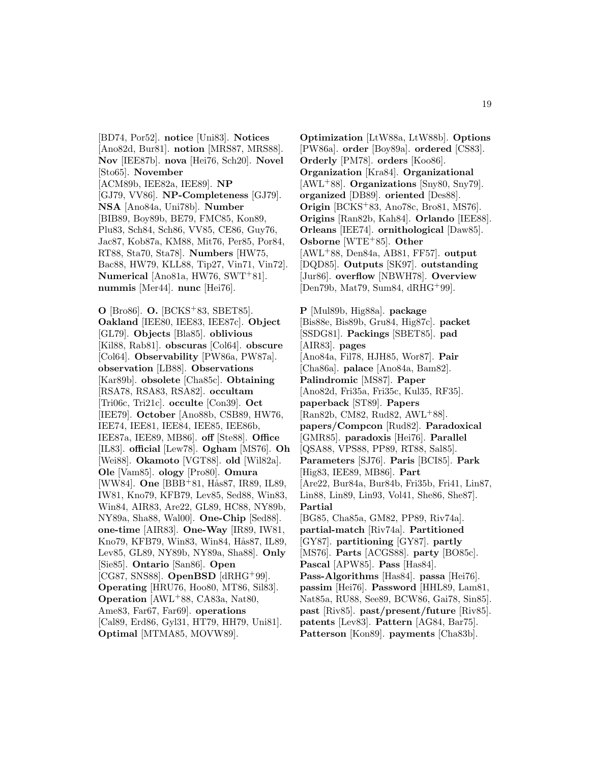[BD74, Por52]. **notice** [Uni83]. **Notices** [Ano82d, Bur81]. **notion** [MRS87, MRS88]. **Nov** [IEE87b]. **nova** [Hei76, Sch20]. **Novel** [Sto65]. **November** [ACM89b, IEE82a, IEE89]. **NP** [GJ79, VV86]. **NP-Completeness** [GJ79]. **NSA** [Ano84a, Uni78b]. **Number** [BIB89, Boy89b, BE79, FMC85, Kon89, Plu83, Sch84, Sch86, VV85, CE86, Guy76, Jac87, Kob87a, KM88, Mit76, Per85, Por84, RT88, Sta70, Sta78]. **Numbers** [HW75, Bac88, HW79, KLL88, Tip27, Vin71, Vin72]. **Numerical** [Ano81a, HW76, SWT$^+$81]. **nummis** [Mer44]. **nunc** [Hei76].

**O** [Bro86]. **O.** [BCKS$^+$83, SBET85]. **Oakland** [IEE80, IEE83, IEE87c]. **Object** [GL79]. **Objects** [Bla85]. **oblivious** [Kil88, Rab81]. **obscuras** [Col64]. **obscure** [Col64]. **Observability** [PW86a, PW87a]. **observation** [LB88]. **Observations** [Kar89b]. **obsolete** [Cha85c]. **Obtaining** [RSA78, RSA83, RSA82]. **occultam** [Tri06c, Tri21c]. **occulte** [Con39]. **Oct** [IEE79]. **October** [Ano88b, CSB89, HW76, IEE74, IEE81, IEE84, IEE85, IEE86b, IEE87a, IEE89, MB86]. **off** [Ste88]. **Office** [IL83]. **official** [Lew78]. **Ogham** [MS76]. **Oh** [Wei88]. **Okamoto** [VGT88]. **old** [Wil82a]. **Ole** [Vam85]. **ology** [Pro80]. **Omura** [WW84]. **One** [BBB$^+$81, Hås87, IR89, IL89, IW81, Kno79, KFB79, Lev85, Sed88, Win83, Win84, AIR83, Are22, GL89, HC88, NY89b, NY89a, Sha88, Wal00]. **One-Chip** [Sed88]. **one-time** [AIR83]. **One-Way** [IR89, IW81, Kno79, KFB79, Win83, Win84, Hås87, IL89, Lev85, GL89, NY89b, NY89a, Sha88]. **Only** [Sie85]. **Ontario** [San86]. **Open** [CG87, SNS88]. **OpenBSD** [dRHG$^+$99]. **Operating** [HRU76, Hoo80, MT86, Sil83]. **Operation** [AWL$^+$88, CA83a, Nat80, Ame83, Far67, Far69]. **operations** [Cal89, Erd86, Gyl31, HT79, HH79, Uni81]. **Optimal** [MTMA85, MOVW89].

**Optimization** [LtW88a, LtW88b]. **Options** [PW86a]. **order** [Boy89a]. **ordered** [CS83]. **Orderly** [PM78]. **orders** [Koo86]. **Organization** [Kra84]. **Organizational** [AWL$^+$88]. **Organizations** [Sny80, Sny79]. **organized** [DB89]. **oriented** [Des88]. **Origin** [BCKS$^+$83, Ano78c, Bro81, MS76]. **Origins** [Ran82b, Kah84]. **Orlando** [IEE88]. **Orleans** [IEE74]. **ornithological** [Daw85]. **Osborne** [WTE$^+$85]. **Other** [AWL$^+$88, Den84a, AB81, FF57]. **output** [DQD85]. **Outputs** [SK97]. **outstanding** [Jur86]. **overflow** [NBWH78]. **Overview** [Den79b, Mat79, Sum84, dRHG$^+$99].

**P** [Mul89b, Hig88a]. **package** [Bis88e, Bis89b, Gru84, Hig87c]. **packet** [SSDG81]. **Packings** [SBET85]. **pad** [AIR83]. **pages** [Ano84a, Fil78, HJH85, Wor87]. **Pair** [Cha86a]. **palace** [Ano84a, Bam82]. **Palindromic** [MS87]. **Paper** [Ano82d, Fri35a, Fri35c, Kul35, RF35]. **paperback** [ST89]. **Papers** [Ran82b, CM82, Rud82, AWL$^+$88]. **papers/Compcon** [Rud82]. **Paradoxical** [GMR85]. **paradoxis** [Hei76]. **Parallel** [QSA88, VPS88, PP89, RT88, Sal85]. **Parameters** [SJ76]. **Paris** [BCI85]. **Park** [Hig83, IEE89, MB86]. **Part** [Are22, Bur84a, Bur84b, Fri35b, Fri41, Lin87, Lin88, Lin89, Lin93, Vol41, She86, She87]. **Partial** [BG85, Cha85a, GM82, PP89, Riv74a]. **partial-match** [Riv74a]. **Partitioned** [GY87]. **partitioning** [GY87]. **partly** [MS76]. **Parts** [ACGS88]. **party** [BO85c]. **Pascal** [APW85]. **Pass** [Has84]. **Pass-Algorithms** [Has84]. **passa** [Hei76]. **passim** [Hei76]. **Password** [HHL89, Lam81, Nat85a, RU88, See89, BCW86, Gai78, Sin85]. **past** [Riv85]. **past/present/future** [Riv85]. **patents** [Lev83]. **Pattern** [AG84, Bar75]. **Patterson** [Kon89]. **payments** [Cha83b].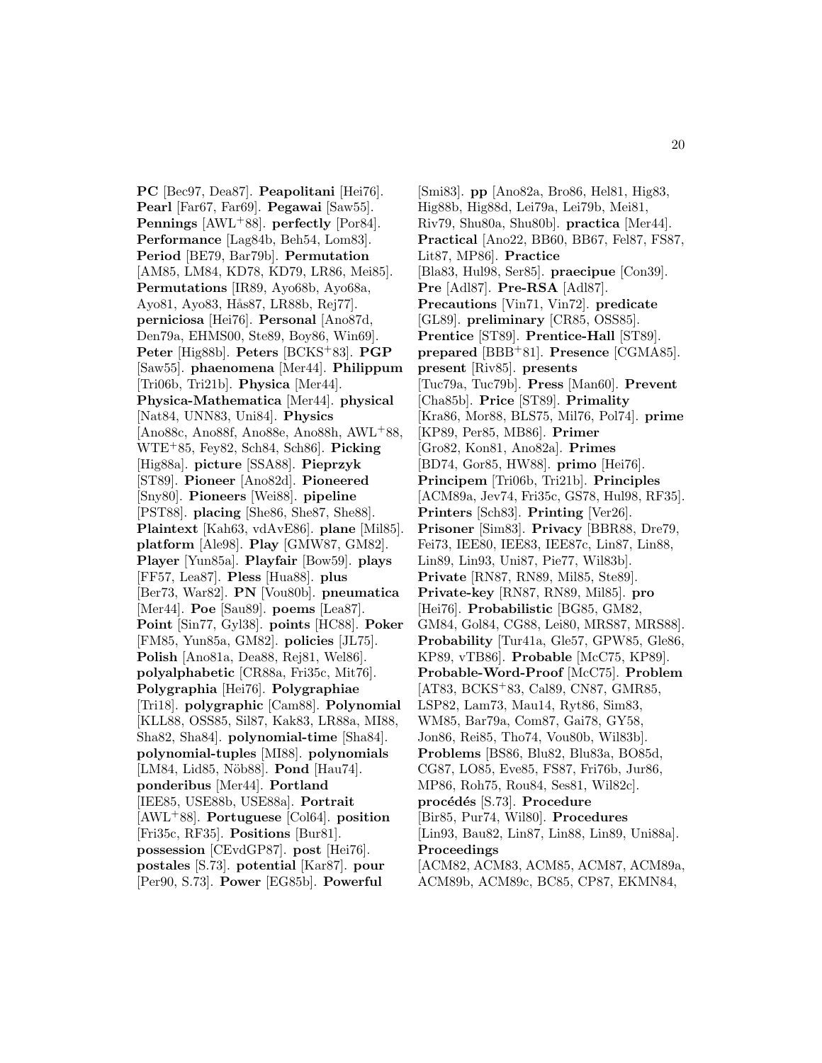**PC** [Bec97, Dea87]. **Peapolitani** [Hei76]. **Pearl** [Far67, Far69]. **Pegawai** [Saw55]. **Pennings** [AWL+88]. **perfectly** [Por84]. **Performance** [Lag84b, Beh54, Lom83]. **Period** [BE79, Bar79b]. **Permutation** [AM85, LM84, KD78, KD79, LR86, Mei85]. **Permutations** [IR89, Ayo68b, Ayo68a, Ayo81, Ayo83, Hås87, LR88b, Rej77]. **perniciosa** [Hei76]. **Personal** [Ano87d, Den79a, EHMS00, Ste89, Boy86, Win69]. **Peter** [Hig88b]. **Peters** [BCKS+83]. **PGP** [Saw55]. **phaenomena** [Mer44]. **Philippum** [Tri06b, Tri21b]. **Physica** [Mer44]. **Physica-Mathematica** [Mer44]. **physical** [Nat84, UNN83, Uni84]. **Physics** [Ano88c, Ano88f, Ano88e, Ano88h, AWL+88, WTE+85, Fey82, Sch84, Sch86]. **Picking** [Hig88a]. **picture** [SSA88]. **Pieprzyk** [ST89]. **Pioneer** [Ano82d]. **Pioneered** [Sny80]. **Pioneers** [Wei88]. **pipeline** [PST88]. **placing** [She86, She87, She88]. **Plaintext** [Kah63, vdAvE86]. **plane** [Mil85]. **platform** [Ale98]. **Play** [GMW87, GM82]. **Player** [Yun85a]. **Playfair** [Bow59]. **plays** [FF57, Lea87]. **Pless** [Hua88]. **plus** [Ber73, War82]. **PN** [Vou80b]. **pneumatica** [Mer44]. **Poe** [Sau89]. **poems** [Lea87]. **Point** [Sin77, Gyl38]. **points** [HC88]. **Poker** [FM85, Yun85a, GM82]. **policies** [JL75]. **Polish** [Ano81a, Dea88, Rej81, Wel86]. **polyalphabetic** [CR88a, Fri35c, Mit76]. **Polygraphia** [Hei76]. **Polygraphiae** [Tri18]. **polygraphic** [Cam88]. **Polynomial** [KLL88, OSS85, Sil87, Kak83, LR88a, MI88, Sha82, Sha84]. **polynomial-time** [Sha84]. **polynomial-tuples** [MI88]. **polynomials** [LM84, Lid85, Nöb88]. **Pond** [Hau74]. **ponderibus** [Mer44]. **Portland** [IEE85, USE88b, USE88a]. **Portrait** [AWL+88]. **Portuguese** [Col64]. **position** [Fri35c, RF35]. **Positions** [Bur81]. **possession** [CEvdGP87]. **post** [Hei76]. **postales** [S.73]. **potential** [Kar87]. **pour** [Per90, S.73]. **Power** [EG85b]. **Powerful** [Smi83]. **pp** [Ano82a, Bro86, Hel81, Hig83, Hig88b, Hig88d, Lei79a, Lei79b, Mei81, Riv79, Shu80a, Shu80b]. **practica** [Mer44]. **Practical** [Ano22, BB60, BB67, Fel87, FS87, Lit87, MP86]. **Practice** [Bla83, Hul98, Ser85]. **praecipue** [Con39]. **Pre** [Adl87]. **Pre-RSA** [Adl87]. **Precautions** [Vin71, Vin72]. **predicate** [GL89]. **preliminary** [CR85, OSS85]. **Prentice** [ST89]. **Prentice-Hall** [ST89]. **prepared** [BBB+81]. **Presence** [CGMA85]. **present** [Riv85]. **presents** [Tuc79a, Tuc79b]. **Press** [Man60]. **Prevent** [Cha85b]. **Price** [ST89]. **Primality** [Kra86, Mor88, BLS75, Mil76, Pol74]. **prime** [KP89, Per85, MB86]. **Primer** [Gro82, Kon81, Ano82a]. **Primes** [BD74, Gor85, HW88]. **primo** [Hei76]. **Principem** [Tri06b, Tri21b]. **Principles** [ACM89a, Jev74, Fri35c, GS78, Hul98, RF35]. **Printers** [Sch83]. **Printing** [Ver26]. **Prisoner** [Sim83]. **Privacy** [BBR88, Dre79, Fei73, IEE80, IEE83, IEE87c, Lin87, Lin88, Lin89, Lin93, Uni87, Pie77, Wil83b]. **Private** [RN87, RN89, Mil85, Ste89]. **Private-key** [RN87, RN89, Mil85]. **pro** [Hei76]. **Probabilistic** [BG85, GM82, GM84, Gol84, CG88, Lei80, MRS87, MRS88]. **Probability** [Tur41a, Gle57, GPW85, Gle86, KP89, vTB86]. **Probable** [McC75, KP89]. **Probable-Word-Proof** [McC75]. **Problem** [AT83, BCKS+83, Cal89, CN87, GMR85, LSP82, Lam73, Mau14, Ryt86, Sim83, WM85, Bar79a, Com87, Gai78, GY58, Jon86, Rei85, Tho74, Vou80b, Wil83b]. **Problems** [BS86, Blu82, Blu83a, BO85d, CG87, LO85, Eve85, FS87, Fri76b, Jur86, MP86, Roh75, Rou84, Ses81, Wil82c]. **procédés** [S.73]. **Procedure** [Bir85, Pur74, Wil80]. **Procedures** [Lin93, Bau82, Lin87, Lin88, Lin89, Uni88a]. **Proceedings** [ACM82, ACM83, ACM85, ACM87, ACM89a, ACM89b, ACM89c, BC85, CP87, EKMN84,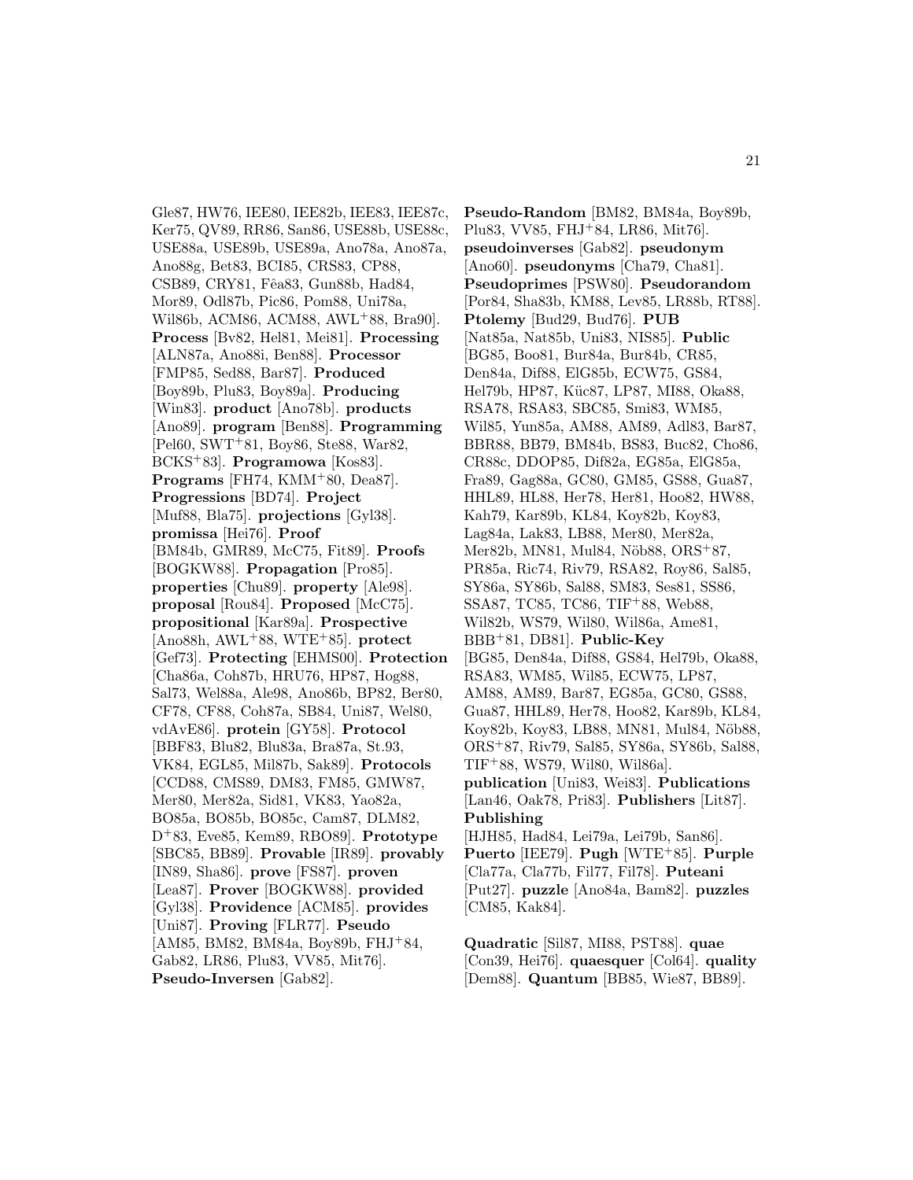Gle87, HW76, IEE80, IEE82b, IEE83, IEE87c, Ker75, QV89, RR86, San86, USE88b, USE88c, USE88a, USE89b, USE89a, Ano78a, Ano87a, Ano88g, Bet83, BCI85, CRS83, CP88, CSB89, CRY81, Fêa83, Gun88b, Had84, Mor89, Odl87b, Pic86, Pom88, Uni78a, Wil86b, ACM86, ACM88, AWL+88, Bra90]. **Process** [Bv82, Hel81, Mei81]. **Processing** [ALN87a, Ano88i, Ben88]. **Processor** [FMP85, Sed88, Bar87]. **Produced** [Boy89b, Plu83, Boy89a]. **Producing** [Win83]. **product** [Ano78b]. **products** [Ano89]. **program** [Ben88]. **Programming** [Pel60, SWT+81, Boy86, Ste88, War82, BCKS+83]. **Programowa** [Kos83]. **Programs** [FH74, KMM+80, Dea87]. **Progressions** [BD74]. **Project** [Muf88, Bla75]. **projections** [Gyl38]. **promissa** [Hei76]. **Proof** [BM84b, GMR89, McC75, Fit89]. **Proofs** [BOGKW88]. **Propagation** [Pro85]. **properties** [Chu89]. **property** [Ale98]. **proposal** [Rou84]. **Proposed** [McC75]. **propositional** [Kar89a]. **Prospective** [Ano88h, AWL+88, WTE+85]. **protect** [Gef73]. **Protecting** [EHMS00]. **Protection** [Cha86a, Coh87b, HRU76, HP87, Hog88, Sal73, Wel88a, Ale98, Ano86b, BP82, Ber80, CF78, CF88, Coh87a, SB84, Uni87, Wel80, vdAvE86]. **protein** [GY58]. **Protocol** [BBF83, Blu82, Blu83a, Bra87a, St.93, VK84, EGL85, Mil87b, Sak89]. **Protocols** [CCD88, CMS89, DM83, FM85, GMW87, Mer80, Mer82a, Sid81, VK83, Yao82a, BO85a, BO85b, BO85c, Cam87, DLM82, D+83, Eve85, Kem89, RBO89]. **Prototype** [SBC85, BB89]. **Provable** [IR89]. **provably** [IN89, Sha86]. **prove** [FS87]. **proven** [Lea87]. **Prover** [BOGKW88]. **provided** [Gyl38]. **Providence** [ACM85]. **provides** [Uni87]. **Proving** [FLR77]. **Pseudo** [AM85, BM82, BM84a, Boy89b, FHJ+84, Gab82, LR86, Plu83, VV85, Mit76]. **Pseudo-Inversen** [Gab82]. **Pseudo-Random** [BM82, BM84a, Boy89b, Plu83, VV85, FHJ+84, LR86, Mit76]. **pseudoinverses** [Gab82]. **pseudonym** [Ano60]. **pseudonyms** [Cha79, Cha81]. **Pseudoprimes** [PSW80]. **Pseudorandom** [Por84, Sha83b, KM88, Lev85, LR88b, RT88]. **Ptolemy** [Bud29, Bud76]. **PUB** [Nat85a, Nat85b, Uni83, NIS85]. **Public** [BG85, Boo81, Bur84a, Bur84b, CR85, Den84a, Dif88, ElG85b, ECW75, GS84, Hel79b, HP87, Küc87, LP87, MI88, Oka88, RSA78, RSA83, SBC85, Smi83, WM85, Wil85, Yun85a, AM88, AM89, Adl83, Bar87, BBR88, BB79, BM84b, BS83, Buc82, Cho86, CR88c, DDOP85, Dif82a, EG85a, ElG85a, Fra89, Gag88a, GC80, GM85, GS88, Gua87, HHL89, HL88, Her78, Her81, Hoo82, HW88, Kah79, Kar89b, KL84, Koy82b, Koy83, Lag84a, Lak83, LB88, Mer80, Mer82a, Mer82b, MN81, Mul84, Nöb88, ORS+87, PR85a, Ric74, Riv79, RSA82, Roy86, Sal85, SY86a, SY86b, Sal88, SM83, Ses81, SS86, SSA87, TC85, TC86, TIF+88, Web88, Wil82b, WS79, Wil80, Wil86a, Ame81, BBB+81, DB81]. **Public-Key** [BG85, Den84a, Dif88, GS84, Hel79b, Oka88, RSA83, WM85, Wil85, ECW75, LP87, AM88, AM89, Bar87, EG85a, GC80, GS88, Gua87, HHL89, Her78, Hoo82, Kar89b, KL84, Koy82b, Koy83, LB88, MN81, Mul84, Nöb88, ORS+87, Riv79, Sal85, SY86a, SY86b, Sal88, TIF+88, WS79, Wil80, Wil86a]. **publication** [Uni83, Wei83]. **Publications** [Lan46, Oak78, Pri83]. **Publishers** [Lit87]. **Publishing** [HJH85, Had84, Lei79a, Lei79b, San86]. **Puerto** [IEE79]. **Pugh** [WTE+85]. **Purple** [Cla77a, Cla77b, Fil77, Fil78]. **Puteani** [Put27]. **puzzle** [Ano84a, Bam82]. **puzzles** [CM85, Kak84].

**Quadratic** [Sil87, MI88, PST88]. **quae** [Con39, Hei76]. **quaesquer** [Col64]. **quality** [Dem88]. **Quantum** [BB85, Wie87, BB89].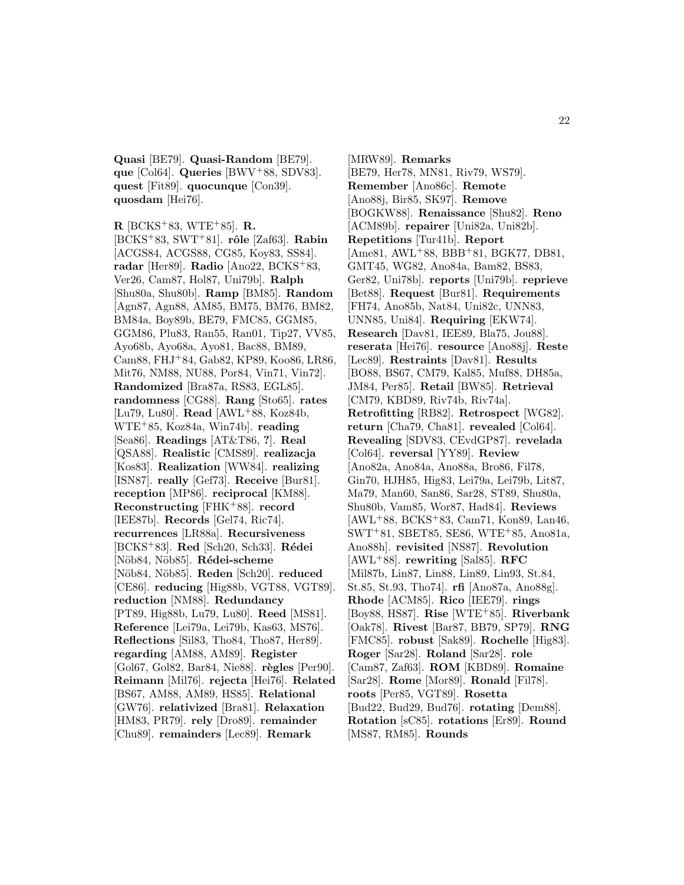**Quasi** [BE79]. **Quasi-Random** [BE79]. **que** [Col64]. **Queries** [BWV+88, SDV83]. **quest** [Fit89]. **quocunque** [Con39]. **quosdam** [Hei76].

**R** [BCKS+83, WTE+85]. **R.** [BCKS+83, SWT+81]. **rôle** [Zaf63]. **Rabin** [ACGS84, ACGS88, CG85, Koy83, SS84]. **radar** [Her89]. **Radio** [Ano22, BCKS+83, Ver26, Cam87, Hol87, Uni79b]. **Ralph** [Shu80a, Shu80b]. **Ramp** [BM85]. **Random** [Agn87, Agn88, AM85, BM75, BM76, BM82, BM84a, Boy89b, BE79, FMC85, GGM85, GGM86, Plu83, Ran55, Ran01, Tip27, VV85, Ayo68b, Ayo68a, Ayo81, Bac88, BM89, Cam88, FHJ+84, Gab82, KP89, Koo86, LR86, Mit76, NM88, NU88, Por84, Vin71, Vin72]. **Randomized** [Bra87a, RS83, EGL85]. **randomness** [CG88]. **Rang** [Sto65]. **rates** [Lu79, Lu80]. **Read** [AWL+88, Koz84b, WTE+85, Koz84a, Win74b]. **reading** [Sea86]. **Readings** [AT&T86, ?]. **Real** [QSA88]. **Realistic** [CMS89]. **realizacja** [Kos83]. **Realization** [WW84]. **realizing** [ISN87]. **really** [Gef73]. **Receive** [Bur81]. **reception** [MP86]. **reciprocal** [KM88]. **Reconstructing** [FHK+88]. **record** [IEE87b]. **Records** [Gel74, Ric74]. **recurrences** [LR88a]. **Recursiveness** [BCKS+83]. **Red** [Sch20, Sch33]. **Rédei** [Nöb84, Nöb85]. **Rédei-scheme** [Nöb84, Nöb85]. **Reden** [Sch20]. **reduced** [CE86]. **reducing** [Hig88b, VGT88, VGT89]. **reduction** [NM88]. **Redundancy** [PT89, Hig88b, Lu79, Lu80]. **Reed** [MS81]. **Reference** [Lei79a, Lei79b, Kas63, MS76]. **Reflections** [Sil83, Tho84, Tho87, Her89]. **regarding** [AM88, AM89]. **Register** [Gol67, Gol82, Bar84, Nie88]. **règles** [Per90]. **Reimann** [Mil76]. **rejecta** [Hei76]. **Related** [BS67, AM88, AM89, HS85]. **Relational** [GW76]. **relativized** [Bra81]. **Relaxation** [HM83, PR79]. **rely** [Dro89]. **remainder** [Chu89]. **remainders** [Lec89]. **Remark** [MRW89]. **Remarks** [BE79, Her78, MN81, Riv79, WS79]. **Remember** [Ano86c]. **Remote** [Ano88j, Bir85, SK97]. **Remove** [BOGKW88]. **Renaissance** [Shu82]. **Reno** [ACM89b]. **repairer** [Uni82a, Uni82b]. **Repetitions** [Tur41b]. **Report** [Ame81, AWL+88, BBB+81, BGK77, DB81, GMT45, WG82, Ano84a, Bam82, BS83, Ger82, Uni78b]. **reports** [Uni79b]. **reprieve** [Bet88]. **Request** [Bur81]. **Requirements** [FH74, Ano85b, Nat84, Uni82c, UNN83, UNN85, Uni84]. **Requiring** [EKW74]. **Research** [Dav81, IEE89, Bla75, Jou88]. **reserata** [Hei76]. **resource** [Ano88j]. **Reste** [Lec89]. **Restraints** [Dav81]. **Results** [BO88, BS67, CM79, Kal85, Muf88, DH85a, JM84, Per85]. **Retail** [BW85]. **Retrieval** [CM79, KBD89, Riv74b, Riv74a]. **Retrofitting** [RB82]. **Retrospect** [WG82]. **return** [Cha79, Cha81]. **revealed** [Col64]. **Revealing** [SDV83, CEvdGP87]. **revelada** [Col64]. **reversal** [YY89]. **Review** [Ano82a, Ano84a, Ano88a, Bro86, Fil78, Gin70, HJH85, Hig83, Lei79a, Lei79b, Lit87, Ma79, Man60, San86, Sar28, ST89, Shu80a, Shu80b, Vam85, Wor87, Had84]. **Reviews** [AWL+88, BCKS+83, Cam71, Kon89, Lan46, SWT+81, SBET85, SE86, WTE+85, Ano81a, Ano88h]. **revisited** [NS87]. **Revolution** [AWL+88]. **rewriting** [Sal85]. **RFC** [Mil87b, Lin87, Lin88, Lin89, Lin93, St.84, St.85, St.93, Tho74]. **rfi** [Ano87a, Ano88g]. **Rhode** [ACM85]. **Rico** [IEE79]. **rings** [Boy88, HS87]. **Rise** [WTE+85]. **Riverbank** [Oak78]. **Rivest** [Bar87, BB79, SP79]. **RNG** [FMC85]. **robust** [Sak89]. **Rochelle** [Hig83]. **Roger** [Sar28]. **Roland** [Sar28]. **role** [Cam87, Zaf63]. **ROM** [KBD89]. **Romaine** [Sar28]. **Rome** [Mor89]. **Ronald** [Fil78]. **roots** [Per85, VGT89]. **Rosetta** [Bud22, Bud29, Bud76]. **rotating** [Dem88]. **Rotation** [sC85]. **rotations** [Er89]. **Round** [MS87, RM85]. **Rounds**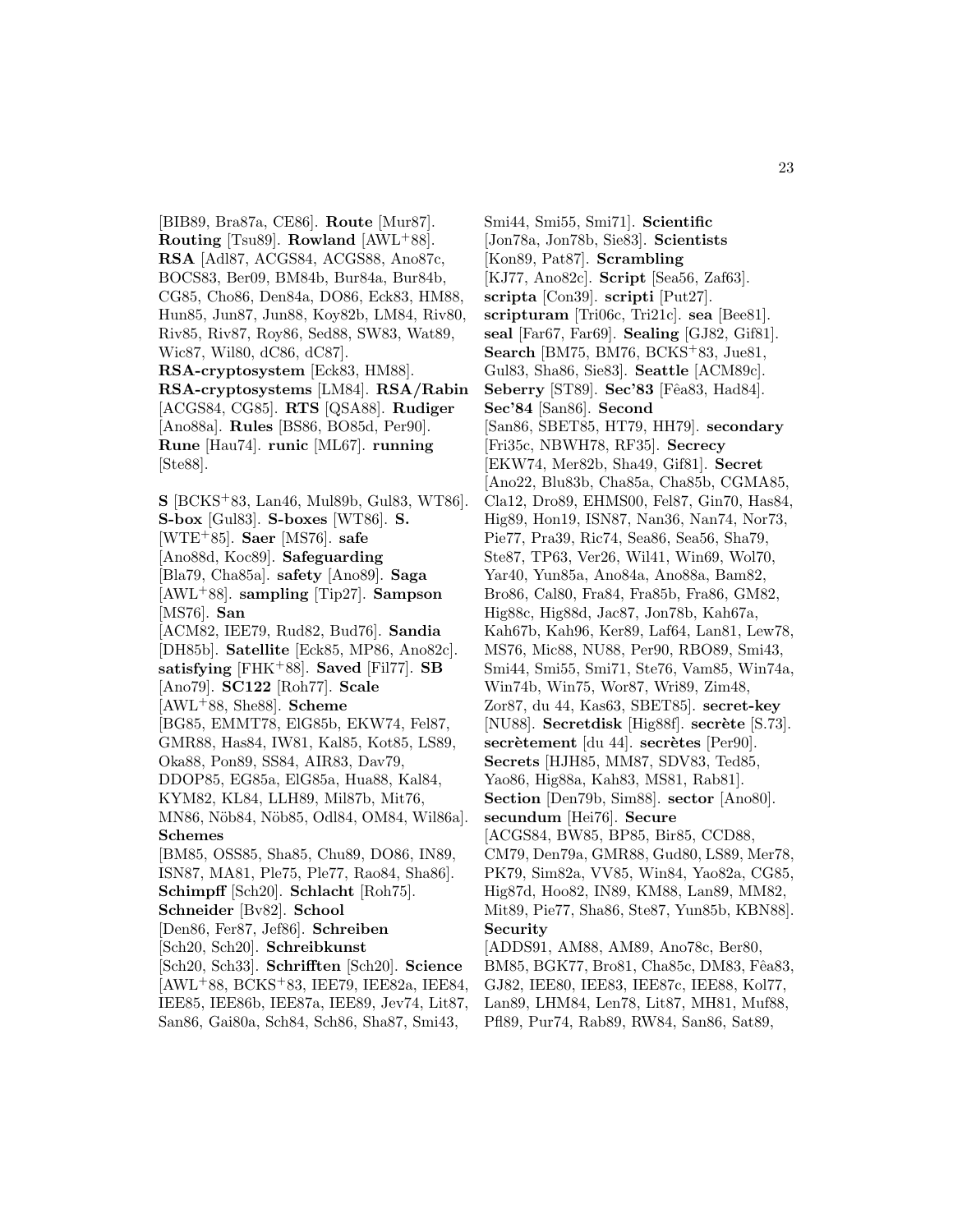[BIB89, Bra87a, CE86]. **Route** [Mur87]. **Routing** [Tsu89]. **Rowland** [AWL+88]. **RSA** [Adl87, ACGS84, ACGS88, Ano87c, BOCS83, Ber09, BM84b, Bur84a, Bur84b, CG85, Cho86, Den84a, DO86, Eck83, HM88, Hun85, Jun87, Jun88, Koy82b, LM84, Riv80, Riv85, Riv87, Roy86, Sed88, SW83, Wat89, Wic87, Wil80, dC86, dC87]. **RSA-cryptosystem** [Eck83, HM88]. **RSA-cryptosystems** [LM84]. **RSA/Rabin** [ACGS84, CG85]. **RTS** [QSA88]. **Rudiger** [Ano88a]. **Rules** [BS86, BO85d, Per90]. **Rune** [Hau74]. **runic** [ML67]. **running** [Ste88].

**S** [BCKS+83, Lan46, Mul89b, Gul83, WT86]. **S-box** [Gul83]. **S-boxes** [WT86]. **S.** [WTE+85]. **Saer** [MS76]. **safe** [Ano88d, Koc89]. **Safeguarding** [Bla79, Cha85a]. **safety** [Ano89]. **Saga** [AWL+88]. **sampling** [Tip27]. **Sampson** [MS76]. **San** [ACM82, IEE79, Rud82, Bud76]. **Sandia** [DH85b]. **Satellite** [Eck85, MP86, Ano82c]. **satisfying** [FHK+88]. **Saved** [Fil77]. **SB** [Ano79]. **SC122** [Roh77]. **Scale** [AWL+88, She88]. **Scheme** [BG85, EMMT78, ElG85b, EKW74, Fel87, GMR88, Has84, IW81, Kal85, Kot85, LS89, Oka88, Pon89, SS84, AIR83, Dav79, DDOP85, EG85a, ElG85a, Hua88, Kal84, KYM82, KL84, LLH89, Mil87b, Mit76, MN86, Nöb84, Nöb85, Odl84, OM84, Wil86a]. **Schemes** [BM85, OSS85, Sha85, Chu89, DO86, IN89, ISN87, MA81, Ple75, Ple77, Rao84, Sha86]. **Schimpff** [Sch20]. **Schlacht** [Roh75]. **Schneider** [Bv82]. **School** [Den86, Fer87, Jef86]. **Schreiben** [Sch20, Sch20]. **Schreibkunst** [Sch20, Sch33]. **Schrifften** [Sch20]. **Science** [AWL+88, BCKS+83, IEE79, IEE82a, IEE84, IEE85, IEE86b, IEE87a, IEE89, Jev74, Lit87, San86, Gai80a, Sch84, Sch86, Sha87, Smi43, Smi44, Smi55, Smi71]. **Scientific** [Jon78a, Jon78b, Sie83]. **Scientists** [Kon89, Pat87]. **Scrambling** [KJ77, Ano82c]. **Script** [Sea56, Zaf63]. **scripta** [Con39]. **scripti** [Put27]. **scripturam** [Tri06c, Tri21c]. **sea** [Bee81]. **seal** [Far67, Far69]. **Sealing** [GJ82, Gif81]. **Search** [BM75, BM76, BCKS+83, Jue81, Gul83, Sha86, Sie83]. **Seattle** [ACM89c]. **Seberry** [ST89]. **Sec'83** [Fêa83, Had84]. **Sec'84** [San86]. **Second** [San86, SBET85, HT79, HH79]. **secondary** [Fri35c, NBWH78, RF35]. **Secrecy** [EKW74, Mer82b, Sha49, Gif81]. **Secret** [Ano22, Blu83b, Cha85a, Cha85b, CGMA85, Cla12, Dro89, EHMS00, Fel87, Gin70, Has84, Hig89, Hon19, ISN87, Nan36, Nan74, Nor73, Pie77, Pra39, Ric74, Sea86, Sea56, Sha79, Ste87, TP63, Ver26, Wil41, Win69, Wol70, Yar40, Yun85a, Ano84a, Ano88a, Bam82, Bro86, Cal80, Fra84, Fra85b, Fra86, GM82, Hig88c, Hig88d, Jac87, Jon78b, Kah67a, Kah67b, Kah96, Ker89, Laf64, Lan81, Lew78, MS76, Mic88, NU88, Per90, RBO89, Smi43, Smi44, Smi55, Smi71, Ste76, Vam85, Win74a, Win74b, Win75, Wor87, Wri89, Zim48, Zor87, du 44, Kas63, SBET85]. **secret-key** [NU88]. **Secretdisk** [Hig88f]. **secrète** [S.73]. **secrètement** [du 44]. **secrètes** [Per90]. **Secrets** [HJH85, MM87, SDV83, Ted85, Yao86, Hig88a, Kah83, MS81, Rab81]. **Section** [Den79b, Sim88]. **sector** [Ano80]. **secundum** [Hei76]. **Secure** [ACGS84, BW85, BP85, Bir85, CCD88, CM79, Den79a, GMR88, Gud80, LS89, Mer78, PK79, Sim82a, VV85, Win84, Yao82a, CG85, Hig87d, Hoo82, IN89, KM88, Lan89, MM82, Mit89, Pie77, Sha86, Ste87, Yun85b, KBN88]. **Security** [ADDS91, AM88, AM89, Ano78c, Ber80, BM85, BGK77, Bro81, Cha85c, DM83, Fêa83, GJ82, IEE80, IEE83, IEE87c, IEE88, Kol77, Lan89, LHM84, Len78, Lit87, MH81, Muf88, Pfl89, Pur74, Rab89, RW84, San86, Sat89,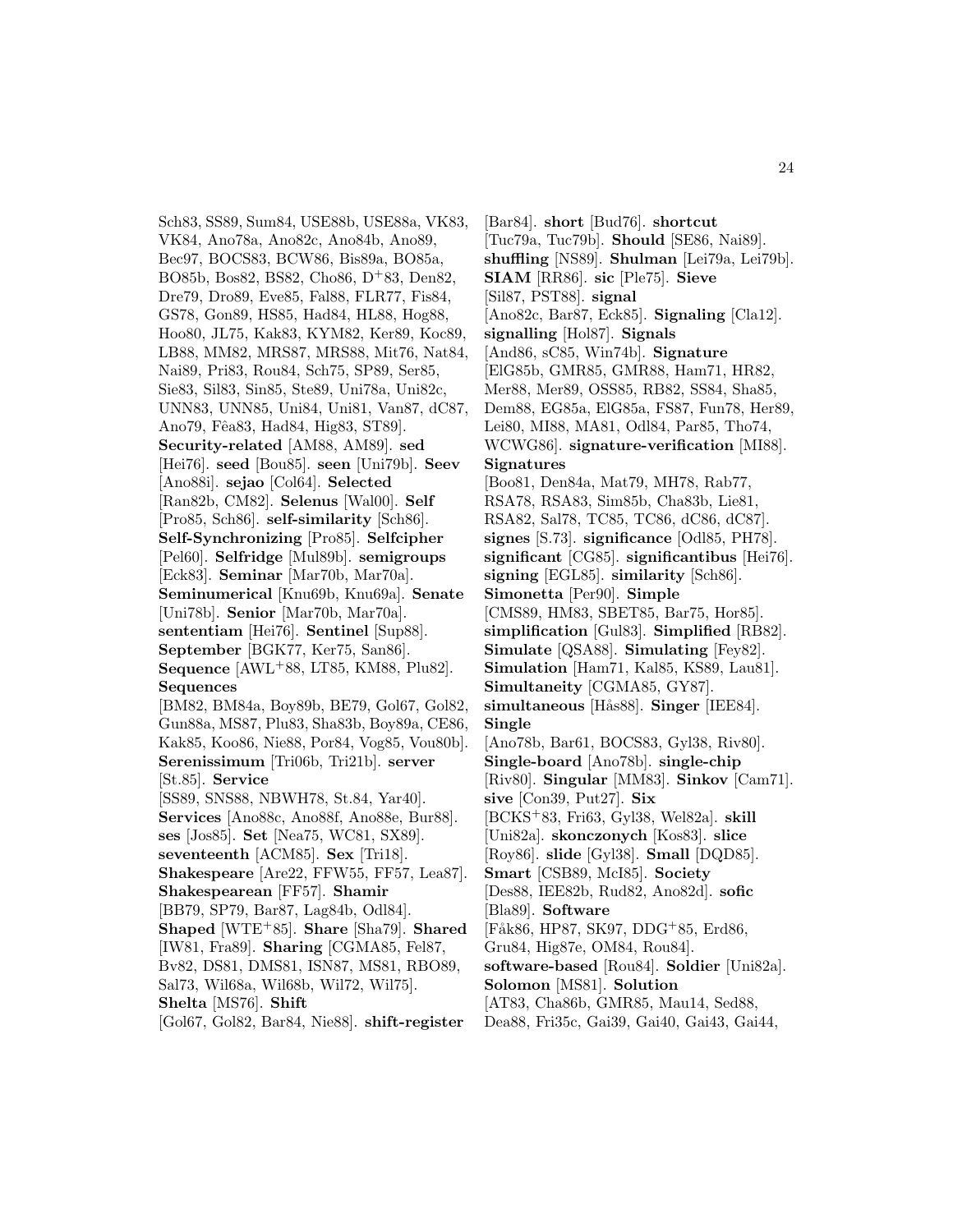Sch83, SS89, Sum84, USE88b, USE88a, VK83, VK84, Ano78a, Ano82c, Ano84b, Ano89, Bec97, BOCS83, BCW86, Bis89a, BO85a, BO85b, Bos82, BS82, Cho86, D[+]83, Den82, Dre79, Dro89, Eve85, Fal88, FLR77, Fis84, GS78, Gon89, HS85, Had84, HL88, Hog88, Hoo80, JL75, Kak83, KYM82, Ker89, Koc89, LB88, MM82, MRS87, MRS88, Mit76, Nat84, Nai89, Pri83, Rou84, Sch75, SP89, Ser85, Sie83, Sil83, Sin85, Ste89, Uni78a, Uni82c, UNN83, UNN85, Uni84, Uni81, Van87, dC87, Ano79, Fêa83, Had84, Hig83, ST89]. **Security-related** [AM88, AM89]. **sed** [Hei76]. **seed** [Bou85]. **seen** [Uni79b]. **Seev** [Ano88i]. **sejao** [Col64]. **Selected** [Ran82b, CM82]. **Selenus** [Wal00]. **Self** [Pro85, Sch86]. **self-similarity** [Sch86]. **Self-Synchronizing** [Pro85]. **Selfcipher** [Pel60]. **Selfridge** [Mul89b]. **semigroups** [Eck83]. **Seminar** [Mar70b, Mar70a]. **Seminumerical** [Knu69b, Knu69a]. **Senate** [Uni78b]. **Senior** [Mar70b, Mar70a]. **sententiam** [Hei76]. **Sentinel** [Sup88]. **September** [BGK77, Ker75, San86]. **Sequence** [AWL[+]88, LT85, KM88, Plu82]. **Sequences** [BM82, BM84a, Boy89b, BE79, Gol67, Gol82, Gun88a, MS87, Plu83, Sha83b, Boy89a, CE86, Kak85, Koo86, Nie88, Por84, Vog85, Vou80b]. **Serenissimum** [Tri06b, Tri21b]. **server** [St.85]. **Service** [SS89, SNS88, NBWH78, St.84, Yar40]. **Services** [Ano88c, Ano88f, Ano88e, Bur88]. **ses** [Jos85]. **Set** [Nea75, WC81, SX89]. **seventeenth** [ACM85]. **Sex** [Tri18]. **Shakespeare** [Are22, FFW55, FF57, Lea87]. **Shakespearean** [FF57]. **Shamir** [BB79, SP79, Bar87, Lag84b, Odl84]. **Shaped** [WTE[+]85]. **Share** [Sha79]. **Shared** [IW81, Fra89]. **Sharing** [CGMA85, Fel87, Bv82, DS81, DMS81, ISN87, MS81, RBO89, Sal73, Wil68a, Wil68b, Wil72, Wil75]. **Shelta** [MS76]. **Shift** [Gol67, Gol82, Bar84, Nie88]. **shift-register** [Bar84]. **short** [Bud76]. **shortcut** [Tuc79a, Tuc79b]. **Should** [SE86, Nai89]. **shuffling** [NS89]. **Shulman** [Lei79a, Lei79b]. **SIAM** [RR86]. **sic** [Ple75]. **Sieve** [Sil87, PST88]. **signal** [Ano82c, Bar87, Eck85]. **Signaling** [Cla12]. **signalling** [Hol87]. **Signals** [And86, sC85, Win74b]. **Signature** [ElG85b, GMR85, GMR88, Ham71, HR82, Mer88, Mer89, OSS85, RB82, SS84, Sha85, Dem88, EG85a, ElG85a, FS87, Fun78, Her89, Lei80, MI88, MA81, Odl84, Par85, Tho74, WCWG86]. **signature-verification** [MI88]. **Signatures** [Boo81, Den84a, Mat79, MH78, Rab77, RSA78, RSA83, Sim85b, Cha83b, Lie81, RSA82, Sal78, TC85, TC86, dC86, dC87]. **signes** [S.73]. **significance** [Odl85, PH78]. **significant** [CG85]. **significantibus** [Hei76]. **signing** [EGL85]. **similarity** [Sch86]. **Simonetta** [Per90]. **Simple** [CMS89, HM83, SBET85, Bar75, Hor85]. **simplification** [Gul83]. **Simplified** [RB82]. **Simulate** [QSA88]. **Simulating** [Fey82]. **Simulation** [Ham71, Kal85, KS89, Lau81]. **Simultaneity** [CGMA85, GY87]. **simultaneous** [Hås88]. **Singer** [IEE84]. **Single** [Ano78b, Bar61, BOCS83, Gyl38, Riv80]. **Single-board** [Ano78b]. **single-chip** [Riv80]. **Singular** [MM83]. **Sinkov** [Cam71]. **sive** [Con39, Put27]. **Six** [BCKS[+]83, Fri63, Gyl38, Wel82a]. **skill** [Uni82a]. **skonczonych** [Kos83]. **slice** [Roy86]. **slide** [Gyl38]. **Small** [DQD85]. **Smart** [CSB89, McI85]. **Society** [Des88, IEE82b, Rud82, Ano82d]. **sofic** [Bla89]. **Software** [Fåk86, HP87, SK97, DDG[+]85, Erd86, Gru84, Hig87e, OM84, Rou84]. **software-based** [Rou84]. **Soldier** [Uni82a]. **Solomon** [MS81]. **Solution** [AT83, Cha86b, GMR85, Mau14, Sed88, Dea88, Fri35c, Gai39, Gai40, Gai43, Gai44,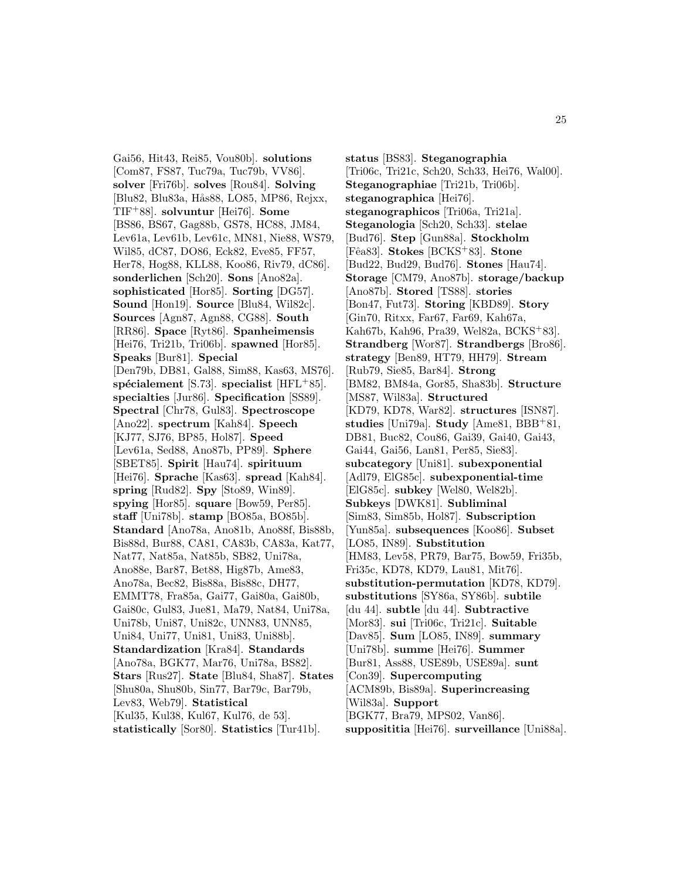Gai56, Hit43, Rei85, Vou80b]. **solutions** [Com87, FS87, Tuc79a, Tuc79b, VV86]. **solver** [Fri76b]. **solves** [Rou84]. **Solving** [Blu82, Blu83a, Hås88, LO85, MP86, Rejxx, TIF+88]. **solvuntur** [Hei76]. **Some** [BS86, BS67, Gag88b, GS78, HC88, JM84, Lev61a, Lev61b, Lev61c, MN81, Nie88, WS79, Wil85, dC87, DO86, Eck82, Eve85, FF57, Her78, Hog88, KLL88, Koo86, Riv79, dC86]. **sonderlichen** [Sch20]. **Sons** [Ano82a]. **sophisticated** [Hor85]. **Sorting** [DG57]. **Sound** [Hon19]. **Source** [Blu84, Wil82c]. **Sources** [Agn87, Agn88, CG88]. **South** [RR86]. **Space** [Ryt86]. **Spanheimensis** [Hei76, Tri21b, Tri06b]. **spawned** [Hor85]. **Speaks** [Bur81]. **Special** [Den79b, DB81, Gal88, Sim88, Kas63, MS76]. **spécialement** [S.73]. **specialist** [HFL+85]. **specialties** [Jur86]. **Specification** [SS89]. **Spectral** [Chr78, Gul83]. **Spectroscope** [Ano22]. **spectrum** [Kah84]. **Speech** [KJ77, SJ76, BP85, Hol87]. **Speed** [Lev61a, Sed88, Ano87b, PP89]. **Sphere** [SBET85]. **Spirit** [Hau74]. **spirituum** [Hei76]. **Sprache** [Kas63]. **spread** [Kah84]. **spring** [Rud82]. **Spy** [Sto89, Win89]. **spying** [Hor85]. **square** [Bow59, Per85]. **staff** [Uni78b]. **stamp** [BO85a, BO85b]. **Standard** [Ano78a, Ano81b, Ano88f, Bis88b, Bis88d, Bur88, CA81, CA83b, CA83a, Kat77, Nat77, Nat85a, Nat85b, SB82, Uni78a, Ano88e, Bar87, Bet88, Hig87b, Ame83, Ano78a, Bec82, Bis88a, Bis88c, DH77, EMMT78, Fra85a, Gai77, Gai80a, Gai80b, Gai80c, Gul83, Jue81, Ma79, Nat84, Uni78a, Uni78b, Uni87, Uni82c, UNN83, UNN85, Uni84, Uni77, Uni81, Uni83, Uni88b]. **Standardization** [Kra84]. **Standards** [Ano78a, BGK77, Mar76, Uni78a, BS82]. **Stars** [Rus27]. **State** [Blu84, Sha87]. **States** [Shu80a, Shu80b, Sin77, Bar79c, Bar79b, Lev83, Web79]. **Statistical** [Kul35, Kul38, Kul67, Kul76, de 53]. **statistically** [Sor80]. **Statistics** [Tur41b].

**status** [BS83]. **Steganographia** [Tri06c, Tri21c, Sch20, Sch33, Hei76, Wal00]. **Steganographiae** [Tri21b, Tri06b]. **steganographica** [Hei76]. **steganographicos** [Tri06a, Tri21a]. **Steganologia** [Sch20, Sch33]. **stelae** [Bud76]. **Step** [Gun88a]. **Stockholm** [Fêa83]. **Stokes** [BCKS+83]. **Stone** [Bud22, Bud29, Bud76]. **Stones** [Hau74]. **Storage** [CM79, Ano87b]. **storage/backup** [Ano87b]. **Stored** [TS88]. **stories** [Bon47, Fut73]. **Storing** [KBD89]. **Story** [Gin70, Ritxx, Far67, Far69, Kah67a, Kah67b, Kah96, Pra39, Wel82a, BCKS+83]. **Strandberg** [Wor87]. **Strandbergs** [Bro86]. **strategy** [Ben89, HT79, HH79]. **Stream** [Rub79, Sie85, Bar84]. **Strong** [BM82, BM84a, Gor85, Sha83b]. **Structure** [MS87, Wil83a]. **Structured** [KD79, KD78, War82]. **structures** [ISN87]. **studies** [Uni79a]. **Study** [Ame81, BBB+81, DB81, Buc82, Cou86, Gai39, Gai40, Gai43, Gai44, Gai56, Lan81, Per85, Sie83]. **subcategory** [Uni81]. **subexponential** [Adl79, ElG85c]. **subexponential-time** [ElG85c]. **subkey** [Wel80, Wel82b]. **Subkeys** [DWK81]. **Subliminal** [Sim83, Sim85b, Hol87]. **Subscription** [Yun85a]. **subsequences** [Koo86]. **Subset** [LO85, IN89]. **Substitution** [HM83, Lev58, PR79, Bar75, Bow59, Fri35b, Fri35c, KD78, KD79, Lau81, Mit76]. **substitution-permutation** [KD78, KD79]. **substitutions** [SY86a, SY86b]. **subtile** [du 44]. **subtle** [du 44]. **Subtractive** [Mor83]. **sui** [Tri06c, Tri21c]. **Suitable** [Dav85]. **Sum** [LO85, IN89]. **summary** [Uni78b]. **summe** [Hei76]. **Summer** [Bur81, Ass88, USE89b, USE89a]. **sunt** [Con39]. **Supercomputing** [ACM89b, Bis89a]. **Superincreasing** [Wil83a]. **Support** [BGK77, Bra79, MPS02, Van86]. **supposititia** [Hei76]. **surveillance** [Uni88a].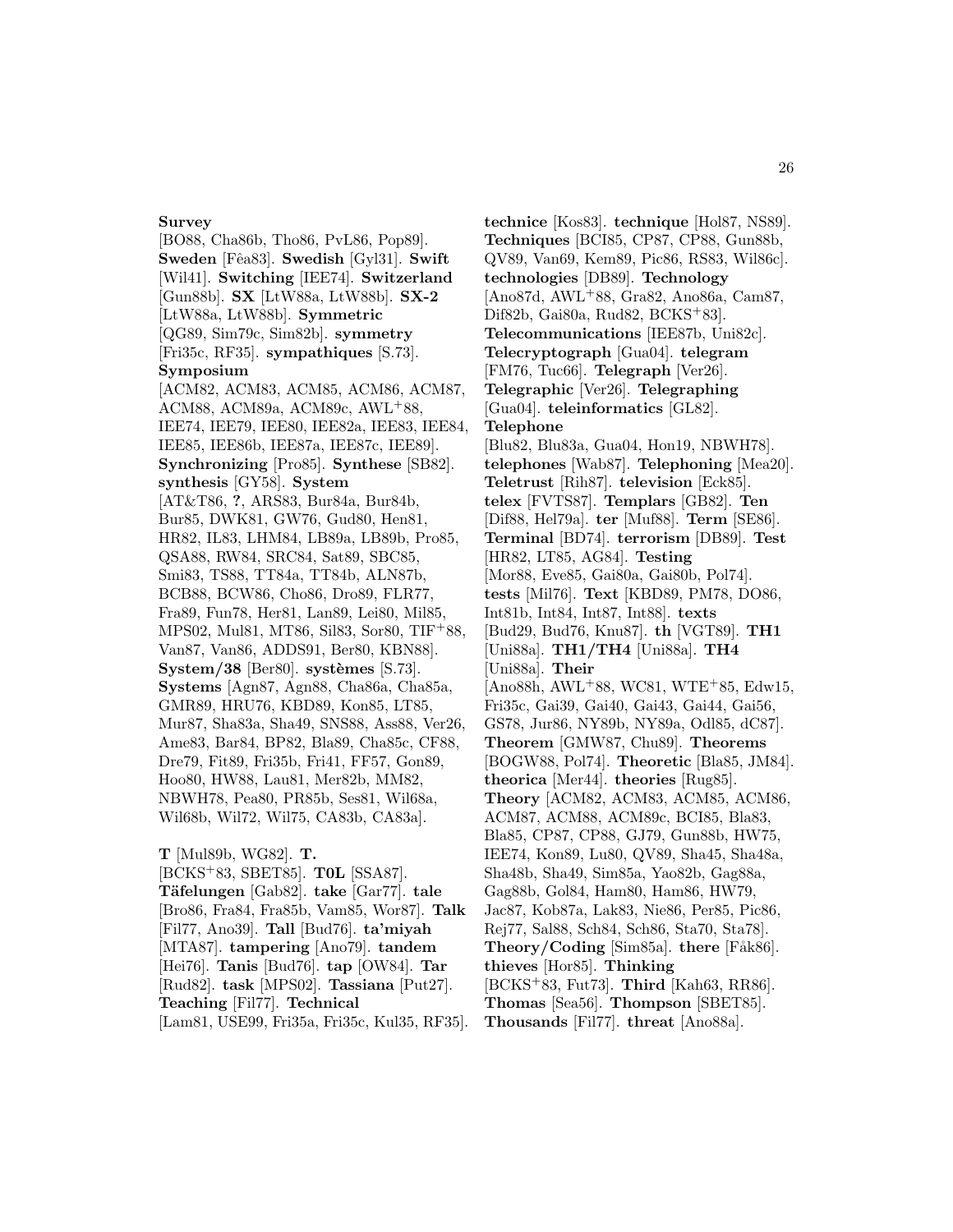**Survey** [BO88, Cha86b, Tho86, PvL86, Pop89]. **Sweden** [Fêa83]. **Swedish** [Gyl31]. **Swift** [Wil41]. **Switching** [IEE74]. **Switzerland** [Gun88b]. **SX** [LtW88a, LtW88b]. **SX-2** [LtW88a, LtW88b]. **Symmetric** [QG89, Sim79c, Sim82b]. **symmetry** [Fri35c, RF35]. **sympathiques** [S.73]. **Symposium** [ACM82, ACM83, ACM85, ACM86, ACM87, ACM88, ACM89a, ACM89c, AWL+88, IEE74, IEE79, IEE80, IEE82a, IEE83, IEE84, IEE85, IEE86b, IEE87a, IEE87c, IEE89]. **Synchronizing** [Pro85]. **Synthese** [SB82]. **synthesis** [GY58]. **System** [AT&T86, **?**, ARS83, Bur84a, Bur84b, Bur85, DWK81, GW76, Gud80, Hen81, HR82, IL83, LHM84, LB89a, LB89b, Pro85, QSA88, RW84, SRC84, Sat89, SBC85, Smi83, TS88, TT84a, TT84b, ALN87b, BCB88, BCW86, Cho86, Dro89, FLR77, Fra89, Fun78, Her81, Lan89, Lei80, Mil85, MPS02, Mul81, MT86, Sil83, Sor80, TIF+88, Van87, Van86, ADDS91, Ber80, KBN88]. **System/38** [Ber80]. **systèmes** [S.73]. **Systems** [Agn87, Agn88, Cha86a, Cha85a, GMR89, HRU76, KBD89, Kon85, LT85, Mur87, Sha83a, Sha49, SNS88, Ass88, Ver26, Ame83, Bar84, BP82, Bla89, Cha85c, CF88, Dre79, Fit89, Fri35b, Fri41, FF57, Gon89, Hoo80, HW88, Lau81, Mer82b, MM82, NBWH78, Pea80, PR85b, Ses81, Wil68a, Wil68b, Wil72, Wil75, CA83b, CA83a].

**T** [Mul89b, WG82]. **T.** [BCKS+83, SBET85]. **T0L** [SSA87]. **Täfelungen** [Gab82]. **take** [Gar77]. **tale** [Bro86, Fra84, Fra85b, Vam85, Wor87]. **Talk** [Fil77, Ano39]. **Tall** [Bud76]. **ta'miyah** [MTA87]. **tampering** [Ano79]. **tandem** [Hei76]. **Tanis** [Bud76]. **tap** [OW84]. **Tar** [Rud82]. **task** [MPS02]. **Tassiana** [Put27]. **Teaching** [Fil77]. **Technical** [Lam81, USE99, Fri35a, Fri35c, Kul35, RF35]. **technice** [Kos83]. **technique** [Hol87, NS89]. **Techniques** [BCI85, CP87, CP88, Gun88b, QV89, Van69, Kem89, Pic86, RS83, Wil86c]. **technologies** [DB89]. **Technology** [Ano87d, AWL+88, Gra82, Ano86a, Cam87, Dif82b, Gai80a, Rud82, BCKS+83]. **Telecommunications** [IEE87b, Uni82c]. **Telecryptograph** [Gua04]. **telegram** [FM76, Tuc66]. **Telegraph** [Ver26]. **Telegraphic** [Ver26]. **Telegraphing** [Gua04]. **teleinformatics** [GL82]. **Telephone** [Blu82, Blu83a, Gua04, Hon19, NBWH78]. **telephones** [Wab87]. **Telephoning** [Mea20]. **Teletrust** [Rih87]. **television** [Eck85]. **telex** [FVTS87]. **Templars** [GB82]. **Ten** [Dif88, Hel79a]. **ter** [Muf88]. **Term** [SE86]. **Terminal** [BD74]. **terrorism** [DB89]. **Test** [HR82, LT85, AG84]. **Testing** [Mor88, Eve85, Gai80a, Gai80b, Pol74]. **tests** [Mil76]. **Text** [KBD89, PM78, DO86, Int81b, Int84, Int87, Int88]. **texts** [Bud29, Bud76, Knu87]. **th** [VGT89]. **TH1** [Uni88a]. **TH1/TH4** [Uni88a]. **TH4** [Uni88a]. **Their** [Ano88h, AWL+88, WC81, WTE+85, Edw15, Fri35c, Gai39, Gai40, Gai43, Gai44, Gai56, GS78, Jur86, NY89b, NY89a, Odl85, dC87]. **Theorem** [GMW87, Chu89]. **Theorems** [BOGW88, Pol74]. **Theoretic** [Bla85, JM84]. **theorica** [Mer44]. **theories** [Rug85]. **Theory** [ACM82, ACM83, ACM85, ACM86, ACM87, ACM88, ACM89c, BCI85, Bla83, Bla85, CP87, CP88, GJ79, Gun88b, HW75, IEE74, Kon89, Lu80, QV89, Sha45, Sha48a, Sha48b, Sha49, Sim85a, Yao82b, Gag88a, Gag88b, Gol84, Ham80, Ham86, HW79, Jac87, Kob87a, Lak83, Nie86, Per85, Pic86, Rej77, Sal88, Sch84, Sch86, Sta70, Sta78]. **Theory/Coding** [Sim85a]. **there** [Fåk86]. **thieves** [Hor85]. **Thinking** [BCKS+83, Fut73]. **Third** [Kah63, RR86]. **Thomas** [Sea56]. **Thompson** [SBET85]. **Thousands** [Fil77]. **threat** [Ano88a].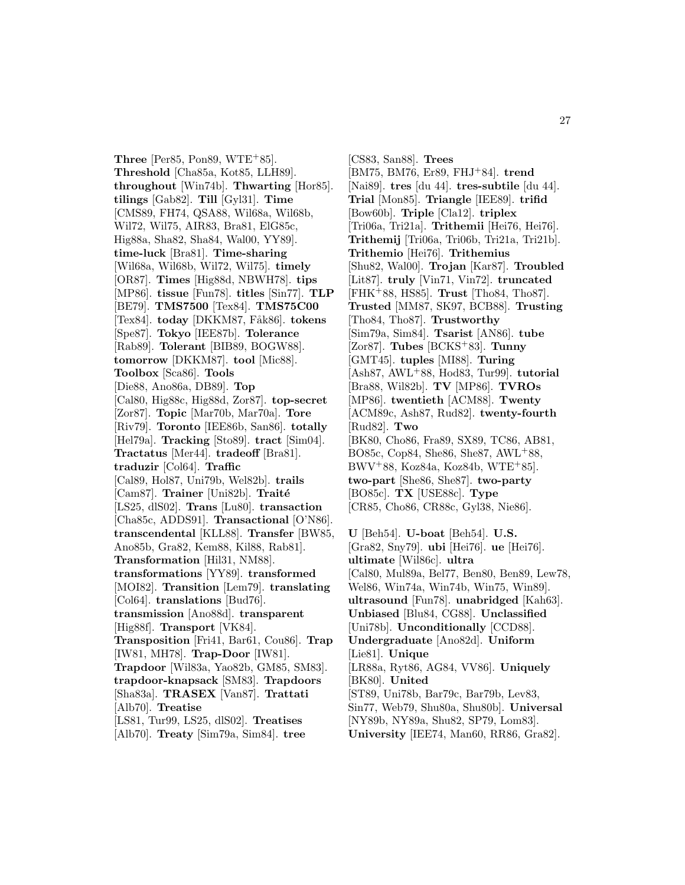**Three** [Per85, Pon89, WTE+85]. **Threshold** [Cha85a, Kot85, LLH89]. **throughout** [Win74b]. **Thwarting** [Hor85]. **tilings** [Gab82]. **Till** [Gyl31]. **Time** [CMS89, FH74, QSA88, Wil68a, Wil68b, Wil72, Wil75, AIR83, Bra81, ElG85c, Hig88a, Sha82, Sha84, Wal00, YY89]. **time-luck** [Bra81]. **Time-sharing** [Wil68a, Wil68b, Wil72, Wil75]. **timely** [OR87]. **Times** [Hig88d, NBWH78]. **tips** [MP86]. **tissue** [Fun78]. **titles** [Sin77]. **TLP** [BE79]. **TMS7500** [Tex84]. **TMS75C00** [Tex84]. **today** [DKKM87, Fåk86]. **tokens** [Spe87]. **Tokyo** [IEE87b]. **Tolerance** [Rab89]. **Tolerant** [BIB89, BOGW88]. **tomorrow** [DKKM87]. **tool** [Mic88]. **Toolbox** [Sca86]. **Tools** [Die88, Ano86a, DB89]. **Top** [Cal80, Hig88c, Hig88d, Zor87]. **top-secret** [Zor87]. **Topic** [Mar70b, Mar70a]. **Tore** [Riv79]. **Toronto** [IEE86b, San86]. **totally** [Hel79a]. **Tracking** [Sto89]. **tract** [Sim04]. **Tractatus** [Mer44]. **tradeoff** [Bra81]. **traduzir** [Col64]. **Traffic** [Cal89, Hol87, Uni79b, Wel82b]. **trails** [Cam87]. **Trainer** [Uni82b]. **Traité** [LS25, dlS02]. **Trans** [Lu80]. **transaction** [Cha85c, ADDS91]. **Transactional** [O'N86]. **transcendental** [KLL88]. **Transfer** [BW85, Ano85b, Gra82, Kem88, Kil88, Rab81]. **Transformation** [Hil31, NM88]. **transformations** [YY89]. **transformed** [MOI82]. **Transition** [Lem79]. **translating** [Col64]. **translations** [Bud76]. **transmission** [Ano88d]. **transparent** [Hig88f]. **Transport** [VK84]. **Transposition** [Fri41, Bar61, Cou86]. **Trap** [IW81, MH78]. **Trap-Door** [IW81]. **Trapdoor** [Wil83a, Yao82b, GM85, SM83]. **trapdoor-knapsack** [SM83]. **Trapdoors** [Sha83a]. **TRASEX** [Van87]. **Trattati** [Alb70]. **Treatise** [LS81, Tur99, LS25, dlS02]. **Treatises** [Alb70]. **Treaty** [Sim79a, Sim84]. **tree** [CS83, San88]. **Trees** [BM75, BM76, Er89, FHJ+84]. **trend** [Nai89]. **tres** [du 44]. **tres-subtile** [du 44]. **Trial** [Mon85]. **Triangle** [IEE89]. **trifid** [Bow60b]. **Triple** [Cla12]. **triplex** [Tri06a, Tri21a]. **Trithemii** [Hei76, Hei76]. **Trithemij** [Tri06a, Tri06b, Tri21a, Tri21b]. **Trithemio** [Hei76]. **Trithemius** [Shu82, Wal00]. **Trojan** [Kar87]. **Troubled** [Lit87]. **truly** [Vin71, Vin72]. **truncated** [FHK+88, HS85]. **Trust** [Tho84, Tho87]. **Trusted** [MM87, SK97, BCB88]. **Trusting** [Tho84, Tho87]. **Trustworthy** [Sim79a, Sim84]. **Tsarist** [AN86]. **tube** [Zor87]. **Tubes** [BCKS+83]. **Tunny** [GMT45]. **tuples** [MI88]. **Turing** [Ash87, AWL+88, Hod83, Tur99]. **tutorial** [Bra88, Wil82b]. **TV** [MP86]. **TVROs** [MP86]. **twentieth** [ACM88]. **Twenty** [ACM89c, Ash87, Rud82]. **twenty-fourth** [Rud82]. **Two** [BK80, Cho86, Fra89, SX89, TC86, AB81, BO85c, Cop84, She86, She87, AWL+88, BWV+88, Koz84a, Koz84b, WTE+85]. **two-part** [She86, She87]. **two-party** [BO85c]. **TX** [USE88c]. **Type** [CR85, Cho86, CR88c, Gyl38, Nie86].

**U** [Beh54]. **U-boat** [Beh54]. **U.S.** [Gra82, Sny79]. **ubi** [Hei76]. **ue** [Hei76]. **ultimate** [Wil86c]. **ultra** [Cal80, Mul89a, Bel77, Ben80, Ben89, Lew78, Wel86, Win74a, Win74b, Win75, Win89]. **ultrasound** [Fun78]. **unabridged** [Kah63]. **Unbiased** [Blu84, CG88]. **Unclassified** [Uni78b]. **Unconditionally** [CCD88]. **Undergraduate** [Ano82d]. **Uniform** [Lie81]. **Unique** [LR88a, Ryt86, AG84, VV86]. **Uniquely** [BK80]. **United** [ST89, Uni78b, Bar79c, Bar79b, Lev83, Sin77, Web79, Shu80a, Shu80b]. **Universal** [NY89b, NY89a, Shu82, SP79, Lom83]. **University** [IEE74, Man60, RR86, Gra82].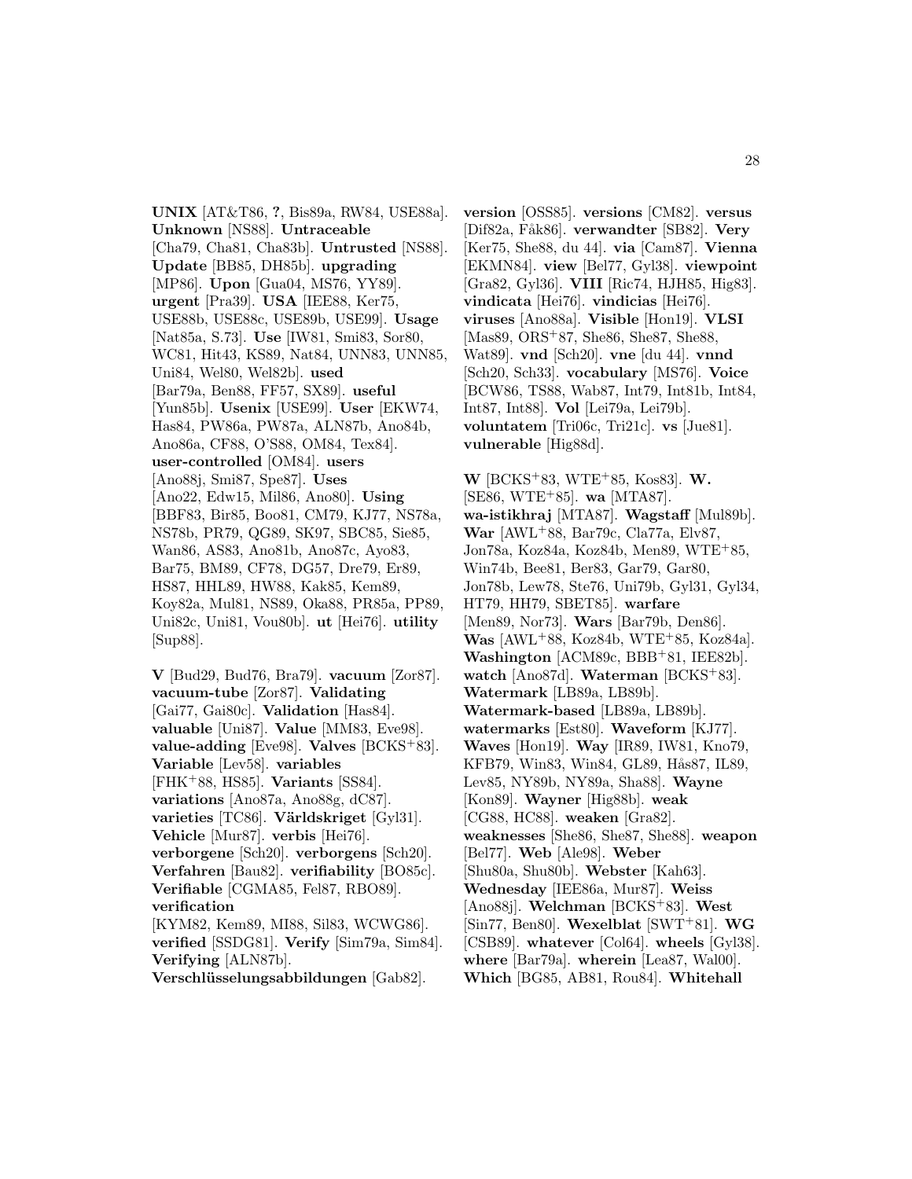**UNIX** [AT&T86, **?**, Bis89a, RW84, USE88a]. **Unknown** [NS88]. **Untraceable** [Cha79, Cha81, Cha83b]. **Untrusted** [NS88]. **Update** [BB85, DH85b]. **upgrading** [MP86]. **Upon** [Gua04, MS76, YY89]. **urgent** [Pra39]. **USA** [IEE88, Ker75, USE88b, USE88c, USE89b, USE99]. **Usage** [Nat85a, S.73]. **Use** [IW81, Smi83, Sor80, WC81, Hit43, KS89, Nat84, UNN83, UNN85, Uni84, Wel80, Wel82b]. **used** [Bar79a, Ben88, FF57, SX89]. **useful** [Yun85b]. **Usenix** [USE99]. **User** [EKW74, Has84, PW86a, PW87a, ALN87b, Ano84b, Ano86a, CF88, O'S88, OM84, Tex84]. **user-controlled** [OM84]. **users** [Ano88j, Smi87, Spe87]. **Uses** [Ano22, Edw15, Mil86, Ano80]. **Using** [BBF83, Bir85, Boo81, CM79, KJ77, NS78a, NS78b, PR79, QG89, SK97, SBC85, Sie85, Wan86, AS83, Ano81b, Ano87c, Ayo83, Bar75, BM89, CF78, DG57, Dre79, Er89, HS87, HHL89, HW88, Kak85, Kem89, Koy82a, Mul81, NS89, Oka88, PR85a, PP89, Uni82c, Uni81, Vou80b]. **ut** [Hei76]. **utility** [Sup88].

**V** [Bud29, Bud76, Bra79]. **vacuum** [Zor87]. **vacuum-tube** [Zor87]. **Validating** [Gai77, Gai80c]. **Validation** [Has84]. **valuable** [Uni87]. **Value** [MM83, Eve98]. **value-adding** [Eve98]. **Valves** [BCKS+83]. **Variable** [Lev58]. **variables** [FHK+88, HS85]. **Variants** [SS84]. **variations** [Ano87a, Ano88g, dC87]. **varieties** [TC86]. **Världskriget** [Gyl31]. **Vehicle** [Mur87]. **verbis** [Hei76]. **verborgene** [Sch20]. **verborgens** [Sch20]. **Verfahren** [Bau82]. **verifiability** [BO85c]. **Verifiable** [CGMA85, Fel87, RBO89]. **verification** [KYM82, Kem89, MI88, Sil83, WCWG86]. **verified** [SSDG81]. **Verify** [Sim79a, Sim84]. **Verifying** [ALN87b]. **Verschlüsselungsabbildungen** [Gab82]. **version** [OSS85]. **versions** [CM82]. **versus** [Dif82a, Fåk86]. **verwandter** [SB82]. **Very** [Ker75, She88, du 44]. **via** [Cam87]. **Vienna** [EKMN84]. **view** [Bel77, Gyl38]. **viewpoint** [Gra82, Gyl36]. **VIII** [Ric74, HJH85, Hig83]. **vindicata** [Hei76]. **vindicias** [Hei76]. **viruses** [Ano88a]. **Visible** [Hon19]. **VLSI** [Mas89, ORS+87, She86, She87, She88, Wat89]. **vnd** [Sch20]. **vne** [du 44]. **vnnd** [Sch20, Sch33]. **vocabulary** [MS76]. **Voice** [BCW86, TS88, Wab87, Int79, Int81b, Int84, Int87, Int88]. **Vol** [Lei79a, Lei79b]. **voluntatem** [Tri06c, Tri21c]. **vs** [Jue81]. **vulnerable** [Hig88d].

**W** [BCKS+83, WTE+85, Kos83]. **W.** [SE86, WTE+85]. **wa** [MTA87]. **wa-istikhraj** [MTA87]. **Wagstaff** [Mul89b]. **War** [AWL+88, Bar79c, Cla77a, Elv87, Jon78a, Koz84a, Koz84b, Men89, WTE+85, Win74b, Bee81, Ber83, Gar79, Gar80, Jon78b, Lew78, Ste76, Uni79b, Gyl31, Gyl34, HT79, HH79, SBET85]. **warfare** [Men89, Nor73]. **Wars** [Bar79b, Den86]. **Was** [AWL+88, Koz84b, WTE+85, Koz84a]. **Washington** [ACM89c, BBB+81, IEE82b]. **watch** [Ano87d]. **Waterman** [BCKS+83]. **Watermark** [LB89a, LB89b]. **Watermark-based** [LB89a, LB89b]. **watermarks** [Est80]. **Waveform** [KJ77]. **Waves** [Hon19]. **Way** [IR89, IW81, Kno79, KFB79, Win83, Win84, GL89, Hås87, IL89, Lev85, NY89b, NY89a, Sha88]. **Wayne** [Kon89]. **Wayner** [Hig88b]. **weak** [CG88, HC88]. **weaken** [Gra82]. **weaknesses** [She86, She87, She88]. **weapon** [Bel77]. **Web** [Ale98]. **Weber** [Shu80a, Shu80b]. **Webster** [Kah63]. **Wednesday** [IEE86a, Mur87]. **Weiss** [Ano88j]. **Welchman** [BCKS+83]. **West** [Sin77, Ben80]. **Wexelblat** [SWT+81]. **WG** [CSB89]. **whatever** [Col64]. **wheels** [Gyl38]. **where** [Bar79a]. **wherein** [Lea87, Wal00]. **Which** [BG85, AB81, Rou84]. **Whitehall**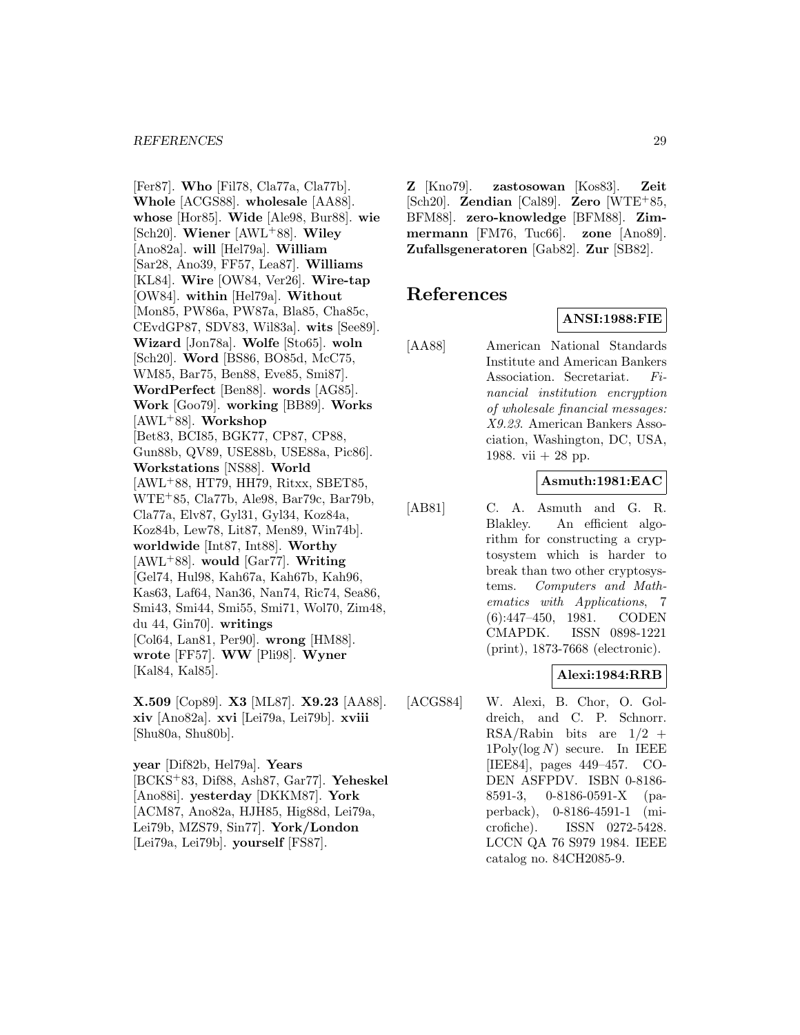[Fer87]. **Who** [Fil78, Cla77a, Cla77b]. **Whole** [ACGS88]. **wholesale** [AA88]. **whose** [Hor85]. **Wide** [Ale98, Bur88]. **wie** [Sch20]. **Wiener** [AWL[+]88]. **Wiley** [Ano82a]. **will** [Hel79a]. **William** [Sar28, Ano39, FF57, Lea87]. **Williams** [KL84]. **Wire** [OW84, Ver26]. **Wire-tap** [OW84]. **within** [Hel79a]. **Without** [Mon85, PW86a, PW87a, Bla85, Cha85c, CEvdGP87, SDV83, Wil83a]. **wits** [See89]. **Wizard** [Jon78a]. **Wolfe** [Sto65]. **woln** [Sch20]. **Word** [BS86, BO85d, McC75, WM85, Bar75, Ben88, Eve85, Smi87]. **WordPerfect** [Ben88]. **words** [AG85]. **Work** [Goo79]. **working** [BB89]. **Works** [AWL[+]88]. **Workshop** [Bet83, BCI85, BGK77, CP87, CP88, Gun88b, QV89, USE88b, USE88a, Pic86]. **Workstations** [NS88]. **World** [AWL[+]88, HT79, HH79, Ritxx, SBET85, WTE[+]85, Cla77b, Ale98, Bar79c, Bar79b, Cla77a, Elv87, Gyl31, Gyl34, Koz84a, Koz84b, Lew78, Lit87, Men89, Win74b]. **worldwide** [Int87, Int88]. **Worthy** [AWL[+]88]. **would** [Gar77]. **Writing** [Gel74, Hul98, Kah67a, Kah67b, Kah96, Kas63, Laf64, Nan36, Nan74, Ric74, Sea86, Smi43, Smi44, Smi55, Smi71, Wol70, Zim48, du 44, Gin70]. **writings** [Col64, Lan81, Per90]. **wrong** [HM88]. **wrote** [FF57]. **WW** [Pli98]. **Wyner** [Kal84, Kal85].

**X.509** [Cop89]. **X3** [ML87]. **X9.23** [AA88]. **xiv** [Ano82a]. **xvi** [Lei79a, Lei79b]. **xviii** [Shu80a, Shu80b].

**year** [Dif82b, Hel79a]. **Years** [BCKS[+]83, Dif88, Ash87, Gar77]. **Yeheskel** [Ano88i]. **yesterday** [DKKM87]. **York** [ACM87, Ano82a, HJH85, Hig88d, Lei79a, Lei79b, MZS79, Sin77]. **York/London** [Lei79a, Lei79b]. **yourself** [FS87].

**Z** [Kno79]. **zastosowan** [Kos83]. **Zeit** [Sch20]. **Zendian** [Cal89]. **Zero** [WTE[+]85, BFM88]. **zero-knowledge** [BFM88]. **Zimmermann** [FM76, Tuc66]. **zone** [Ano89]. **Zufallsgeneratoren** [Gab82]. **Zur** [SB82].

# References

**ANSI:1988:FIE**

[AA88] American National Standards Institute and American Bankers Association. Secretariat. *Financial institution encryption of wholesale financial messages: X9.23*. American Bankers Association, Washington, DC, USA, 1988. vii + 28 pp.

**Asmuth:1981:EAC**

[AB81] C. A. Asmuth and G. R. Blakley. An efficient algorithm for constructing a cryptosystem which is harder to break than two other cryptosystems. *Computers and Mathematics with Applications*, 7 (6):447–450, 1981. CODEN CMAPDK. ISSN 0898-1221 (print), 1873-7668 (electronic).

**Alexi:1984:RRB**

[ACGS84] W. Alexi, B. Chor, O. Goldreich, and C. P. Schnorr. RSA/Rabin bits are $1/2 + 1\mathrm{Poly}(\log N)$ secure. In IEEE [IEE84], pages 449–457. CODEN ASFPDV. ISBN 0-8186-8591-3, 0-8186-0591-X (paperback), 0-8186-4591-1 (microfiche). ISSN 0272-5428. LCCN QA 76 S979 1984. IEEE catalog no. 84CH2085-9.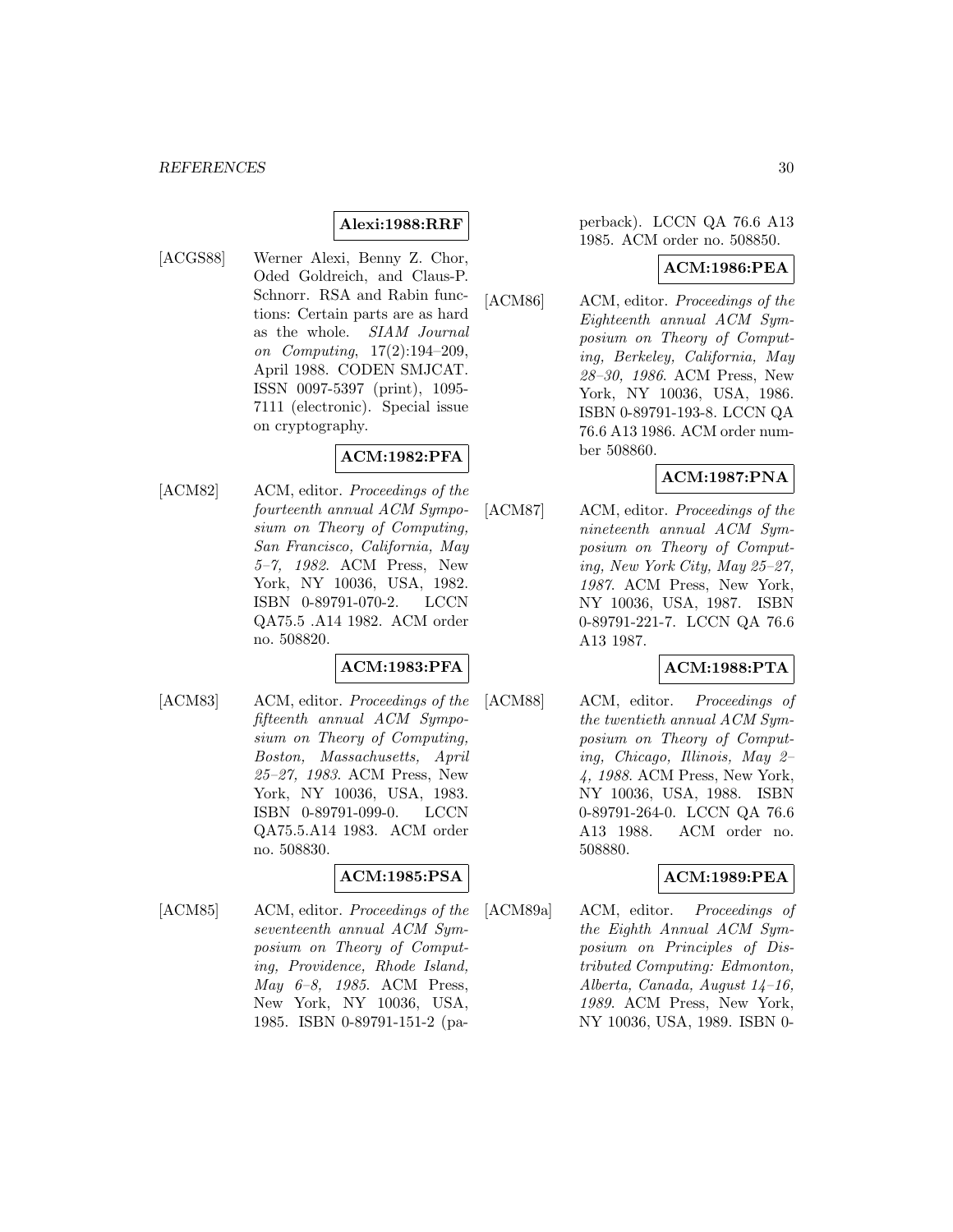**Alexi:1988:RRF**

[ACGS88] Werner Alexi, Benny Z. Chor, Oded Goldreich, and Claus-P. Schnorr. RSA and Rabin functions: Certain parts are as hard as the whole. *SIAM Journal on Computing*, 17(2):194–209, April 1988. CODEN SMJCAT. ISSN 0097-5397 (print), 1095-7111 (electronic). Special issue on cryptography.

**ACM:1982:PFA**

[ACM82] ACM, editor. *Proceedings of the fourteenth annual ACM Symposium on Theory of Computing, San Francisco, California, May 5–7, 1982*. ACM Press, New York, NY 10036, USA, 1982. ISBN 0-89791-070-2. LCCN QA75.5 .A14 1982. ACM order no. 508820.

**ACM:1983:PFA**

[ACM83] ACM, editor. *Proceedings of the fifteenth annual ACM Symposium on Theory of Computing, Boston, Massachusetts, April 25–27, 1983*. ACM Press, New York, NY 10036, USA, 1983. ISBN 0-89791-099-0. LCCN QA75.5.A14 1983. ACM order no. 508830.

**ACM:1985:PSA**

[ACM85] ACM, editor. *Proceedings of the seventeenth annual ACM Symposium on Theory of Computing, Providence, Rhode Island, May 6–8, 1985*. ACM Press, New York, NY 10036, USA, 1985. ISBN 0-89791-151-2 (paperback). LCCN QA 76.6 A13 1985. ACM order no. 508850.

**ACM:1986:PEA**

[ACM86] ACM, editor. *Proceedings of the Eighteenth annual ACM Symposium on Theory of Computing, Berkeley, California, May 28–30, 1986*. ACM Press, New York, NY 10036, USA, 1986. ISBN 0-89791-193-8. LCCN QA 76.6 A13 1986. ACM order number 508860.

**ACM:1987:PNA**

[ACM87] ACM, editor. *Proceedings of the nineteenth annual ACM Symposium on Theory of Computing, New York City, May 25–27, 1987*. ACM Press, New York, NY 10036, USA, 1987. ISBN 0-89791-221-7. LCCN QA 76.6 A13 1987.

**ACM:1988:PTA**

[ACM88] ACM, editor. *Proceedings of the twentieth annual ACM Symposium on Theory of Computing, Chicago, Illinois, May 2–4, 1988*. ACM Press, New York, NY 10036, USA, 1988. ISBN 0-89791-264-0. LCCN QA 76.6 A13 1988. ACM order no. 508880.

**ACM:1989:PEA**

[ACM89a] ACM, editor. *Proceedings of the Eighth Annual ACM Symposium on Principles of Distributed Computing: Edmonton, Alberta, Canada, August 14–16, 1989*. ACM Press, New York, NY 10036, USA, 1989. ISBN 0-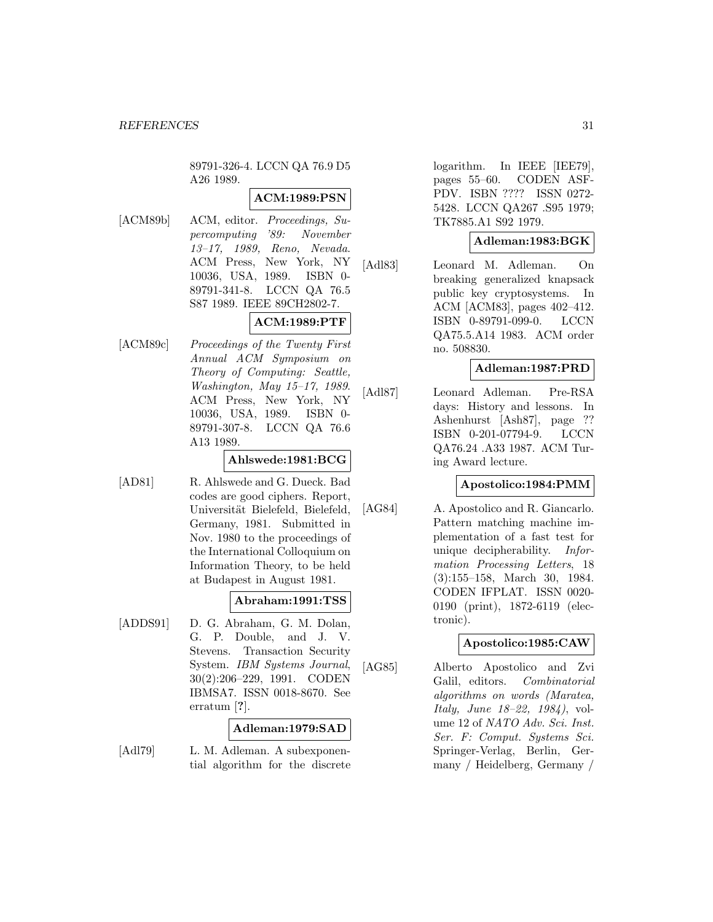89791-326-4. LCCN QA 76.9 D5 A26 1989.

**ACM:1989:PSN**

[ACM89b] ACM, editor. *Proceedings, Supercomputing '89: November 13–17, 1989, Reno, Nevada*. ACM Press, New York, NY 10036, USA, 1989. ISBN 0-89791-341-8. LCCN QA 76.5 S87 1989. IEEE 89CH2802-7.

**ACM:1989:PTF**

[ACM89c] *Proceedings of the Twenty First Annual ACM Symposium on Theory of Computing: Seattle, Washington, May 15–17, 1989*. ACM Press, New York, NY 10036, USA, 1989. ISBN 0-89791-307-8. LCCN QA 76.6 A13 1989.

**Ahlswede:1981:BCG**

[AD81] R. Ahlswede and G. Dueck. Bad codes are good ciphers. Report, Universität Bielefeld, Bielefeld, Germany, 1981. Submitted in Nov. 1980 to the proceedings of the International Colloquium on Information Theory, to be held at Budapest in August 1981.

**Abraham:1991:TSS**

[ADDS91] D. G. Abraham, G. M. Dolan, G. P. Double, and J. V. Stevens. Transaction Security System. *IBM Systems Journal*, 30(2):206–229, 1991. CODEN IBMSA7. ISSN 0018-8670. See erratum [?].

**Adleman:1979:SAD**

[Adl79] L. M. Adleman. A subexponential algorithm for the discrete logarithm. In IEEE [IEE79], pages 55–60. CODEN ASFPDV. ISBN ???? ISSN 0272-5428. LCCN QA267 .S95 1979; TK7885.A1 S92 1979.

**Adleman:1983:BGK**

[Adl83] Leonard M. Adleman. On breaking generalized knapsack public key cryptosystems. In ACM [ACM83], pages 402–412. ISBN 0-89791-099-0. LCCN QA75.5.A14 1983. ACM order no. 508830.

**Adleman:1987:PRD**

[Adl87] Leonard Adleman. Pre-RSA days: History and lessons. In Ashenhurst [Ash87], page ?? ISBN 0-201-07794-9. LCCN QA76.24 .A33 1987. ACM Turing Award lecture.

**Apostolico:1984:PMM**

[AG84] A. Apostolico and R. Giancarlo. Pattern matching machine implementation of a fast test for unique decipherability. *Information Processing Letters*, 18 (3):155–158, March 30, 1984. CODEN IFPLAT. ISSN 0020-0190 (print), 1872-6119 (electronic).

**Apostolico:1985:CAW**

[AG85] Alberto Apostolico and Zvi Galil, editors. *Combinatorial algorithms on words (Maratea, Italy, June 18–22, 1984)*, volume 12 of *NATO Adv. Sci. Inst. Ser. F: Comput. Systems Sci.* Springer-Verlag, Berlin, Germany / Heidelberg, Germany /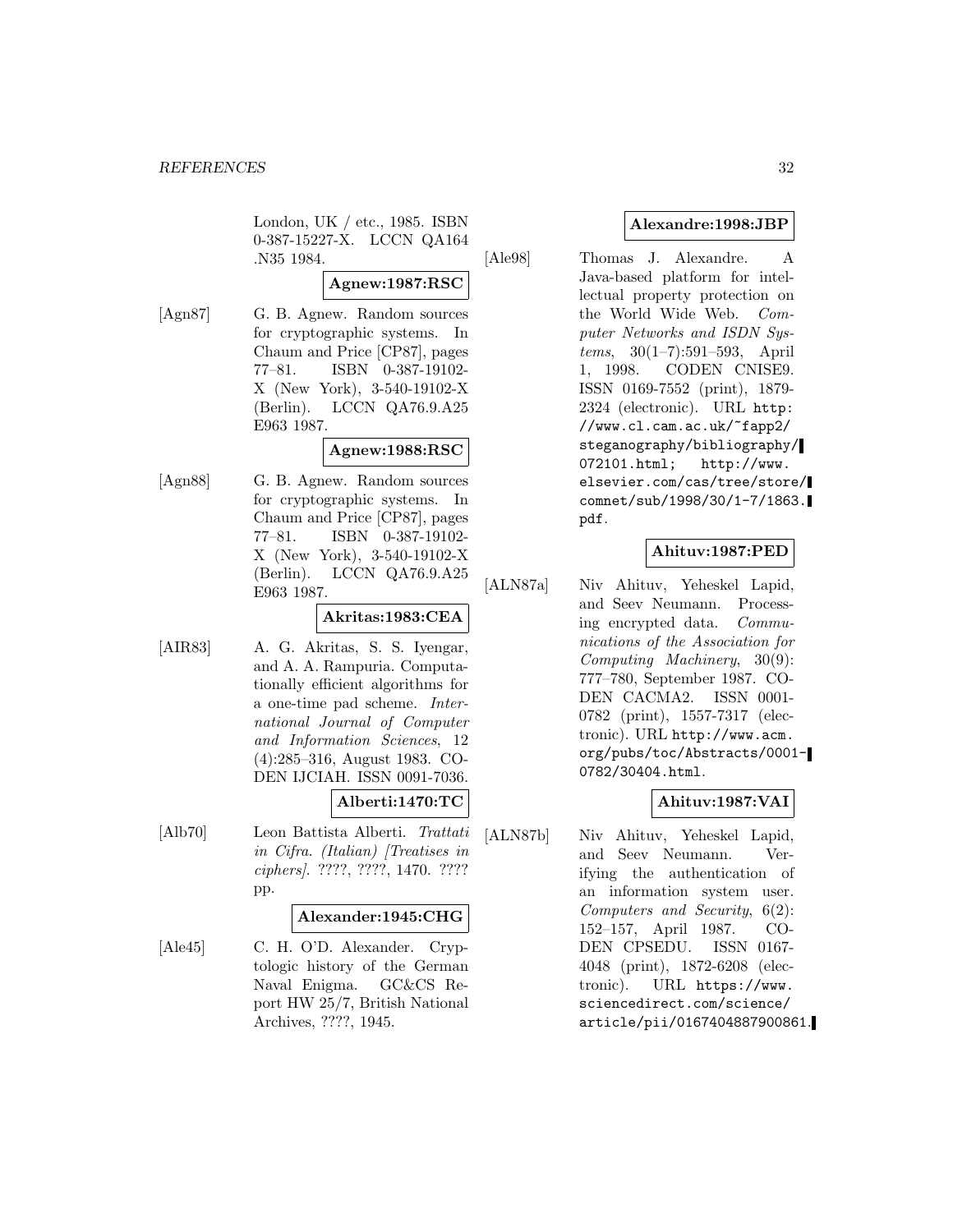London, UK / etc., 1985. ISBN 0-387-15227-X. LCCN QA164 .N35 1984.

**Agnew:1987:RSC**

[Agn87] G. B. Agnew. Random sources for cryptographic systems. In Chaum and Price [CP87], pages 77–81. ISBN 0-387-19102-X (New York), 3-540-19102-X (Berlin). LCCN QA76.9.A25 E963 1987.

**Agnew:1988:RSC**

[Agn88] G. B. Agnew. Random sources for cryptographic systems. In Chaum and Price [CP87], pages 77–81. ISBN 0-387-19102-X (New York), 3-540-19102-X (Berlin). LCCN QA76.9.A25 E963 1987.

**Akritas:1983:CEA**

[AIR83] A. G. Akritas, S. S. Iyengar, and A. A. Rampuria. Computationally efficient algorithms for a one-time pad scheme. *International Journal of Computer and Information Sciences*, 12 (4):285–316, August 1983. CODEN IJCIAH. ISSN 0091-7036.

**Alberti:1470:TC**

[Alb70] Leon Battista Alberti. *Trattati in Cifra. (Italian) [Treatises in ciphers]*. ????, ????, 1470. ???? pp.

**Alexander:1945:CHG**

[Ale45] C. H. O'D. Alexander. Cryptologic history of the German Naval Enigma. GC&CS Report HW 25/7, British National Archives, ????, 1945.

**Alexandre:1998:JBP**

[Ale98] Thomas J. Alexandre. A Java-based platform for intellectual property protection on the World Wide Web. *Computer Networks and ISDN Systems*, 30(1–7):591–593, April 1, 1998. CODEN CNISE9. ISSN 0169-7552 (print), 1879-2324 (electronic). URL http://www.cl.cam.ac.uk/~fapp2/steganography/bibliography/072101.html; http://www.elsevier.com/cas/tree/store/comnet/sub/1998/30/1-7/1863.pdf.

**Ahituv:1987:PED**

[ALN87a] Niv Ahituv, Yeheskel Lapid, and Seev Neumann. Processing encrypted data. *Communications of the Association for Computing Machinery*, 30(9): 777–780, September 1987. CODEN CACMA2. ISSN 0001-0782 (print), 1557-7317 (electronic). URL http://www.acm.org/pubs/toc/Abstracts/0001-0782/30404.html.

**Ahituv:1987:VAI**

[ALN87b] Niv Ahituv, Yeheskel Lapid, and Seev Neumann. Verifying the authentication of an information system user. *Computers and Security*, 6(2): 152–157, April 1987. CODEN CPSEDU. ISSN 0167-4048 (print), 1872-6208 (electronic). URL https://www.sciencedirect.com/science/article/pii/0167404887900861.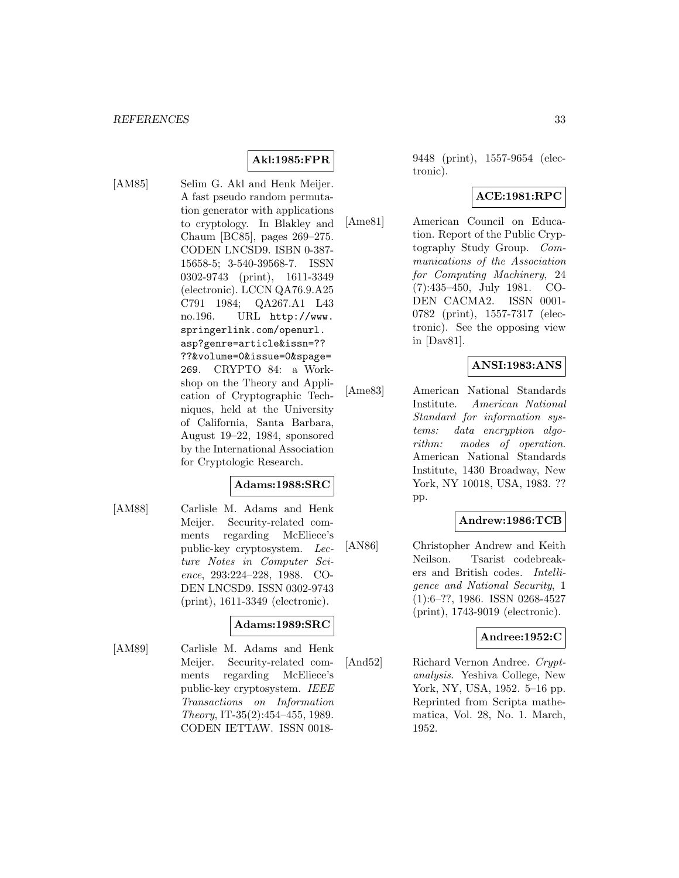**Akl:1985:FPR**

[AM85] Selim G. Akl and Henk Meijer. A fast pseudo random permutation generator with applications to cryptology. In Blakley and Chaum [BC85], pages 269–275. CODEN LNCSD9. ISBN 0-387-15658-5; 3-540-39568-7. ISSN 0302-9743 (print), 1611-3349 (electronic). LCCN QA76.9.A25 C791 1984; QA267.A1 L43 no.196. URL `http://www.springerlink.com/openurl.asp?genre=article&issn=????&volume=0&issue=0&spage=269`. CRYPTO 84: a Workshop on the Theory and Application of Cryptographic Techniques, held at the University of California, Santa Barbara, August 19–22, 1984, sponsored by the International Association for Cryptologic Research.

**Adams:1988:SRC**

[AM88] Carlisle M. Adams and Henk Meijer. Security-related comments regarding McEliece's public-key cryptosystem. *Lecture Notes in Computer Science*, 293:224–228, 1988. CODEN LNCSD9. ISSN 0302-9743 (print), 1611-3349 (electronic).

**Adams:1989:SRC**

[AM89] Carlisle M. Adams and Henk Meijer. Security-related comments regarding McEliece's public-key cryptosystem. *IEEE Transactions on Information Theory*, IT-35(2):454–455, 1989. CODEN IETTAW. ISSN 0018-9448 (print), 1557-9654 (electronic).

**ACE:1981:RPC**

[Ame81] American Council on Education. Report of the Public Cryptography Study Group. *Communications of the Association for Computing Machinery*, 24 (7):435–450, July 1981. CODEN CACMA2. ISSN 0001-0782 (print), 1557-7317 (electronic). See the opposing view in [Dav81].

**ANSI:1983:ANS**

[Ame83] American National Standards Institute. *American National Standard for information systems: data encryption algorithm: modes of operation*. American National Standards Institute, 1430 Broadway, New York, NY 10018, USA, 1983. ?? pp.

**Andrew:1986:TCB**

[AN86] Christopher Andrew and Keith Neilson. Tsarist codebreakers and British codes. *Intelligence and National Security*, 1 (1):6–??, 1986. ISSN 0268-4527 (print), 1743-9019 (electronic).

**Andree:1952:C**

[And52] Richard Vernon Andree. *Cryptanalysis*. Yeshiva College, New York, NY, USA, 1952. 5–16 pp. Reprinted from Scripta mathematica, Vol. 28, No. 1. March, 1952.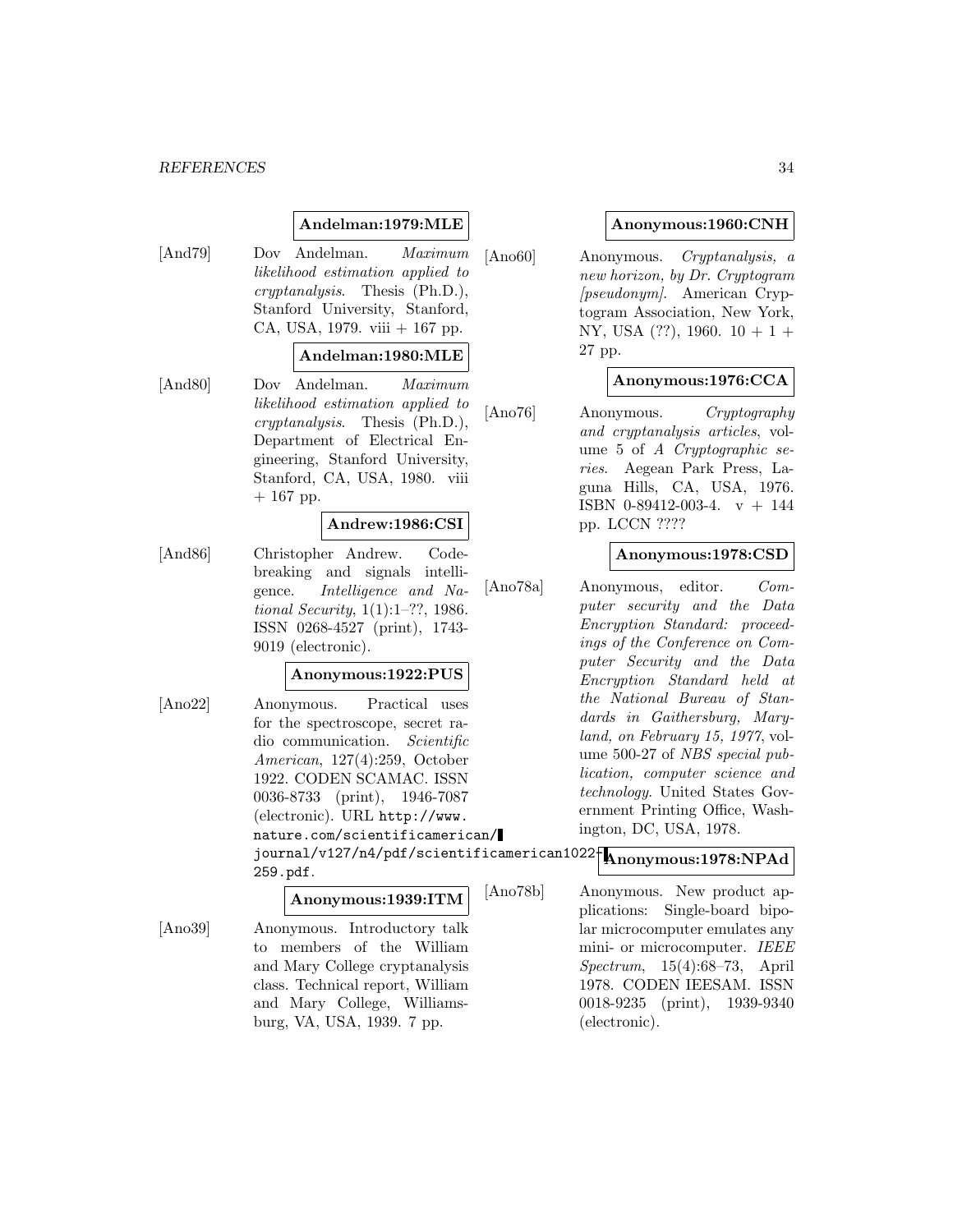**Andelman:1979:MLE**

[And79] Dov Andelman. *Maximum likelihood estimation applied to cryptanalysis*. Thesis (Ph.D.), Stanford University, Stanford, CA, USA, 1979. viii + 167 pp.

**Andelman:1980:MLE**

[And80] Dov Andelman. *Maximum likelihood estimation applied to cryptanalysis*. Thesis (Ph.D.), Department of Electrical Engineering, Stanford University, Stanford, CA, USA, 1980. viii + 167 pp.

**Andrew:1986:CSI**

[And86] Christopher Andrew. Codebreaking and signals intelligence. *Intelligence and National Security*, 1(1):1–??, 1986. ISSN 0268-4527 (print), 1743-9019 (electronic).

**Anonymous:1922:PUS**

[Ano22] Anonymous. Practical uses for the spectroscope, secret radio communication. *Scientific American*, 127(4):259, October 1922. CODEN SCAMAC. ISSN 0036-8733 (print), 1946-7087 (electronic). URL `http://www.nature.com/scientificamerican/journal/v127/n4/pdf/scientificamerican1022-259.pdf`.

**Anonymous:1939:ITM**

[Ano39] Anonymous. Introductory talk to members of the William and Mary College cryptanalysis class. Technical report, William and Mary College, Williamsburg, VA, USA, 1939. 7 pp.

**Anonymous:1960:CNH**

[Ano60] Anonymous. *Cryptanalysis, a new horizon, by Dr. Cryptogram [pseudonym]*. American Cryptogram Association, New York, NY, USA (??), 1960. 10 + 1 + 27 pp.

**Anonymous:1976:CCA**

[Ano76] Anonymous. *Cryptography and cryptanalysis articles*, volume 5 of *A Cryptographic series*. Aegean Park Press, Laguna Hills, CA, USA, 1976. ISBN 0-89412-003-4. v + 144 pp. LCCN ????

**Anonymous:1978:CSD**

[Ano78a] Anonymous, editor. *Computer security and the Data Encryption Standard: proceedings of the Conference on Computer Security and the Data Encryption Standard held at the National Bureau of Standards in Gaithersburg, Maryland, on February 15, 1977*, volume 500-27 of *NBS special publication, computer science and technology*. United States Government Printing Office, Washington, DC, USA, 1978.

**Anonymous:1978:NPAd**

[Ano78b] Anonymous. New product applications: Single-board bipolar microcomputer emulates any mini- or microcomputer. *IEEE Spectrum*, 15(4):68–73, April 1978. CODEN IEESAM. ISSN 0018-9235 (print), 1939-9340 (electronic).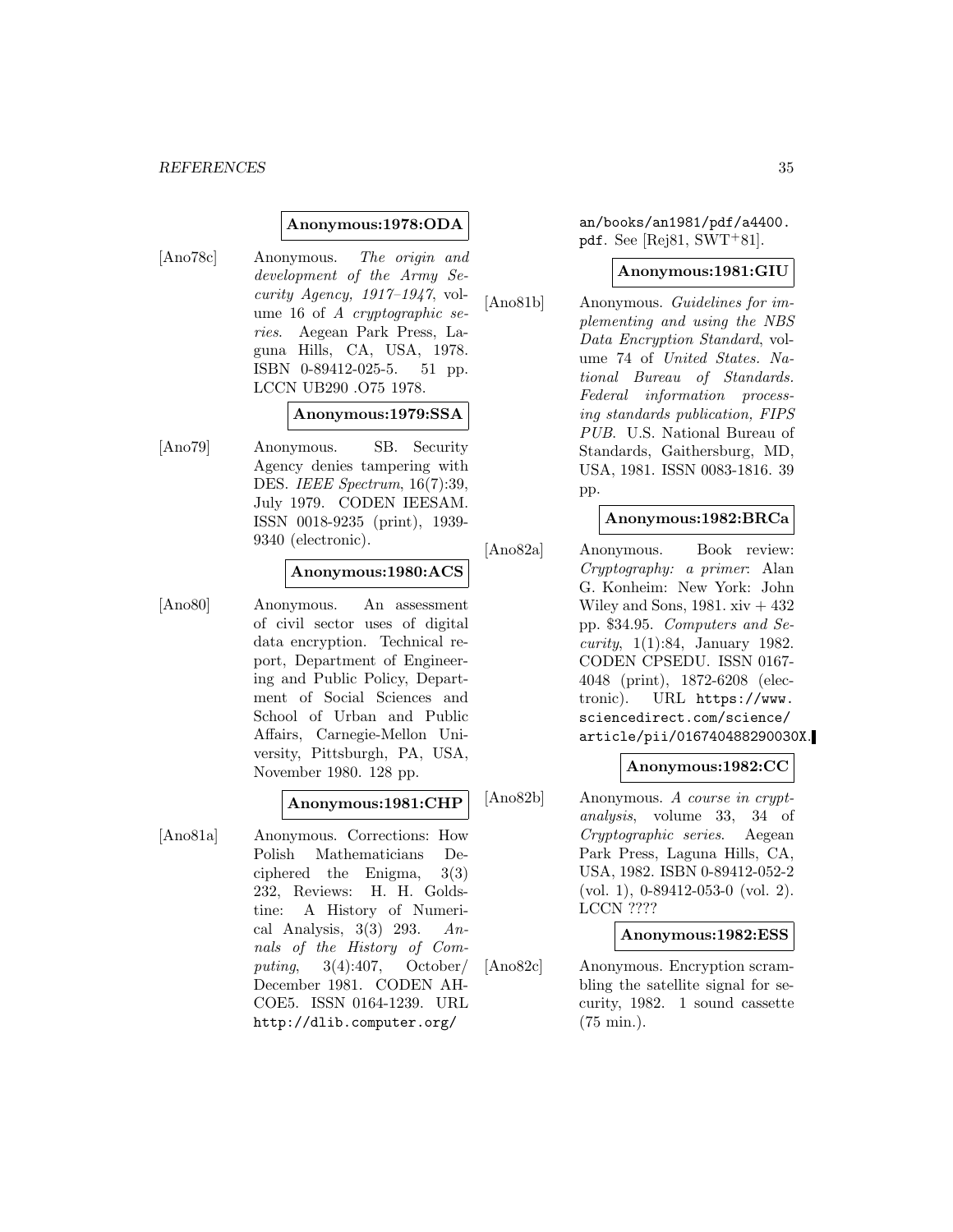**Anonymous:1978:ODA**

[Ano78c] Anonymous. *The origin and development of the Army Security Agency, 1917–1947*, volume 16 of *A cryptographic series*. Aegean Park Press, Laguna Hills, CA, USA, 1978. ISBN 0-89412-025-5. 51 pp. LCCN UB290 .O75 1978.

**Anonymous:1979:SSA**

[Ano79] Anonymous. SB. Security Agency denies tampering with DES. *IEEE Spectrum*, 16(7):39, July 1979. CODEN IEESAM. ISSN 0018-9235 (print), 1939-9340 (electronic).

**Anonymous:1980:ACS**

[Ano80] Anonymous. An assessment of civil sector uses of digital data encryption. Technical report, Department of Engineering and Public Policy, Department of Social Sciences and School of Urban and Public Affairs, Carnegie-Mellon University, Pittsburgh, PA, USA, November 1980. 128 pp.

**Anonymous:1981:CHP**

[Ano81a] Anonymous. Corrections: How Polish Mathematicians Deciphered the Enigma, 3(3) 232, Reviews: H. H. Goldstine: A History of Numerical Analysis, 3(3) 293. *Annals of the History of Computing*, 3(4):407, October/ December 1981. CODEN AHCOE5. ISSN 0164-1239. URL http://dlib.computer.org/an/books/an1981/pdf/a4400.pdf. See [Rej81, SWT+81].

**Anonymous:1981:GIU**

[Ano81b] Anonymous. *Guidelines for implementing and using the NBS Data Encryption Standard*, volume 74 of *United States. National Bureau of Standards. Federal information processing standards publication, FIPS PUB*. U.S. National Bureau of Standards, Gaithersburg, MD, USA, 1981. ISSN 0083-1816. 39 pp.

**Anonymous:1982:BRCa**

[Ano82a] Anonymous. Book review: *Cryptography: a primer*: Alan G. Konheim: New York: John Wiley and Sons, 1981. xiv + 432 pp. $34.95. *Computers and Security*, 1(1):84, January 1982. CODEN CPSEDU. ISSN 0167-4048 (print), 1872-6208 (electronic). URL https://www.sciencedirect.com/science/article/pii/016740488290030X.

**Anonymous:1982:CC**

[Ano82b] Anonymous. *A course in cryptanalysis*, volume 33, 34 of *Cryptographic series*. Aegean Park Press, Laguna Hills, CA, USA, 1982. ISBN 0-89412-052-2 (vol. 1), 0-89412-053-0 (vol. 2). LCCN ????

**Anonymous:1982:ESS**

[Ano82c] Anonymous. Encryption scrambling the satellite signal for security, 1982. 1 sound cassette (75 min.).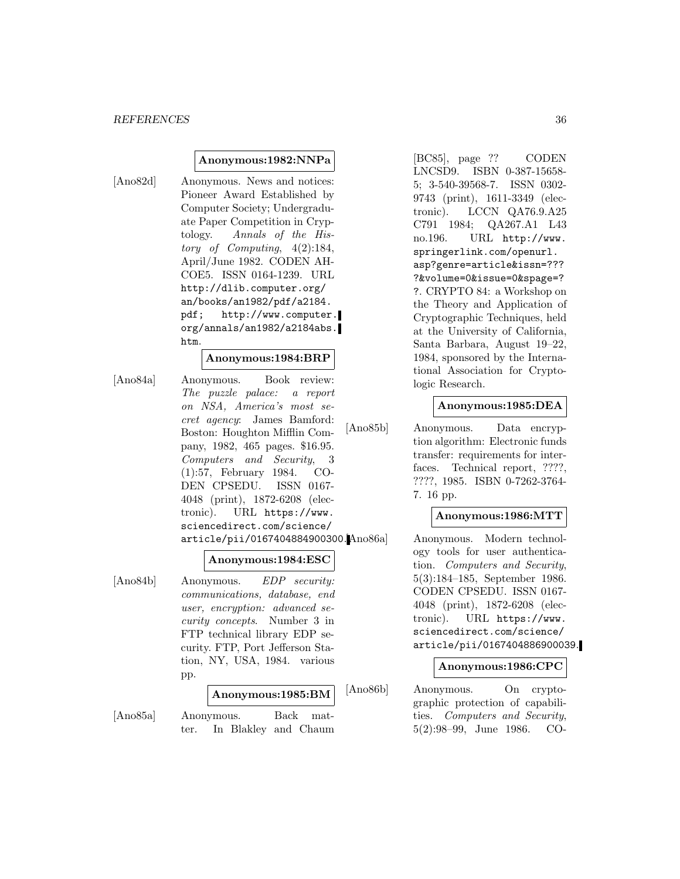**Anonymous:1982:NNPa**

[Ano82d] Anonymous. News and notices: Pioneer Award Established by Computer Society; Undergraduate Paper Competition in Cryptology. *Annals of the History of Computing*, 4(2):184, April/June 1982. CODEN AHCOE5. ISSN 0164-1239. URL http://dlib.computer.org/an/books/an1982/pdf/a2184.pdf; http://www.computer.org/annals/an1982/a2184abs.htm.

**Anonymous:1984:BRP**

[Ano84a] Anonymous. Book review: *The puzzle palace: a report on NSA, America's most secret agency*: James Bamford: Boston: Houghton Mifflin Company, 1982, 465 pages. $16.95. *Computers and Security*, 3 (1):57, February 1984. CODEN CPSEDU. ISSN 0167-4048 (print), 1872-6208 (electronic). URL https://www.sciencedirect.com/science/article/pii/0167404884900300.

**Anonymous:1984:ESC**

[Ano84b] Anonymous. *EDP security: communications, database, end user, encryption: advanced security concepts*. Number 3 in FTP technical library EDP security. FTP, Port Jefferson Station, NY, USA, 1984. various pp.

**Anonymous:1985:BM**

[Ano85a] Anonymous. Back matter. In Blakley and Chaum [BC85], page ?? CODEN LNCSD9. ISBN 0-387-15658-5; 3-540-39568-7. ISSN 0302-9743 (print), 1611-3349 (electronic). LCCN QA76.9.A25 C791 1984; QA267.A1 L43 no.196. URL http://www.springerlink.com/openurl.asp?genre=article&issn=????&volume=0&issue=0&spage=??. CRYPTO 84: a Workshop on the Theory and Application of Cryptographic Techniques, held at the University of California, Santa Barbara, August 19–22, 1984, sponsored by the International Association for Cryptologic Research.

**Anonymous:1985:DEA**

[Ano85b] Anonymous. Data encryption algorithm: Electronic funds transfer: requirements for interfaces. Technical report, ????, ????, 1985. ISBN 0-7262-3764-7. 16 pp.

**Anonymous:1986:MTT**

[Ano86a] Anonymous. Modern technology tools for user authentication. *Computers and Security*, 5(3):184–185, September 1986. CODEN CPSEDU. ISSN 0167-4048 (print), 1872-6208 (electronic). URL https://www.sciencedirect.com/science/article/pii/0167404886900039.

**Anonymous:1986:CPC**

[Ano86b] Anonymous. On cryptographic protection of capabilities. *Computers and Security*, 5(2):98–99, June 1986. CO-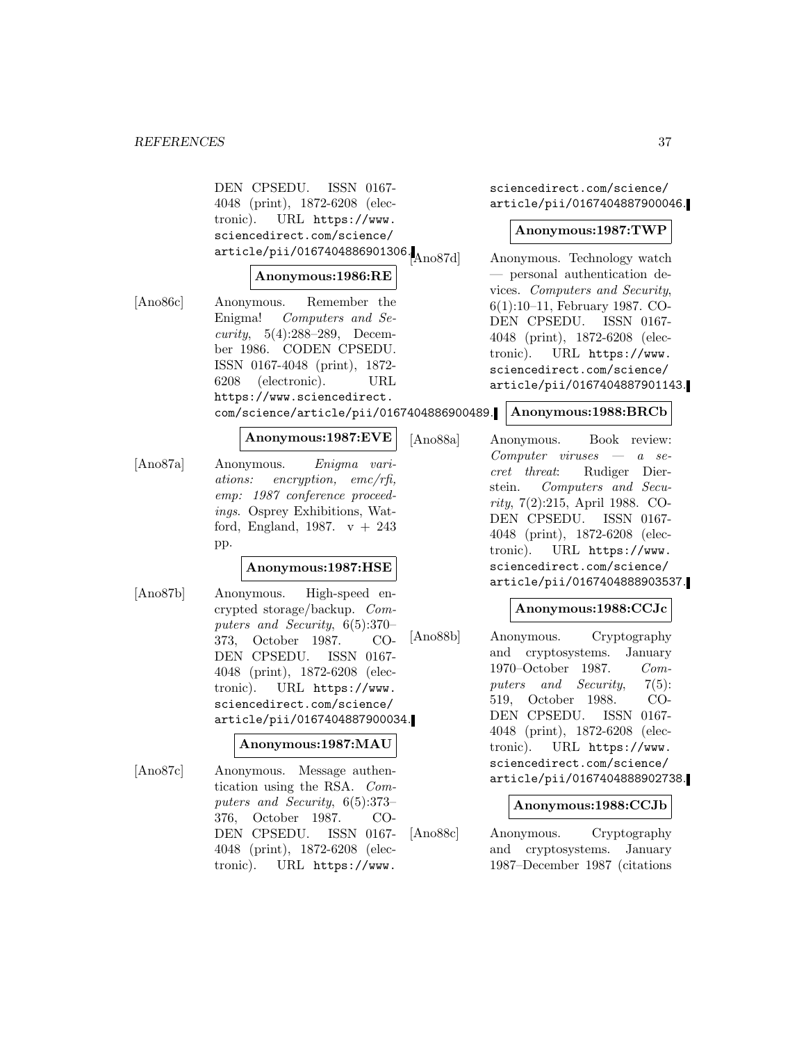DEN CPSEDU. ISSN 0167-4048 (print), 1872-6208 (electronic). URL https://www.sciencedirect.com/science/article/pii/0167404886901306.

**Anonymous:1986:RE**

[Ano86c] Anonymous. Remember the Enigma! *Computers and Security*, 5(4):288–289, December 1986. CODEN CPSEDU. ISSN 0167-4048 (print), 1872-6208 (electronic). URL https://www.sciencedirect.com/science/article/pii/0167404886900489.

**Anonymous:1987:EVE**

[Ano87a] Anonymous. *Enigma variations: encryption, emc/rfi, emp: 1987 conference proceedings*. Osprey Exhibitions, Watford, England, 1987. v + 243 pp.

**Anonymous:1987:HSE**

[Ano87b] Anonymous. High-speed encrypted storage/backup. *Computers and Security*, 6(5):370–373, October 1987. CODEN CPSEDU. ISSN 0167-4048 (print), 1872-6208 (electronic). URL https://www.sciencedirect.com/science/article/pii/0167404887900034.

**Anonymous:1987:MAU**

[Ano87c] Anonymous. Message authentication using the RSA. *Computers and Security*, 6(5):373–376, October 1987. CODEN CPSEDU. ISSN 0167-4048 (print), 1872-6208 (electronic). URL https://www.sciencedirect.com/science/article/pii/0167404887900046.

**Anonymous:1987:TWP**

[Ano87d] Anonymous. Technology watch — personal authentication devices. *Computers and Security*, 6(1):10–11, February 1987. CODEN CPSEDU. ISSN 0167-4048 (print), 1872-6208 (electronic). URL https://www.sciencedirect.com/science/article/pii/0167404887901143.

**Anonymous:1988:BRCb**

[Ano88a] Anonymous. Book review: *Computer viruses — a secret threat*: Rudiger Dierstein. *Computers and Security*, 7(2):215, April 1988. CODEN CPSEDU. ISSN 0167-4048 (print), 1872-6208 (electronic). URL https://www.sciencedirect.com/science/article/pii/0167404888903537.

**Anonymous:1988:CCJc**

[Ano88b] Anonymous. Cryptography and cryptosystems. January 1970–October 1987. *Computers and Security*, 7(5): 519, October 1988. CODEN CPSEDU. ISSN 0167-4048 (print), 1872-6208 (electronic). URL https://www.sciencedirect.com/science/article/pii/0167404888902738.

**Anonymous:1988:CCJb**

[Ano88c] Anonymous. Cryptography and cryptosystems. January 1987–December 1987 (citations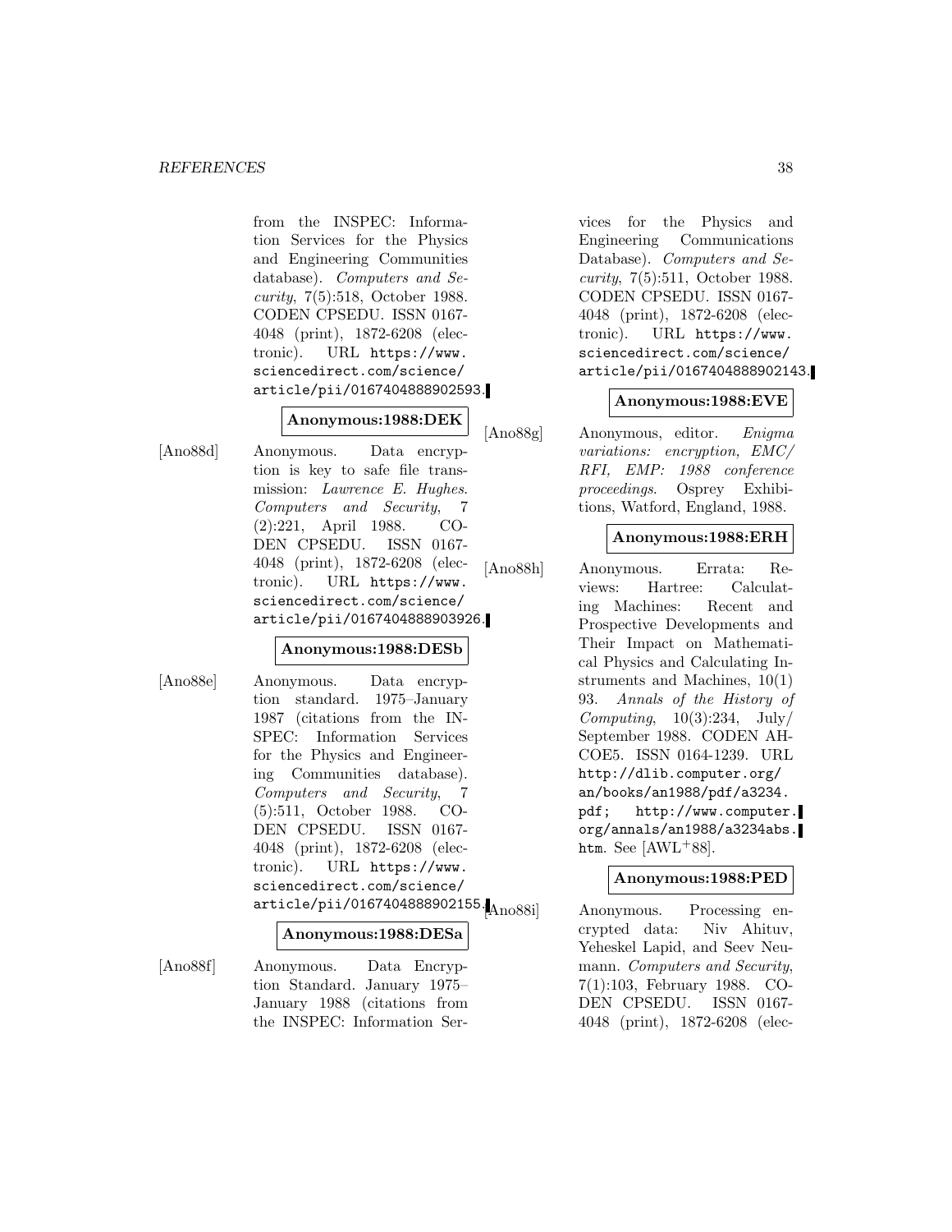from the INSPEC: Information Services for the Physics and Engineering Communities database). *Computers and Security*, 7(5):518, October 1988. CODEN CPSEDU. ISSN 0167-4048 (print), 1872-6208 (electronic). URL `https://www.sciencedirect.com/science/article/pii/0167404888902593`.

**Anonymous:1988:DEK**

[Ano88d] Anonymous. Data encryption is key to safe file transmission: *Lawrence E. Hughes*. *Computers and Security*, 7(2):221, April 1988. CODEN CPSEDU. ISSN 0167-4048 (print), 1872-6208 (electronic). URL `https://www.sciencedirect.com/science/article/pii/0167404888903926`.

**Anonymous:1988:DESb**

[Ano88e] Anonymous. Data encryption standard. 1975–January 1987 (citations from the INSPEC: Information Services for the Physics and Engineering Communities database). *Computers and Security*, 7(5):511, October 1988. CODEN CPSEDU. ISSN 0167-4048 (print), 1872-6208 (electronic). URL `https://www.sciencedirect.com/science/article/pii/0167404888902155`.

**Anonymous:1988:DESa**

[Ano88f] Anonymous. Data Encryption Standard. January 1975–January 1988 (citations from the INSPEC: Information Services for the Physics and Engineering Communications Database). *Computers and Security*, 7(5):511, October 1988. CODEN CPSEDU. ISSN 0167-4048 (print), 1872-6208 (electronic). URL `https://www.sciencedirect.com/science/article/pii/0167404888902143`.

**Anonymous:1988:EVE**

[Ano88g] Anonymous, editor. *Enigma variations: encryption, EMC/RFI, EMP: 1988 conference proceedings*. Osprey Exhibitions, Watford, England, 1988.

**Anonymous:1988:ERH**

[Ano88h] Anonymous. Errata: Reviews: Hartree: Calculating Machines: Recent and Prospective Developments and Their Impact on Mathematical Physics and Calculating Instruments and Machines, 10(1) 93. *Annals of the History of Computing*, 10(3):234, July/September 1988. CODEN AHCOE5. ISSN 0164-1239. URL `http://dlib.computer.org/an/books/an1988/pdf/a3234.pdf`; `http://www.computer.org/annals/an1988/a3234abs.htm`. See [AWL+88].

**Anonymous:1988:PED**

[Ano88i] Anonymous. Processing encrypted data: Niv Ahituv, Yeheskel Lapid, and Seev Neumann. *Computers and Security*, 7(1):103, February 1988. CODEN CPSEDU. ISSN 0167-4048 (print), 1872-6208 (elec-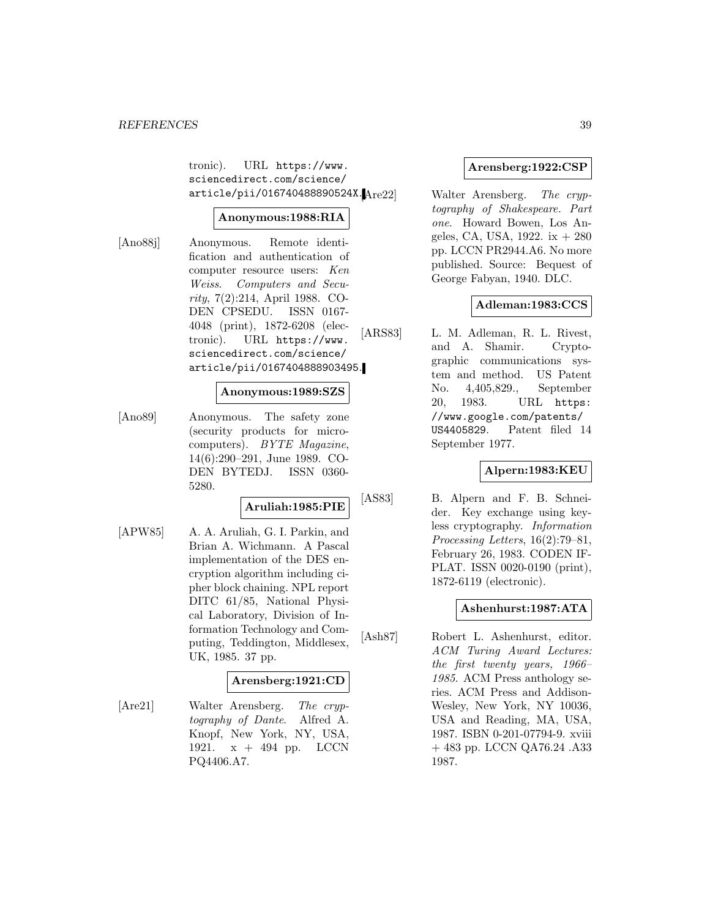tronic). URL https://www.sciencedirect.com/science/article/pii/016740488890524X.

**Anonymous:1988:RIA**

[Ano88j] Anonymous. Remote identification and authentication of computer resource users: *Ken Weiss*. *Computers and Security*, 7(2):214, April 1988. CODEN CPSEDU. ISSN 0167-4048 (print), 1872-6208 (electronic). URL https://www.sciencedirect.com/science/article/pii/0167404888903495.

**Anonymous:1989:SZS**

[Ano89] Anonymous. The safety zone (security products for microcomputers). *BYTE Magazine*, 14(6):290–291, June 1989. CODEN BYTEDJ. ISSN 0360-5280.

**Aruliah:1985:PIE**

[APW85] A. A. Aruliah, G. I. Parkin, and Brian A. Wichmann. A Pascal implementation of the DES encryption algorithm including cipher block chaining. NPL report DITC 61/85, National Physical Laboratory, Division of Information Technology and Computing, Teddington, Middlesex, UK, 1985. 37 pp.

**Arensberg:1921:CD**

[Are21] Walter Arensberg. *The cryptography of Dante*. Alfred A. Knopf, New York, NY, USA, 1921. x + 494 pp. LCCN PQ4406.A7.

**Arensberg:1922:CSP**

[Are22] Walter Arensberg. *The cryptography of Shakespeare. Part one*. Howard Bowen, Los Angeles, CA, USA, 1922. ix + 280 pp. LCCN PR2944.A6. No more published. Source: Bequest of George Fabyan, 1940. DLC.

**Adleman:1983:CCS**

[ARS83] L. M. Adleman, R. L. Rivest, and A. Shamir. Cryptographic communications system and method. US Patent No. 4,405,829., September 20, 1983. URL https://www.google.com/patents/US4405829. Patent filed 14 September 1977.

**Alpern:1983:KEU**

[AS83] B. Alpern and F. B. Schneider. Key exchange using keyless cryptography. *Information Processing Letters*, 16(2):79–81, February 26, 1983. CODEN IFPLAT. ISSN 0020-0190 (print), 1872-6119 (electronic).

**Ashenhurst:1987:ATA**

[Ash87] Robert L. Ashenhurst, editor. *ACM Turing Award Lectures: the first twenty years, 1966–1985*. ACM Press anthology series. ACM Press and Addison-Wesley, New York, NY 10036, USA and Reading, MA, USA, 1987. ISBN 0-201-07794-9. xviii + 483 pp. LCCN QA76.24 .A33 1987.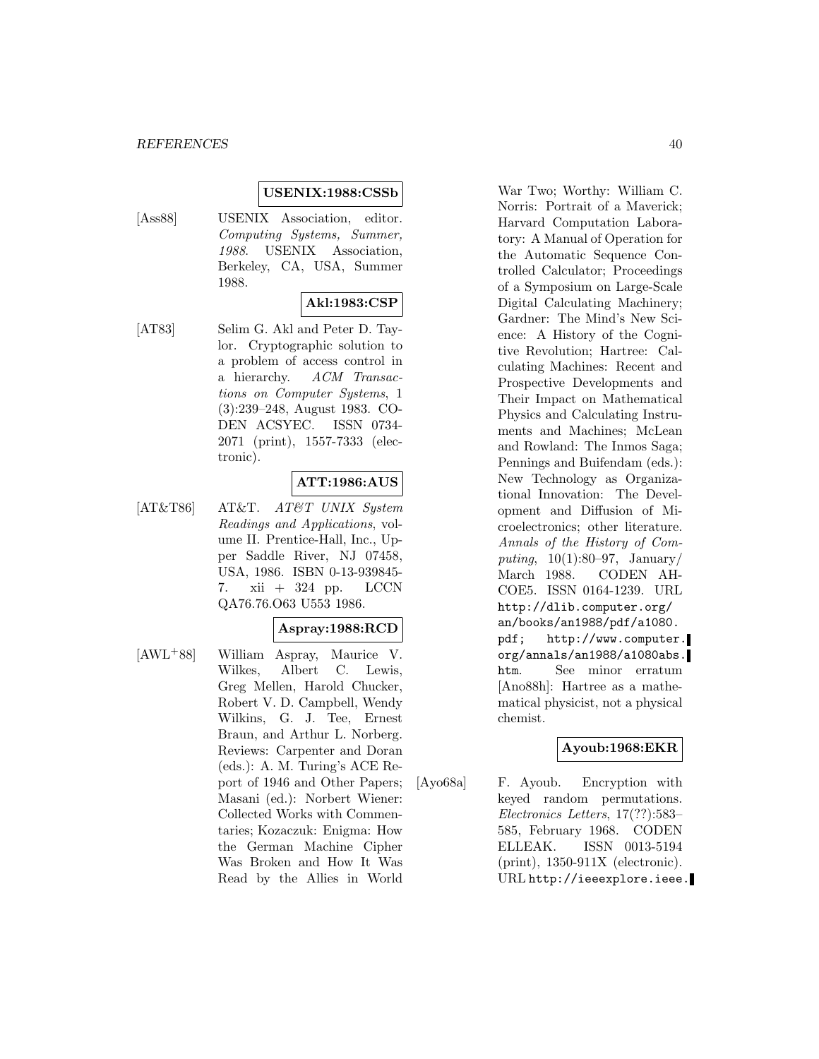**USENIX:1988:CSSb**

[Ass88] USENIX Association, editor. *Computing Systems, Summer, 1988*. USENIX Association, Berkeley, CA, USA, Summer 1988.

**Akl:1983:CSP**

[AT83] Selim G. Akl and Peter D. Taylor. Cryptographic solution to a problem of access control in a hierarchy. *ACM Transactions on Computer Systems*, 1 (3):239–248, August 1983. CODEN ACSYEC. ISSN 0734-2071 (print), 1557-7333 (electronic).

**ATT:1986:AUS**

[AT&T86] AT&T. *AT&T UNIX System Readings and Applications*, volume II. Prentice-Hall, Inc., Upper Saddle River, NJ 07458, USA, 1986. ISBN 0-13-939845-7. xii + 324 pp. LCCN QA76.76.O63 U553 1986.

**Aspray:1988:RCD**

[AWL+88] William Aspray, Maurice V. Wilkes, Albert C. Lewis, Greg Mellen, Harold Chucker, Robert V. D. Campbell, Wendy Wilkins, G. J. Tee, Ernest Braun, and Arthur L. Norberg. Reviews: Carpenter and Doran (eds.): A. M. Turing's ACE Report of 1946 and Other Papers; Masani (ed.): Norbert Wiener: Collected Works with Commentaries; Kozaczuk: Enigma: How the German Machine Cipher Was Broken and How It Was Read by the Allies in World War Two; Worthy: William C. Norris: Portrait of a Maverick; Harvard Computation Laboratory: A Manual of Operation for the Automatic Sequence Controlled Calculator; Proceedings of a Symposium on Large-Scale Digital Calculating Machinery; Gardner: The Mind's New Science: A History of the Cognitive Revolution; Hartree: Calculating Machines: Recent and Prospective Developments and Their Impact on Mathematical Physics and Calculating Instruments and Machines; McLean and Rowland: The Inmos Saga; Pennings and Buifendam (eds.): New Technology as Organizational Innovation: The Development and Diffusion of Microelectronics; other literature. *Annals of the History of Computing*, 10(1):80–97, January/ March 1988. CODEN AHCOE5. ISSN 0164-1239. URL http://dlib.computer.org/an/books/an1988/pdf/a1080.pdf; http://www.computer.org/annals/an1988/a1080abs.htm. See minor erratum [Ano88h]: Hartree as a mathematical physicist, not a physical chemist.

**Ayoub:1968:EKR**

[Ayo68a] F. Ayoub. Encryption with keyed random permutations. *Electronics Letters*, 17(??):583–585, February 1968. CODEN ELLEAK. ISSN 0013-5194 (print), 1350-911X (electronic). URL http://ieeexplore.ieee.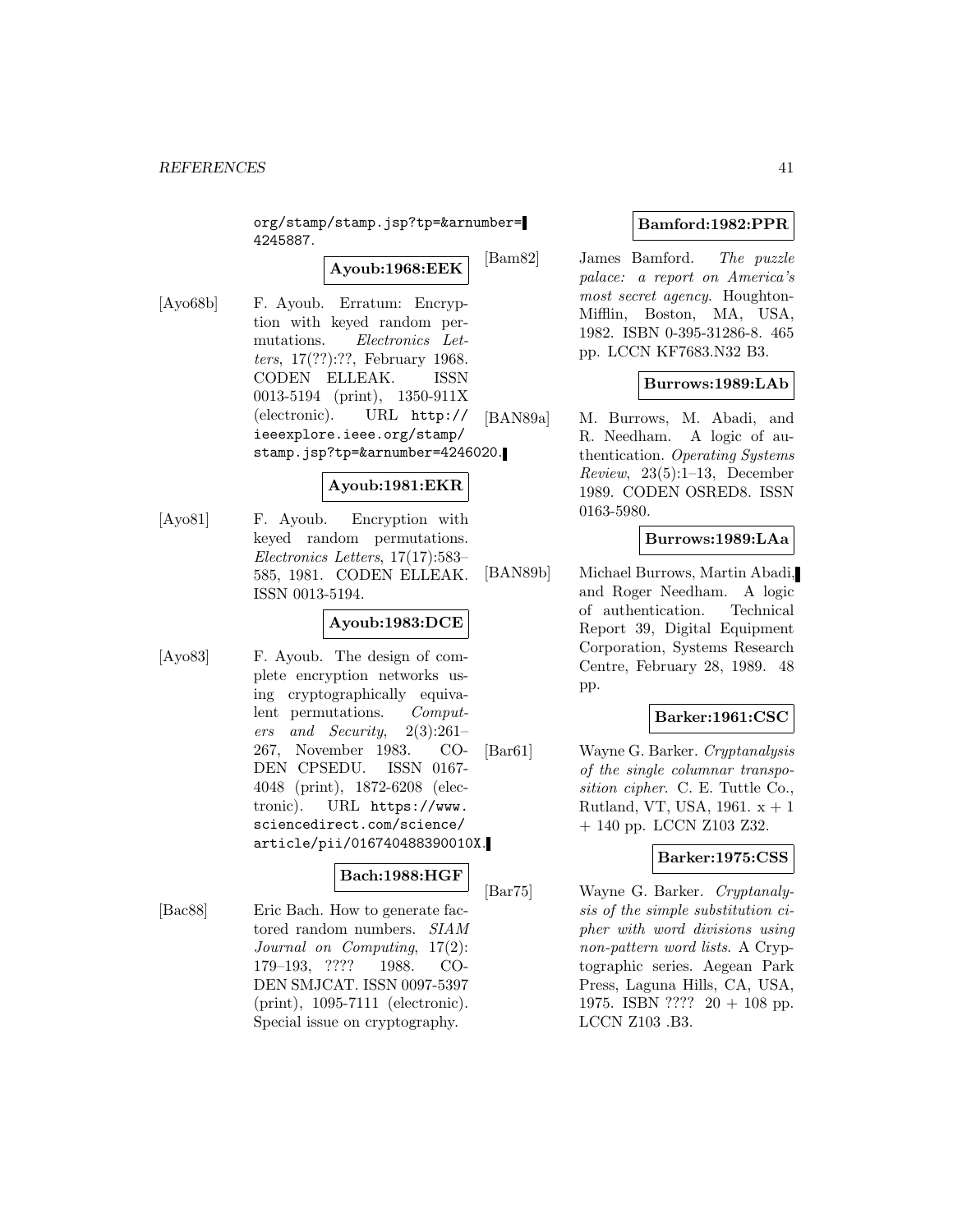org/stamp/stamp.jsp?tp=&arnumber=4245887.

**Ayoub:1968:EEK**

[Ayo68b] F. Ayoub. Erratum: Encryption with keyed random permutations. *Electronics Letters*, 17(??):??, February 1968. CODEN ELLEAK. ISSN 0013-5194 (print), 1350-911X (electronic). URL http://ieeexplore.ieee.org/stamp/stamp.jsp?tp=&arnumber=4246020.

**Ayoub:1981:EKR**

[Ayo81] F. Ayoub. Encryption with keyed random permutations. *Electronics Letters*, 17(17):583–585, 1981. CODEN ELLEAK. ISSN 0013-5194.

**Ayoub:1983:DCE**

[Ayo83] F. Ayoub. The design of complete encryption networks using cryptographically equivalent permutations. *Computers and Security*, 2(3):261–267, November 1983. CODEN CPSEDU. ISSN 0167-4048 (print), 1872-6208 (electronic). URL https://www.sciencedirect.com/science/article/pii/016740488390010X.

**Bach:1988:HGF**

[Bac88] Eric Bach. How to generate factored random numbers. *SIAM Journal on Computing*, 17(2):179–193, ???? 1988. CODEN SMJCAT. ISSN 0097-5397 (print), 1095-7111 (electronic). Special issue on cryptography.

**Bamford:1982:PPR**

[Bam82] James Bamford. *The puzzle palace: a report on America's most secret agency*. Houghton-Mifflin, Boston, MA, USA, 1982. ISBN 0-395-31286-8. 465 pp. LCCN KF7683.N32 B3.

**Burrows:1989:LAb**

[BAN89a] M. Burrows, M. Abadi, and R. Needham. A logic of authentication. *Operating Systems Review*, 23(5):1–13, December 1989. CODEN OSRED8. ISSN 0163-5980.

**Burrows:1989:LAa**

[BAN89b] Michael Burrows, Martin Abadi, and Roger Needham. A logic of authentication. Technical Report 39, Digital Equipment Corporation, Systems Research Centre, February 28, 1989. 48 pp.

**Barker:1961:CSC**

[Bar61] Wayne G. Barker. *Cryptanalysis of the single columnar transposition cipher*. C. E. Tuttle Co., Rutland, VT, USA, 1961. x + 1 + 140 pp. LCCN Z103 Z32.

**Barker:1975:CSS**

[Bar75] Wayne G. Barker. *Cryptanalysis of the simple substitution cipher with word divisions using non-pattern word lists*. A Cryptographic series. Aegean Park Press, Laguna Hills, CA, USA, 1975. ISBN ???? 20 + 108 pp. LCCN Z103 .B3.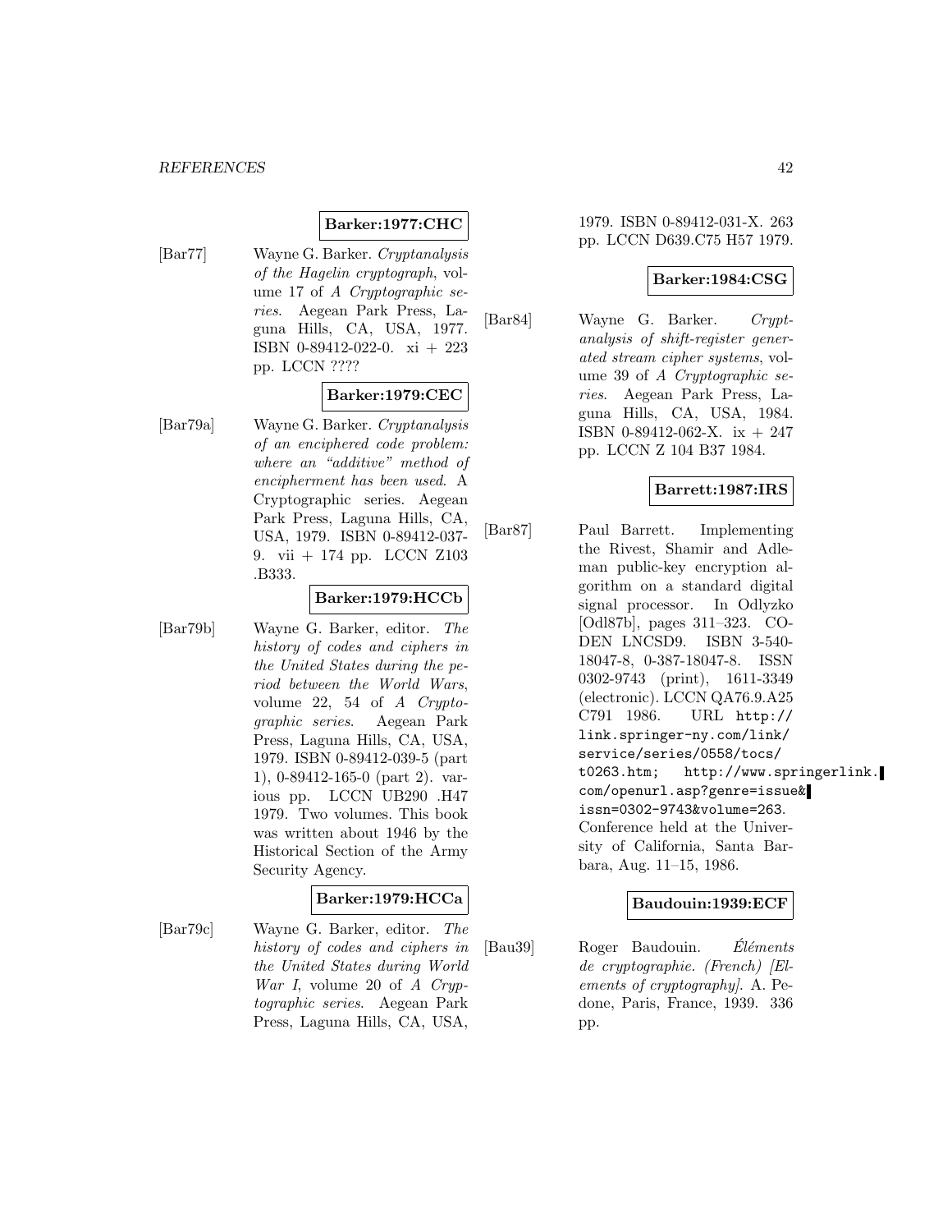**Barker:1977:CHC**

[Bar77] Wayne G. Barker. *Cryptanalysis of the Hagelin cryptograph*, volume 17 of *A Cryptographic series*. Aegean Park Press, Laguna Hills, CA, USA, 1977. ISBN 0-89412-022-0. xi + 223 pp. LCCN ????

**Barker:1979:CEC**

[Bar79a] Wayne G. Barker. *Cryptanalysis of an enciphered code problem: where an "additive" method of encipherment has been used*. A Cryptographic series. Aegean Park Press, Laguna Hills, CA, USA, 1979. ISBN 0-89412-037-9. vii + 174 pp. LCCN Z103 .B333.

**Barker:1979:HCCb**

[Bar79b] Wayne G. Barker, editor. *The history of codes and ciphers in the United States during the period between the World Wars*, volume 22, 54 of *A Cryptographic series*. Aegean Park Press, Laguna Hills, CA, USA, 1979. ISBN 0-89412-039-5 (part 1), 0-89412-165-0 (part 2). various pp. LCCN UB290 .H47 1979. Two volumes. This book was written about 1946 by the Historical Section of the Army Security Agency.

**Barker:1979:HCCa**

[Bar79c] Wayne G. Barker, editor. *The history of codes and ciphers in the United States during World War I*, volume 20 of *A Cryptographic series*. Aegean Park Press, Laguna Hills, CA, USA, 1979. ISBN 0-89412-031-X. 263 pp. LCCN D639.C75 H57 1979.

**Barker:1984:CSG**

[Bar84] Wayne G. Barker. *Cryptanalysis of shift-register generated stream cipher systems*, volume 39 of *A Cryptographic series*. Aegean Park Press, Laguna Hills, CA, USA, 1984. ISBN 0-89412-062-X. ix + 247 pp. LCCN Z 104 B37 1984.

**Barrett:1987:IRS**

[Bar87] Paul Barrett. Implementing the Rivest, Shamir and Adleman public-key encryption algorithm on a standard digital signal processor. In Odlyzko [Odl87b], pages 311–323. CODEN LNCSD9. ISBN 3-540-18047-8, 0-387-18047-8. ISSN 0302-9743 (print), 1611-3349 (electronic). LCCN QA76.9.A25 C791 1986. URL http://link.springer-ny.com/link/service/series/0558/tocs/t0263.htm; http://www.springerlink.com/openurl.asp?genre=issue&issn=0302-9743&volume=263. Conference held at the University of California, Santa Barbara, Aug. 11–15, 1986.

**Baudouin:1939:ECF**

[Bau39] Roger Baudouin. *Éléments de cryptographie. (French) [Elements of cryptography]*. A. Pedone, Paris, France, 1939. 336 pp.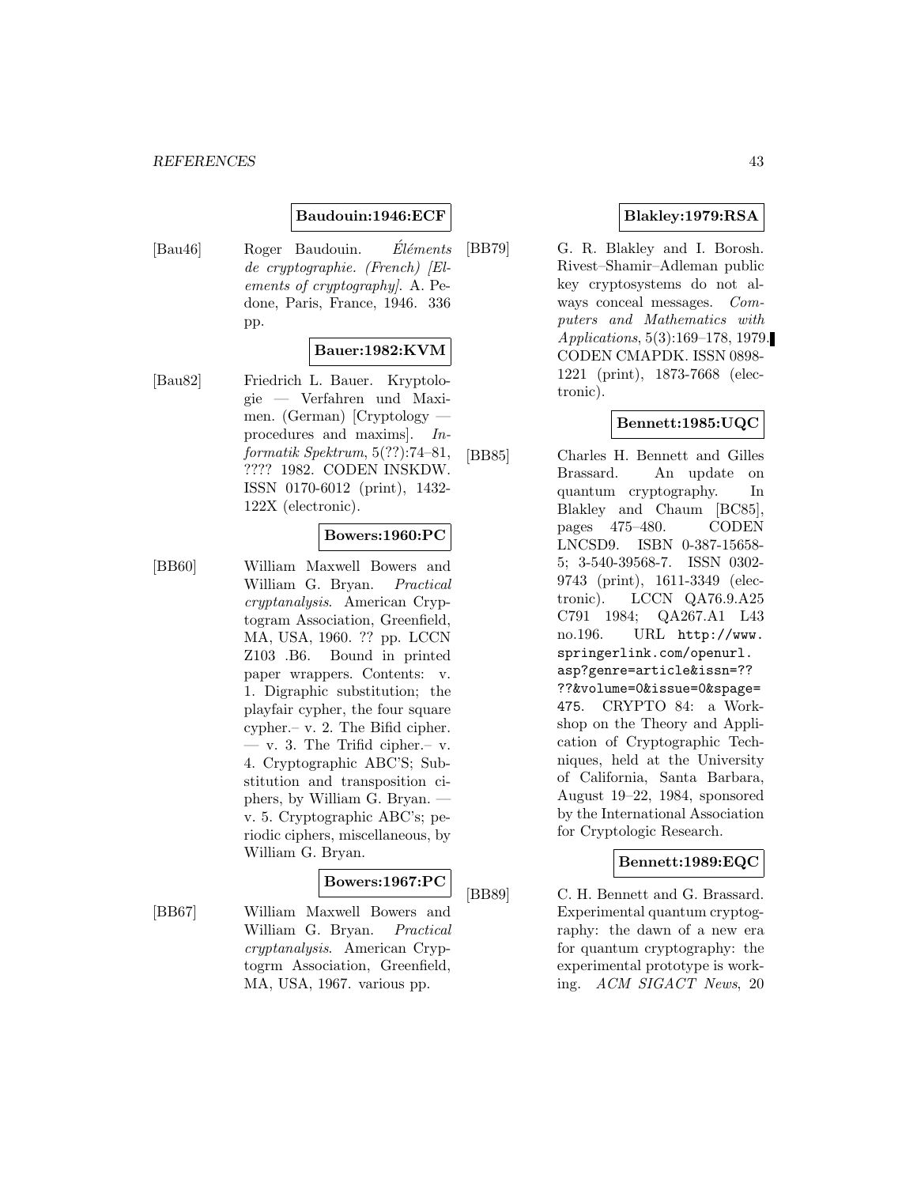**Baudouin:1946:ECF**

[Bau46] Roger Baudouin. *Éléments de cryptographie. (French) [Elements of cryptography]*. A. Pedone, Paris, France, 1946. 336 pp.

**Bauer:1982:KVM**

[Bau82] Friedrich L. Bauer. Kryptologie — Verfahren und Maximen. (German) [Cryptology — procedures and maxims]. *Informatik Spektrum*, 5(??):74–81, ???? 1982. CODEN INSKDW. ISSN 0170-6012 (print), 1432-122X (electronic).

**Bowers:1960:PC**

[BB60] William Maxwell Bowers and William G. Bryan. *Practical cryptanalysis*. American Cryptogram Association, Greenfield, MA, USA, 1960. ?? pp. LCCN Z103 .B6. Bound in printed paper wrappers. Contents: v. 1. Digraphic substitution; the playfair cypher, the four square cypher.– v. 2. The Bifid cipher. — v. 3. The Trifid cipher.– v. 4. Cryptographic ABC'S; Substitution and transposition ciphers, by William G. Bryan. — v. 5. Cryptographic ABC's; periodic ciphers, miscellaneous, by William G. Bryan.

**Bowers:1967:PC**

[BB67] William Maxwell Bowers and William G. Bryan. *Practical cryptanalysis*. American Cryptogrm Association, Greenfield, MA, USA, 1967. various pp.

**Blakley:1979:RSA**

[BB79] G. R. Blakley and I. Borosh. Rivest–Shamir–Adleman public key cryptosystems do not always conceal messages. *Computers and Mathematics with Applications*, 5(3):169–178, 1979. CODEN CMAPDK. ISSN 0898-1221 (print), 1873-7668 (electronic).

**Bennett:1985:UQC**

[BB85] Charles H. Bennett and Gilles Brassard. An update on quantum cryptography. In Blakley and Chaum [BC85], pages 475–480. CODEN LNCSD9. ISBN 0-387-15658-5; 3-540-39568-7. ISSN 0302-9743 (print), 1611-3349 (electronic). LCCN QA76.9.A25 C791 1984; QA267.A1 L43 no.196. URL http://www.springerlink.com/openurl.asp?genre=article&issn=????&volume=0&issue=0&spage=475. CRYPTO 84: a Workshop on the Theory and Application of Cryptographic Techniques, held at the University of California, Santa Barbara, August 19–22, 1984, sponsored by the International Association for Cryptologic Research.

**Bennett:1989:EQC**

[BB89] C. H. Bennett and G. Brassard. Experimental quantum cryptography: the dawn of a new era for quantum cryptography: the experimental prototype is working. *ACM SIGACT News*, 20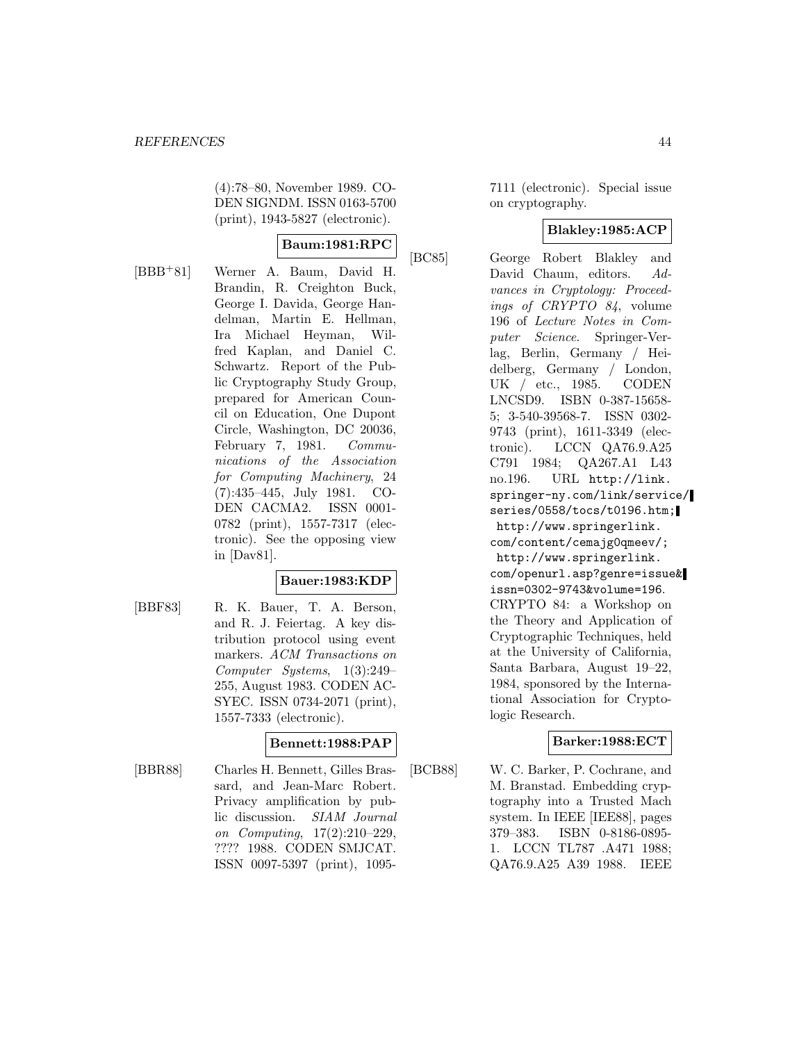(4):78–80, November 1989. CODEN SIGNDM. ISSN 0163-5700 (print), 1943-5827 (electronic).

**Baum:1981:RPC**

[BBB+81] Werner A. Baum, David H. Brandin, R. Creighton Buck, George I. Davida, George Handelman, Martin E. Hellman, Ira Michael Heyman, Wilfred Kaplan, and Daniel C. Schwartz. Report of the Public Cryptography Study Group, prepared for American Council on Education, One Dupont Circle, Washington, DC 20036, February 7, 1981. *Communications of the Association for Computing Machinery*, 24 (7):435–445, July 1981. CODEN CACMA2. ISSN 0001-0782 (print), 1557-7317 (electronic). See the opposing view in [Dav81].

**Bauer:1983:KDP**

[BBF83] R. K. Bauer, T. A. Berson, and R. J. Feiertag. A key distribution protocol using event markers. *ACM Transactions on Computer Systems*, 1(3):249–255, August 1983. CODEN ACSYEC. ISSN 0734-2071 (print), 1557-7333 (electronic).

**Bennett:1988:PAP**

[BBR88] Charles H. Bennett, Gilles Brassard, and Jean-Marc Robert. Privacy amplification by public discussion. *SIAM Journal on Computing*, 17(2):210–229, ???? 1988. CODEN SMJCAT. ISSN 0097-5397 (print), 1095-7111 (electronic). Special issue on cryptography.

**Blakley:1985:ACP**

[BC85] George Robert Blakley and David Chaum, editors. *Advances in Cryptology: Proceedings of CRYPTO 84*, volume 196 of *Lecture Notes in Computer Science*. Springer-Verlag, Berlin, Germany / Heidelberg, Germany / London, UK / etc., 1985. CODEN LNCSD9. ISBN 0-387-15658-5; 3-540-39568-7. ISSN 0302-9743 (print), 1611-3349 (electronic). LCCN QA76.9.A25 C791 1984; QA267.A1 L43 no.196. URL http://link.springer-ny.com/link/service/series/0558/tocs/t0196.htm; http://www.springerlink.com/content/cemajg0qmeev/; http://www.springerlink.com/openurl.asp?genre=issue&issn=0302-9743&volume=196. CRYPTO 84: a Workshop on the Theory and Application of Cryptographic Techniques, held at the University of California, Santa Barbara, August 19–22, 1984, sponsored by the International Association for Cryptologic Research.

**Barker:1988:ECT**

[BCB88] W. C. Barker, P. Cochrane, and M. Branstad. Embedding cryptography into a Trusted Mach system. In IEEE [IEE88], pages 379–383. ISBN 0-8186-0895-1. LCCN TL787 .A471 1988; QA76.9.A25 A39 1988. IEEE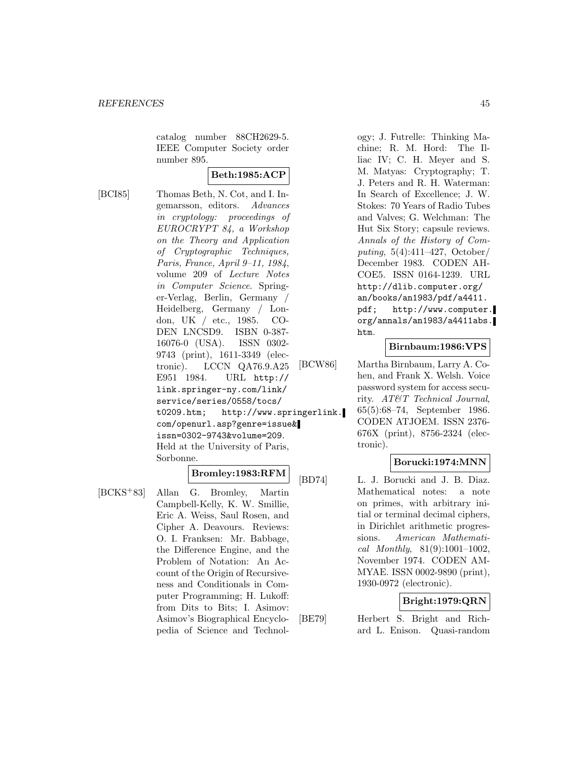catalog number 88CH2629-5. IEEE Computer Society order number 895.

**Beth:1985:ACP**

[BCI85] Thomas Beth, N. Cot, and I. Ingemarsson, editors. *Advances in cryptology: proceedings of EUROCRYPT 84, a Workshop on the Theory and Application of Cryptographic Techniques, Paris, France, April 9–11, 1984*, volume 209 of *Lecture Notes in Computer Science*. Springer-Verlag, Berlin, Germany / Heidelberg, Germany / London, UK / etc., 1985. CODEN LNCSD9. ISBN 0-387-16076-0 (USA). ISSN 0302-9743 (print), 1611-3349 (electronic). LCCN QA76.9.A25 E951 1984. URL http://link.springer-ny.com/link/service/series/0558/tocs/t0209.htm; http://www.springerlink.com/openurl.asp?genre=issue&issn=0302-9743&volume=209. Held at the University of Paris, Sorbonne.

**Bromley:1983:RFM**

[BCKS+83] Allan G. Bromley, Martin Campbell-Kelly, K. W. Smillie, Eric A. Weiss, Saul Rosen, and Cipher A. Deavours. Reviews: O. I. Franksen: Mr. Babbage, the Difference Engine, and the Problem of Notation: An Account of the Origin of Recursiveness and Conditionals in Computer Programming; H. Lukoff: from Dits to Bits; I. Asimov: Asimov's Biographical Encyclopedia of Science and Technology; J. Futrelle: Thinking Machine; R. M. Hord: The Illiac IV; C. H. Meyer and S. M. Matyas: Cryptography; T. J. Peters and R. H. Waterman: In Search of Excellence; J. W. Stokes: 70 Years of Radio Tubes and Valves; G. Welchman: The Hut Six Story; capsule reviews. *Annals of the History of Computing*, 5(4):411–427, October/December 1983. CODEN AHCOE5. ISSN 0164-1239. URL http://dlib.computer.org/an/books/an1983/pdf/a4411.pdf; http://www.computer.org/annals/an1983/a4411abs.htm.

**Birnbaum:1986:VPS**

[BCW86] Martha Birnbaum, Larry A. Cohen, and Frank X. Welsh. Voice password system for access security. *AT&T Technical Journal*, 65(5):68–74, September 1986. CODEN ATJOEM. ISSN 2376-676X (print), 8756-2324 (electronic).

**Borucki:1974:MNN**

[BD74] L. J. Borucki and J. B. Diaz. Mathematical notes: a note on primes, with arbitrary initial or terminal decimal ciphers, in Dirichlet arithmetic progressions. *American Mathematical Monthly*, 81(9):1001–1002, November 1974. CODEN AMMYAE. ISSN 0002-9890 (print), 1930-0972 (electronic).

**Bright:1979:QRN**

[BE79] Herbert S. Bright and Richard L. Enison. Quasi-random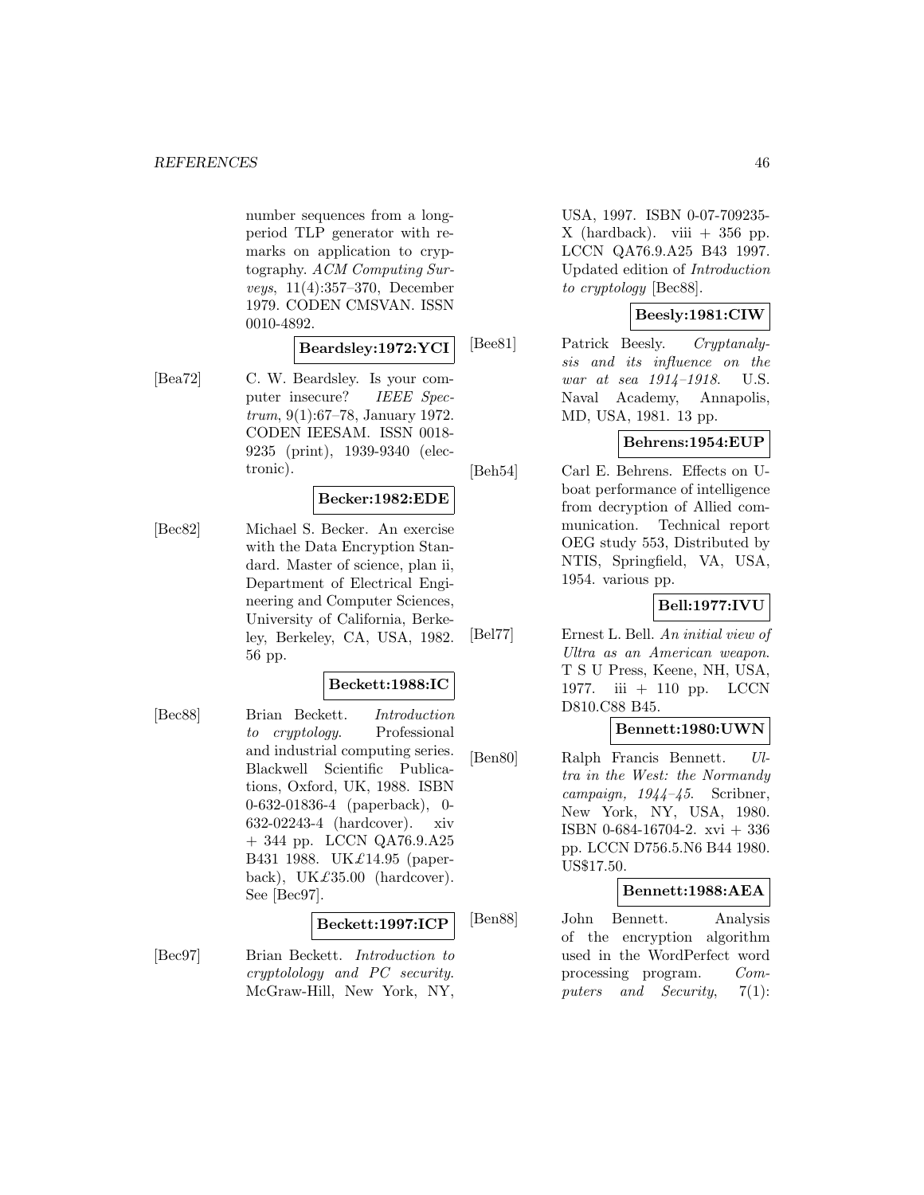number sequences from a long-period TLP generator with remarks on application to cryptography. *ACM Computing Surveys*, 11(4):357–370, December 1979. CODEN CMSVAN. ISSN 0010-4892.

**Beardsley:1972:YCI**

[Bea72] C. W. Beardsley. Is your computer insecure? *IEEE Spectrum*, 9(1):67–78, January 1972. CODEN IEESAM. ISSN 0018-9235 (print), 1939-9340 (electronic).

**Becker:1982:EDE**

[Bec82] Michael S. Becker. An exercise with the Data Encryption Standard. Master of science, plan ii, Department of Electrical Engineering and Computer Sciences, University of California, Berkeley, Berkeley, CA, USA, 1982. 56 pp.

**Beckett:1988:IC**

[Bec88] Brian Beckett. *Introduction to cryptology*. Professional and industrial computing series. Blackwell Scientific Publications, Oxford, UK, 1988. ISBN 0-632-01836-4 (paperback), 0-632-02243-4 (hardcover). xiv + 344 pp. LCCN QA76.9.A25 B431 1988. UK£14.95 (paperback), UK£35.00 (hardcover). See [Bec97].

**Beckett:1997:ICP**

[Bec97] Brian Beckett. *Introduction to cryptolology and PC security*. McGraw-Hill, New York, NY, USA, 1997. ISBN 0-07-709235-X (hardback). viii + 356 pp. LCCN QA76.9.A25 B43 1997. Updated edition of *Introduction to cryptology* [Bec88].

**Beesly:1981:CIW**

[Bee81] Patrick Beesly. *Cryptanalysis and its influence on the war at sea 1914–1918*. U.S. Naval Academy, Annapolis, MD, USA, 1981. 13 pp.

**Behrens:1954:EUP**

[Beh54] Carl E. Behrens. Effects on U-boat performance of intelligence from decryption of Allied communication. Technical report OEG study 553, Distributed by NTIS, Springfield, VA, USA, 1954. various pp.

**Bell:1977:IVU**

[Bel77] Ernest L. Bell. *An initial view of Ultra as an American weapon*. T S U Press, Keene, NH, USA, 1977. iii + 110 pp. LCCN D810.C88 B45.

**Bennett:1980:UWN**

[Ben80] Ralph Francis Bennett. *Ultra in the West: the Normandy campaign, 1944–45*. Scribner, New York, NY, USA, 1980. ISBN 0-684-16704-2. xvi + 336 pp. LCCN D756.5.N6 B44 1980. US$17.50.

**Bennett:1988:AEA**

[Ben88] John Bennett. Analysis of the encryption algorithm used in the WordPerfect word processing program. *Computers and Security*, 7(1):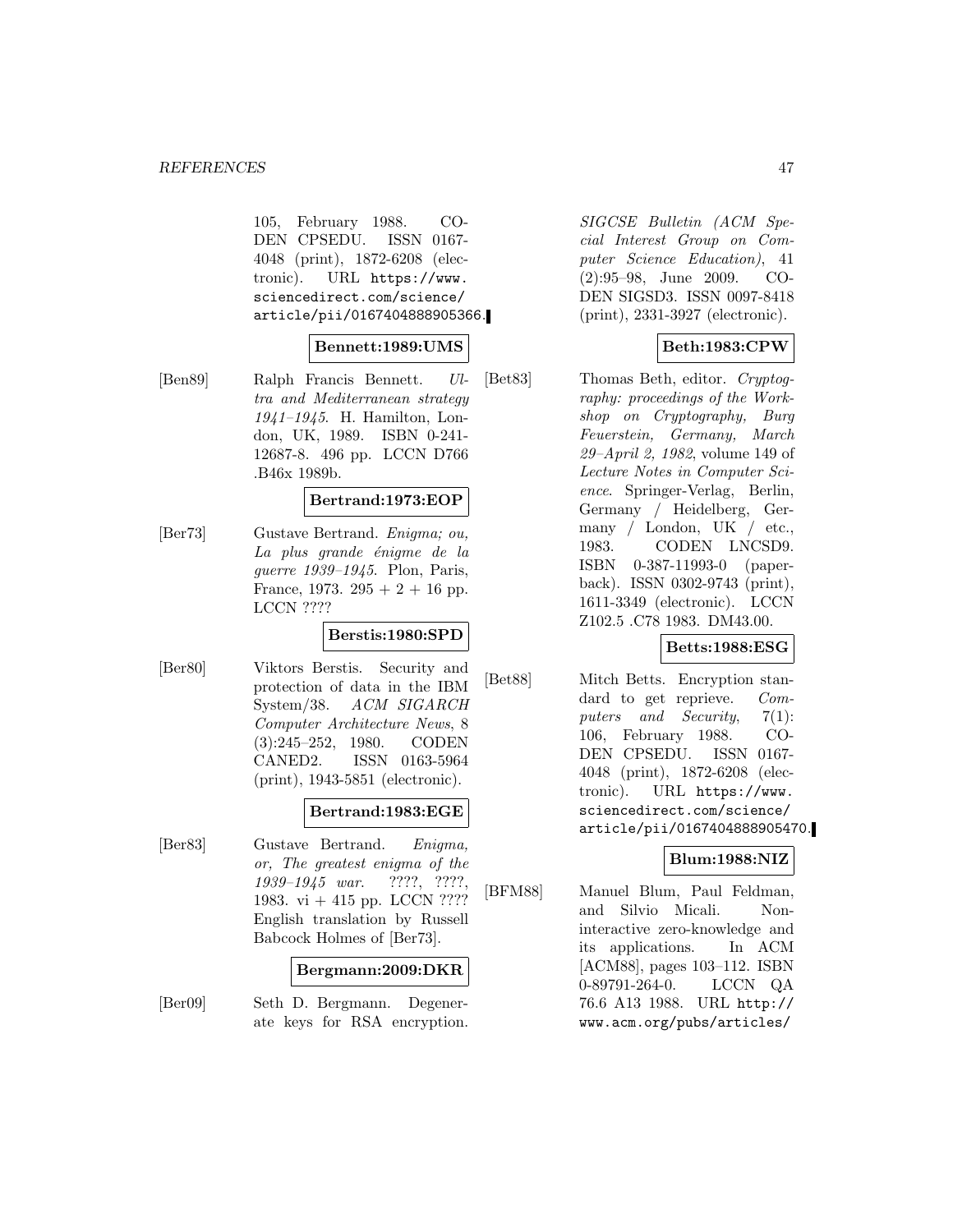105, February 1988. CODEN CPSEDU. ISSN 0167-4048 (print), 1872-6208 (electronic). URL https://www.sciencedirect.com/science/article/pii/0167404888905366.

**Bennett:1989:UMS**

[Ben89] Ralph Francis Bennett. *Ultra and Mediterranean strategy 1941–1945*. H. Hamilton, London, UK, 1989. ISBN 0-241-12687-8. 496 pp. LCCN D766 .B46x 1989b.

**Bertrand:1973:EOP**

[Ber73] Gustave Bertrand. *Enigma; ou, La plus grande énigme de la guerre 1939–1945*. Plon, Paris, France, 1973. 295 + 2 + 16 pp. LCCN ????

**Berstis:1980:SPD**

[Ber80] Viktors Berstis. Security and protection of data in the IBM System/38. *ACM SIGARCH Computer Architecture News*, 8 (3):245–252, 1980. CODEN CANED2. ISSN 0163-5964 (print), 1943-5851 (electronic).

**Bertrand:1983:EGE**

[Ber83] Gustave Bertrand. *Enigma, or, The greatest enigma of the 1939–1945 war*. ????, ????, 1983. vi + 415 pp. LCCN ???? English translation by Russell Babcock Holmes of [Ber73].

**Bergmann:2009:DKR**

[Ber09] Seth D. Bergmann. Degenerate keys for RSA encryption. *SIGCSE Bulletin (ACM Special Interest Group on Computer Science Education)*, 41 (2):95–98, June 2009. CODEN SIGSD3. ISSN 0097-8418 (print), 2331-3927 (electronic).

**Beth:1983:CPW**

[Bet83] Thomas Beth, editor. *Cryptography: proceedings of the Workshop on Cryptography, Burg Feuerstein, Germany, March 29–April 2, 1982*, volume 149 of *Lecture Notes in Computer Science*. Springer-Verlag, Berlin, Germany / Heidelberg, Germany / London, UK / etc., 1983. CODEN LNCSD9. ISBN 0-387-11993-0 (paperback). ISSN 0302-9743 (print), 1611-3349 (electronic). LCCN Z102.5 .C78 1983. DM43.00.

**Betts:1988:ESG**

[Bet88] Mitch Betts. Encryption standard to get reprieve. *Computers and Security*, 7(1): 106, February 1988. CODEN CPSEDU. ISSN 0167-4048 (print), 1872-6208 (electronic). URL https://www.sciencedirect.com/science/article/pii/0167404888905470.

**Blum:1988:NIZ**

[BFM88] Manuel Blum, Paul Feldman, and Silvio Micali. Non-interactive zero-knowledge and its applications. In ACM [ACM88], pages 103–112. ISBN 0-89791-264-0. LCCN QA 76.6 A13 1988. URL http://www.acm.org/pubs/articles/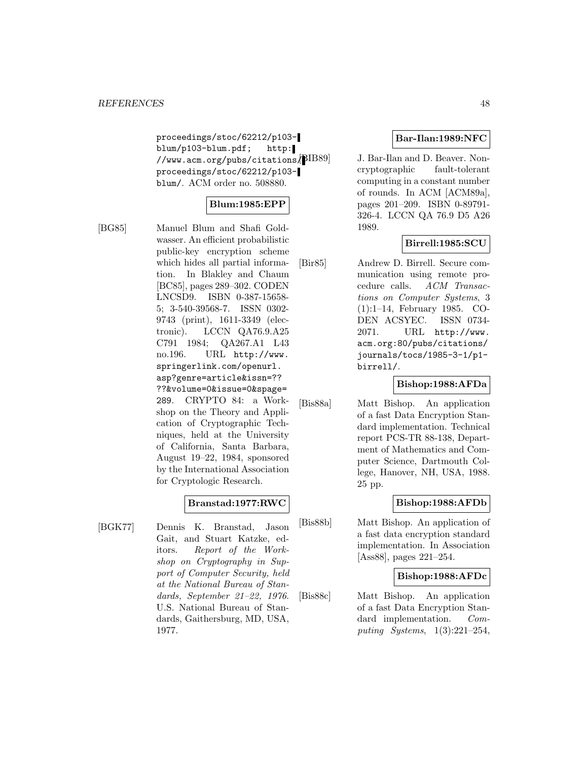proceedings/stoc/62212/p103-blum/p103-blum.pdf; http://www.acm.org/pubs/citations/proceedings/stoc/62212/p103-blum/. ACM order no. 508880.

**Blum:1985:EPP**

[BG85] Manuel Blum and Shafi Goldwasser. An efficient probabilistic public-key encryption scheme which hides all partial information. In Blakley and Chaum [BC85], pages 289–302. CODEN LNCSD9. ISBN 0-387-15658-5; 3-540-39568-7. ISSN 0302-9743 (print), 1611-3349 (electronic). LCCN QA76.9.A25 C791 1984; QA267.A1 L43 no.196. URL http://www.springerlink.com/openurl.asp?genre=article&issn=????&volume=0&issue=0&spage=289. CRYPTO 84: a Workshop on the Theory and Application of Cryptographic Techniques, held at the University of California, Santa Barbara, August 19–22, 1984, sponsored by the International Association for Cryptologic Research.

**Branstad:1977:RWC**

[BGK77] Dennis K. Branstad, Jason Gait, and Stuart Katzke, editors. *Report of the Workshop on Cryptography in Support of Computer Security, held at the National Bureau of Standards, September 21–22, 1976.* U.S. National Bureau of Standards, Gaithersburg, MD, USA, 1977.

**Bar-Ilan:1989:NFC**

[BIB89] J. Bar-Ilan and D. Beaver. Non-cryptographic fault-tolerant computing in a constant number of rounds. In ACM [ACM89a], pages 201–209. ISBN 0-89791-326-4. LCCN QA 76.9 D5 A26 1989.

**Birrell:1985:SCU**

[Bir85] Andrew D. Birrell. Secure communication using remote procedure calls. *ACM Transactions on Computer Systems*, 3 (1):1–14, February 1985. CODEN ACSYEC. ISSN 0734-2071. URL http://www.acm.org:80/pubs/citations/journals/tocs/1985-3-1/p1-birrell/.

**Bishop:1988:AFDa**

[Bis88a] Matt Bishop. An application of a fast Data Encryption Standard implementation. Technical report PCS-TR 88-138, Department of Mathematics and Computer Science, Dartmouth College, Hanover, NH, USA, 1988. 25 pp.

**Bishop:1988:AFDb**

[Bis88b] Matt Bishop. An application of a fast data encryption standard implementation. In Association [Ass88], pages 221–254.

**Bishop:1988:AFDc**

[Bis88c] Matt Bishop. An application of a fast Data Encryption Standard implementation. *Computing Systems*, 1(3):221–254,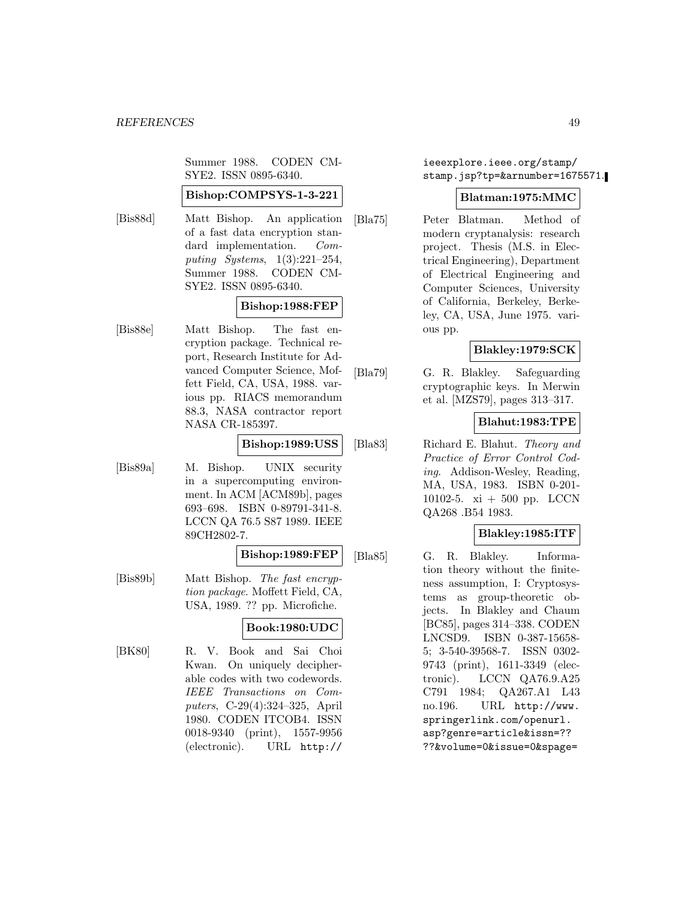Summer 1988. CODEN CM-SYE2. ISSN 0895-6340.

**Bishop:COMPSYS-1-3-221**

[Bis88d] Matt Bishop. An application of a fast data encryption standard implementation. *Computing Systems*, 1(3):221–254, Summer 1988. CODEN CM-SYE2. ISSN 0895-6340.

**Bishop:1988:FEP**

[Bis88e] Matt Bishop. The fast encryption package. Technical report, Research Institute for Advanced Computer Science, Moffett Field, CA, USA, 1988. various pp. RIACS memorandum 88.3, NASA contractor report NASA CR-185397.

**Bishop:1989:USS**

[Bis89a] M. Bishop. UNIX security in a supercomputing environment. In ACM [ACM89b], pages 693–698. ISBN 0-89791-341-8. LCCN QA 76.5 S87 1989. IEEE 89CH2802-7.

**Bishop:1989:FEP**

[Bis89b] Matt Bishop. *The fast encryption package*. Moffett Field, CA, USA, 1989. ?? pp. Microfiche.

**Book:1980:UDC**

[BK80] R. V. Book and Sai Choi Kwan. On uniquely decipherable codes with two codewords. *IEEE Transactions on Computers*, C-29(4):324–325, April 1980. CODEN ITCOB4. ISSN 0018-9340 (print), 1557-9956 (electronic). URL http://ieeexplore.ieee.org/stamp/stamp.jsp?tp=&arnumber=1675571.

**Blatman:1975:MMC**

[Bla75] Peter Blatman. Method of modern cryptanalysis: research project. Thesis (M.S. in Electrical Engineering), Department of Electrical Engineering and Computer Sciences, University of California, Berkeley, Berkeley, CA, USA, June 1975. various pp.

**Blakley:1979:SCK**

[Bla79] G. R. Blakley. Safeguarding cryptographic keys. In Merwin et al. [MZS79], pages 313–317.

**Blahut:1983:TPE**

[Bla83] Richard E. Blahut. *Theory and Practice of Error Control Coding*. Addison-Wesley, Reading, MA, USA, 1983. ISBN 0-201-10102-5. xi + 500 pp. LCCN QA268 .B54 1983.

**Blakley:1985:ITF**

[Bla85] G. R. Blakley. Information theory without the finiteness assumption, I: Cryptosystems as group-theoretic objects. In Blakley and Chaum [BC85], pages 314–338. CODEN LNCSD9. ISBN 0-387-15658-5; 3-540-39568-7. ISSN 0302-9743 (print), 1611-3349 (electronic). LCCN QA76.9.A25 C791 1984; QA267.A1 L43 no.196. URL http://www.springerlink.com/openurl.asp?genre=article&issn=????&volume=0&issue=0&spage=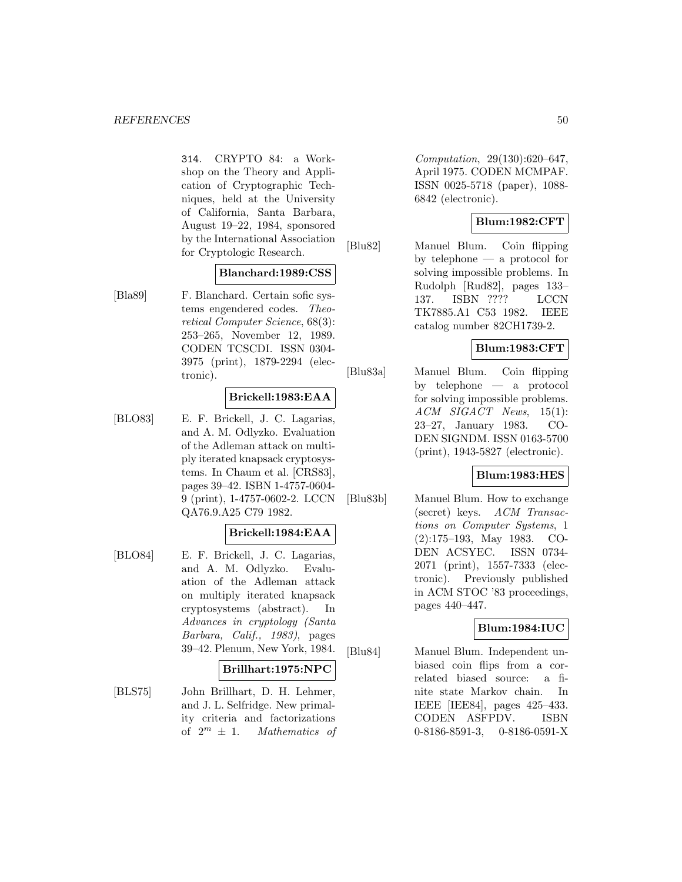314. CRYPTO 84: a Workshop on the Theory and Application of Cryptographic Techniques, held at the University of California, Santa Barbara, August 19–22, 1984, sponsored by the International Association for Cryptologic Research.

**Blanchard:1989:CSS**

[Bla89] F. Blanchard. Certain sofic systems engendered codes. *Theoretical Computer Science*, 68(3): 253–265, November 12, 1989. CODEN TCSCDI. ISSN 0304-3975 (print), 1879-2294 (electronic).

**Brickell:1983:EAA**

[BLO83] E. F. Brickell, J. C. Lagarias, and A. M. Odlyzko. Evaluation of the Adleman attack on multiply iterated knapsack cryptosystems. In Chaum et al. [CRS83], pages 39–42. ISBN 1-4757-0604-9 (print), 1-4757-0602-2. LCCN QA76.9.A25 C79 1982.

**Brickell:1984:EAA**

[BLO84] E. F. Brickell, J. C. Lagarias, and A. M. Odlyzko. Evaluation of the Adleman attack on multiply iterated knapsack cryptosystems (abstract). In *Advances in cryptology (Santa Barbara, Calif., 1983)*, pages 39–42. Plenum, New York, 1984.

**Brillhart:1975:NPC**

[BLS75] John Brillhart, D. H. Lehmer, and J. L. Selfridge. New primality criteria and factorizations of $2^m \pm 1$. *Mathematics of Computation*, 29(130):620–647, April 1975. CODEN MCMPAF. ISSN 0025-5718 (paper), 1088-6842 (electronic).

**Blum:1982:CFT**

[Blu82] Manuel Blum. Coin flipping by telephone — a protocol for solving impossible problems. In Rudolph [Rud82], pages 133–137. ISBN ???? LCCN TK7885.A1 C53 1982. IEEE catalog number 82CH1739-2.

**Blum:1983:CFT**

[Blu83a] Manuel Blum. Coin flipping by telephone — a protocol for solving impossible problems. *ACM SIGACT News*, 15(1): 23–27, January 1983. CODEN SIGNDM. ISSN 0163-5700 (print), 1943-5827 (electronic).

**Blum:1983:HES**

[Blu83b] Manuel Blum. How to exchange (secret) keys. *ACM Transactions on Computer Systems*, 1 (2):175–193, May 1983. CODEN ACSYEC. ISSN 0734-2071 (print), 1557-7333 (electronic). Previously published in ACM STOC '83 proceedings, pages 440–447.

**Blum:1984:IUC**

[Blu84] Manuel Blum. Independent unbiased coin flips from a correlated biased source: a finite state Markov chain. In IEEE [IEE84], pages 425–433. CODEN ASFPDV. ISBN 0-8186-8591-3, 0-8186-0591-X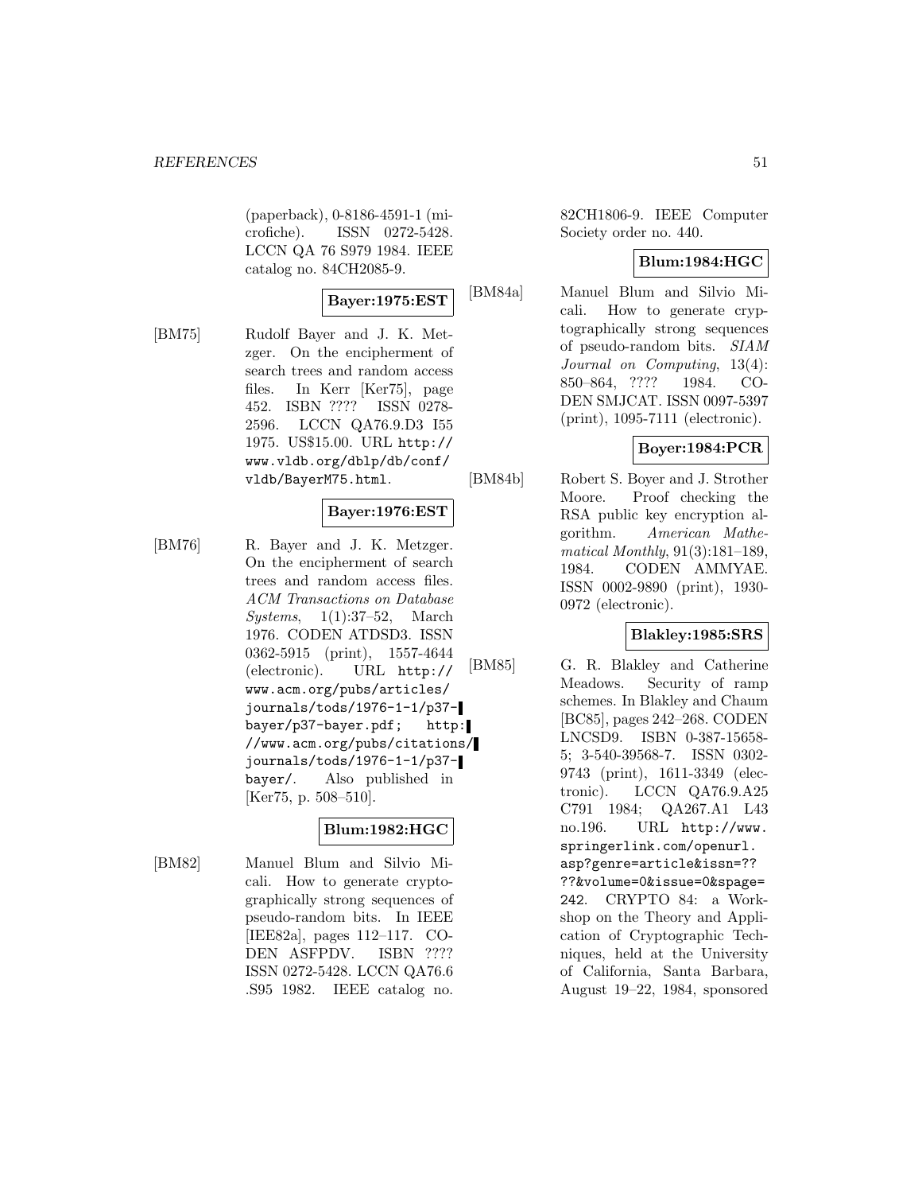(paperback), 0-8186-4591-1 (microfiche). ISSN 0272-5428. LCCN QA 76 S979 1984. IEEE catalog no. 84CH2085-9.

**Bayer:1975:EST**

[BM75] Rudolf Bayer and J. K. Metzger. On the encipherment of search trees and random access files. In Kerr [Ker75], page 452. ISBN ???? ISSN 0278-2596. LCCN QA76.9.D3 I55 1975. US$15.00. URL http://www.vldb.org/dblp/db/conf/vldb/BayerM75.html.

**Bayer:1976:EST**

[BM76] R. Bayer and J. K. Metzger. On the encipherment of search trees and random access files. *ACM Transactions on Database Systems*, 1(1):37–52, March 1976. CODEN ATDSD3. ISSN 0362-5915 (print), 1557-4644 (electronic). URL http://www.acm.org/pubs/articles/journals/tods/1976-1-1/p37-bayer/p37-bayer.pdf; http://www.acm.org/pubs/citations/journals/tods/1976-1-1/p37-bayer/. Also published in [Ker75, p. 508–510].

**Blum:1982:HGC**

[BM82] Manuel Blum and Silvio Micali. How to generate cryptographically strong sequences of pseudo-random bits. In IEEE [IEE82a], pages 112–117. CODEN ASFPDV. ISBN ???? ISSN 0272-5428. LCCN QA76.6 .S95 1982. IEEE catalog no. 82CH1806-9. IEEE Computer Society order no. 440.

**Blum:1984:HGC**

[BM84a] Manuel Blum and Silvio Micali. How to generate cryptographically strong sequences of pseudo-random bits. *SIAM Journal on Computing*, 13(4): 850–864, ???? 1984. CODEN SMJCAT. ISSN 0097-5397 (print), 1095-7111 (electronic).

**Boyer:1984:PCR**

[BM84b] Robert S. Boyer and J. Strother Moore. Proof checking the RSA public key encryption algorithm. *American Mathematical Monthly*, 91(3):181–189, 1984. CODEN AMMYAE. ISSN 0002-9890 (print), 1930-0972 (electronic).

**Blakley:1985:SRS**

[BM85] G. R. Blakley and Catherine Meadows. Security of ramp schemes. In Blakley and Chaum [BC85], pages 242–268. CODEN LNCSD9. ISBN 0-387-15658-5; 3-540-39568-7. ISSN 0302-9743 (print), 1611-3349 (electronic). LCCN QA76.9.A25 C791 1984; QA267.A1 L43 no.196. URL http://www.springerlink.com/openurl.asp?genre=article&issn=????&volume=0&issue=0&spage=242. CRYPTO 84: a Workshop on the Theory and Application of Cryptographic Techniques, held at the University of California, Santa Barbara, August 19–22, 1984, sponsored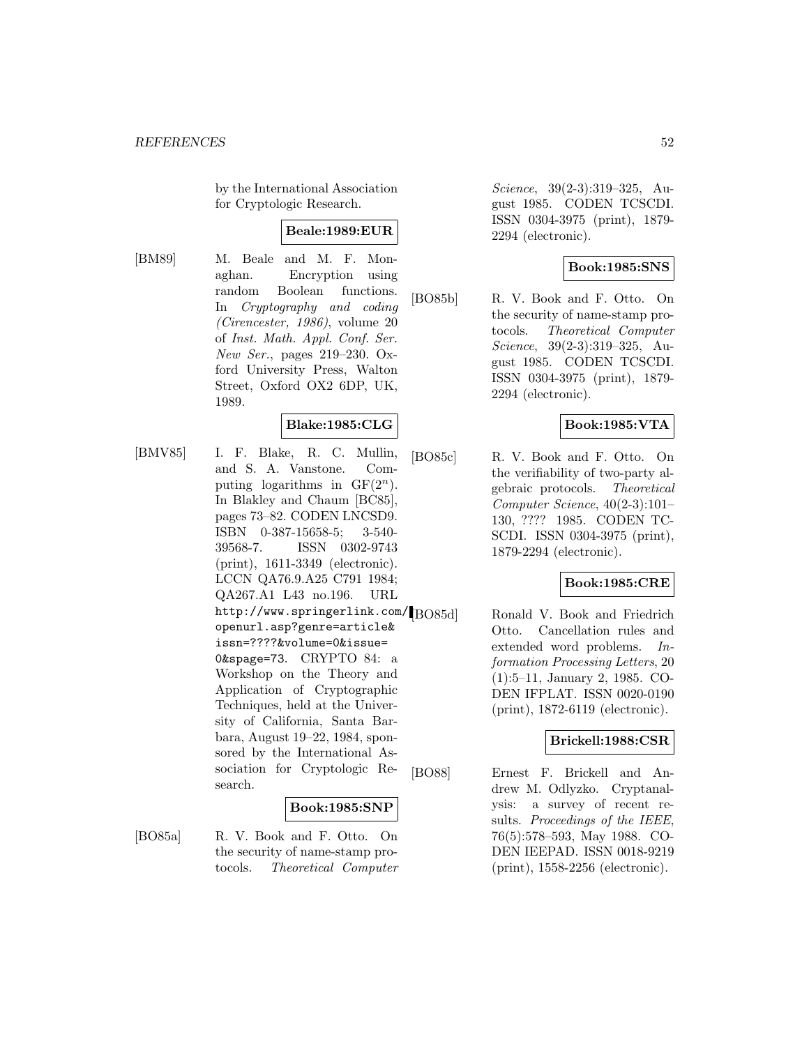by the International Association for Cryptologic Research.

**Beale:1989:EUR**

[BM89] M. Beale and M. F. Monaghan. Encryption using random Boolean functions. In *Cryptography and coding (Cirencester, 1986)*, volume 20 of *Inst. Math. Appl. Conf. Ser. New Ser.*, pages 219–230. Oxford University Press, Walton Street, Oxford OX2 6DP, UK, 1989.

**Blake:1985:CLG**

[BMV85] I. F. Blake, R. C. Mullin, and S. A. Vanstone. Computing logarithms in $GF(2^n)$. In Blakley and Chaum [BC85], pages 73–82. CODEN LNCSD9. ISBN 0-387-15658-5; 3-540-39568-7. ISSN 0302-9743 (print), 1611-3349 (electronic). LCCN QA76.9.A25 C791 1984; QA267.A1 L43 no.196. URL http://www.springerlink.com/openurl.asp?genre=article&issn=????&volume=0&issue=0&spage=73. CRYPTO 84: a Workshop on the Theory and Application of Cryptographic Techniques, held at the University of California, Santa Barbara, August 19–22, 1984, sponsored by the International Association for Cryptologic Research.

**Book:1985:SNP**

[BO85a] R. V. Book and F. Otto. On the security of name-stamp protocols. *Theoretical Computer Science*, 39(2-3):319–325, August 1985. CODEN TCSCDI. ISSN 0304-3975 (print), 1879-2294 (electronic).

**Book:1985:SNS**

[BO85b] R. V. Book and F. Otto. On the security of name-stamp protocols. *Theoretical Computer Science*, 39(2-3):319–325, August 1985. CODEN TCSCDI. ISSN 0304-3975 (print), 1879-2294 (electronic).

**Book:1985:VTA**

[BO85c] R. V. Book and F. Otto. On the verifiability of two-party algebraic protocols. *Theoretical Computer Science*, 40(2-3):101–130, ???? 1985. CODEN TCSCDI. ISSN 0304-3975 (print), 1879-2294 (electronic).

**Book:1985:CRE**

[BO85d] Ronald V. Book and Friedrich Otto. Cancellation rules and extended word problems. *Information Processing Letters*, 20 (1):5–11, January 2, 1985. CODEN IFPLAT. ISSN 0020-0190 (print), 1872-6119 (electronic).

**Brickell:1988:CSR**

[BO88] Ernest F. Brickell and Andrew M. Odlyzko. Cryptanalysis: a survey of recent results. *Proceedings of the IEEE*, 76(5):578–593, May 1988. CODEN IEEPAD. ISSN 0018-9219 (print), 1558-2256 (electronic).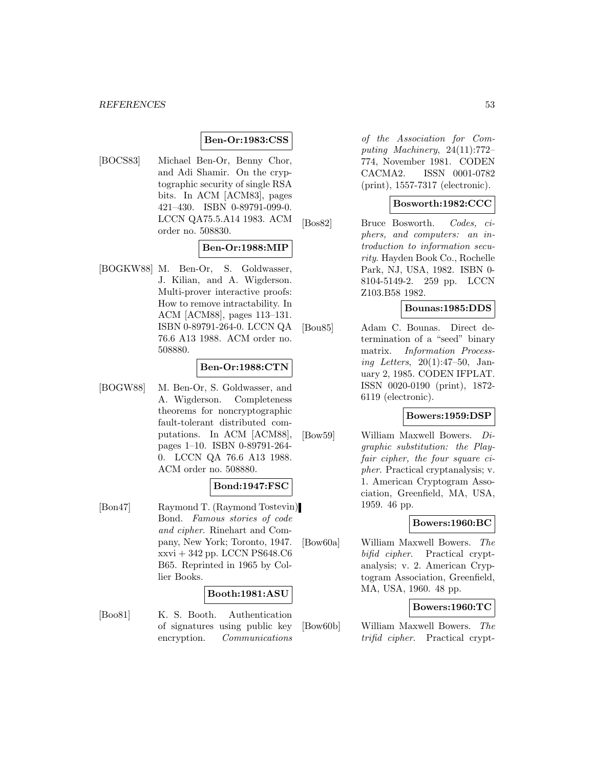**Ben-Or:1983:CSS**

[BOCS83] Michael Ben-Or, Benny Chor, and Adi Shamir. On the cryptographic security of single RSA bits. In ACM [ACM83], pages 421–430. ISBN 0-89791-099-0. LCCN QA75.5.A14 1983. ACM order no. 508830.

**Ben-Or:1988:MIP**

[BOGKW88] M. Ben-Or, S. Goldwasser, J. Kilian, and A. Wigderson. Multi-prover interactive proofs: How to remove intractability. In ACM [ACM88], pages 113–131. ISBN 0-89791-264-0. LCCN QA 76.6 A13 1988. ACM order no. 508880.

**Ben-Or:1988:CTN**

[BOGW88] M. Ben-Or, S. Goldwasser, and A. Wigderson. Completeness theorems for noncryptographic fault-tolerant distributed computations. In ACM [ACM88], pages 1–10. ISBN 0-89791-264-0. LCCN QA 76.6 A13 1988. ACM order no. 508880.

**Bond:1947:FSC**

[Bon47] Raymond T. (Raymond Tostevin) Bond. *Famous stories of code and cipher*. Rinehart and Company, New York; Toronto, 1947. xxvi + 342 pp. LCCN PS648.C6 B65. Reprinted in 1965 by Collier Books.

**Booth:1981:ASU**

[Boo81] K. S. Booth. Authentication of signatures using public key encryption. *Communications of the Association for Computing Machinery*, 24(11):772–774, November 1981. CODEN CACMA2. ISSN 0001-0782 (print), 1557-7317 (electronic).

**Bosworth:1982:CCC**

[Bos82] Bruce Bosworth. *Codes, ciphers, and computers: an introduction to information security*. Hayden Book Co., Rochelle Park, NJ, USA, 1982. ISBN 0-8104-5149-2. 259 pp. LCCN Z103.B58 1982.

**Bounas:1985:DDS**

[Bou85] Adam C. Bounas. Direct determination of a "seed" binary matrix. *Information Processing Letters*, 20(1):47–50, January 2, 1985. CODEN IFPLAT. ISSN 0020-0190 (print), 1872-6119 (electronic).

**Bowers:1959:DSP**

[Bow59] William Maxwell Bowers. *Digraphic substitution: the Playfair cipher, the four square cipher*. Practical cryptanalysis; v. 1. American Cryptogram Association, Greenfield, MA, USA, 1959. 46 pp.

**Bowers:1960:BC**

[Bow60a] William Maxwell Bowers. *The bifid cipher*. Practical cryptanalysis; v. 2. American Cryptogram Association, Greenfield, MA, USA, 1960. 48 pp.

**Bowers:1960:TC**

[Bow60b] William Maxwell Bowers. *The trifid cipher*. Practical crypt-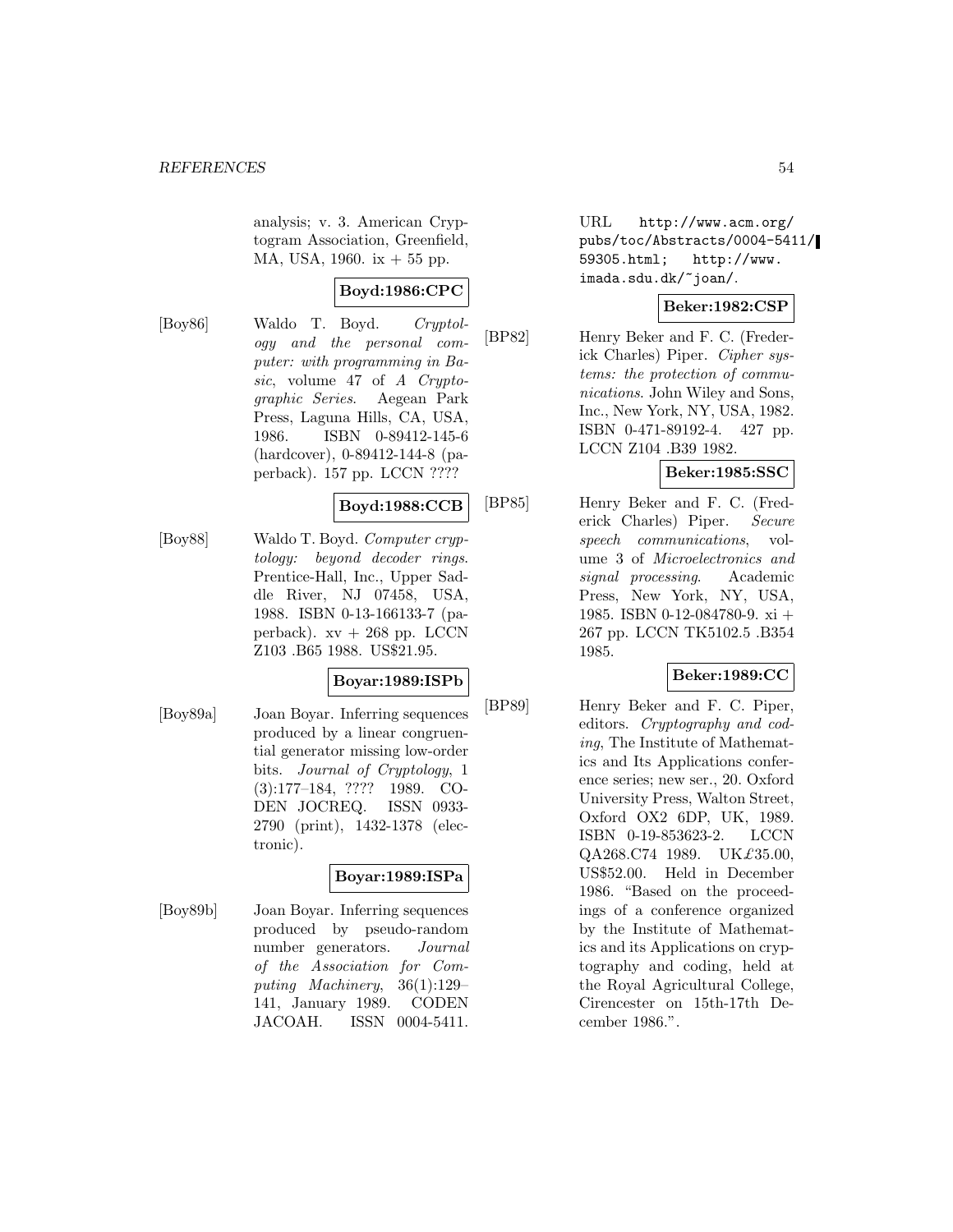analysis; v. 3. American Cryptogram Association, Greenfield, MA, USA, 1960. ix + 55 pp.

**Boyd:1986:CPC**

[Boy86] Waldo T. Boyd. *Cryptology and the personal computer: with programming in Basic*, volume 47 of *A Cryptographic Series*. Aegean Park Press, Laguna Hills, CA, USA, 1986. ISBN 0-89412-145-6 (hardcover), 0-89412-144-8 (paperback). 157 pp. LCCN ????

**Boyd:1988:CCB**

[Boy88] Waldo T. Boyd. *Computer cryptology: beyond decoder rings*. Prentice-Hall, Inc., Upper Saddle River, NJ 07458, USA, 1988. ISBN 0-13-166133-7 (paperback). xv + 268 pp. LCCN Z103 .B65 1988. US$21.95.

**Boyar:1989:ISPb**

[Boy89a] Joan Boyar. Inferring sequences produced by a linear congruential generator missing low-order bits. *Journal of Cryptology*, 1 (3):177–184, ???? 1989. CODEN JOCREQ. ISSN 0933-2790 (print), 1432-1378 (electronic).

**Boyar:1989:ISPa**

[Boy89b] Joan Boyar. Inferring sequences produced by pseudo-random number generators. *Journal of the Association for Computing Machinery*, 36(1):129–141, January 1989. CODEN JACOAH. ISSN 0004-5411. URL `http://www.acm.org/pubs/toc/Abstracts/0004-5411/59305.html`; `http://www.imada.sdu.dk/~joan/`.

**Beker:1982:CSP**

[BP82] Henry Beker and F. C. (Frederick Charles) Piper. *Cipher systems: the protection of communications*. John Wiley and Sons, Inc., New York, NY, USA, 1982. ISBN 0-471-89192-4. 427 pp. LCCN Z104 .B39 1982.

**Beker:1985:SSC**

[BP85] Henry Beker and F. C. (Frederick Charles) Piper. *Secure speech communications*, volume 3 of *Microelectronics and signal processing*. Academic Press, New York, NY, USA, 1985. ISBN 0-12-084780-9. xi + 267 pp. LCCN TK5102.5 .B354 1985.

**Beker:1989:CC**

[BP89] Henry Beker and F. C. Piper, editors. *Cryptography and coding*, The Institute of Mathematics and Its Applications conference series; new ser., 20. Oxford University Press, Walton Street, Oxford OX2 6DP, UK, 1989. ISBN 0-19-853623-2. LCCN QA268.C74 1989. UK£35.00, US$52.00. Held in December 1986. "Based on the proceedings of a conference organized by the Institute of Mathematics and its Applications on cryptography and coding, held at the Royal Agricultural College, Cirencester on 15th-17th December 1986.".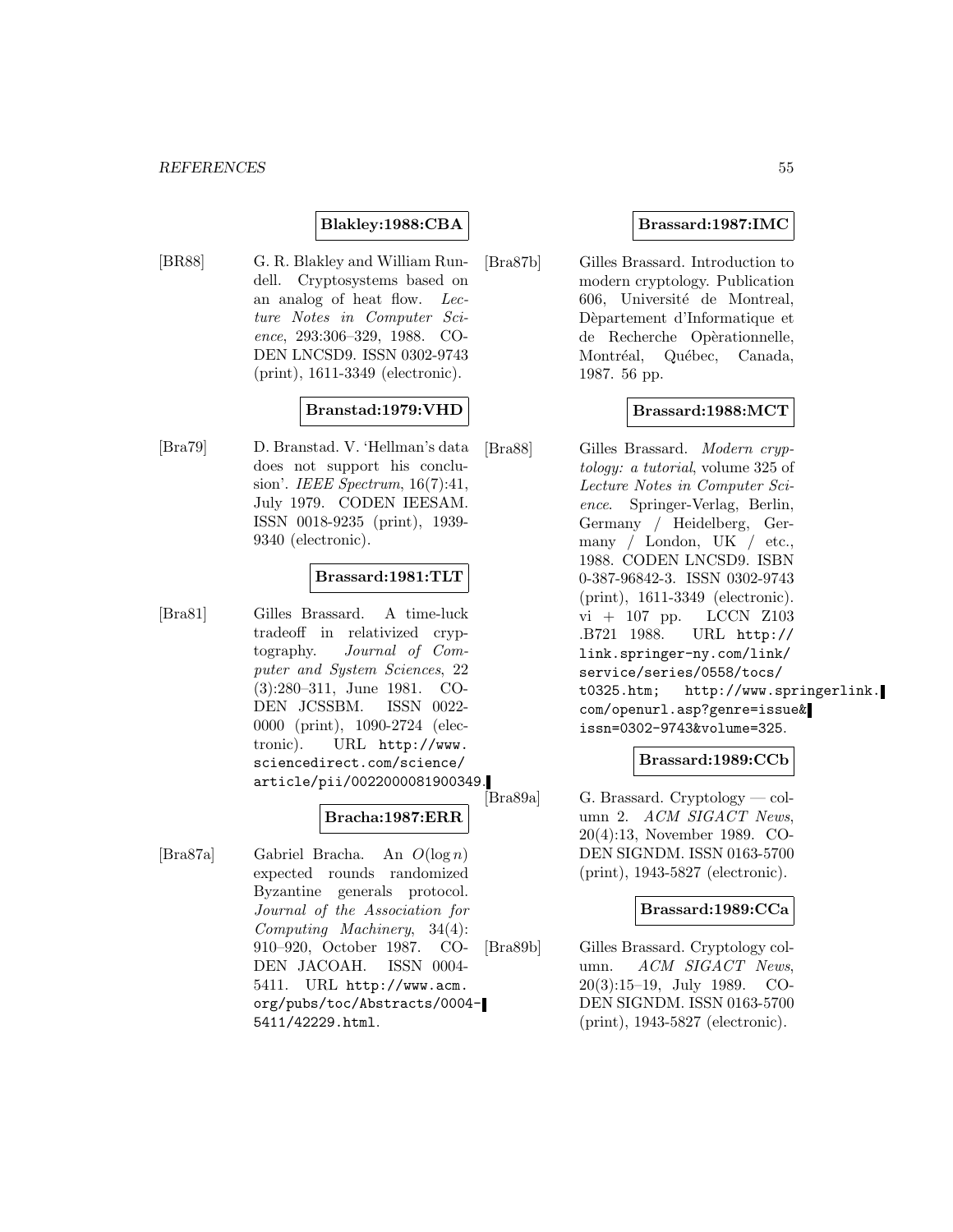**Blakley:1988:CBA**

[BR88] G. R. Blakley and William Rundell. Cryptosystems based on an analog of heat flow. *Lecture Notes in Computer Science*, 293:306–329, 1988. CODEN LNCSD9. ISSN 0302-9743 (print), 1611-3349 (electronic).

**Branstad:1979:VHD**

[Bra79] D. Branstad. V. 'Hellman's data does not support his conclusion'. *IEEE Spectrum*, 16(7):41, July 1979. CODEN IEESAM. ISSN 0018-9235 (print), 1939-9340 (electronic).

**Brassard:1981:TLT**

[Bra81] Gilles Brassard. A time-luck tradeoff in relativized cryptography. *Journal of Computer and System Sciences*, 22 (3):280–311, June 1981. CODEN JCSSBM. ISSN 0022-0000 (print), 1090-2724 (electronic). URL http://www.sciencedirect.com/science/article/pii/0022000081900349.

**Bracha:1987:ERR**

[Bra87a] Gabriel Bracha. An $O(\log n)$ expected rounds randomized Byzantine generals protocol. *Journal of the Association for Computing Machinery*, 34(4): 910–920, October 1987. CODEN JACOAH. ISSN 0004-5411. URL http://www.acm.org/pubs/toc/Abstracts/0004-5411/42229.html.

**Brassard:1987:IMC**

[Bra87b] Gilles Brassard. Introduction to modern cryptology. Publication 606, Université de Montreal, Dèpartement d'Informatique et de Recherche Opèrationnelle, Montréal, Québec, Canada, 1987. 56 pp.

**Brassard:1988:MCT**

[Bra88] Gilles Brassard. *Modern cryptology: a tutorial*, volume 325 of *Lecture Notes in Computer Science*. Springer-Verlag, Berlin, Germany / Heidelberg, Germany / London, UK / etc., 1988. CODEN LNCSD9. ISBN 0-387-96842-3. ISSN 0302-9743 (print), 1611-3349 (electronic). vi + 107 pp. LCCN Z103 .B721 1988. URL http://link.springer-ny.com/link/service/series/0558/tocs/t0325.htm; http://www.springerlink.com/openurl.asp?genre=issue&issn=0302-9743&volume=325.

**Brassard:1989:CCb**

[Bra89a] G. Brassard. Cryptology — column 2. *ACM SIGACT News*, 20(4):13, November 1989. CODEN SIGNDM. ISSN 0163-5700 (print), 1943-5827 (electronic).

**Brassard:1989:CCa**

[Bra89b] Gilles Brassard. Cryptology column. *ACM SIGACT News*, 20(3):15–19, July 1989. CODEN SIGNDM. ISSN 0163-5700 (print), 1943-5827 (electronic).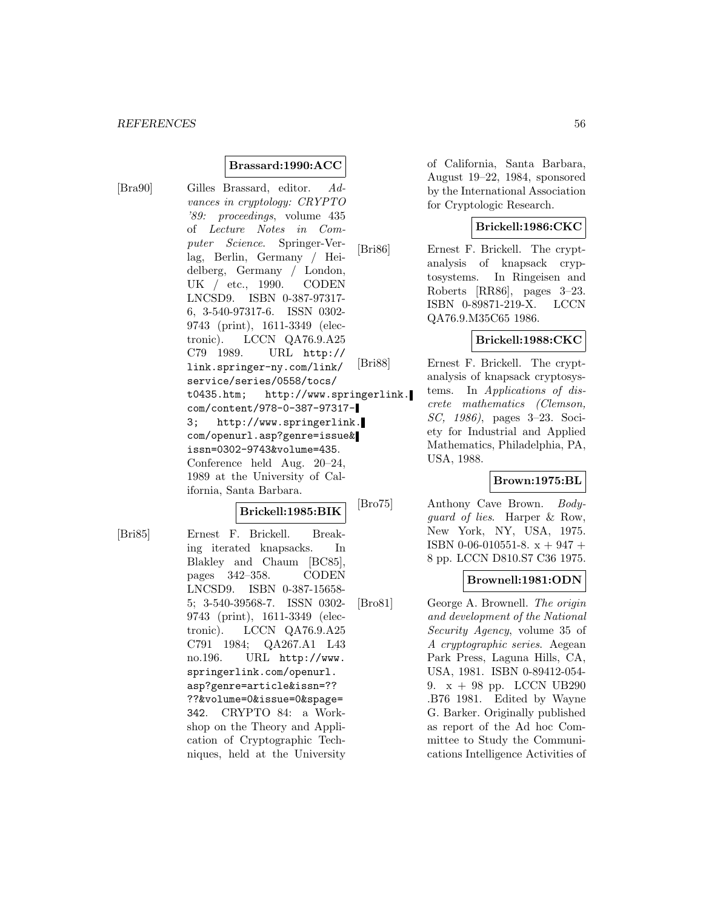**Brassard:1990:ACC**

[Bra90] Gilles Brassard, editor. *Advances in cryptology: CRYPTO '89: proceedings*, volume 435 of *Lecture Notes in Computer Science*. Springer-Verlag, Berlin, Germany / Heidelberg, Germany / London, UK / etc., 1990. CODEN LNCSD9. ISBN 0-387-97317-6, 3-540-97317-6. ISSN 0302-9743 (print), 1611-3349 (electronic). LCCN QA76.9.A25 C79 1989. URL `http://link.springer-ny.com/link/service/series/0558/tocs/t0435.htm`; `http://www.springerlink.com/content/978-0-387-97317-3`; `http://www.springerlink.com/openurl.asp?genre=issue&issn=0302-9743&volume=435`. Conference held Aug. 20–24, 1989 at the University of California, Santa Barbara.

**Brickell:1985:BIK**

[Bri85] Ernest F. Brickell. Breaking iterated knapsacks. In Blakley and Chaum [BC85], pages 342–358. CODEN LNCSD9. ISBN 0-387-15658-5; 3-540-39568-7. ISSN 0302-9743 (print), 1611-3349 (electronic). LCCN QA76.9.A25 C791 1984; QA267.A1 L43 no.196. URL `http://www.springerlink.com/openurl.asp?genre=article&issn=????&volume=0&issue=0&spage=342`. CRYPTO 84: a Workshop on the Theory and Application of Cryptographic Techniques, held at the University of California, Santa Barbara, August 19–22, 1984, sponsored by the International Association for Cryptologic Research.

**Brickell:1986:CKC**

[Bri86] Ernest F. Brickell. The cryptanalysis of knapsack cryptosystems. In Ringeisen and Roberts [RR86], pages 3–23. ISBN 0-89871-219-X. LCCN QA76.9.M35C65 1986.

**Brickell:1988:CKC**

[Bri88] Ernest F. Brickell. The cryptanalysis of knapsack cryptosystems. In *Applications of discrete mathematics (Clemson, SC, 1986)*, pages 3–23. Society for Industrial and Applied Mathematics, Philadelphia, PA, USA, 1988.

**Brown:1975:BL**

[Bro75] Anthony Cave Brown. *Bodyguard of lies*. Harper & Row, New York, NY, USA, 1975. ISBN 0-06-010551-8. x + 947 + 8 pp. LCCN D810.S7 C36 1975.

**Brownell:1981:ODN**

[Bro81] George A. Brownell. *The origin and development of the National Security Agency*, volume 35 of *A cryptographic series*. Aegean Park Press, Laguna Hills, CA, USA, 1981. ISBN 0-89412-054-9. x + 98 pp. LCCN UB290 .B76 1981. Edited by Wayne G. Barker. Originally published as report of the Ad hoc Committee to Study the Communications Intelligence Activities of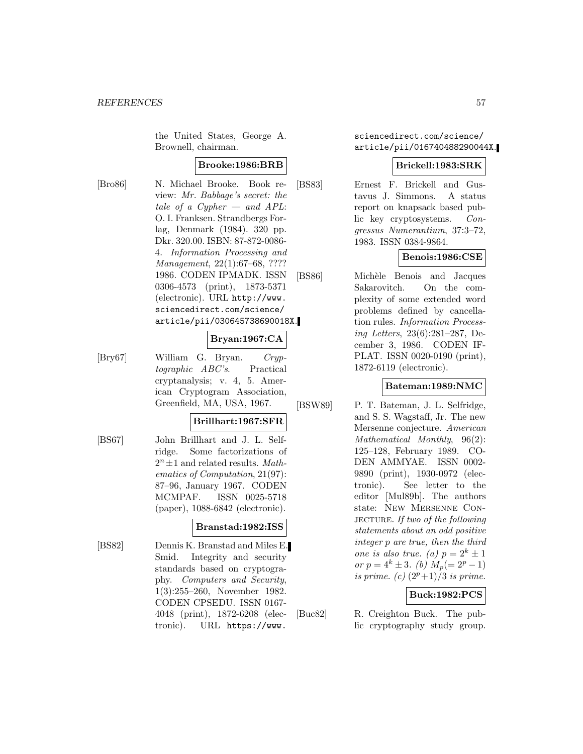the United States, George A. Brownell, chairman.

**Brooke:1986:BRB**

[Bro86] N. Michael Brooke. Book review: *Mr. Babbage's secret: the tale of a Cypher — and APL*: O. I. Franksen. Strandbergs Forlag, Denmark (1984). 320 pp. Dkr. 320.00. ISBN: 87-872-0086-4. *Information Processing and Management*, 22(1):67–68, ???? 1986. CODEN IPMADK. ISSN 0306-4573 (print), 1873-5371 (electronic). URL http://www.sciencedirect.com/science/article/pii/030645738690018X.

**Bryan:1967:CA**

[Bry67] William G. Bryan. *Cryptographic ABC's*. Practical cryptanalysis; v. 4, 5. American Cryptogram Association, Greenfield, MA, USA, 1967.

**Brillhart:1967:SFR**

[BS67] John Brillhart and J. L. Selfridge. Some factorizations of $2^n \pm 1$ and related results. *Mathematics of Computation*, 21(97): 87–96, January 1967. CODEN MCMPAF. ISSN 0025-5718 (paper), 1088-6842 (electronic).

**Branstad:1982:ISS**

[BS82] Dennis K. Branstad and Miles E. Smid. Integrity and security standards based on cryptography. *Computers and Security*, 1(3):255–260, November 1982. CODEN CPSEDU. ISSN 0167-4048 (print), 1872-6208 (electronic). URL https://www.sciencedirect.com/science/article/pii/016740488290044X.

**Brickell:1983:SRK**

[BS83] Ernest F. Brickell and Gustavus J. Simmons. A status report on knapsack based public key cryptosystems. *Congressus Numerantium*, 37:3–72, 1983. ISSN 0384-9864.

**Benois:1986:CSE**

[BS86] Michèle Benois and Jacques Sakarovitch. On the complexity of some extended word problems defined by cancellation rules. *Information Processing Letters*, 23(6):281–287, December 3, 1986. CODEN IFPLAT. ISSN 0020-0190 (print), 1872-6119 (electronic).

**Bateman:1989:NMC**

[BSW89] P. T. Bateman, J. L. Selfridge, and S. S. Wagstaff, Jr. The new Mersenne conjecture. *American Mathematical Monthly*, 96(2): 125–128, February 1989. CODEN AMMYAE. ISSN 0002-9890 (print), 1930-0972 (electronic). See letter to the editor [Mul89b]. The authors state: New Mersenne Conjecture. *If two of the following statements about an odd positive integer p are true, then the third one is also true. (a) $p = 2^k \pm 1$ or $p = 4^k \pm 3$. (b) $M_p (= 2^p - 1)$ is prime. (c) $(2^p + 1)/3$ is prime.*

**Buck:1982:PCS**

[Buc82] R. Creighton Buck. The public cryptography study group.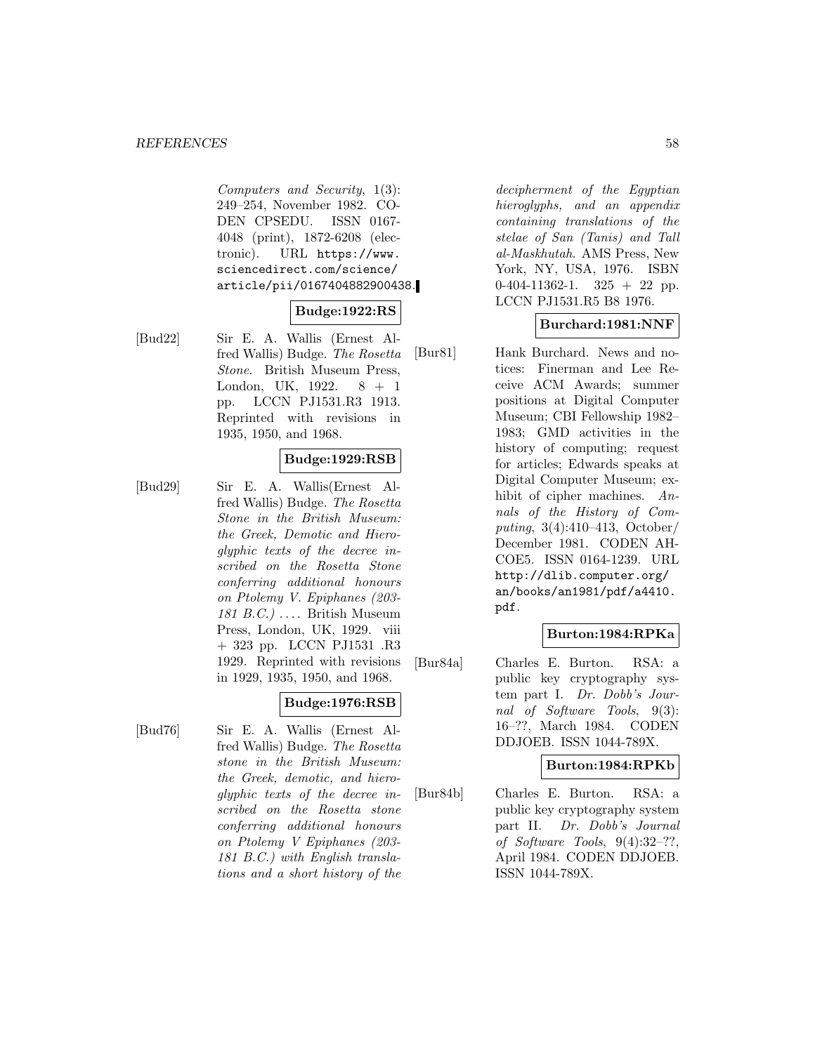*Computers and Security*, 1(3): 249–254, November 1982. CODEN CPSEDU. ISSN 0167-4048 (print), 1872-6208 (electronic). URL https://www.sciencedirect.com/science/article/pii/0167404882900438.

**Budge:1922:RS**

[Bud22] Sir E. A. Wallis (Ernest Alfred Wallis) Budge. *The Rosetta Stone*. British Museum Press, London, UK, 1922. 8 + 1 pp. LCCN PJ1531.R3 1913. Reprinted with revisions in 1935, 1950, and 1968.

**Budge:1929:RSB**

[Bud29] Sir E. A. Wallis(Ernest Alfred Wallis) Budge. *The Rosetta Stone in the British Museum: the Greek, Demotic and Hieroglyphic texts of the decree inscribed on the Rosetta Stone conferring additional honours on Ptolemy V. Epiphanes (203-181 B.C.) ...*. British Museum Press, London, UK, 1929. viii + 323 pp. LCCN PJ1531 .R3 1929. Reprinted with revisions in 1929, 1935, 1950, and 1968.

**Budge:1976:RSB**

[Bud76] Sir E. A. Wallis (Ernest Alfred Wallis) Budge. *The Rosetta stone in the British Museum: the Greek, demotic, and hieroglyphic texts of the decree inscribed on the Rosetta stone conferring additional honours on Ptolemy V Epiphanes (203-181 B.C.) with English translations and a short history of the decipherment of the Egyptian hieroglyphs, and an appendix containing translations of the stelae of San (Tanis) and Tall al-Maskhutah*. AMS Press, New York, NY, USA, 1976. ISBN 0-404-11362-1. 325 + 22 pp. LCCN PJ1531.R5 B8 1976.

**Burchard:1981:NNF**

[Bur81] Hank Burchard. News and notices: Finerman and Lee Receive ACM Awards; summer positions at Digital Computer Museum; CBI Fellowship 1982–1983; GMD activities in the history of computing; request for articles; Edwards speaks at Digital Computer Museum; exhibit of cipher machines. *Annals of the History of Computing*, 3(4):410–413, October/December 1981. CODEN AHCOE5. ISSN 0164-1239. URL http://dlib.computer.org/an/books/an1981/pdf/a4410.pdf.

**Burton:1984:RPKa**

[Bur84a] Charles E. Burton. RSA: a public key cryptography system part I. *Dr. Dobb's Journal of Software Tools*, 9(3): 16–??, March 1984. CODEN DDJOEB. ISSN 1044-789X.

**Burton:1984:RPKb**

[Bur84b] Charles E. Burton. RSA: a public key cryptography system part II. *Dr. Dobb's Journal of Software Tools*, 9(4):32–??, April 1984. CODEN DDJOEB. ISSN 1044-789X.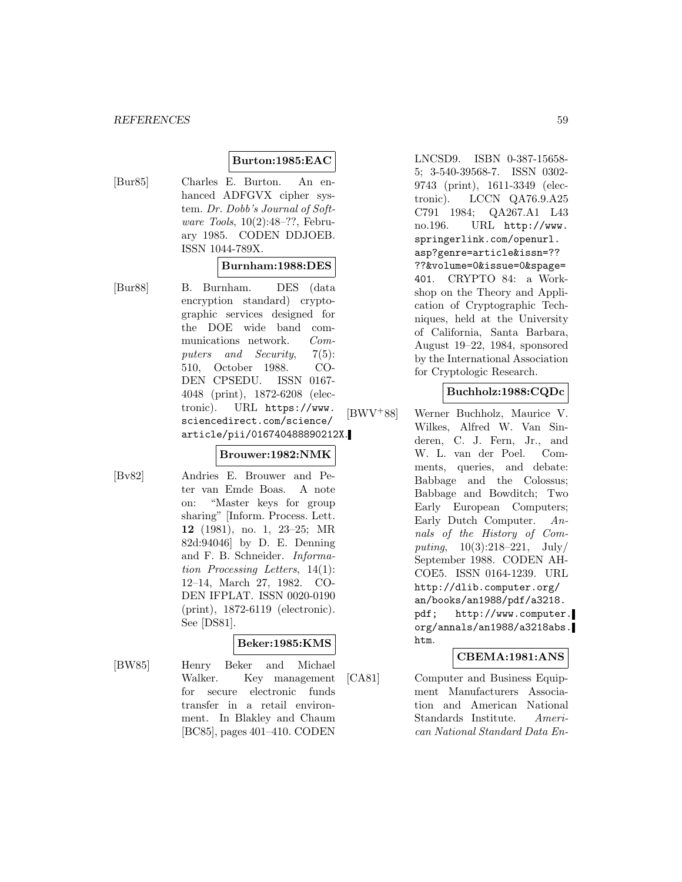**Burton:1985:EAC**

[Bur85] Charles E. Burton. An enhanced ADFGVX cipher system. *Dr. Dobb's Journal of Software Tools*, 10(2):48–??, February 1985. CODEN DDJOEB. ISSN 1044-789X.

**Burnham:1988:DES**

[Bur88] B. Burnham. DES (data encryption standard) cryptographic services designed for the DOE wide band communications network. *Computers and Security*, 7(5): 510, October 1988. CODEN CPSEDU. ISSN 0167-4048 (print), 1872-6208 (electronic). URL https://www.sciencedirect.com/science/article/pii/016740488890212X.

**Brouwer:1982:NMK**

[Bv82] Andries E. Brouwer and Peter van Emde Boas. A note on: "Master keys for group sharing" [Inform. Process. Lett. **12** (1981), no. 1, 23–25; MR 82d:94046] by D. E. Denning and F. B. Schneider. *Information Processing Letters*, 14(1): 12–14, March 27, 1982. CODEN IFPLAT. ISSN 0020-0190 (print), 1872-6119 (electronic). See [DS81].

**Beker:1985:KMS**

[BW85] Henry Beker and Michael Walker. Key management for secure electronic funds transfer in a retail environment. In Blakley and Chaum [BC85], pages 401–410. CODEN LNCSD9. ISBN 0-387-15658-5; 3-540-39568-7. ISSN 0302-9743 (print), 1611-3349 (electronic). LCCN QA76.9.A25 C791 1984; QA267.A1 L43 no.196. URL http://www.springerlink.com/openurl.asp?genre=article&issn=????&volume=0&issue=0&spage=401. CRYPTO 84: a Workshop on the Theory and Application of Cryptographic Techniques, held at the University of California, Santa Barbara, August 19–22, 1984, sponsored by the International Association for Cryptologic Research.

**Buchholz:1988:CQDc**

[BWV+88] Werner Buchholz, Maurice V. Wilkes, Alfred W. Van Sinderen, C. J. Fern, Jr., and W. L. van der Poel. Comments, queries, and debate: Babbage and the Colossus; Babbage and Bowditch; Two Early European Computers; Early Dutch Computer. *Annals of the History of Computing*, 10(3):218–221, July/September 1988. CODEN AHCOE5. ISSN 0164-1239. URL http://dlib.computer.org/an/books/an1988/pdf/a3218.pdf; http://www.computer.org/annals/an1988/a3218abs.htm.

**CBEMA:1981:ANS**

[CA81] Computer and Business Equipment Manufacturers Association and American National Standards Institute. *American National Standard Data En-*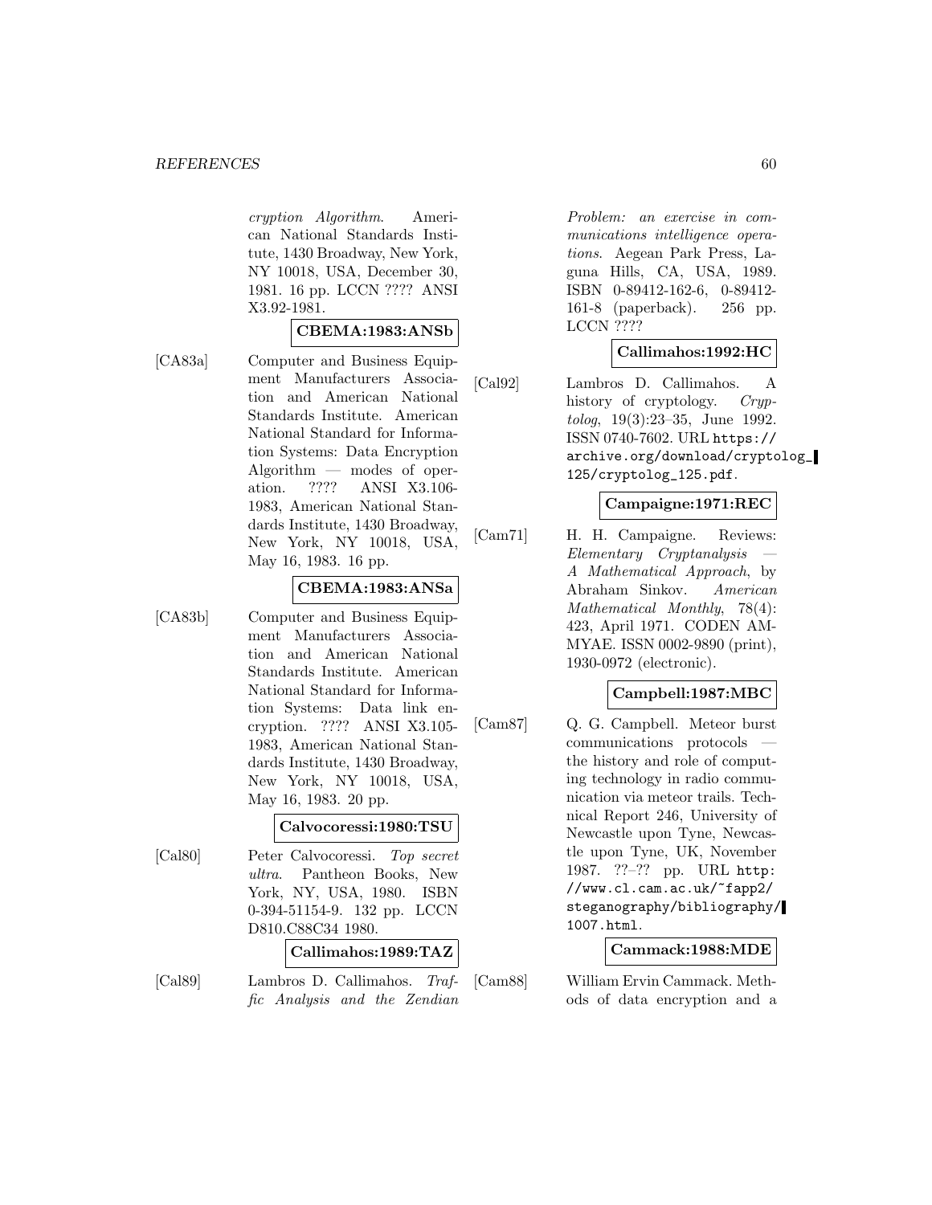*cryption Algorithm*. American National Standards Institute, 1430 Broadway, New York, NY 10018, USA, December 30, 1981. 16 pp. LCCN ???? ANSI X3.92-1981.

**CBEMA:1983:ANSb**

[CA83a] Computer and Business Equipment Manufacturers Association and American National Standards Institute. American National Standard for Information Systems: Data Encryption Algorithm — modes of operation. ???? ANSI X3.106-1983, American National Standards Institute, 1430 Broadway, New York, NY 10018, USA, May 16, 1983. 16 pp.

**CBEMA:1983:ANSa**

[CA83b] Computer and Business Equipment Manufacturers Association and American National Standards Institute. American National Standard for Information Systems: Data link encryption. ???? ANSI X3.105-1983, American National Standards Institute, 1430 Broadway, New York, NY 10018, USA, May 16, 1983. 20 pp.

**Calvocoressi:1980:TSU**

[Cal80] Peter Calvocoressi. *Top secret ultra*. Pantheon Books, New York, NY, USA, 1980. ISBN 0-394-51154-9. 132 pp. LCCN D810.C88C34 1980.

**Callimahos:1989:TAZ**

[Cal89] Lambros D. Callimahos. *Traffic Analysis and the Zendian Problem: an exercise in communications intelligence operations*. Aegean Park Press, Laguna Hills, CA, USA, 1989. ISBN 0-89412-162-6, 0-89412-161-8 (paperback). 256 pp. LCCN ????

**Callimahos:1992:HC**

[Cal92] Lambros D. Callimahos. A history of cryptology. *Cryptolog*, 19(3):23–35, June 1992. ISSN 0740-7602. URL https://archive.org/download/cryptolog_125/cryptolog_125.pdf.

**Campaigne:1971:REC**

[Cam71] H. H. Campaigne. Reviews: *Elementary Cryptanalysis — A Mathematical Approach*, by Abraham Sinkov. *American Mathematical Monthly*, 78(4): 423, April 1971. CODEN AMMYAE. ISSN 0002-9890 (print), 1930-0972 (electronic).

**Campbell:1987:MBC**

[Cam87] Q. G. Campbell. Meteor burst communications protocols — the history and role of computing technology in radio communication via meteor trails. Technical Report 246, University of Newcastle upon Tyne, Newcastle upon Tyne, UK, November 1987. ??–?? pp. URL http://www.cl.cam.ac.uk/~fapp2/steganography/bibliography/1007.html.

**Cammack:1988:MDE**

[Cam88] William Ervin Cammack. Methods of data encryption and a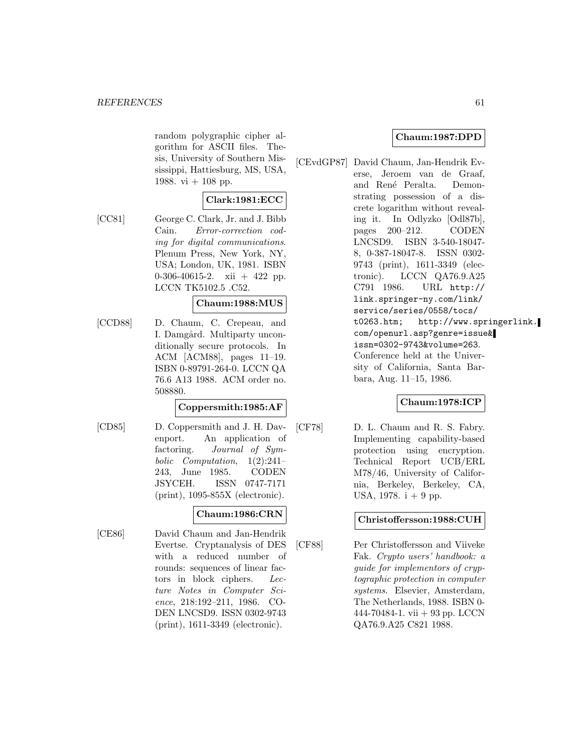random polygraphic cipher algorithm for ASCII files. Thesis, University of Southern Mississippi, Hattiesburg, MS, USA, 1988. vi + 108 pp.

**Clark:1981:ECC**

[CC81] George C. Clark, Jr. and J. Bibb Cain. *Error-correction coding for digital communications*. Plenum Press, New York, NY, USA; London, UK, 1981. ISBN 0-306-40615-2. xii + 422 pp. LCCN TK5102.5 .C52.

**Chaum:1988:MUS**

[CCD88] D. Chaum, C. Crepeau, and I. Damgård. Multiparty unconditionally secure protocols. In ACM [ACM88], pages 11–19. ISBN 0-89791-264-0. LCCN QA 76.6 A13 1988. ACM order no. 508880.

**Coppersmith:1985:AF**

[CD85] D. Coppersmith and J. H. Davenport. An application of factoring. *Journal of Symbolic Computation*, 1(2):241–243, June 1985. CODEN JSYCEH. ISSN 0747-7171 (print), 1095-855X (electronic).

**Chaum:1986:CRN**

[CE86] David Chaum and Jan-Hendrik Evertse. Cryptanalysis of DES with a reduced number of rounds: sequences of linear factors in block ciphers. *Lecture Notes in Computer Science*, 218:192–211, 1986. CODEN LNCSD9. ISSN 0302-9743 (print), 1611-3349 (electronic).

**Chaum:1987:DPD**

[CEvdGP87] David Chaum, Jan-Hendrik Everse, Jeroem van de Graaf, and René Peralta. Demonstrating possession of a discrete logarithm without revealing it. In Odlyzko [Odl87b], pages 200–212. CODEN LNCSD9. ISBN 3-540-18047-8, 0-387-18047-8. ISSN 0302-9743 (print), 1611-3349 (electronic). LCCN QA76.9.A25 C791 1986. URL http://link.springer-ny.com/link/service/series/0558/tocs/t0263.htm; http://www.springerlink.com/openurl.asp?genre=issue&issn=0302-9743&volume=263. Conference held at the University of California, Santa Barbara, Aug. 11–15, 1986.

**Chaum:1978:ICP**

[CF78] D. L. Chaum and R. S. Fabry. Implementing capability-based protection using encryption. Technical Report UCB/ERL M78/46, University of California, Berkeley, Berkeley, CA, USA, 1978. i + 9 pp.

**Christoffersson:1988:CUH**

[CF88] Per Christoffersson and Viiveke Fak. *Crypto users' handbook: a guide for implementors of cryptographic protection in computer systems*. Elsevier, Amsterdam, The Netherlands, 1988. ISBN 0-444-70484-1. vii + 93 pp. LCCN QA76.9.A25 C821 1988.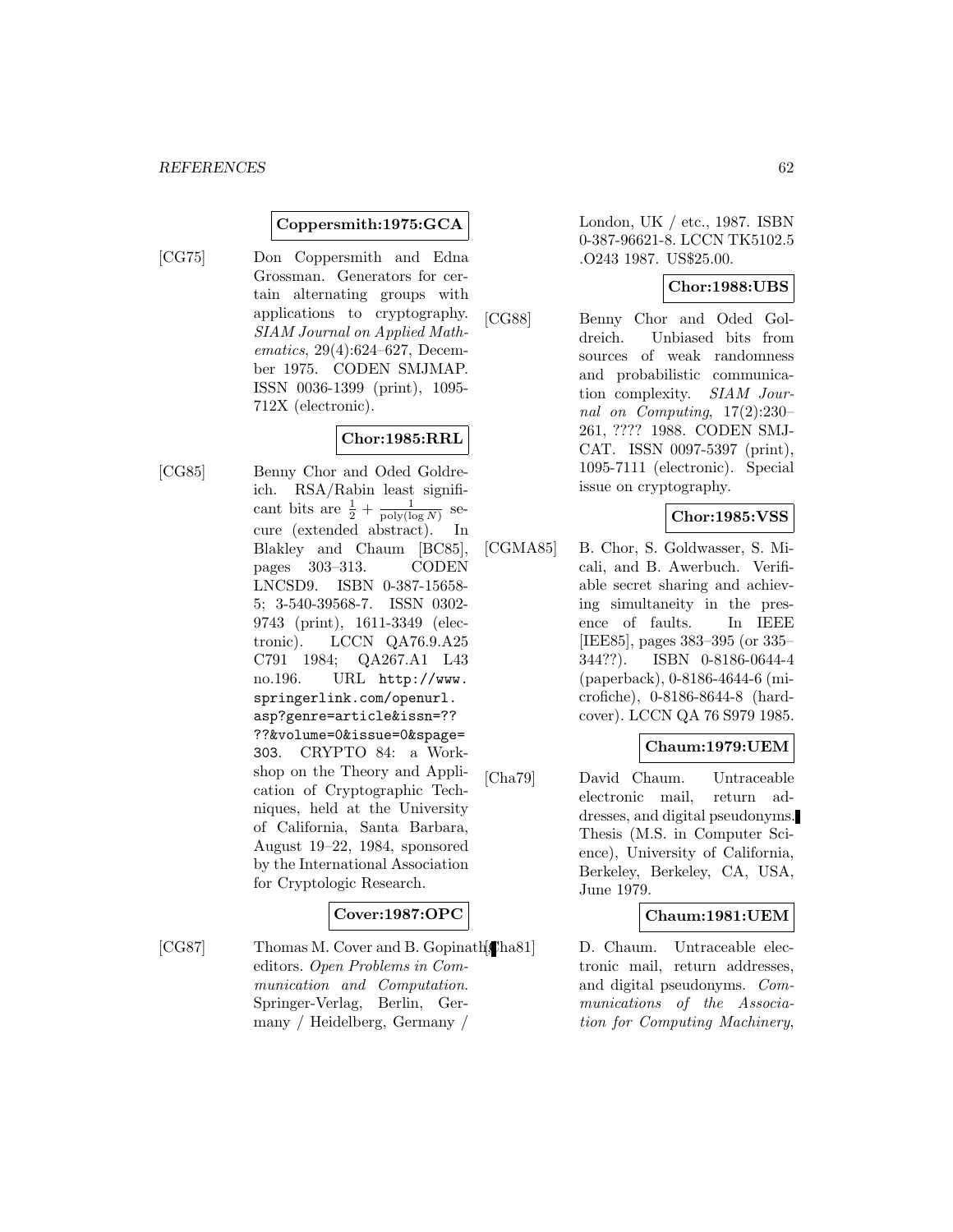**Coppersmith:1975:GCA**

[CG75] Don Coppersmith and Edna Grossman. Generators for certain alternating groups with applications to cryptography. *SIAM Journal on Applied Mathematics*, 29(4):624–627, December 1975. CODEN SMJMAP. ISSN 0036-1399 (print), 1095-712X (electronic).

**Chor:1985:RRL**

[CG85] Benny Chor and Oded Goldreich. RSA/Rabin least significant bits are $\frac{1}{2} + \frac{1}{\mathrm{poly}(\log N)}$ secure (extended abstract). In Blakley and Chaum [BC85], pages 303–313. CODEN LNCSD9. ISBN 0-387-15658-5; 3-540-39568-7. ISSN 0302-9743 (print), 1611-3349 (electronic). LCCN QA76.9.A25 C791 1984; QA267.A1 L43 no.196. URL http://www.springerlink.com/openurl.asp?genre=article&issn=????&volume=0&issue=0&spage=303. CRYPTO 84: a Workshop on the Theory and Application of Cryptographic Techniques, held at the University of California, Santa Barbara, August 19–22, 1984, sponsored by the International Association for Cryptologic Research.

**Cover:1987:OPC**

[CG87] Thomas M. Cover and B. Gopinath, editors. *Open Problems in Communication and Computation*. Springer-Verlag, Berlin, Germany / Heidelberg, Germany / London, UK / etc., 1987. ISBN 0-387-96621-8. LCCN TK5102.5 .O243 1987. US$25.00.

**Chor:1988:UBS**

[CG88] Benny Chor and Oded Goldreich. Unbiased bits from sources of weak randomness and probabilistic communication complexity. *SIAM Journal on Computing*, 17(2):230–261, ???? 1988. CODEN SMJCAT. ISSN 0097-5397 (print), 1095-7111 (electronic). Special issue on cryptography.

**Chor:1985:VSS**

[CGMA85] B. Chor, S. Goldwasser, S. Micali, and B. Awerbuch. Verifiable secret sharing and achieving simultaneity in the presence of faults. In IEEE [IEE85], pages 383–395 (or 335–344??). ISBN 0-8186-0644-4 (paperback), 0-8186-4644-6 (microfiche), 0-8186-8644-8 (hardcover). LCCN QA 76 S979 1985.

**Chaum:1979:UEM**

[Cha79] David Chaum. Untraceable electronic mail, return addresses, and digital pseudonyms. Thesis (M.S. in Computer Science), University of California, Berkeley, Berkeley, CA, USA, June 1979.

**Chaum:1981:UEM**

[Cha81] D. Chaum. Untraceable electronic mail, return addresses, and digital pseudonyms. *Communications of the Association for Computing Machinery*,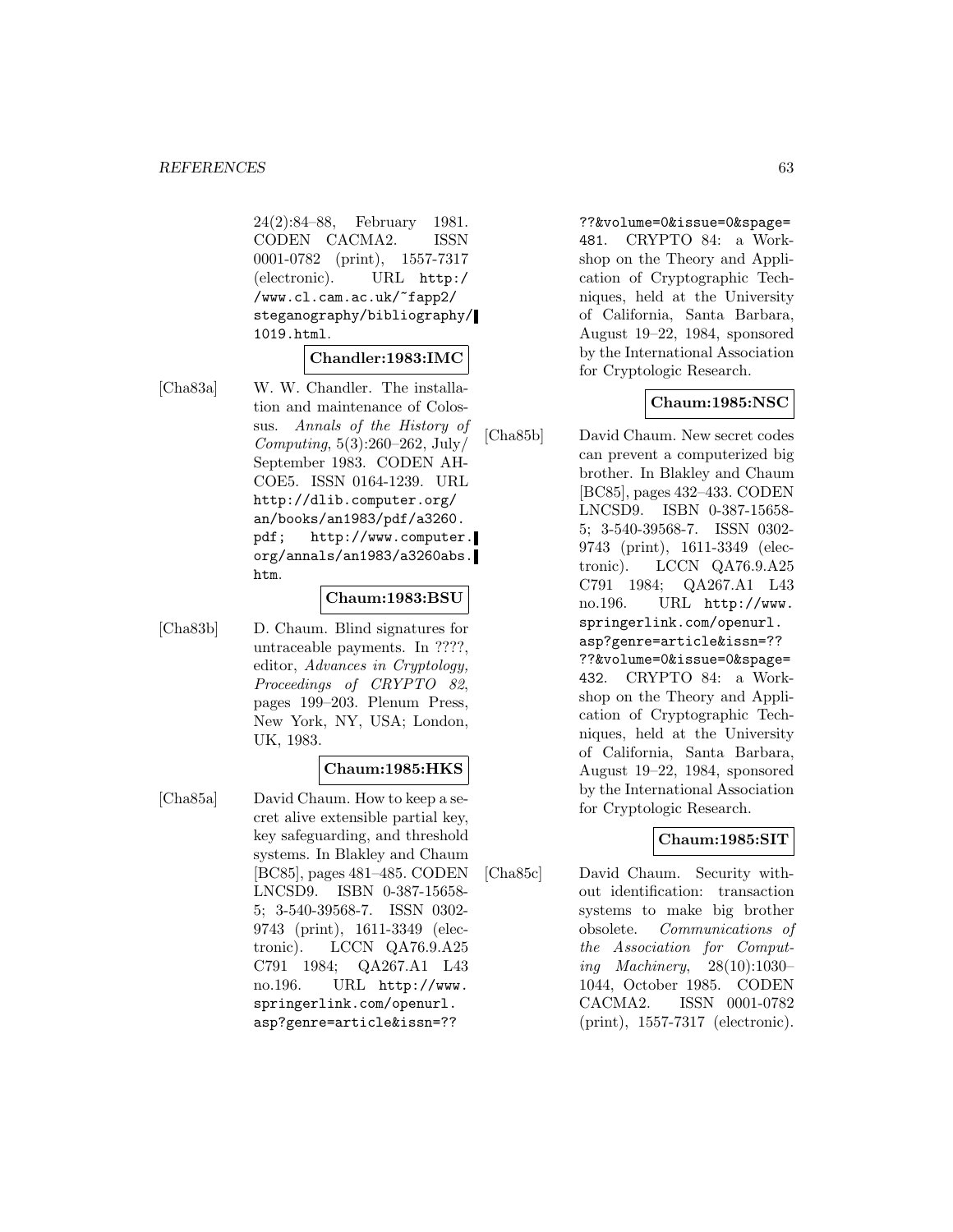24(2):84–88, February 1981. CODEN CACMA2. ISSN 0001-0782 (print), 1557-7317 (electronic). URL http://www.cl.cam.ac.uk/~fapp2/steganography/bibliography/1019.html.

**Chandler:1983:IMC**

[Cha83a] W. W. Chandler. The installation and maintenance of Colossus. *Annals of the History of Computing*, 5(3):260–262, July/September 1983. CODEN AHCOE5. ISSN 0164-1239. URL http://dlib.computer.org/an/books/an1983/pdf/a3260.pdf; http://www.computer.org/annals/an1983/a3260abs.htm.

**Chaum:1983:BSU**

[Cha83b] D. Chaum. Blind signatures for untraceable payments. In ????, editor, *Advances in Cryptology, Proceedings of CRYPTO 82*, pages 199–203. Plenum Press, New York, NY, USA; London, UK, 1983.

**Chaum:1985:HKS**

[Cha85a] David Chaum. How to keep a secret alive extensible partial key, key safeguarding, and threshold systems. In Blakley and Chaum [BC85], pages 481–485. CODEN LNCSD9. ISBN 0-387-15658-5; 3-540-39568-7. ISSN 0302-9743 (print), 1611-3349 (electronic). LCCN QA76.9.A25 C791 1984; QA267.A1 L43 no.196. URL http://www.springerlink.com/openurl.asp?genre=article&issn=????&volume=0&issue=0&spage=481. CRYPTO 84: a Workshop on the Theory and Application of Cryptographic Techniques, held at the University of California, Santa Barbara, August 19–22, 1984, sponsored by the International Association for Cryptologic Research.

**Chaum:1985:NSC**

[Cha85b] David Chaum. New secret codes can prevent a computerized big brother. In Blakley and Chaum [BC85], pages 432–433. CODEN LNCSD9. ISBN 0-387-15658-5; 3-540-39568-7. ISSN 0302-9743 (print), 1611-3349 (electronic). LCCN QA76.9.A25 C791 1984; QA267.A1 L43 no.196. URL http://www.springerlink.com/openurl.asp?genre=article&issn=????&volume=0&issue=0&spage=432. CRYPTO 84: a Workshop on the Theory and Application of Cryptographic Techniques, held at the University of California, Santa Barbara, August 19–22, 1984, sponsored by the International Association for Cryptologic Research.

**Chaum:1985:SIT**

[Cha85c] David Chaum. Security without identification: transaction systems to make big brother obsolete. *Communications of the Association for Computing Machinery*, 28(10):1030–1044, October 1985. CODEN CACMA2. ISSN 0001-0782 (print), 1557-7317 (electronic).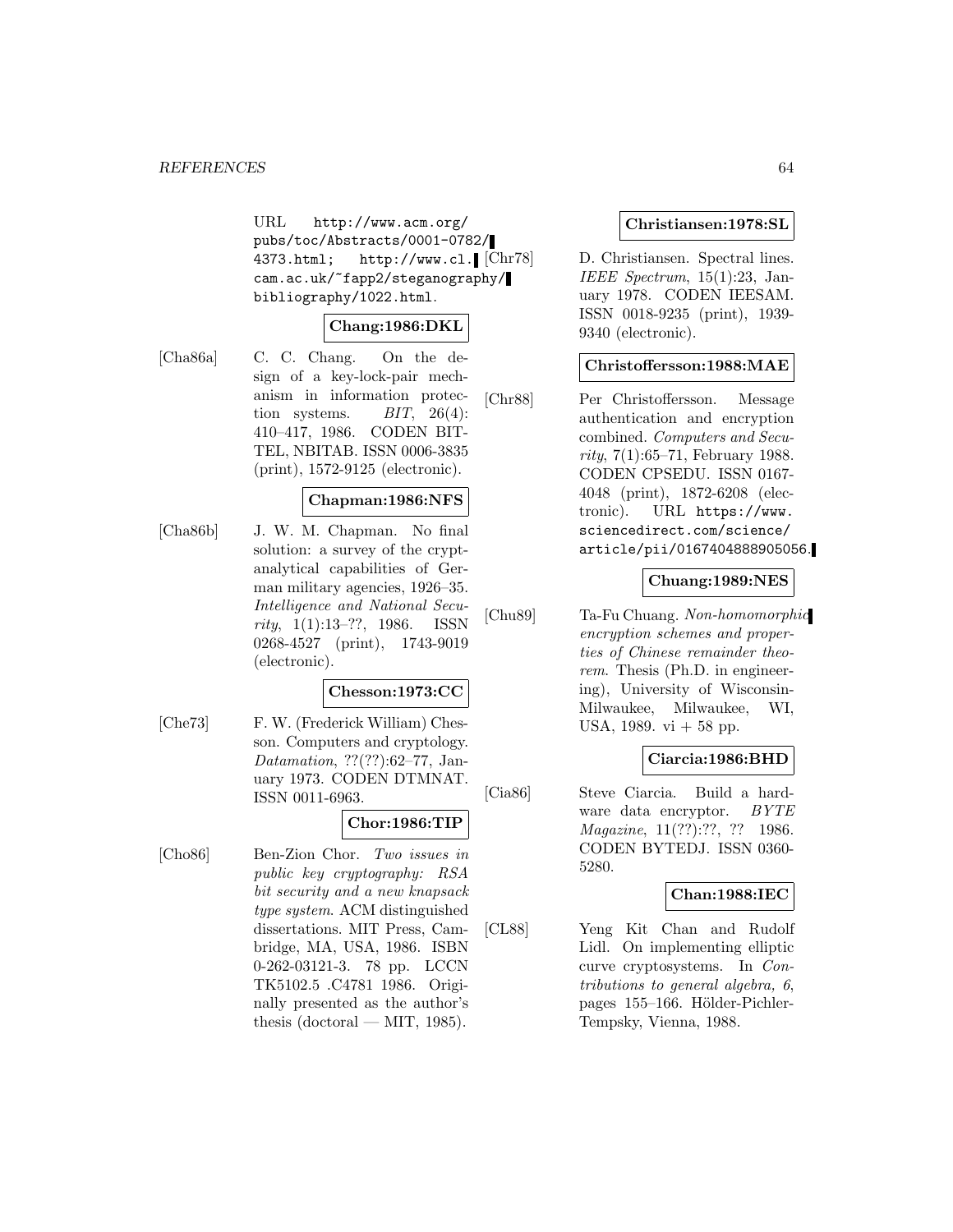URL http://www.acm.org/pubs/toc/Abstracts/0001-0782/4373.html; http://www.cl.cam.ac.uk/~fapp2/steganography/bibliography/1022.html.

**Chang:1986:DKL**

[Cha86a] C. C. Chang. On the design of a key-lock-pair mechanism in information protection systems. *BIT*, 26(4): 410–417, 1986. CODEN BITTEL, NBITAB. ISSN 0006-3835 (print), 1572-9125 (electronic).

**Chapman:1986:NFS**

[Cha86b] J. W. M. Chapman. No final solution: a survey of the cryptanalytical capabilities of German military agencies, 1926–35. *Intelligence and National Security*, 1(1):13–??, 1986. ISSN 0268-4527 (print), 1743-9019 (electronic).

**Chesson:1973:CC**

[Che73] F. W. (Frederick William) Chesson. Computers and cryptology. *Datamation*, ??(??):62–77, January 1973. CODEN DTMNAT. ISSN 0011-6963.

**Chor:1986:TIP**

[Cho86] Ben-Zion Chor. *Two issues in public key cryptography: RSA bit security and a new knapsack type system*. ACM distinguished dissertations. MIT Press, Cambridge, MA, USA, 1986. ISBN 0-262-03121-3. 78 pp. LCCN TK5102.5 .C4781 1986. Originally presented as the author's thesis (doctoral — MIT, 1985).

**Christiansen:1978:SL**

[Chr78] D. Christiansen. Spectral lines. *IEEE Spectrum*, 15(1):23, January 1978. CODEN IEESAM. ISSN 0018-9235 (print), 1939-9340 (electronic).

**Christoffersson:1988:MAE**

[Chr88] Per Christoffersson. Message authentication and encryption combined. *Computers and Security*, 7(1):65–71, February 1988. CODEN CPSEDU. ISSN 0167-4048 (print), 1872-6208 (electronic). URL https://www.sciencedirect.com/science/article/pii/0167404888905056.

**Chuang:1989:NES**

[Chu89] Ta-Fu Chuang. *Non-homomorphic encryption schemes and properties of Chinese remainder theorem*. Thesis (Ph.D. in engineering), University of Wisconsin-Milwaukee, Milwaukee, WI, USA, 1989. vi + 58 pp.

**Ciarcia:1986:BHD**

[Cia86] Steve Ciarcia. Build a hardware data encryptor. *BYTE Magazine*, 11(??):??, ?? 1986. CODEN BYTEDJ. ISSN 0360-5280.

**Chan:1988:IEC**

[CL88] Yeng Kit Chan and Rudolf Lidl. On implementing elliptic curve cryptosystems. In *Contributions to general algebra, 6*, pages 155–166. Hölder-Pichler-Tempsky, Vienna, 1988.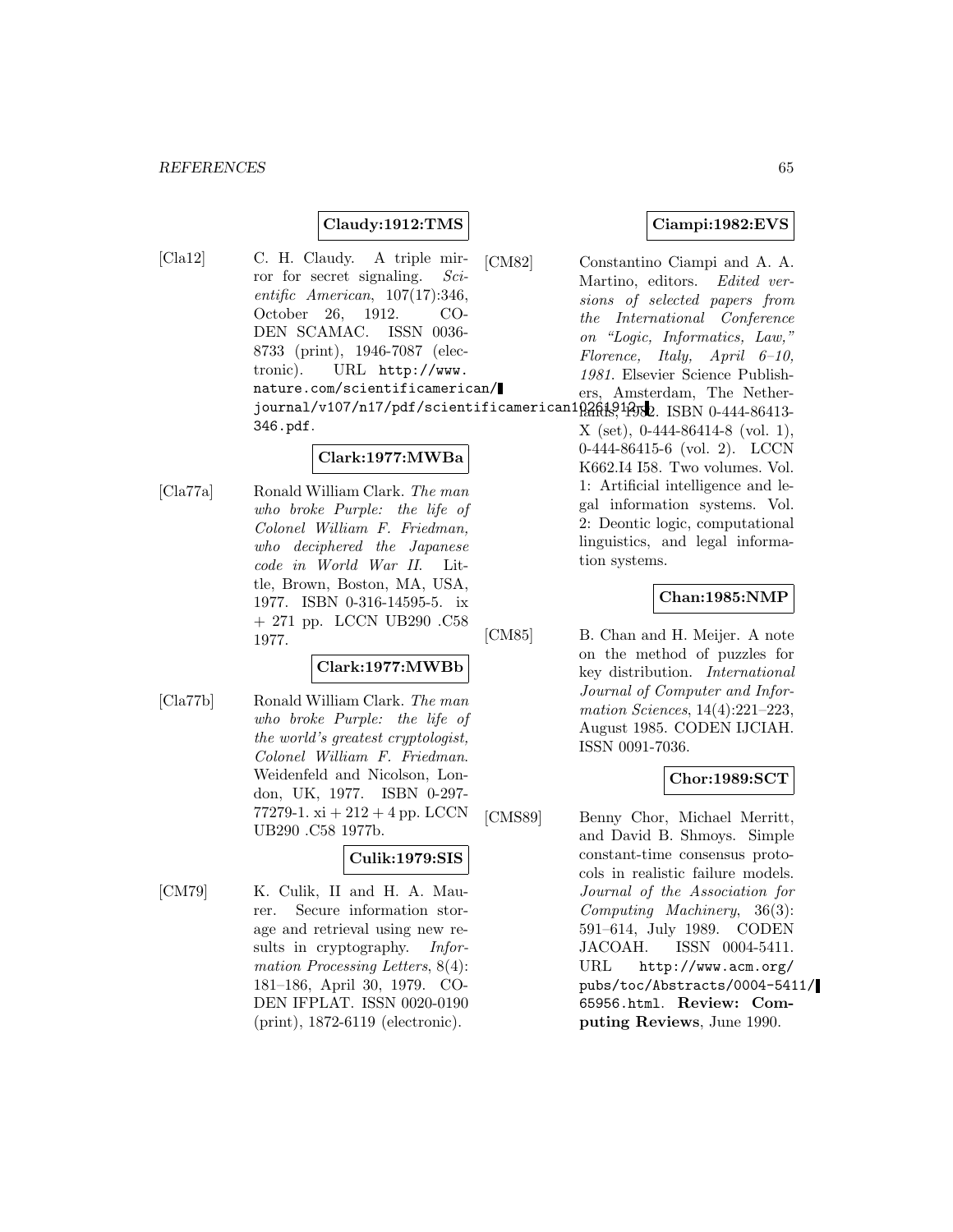**Claudy:1912:TMS**

[Cla12] C. H. Claudy. A triple mirror for secret signaling. *Scientific American*, 107(17):346, October 26, 1912. CODEN SCAMAC. ISSN 0036-8733 (print), 1946-7087 (electronic). URL http://www.nature.com/scientificamerican/journal/v107/n17/pdf/scientificamerican10261912-346.pdf.

**Clark:1977:MWBa**

[Cla77a] Ronald William Clark. *The man who broke Purple: the life of Colonel William F. Friedman, who deciphered the Japanese code in World War II*. Little, Brown, Boston, MA, USA, 1977. ISBN 0-316-14595-5. ix + 271 pp. LCCN UB290 .C58 1977.

**Clark:1977:MWBb**

[Cla77b] Ronald William Clark. *The man who broke Purple: the life of the world's greatest cryptologist, Colonel William F. Friedman*. Weidenfeld and Nicolson, London, UK, 1977. ISBN 0-297-77279-1. xi + 212 + 4 pp. LCCN UB290 .C58 1977b.

**Culik:1979:SIS**

[CM79] K. Culik, II and H. A. Maurer. Secure information storage and retrieval using new results in cryptography. *Information Processing Letters*, 8(4):181–186, April 30, 1979. CODEN IFPLAT. ISSN 0020-0190 (print), 1872-6119 (electronic).

**Ciampi:1982:EVS**

[CM82] Constantino Ciampi and A. A. Martino, editors. *Edited versions of selected papers from the International Conference on "Logic, Informatics, Law," Florence, Italy, April 6–10, 1981*. Elsevier Science Publishers, Amsterdam, The Netherlands, 1982. ISBN 0-444-86413-X (set), 0-444-86414-8 (vol. 1), 0-444-86415-6 (vol. 2). LCCN K662.I4 I58. Two volumes. Vol. 1: Artificial intelligence and legal information systems. Vol. 2: Deontic logic, computational linguistics, and legal information systems.

**Chan:1985:NMP**

[CM85] B. Chan and H. Meijer. A note on the method of puzzles for key distribution. *International Journal of Computer and Information Sciences*, 14(4):221–223, August 1985. CODEN IJCIAH. ISSN 0091-7036.

**Chor:1989:SCT**

[CMS89] Benny Chor, Michael Merritt, and David B. Shmoys. Simple constant-time consensus protocols in realistic failure models. *Journal of the Association for Computing Machinery*, 36(3):591–614, July 1989. CODEN JACOAH. ISSN 0004-5411. URL http://www.acm.org/pubs/toc/Abstracts/0004-5411/65956.html. **Review: Computing Reviews**, June 1990.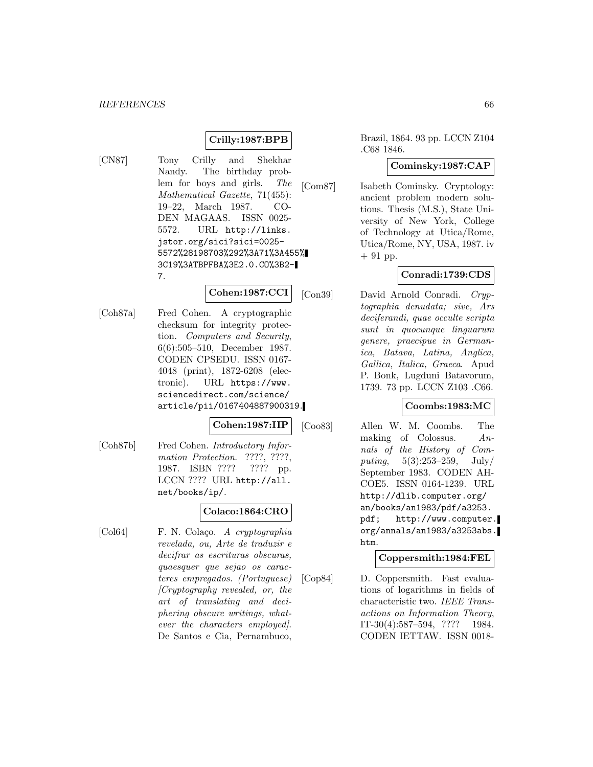**Crilly:1987:BPB**

[CN87] Tony Crilly and Shekhar Nandy. The birthday problem for boys and girls. *The Mathematical Gazette*, 71(455): 19–22, March 1987. CODEN MAGAAS. ISSN 0025-5572. URL http://links.jstor.org/sici?sici=0025-5572%28198703%292%3A71%3A455%3C19%3ATBPFBA%3E2.0.CO%3B2-7.

**Cohen:1987:CCI**

[Coh87a] Fred Cohen. A cryptographic checksum for integrity protection. *Computers and Security*, 6(6):505–510, December 1987. CODEN CPSEDU. ISSN 0167-4048 (print), 1872-6208 (electronic). URL https://www.sciencedirect.com/science/article/pii/0167404887900319.

**Cohen:1987:IIP**

[Coh87b] Fred Cohen. *Introductory Information Protection*. ????, ????, 1987. ISBN ???? ???? pp. LCCN ???? URL http://all.net/books/ip/.

**Colaco:1864:CRO**

[Col64] F. N. Colaço. *A cryptographia revelada, ou, Arte de traduzir e decifrar as escrituras obscuras, quaesquer que sejao os caracteres empregados. (Portuguese) [Cryptography revealed, or, the art of translating and deciphering obscure writings, whatever the characters employed]*. De Santos e Cia, Pernambuco, Brazil, 1864. 93 pp. LCCN Z104 .C68 1846.

**Cominsky:1987:CAP**

[Com87] Isabeth Cominsky. Cryptology: ancient problem modern solutions. Thesis (M.S.), State University of New York, College of Technology at Utica/Rome, Utica/Rome, NY, USA, 1987. iv + 91 pp.

**Conradi:1739:CDS**

[Con39] David Arnold Conradi. *Cryptographia denudata; sive, Ars deciferandi, quae occulte scripta sunt in quocunque linguarum genere, praecipue in Germanica, Batava, Latina, Anglica, Gallica, Italica, Graeca*. Apud P. Bonk, Lugduni Batavorum, 1739. 73 pp. LCCN Z103 .C66.

**Coombs:1983:MC**

[Coo83] Allen W. M. Coombs. The making of Colossus. *Annals of the History of Computing*, 5(3):253–259, July/September 1983. CODEN AHCOE5. ISSN 0164-1239. URL http://dlib.computer.org/an/books/an1983/pdf/a3253.pdf; http://www.computer.org/annals/an1983/a3253abs.htm.

**Coppersmith:1984:FEL**

[Cop84] D. Coppersmith. Fast evaluations of logarithms in fields of characteristic two. *IEEE Transactions on Information Theory*, IT-30(4):587–594, ???? 1984. CODEN IETTAW. ISSN 0018-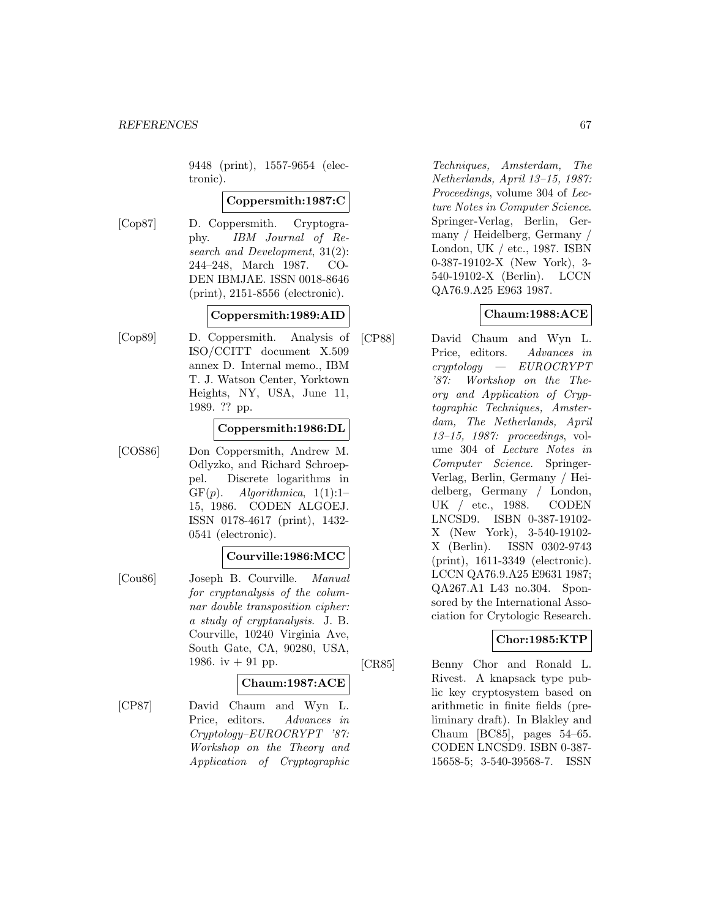9448 (print), 1557-9654 (electronic).

**Coppersmith:1987:C**

[Cop87] D. Coppersmith. Cryptography. *IBM Journal of Research and Development*, 31(2): 244–248, March 1987. CODEN IBMJAE. ISSN 0018-8646 (print), 2151-8556 (electronic).

**Coppersmith:1989:AID**

[Cop89] D. Coppersmith. Analysis of ISO/CCITT document X.509 annex D. Internal memo., IBM T. J. Watson Center, Yorktown Heights, NY, USA, June 11, 1989. ?? pp.

**Coppersmith:1986:DL**

[COS86] Don Coppersmith, Andrew M. Odlyzko, and Richard Schroeppel. Discrete logarithms in GF($p$). *Algorithmica*, 1(1):1–15, 1986. CODEN ALGOEJ. ISSN 0178-4617 (print), 1432-0541 (electronic).

**Courville:1986:MCC**

[Cou86] Joseph B. Courville. *Manual for cryptanalysis of the columnar double transposition cipher: a study of cryptanalysis*. J. B. Courville, 10240 Virginia Ave, South Gate, CA, 90280, USA, 1986. iv + 91 pp.

**Chaum:1987:ACE**

[CP87] David Chaum and Wyn L. Price, editors. *Advances in Cryptology–EUROCRYPT '87: Workshop on the Theory and Application of Cryptographic Techniques, Amsterdam, The Netherlands, April 13–15, 1987: Proceedings*, volume 304 of *Lecture Notes in Computer Science*. Springer-Verlag, Berlin, Germany / Heidelberg, Germany / London, UK / etc., 1987. ISBN 0-387-19102-X (New York), 3-540-19102-X (Berlin). LCCN QA76.9.A25 E963 1987.

**Chaum:1988:ACE**

[CP88] David Chaum and Wyn L. Price, editors. *Advances in cryptology — EUROCRYPT '87: Workshop on the Theory and Application of Cryptographic Techniques, Amsterdam, The Netherlands, April 13–15, 1987: proceedings*, volume 304 of *Lecture Notes in Computer Science*. Springer-Verlag, Berlin, Germany / Heidelberg, Germany / London, UK / etc., 1988. CODEN LNCSD9. ISBN 0-387-19102-X (New York), 3-540-19102-X (Berlin). ISSN 0302-9743 (print), 1611-3349 (electronic). LCCN QA76.9.A25 E9631 1987; QA267.A1 L43 no.304. Sponsored by the International Association for Crytologic Research.

**Chor:1985:KTP**

[CR85] Benny Chor and Ronald L. Rivest. A knapsack type public key cryptosystem based on arithmetic in finite fields (preliminary draft). In Blakley and Chaum [BC85], pages 54–65. CODEN LNCSD9. ISBN 0-387-15658-5; 3-540-39568-7. ISSN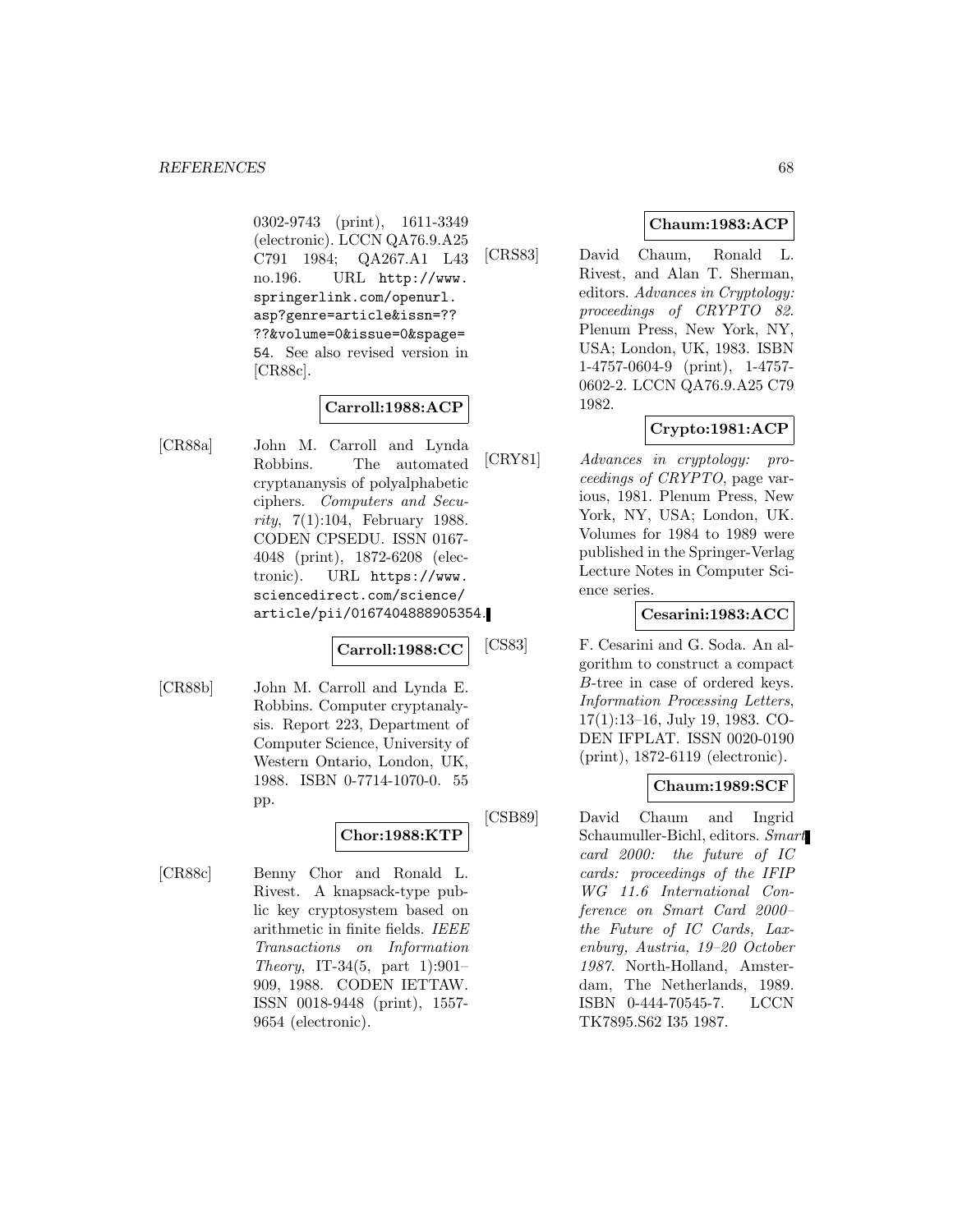0302-9743 (print), 1611-3349 (electronic). LCCN QA76.9.A25 C791 1984; QA267.A1 L43 no.196. URL http://www.springerlink.com/openurl.asp?genre=article&issn=????&volume=0&issue=0&spage=54. See also revised version in [CR88c].

**Carroll:1988:ACP**

[CR88a] John M. Carroll and Lynda Robbins. The automated cryptananysis of polyalphabetic ciphers. *Computers and Security*, 7(1):104, February 1988. CODEN CPSEDU. ISSN 0167-4048 (print), 1872-6208 (electronic). URL https://www.sciencedirect.com/science/article/pii/0167404888905354.

**Carroll:1988:CC**

[CR88b] John M. Carroll and Lynda E. Robbins. Computer cryptanalysis. Report 223, Department of Computer Science, University of Western Ontario, London, UK, 1988. ISBN 0-7714-1070-0. 55 pp.

**Chor:1988:KTP**

[CR88c] Benny Chor and Ronald L. Rivest. A knapsack-type public key cryptosystem based on arithmetic in finite fields. *IEEE Transactions on Information Theory*, IT-34(5, part 1):901–909, 1988. CODEN IETTAW. ISSN 0018-9448 (print), 1557-9654 (electronic).

**Chaum:1983:ACP**

[CRS83] David Chaum, Ronald L. Rivest, and Alan T. Sherman, editors. *Advances in Cryptology: proceedings of CRYPTO 82*. Plenum Press, New York, NY, USA; London, UK, 1983. ISBN 1-4757-0604-9 (print), 1-4757-0602-2. LCCN QA76.9.A25 C79 1982.

**Crypto:1981:ACP**

[CRY81] *Advances in cryptology: proceedings of CRYPTO*, page various, 1981. Plenum Press, New York, NY, USA; London, UK. Volumes for 1984 to 1989 were published in the Springer-Verlag Lecture Notes in Computer Science series.

**Cesarini:1983:ACC**

[CS83] F. Cesarini and G. Soda. An algorithm to construct a compact $B$-tree in case of ordered keys. *Information Processing Letters*, 17(1):13–16, July 19, 1983. CODEN IFPLAT. ISSN 0020-0190 (print), 1872-6119 (electronic).

**Chaum:1989:SCF**

[CSB89] David Chaum and Ingrid Schaumuller-Bichl, editors. *Smart card 2000: the future of IC cards: proceedings of the IFIP WG 11.6 International Conference on Smart Card 2000–the Future of IC Cards, Laxenburg, Austria, 19–20 October 1987*. North-Holland, Amsterdam, The Netherlands, 1989. ISBN 0-444-70545-7. LCCN TK7895.S62 I35 1987.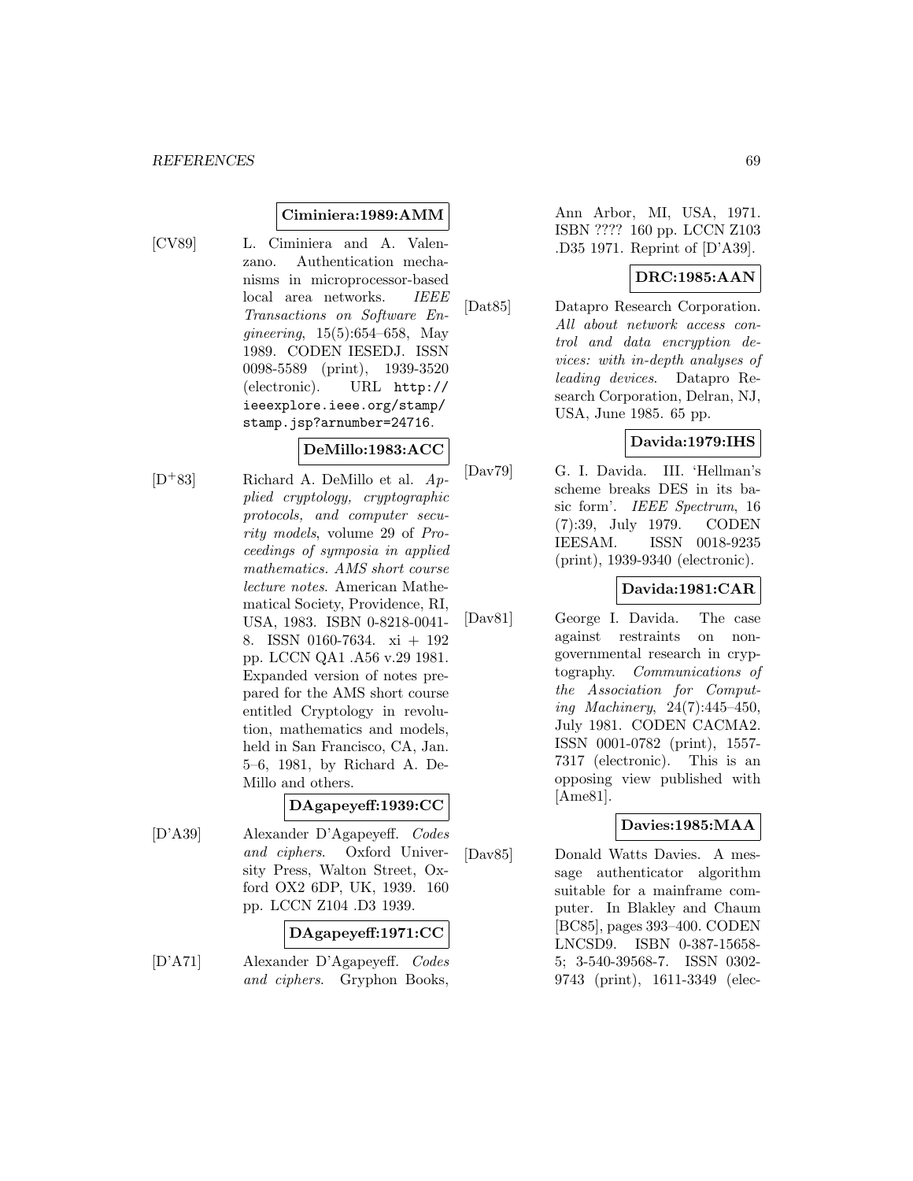**Ciminiera:1989:AMM**

[CV89] L. Ciminiera and A. Valenzano. Authentication mechanisms in microprocessor-based local area networks. *IEEE Transactions on Software Engineering*, 15(5):654–658, May 1989. CODEN IESEDJ. ISSN 0098-5589 (print), 1939-3520 (electronic). URL http://ieeexplore.ieee.org/stamp/stamp.jsp?arnumber=24716.

**DeMillo:1983:ACC**

[D+83] Richard A. DeMillo et al. *Applied cryptology, cryptographic protocols, and computer security models*, volume 29 of *Proceedings of symposia in applied mathematics. AMS short course lecture notes*. American Mathematical Society, Providence, RI, USA, 1983. ISBN 0-8218-0041-8. ISSN 0160-7634. xi + 192 pp. LCCN QA1 .A56 v.29 1981. Expanded version of notes prepared for the AMS short course entitled Cryptology in revolution, mathematics and models, held in San Francisco, CA, Jan. 5–6, 1981, by Richard A. DeMillo and others.

**DAgapeyeff:1939:CC**

[D'A39] Alexander D'Agapeyeff. *Codes and ciphers*. Oxford University Press, Walton Street, Oxford OX2 6DP, UK, 1939. 160 pp. LCCN Z104 .D3 1939.

**DAgapeyeff:1971:CC**

[D'A71] Alexander D'Agapeyeff. *Codes and ciphers*. Gryphon Books, Ann Arbor, MI, USA, 1971. ISBN ???? 160 pp. LCCN Z103 .D35 1971. Reprint of [D'A39].

**DRC:1985:AAN**

[Dat85] Datapro Research Corporation. *All about network access control and data encryption devices: with in-depth analyses of leading devices*. Datapro Research Corporation, Delran, NJ, USA, June 1985. 65 pp.

**Davida:1979:IHS**

[Dav79] G. I. Davida. III. 'Hellman's scheme breaks DES in its basic form'. *IEEE Spectrum*, 16 (7):39, July 1979. CODEN IEESAM. ISSN 0018-9235 (print), 1939-9340 (electronic).

**Davida:1981:CAR**

[Dav81] George I. Davida. The case against restraints on nongovernmental research in cryptography. *Communications of the Association for Computing Machinery*, 24(7):445–450, July 1981. CODEN CACMA2. ISSN 0001-0782 (print), 1557-7317 (electronic). This is an opposing view published with [Ame81].

**Davies:1985:MAA**

[Dav85] Donald Watts Davies. A message authenticator algorithm suitable for a mainframe computer. In Blakley and Chaum [BC85], pages 393–400. CODEN LNCSD9. ISBN 0-387-15658-5; 3-540-39568-7. ISSN 0302-9743 (print), 1611-3349 (elec-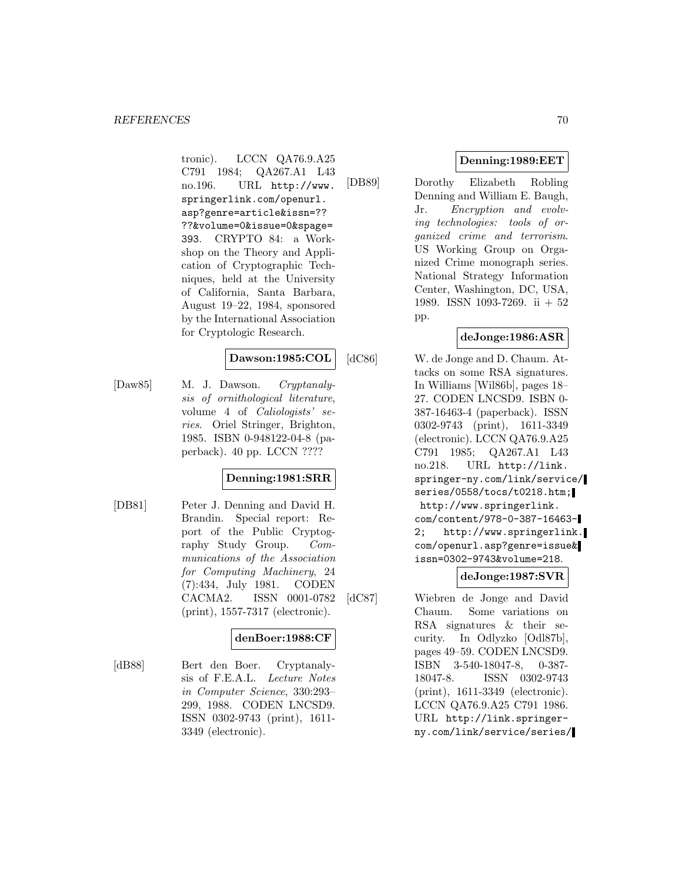tronic). LCCN QA76.9.A25 C791 1984; QA267.A1 L43 no.196. URL http://www.springerlink.com/openurl.asp?genre=article&issn=????&volume=0&issue=0&spage=393. CRYPTO 84: a Workshop on the Theory and Application of Cryptographic Techniques, held at the University of California, Santa Barbara, August 19–22, 1984, sponsored by the International Association for Cryptologic Research.

**Dawson:1985:COL**

[Daw85] M. J. Dawson. *Cryptanalysis of ornithological literature*, volume 4 of *Caliologists' series*. Oriel Stringer, Brighton, 1985. ISBN 0-948122-04-8 (paperback). 40 pp. LCCN ????

**Denning:1981:SRR**

[DB81] Peter J. Denning and David H. Brandin. Special report: Report of the Public Cryptography Study Group. *Communications of the Association for Computing Machinery*, 24 (7):434, July 1981. CODEN CACMA2. ISSN 0001-0782 (print), 1557-7317 (electronic).

**denBoer:1988:CF**

[dB88] Bert den Boer. Cryptanalysis of F.E.A.L. *Lecture Notes in Computer Science*, 330:293–299, 1988. CODEN LNCSD9. ISSN 0302-9743 (print), 1611-3349 (electronic).

**Denning:1989:EET**

[DB89] Dorothy Elizabeth Robling Denning and William E. Baugh, Jr. *Encryption and evolving technologies: tools of organized crime and terrorism*. US Working Group on Organized Crime monograph series. National Strategy Information Center, Washington, DC, USA, 1989. ISSN 1093-7269. ii + 52 pp.

**deJonge:1986:ASR**

[dC86] W. de Jonge and D. Chaum. Attacks on some RSA signatures. In Williams [Wil86b], pages 18–27. CODEN LNCSD9. ISBN 0-387-16463-4 (paperback). ISSN 0302-9743 (print), 1611-3349 (electronic). LCCN QA76.9.A25 C791 1985; QA267.A1 L43 no.218. URL http://link.springer-ny.com/link/service/series/0558/tocs/t0218.htm; http://www.springerlink.com/content/978-0-387-16463-2; http://www.springerlink.com/openurl.asp?genre=issue&issn=0302-9743&volume=218.

**deJonge:1987:SVR**

[dC87] Wiebren de Jonge and David Chaum. Some variations on RSA signatures & their security. In Odlyzko [Odl87b], pages 49–59. CODEN LNCSD9. ISBN 3-540-18047-8, 0-387-18047-8. ISSN 0302-9743 (print), 1611-3349 (electronic). LCCN QA76.9.A25 C791 1986. URL http://link.springer-ny.com/link/service/series/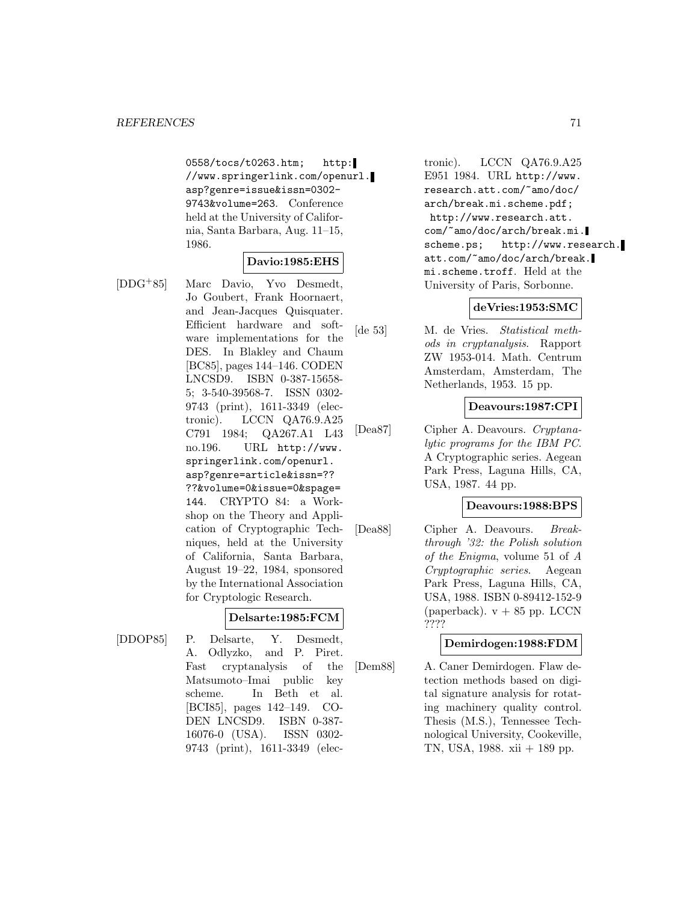0558/tocs/t0263.htm; http://www.springerlink.com/openurl.asp?genre=issue&issn=0302-9743&volume=263. Conference held at the University of California, Santa Barbara, Aug. 11–15, 1986.

**Davio:1985:EHS**

[DDG+85] Marc Davio, Yvo Desmedt, Jo Goubert, Frank Hoornaert, and Jean-Jacques Quisquater. Efficient hardware and software implementations for the DES. In Blakley and Chaum [BC85], pages 144–146. CODEN LNCSD9. ISBN 0-387-15658-5; 3-540-39568-7. ISSN 0302-9743 (print), 1611-3349 (electronic). LCCN QA76.9.A25 C791 1984; QA267.A1 L43 no.196. URL http://www.springerlink.com/openurl.asp?genre=article&issn=????&volume=0&issue=0&spage=144. CRYPTO 84: a Workshop on the Theory and Application of Cryptographic Techniques, held at the University of California, Santa Barbara, August 19–22, 1984, sponsored by the International Association for Cryptologic Research.

**Delsarte:1985:FCM**

[DDOP85] P. Delsarte, Y. Desmedt, A. Odlyzko, and P. Piret. Fast cryptanalysis of the Matsumoto–Imai public key scheme. In Beth et al. [BCI85], pages 142–149. CODEN LNCSD9. ISBN 0-387-16076-0 (USA). ISSN 0302-9743 (print), 1611-3349 (electronic). LCCN QA76.9.A25 E951 1984. URL http://www.research.att.com/~amo/doc/arch/break.mi.scheme.pdf; http://www.research.att.com/~amo/doc/arch/break.mi.scheme.ps; http://www.research.att.com/~amo/doc/arch/break.mi.scheme.troff. Held at the University of Paris, Sorbonne.

**deVries:1953:SMC**

[de 53] M. de Vries. *Statistical methods in cryptanalysis*. Rapport ZW 1953-014. Math. Centrum Amsterdam, Amsterdam, The Netherlands, 1953. 15 pp.

**Deavours:1987:CPI**

[Dea87] Cipher A. Deavours. *Cryptanalytic programs for the IBM PC*. A Cryptographic series. Aegean Park Press, Laguna Hills, CA, USA, 1987. 44 pp.

**Deavours:1988:BPS**

[Dea88] Cipher A. Deavours. *Breakthrough '32: the Polish solution of the Enigma*, volume 51 of *A Cryptographic series*. Aegean Park Press, Laguna Hills, CA, USA, 1988. ISBN 0-89412-152-9 (paperback). v + 85 pp. LCCN ????

**Demirdogen:1988:FDM**

[Dem88] A. Caner Demirdogen. Flaw detection methods based on digital signature analysis for rotating machinery quality control. Thesis (M.S.), Tennessee Technological University, Cookeville, TN, USA, 1988. xii + 189 pp.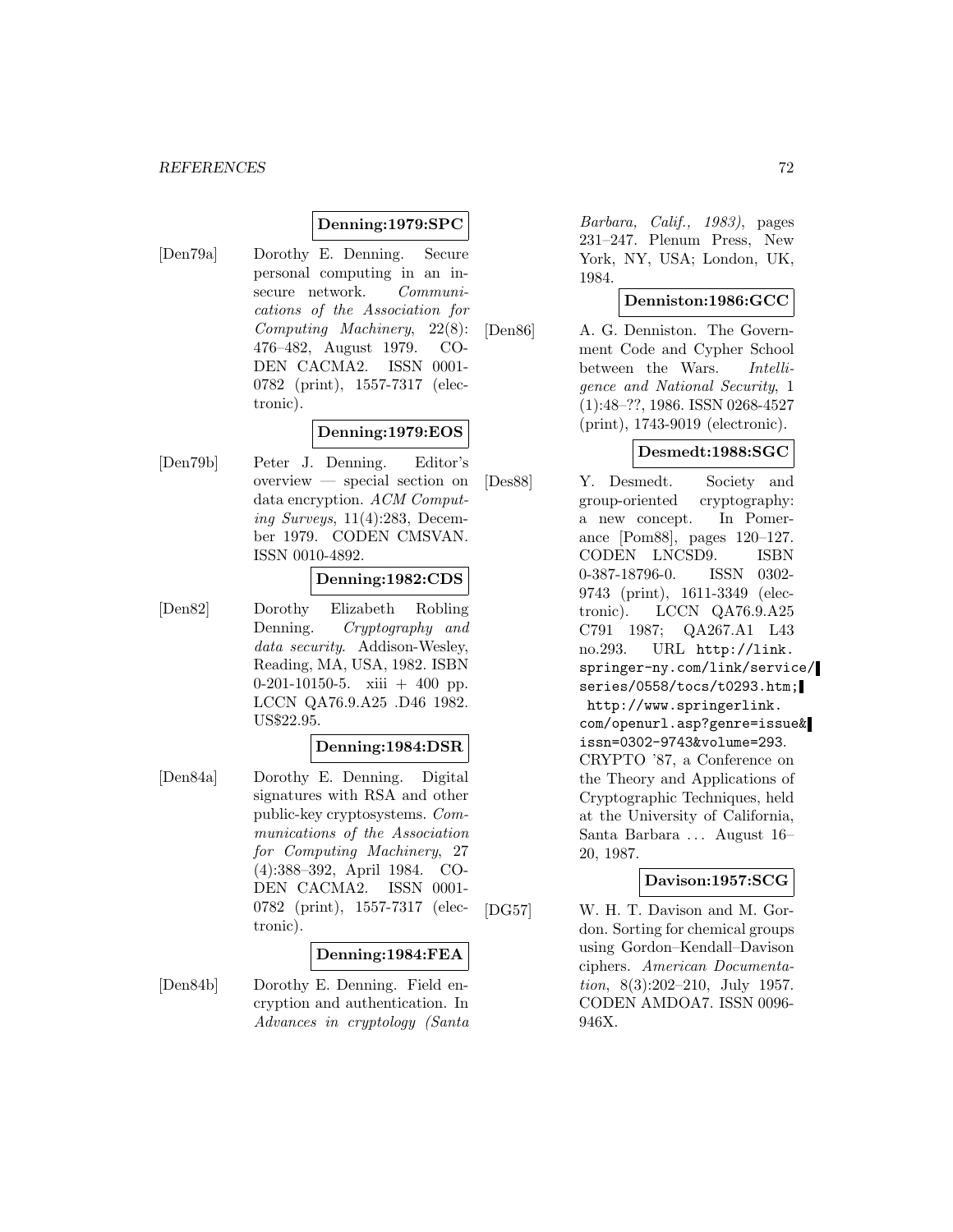**Denning:1979:SPC**

[Den79a] Dorothy E. Denning. Secure personal computing in an insecure network. *Communications of the Association for Computing Machinery*, 22(8): 476–482, August 1979. CODEN CACMA2. ISSN 0001-0782 (print), 1557-7317 (electronic).

**Denning:1979:EOS**

[Den79b] Peter J. Denning. Editor's overview — special section on data encryption. *ACM Computing Surveys*, 11(4):283, December 1979. CODEN CMSVAN. ISSN 0010-4892.

**Denning:1982:CDS**

[Den82] Dorothy Elizabeth Robling Denning. *Cryptography and data security*. Addison-Wesley, Reading, MA, USA, 1982. ISBN 0-201-10150-5. xiii + 400 pp. LCCN QA76.9.A25 .D46 1982. US$22.95.

**Denning:1984:DSR**

[Den84a] Dorothy E. Denning. Digital signatures with RSA and other public-key cryptosystems. *Communications of the Association for Computing Machinery*, 27 (4):388–392, April 1984. CODEN CACMA2. ISSN 0001-0782 (print), 1557-7317 (electronic).

**Denning:1984:FEA**

[Den84b] Dorothy E. Denning. Field encryption and authentication. In *Advances in cryptology (Santa Barbara, Calif., 1983)*, pages 231–247. Plenum Press, New York, NY, USA; London, UK, 1984.

**Denniston:1986:GCC**

[Den86] A. G. Denniston. The Government Code and Cypher School between the Wars. *Intelligence and National Security*, 1 (1):48–??, 1986. ISSN 0268-4527 (print), 1743-9019 (electronic).

**Desmedt:1988:SGC**

[Des88] Y. Desmedt. Society and group-oriented cryptography: a new concept. In Pomerance [Pom88], pages 120–127. CODEN LNCSD9. ISBN 0-387-18796-0. ISSN 0302-9743 (print), 1611-3349 (electronic). LCCN QA76.9.A25 C791 1987; QA267.A1 L43 no.293. URL http://link.springer-ny.com/link/service/series/0558/tocs/t0293.htm; http://www.springerlink.com/openurl.asp?genre=issue&issn=0302-9743&volume=293. CRYPTO '87, a Conference on the Theory and Applications of Cryptographic Techniques, held at the University of California, Santa Barbara ... August 16–20, 1987.

**Davison:1957:SCG**

[DG57] W. H. T. Davison and M. Gordon. Sorting for chemical groups using Gordon–Kendall–Davison ciphers. *American Documentation*, 8(3):202–210, July 1957. CODEN AMDOA7. ISSN 0096-946X.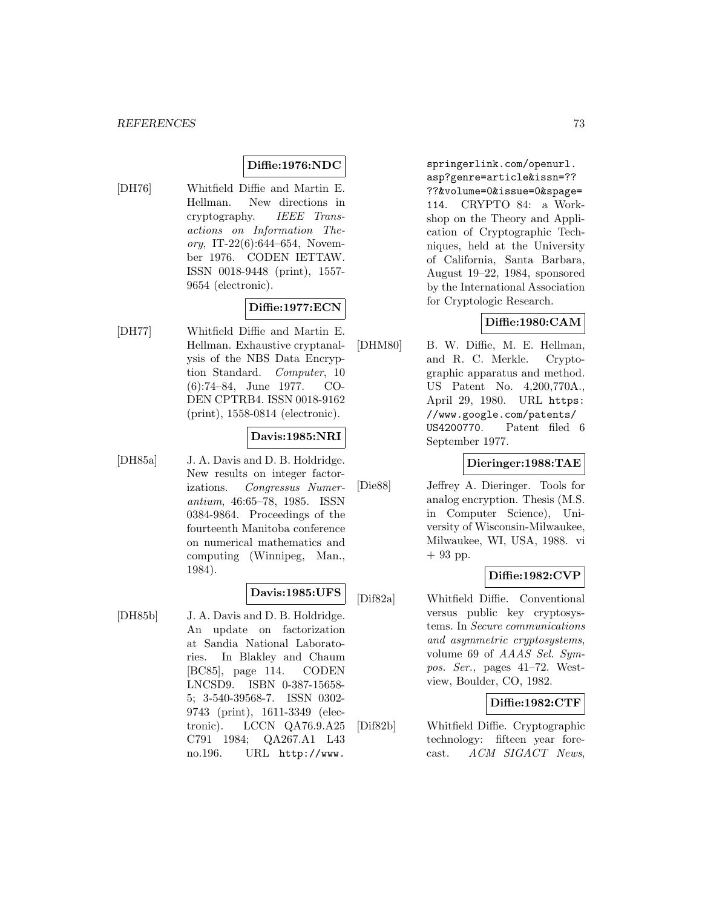**Diffie:1976:NDC**

[DH76] Whitfield Diffie and Martin E. Hellman. New directions in cryptography. *IEEE Transactions on Information Theory*, IT-22(6):644–654, November 1976. CODEN IETTAW. ISSN 0018-9448 (print), 1557-9654 (electronic).

**Diffie:1977:ECN**

[DH77] Whitfield Diffie and Martin E. Hellman. Exhaustive cryptanalysis of the NBS Data Encryption Standard. *Computer*, 10 (6):74–84, June 1977. CODEN CPTRB4. ISSN 0018-9162 (print), 1558-0814 (electronic).

**Davis:1985:NRI**

[DH85a] J. A. Davis and D. B. Holdridge. New results on integer factorizations. *Congressus Numerantium*, 46:65–78, 1985. ISSN 0384-9864. Proceedings of the fourteenth Manitoba conference on numerical mathematics and computing (Winnipeg, Man., 1984).

**Davis:1985:UFS**

[DH85b] J. A. Davis and D. B. Holdridge. An update on factorization at Sandia National Laboratories. In Blakley and Chaum [BC85], page 114. CODEN LNCSD9. ISBN 0-387-15658-5; 3-540-39568-7. ISSN 0302-9743 (print), 1611-3349 (electronic). LCCN QA76.9.A25 C791 1984; QA267.A1 L43 no.196. URL `http://www.springerlink.com/openurl.asp?genre=article&issn=????&volume=0&issue=0&spage=114`. CRYPTO 84: a Workshop on the Theory and Application of Cryptographic Techniques, held at the University of California, Santa Barbara, August 19–22, 1984, sponsored by the International Association for Cryptologic Research.

**Diffie:1980:CAM**

[DHM80] B. W. Diffie, M. E. Hellman, and R. C. Merkle. Cryptographic apparatus and method. US Patent No. 4,200,770A., April 29, 1980. URL `https://www.google.com/patents/US4200770`. Patent filed 6 September 1977.

**Dieringer:1988:TAE**

[Die88] Jeffrey A. Dieringer. Tools for analog encryption. Thesis (M.S. in Computer Science), University of Wisconsin-Milwaukee, Milwaukee, WI, USA, 1988. vi + 93 pp.

**Diffie:1982:CVP**

[Dif82a] Whitfield Diffie. Conventional versus public key cryptosystems. In *Secure communications and asymmetric cryptosystems*, volume 69 of *AAAS Sel. Sympos. Ser.*, pages 41–72. Westview, Boulder, CO, 1982.

**Diffie:1982:CTF**

[Dif82b] Whitfield Diffie. Cryptographic technology: fifteen year forecast. *ACM SIGACT News*,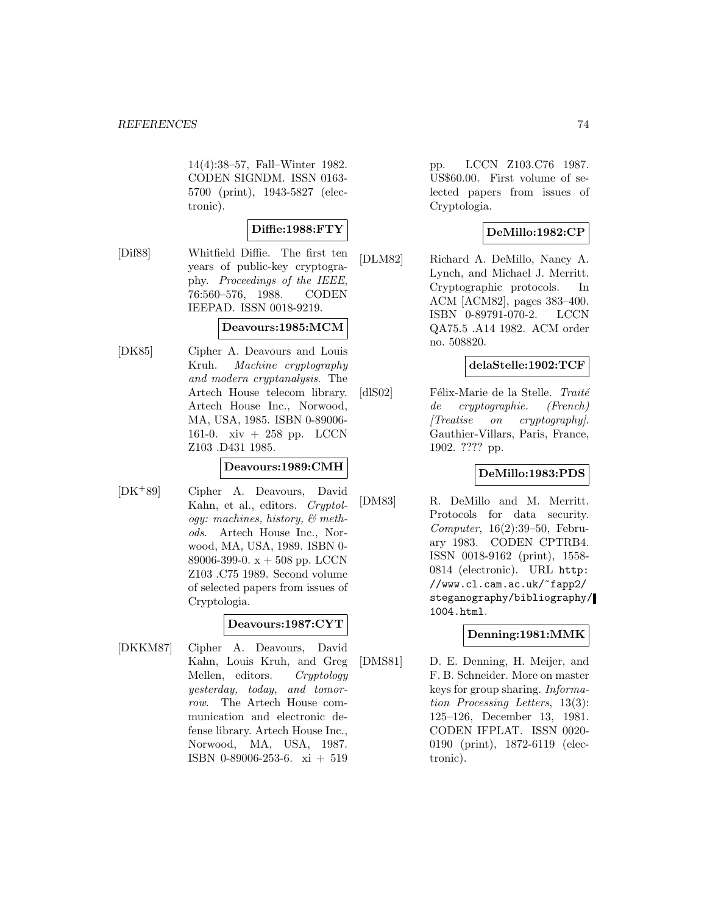14(4):38–57, Fall–Winter 1982. CODEN SIGNDM. ISSN 0163-5700 (print), 1943-5827 (electronic).

**Diffie:1988:FTY**

[Dif88] Whitfield Diffie. The first ten years of public-key cryptography. *Proceedings of the IEEE*, 76:560–576, 1988. CODEN IEEPAD. ISSN 0018-9219.

**Deavours:1985:MCM**

[DK85] Cipher A. Deavours and Louis Kruh. *Machine cryptography and modern cryptanalysis*. The Artech House telecom library. Artech House Inc., Norwood, MA, USA, 1985. ISBN 0-89006-161-0. xiv + 258 pp. LCCN Z103 .D431 1985.

**Deavours:1989:CMH**

[DK+89] Cipher A. Deavours, David Kahn, et al., editors. *Cryptology: machines, history, & methods*. Artech House Inc., Norwood, MA, USA, 1989. ISBN 0-89006-399-0. x + 508 pp. LCCN Z103 .C75 1989. Second volume of selected papers from issues of Cryptologia.

**Deavours:1987:CYT**

[DKKM87] Cipher A. Deavours, David Kahn, Louis Kruh, and Greg Mellen, editors. *Cryptology yesterday, today, and tomorrow*. The Artech House communication and electronic defense library. Artech House Inc., Norwood, MA, USA, 1987. ISBN 0-89006-253-6. xi + 519 pp. LCCN Z103.C76 1987. US$60.00. First volume of selected papers from issues of Cryptologia.

**DeMillo:1982:CP**

[DLM82] Richard A. DeMillo, Nancy A. Lynch, and Michael J. Merritt. Cryptographic protocols. In ACM [ACM82], pages 383–400. ISBN 0-89791-070-2. LCCN QA75.5 .A14 1982. ACM order no. 508820.

**delaStelle:1902:TCF**

[dlS02] Félix-Marie de la Stelle. *Traité de cryptographie. (French) [Treatise on cryptography]*. Gauthier-Villars, Paris, France, 1902. ???? pp.

**DeMillo:1983:PDS**

[DM83] R. DeMillo and M. Merritt. Protocols for data security. *Computer*, 16(2):39–50, February 1983. CODEN CPTRB4. ISSN 0018-9162 (print), 1558-0814 (electronic). URL http://www.cl.cam.ac.uk/~fapp2/steganography/bibliography/1004.html.

**Denning:1981:MMK**

[DMS81] D. E. Denning, H. Meijer, and F. B. Schneider. More on master keys for group sharing. *Information Processing Letters*, 13(3): 125–126, December 13, 1981. CODEN IFPLAT. ISSN 0020-0190 (print), 1872-6119 (electronic).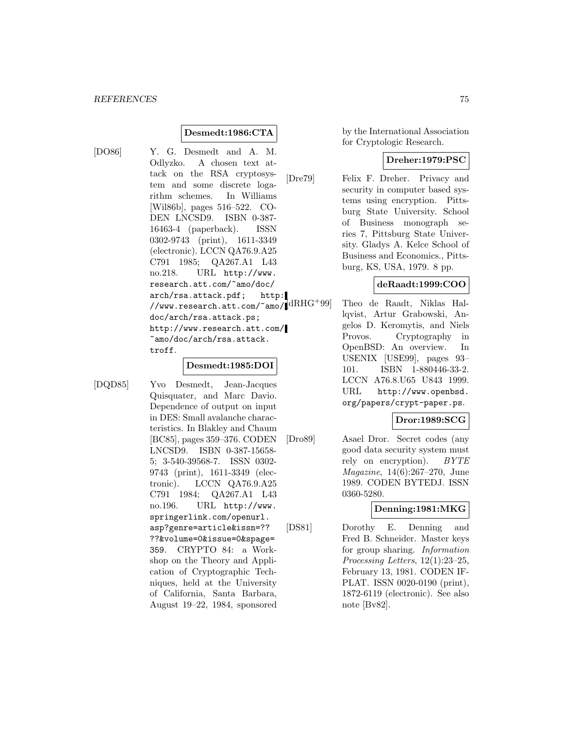**Desmedt:1986:CTA**

[DO86] Y. G. Desmedt and A. M. Odlyzko. A chosen text attack on the RSA cryptosystem and some discrete logarithm schemes. In Williams [Wil86b], pages 516–522. CODEN LNCSD9. ISBN 0-387-16463-4 (paperback). ISSN 0302-9743 (print), 1611-3349 (electronic). LCCN QA76.9.A25 C791 1985; QA267.A1 L43 no.218. URL http://www.research.att.com/~amo/doc/arch/rsa.attack.pdf; http://www.research.att.com/~amo/doc/arch/rsa.attack.ps; http://www.research.att.com/~amo/doc/arch/rsa.attack.troff.

**Desmedt:1985:DOI**

[DQD85] Yvo Desmedt, Jean-Jacques Quisquater, and Marc Davio. Dependence of output on input in DES: Small avalanche characteristics. In Blakley and Chaum [BC85], pages 359–376. CODEN LNCSD9. ISBN 0-387-15658-5; 3-540-39568-7. ISSN 0302-9743 (print), 1611-3349 (electronic). LCCN QA76.9.A25 C791 1984; QA267.A1 L43 no.196. URL http://www.springerlink.com/openurl.asp?genre=article&issn=????&volume=0&issue=0&spage=359. CRYPTO 84: a Workshop on the Theory and Application of Cryptographic Techniques, held at the University of California, Santa Barbara, August 19–22, 1984, sponsored by the International Association for Cryptologic Research.

**Dreher:1979:PSC**

[Dre79] Felix F. Dreher. Privacy and security in computer based systems using encryption. Pittsburg State University. School of Business monograph series 7, Pittsburg State University. Gladys A. Kelce School of Business and Economics., Pittsburg, KS, USA, 1979. 8 pp.

**deRaadt:1999:COO**

[dRHG+99] Theo de Raadt, Niklas Hallqvist, Artur Grabowski, Angelos D. Keromytis, and Niels Provos. Cryptography in OpenBSD: An overview. In USENIX [USE99], pages 93–101. ISBN 1-880446-33-2. LCCN A76.8.U65 U843 1999. URL http://www.openbsd.org/papers/crypt-paper.ps.

**Dror:1989:SCG**

[Dro89] Asael Dror. Secret codes (any good data security system must rely on encryption). *BYTE Magazine*, 14(6):267–270, June 1989. CODEN BYTEDJ. ISSN 0360-5280.

**Denning:1981:MKG**

[DS81] Dorothy E. Denning and Fred B. Schneider. Master keys for group sharing. *Information Processing Letters*, 12(1):23–25, February 13, 1981. CODEN IFPLAT. ISSN 0020-0190 (print), 1872-6119 (electronic). See also note [Bv82].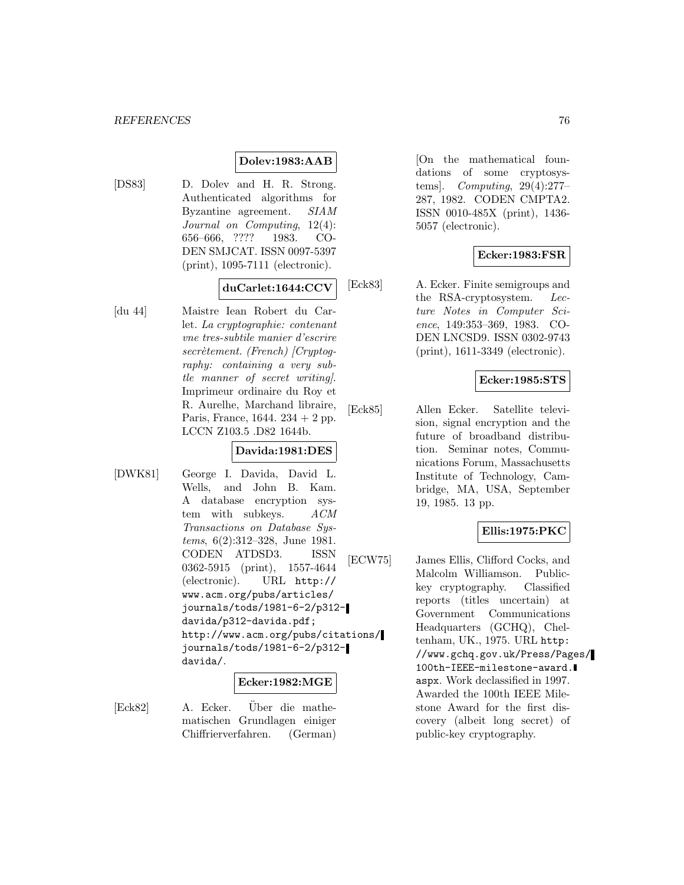**Dolev:1983:AAB**

[DS83] D. Dolev and H. R. Strong. Authenticated algorithms for Byzantine agreement. *SIAM Journal on Computing*, 12(4): 656–666, ???? 1983. CODEN SMJCAT. ISSN 0097-5397 (print), 1095-7111 (electronic).

**duCarlet:1644:CCV**

[du 44] Maistre Iean Robert du Carlet. *La cryptographie: contenant vne tres-subtile manier d'escrire secrètement. (French) [Cryptography: containing a very subtle manner of secret writing]*. Imprimeur ordinaire du Roy et R. Aurelhe, Marchand libraire, Paris, France, 1644. 234 + 2 pp. LCCN Z103.5 .D82 1644b.

**Davida:1981:DES**

[DWK81] George I. Davida, David L. Wells, and John B. Kam. A database encryption system with subkeys. *ACM Transactions on Database Systems*, 6(2):312–328, June 1981. CODEN ATDSD3. ISSN 0362-5915 (print), 1557-4644 (electronic). URL http://www.acm.org/pubs/articles/journals/tods/1981-6-2/p312-davida/p312-davida.pdf; http://www.acm.org/pubs/citations/journals/tods/1981-6-2/p312-davida/.

**Ecker:1982:MGE**

[Eck82] A. Ecker. Über die mathematischen Grundlagen einiger Chiffrierverfahren. (German) [On the mathematical foundations of some cryptosystems]. *Computing*, 29(4):277–287, 1982. CODEN CMPTA2. ISSN 0010-485X (print), 1436-5057 (electronic).

**Ecker:1983:FSR**

[Eck83] A. Ecker. Finite semigroups and the RSA-cryptosystem. *Lecture Notes in Computer Science*, 149:353–369, 1983. CODEN LNCSD9. ISSN 0302-9743 (print), 1611-3349 (electronic).

**Ecker:1985:STS**

[Eck85] Allen Ecker. Satellite television, signal encryption and the future of broadband distribution. Seminar notes, Communications Forum, Massachusetts Institute of Technology, Cambridge, MA, USA, September 19, 1985. 13 pp.

**Ellis:1975:PKC**

[ECW75] James Ellis, Clifford Cocks, and Malcolm Williamson. Public-key cryptography. Classified reports (titles uncertain) at Government Communications Headquarters (GCHQ), Cheltenham, UK., 1975. URL http://www.gchq.gov.uk/Press/Pages/100th-IEEE-milestone-award.aspx. Work declassified in 1997. Awarded the 100th IEEE Milestone Award for the first discovery (albeit long secret) of public-key cryptography.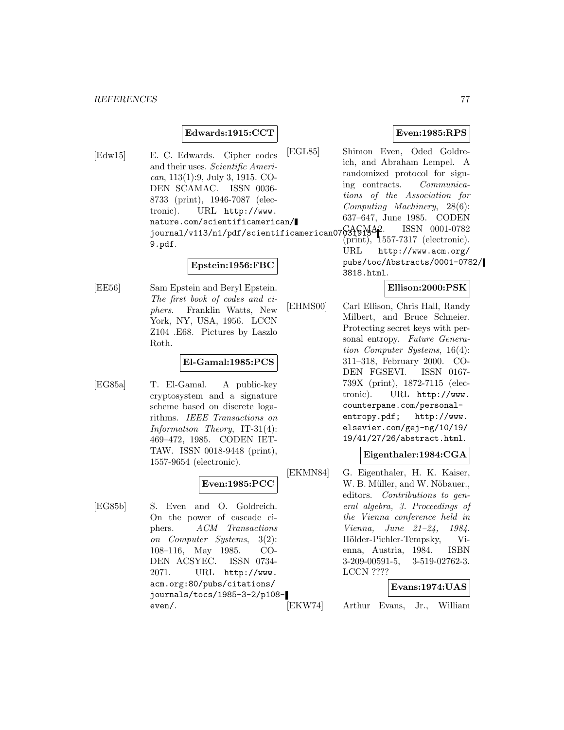**Edwards:1915:CCT**

[Edw15] E. C. Edwards. Cipher codes and their uses. *Scientific American*, 113(1):9, July 3, 1915. CODEN SCAMAC. ISSN 0036-8733 (print), 1946-7087 (electronic). URL http://www.nature.com/scientificamerican/journal/v113/n1/pdf/scientificamerican07031915-9.pdf.

**Epstein:1956:FBC**

[EE56] Sam Epstein and Beryl Epstein. *The first book of codes and ciphers*. Franklin Watts, New York, NY, USA, 1956. LCCN Z104 .E68. Pictures by Laszlo Roth.

**El-Gamal:1985:PCS**

[EG85a] T. El-Gamal. A public-key cryptosystem and a signature scheme based on discrete logarithms. *IEEE Transactions on Information Theory*, IT-31(4): 469–472, 1985. CODEN IETTAW. ISSN 0018-9448 (print), 1557-9654 (electronic).

**Even:1985:PCC**

[EG85b] S. Even and O. Goldreich. On the power of cascade ciphers. *ACM Transactions on Computer Systems*, 3(2): 108–116, May 1985. CODEN ACSYEC. ISSN 0734-2071. URL http://www.acm.org:80/pubs/citations/journals/tocs/1985-3-2/p108-even/.

**Even:1985:RPS**

[EGL85] Shimon Even, Oded Goldreich, and Abraham Lempel. A randomized protocol for signing contracts. *Communications of the Association for Computing Machinery*, 28(6): 637–647, June 1985. CODEN CACMA2. ISSN 0001-0782 (print), 1557-7317 (electronic). URL http://www.acm.org/pubs/toc/Abstracts/0001-0782/3818.html.

**Ellison:2000:PSK**

[EHMS00] Carl Ellison, Chris Hall, Randy Milbert, and Bruce Schneier. Protecting secret keys with personal entropy. *Future Generation Computer Systems*, 16(4): 311–318, February 2000. CODEN FGSEVI. ISSN 0167-739X (print), 1872-7115 (electronic). URL http://www.counterpane.com/personal-entropy.pdf; http://www.elsevier.com/gej-ng/10/19/19/41/27/26/abstract.html.

**Eigenthaler:1984:CGA**

[EKMN84] G. Eigenthaler, H. K. Kaiser, W. B. Müller, and W. Nöbauer., editors. *Contributions to general algebra, 3. Proceedings of the Vienna conference held in Vienna, June 21–24, 1984*. Hölder-Pichler-Tempsky, Vienna, Austria, 1984. ISBN 3-209-00591-5, 3-519-02762-3. LCCN ????

**Evans:1974:UAS**

[EKW74] Arthur Evans, Jr., William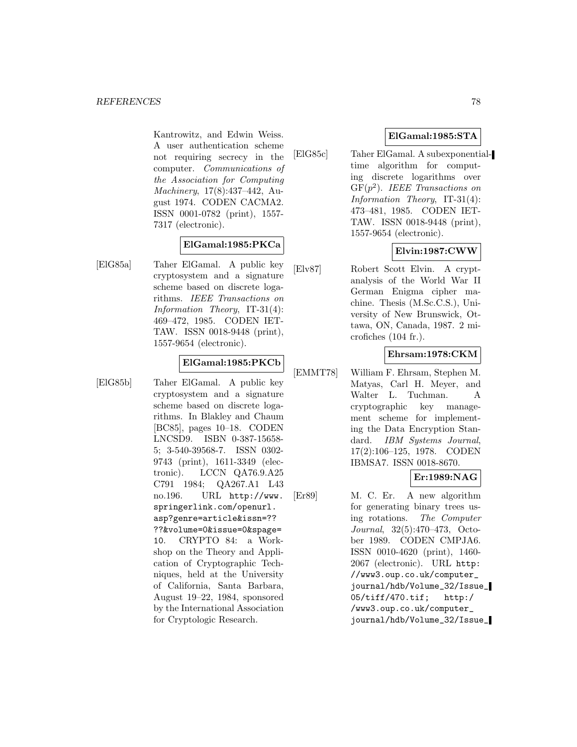Kantrowitz, and Edwin Weiss. A user authentication scheme not requiring secrecy in the computer. *Communications of the Association for Computing Machinery*, 17(8):437–442, August 1974. CODEN CACMA2. ISSN 0001-0782 (print), 1557-7317 (electronic).

**ElGamal:1985:PKCa**

[ElG85a] Taher ElGamal. A public key cryptosystem and a signature scheme based on discrete logarithms. *IEEE Transactions on Information Theory*, IT-31(4): 469–472, 1985. CODEN IETTAW. ISSN 0018-9448 (print), 1557-9654 (electronic).

**ElGamal:1985:PKCb**

[ElG85b] Taher ElGamal. A public key cryptosystem and a signature scheme based on discrete logarithms. In Blakley and Chaum [BC85], pages 10–18. CODEN LNCSD9. ISBN 0-387-15658-5; 3-540-39568-7. ISSN 0302-9743 (print), 1611-3349 (electronic). LCCN QA76.9.A25 C791 1984; QA267.A1 L43 no.196. URL http://www.springerlink.com/openurl.asp?genre=article&issn=????&volume=0&issue=0&spage=10. CRYPTO 84: a Workshop on the Theory and Application of Cryptographic Techniques, held at the University of California, Santa Barbara, August 19–22, 1984, sponsored by the International Association for Cryptologic Research.

**ElGamal:1985:STA**

[ElG85c] Taher ElGamal. A subexponential-time algorithm for computing discrete logarithms over GF($p^2$). *IEEE Transactions on Information Theory*, IT-31(4): 473–481, 1985. CODEN IETTAW. ISSN 0018-9448 (print), 1557-9654 (electronic).

**Elvin:1987:CWW**

[Elv87] Robert Scott Elvin. A cryptanalysis of the World War II German Enigma cipher machine. Thesis (M.Sc.C.S.), University of New Brunswick, Ottawa, ON, Canada, 1987. 2 microfiches (104 fr.).

**Ehrsam:1978:CKM**

[EMMT78] William F. Ehrsam, Stephen M. Matyas, Carl H. Meyer, and Walter L. Tuchman. A cryptographic key management scheme for implementing the Data Encryption Standard. *IBM Systems Journal*, 17(2):106–125, 1978. CODEN IBMSA7. ISSN 0018-8670.

**Er:1989:NAG**

[Er89] M. C. Er. A new algorithm for generating binary trees using rotations. *The Computer Journal*, 32(5):470–473, October 1989. CODEN CMPJA6. ISSN 0010-4620 (print), 1460-2067 (electronic). URL http://www3.oup.co.uk/computer_journal/hdb/Volume_32/Issue_05/tiff/470.tif; http://www3.oup.co.uk/computer_journal/hdb/Volume_32/Issue_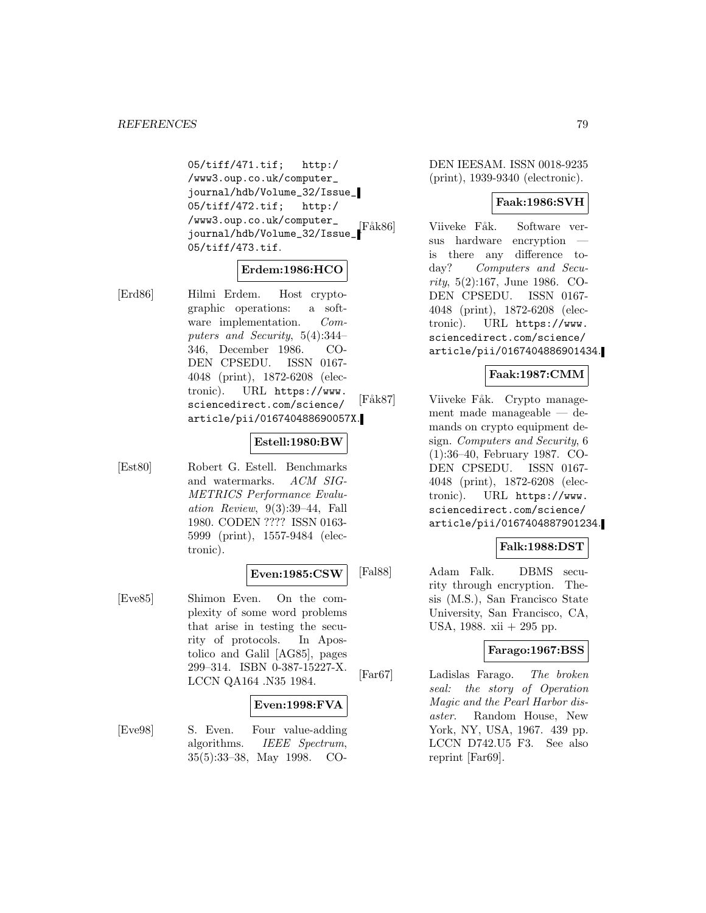05/tiff/471.tif; http://www3.oup.co.uk/computer_journal/hdb/Volume_32/Issue_05/tiff/472.tif; http://www3.oup.co.uk/computer_journal/hdb/Volume_32/Issue_05/tiff/473.tif.

**Erdem:1986:HCO**

[Erd86] Hilmi Erdem. Host cryptographic operations: a software implementation. *Computers and Security*, 5(4):344–346, December 1986. CODEN CPSEDU. ISSN 0167-4048 (print), 1872-6208 (electronic). URL https://www.sciencedirect.com/science/article/pii/016740488690057X.

**Estell:1980:BW**

[Est80] Robert G. Estell. Benchmarks and watermarks. *ACM SIGMETRICS Performance Evaluation Review*, 9(3):39–44, Fall 1980. CODEN ???? ISSN 0163-5999 (print), 1557-9484 (electronic).

**Even:1985:CSW**

[Eve85] Shimon Even. On the complexity of some word problems that arise in testing the security of protocols. In Apostolico and Galil [AG85], pages 299–314. ISBN 0-387-15227-X. LCCN QA164 .N35 1984.

**Even:1998:FVA**

[Eve98] S. Even. Four value-adding algorithms. *IEEE Spectrum*, 35(5):33–38, May 1998. CODEN IEESAM. ISSN 0018-9235 (print), 1939-9340 (electronic).

**Faak:1986:SVH**

[Fåk86] Viiveke Fåk. Software versus hardware encryption — is there any difference today? *Computers and Security*, 5(2):167, June 1986. CODEN CPSEDU. ISSN 0167-4048 (print), 1872-6208 (electronic). URL https://www.sciencedirect.com/science/article/pii/0167404886901434.

**Faak:1987:CMM**

[Fåk87] Viiveke Fåk. Crypto management made manageable — demands on crypto equipment design. *Computers and Security*, 6(1):36–40, February 1987. CODEN CPSEDU. ISSN 0167-4048 (print), 1872-6208 (electronic). URL https://www.sciencedirect.com/science/article/pii/0167404887901234.

**Falk:1988:DST**

[Fal88] Adam Falk. DBMS security through encryption. Thesis (M.S.), San Francisco State University, San Francisco, CA, USA, 1988. xii + 295 pp.

**Farago:1967:BSS**

[Far67] Ladislas Farago. *The broken seal: the story of Operation Magic and the Pearl Harbor disaster*. Random House, New York, NY, USA, 1967. 439 pp. LCCN D742.U5 F3. See also reprint [Far69].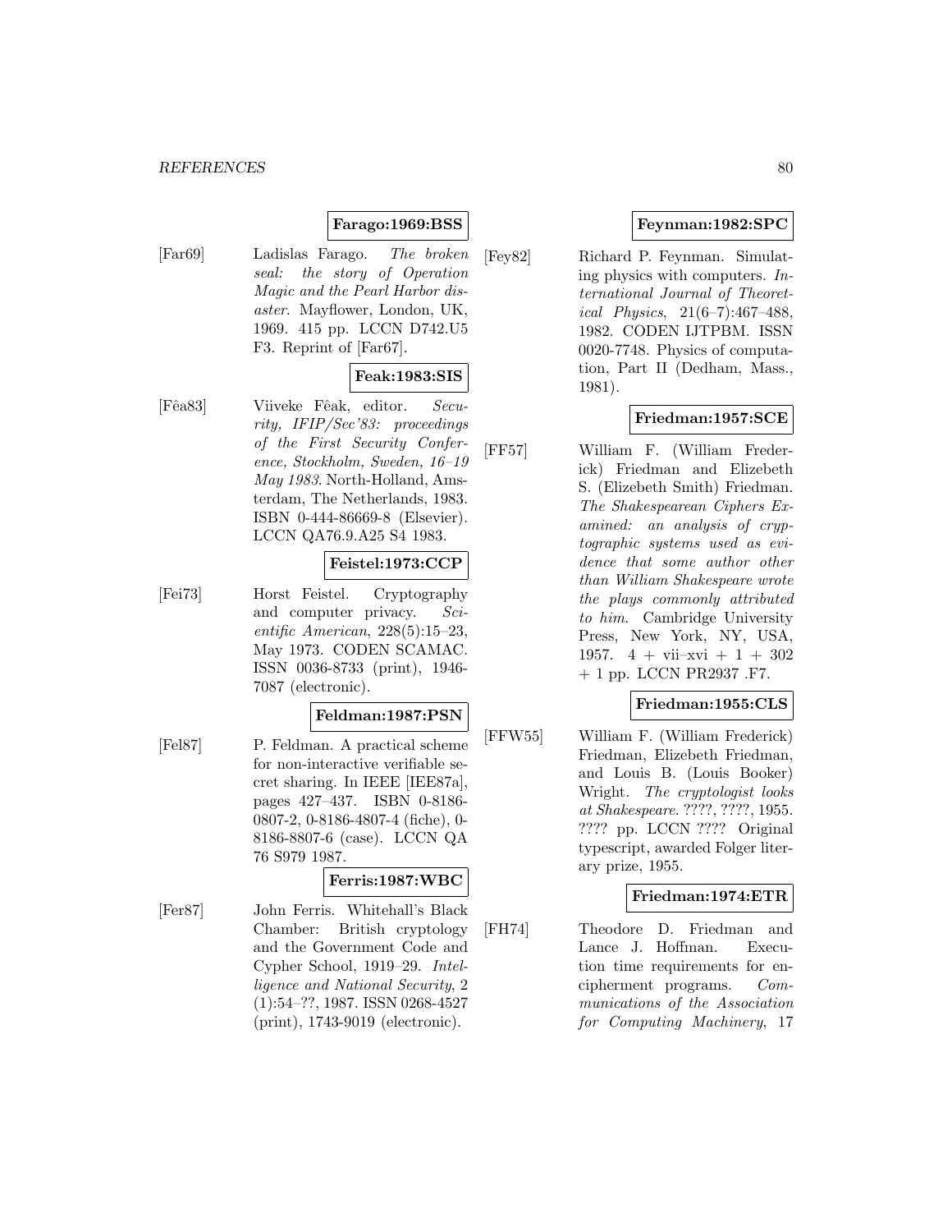**Farago:1969:BSS**

[Far69] Ladislas Farago. *The broken seal: the story of Operation Magic and the Pearl Harbor disaster*. Mayflower, London, UK, 1969. 415 pp. LCCN D742.U5 F3. Reprint of [Far67].

**Feak:1983:SIS**

[Fêa83] Viiveke Fêak, editor. *Security, IFIP/Sec'83: proceedings of the First Security Conference, Stockholm, Sweden, 16–19 May 1983*. North-Holland, Amsterdam, The Netherlands, 1983. ISBN 0-444-86669-8 (Elsevier). LCCN QA76.9.A25 S4 1983.

**Feistel:1973:CCP**

[Fei73] Horst Feistel. Cryptography and computer privacy. *Scientific American*, 228(5):15–23, May 1973. CODEN SCAMAC. ISSN 0036-8733 (print), 1946-7087 (electronic).

**Feldman:1987:PSN**

[Fel87] P. Feldman. A practical scheme for non-interactive verifiable secret sharing. In IEEE [IEE87a], pages 427–437. ISBN 0-8186-0807-2, 0-8186-4807-4 (fiche), 0-8186-8807-6 (case). LCCN QA 76 S979 1987.

**Ferris:1987:WBC**

[Fer87] John Ferris. Whitehall's Black Chamber: British cryptology and the Government Code and Cypher School, 1919–29. *Intelligence and National Security*, 2 (1):54–??, 1987. ISSN 0268-4527 (print), 1743-9019 (electronic).

**Feynman:1982:SPC**

[Fey82] Richard P. Feynman. Simulating physics with computers. *International Journal of Theoretical Physics*, 21(6–7):467–488, 1982. CODEN IJTPBM. ISSN 0020-7748. Physics of computation, Part II (Dedham, Mass., 1981).

**Friedman:1957:SCE**

[FF57] William F. (William Frederick) Friedman and Elizebeth S. (Elizebeth Smith) Friedman. *The Shakespearean Ciphers Examined: an analysis of cryptographic systems used as evidence that some author other than William Shakespeare wrote the plays commonly attributed to him*. Cambridge University Press, New York, NY, USA, 1957. 4 + vii–xvi + 1 + 302 + 1 pp. LCCN PR2937 .F7.

**Friedman:1955:CLS**

[FFW55] William F. (William Frederick) Friedman, Elizebeth Friedman, and Louis B. (Louis Booker) Wright. *The cryptologist looks at Shakespeare*. ????, ????, 1955. ???? pp. LCCN ???? Original typescript, awarded Folger literary prize, 1955.

**Friedman:1974:ETR**

[FH74] Theodore D. Friedman and Lance J. Hoffman. Execution time requirements for encipherment programs. *Communications of the Association for Computing Machinery*, 17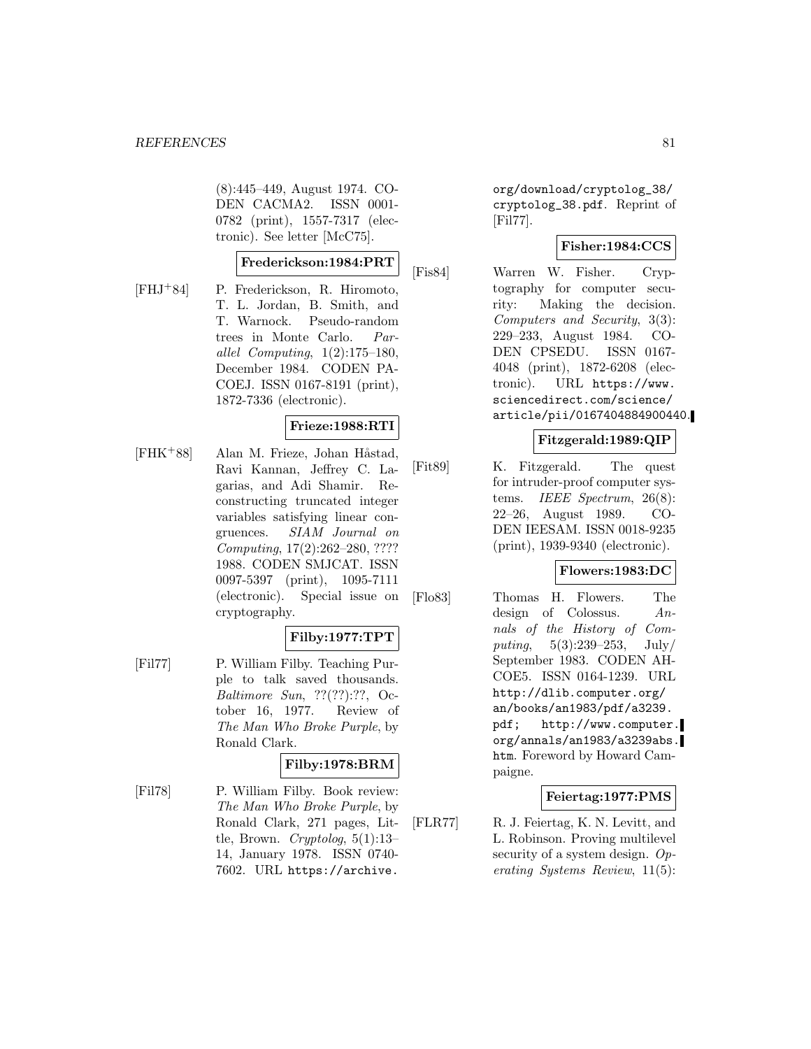(8):445–449, August 1974. CODEN CACMA2. ISSN 0001-0782 (print), 1557-7317 (electronic). See letter [McC75].

**Frederickson:1984:PRT**

[FHJ+84] P. Frederickson, R. Hiromoto, T. L. Jordan, B. Smith, and T. Warnock. Pseudo-random trees in Monte Carlo. *Parallel Computing*, 1(2):175–180, December 1984. CODEN PACOEJ. ISSN 0167-8191 (print), 1872-7336 (electronic).

**Frieze:1988:RTI**

[FHK+88] Alan M. Frieze, Johan Håstad, Ravi Kannan, Jeffrey C. Lagarias, and Adi Shamir. Reconstructing truncated integer variables satisfying linear congruences. *SIAM Journal on Computing*, 17(2):262–280, ???? 1988. CODEN SMJCAT. ISSN 0097-5397 (print), 1095-7111 (electronic). Special issue on cryptography.

**Filby:1977:TPT**

[Fil77] P. William Filby. Teaching Purple to talk saved thousands. *Baltimore Sun*, ??(??):??, October 16, 1977. Review of *The Man Who Broke Purple*, by Ronald Clark.

**Filby:1978:BRM**

[Fil78] P. William Filby. Book review: *The Man Who Broke Purple*, by Ronald Clark, 271 pages, Little, Brown. *Cryptolog*, 5(1):13–14, January 1978. ISSN 0740-7602. URL `https://archive.org/download/cryptolog_38/cryptolog_38.pdf`. Reprint of [Fil77].

**Fisher:1984:CCS**

[Fis84] Warren W. Fisher. Cryptography for computer security: Making the decision. *Computers and Security*, 3(3):229–233, August 1984. CODEN CPSEDU. ISSN 0167-4048 (print), 1872-6208 (electronic). URL `https://www.sciencedirect.com/science/article/pii/0167404884900440`.

**Fitzgerald:1989:QIP**

[Fit89] K. Fitzgerald. The quest for intruder-proof computer systems. *IEEE Spectrum*, 26(8):22–26, August 1989. CODEN IEESAM. ISSN 0018-9235 (print), 1939-9340 (electronic).

**Flowers:1983:DC**

[Flo83] Thomas H. Flowers. The design of Colossus. *Annals of the History of Computing*, 5(3):239–253, July/September 1983. CODEN AHCOE5. ISSN 0164-1239. URL `http://dlib.computer.org/an/books/an1983/pdf/a3239.pdf`; `http://www.computer.org/annals/an1983/a3239abs.htm`. Foreword by Howard Campaigne.

**Feiertag:1977:PMS**

[FLR77] R. J. Feiertag, K. N. Levitt, and L. Robinson. Proving multilevel security of a system design. *Operating Systems Review*, 11(5):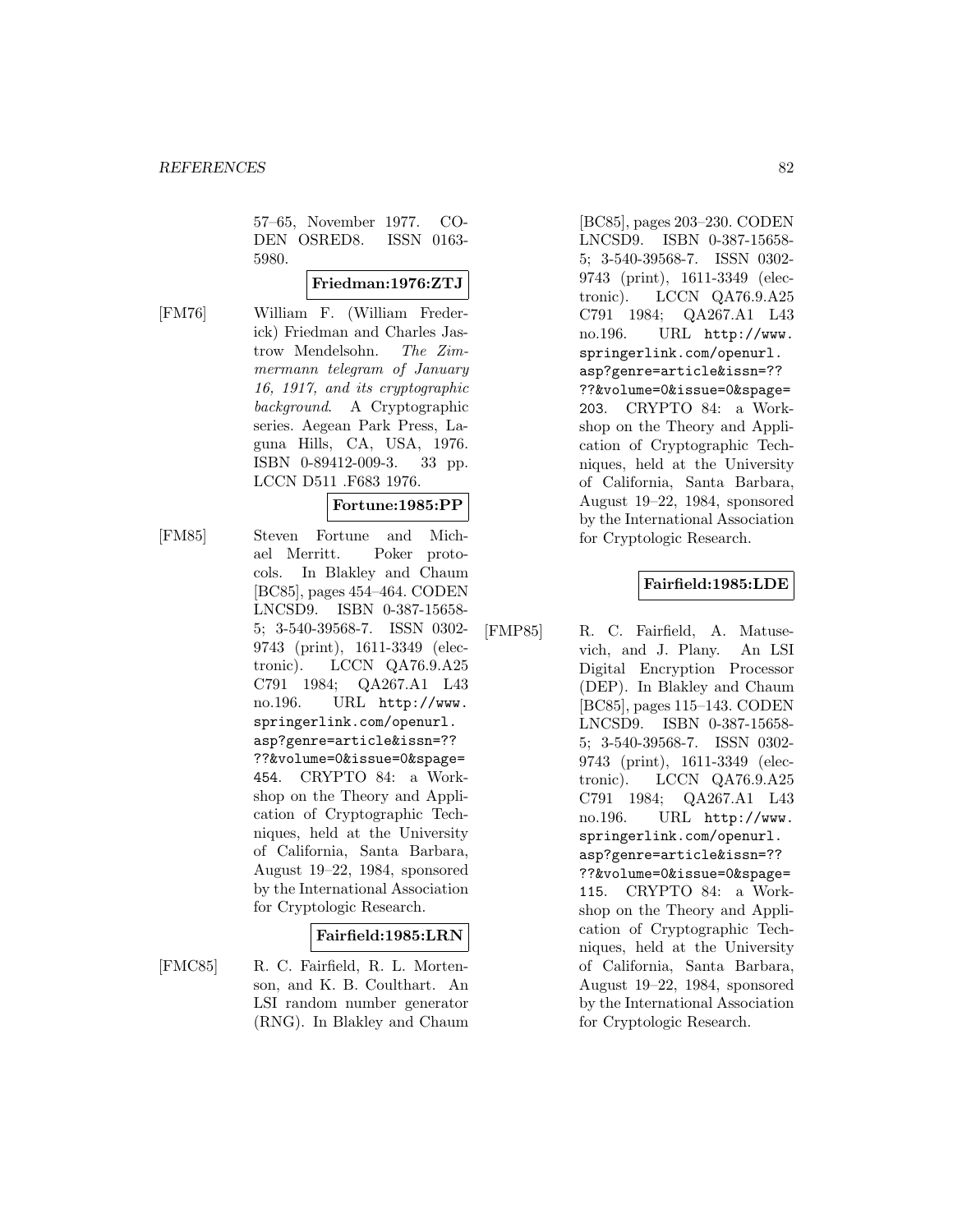57–65, November 1977. CODEN OSRED8. ISSN 0163-5980.

**Friedman:1976:ZTJ**

[FM76] William F. (William Frederick) Friedman and Charles Jastrow Mendelsohn. *The Zimmermann telegram of January 16, 1917, and its cryptographic background*. A Cryptographic series. Aegean Park Press, Laguna Hills, CA, USA, 1976. ISBN 0-89412-009-3. 33 pp. LCCN D511 .F683 1976.

**Fortune:1985:PP**

[FM85] Steven Fortune and Michael Merritt. Poker protocols. In Blakley and Chaum [BC85], pages 454–464. CODEN LNCSD9. ISBN 0-387-15658-5; 3-540-39568-7. ISSN 0302-9743 (print), 1611-3349 (electronic). LCCN QA76.9.A25 C791 1984; QA267.A1 L43 no.196. URL `http://www.springerlink.com/openurl.asp?genre=article&issn=????&volume=0&issue=0&spage=454`. CRYPTO 84: a Workshop on the Theory and Application of Cryptographic Techniques, held at the University of California, Santa Barbara, August 19–22, 1984, sponsored by the International Association for Cryptologic Research.

**Fairfield:1985:LRN**

[FMC85] R. C. Fairfield, R. L. Mortenson, and K. B. Coulthart. An LSI random number generator (RNG). In Blakley and Chaum [BC85], pages 203–230. CODEN LNCSD9. ISBN 0-387-15658-5; 3-540-39568-7. ISSN 0302-9743 (print), 1611-3349 (electronic). LCCN QA76.9.A25 C791 1984; QA267.A1 L43 no.196. URL `http://www.springerlink.com/openurl.asp?genre=article&issn=????&volume=0&issue=0&spage=203`. CRYPTO 84: a Workshop on the Theory and Application of Cryptographic Techniques, held at the University of California, Santa Barbara, August 19–22, 1984, sponsored by the International Association for Cryptologic Research.

**Fairfield:1985:LDE**

[FMP85] R. C. Fairfield, A. Matusevich, and J. Plany. An LSI Digital Encryption Processor (DEP). In Blakley and Chaum [BC85], pages 115–143. CODEN LNCSD9. ISBN 0-387-15658-5; 3-540-39568-7. ISSN 0302-9743 (print), 1611-3349 (electronic). LCCN QA76.9.A25 C791 1984; QA267.A1 L43 no.196. URL `http://www.springerlink.com/openurl.asp?genre=article&issn=????&volume=0&issue=0&spage=115`. CRYPTO 84: a Workshop on the Theory and Application of Cryptographic Techniques, held at the University of California, Santa Barbara, August 19–22, 1984, sponsored by the International Association for Cryptologic Research.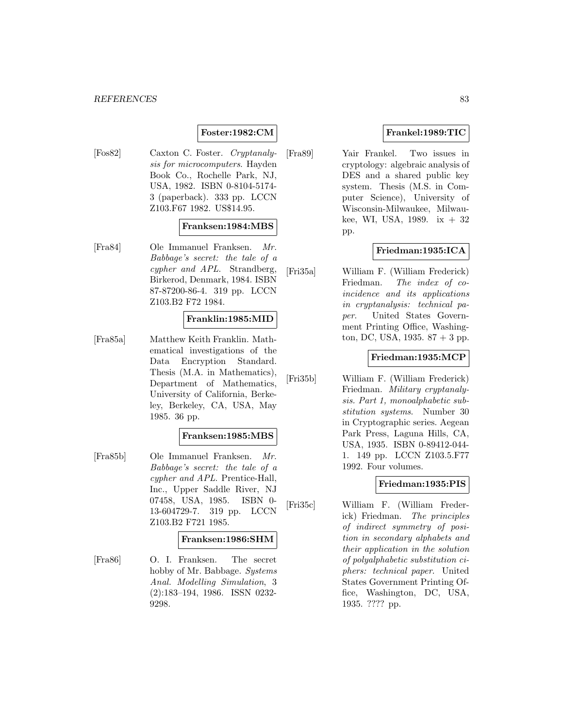**Foster:1982:CM**

[Fos82] Caxton C. Foster. *Cryptanalysis for microcomputers*. Hayden Book Co., Rochelle Park, NJ, USA, 1982. ISBN 0-8104-5174-3 (paperback). 333 pp. LCCN Z103.F67 1982. US$14.95.

**Franksen:1984:MBS**

[Fra84] Ole Immanuel Franksen. *Mr. Babbage's secret: the tale of a cypher and APL*. Strandberg, Birkerod, Denmark, 1984. ISBN 87-87200-86-4. 319 pp. LCCN Z103.B2 F72 1984.

**Franklin:1985:MID**

[Fra85a] Matthew Keith Franklin. Mathematical investigations of the Data Encryption Standard. Thesis (M.A. in Mathematics), Department of Mathematics, University of California, Berkeley, Berkeley, CA, USA, May 1985. 36 pp.

**Franksen:1985:MBS**

[Fra85b] Ole Immanuel Franksen. *Mr. Babbage's secret: the tale of a cypher and APL*. Prentice-Hall, Inc., Upper Saddle River, NJ 07458, USA, 1985. ISBN 0-13-604729-7. 319 pp. LCCN Z103.B2 F721 1985.

**Franksen:1986:SHM**

[Fra86] O. I. Franksen. The secret hobby of Mr. Babbage. *Systems Anal. Modelling Simulation*, 3 (2):183–194, 1986. ISSN 0232-9298.

**Frankel:1989:TIC**

[Fra89] Yair Frankel. Two issues in cryptology: algebraic analysis of DES and a shared public key system. Thesis (M.S. in Computer Science), University of Wisconsin-Milwaukee, Milwaukee, WI, USA, 1989. ix + 32 pp.

**Friedman:1935:ICA**

[Fri35a] William F. (William Frederick) Friedman. *The index of coincidence and its applications in cryptanalysis: technical paper*. United States Government Printing Office, Washington, DC, USA, 1935. 87 + 3 pp.

**Friedman:1935:MCP**

[Fri35b] William F. (William Frederick) Friedman. *Military cryptanalysis. Part 1, monoalphabetic substitution systems*. Number 30 in Cryptographic series. Aegean Park Press, Laguna Hills, CA, USA, 1935. ISBN 0-89412-044-1. 149 pp. LCCN Z103.5.F77 1992. Four volumes.

**Friedman:1935:PIS**

[Fri35c] William F. (William Frederick) Friedman. *The principles of indirect symmetry of position in secondary alphabets and their application in the solution of polyalphabetic substitution ciphers: technical paper*. United States Government Printing Office, Washington, DC, USA, 1935. ???? pp.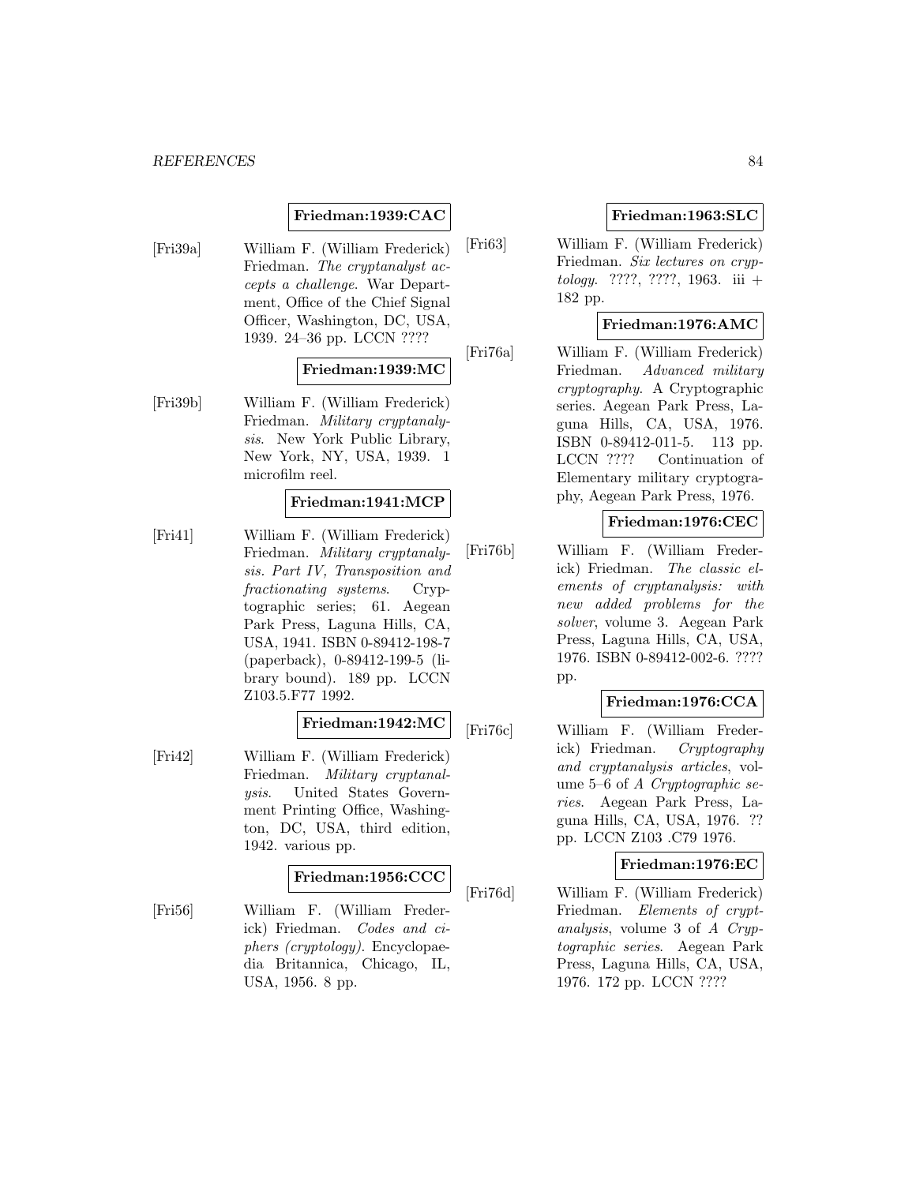**Friedman:1939:CAC**

[Fri39a] William F. (William Frederick) Friedman. *The cryptanalyst accepts a challenge*. War Department, Office of the Chief Signal Officer, Washington, DC, USA, 1939. 24–36 pp. LCCN ????

**Friedman:1939:MC**

[Fri39b] William F. (William Frederick) Friedman. *Military cryptanalysis*. New York Public Library, New York, NY, USA, 1939. 1 microfilm reel.

**Friedman:1941:MCP**

[Fri41] William F. (William Frederick) Friedman. *Military cryptanalysis. Part IV, Transposition and fractionating systems*. Cryptographic series; 61. Aegean Park Press, Laguna Hills, CA, USA, 1941. ISBN 0-89412-198-7 (paperback), 0-89412-199-5 (library bound). 189 pp. LCCN Z103.5.F77 1992.

**Friedman:1942:MC**

[Fri42] William F. (William Frederick) Friedman. *Military cryptanalysis*. United States Government Printing Office, Washington, DC, USA, third edition, 1942. various pp.

**Friedman:1956:CCC**

[Fri56] William F. (William Frederick) Friedman. *Codes and ciphers (cryptology)*. Encyclopaedia Britannica, Chicago, IL, USA, 1956. 8 pp.

**Friedman:1963:SLC**

[Fri63] William F. (William Frederick) Friedman. *Six lectures on cryptology*. ????, ????, 1963. iii + 182 pp.

**Friedman:1976:AMC**

[Fri76a] William F. (William Frederick) Friedman. *Advanced military cryptography*. A Cryptographic series. Aegean Park Press, Laguna Hills, CA, USA, 1976. ISBN 0-89412-011-5. 113 pp. LCCN ???? Continuation of Elementary military cryptography, Aegean Park Press, 1976.

**Friedman:1976:CEC**

[Fri76b] William F. (William Frederick) Friedman. *The classic elements of cryptanalysis: with new added problems for the solver*, volume 3. Aegean Park Press, Laguna Hills, CA, USA, 1976. ISBN 0-89412-002-6. ???? pp.

**Friedman:1976:CCA**

[Fri76c] William F. (William Frederick) Friedman. *Cryptography and cryptanalysis articles*, volume 5–6 of *A Cryptographic series*. Aegean Park Press, Laguna Hills, CA, USA, 1976. ?? pp. LCCN Z103 .C79 1976.

**Friedman:1976:EC**

[Fri76d] William F. (William Frederick) Friedman. *Elements of cryptanalysis*, volume 3 of *A Cryptographic series*. Aegean Park Press, Laguna Hills, CA, USA, 1976. 172 pp. LCCN ????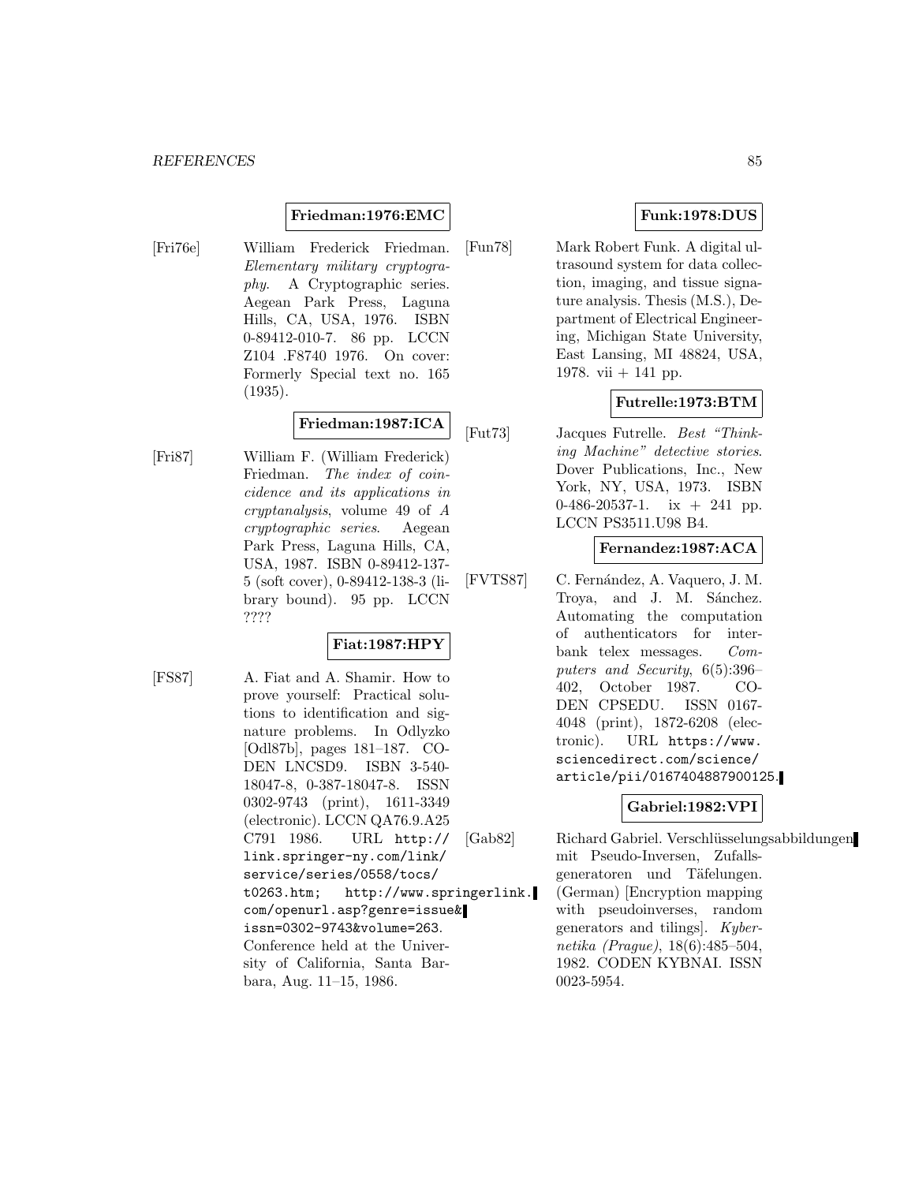**Friedman:1976:EMC**

[Fri76e] William Frederick Friedman. *Elementary military cryptography*. A Cryptographic series. Aegean Park Press, Laguna Hills, CA, USA, 1976. ISBN 0-89412-010-7. 86 pp. LCCN Z104 .F8740 1976. On cover: Formerly Special text no. 165 (1935).

**Friedman:1987:ICA**

[Fri87] William F. (William Frederick) Friedman. *The index of coincidence and its applications in cryptanalysis*, volume 49 of *A cryptographic series*. Aegean Park Press, Laguna Hills, CA, USA, 1987. ISBN 0-89412-137-5 (soft cover), 0-89412-138-3 (library bound). 95 pp. LCCN ????

**Fiat:1987:HPY**

[FS87] A. Fiat and A. Shamir. How to prove yourself: Practical solutions to identification and signature problems. In Odlyzko [Odl87b], pages 181–187. CODEN LNCSD9. ISBN 3-540-18047-8, 0-387-18047-8. ISSN 0302-9743 (print), 1611-3349 (electronic). LCCN QA76.9.A25 C791 1986. URL `http://link.springer-ny.com/link/service/series/0558/tocs/t0263.htm; http://www.springerlink.com/openurl.asp?genre=issue&issn=0302-9743&volume=263`. Conference held at the University of California, Santa Barbara, Aug. 11–15, 1986.

**Funk:1978:DUS**

[Fun78] Mark Robert Funk. A digital ultrasound system for data collection, imaging, and tissue signature analysis. Thesis (M.S.), Department of Electrical Engineering, Michigan State University, East Lansing, MI 48824, USA, 1978. vii + 141 pp.

**Futrelle:1973:BTM**

[Fut73] Jacques Futrelle. *Best "Thinking Machine" detective stories*. Dover Publications, Inc., New York, NY, USA, 1973. ISBN 0-486-20537-1. ix + 241 pp. LCCN PS3511.U98 B4.

**Fernandez:1987:ACA**

[FVTS87] C. Fernández, A. Vaquero, J. M. Troya, and J. M. Sánchez. Automating the computation of authenticators for interbank telex messages. *Computers and Security*, 6(5):396–402, October 1987. CODEN CPSEDU. ISSN 0167-4048 (print), 1872-6208 (electronic). URL `https://www.sciencedirect.com/science/article/pii/0167404887900125`.

**Gabriel:1982:VPI**

[Gab82] Richard Gabriel. Verschlüsselungsabbildungen mit Pseudo-Inversen, Zufallsgeneratoren und Täfelungen. (German) [Encryption mapping with pseudoinverses, random generators and tilings]. *Kybernetika (Prague)*, 18(6):485–504, 1982. CODEN KYBNAI. ISSN 0023-5954.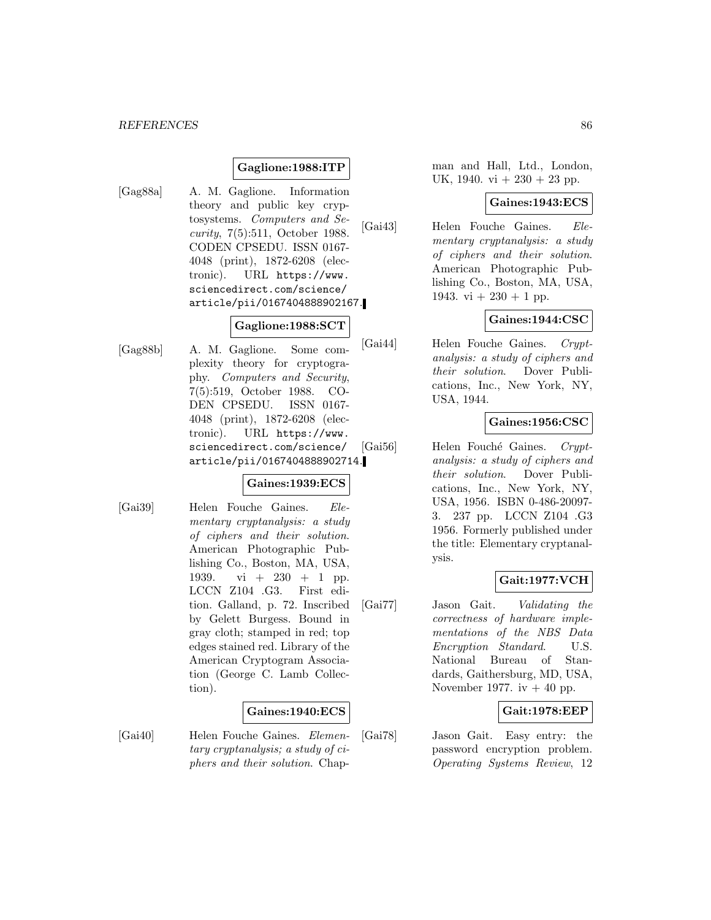**Gaglione:1988:ITP**

[Gag88a] A. M. Gaglione. Information theory and public key cryptosystems. *Computers and Security*, 7(5):511, October 1988. CODEN CPSEDU. ISSN 0167-4048 (print), 1872-6208 (electronic). URL https://www.sciencedirect.com/science/article/pii/0167404888902167.

**Gaglione:1988:SCT**

[Gag88b] A. M. Gaglione. Some complexity theory for cryptography. *Computers and Security*, 7(5):519, October 1988. CODEN CPSEDU. ISSN 0167-4048 (print), 1872-6208 (electronic). URL https://www.sciencedirect.com/science/article/pii/0167404888902714.

**Gaines:1939:ECS**

[Gai39] Helen Fouche Gaines. *Elementary cryptanalysis: a study of ciphers and their solution*. American Photographic Publishing Co., Boston, MA, USA, 1939. vi + 230 + 1 pp. LCCN Z104 .G3. First edition. Galland, p. 72. Inscribed by Gelett Burgess. Bound in gray cloth; stamped in red; top edges stained red. Library of the American Cryptogram Association (George C. Lamb Collection).

**Gaines:1940:ECS**

[Gai40] Helen Fouche Gaines. *Elementary cryptanalysis; a study of ciphers and their solution*. Chapman and Hall, Ltd., London, UK, 1940. vi + 230 + 23 pp.

**Gaines:1943:ECS**

[Gai43] Helen Fouche Gaines. *Elementary cryptanalysis: a study of ciphers and their solution*. American Photographic Publishing Co., Boston, MA, USA, 1943. vi + 230 + 1 pp.

**Gaines:1944:CSC**

[Gai44] Helen Fouche Gaines. *Cryptanalysis: a study of ciphers and their solution*. Dover Publications, Inc., New York, NY, USA, 1944.

**Gaines:1956:CSC**

[Gai56] Helen Fouché Gaines. *Cryptanalysis: a study of ciphers and their solution*. Dover Publications, Inc., New York, NY, USA, 1956. ISBN 0-486-20097-3. 237 pp. LCCN Z104 .G3 1956. Formerly published under the title: Elementary cryptanalysis.

**Gait:1977:VCH**

[Gai77] Jason Gait. *Validating the correctness of hardware implementations of the NBS Data Encryption Standard*. U.S. National Bureau of Standards, Gaithersburg, MD, USA, November 1977. iv + 40 pp.

**Gait:1978:EEP**

[Gai78] Jason Gait. Easy entry: the password encryption problem. *Operating Systems Review*, 12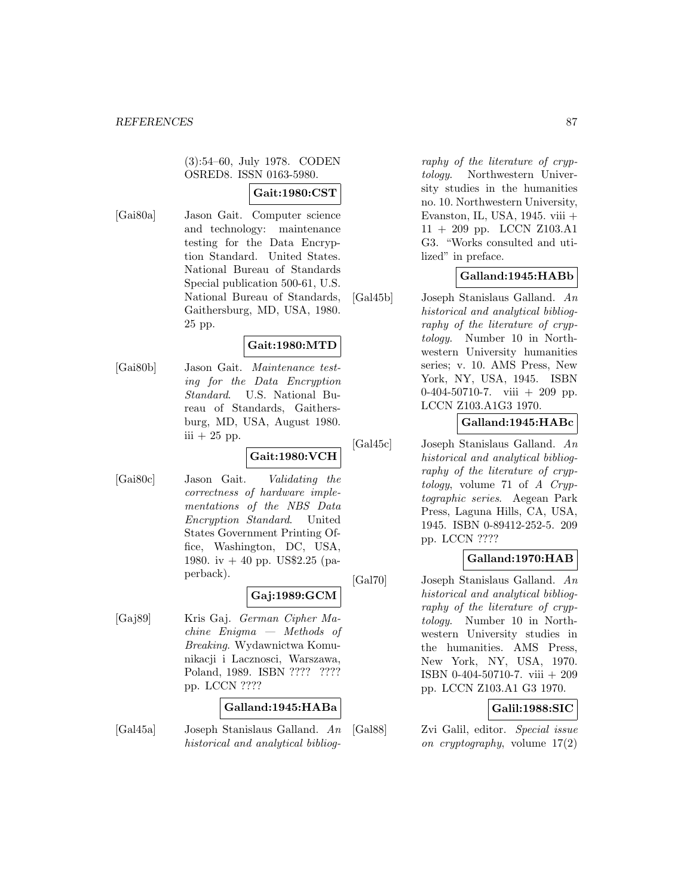(3):54–60, July 1978. CODEN OSRED8. ISSN 0163-5980.

**Gait:1980:CST**

[Gai80a] Jason Gait. Computer science and technology: maintenance testing for the Data Encryption Standard. United States. National Bureau of Standards Special publication 500-61, U.S. National Bureau of Standards, Gaithersburg, MD, USA, 1980. 25 pp.

**Gait:1980:MTD**

[Gai80b] Jason Gait. *Maintenance testing for the Data Encryption Standard*. U.S. National Bureau of Standards, Gaithersburg, MD, USA, August 1980. iii + 25 pp.

**Gait:1980:VCH**

[Gai80c] Jason Gait. *Validating the correctness of hardware implementations of the NBS Data Encryption Standard*. United States Government Printing Office, Washington, DC, USA, 1980. iv + 40 pp. US$2.25 (paperback).

**Gaj:1989:GCM**

[Gaj89] Kris Gaj. *German Cipher Machine Enigma — Methods of Breaking*. Wydawnictwa Komunikacji i Lacznosci, Warszawa, Poland, 1989. ISBN ???? ???? pp. LCCN ????

**Galland:1945:HABa**

[Gal45a] Joseph Stanislaus Galland. *An historical and analytical bibliography of the literature of cryptology*. Northwestern University studies in the humanities no. 10. Northwestern University, Evanston, IL, USA, 1945. viii + 11 + 209 pp. LCCN Z103.A1 G3. "Works consulted and utilized" in preface.

**Galland:1945:HABb**

[Gal45b] Joseph Stanislaus Galland. *An historical and analytical bibliography of the literature of cryptology*. Number 10 in Northwestern University humanities series; v. 10. AMS Press, New York, NY, USA, 1945. ISBN 0-404-50710-7. viii + 209 pp. LCCN Z103.A1G3 1970.

**Galland:1945:HABc**

[Gal45c] Joseph Stanislaus Galland. *An historical and analytical bibliography of the literature of cryptology*, volume 71 of *A Cryptographic series*. Aegean Park Press, Laguna Hills, CA, USA, 1945. ISBN 0-89412-252-5. 209 pp. LCCN ????

**Galland:1970:HAB**

[Gal70] Joseph Stanislaus Galland. *An historical and analytical bibliography of the literature of cryptology*. Number 10 in Northwestern University studies in the humanities. AMS Press, New York, NY, USA, 1970. ISBN 0-404-50710-7. viii + 209 pp. LCCN Z103.A1 G3 1970.

**Galil:1988:SIC**

[Gal88] Zvi Galil, editor. *Special issue on cryptography*, volume 17(2)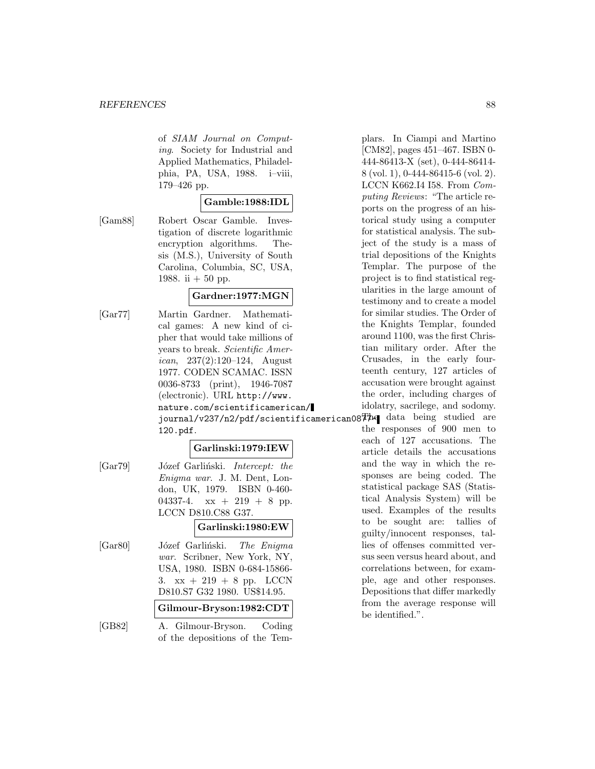of *SIAM Journal on Computing*. Society for Industrial and Applied Mathematics, Philadelphia, PA, USA, 1988. i–viii, 179–426 pp.

**Gamble:1988:IDL**

[Gam88] Robert Oscar Gamble. Investigation of discrete logarithmic encryption algorithms. Thesis (M.S.), University of South Carolina, Columbia, SC, USA, 1988. ii + 50 pp.

**Gardner:1977:MGN**

[Gar77] Martin Gardner. Mathematical games: A new kind of cipher that would take millions of years to break. *Scientific American*, 237(2):120–124, August 1977. CODEN SCAMAC. ISSN 0036-8733 (print), 1946-7087 (electronic). URL `http://www.nature.com/scientificamerican/journal/v237/n2/pdf/scientificamerican0877-120.pdf`.

**Garlinski:1979:IEW**

[Gar79] Józef Garliński. *Intercept: the Enigma war*. J. M. Dent, London, UK, 1979. ISBN 0-460-04337-4. xx + 219 + 8 pp. LCCN D810.C88 G37.

**Garlinski:1980:EW**

[Gar80] Józef Garliński. *The Enigma war*. Scribner, New York, NY, USA, 1980. ISBN 0-684-15866-3. xx + 219 + 8 pp. LCCN D810.S7 G32 1980. US$14.95.

**Gilmour-Bryson:1982:CDT**

[GB82] A. Gilmour-Bryson. Coding of the depositions of the Templars. In Ciampi and Martino [CM82], pages 451–467. ISBN 0-444-86413-X (set), 0-444-86414-8 (vol. 1), 0-444-86415-6 (vol. 2). LCCN K662.I4 I58. From *Computing Reviews*: "The article reports on the progress of an historical study using a computer for statistical analysis. The subject of the study is a mass of trial depositions of the Knights Templar. The purpose of the project is to find statistical regularities in the large amount of testimony and to create a model for similar studies. The Order of the Knights Templar, founded around 1100, was the first Christian military order. After the Crusades, in the early fourteenth century, 127 articles of accusation were brought against the order, including charges of idolatry, sacrilege, and sodomy. The data being studied are the responses of 900 men to each of 127 accusations. The article details the accusations and the way in which the responses are being coded. The statistical package SAS (Statistical Analysis System) will be used. Examples of the results to be sought are: tallies of guilty/innocent responses, tallies of offenses committed versus seen versus heard about, and correlations between, for example, age and other responses. Depositions that differ markedly from the average response will be identified.".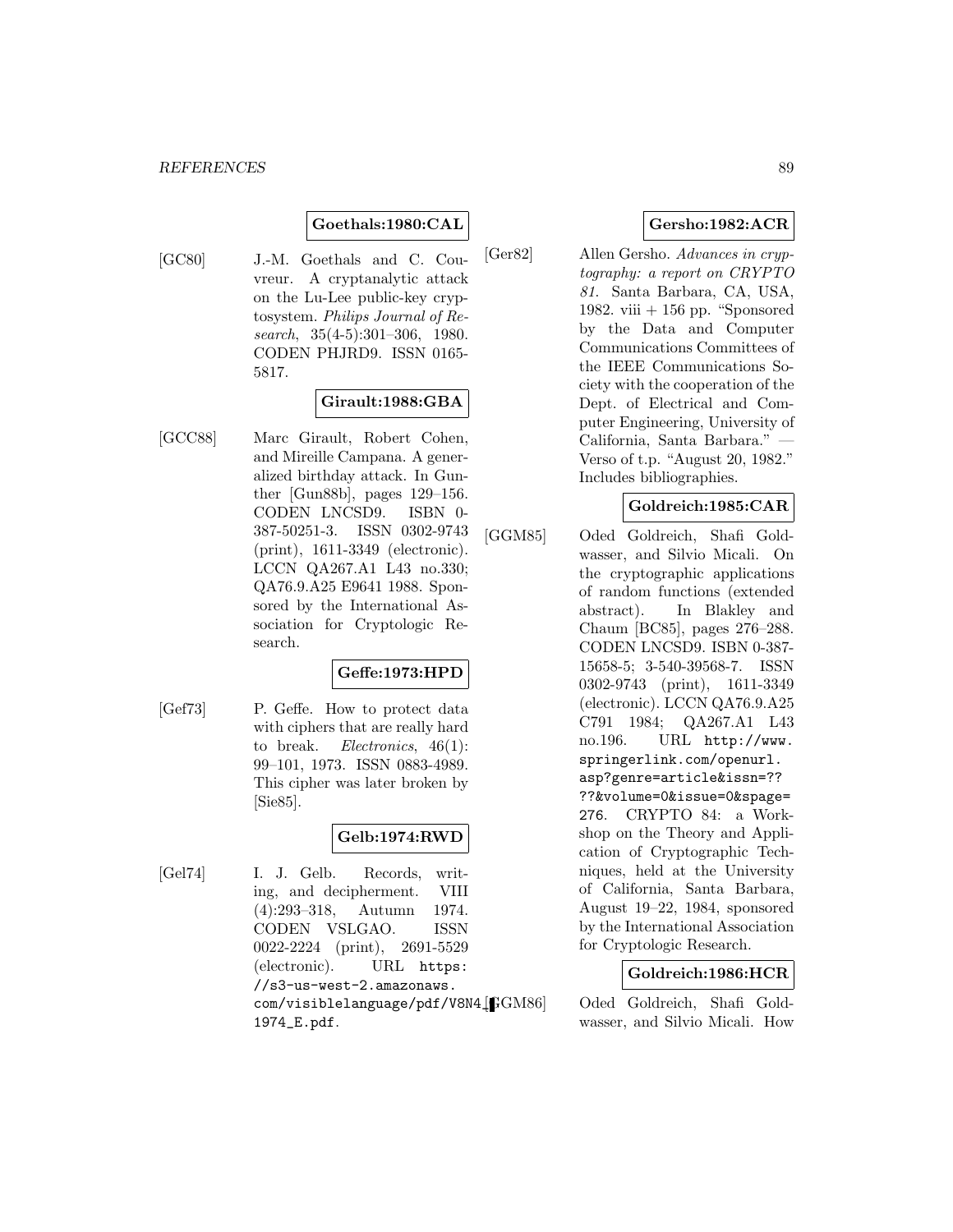**Goethals:1980:CAL**

[GC80] J.-M. Goethals and C. Couvreur. A cryptanalytic attack on the Lu-Lee public-key cryptosystem. *Philips Journal of Research*, 35(4-5):301–306, 1980. CODEN PHJRD9. ISSN 0165-5817.

**Girault:1988:GBA**

[GCC88] Marc Girault, Robert Cohen, and Mireille Campana. A generalized birthday attack. In Gunther [Gun88b], pages 129–156. CODEN LNCSD9. ISBN 0-387-50251-3. ISSN 0302-9743 (print), 1611-3349 (electronic). LCCN QA267.A1 L43 no.330; QA76.9.A25 E9641 1988. Sponsored by the International Association for Cryptologic Research.

**Geffe:1973:HPD**

[Gef73] P. Geffe. How to protect data with ciphers that are really hard to break. *Electronics*, 46(1): 99–101, 1973. ISSN 0883-4989. This cipher was later broken by [Sie85].

**Gelb:1974:RWD**

[Gel74] I. J. Gelb. Records, writing, and decipherment. VIII (4):293–318, Autumn 1974. CODEN VSLGAO. ISSN 0022-2224 (print), 2691-5529 (electronic). URL https://s3-us-west-2.amazonaws.com/visiblelanguage/pdf/V8N4_1974_E.pdf.

**Gersho:1982:ACR**

[Ger82] Allen Gersho. *Advances in cryptography: a report on CRYPTO 81*. Santa Barbara, CA, USA, 1982. viii + 156 pp. "Sponsored by the Data and Computer Communications Committees of the IEEE Communications Society with the cooperation of the Dept. of Electrical and Computer Engineering, University of California, Santa Barbara." — Verso of t.p. "August 20, 1982." Includes bibliographies.

**Goldreich:1985:CAR**

[GGM85] Oded Goldreich, Shafi Goldwasser, and Silvio Micali. On the cryptographic applications of random functions (extended abstract). In Blakley and Chaum [BC85], pages 276–288. CODEN LNCSD9. ISBN 0-387-15658-5; 3-540-39568-7. ISSN 0302-9743 (print), 1611-3349 (electronic). LCCN QA76.9.A25 C791 1984; QA267.A1 L43 no.196. URL http://www.springerlink.com/openurl.asp?genre=article&issn=????&volume=0&issue=0&spage=276. CRYPTO 84: a Workshop on the Theory and Application of Cryptographic Techniques, held at the University of California, Santa Barbara, August 19–22, 1984, sponsored by the International Association for Cryptologic Research.

**Goldreich:1986:HCR**

[GGM86] Oded Goldreich, Shafi Goldwasser, and Silvio Micali. How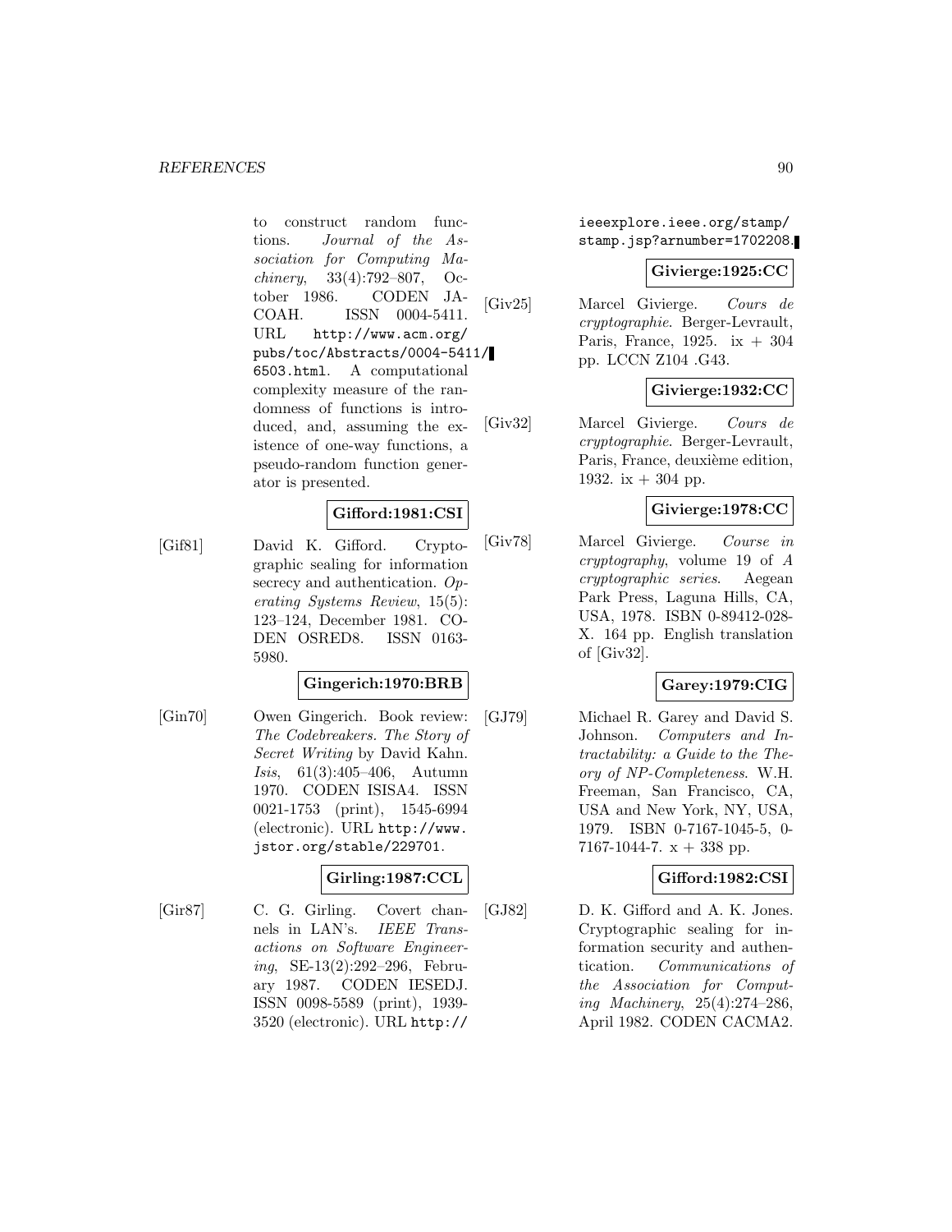to construct random functions. *Journal of the Association for Computing Machinery*, 33(4):792–807, October 1986. CODEN JACOAH. ISSN 0004-5411. URL http://www.acm.org/pubs/toc/Abstracts/0004-5411/6503.html. A computational complexity measure of the randomness of functions is introduced, and, assuming the existence of one-way functions, a pseudo-random function generator is presented.

**Gifford:1981:CSI**

[Gif81] David K. Gifford. Cryptographic sealing for information secrecy and authentication. *Operating Systems Review*, 15(5): 123–124, December 1981. CODEN OSRED8. ISSN 0163-5980.

**Gingerich:1970:BRB**

[Gin70] Owen Gingerich. Book review: *The Codebreakers. The Story of Secret Writing* by David Kahn. *Isis*, 61(3):405–406, Autumn 1970. CODEN ISISA4. ISSN 0021-1753 (print), 1545-6994 (electronic). URL http://www.jstor.org/stable/229701.

**Girling:1987:CCL**

[Gir87] C. G. Girling. Covert channels in LAN's. *IEEE Transactions on Software Engineering*, SE-13(2):292–296, February 1987. CODEN IESEDJ. ISSN 0098-5589 (print), 1939-3520 (electronic). URL http://ieeexplore.ieee.org/stamp/stamp.jsp?arnumber=1702208.

**Givierge:1925:CC**

[Giv25] Marcel Givierge. *Cours de cryptographie*. Berger-Levrault, Paris, France, 1925. ix + 304 pp. LCCN Z104 .G43.

**Givierge:1932:CC**

[Giv32] Marcel Givierge. *Cours de cryptographie*. Berger-Levrault, Paris, France, deuxième edition, 1932. ix + 304 pp.

**Givierge:1978:CC**

[Giv78] Marcel Givierge. *Course in cryptography*, volume 19 of *A cryptographic series*. Aegean Park Press, Laguna Hills, CA, USA, 1978. ISBN 0-89412-028-X. 164 pp. English translation of [Giv32].

**Garey:1979:CIG**

[GJ79] Michael R. Garey and David S. Johnson. *Computers and Intractability: a Guide to the Theory of NP-Completeness*. W.H. Freeman, San Francisco, CA, USA and New York, NY, USA, 1979. ISBN 0-7167-1045-5, 0-7167-1044-7. x + 338 pp.

**Gifford:1982:CSI**

[GJ82] D. K. Gifford and A. K. Jones. Cryptographic sealing for information security and authentication. *Communications of the Association for Computing Machinery*, 25(4):274–286, April 1982. CODEN CACMA2.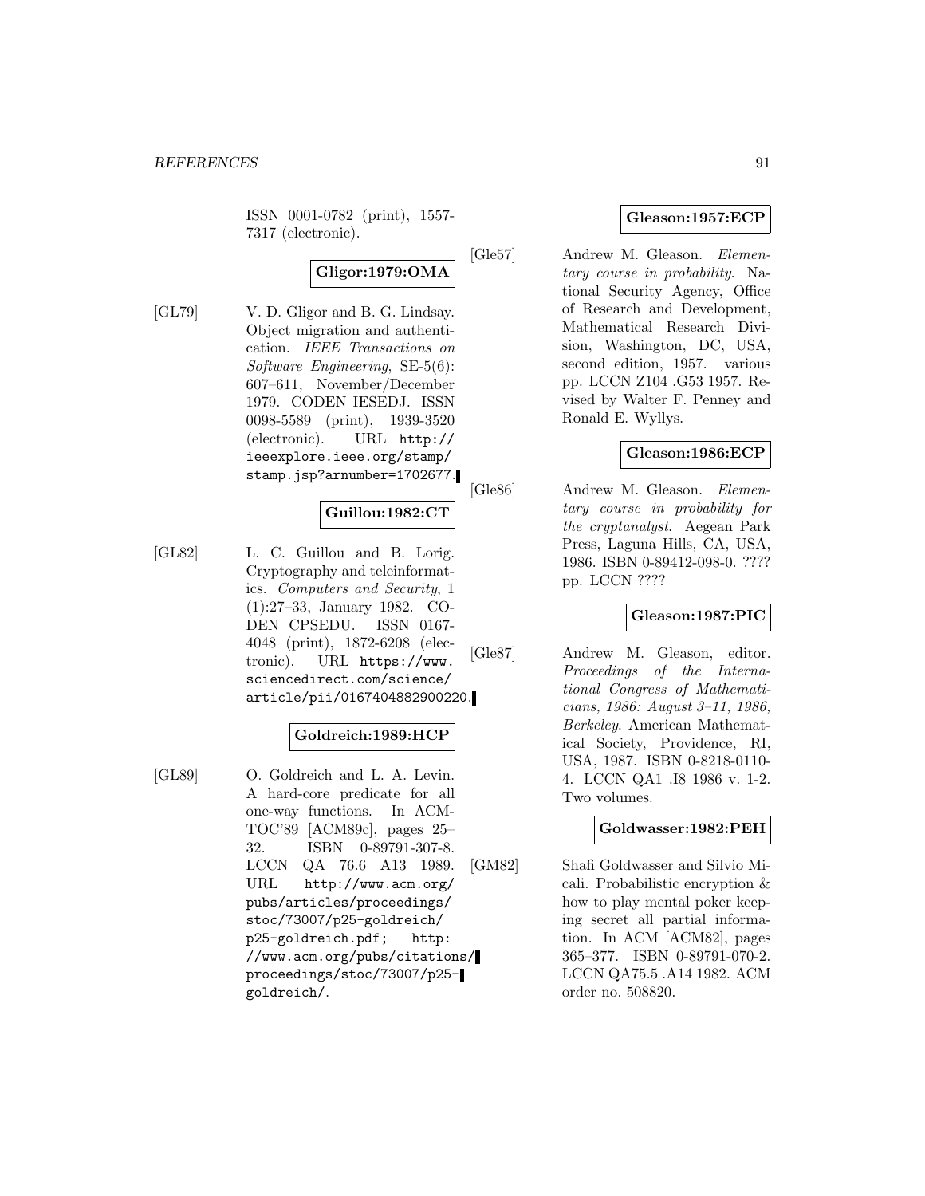ISSN 0001-0782 (print), 1557-7317 (electronic).

**Gligor:1979:OMA**

[GL79] V. D. Gligor and B. G. Lindsay. Object migration and authentication. *IEEE Transactions on Software Engineering*, SE-5(6): 607–611, November/December 1979. CODEN IESEDJ. ISSN 0098-5589 (print), 1939-3520 (electronic). URL http://ieeexplore.ieee.org/stamp/stamp.jsp?arnumber=1702677.

**Guillou:1982:CT**

[GL82] L. C. Guillou and B. Lorig. Cryptography and teleinformatics. *Computers and Security*, 1 (1):27–33, January 1982. CODEN CPSEDU. ISSN 0167-4048 (print), 1872-6208 (electronic). URL https://www.sciencedirect.com/science/article/pii/0167404882900220.

**Goldreich:1989:HCP**

[GL89] O. Goldreich and L. A. Levin. A hard-core predicate for all one-way functions. In ACM-TOC'89 [ACM89c], pages 25–32. ISBN 0-89791-307-8. LCCN QA 76.6 A13 1989. URL http://www.acm.org/pubs/articles/proceedings/stoc/73007/p25-goldreich/p25-goldreich.pdf; http://www.acm.org/pubs/citations/proceedings/stoc/73007/p25-goldreich/.

**Gleason:1957:ECP**

[Gle57] Andrew M. Gleason. *Elementary course in probability*. National Security Agency, Office of Research and Development, Mathematical Research Division, Washington, DC, USA, second edition, 1957. various pp. LCCN Z104 .G53 1957. Revised by Walter F. Penney and Ronald E. Wyllys.

**Gleason:1986:ECP**

[Gle86] Andrew M. Gleason. *Elementary course in probability for the cryptanalyst*. Aegean Park Press, Laguna Hills, CA, USA, 1986. ISBN 0-89412-098-0. ???? pp. LCCN ????

**Gleason:1987:PIC**

[Gle87] Andrew M. Gleason, editor. *Proceedings of the International Congress of Mathematicians, 1986: August 3–11, 1986, Berkeley*. American Mathematical Society, Providence, RI, USA, 1987. ISBN 0-8218-0110-4. LCCN QA1 .I8 1986 v. 1-2. Two volumes.

**Goldwasser:1982:PEH**

[GM82] Shafi Goldwasser and Silvio Micali. Probabilistic encryption & how to play mental poker keeping secret all partial information. In ACM [ACM82], pages 365–377. ISBN 0-89791-070-2. LCCN QA75.5 .A14 1982. ACM order no. 508820.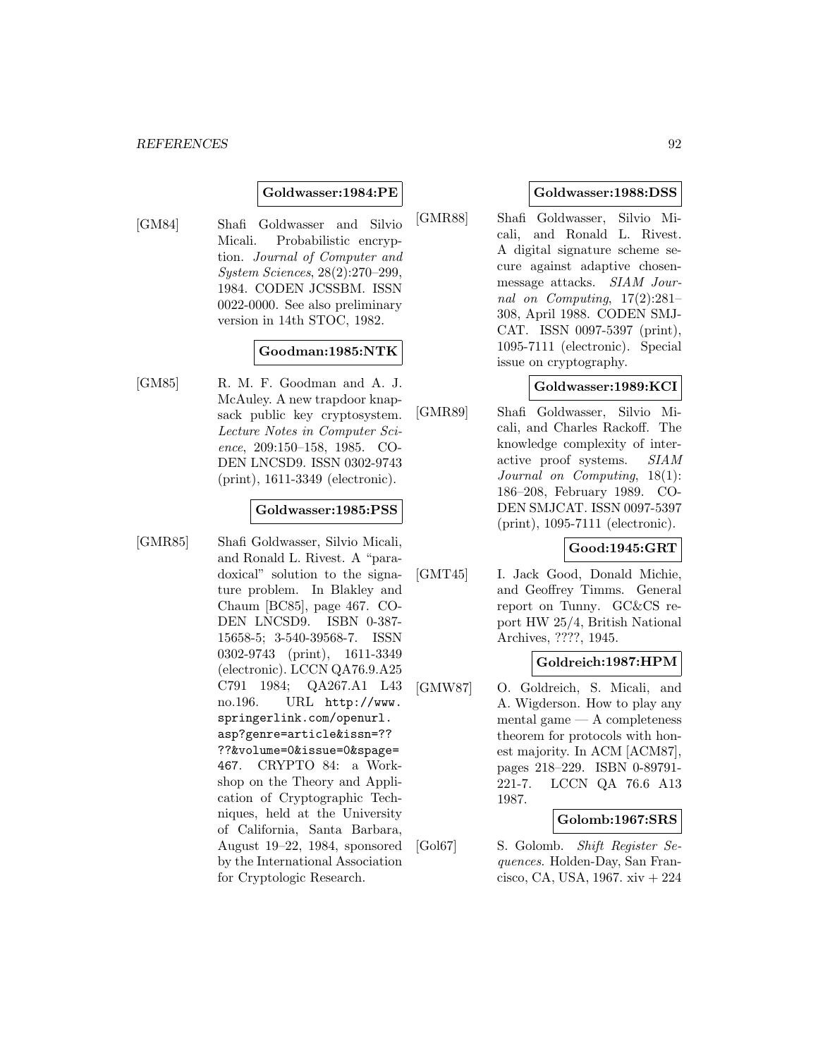**Goldwasser:1984:PE**

[GM84] Shafi Goldwasser and Silvio Micali. Probabilistic encryption. *Journal of Computer and System Sciences*, 28(2):270–299, 1984. CODEN JCSSBM. ISSN 0022-0000. See also preliminary version in 14th STOC, 1982.

**Goodman:1985:NTK**

[GM85] R. M. F. Goodman and A. J. McAuley. A new trapdoor knapsack public key cryptosystem. *Lecture Notes in Computer Science*, 209:150–158, 1985. CODEN LNCSD9. ISSN 0302-9743 (print), 1611-3349 (electronic).

**Goldwasser:1985:PSS**

[GMR85] Shafi Goldwasser, Silvio Micali, and Ronald L. Rivest. A "paradoxical" solution to the signature problem. In Blakley and Chaum [BC85], page 467. CODEN LNCSD9. ISBN 0-387-15658-5; 3-540-39568-7. ISSN 0302-9743 (print), 1611-3349 (electronic). LCCN QA76.9.A25 C791 1984; QA267.A1 L43 no.196. URL `http://www.springerlink.com/openurl.asp?genre=article&issn=????&volume=0&issue=0&spage=467`. CRYPTO 84: a Workshop on the Theory and Application of Cryptographic Techniques, held at the University of California, Santa Barbara, August 19–22, 1984, sponsored by the International Association for Cryptologic Research.

**Goldwasser:1988:DSS**

[GMR88] Shafi Goldwasser, Silvio Micali, and Ronald L. Rivest. A digital signature scheme secure against adaptive chosen-message attacks. *SIAM Journal on Computing*, 17(2):281–308, April 1988. CODEN SMJCAT. ISSN 0097-5397 (print), 1095-7111 (electronic). Special issue on cryptography.

**Goldwasser:1989:KCI**

[GMR89] Shafi Goldwasser, Silvio Micali, and Charles Rackoff. The knowledge complexity of interactive proof systems. *SIAM Journal on Computing*, 18(1):186–208, February 1989. CODEN SMJCAT. ISSN 0097-5397 (print), 1095-7111 (electronic).

**Good:1945:GRT**

[GMT45] I. Jack Good, Donald Michie, and Geoffrey Timms. General report on Tunny. GC&CS report HW 25/4, British National Archives, ????, 1945.

**Goldreich:1987:HPM**

[GMW87] O. Goldreich, S. Micali, and A. Wigderson. How to play any mental game — A completeness theorem for protocols with honest majority. In ACM [ACM87], pages 218–229. ISBN 0-89791-221-7. LCCN QA 76.6 A13 1987.

**Golomb:1967:SRS**

[Gol67] S. Golomb. *Shift Register Sequences*. Holden-Day, San Francisco, CA, USA, 1967. xiv + 224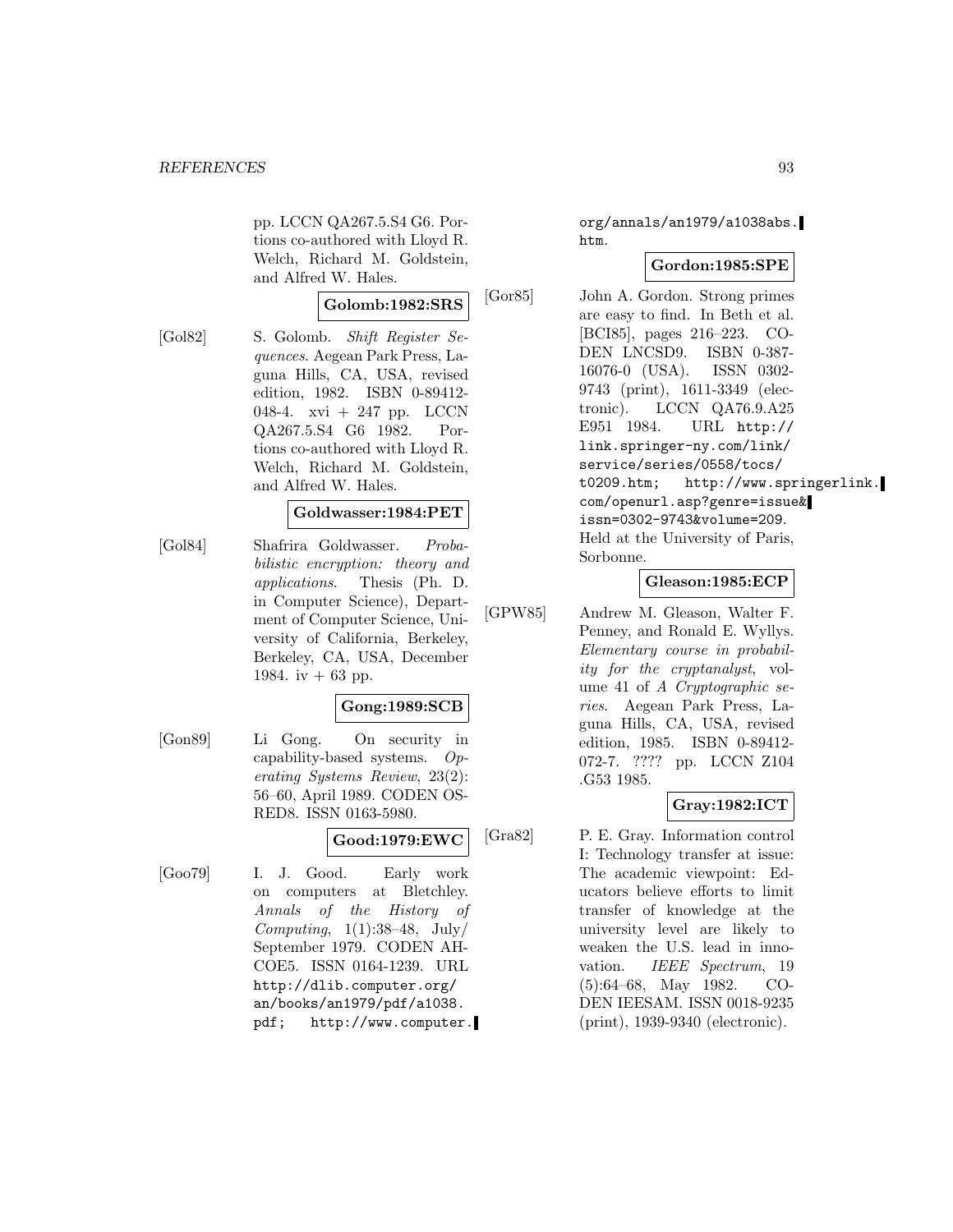pp. LCCN QA267.5.S4 G6. Portions co-authored with Lloyd R. Welch, Richard M. Goldstein, and Alfred W. Hales.

**Golomb:1982:SRS**

[Gol82] S. Golomb. *Shift Register Sequences*. Aegean Park Press, Laguna Hills, CA, USA, revised edition, 1982. ISBN 0-89412-048-4. xvi + 247 pp. LCCN QA267.5.S4 G6 1982. Portions co-authored with Lloyd R. Welch, Richard M. Goldstein, and Alfred W. Hales.

**Goldwasser:1984:PET**

[Gol84] Shafrira Goldwasser. *Probabilistic encryption: theory and applications*. Thesis (Ph. D. in Computer Science), Department of Computer Science, University of California, Berkeley, Berkeley, CA, USA, December 1984. iv + 63 pp.

**Gong:1989:SCB**

[Gon89] Li Gong. On security in capability-based systems. *Operating Systems Review*, 23(2): 56–60, April 1989. CODEN OSRED8. ISSN 0163-5980.

**Good:1979:EWC**

[Goo79] I. J. Good. Early work on computers at Bletchley. *Annals of the History of Computing*, 1(1):38–48, July/September 1979. CODEN AHCOE5. ISSN 0164-1239. URL http://dlib.computer.org/an/books/an1979/pdf/a1038.pdf; http://www.computer.org/annals/an1979/a1038abs.htm.

**Gordon:1985:SPE**

[Gor85] John A. Gordon. Strong primes are easy to find. In Beth et al. [BCI85], pages 216–223. CODEN LNCSD9. ISBN 0-387-16076-0 (USA). ISSN 0302-9743 (print), 1611-3349 (electronic). LCCN QA76.9.A25 E951 1984. URL http://link.springer-ny.com/link/service/series/0558/tocs/t0209.htm; http://www.springerlink.com/openurl.asp?genre=issue&issn=0302-9743&volume=209. Held at the University of Paris, Sorbonne.

**Gleason:1985:ECP**

[GPW85] Andrew M. Gleason, Walter F. Penney, and Ronald E. Wyllys. *Elementary course in probability for the cryptanalyst*, volume 41 of *A Cryptographic series*. Aegean Park Press, Laguna Hills, CA, USA, revised edition, 1985. ISBN 0-89412-072-7. ???? pp. LCCN Z104 .G53 1985.

**Gray:1982:ICT**

[Gra82] P. E. Gray. Information control I: Technology transfer at issue: The academic viewpoint: Educators believe efforts to limit transfer of knowledge at the university level are likely to weaken the U.S. lead in innovation. *IEEE Spectrum*, 19 (5):64–68, May 1982. CODEN IEESAM. ISSN 0018-9235 (print), 1939-9340 (electronic).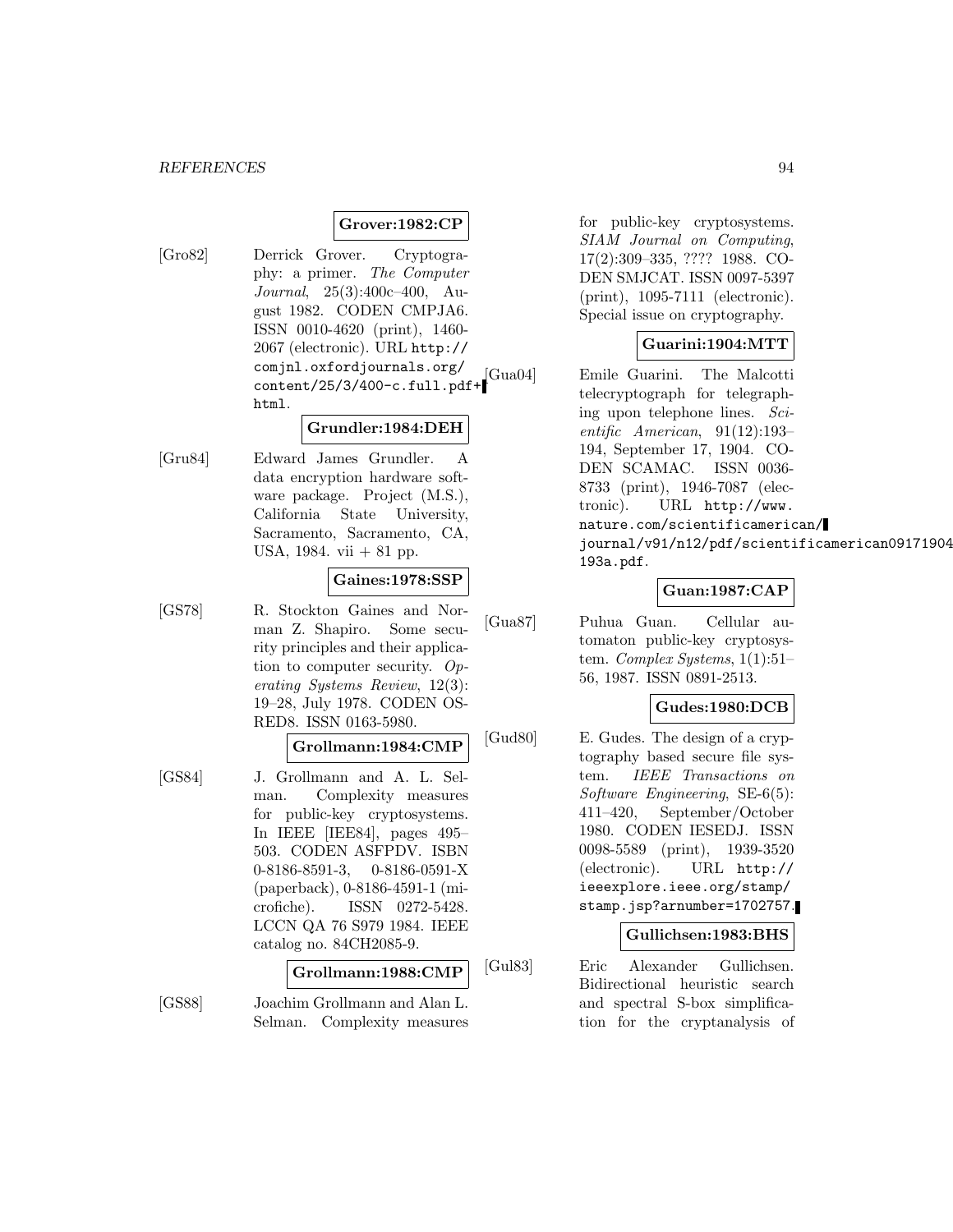**Grover:1982:CP**

[Gro82] Derrick Grover. Cryptography: a primer. *The Computer Journal*, 25(3):400c–400, August 1982. CODEN CMPJA6. ISSN 0010-4620 (print), 1460-2067 (electronic). URL http://comjnl.oxfordjournals.org/content/25/3/400-c.full.pdf+html.

**Grundler:1984:DEH**

[Gru84] Edward James Grundler. A data encryption hardware software package. Project (M.S.), California State University, Sacramento, Sacramento, CA, USA, 1984. vii + 81 pp.

**Gaines:1978:SSP**

[GS78] R. Stockton Gaines and Norman Z. Shapiro. Some security principles and their application to computer security. *Operating Systems Review*, 12(3): 19–28, July 1978. CODEN OSRED8. ISSN 0163-5980.

**Grollmann:1984:CMP**

[GS84] J. Grollmann and A. L. Selman. Complexity measures for public-key cryptosystems. In IEEE [IEE84], pages 495–503. CODEN ASFPDV. ISBN 0-8186-8591-3, 0-8186-0591-X (paperback), 0-8186-4591-1 (microfiche). ISSN 0272-5428. LCCN QA 76 S979 1984. IEEE catalog no. 84CH2085-9.

**Grollmann:1988:CMP**

[GS88] Joachim Grollmann and Alan L. Selman. Complexity measures for public-key cryptosystems. *SIAM Journal on Computing*, 17(2):309–335, ???? 1988. CODEN SMJCAT. ISSN 0097-5397 (print), 1095-7111 (electronic). Special issue on cryptography.

**Guarini:1904:MTT**

[Gua04] Emile Guarini. The Malcotti telecryptograph for telegraphing upon telephone lines. *Scientific American*, 91(12):193–194, September 17, 1904. CODEN SCAMAC. ISSN 0036-8733 (print), 1946-7087 (electronic). URL http://www.nature.com/scientificamerican/journal/v91/n12/pdf/scientificamerican09171904-193a.pdf.

**Guan:1987:CAP**

[Gua87] Puhua Guan. Cellular automaton public-key cryptosystem. *Complex Systems*, 1(1):51–56, 1987. ISSN 0891-2513.

**Gudes:1980:DCB**

[Gud80] E. Gudes. The design of a cryptography based secure file system. *IEEE Transactions on Software Engineering*, SE-6(5): 411–420, September/October 1980. CODEN IESEDJ. ISSN 0098-5589 (print), 1939-3520 (electronic). URL http://ieeexplore.ieee.org/stamp/stamp.jsp?arnumber=1702757.

**Gullichsen:1983:BHS**

[Gul83] Eric Alexander Gullichsen. Bidirectional heuristic search and spectral S-box simplification for the cryptanalysis of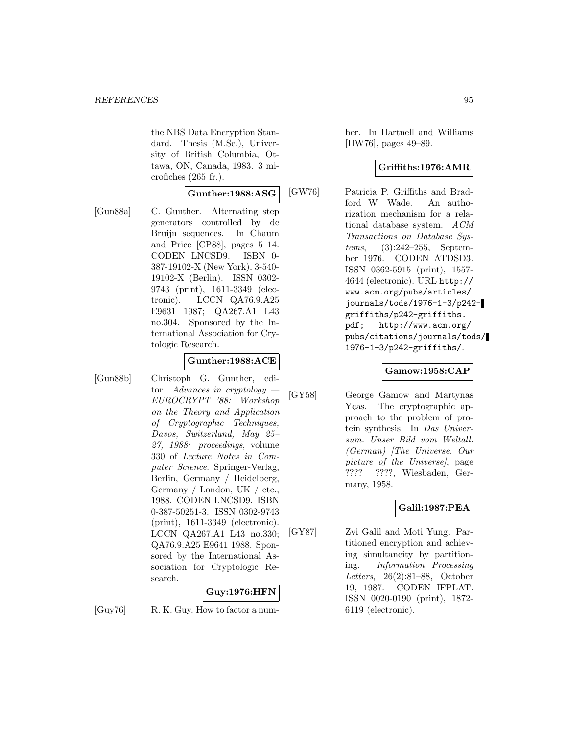the NBS Data Encryption Standard. Thesis (M.Sc.), University of British Columbia, Ottawa, ON, Canada, 1983. 3 microfiches (265 fr.).

**Gunther:1988:ASG**

[Gun88a] C. Gunther. Alternating step generators controlled by de Bruijn sequences. In Chaum and Price [CP88], pages 5–14. CODEN LNCSD9. ISBN 0-387-19102-X (New York), 3-540-19102-X (Berlin). ISSN 0302-9743 (print), 1611-3349 (electronic). LCCN QA76.9.A25 E9631 1987; QA267.A1 L43 no.304. Sponsored by the International Association for Cryptologic Research.

**Gunther:1988:ACE**

[Gun88b] Christoph G. Gunther, editor. *Advances in cryptology — EUROCRYPT '88: Workshop on the Theory and Application of Cryptographic Techniques, Davos, Switzerland, May 25–27, 1988: proceedings*, volume 330 of *Lecture Notes in Computer Science*. Springer-Verlag, Berlin, Germany / Heidelberg, Germany / London, UK / etc., 1988. CODEN LNCSD9. ISBN 0-387-50251-3. ISSN 0302-9743 (print), 1611-3349 (electronic). LCCN QA267.A1 L43 no.330; QA76.9.A25 E9641 1988. Sponsored by the International Association for Cryptologic Research.

**Guy:1976:HFN**

[Guy76] R. K. Guy. How to factor a number. In Hartnell and Williams [HW76], pages 49–89.

**Griffiths:1976:AMR**

[GW76] Patricia P. Griffiths and Bradford W. Wade. An authorization mechanism for a relational database system. *ACM Transactions on Database Systems*, 1(3):242–255, September 1976. CODEN ATDSD3. ISSN 0362-5915 (print), 1557-4644 (electronic). URL http://www.acm.org/pubs/articles/journals/tods/1976-1-3/p242-griffiths/p242-griffiths.pdf; http://www.acm.org/pubs/citations/journals/tods/1976-1-3/p242-griffiths/.

**Gamow:1958:CAP**

[GY58] George Gamow and Martynas Yças. The cryptographic approach to the problem of protein synthesis. In *Das Universum. Unser Bild vom Weltall. (German) [The Universe. Our picture of the Universe]*, page ???? ????, Wiesbaden, Germany, 1958.

**Galil:1987:PEA**

[GY87] Zvi Galil and Moti Yung. Partitioned encryption and achieving simultaneity by partitioning. *Information Processing Letters*, 26(2):81–88, October 19, 1987. CODEN IFPLAT. ISSN 0020-0190 (print), 1872-6119 (electronic).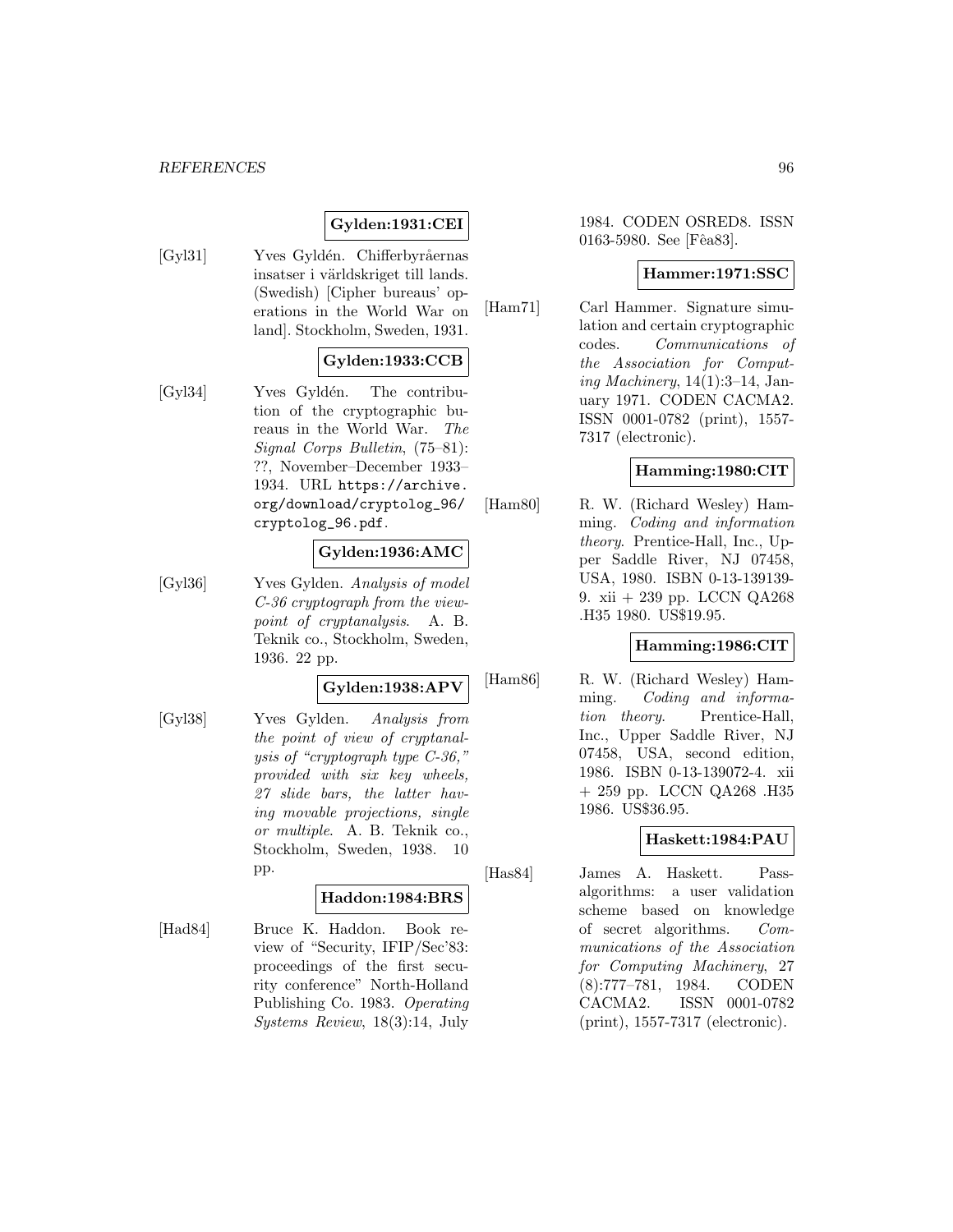**Gylden:1931:CEI**

[Gyl31] Yves Gyldén. Chifferbyråernas insatser i världskriget till lands. (Swedish) [Cipher bureaus' operations in the World War on land]. Stockholm, Sweden, 1931.

**Gylden:1933:CCB**

[Gyl34] Yves Gyldén. The contribution of the cryptographic bureaus in the World War. *The Signal Corps Bulletin*, (75–81): ??, November–December 1933–1934. URL https://archive.org/download/cryptolog_96/cryptolog_96.pdf.

**Gylden:1936:AMC**

[Gyl36] Yves Gylden. *Analysis of model C-36 cryptograph from the viewpoint of cryptanalysis*. A. B. Teknik co., Stockholm, Sweden, 1936. 22 pp.

**Gylden:1938:APV**

[Gyl38] Yves Gylden. *Analysis from the point of view of cryptanalysis of "cryptograph type C-36," provided with six key wheels, 27 slide bars, the latter having movable projections, single or multiple*. A. B. Teknik co., Stockholm, Sweden, 1938. 10 pp.

**Haddon:1984:BRS**

[Had84] Bruce K. Haddon. Book review of "Security, IFIP/Sec'83: proceedings of the first security conference" North-Holland Publishing Co. 1983. *Operating Systems Review*, 18(3):14, July 1984. CODEN OSRED8. ISSN 0163-5980. See [Fêa83].

**Hammer:1971:SSC**

[Ham71] Carl Hammer. Signature simulation and certain cryptographic codes. *Communications of the Association for Computing Machinery*, 14(1):3–14, January 1971. CODEN CACMA2. ISSN 0001-0782 (print), 1557-7317 (electronic).

**Hamming:1980:CIT**

[Ham80] R. W. (Richard Wesley) Hamming. *Coding and information theory*. Prentice-Hall, Inc., Upper Saddle River, NJ 07458, USA, 1980. ISBN 0-13-139139-9. xii + 239 pp. LCCN QA268 .H35 1980. US$19.95.

**Hamming:1986:CIT**

[Ham86] R. W. (Richard Wesley) Hamming. *Coding and information theory*. Prentice-Hall, Inc., Upper Saddle River, NJ 07458, USA, second edition, 1986. ISBN 0-13-139072-4. xii + 259 pp. LCCN QA268 .H35 1986. US$36.95.

**Haskett:1984:PAU**

[Has84] James A. Haskett. Pass-algorithms: a user validation scheme based on knowledge of secret algorithms. *Communications of the Association for Computing Machinery*, 27 (8):777–781, 1984. CODEN CACMA2. ISSN 0001-0782 (print), 1557-7317 (electronic).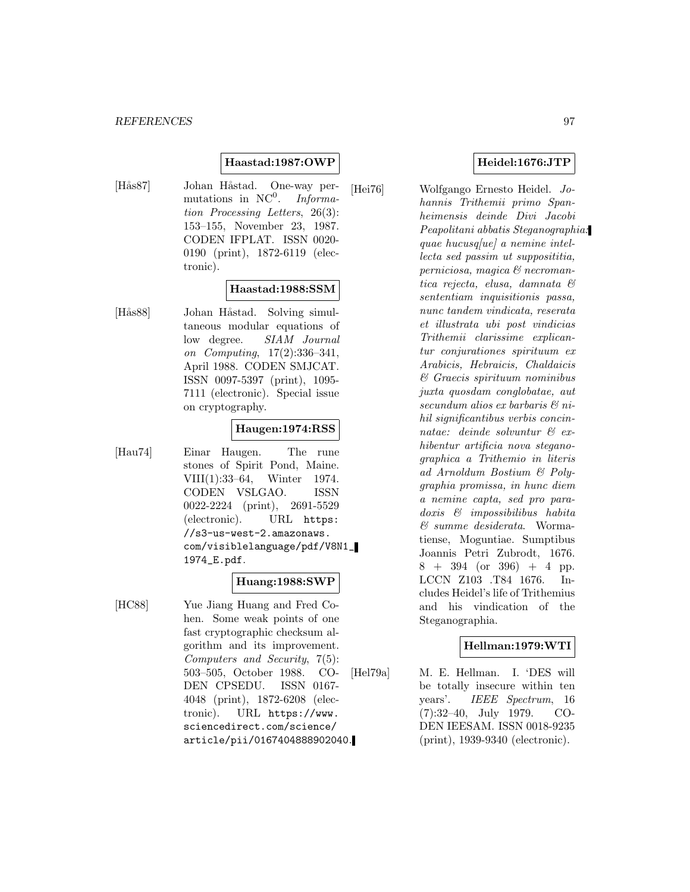**Haastad:1987:OWP**

[Hås87] Johan Håstad. One-way permutations in $NC^0$. *Information Processing Letters*, 26(3): 153–155, November 23, 1987. CODEN IFPLAT. ISSN 0020-0190 (print), 1872-6119 (electronic).

**Haastad:1988:SSM**

[Hås88] Johan Håstad. Solving simultaneous modular equations of low degree. *SIAM Journal on Computing*, 17(2):336–341, April 1988. CODEN SMJCAT. ISSN 0097-5397 (print), 1095-7111 (electronic). Special issue on cryptography.

**Haugen:1974:RSS**

[Hau74] Einar Haugen. The rune stones of Spirit Pond, Maine. VIII(1):33–64, Winter 1974. CODEN VSLGAO. ISSN 0022-2224 (print), 2691-5529 (electronic). URL https://s3-us-west-2.amazonaws.com/visiblelanguage/pdf/V8N1_1974_E.pdf.

**Huang:1988:SWP**

[HC88] Yue Jiang Huang and Fred Cohen. Some weak points of one fast cryptographic checksum algorithm and its improvement. *Computers and Security*, 7(5): 503–505, October 1988. CODEN CPSEDU. ISSN 0167-4048 (print), 1872-6208 (electronic). URL https://www.sciencedirect.com/science/article/pii/0167404888902040.

**Heidel:1676:JTP**

[Hei76] Wolfgango Ernesto Heidel. *Johannis Trithemii primo Spanheimensis deinde Divi Jacobi Peapolitani abbatis Steganographia: quae hucusq[ue] a nemine intellecta sed passim ut supposititia, perniciosa, magica & necromantica rejecta, elusa, damnata & sententiam inquisitionis passa, nunc tandem vindicata, reserata et illustrata ubi post vindicias Trithemii clarissime explicantur conjurationes spirituum ex Arabicis, Hebraicis, Chaldaicis & Graecis spirituum nominibus juxta quosdam conglobatae, aut secundum alios ex barbaris & nihil significantibus verbis concinnatae: deinde solvuntur & exhibentur artificia nova steganographica a Trithemio in literis ad Arnoldum Bostium & Polygraphia promissa, in hunc diem a nemine capta, sed pro paradoxis & impossibilibus habita & summe desiderata*. Wormatiense, Moguntiae. Sumptibus Joannis Petri Zubrodt, 1676. 8 + 394 (or 396) + 4 pp. LCCN Z103 .T84 1676. Includes Heidel's life of Trithemius and his vindication of the Steganographia.

**Hellman:1979:WTI**

[Hel79a] M. E. Hellman. I. 'DES will be totally insecure within ten years'. *IEEE Spectrum*, 16 (7):32–40, July 1979. CODEN IEESAM. ISSN 0018-9235 (print), 1939-9340 (electronic).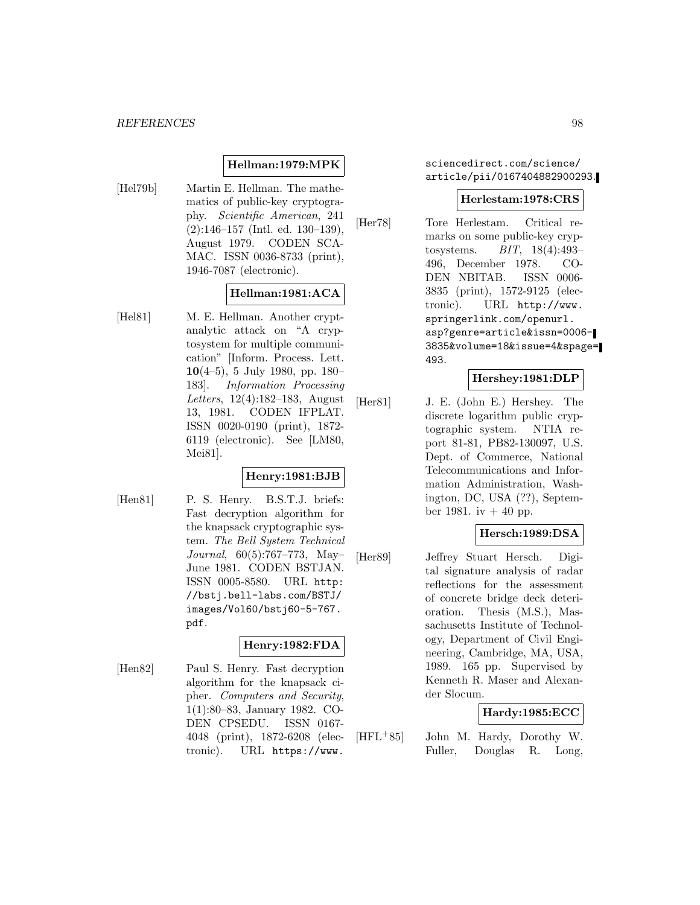**Hellman:1979:MPK**

[Hel79b] Martin E. Hellman. The mathematics of public-key cryptography. *Scientific American*, 241 (2):146–157 (Intl. ed. 130–139), August 1979. CODEN SCAMAC. ISSN 0036-8733 (print), 1946-7087 (electronic).

**Hellman:1981:ACA**

[Hel81] M. E. Hellman. Another cryptanalytic attack on "A cryptosystem for multiple communication" [Inform. Process. Lett. **10**(4–5), 5 July 1980, pp. 180–183]. *Information Processing Letters*, 12(4):182–183, August 13, 1981. CODEN IFPLAT. ISSN 0020-0190 (print), 1872-6119 (electronic). See [LM80, Mei81].

**Henry:1981:BJB**

[Hen81] P. S. Henry. B.S.T.J. briefs: Fast decryption algorithm for the knapsack cryptographic system. *The Bell System Technical Journal*, 60(5):767–773, May–June 1981. CODEN BSTJAN. ISSN 0005-8580. URL `http://bstj.bell-labs.com/BSTJ/images/Vol60/bstj60-5-767.pdf`.

**Henry:1982:FDA**

[Hen82] Paul S. Henry. Fast decryption algorithm for the knapsack cipher. *Computers and Security*, 1(1):80–83, January 1982. CODEN CPSEDU. ISSN 0167-4048 (print), 1872-6208 (electronic). URL `https://www.sciencedirect.com/science/article/pii/0167404882900293`.

**Herlestam:1978:CRS**

[Her78] Tore Herlestam. Critical remarks on some public-key cryptosystems. *BIT*, 18(4):493–496, December 1978. CODEN NBITAB. ISSN 0006-3835 (print), 1572-9125 (electronic). URL `http://www.springerlink.com/openurl.asp?genre=article&issn=0006-3835&volume=18&issue=4&spage=493`.

**Hershey:1981:DLP**

[Her81] J. E. (John E.) Hershey. The discrete logarithm public cryptographic system. NTIA report 81-81, PB82-130097, U.S. Dept. of Commerce, National Telecommunications and Information Administration, Washington, DC, USA (??), September 1981. iv + 40 pp.

**Hersch:1989:DSA**

[Her89] Jeffrey Stuart Hersch. Digital signature analysis of radar reflections for the assessment of concrete bridge deck deterioration. Thesis (M.S.), Massachusetts Institute of Technology, Department of Civil Engineering, Cambridge, MA, USA, 1989. 165 pp. Supervised by Kenneth R. Maser and Alexander Slocum.

**Hardy:1985:ECC**

[HFL+85] John M. Hardy, Dorothy W. Fuller, Douglas R. Long,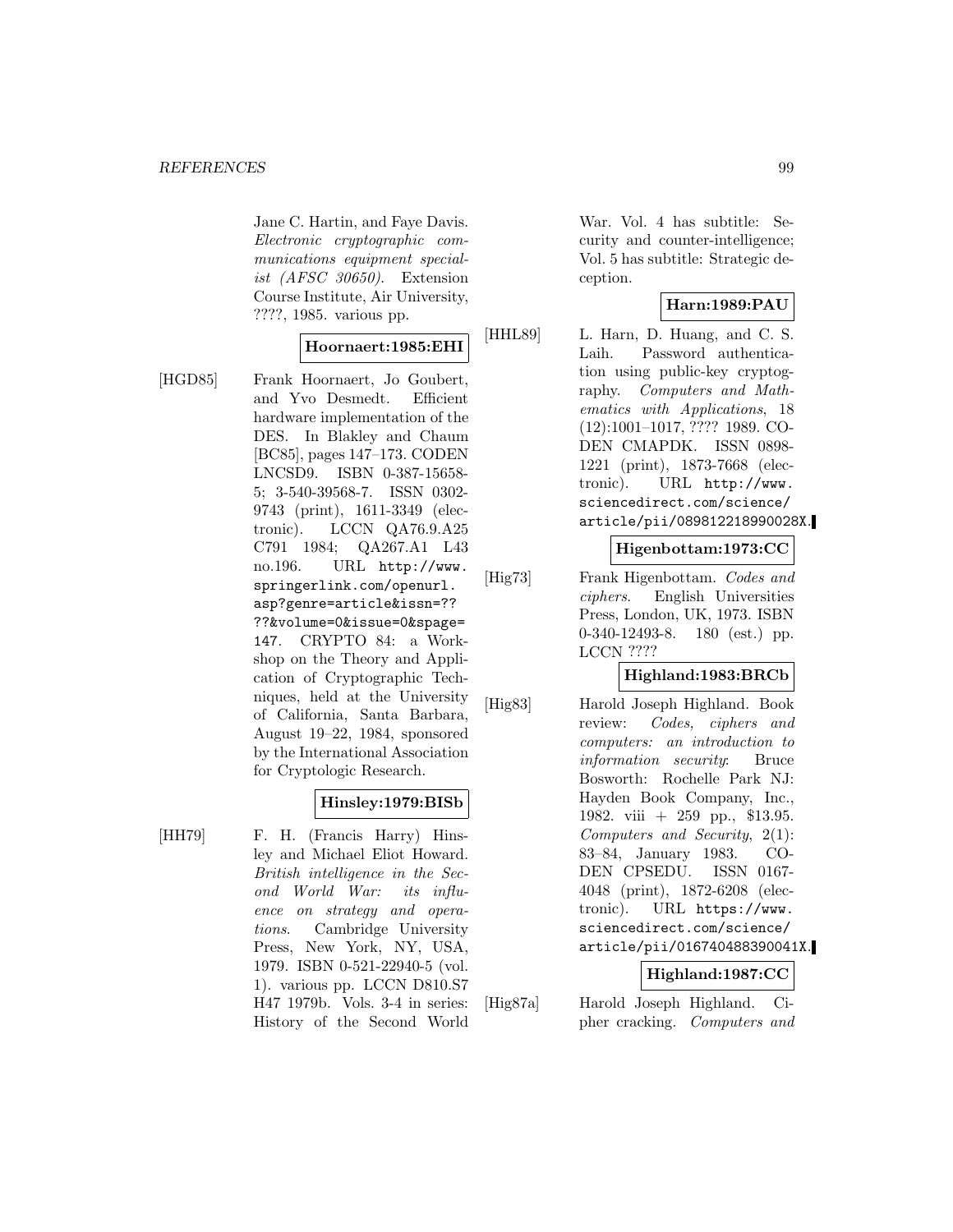Jane C. Hartin, and Faye Davis. *Electronic cryptographic communications equipment specialist (AFSC 30650)*. Extension Course Institute, Air University, ????, 1985. various pp.

**Hoornaert:1985:EHI**

[HGD85] Frank Hoornaert, Jo Goubert, and Yvo Desmedt. Efficient hardware implementation of the DES. In Blakley and Chaum [BC85], pages 147–173. CODEN LNCSD9. ISBN 0-387-15658-5; 3-540-39568-7. ISSN 0302-9743 (print), 1611-3349 (electronic). LCCN QA76.9.A25 C791 1984; QA267.A1 L43 no.196. URL http://www.springerlink.com/openurl.asp?genre=article&issn=????&volume=0&issue=0&spage=147. CRYPTO 84: a Workshop on the Theory and Application of Cryptographic Techniques, held at the University of California, Santa Barbara, August 19–22, 1984, sponsored by the International Association for Cryptologic Research.

**Hinsley:1979:BISb**

[HH79] F. H. (Francis Harry) Hinsley and Michael Eliot Howard. *British intelligence in the Second World War: its influence on strategy and operations*. Cambridge University Press, New York, NY, USA, 1979. ISBN 0-521-22940-5 (vol. 1). various pp. LCCN D810.S7 H47 1979b. Vols. 3-4 in series: History of the Second World War. Vol. 4 has subtitle: Security and counter-intelligence; Vol. 5 has subtitle: Strategic deception.

**Harn:1989:PAU**

[HHL89] L. Harn, D. Huang, and C. S. Laih. Password authentication using public-key cryptography. *Computers and Mathematics with Applications*, 18 (12):1001–1017, ???? 1989. CODEN CMAPDK. ISSN 0898-1221 (print), 1873-7668 (electronic). URL http://www.sciencedirect.com/science/article/pii/089812218990028X.

**Higenbottam:1973:CC**

[Hig73] Frank Higenbottam. *Codes and ciphers*. English Universities Press, London, UK, 1973. ISBN 0-340-12493-8. 180 (est.) pp. LCCN ????

**Highland:1983:BRCb**

[Hig83] Harold Joseph Highland. Book review: *Codes, ciphers and computers: an introduction to information security*: Bruce Bosworth: Rochelle Park NJ: Hayden Book Company, Inc., 1982. viii + 259 pp., $13.95. *Computers and Security*, 2(1): 83–84, January 1983. CODEN CPSEDU. ISSN 0167-4048 (print), 1872-6208 (electronic). URL https://www.sciencedirect.com/science/article/pii/016740488390041X.

**Highland:1987:CC**

[Hig87a] Harold Joseph Highland. Cipher cracking. *Computers and*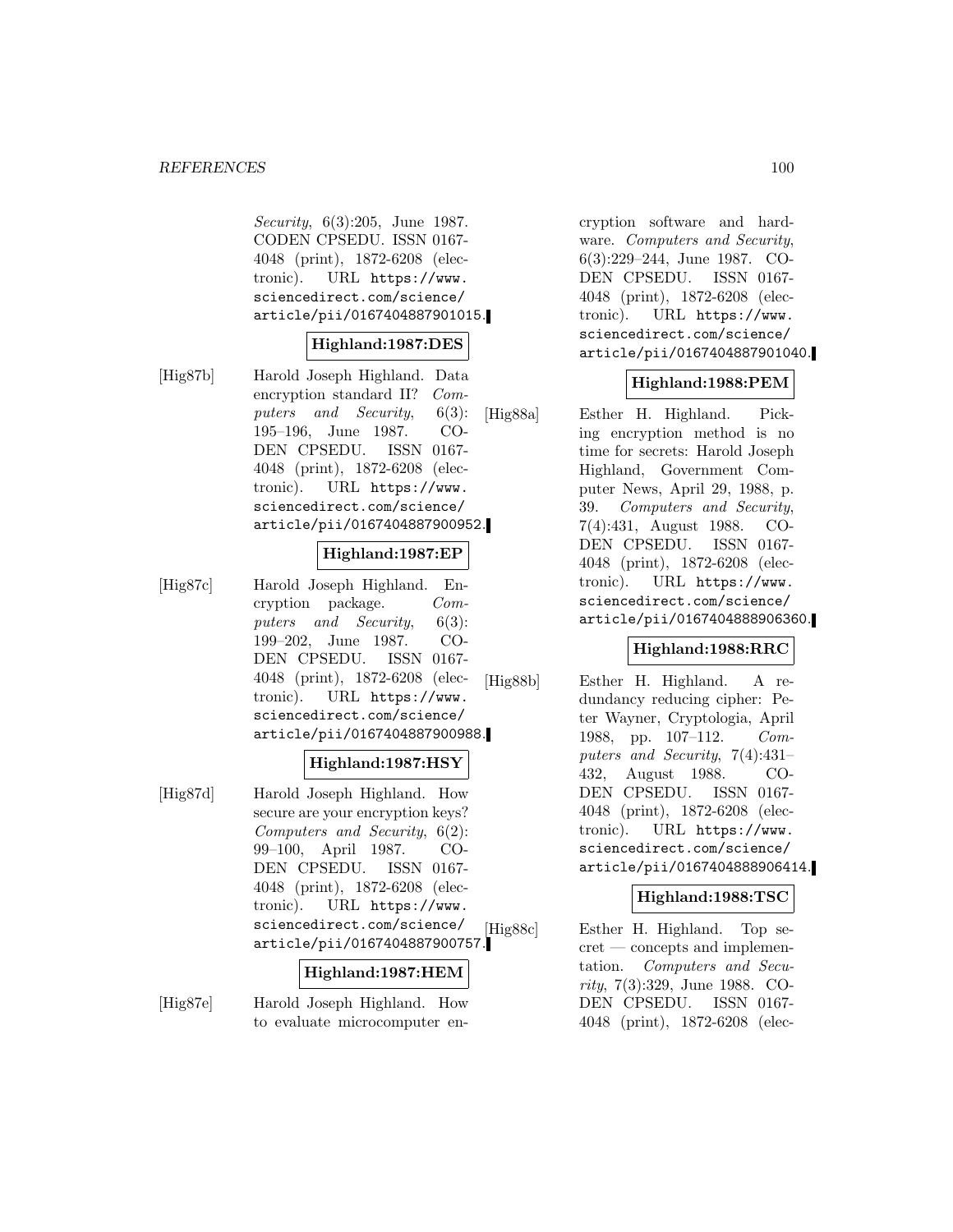*Security*, 6(3):205, June 1987. CODEN CPSEDU. ISSN 0167-4048 (print), 1872-6208 (electronic). URL https://www.sciencedirect.com/science/article/pii/0167404887901015.

**Highland:1987:DES**

[Hig87b] Harold Joseph Highland. Data encryption standard II? *Computers and Security*, 6(3):195–196, June 1987. CODEN CPSEDU. ISSN 0167-4048 (print), 1872-6208 (electronic). URL https://www.sciencedirect.com/science/article/pii/0167404887900952.

**Highland:1987:EP**

[Hig87c] Harold Joseph Highland. Encryption package. *Computers and Security*, 6(3):199–202, June 1987. CODEN CPSEDU. ISSN 0167-4048 (print), 1872-6208 (electronic). URL https://www.sciencedirect.com/science/article/pii/0167404887900988.

**Highland:1987:HSY**

[Hig87d] Harold Joseph Highland. How secure are your encryption keys? *Computers and Security*, 6(2):99–100, April 1987. CODEN CPSEDU. ISSN 0167-4048 (print), 1872-6208 (electronic). URL https://www.sciencedirect.com/science/article/pii/0167404887900757.

**Highland:1987:HEM**

[Hig87e] Harold Joseph Highland. How to evaluate microcomputer encryption software and hardware. *Computers and Security*, 6(3):229–244, June 1987. CODEN CPSEDU. ISSN 0167-4048 (print), 1872-6208 (electronic). URL https://www.sciencedirect.com/science/article/pii/0167404887901040.

**Highland:1988:PEM**

[Hig88a] Esther H. Highland. Picking encryption method is no time for secrets: Harold Joseph Highland, Government Computer News, April 29, 1988, p. 39. *Computers and Security*, 7(4):431, August 1988. CODEN CPSEDU. ISSN 0167-4048 (print), 1872-6208 (electronic). URL https://www.sciencedirect.com/science/article/pii/0167404888906360.

**Highland:1988:RRC**

[Hig88b] Esther H. Highland. A redundancy reducing cipher: Peter Wayner, Cryptologia, April 1988, pp. 107–112. *Computers and Security*, 7(4):431–432, August 1988. CODEN CPSEDU. ISSN 0167-4048 (print), 1872-6208 (electronic). URL https://www.sciencedirect.com/science/article/pii/0167404888906414.

**Highland:1988:TSC**

[Hig88c] Esther H. Highland. Top secret — concepts and implementation. *Computers and Security*, 7(3):329, June 1988. CODEN CPSEDU. ISSN 0167-4048 (print), 1872-6208 (elec-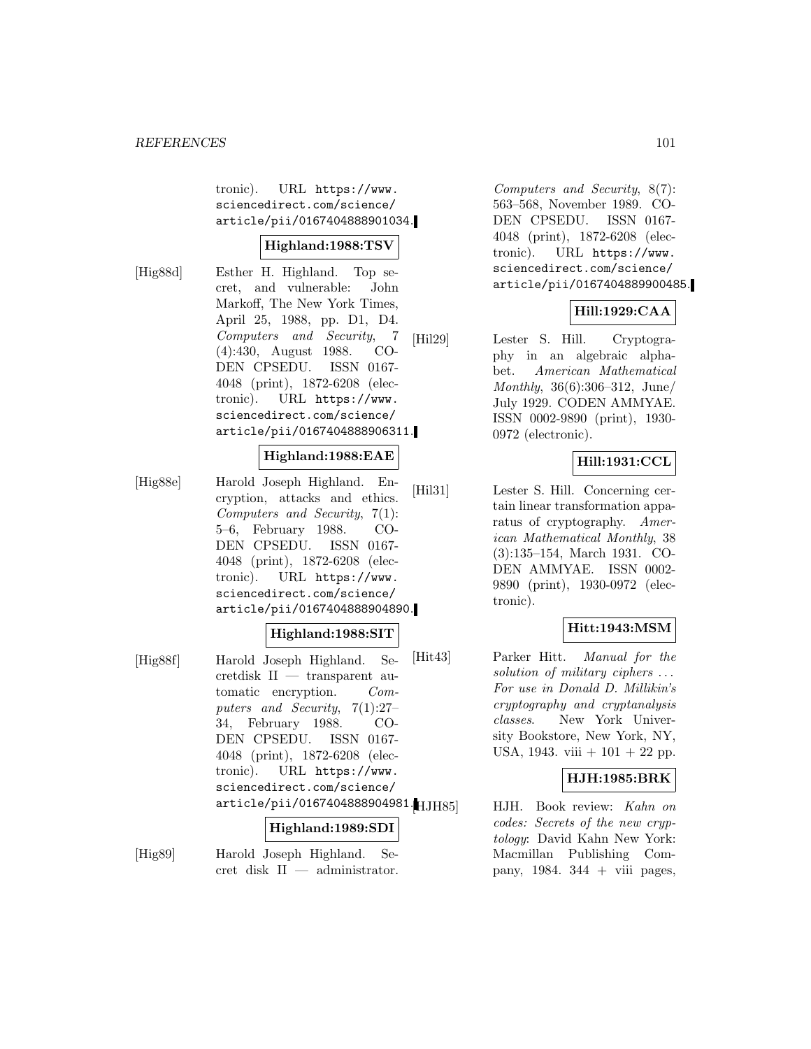tronic). URL https://www.sciencedirect.com/science/article/pii/0167404888901034.

**Highland:1988:TSV**

[Hig88d] Esther H. Highland. Top secret, and vulnerable: John Markoff, The New York Times, April 25, 1988, pp. D1, D4. *Computers and Security*, 7 (4):430, August 1988. CODEN CPSEDU. ISSN 0167-4048 (print), 1872-6208 (electronic). URL https://www.sciencedirect.com/science/article/pii/0167404888906311.

**Highland:1988:EAE**

[Hig88e] Harold Joseph Highland. Encryption, attacks and ethics. *Computers and Security*, 7(1): 5–6, February 1988. CODEN CPSEDU. ISSN 0167-4048 (print), 1872-6208 (electronic). URL https://www.sciencedirect.com/science/article/pii/0167404888904890.

**Highland:1988:SIT**

[Hig88f] Harold Joseph Highland. Secretdisk II — transparent automatic encryption. *Computers and Security*, 7(1):27–34, February 1988. CODEN CPSEDU. ISSN 0167-4048 (print), 1872-6208 (electronic). URL https://www.sciencedirect.com/science/article/pii/0167404888904981.

**Highland:1989:SDI**

[Hig89] Harold Joseph Highland. Secret disk II — administrator. *Computers and Security*, 8(7): 563–568, November 1989. CODEN CPSEDU. ISSN 0167-4048 (print), 1872-6208 (electronic). URL https://www.sciencedirect.com/science/article/pii/0167404889900485.

**Hill:1929:CAA**

[Hil29] Lester S. Hill. Cryptography in an algebraic alphabet. *American Mathematical Monthly*, 36(6):306–312, June/July 1929. CODEN AMMYAE. ISSN 0002-9890 (print), 1930-0972 (electronic).

**Hill:1931:CCL**

[Hil31] Lester S. Hill. Concerning certain linear transformation apparatus of cryptography. *American Mathematical Monthly*, 38 (3):135–154, March 1931. CODEN AMMYAE. ISSN 0002-9890 (print), 1930-0972 (electronic).

**Hitt:1943:MSM**

[Hit43] Parker Hitt. *Manual for the solution of military ciphers ... For use in Donald D. Millikin's cryptography and cryptanalysis classes*. New York University Bookstore, New York, NY, USA, 1943. viii + 101 + 22 pp.

**HJH:1985:BRK**

[HJH85] HJH. Book review: *Kahn on codes: Secrets of the new cryptology*: David Kahn New York: Macmillan Publishing Company, 1984. 344 + viii pages,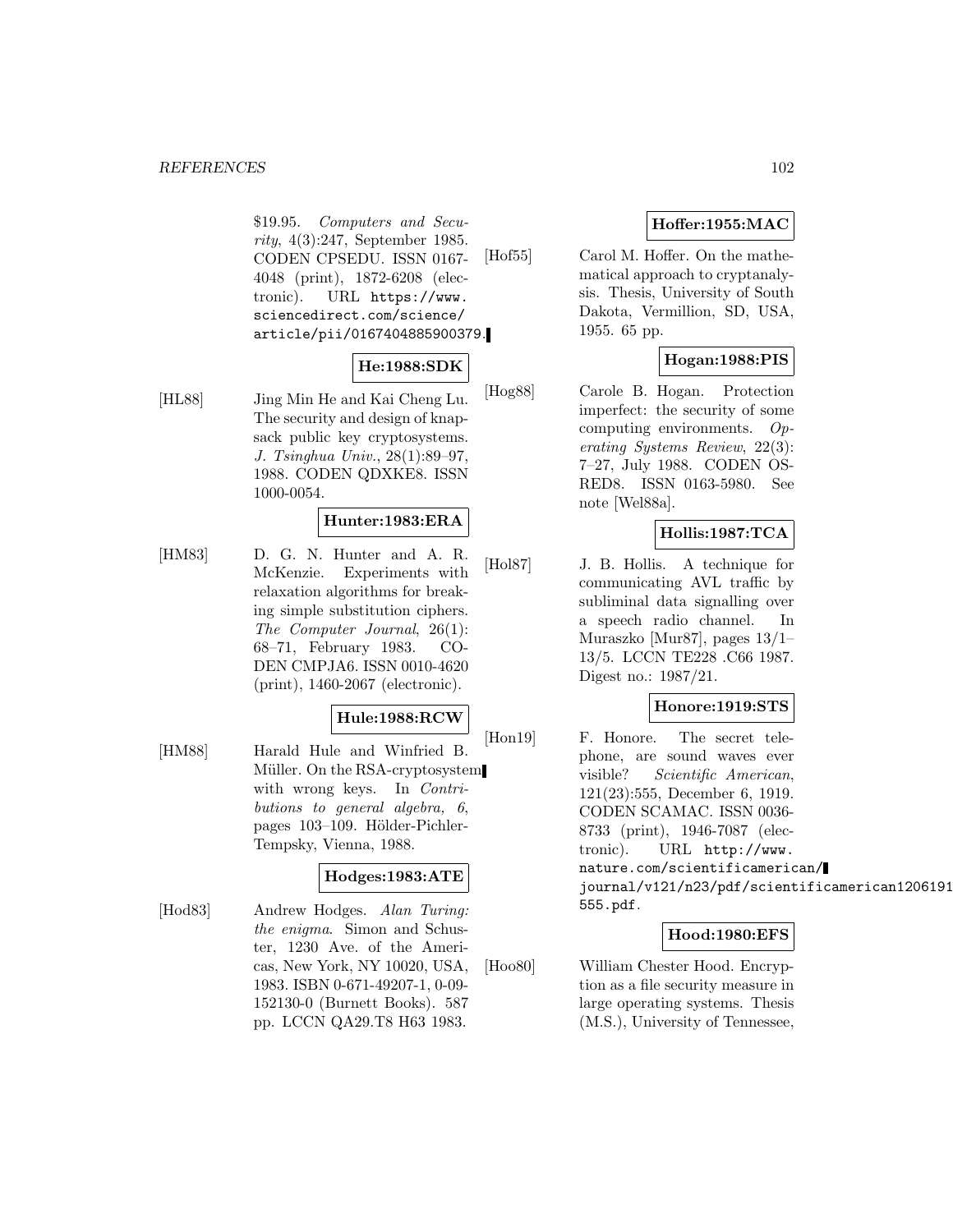\$19.95. *Computers and Security*, 4(3):247, September 1985. CODEN CPSEDU. ISSN 0167-4048 (print), 1872-6208 (electronic). URL https://www.sciencedirect.com/science/article/pii/0167404885900379.

**He:1988:SDK**

[HL88] Jing Min He and Kai Cheng Lu. The security and design of knapsack public key cryptosystems. *J. Tsinghua Univ.*, 28(1):89–97, 1988. CODEN QDXKE8. ISSN 1000-0054.

**Hunter:1983:ERA**

[HM83] D. G. N. Hunter and A. R. McKenzie. Experiments with relaxation algorithms for breaking simple substitution ciphers. *The Computer Journal*, 26(1): 68–71, February 1983. CODEN CMPJA6. ISSN 0010-4620 (print), 1460-2067 (electronic).

**Hule:1988:RCW**

[HM88] Harald Hule and Winfried B. Müller. On the RSA-cryptosystem with wrong keys. In *Contributions to general algebra, 6*, pages 103–109. Hölder-Pichler-Tempsky, Vienna, 1988.

**Hodges:1983:ATE**

[Hod83] Andrew Hodges. *Alan Turing: the enigma*. Simon and Schuster, 1230 Ave. of the Americas, New York, NY 10020, USA, 1983. ISBN 0-671-49207-1, 0-09-152130-0 (Burnett Books). 587 pp. LCCN QA29.T8 H63 1983.

**Hoffer:1955:MAC**

[Hof55] Carol M. Hoffer. On the mathematical approach to cryptanalysis. Thesis, University of South Dakota, Vermillion, SD, USA, 1955. 65 pp.

**Hogan:1988:PIS**

[Hog88] Carole B. Hogan. Protection imperfect: the security of some computing environments. *Operating Systems Review*, 22(3): 7–27, July 1988. CODEN OSRED8. ISSN 0163-5980. See note [Wel88a].

**Hollis:1987:TCA**

[Hol87] J. B. Hollis. A technique for communicating AVL traffic by subliminal data signalling over a speech radio channel. In Muraszko [Mur87], pages 13/1–13/5. LCCN TE228 .C66 1987. Digest no.: 1987/21.

**Honore:1919:STS**

[Hon19] F. Honore. The secret telephone, are sound waves ever visible? *Scientific American*, 121(23):555, December 6, 1919. CODEN SCAMAC. ISSN 0036-8733 (print), 1946-7087 (electronic). URL http://www.nature.com/scientificamerican/journal/v121/n23/pdf/scientificamerican1206191555.pdf.

**Hood:1980:EFS**

[Hoo80] William Chester Hood. Encryption as a file security measure in large operating systems. Thesis (M.S.), University of Tennessee,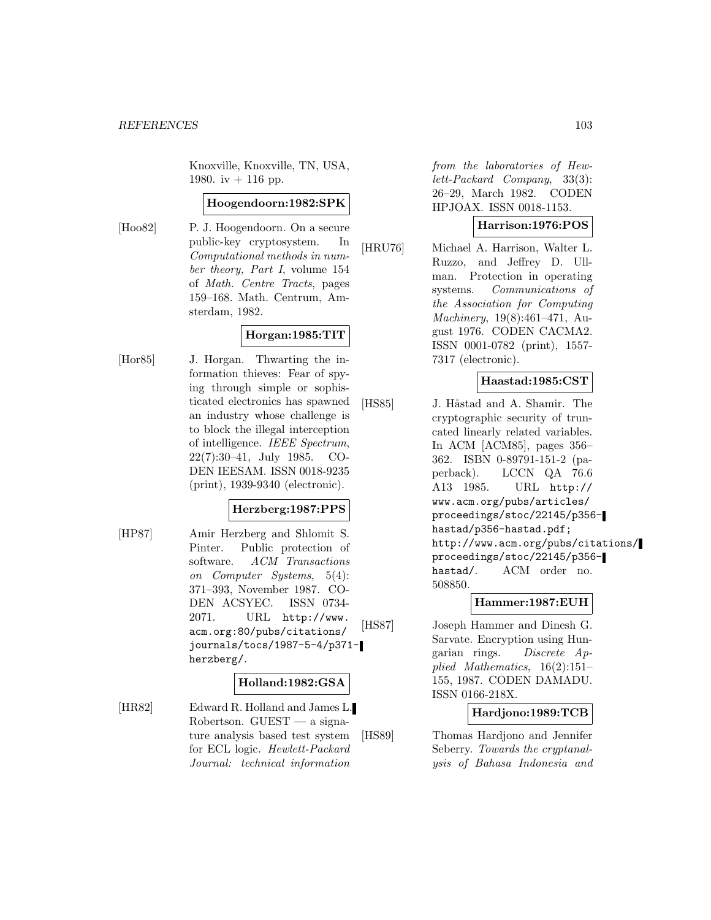Knoxville, Knoxville, TN, USA, 1980. iv + 116 pp.

**Hoogendoorn:1982:SPK**

[Hoo82] P. J. Hoogendoorn. On a secure public-key cryptosystem. In *Computational methods in number theory, Part I*, volume 154 of *Math. Centre Tracts*, pages 159–168. Math. Centrum, Amsterdam, 1982.

**Horgan:1985:TIT**

[Hor85] J. Horgan. Thwarting the information thieves: Fear of spying through simple or sophisticated electronics has spawned an industry whose challenge is to block the illegal interception of intelligence. *IEEE Spectrum*, 22(7):30–41, July 1985. CODEN IEESAM. ISSN 0018-9235 (print), 1939-9340 (electronic).

**Herzberg:1987:PPS**

[HP87] Amir Herzberg and Shlomit S. Pinter. Public protection of software. *ACM Transactions on Computer Systems*, 5(4): 371–393, November 1987. CODEN ACSYEC. ISSN 0734-2071. URL http://www.acm.org:80/pubs/citations/journals/tocs/1987-5-4/p371-herzberg/.

**Holland:1982:GSA**

[HR82] Edward R. Holland and James L. Robertson. GUEST — a signature analysis based test system for ECL logic. *Hewlett-Packard Journal: technical information from the laboratories of Hewlett-Packard Company*, 33(3): 26–29, March 1982. CODEN HPJOAX. ISSN 0018-1153.

**Harrison:1976:POS**

[HRU76] Michael A. Harrison, Walter L. Ruzzo, and Jeffrey D. Ullman. Protection in operating systems. *Communications of the Association for Computing Machinery*, 19(8):461–471, August 1976. CODEN CACMA2. ISSN 0001-0782 (print), 1557-7317 (electronic).

**Haastad:1985:CST**

[HS85] J. Håstad and A. Shamir. The cryptographic security of truncated linearly related variables. In ACM [ACM85], pages 356–362. ISBN 0-89791-151-2 (paperback). LCCN QA 76.6 A13 1985. URL http://www.acm.org/pubs/articles/proceedings/stoc/22145/p356-hastad/p356-hastad.pdf; http://www.acm.org/pubs/citations/proceedings/stoc/22145/p356-hastad/. ACM order no. 508850.

**Hammer:1987:EUH**

[HS87] Joseph Hammer and Dinesh G. Sarvate. Encryption using Hungarian rings. *Discrete Applied Mathematics*, 16(2):151–155, 1987. CODEN DAMADU. ISSN 0166-218X.

**Hardjono:1989:TCB**

[HS89] Thomas Hardjono and Jennifer Seberry. *Towards the cryptanalysis of Bahasa Indonesia and*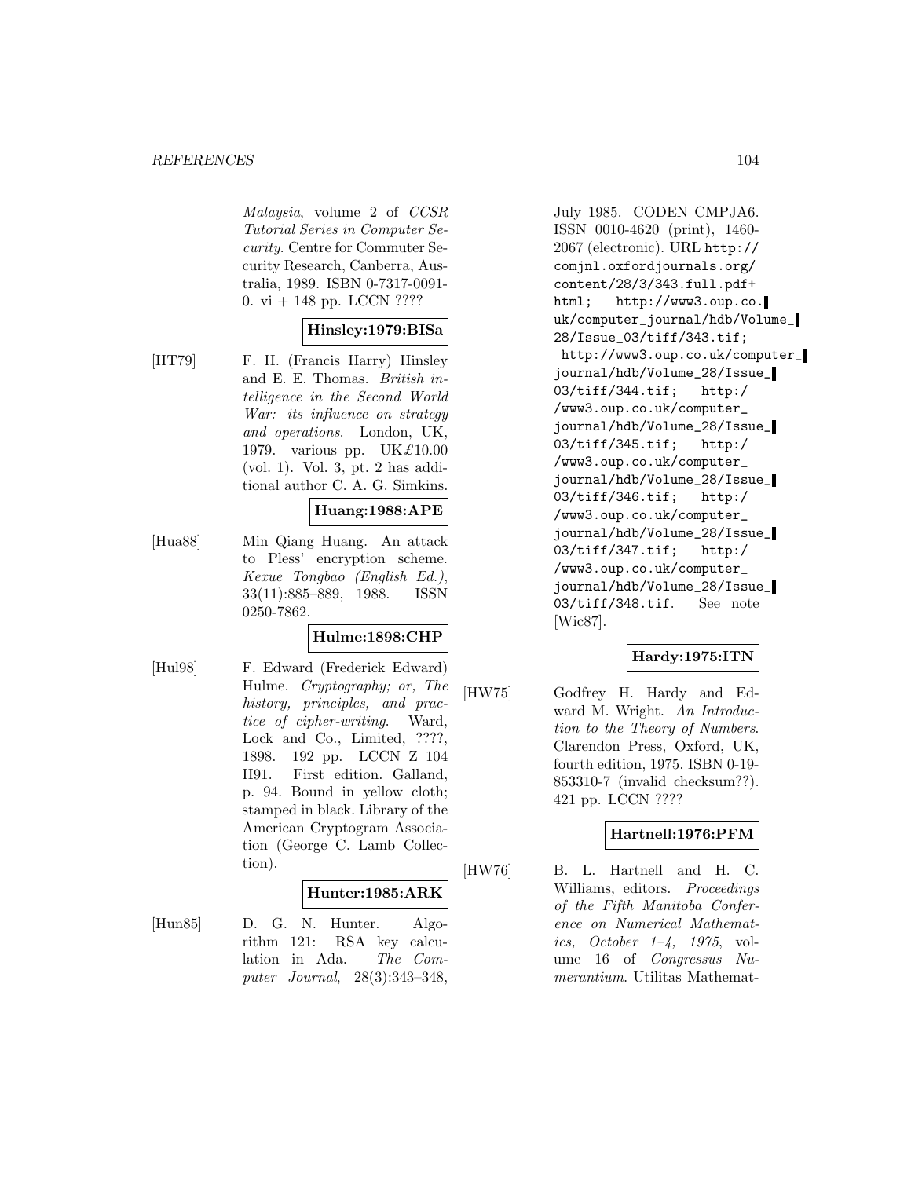Malaysia, volume 2 of *CCSR Tutorial Series in Computer Security*. Centre for Commuter Security Research, Canberra, Australia, 1989. ISBN 0-7317-0091-0. vi + 148 pp. LCCN ????

**Hinsley:1979:BISa**

[HT79] F. H. (Francis Harry) Hinsley and E. E. Thomas. *British intelligence in the Second World War: its influence on strategy and operations*. London, UK, 1979. various pp. UK£10.00 (vol. 1). Vol. 3, pt. 2 has additional author C. A. G. Simkins.

**Huang:1988:APE**

[Hua88] Min Qiang Huang. An attack to Pless' encryption scheme. *Kexue Tongbao (English Ed.)*, 33(11):885–889, 1988. ISSN 0250-7862.

**Hulme:1898:CHP**

[Hul98] F. Edward (Frederick Edward) Hulme. *Cryptography; or, The history, principles, and practice of cipher-writing*. Ward, Lock and Co., Limited, ????, 1898. 192 pp. LCCN Z 104 H91. First edition. Galland, p. 94. Bound in yellow cloth; stamped in black. Library of the American Cryptogram Association (George C. Lamb Collection).

**Hunter:1985:ARK**

[Hun85] D. G. N. Hunter. Algorithm 121: RSA key calculation in Ada. *The Computer Journal*, 28(3):343–348, July 1985. CODEN CMPJA6. ISSN 0010-4620 (print), 1460-2067 (electronic). URL http://comjnl.oxfordjournals.org/content/28/3/343.full.pdf+html; http://www3.oup.co.uk/computer_journal/hdb/Volume_28/Issue_03/tiff/343.tif; http://www3.oup.co.uk/computer_journal/hdb/Volume_28/Issue_03/tiff/344.tif; http://www3.oup.co.uk/computer_journal/hdb/Volume_28/Issue_03/tiff/345.tif; http://www3.oup.co.uk/computer_journal/hdb/Volume_28/Issue_03/tiff/346.tif; http://www3.oup.co.uk/computer_journal/hdb/Volume_28/Issue_03/tiff/347.tif; http://www3.oup.co.uk/computer_journal/hdb/Volume_28/Issue_03/tiff/348.tif. See note [Wic87].

**Hardy:1975:ITN**

[HW75] Godfrey H. Hardy and Edward M. Wright. *An Introduction to the Theory of Numbers*. Clarendon Press, Oxford, UK, fourth edition, 1975. ISBN 0-19-853310-7 (invalid checksum??). 421 pp. LCCN ????

**Hartnell:1976:PFM**

[HW76] B. L. Hartnell and H. C. Williams, editors. *Proceedings of the Fifth Manitoba Conference on Numerical Mathematics, October 1–4, 1975*, volume 16 of *Congressus Numerantium*. Utilitas Mathemat-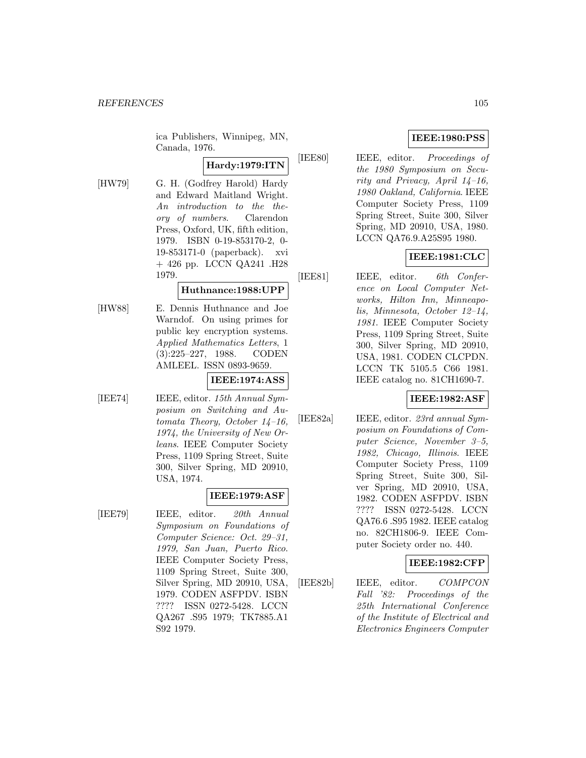ica Publishers, Winnipeg, MN, Canada, 1976.

**Hardy:1979:ITN**

[HW79] G. H. (Godfrey Harold) Hardy and Edward Maitland Wright. *An introduction to the theory of numbers*. Clarendon Press, Oxford, UK, fifth edition, 1979. ISBN 0-19-853170-2, 0-19-853171-0 (paperback). xvi + 426 pp. LCCN QA241 .H28 1979.

**Huthnance:1988:UPP**

[HW88] E. Dennis Huthnance and Joe Warndof. On using primes for public key encryption systems. *Applied Mathematics Letters*, 1 (3):225–227, 1988. CODEN AMLEEL. ISSN 0893-9659.

**IEEE:1974:ASS**

[IEE74] IEEE, editor. *15th Annual Symposium on Switching and Automata Theory, October 14–16, 1974, the University of New Orleans*. IEEE Computer Society Press, 1109 Spring Street, Suite 300, Silver Spring, MD 20910, USA, 1974.

**IEEE:1979:ASF**

[IEE79] IEEE, editor. *20th Annual Symposium on Foundations of Computer Science: Oct. 29–31, 1979, San Juan, Puerto Rico*. IEEE Computer Society Press, 1109 Spring Street, Suite 300, Silver Spring, MD 20910, USA, 1979. CODEN ASFPDV. ISBN ???? ISSN 0272-5428. LCCN QA267 .S95 1979; TK7885.A1 S92 1979.

**IEEE:1980:PSS**

[IEE80] IEEE, editor. *Proceedings of the 1980 Symposium on Security and Privacy, April 14–16, 1980 Oakland, California*. IEEE Computer Society Press, 1109 Spring Street, Suite 300, Silver Spring, MD 20910, USA, 1980. LCCN QA76.9.A25S95 1980.

**IEEE:1981:CLC**

[IEE81] IEEE, editor. *6th Conference on Local Computer Networks, Hilton Inn, Minneapolis, Minnesota, October 12–14, 1981*. IEEE Computer Society Press, 1109 Spring Street, Suite 300, Silver Spring, MD 20910, USA, 1981. CODEN CLCPDN. LCCN TK 5105.5 C66 1981. IEEE catalog no. 81CH1690-7.

**IEEE:1982:ASF**

[IEE82a] IEEE, editor. *23rd annual Symposium on Foundations of Computer Science, November 3–5, 1982, Chicago, Illinois*. IEEE Computer Society Press, 1109 Spring Street, Suite 300, Silver Spring, MD 20910, USA, 1982. CODEN ASFPDV. ISBN ???? ISSN 0272-5428. LCCN QA76.6 .S95 1982. IEEE catalog no. 82CH1806-9. IEEE Computer Society order no. 440.

**IEEE:1982:CFP**

[IEE82b] IEEE, editor. *COMPCON Fall '82: Proceedings of the 25th International Conference of the Institute of Electrical and Electronics Engineers Computer*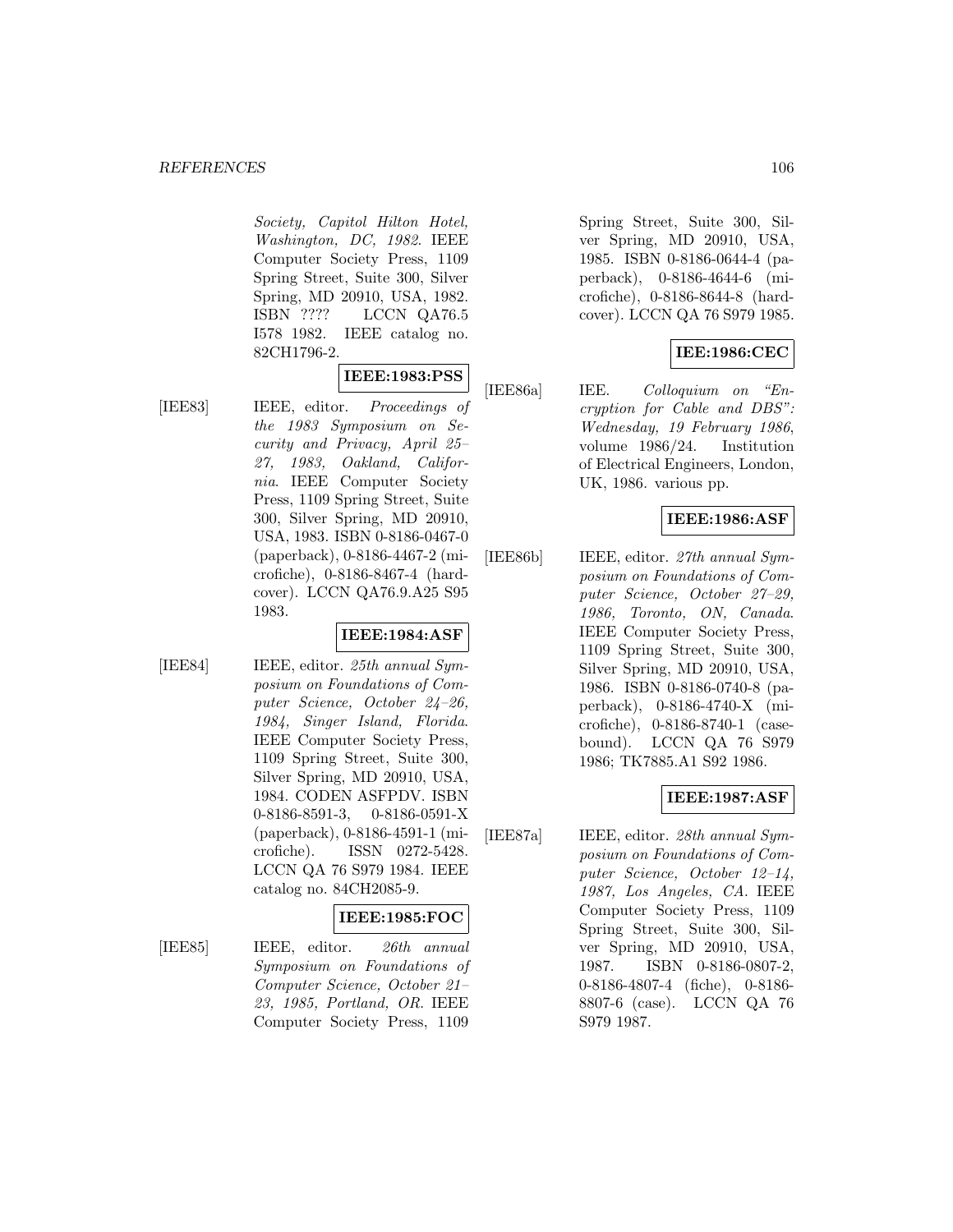*Society, Capitol Hilton Hotel, Washington, DC, 1982*. IEEE Computer Society Press, 1109 Spring Street, Suite 300, Silver Spring, MD 20910, USA, 1982. ISBN ???? LCCN QA76.5 I578 1982. IEEE catalog no. 82CH1796-2.

**IEEE:1983:PSS**

[IEE83] IEEE, editor. *Proceedings of the 1983 Symposium on Security and Privacy, April 25–27, 1983, Oakland, California*. IEEE Computer Society Press, 1109 Spring Street, Suite 300, Silver Spring, MD 20910, USA, 1983. ISBN 0-8186-0467-0 (paperback), 0-8186-4467-2 (microfiche), 0-8186-8467-4 (hardcover). LCCN QA76.9.A25 S95 1983.

**IEEE:1984:ASF**

[IEE84] IEEE, editor. *25th annual Symposium on Foundations of Computer Science, October 24–26, 1984, Singer Island, Florida*. IEEE Computer Society Press, 1109 Spring Street, Suite 300, Silver Spring, MD 20910, USA, 1984. CODEN ASFPDV. ISBN 0-8186-8591-3, 0-8186-0591-X (paperback), 0-8186-4591-1 (microfiche). ISSN 0272-5428. LCCN QA 76 S979 1984. IEEE catalog no. 84CH2085-9.

**IEEE:1985:FOC**

[IEE85] IEEE, editor. *26th annual Symposium on Foundations of Computer Science, October 21–23, 1985, Portland, OR*. IEEE Computer Society Press, 1109 Spring Street, Suite 300, Silver Spring, MD 20910, USA, 1985. ISBN 0-8186-0644-4 (paperback), 0-8186-4644-6 (microfiche), 0-8186-8644-8 (hardcover). LCCN QA 76 S979 1985.

**IEE:1986:CEC**

[IEE86a] IEE. *Colloquium on "Encryption for Cable and DBS": Wednesday, 19 February 1986*, volume 1986/24. Institution of Electrical Engineers, London, UK, 1986. various pp.

**IEEE:1986:ASF**

[IEE86b] IEEE, editor. *27th annual Symposium on Foundations of Computer Science, October 27–29, 1986, Toronto, ON, Canada*. IEEE Computer Society Press, 1109 Spring Street, Suite 300, Silver Spring, MD 20910, USA, 1986. ISBN 0-8186-0740-8 (paperback), 0-8186-4740-X (microfiche), 0-8186-8740-1 (casebound). LCCN QA 76 S979 1986; TK7885.A1 S92 1986.

**IEEE:1987:ASF**

[IEE87a] IEEE, editor. *28th annual Symposium on Foundations of Computer Science, October 12–14, 1987, Los Angeles, CA*. IEEE Computer Society Press, 1109 Spring Street, Suite 300, Silver Spring, MD 20910, USA, 1987. ISBN 0-8186-0807-2, 0-8186-4807-4 (fiche), 0-8186-8807-6 (case). LCCN QA 76 S979 1987.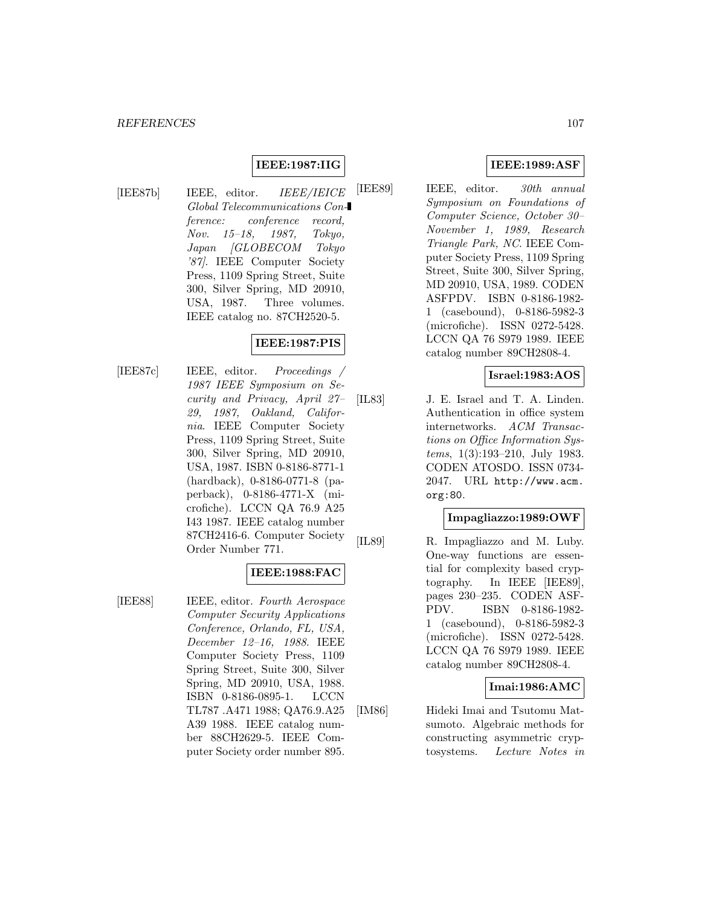**IEEE:1987:IIG**

[IEE87b] IEEE, editor. *IEEE/IEICE Global Telecommunications Conference: conference record, Nov. 15–18, 1987, Tokyo, Japan [GLOBECOM Tokyo '87]*. IEEE Computer Society Press, 1109 Spring Street, Suite 300, Silver Spring, MD 20910, USA, 1987. Three volumes. IEEE catalog no. 87CH2520-5.

**IEEE:1987:PIS**

[IEE87c] IEEE, editor. *Proceedings / 1987 IEEE Symposium on Security and Privacy, April 27–29, 1987, Oakland, California*. IEEE Computer Society Press, 1109 Spring Street, Suite 300, Silver Spring, MD 20910, USA, 1987. ISBN 0-8186-8771-1 (hardback), 0-8186-0771-8 (paperback), 0-8186-4771-X (microfiche). LCCN QA 76.9 A25 I43 1987. IEEE catalog number 87CH2416-6. Computer Society Order Number 771.

**IEEE:1988:FAC**

[IEE88] IEEE, editor. *Fourth Aerospace Computer Security Applications Conference, Orlando, FL, USA, December 12–16, 1988*. IEEE Computer Society Press, 1109 Spring Street, Suite 300, Silver Spring, MD 20910, USA, 1988. ISBN 0-8186-0895-1. LCCN TL787 .A471 1988; QA76.9.A25 A39 1988. IEEE catalog number 88CH2629-5. IEEE Computer Society order number 895.

**IEEE:1989:ASF**

[IEE89] IEEE, editor. *30th annual Symposium on Foundations of Computer Science, October 30–November 1, 1989, Research Triangle Park, NC*. IEEE Computer Society Press, 1109 Spring Street, Suite 300, Silver Spring, MD 20910, USA, 1989. CODEN ASFPDV. ISBN 0-8186-1982-1 (casebound), 0-8186-5982-3 (microfiche). ISSN 0272-5428. LCCN QA 76 S979 1989. IEEE catalog number 89CH2808-4.

**Israel:1983:AOS**

[IL83] J. E. Israel and T. A. Linden. Authentication in office system internetworks. *ACM Transactions on Office Information Systems*, 1(3):193–210, July 1983. CODEN ATOSDO. ISSN 0734-2047. URL http://www.acm.org:80.

**Impagliazzo:1989:OWF**

[IL89] R. Impagliazzo and M. Luby. One-way functions are essential for complexity based cryptography. In IEEE [IEE89], pages 230–235. CODEN ASFPDV. ISBN 0-8186-1982-1 (casebound), 0-8186-5982-3 (microfiche). ISSN 0272-5428. LCCN QA 76 S979 1989. IEEE catalog number 89CH2808-4.

**Imai:1986:AMC**

[IM86] Hideki Imai and Tsutomu Matsumoto. Algebraic methods for constructing asymmetric cryptosystems. *Lecture Notes in*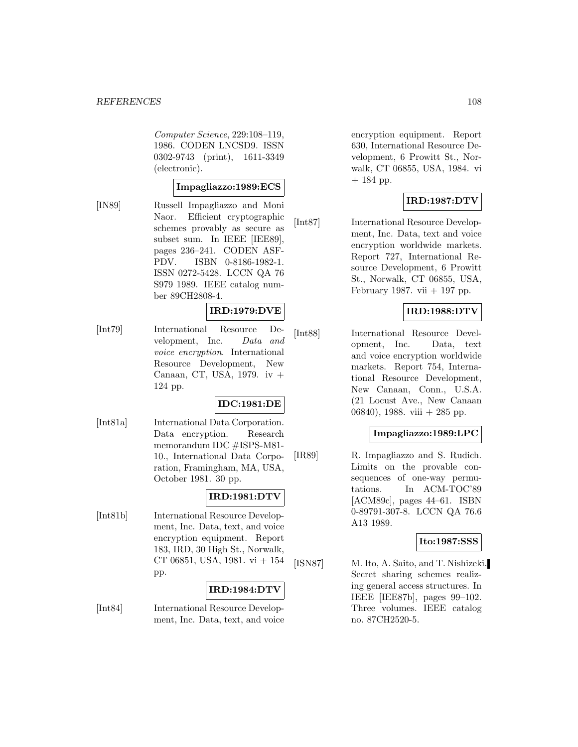*Computer Science*, 229:108–119, 1986. CODEN LNCSD9. ISSN 0302-9743 (print), 1611-3349 (electronic).

**Impagliazzo:1989:ECS**

[IN89] Russell Impagliazzo and Moni Naor. Efficient cryptographic schemes provably as secure as subset sum. In IEEE [IEE89], pages 236–241. CODEN ASFPDV. ISBN 0-8186-1982-1. ISSN 0272-5428. LCCN QA 76 S979 1989. IEEE catalog number 89CH2808-4.

**IRD:1979:DVE**

[Int79] International Resource Development, Inc. *Data and voice encryption*. International Resource Development, New Canaan, CT, USA, 1979. iv + 124 pp.

**IDC:1981:DE**

[Int81a] International Data Corporation. Data encryption. Research memorandum IDC #ISPS-M81-10., International Data Corporation, Framingham, MA, USA, October 1981. 30 pp.

**IRD:1981:DTV**

[Int81b] International Resource Development, Inc. Data, text, and voice encryption equipment. Report 183, IRD, 30 High St., Norwalk, CT 06851, USA, 1981. vi + 154 pp.

**IRD:1984:DTV**

[Int84] International Resource Development, Inc. Data, text, and voice encryption equipment. Report 630, International Resource Development, 6 Prowitt St., Norwalk, CT 06855, USA, 1984. vi + 184 pp.

**IRD:1987:DTV**

[Int87] International Resource Development, Inc. Data, text and voice encryption worldwide markets. Report 727, International Resource Development, 6 Prowitt St., Norwalk, CT 06855, USA, February 1987. vii + 197 pp.

**IRD:1988:DTV**

[Int88] International Resource Development, Inc. Data, text and voice encryption worldwide markets. Report 754, International Resource Development, New Canaan, Conn., U.S.A. (21 Locust Ave., New Canaan 06840), 1988. viii + 285 pp.

**Impagliazzo:1989:LPC**

[IR89] R. Impagliazzo and S. Rudich. Limits on the provable consequences of one-way permutations. In ACM-TOC'89 [ACM89c], pages 44–61. ISBN 0-89791-307-8. LCCN QA 76.6 A13 1989.

**Ito:1987:SSS**

[ISN87] M. Ito, A. Saito, and T. Nishizeki. Secret sharing schemes realizing general access structures. In IEEE [IEE87b], pages 99–102. Three volumes. IEEE catalog no. 87CH2520-5.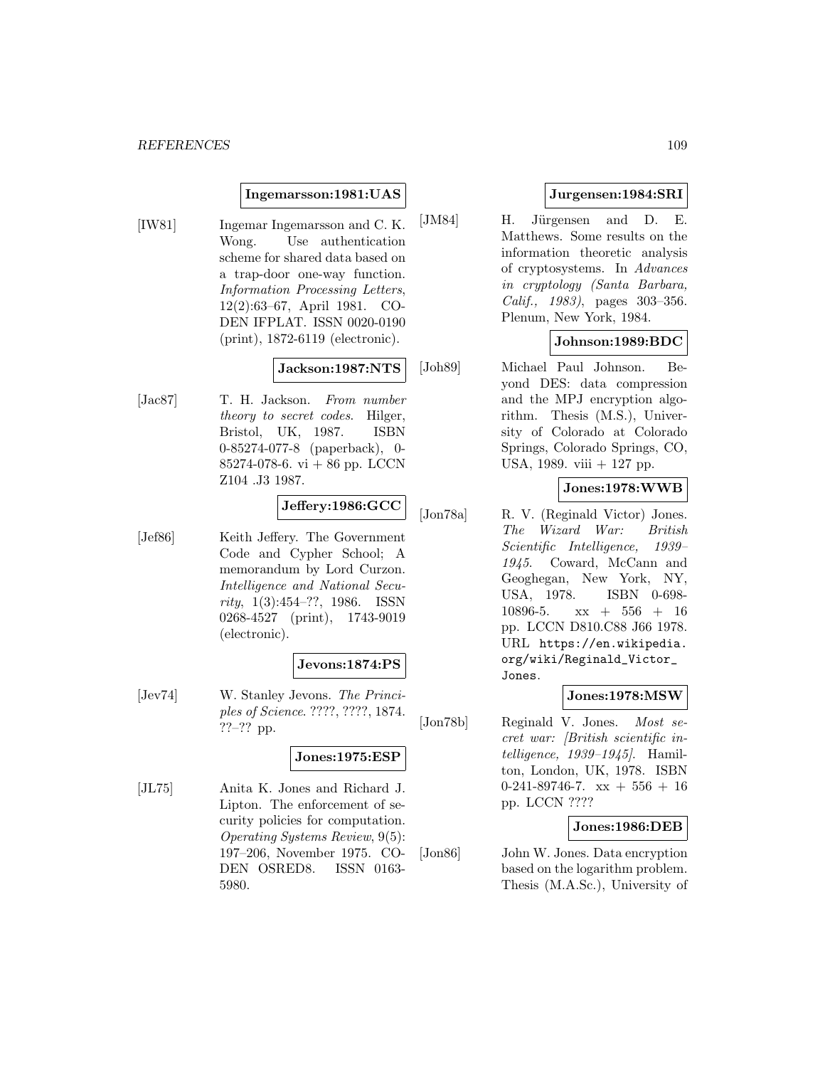**Ingemarsson:1981:UAS**

[IW81] Ingemar Ingemarsson and C. K. Wong. Use authentication scheme for shared data based on a trap-door one-way function. *Information Processing Letters*, 12(2):63–67, April 1981. CODEN IFPLAT. ISSN 0020-0190 (print), 1872-6119 (electronic).

**Jackson:1987:NTS**

[Jac87] T. H. Jackson. *From number theory to secret codes*. Hilger, Bristol, UK, 1987. ISBN 0-85274-077-8 (paperback), 0-85274-078-6. vi + 86 pp. LCCN Z104 .J3 1987.

**Jeffery:1986:GCC**

[Jef86] Keith Jeffery. The Government Code and Cypher School; A memorandum by Lord Curzon. *Intelligence and National Security*, 1(3):454–??, 1986. ISSN 0268-4527 (print), 1743-9019 (electronic).

**Jevons:1874:PS**

[Jev74] W. Stanley Jevons. *The Principles of Science*. ????, ????, 1874. ??–?? pp.

**Jones:1975:ESP**

[JL75] Anita K. Jones and Richard J. Lipton. The enforcement of security policies for computation. *Operating Systems Review*, 9(5): 197–206, November 1975. CODEN OSRED8. ISSN 0163-5980.

**Jurgensen:1984:SRI**

[JM84] H. Jürgensen and D. E. Matthews. Some results on the information theoretic analysis of cryptosystems. In *Advances in cryptology (Santa Barbara, Calif., 1983)*, pages 303–356. Plenum, New York, 1984.

**Johnson:1989:BDC**

[Joh89] Michael Paul Johnson. Beyond DES: data compression and the MPJ encryption algorithm. Thesis (M.S.), University of Colorado at Colorado Springs, Colorado Springs, CO, USA, 1989. viii + 127 pp.

**Jones:1978:WWB**

[Jon78a] R. V. (Reginald Victor) Jones. *The Wizard War: British Scientific Intelligence, 1939–1945*. Coward, McCann and Geoghegan, New York, NY, USA, 1978. ISBN 0-698-10896-5. xx + 556 + 16 pp. LCCN D810.C88 J66 1978. URL https://en.wikipedia.org/wiki/Reginald_Victor_Jones.

**Jones:1978:MSW**

[Jon78b] Reginald V. Jones. *Most secret war: [British scientific intelligence, 1939–1945]*. Hamilton, London, UK, 1978. ISBN 0-241-89746-7. xx + 556 + 16 pp. LCCN ????

**Jones:1986:DEB**

[Jon86] John W. Jones. Data encryption based on the logarithm problem. Thesis (M.A.Sc.), University of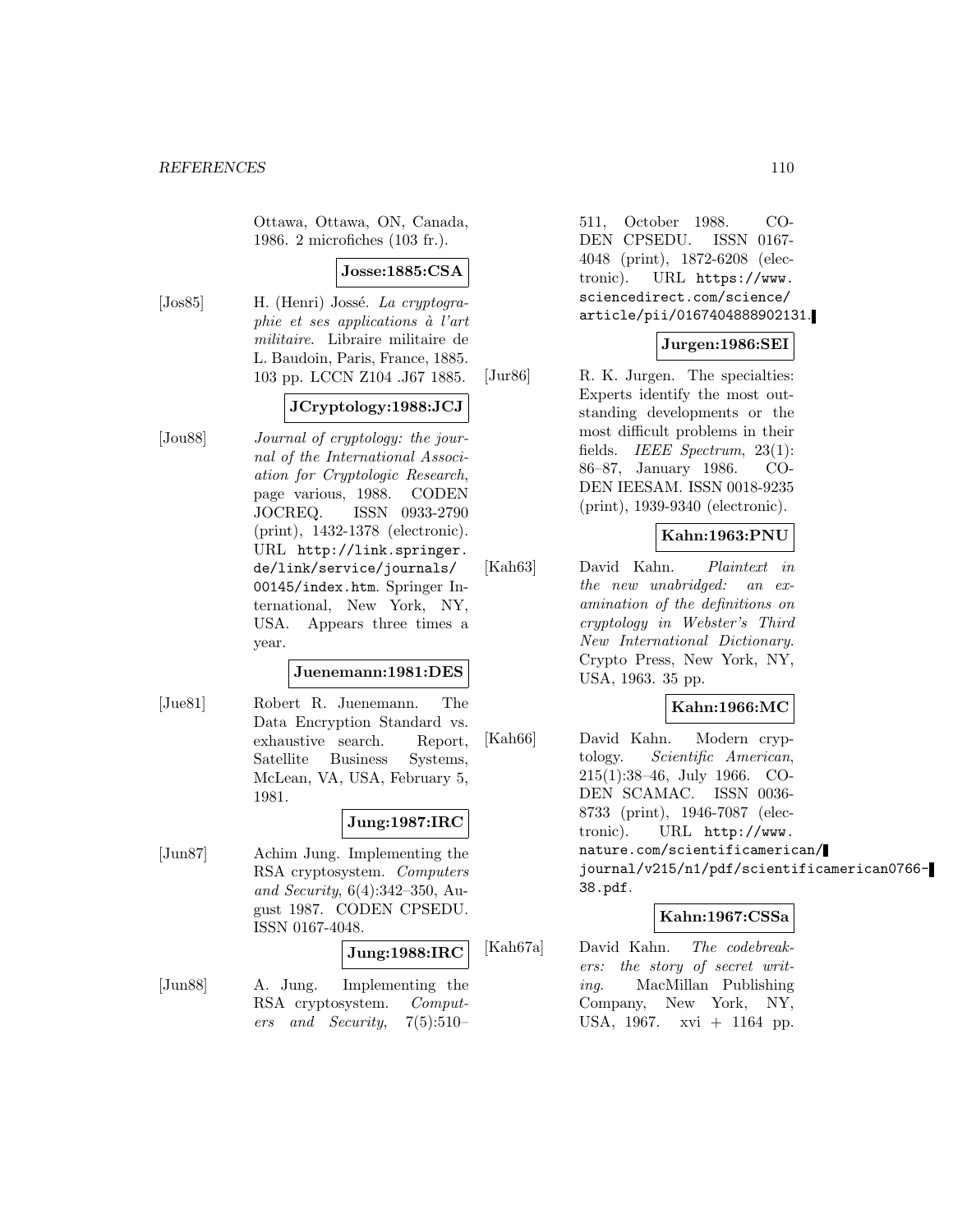Ottawa, Ottawa, ON, Canada, 1986. 2 microfiches (103 fr.).

**Josse:1885:CSA**

[Jos85] H. (Henri) Jossé. *La cryptographie et ses applications à l'art militaire*. Libraire militaire de L. Baudoin, Paris, France, 1885. 103 pp. LCCN Z104 .J67 1885.

**JCryptology:1988:JCJ**

[Jou88] *Journal of cryptology: the journal of the International Association for Cryptologic Research*, page various, 1988. CODEN JOCREQ. ISSN 0933-2790 (print), 1432-1378 (electronic). URL `http://link.springer.de/link/service/journals/00145/index.htm`. Springer International, New York, NY, USA. Appears three times a year.

**Juenemann:1981:DES**

[Jue81] Robert R. Juenemann. The Data Encryption Standard vs. exhaustive search. Report, Satellite Business Systems, McLean, VA, USA, February 5, 1981.

**Jung:1987:IRC**

[Jun87] Achim Jung. Implementing the RSA cryptosystem. *Computers and Security*, 6(4):342–350, August 1987. CODEN CPSEDU. ISSN 0167-4048.

**Jung:1988:IRC**

[Jun88] A. Jung. Implementing the RSA cryptosystem. *Computers and Security*, 7(5):510–511, October 1988. CODEN CPSEDU. ISSN 0167-4048 (print), 1872-6208 (electronic). URL `https://www.sciencedirect.com/science/article/pii/0167404888902131`.

**Jurgen:1986:SEI**

[Jur86] R. K. Jurgen. The specialties: Experts identify the most outstanding developments or the most difficult problems in their fields. *IEEE Spectrum*, 23(1):86–87, January 1986. CODEN IEESAM. ISSN 0018-9235 (print), 1939-9340 (electronic).

**Kahn:1963:PNU**

[Kah63] David Kahn. *Plaintext in the new unabridged: an examination of the definitions on cryptology in Webster's Third New International Dictionary*. Crypto Press, New York, NY, USA, 1963. 35 pp.

**Kahn:1966:MC**

[Kah66] David Kahn. Modern cryptology. *Scientific American*, 215(1):38–46, July 1966. CODEN SCAMAC. ISSN 0036-8733 (print), 1946-7087 (electronic). URL `http://www.nature.com/scientificamerican/journal/v215/n1/pdf/scientificamerican0766-38.pdf`.

**Kahn:1967:CSSa**

[Kah67a] David Kahn. *The codebreakers: the story of secret writing*. MacMillan Publishing Company, New York, NY, USA, 1967. xvi + 1164 pp.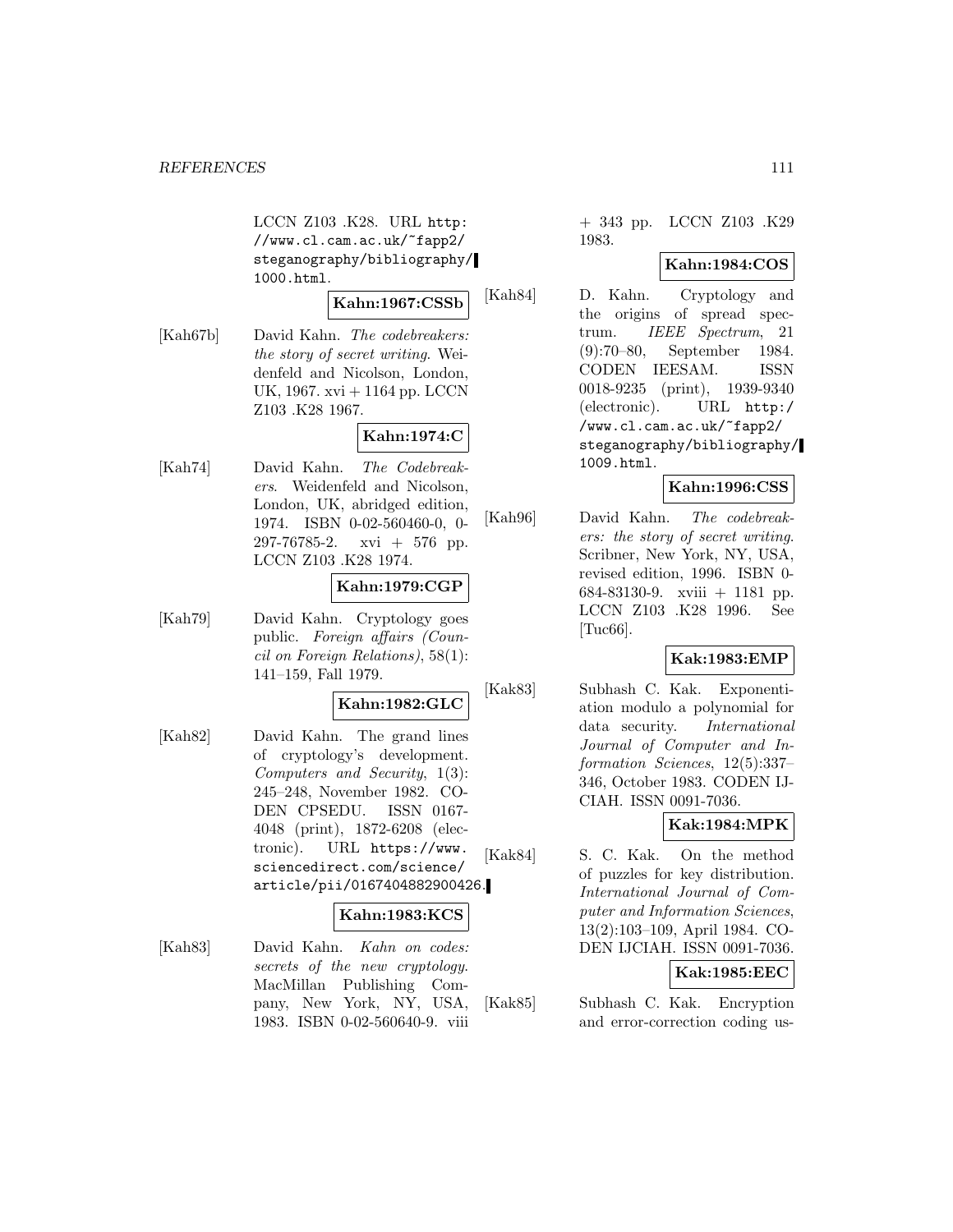LCCN Z103 .K28. URL http://www.cl.cam.ac.uk/~fapp2/steganography/bibliography/1000.html.

**Kahn:1967:CSSb**

[Kah67b] David Kahn. *The codebreakers: the story of secret writing*. Weidenfeld and Nicolson, London, UK, 1967. xvi + 1164 pp. LCCN Z103 .K28 1967.

**Kahn:1974:C**

[Kah74] David Kahn. *The Codebreakers*. Weidenfeld and Nicolson, London, UK, abridged edition, 1974. ISBN 0-02-560460-0, 0-297-76785-2. xvi + 576 pp. LCCN Z103 .K28 1974.

**Kahn:1979:CGP**

[Kah79] David Kahn. Cryptology goes public. *Foreign affairs (Council on Foreign Relations)*, 58(1): 141–159, Fall 1979.

**Kahn:1982:GLC**

[Kah82] David Kahn. The grand lines of cryptology's development. *Computers and Security*, 1(3): 245–248, November 1982. CODEN CPSEDU. ISSN 0167-4048 (print), 1872-6208 (electronic). URL https://www.sciencedirect.com/science/article/pii/0167404882900426.

**Kahn:1983:KCS**

[Kah83] David Kahn. *Kahn on codes: secrets of the new cryptology*. MacMillan Publishing Company, New York, NY, USA, 1983. ISBN 0-02-560640-9. viii + 343 pp. LCCN Z103 .K29 1983.

**Kahn:1984:COS**

[Kah84] D. Kahn. Cryptology and the origins of spread spectrum. *IEEE Spectrum*, 21 (9):70–80, September 1984. CODEN IEESAM. ISSN 0018-9235 (print), 1939-9340 (electronic). URL http://www.cl.cam.ac.uk/~fapp2/steganography/bibliography/1009.html.

**Kahn:1996:CSS**

[Kah96] David Kahn. *The codebreakers: the story of secret writing*. Scribner, New York, NY, USA, revised edition, 1996. ISBN 0-684-83130-9. xviii + 1181 pp. LCCN Z103 .K28 1996. See [Tuc66].

**Kak:1983:EMP**

[Kak83] Subhash C. Kak. Exponentiation modulo a polynomial for data security. *International Journal of Computer and Information Sciences*, 12(5):337–346, October 1983. CODEN IJCIAH. ISSN 0091-7036.

**Kak:1984:MPK**

[Kak84] S. C. Kak. On the method of puzzles for key distribution. *International Journal of Computer and Information Sciences*, 13(2):103–109, April 1984. CODEN IJCIAH. ISSN 0091-7036.

**Kak:1985:EEC**

[Kak85] Subhash C. Kak. Encryption and error-correction coding us-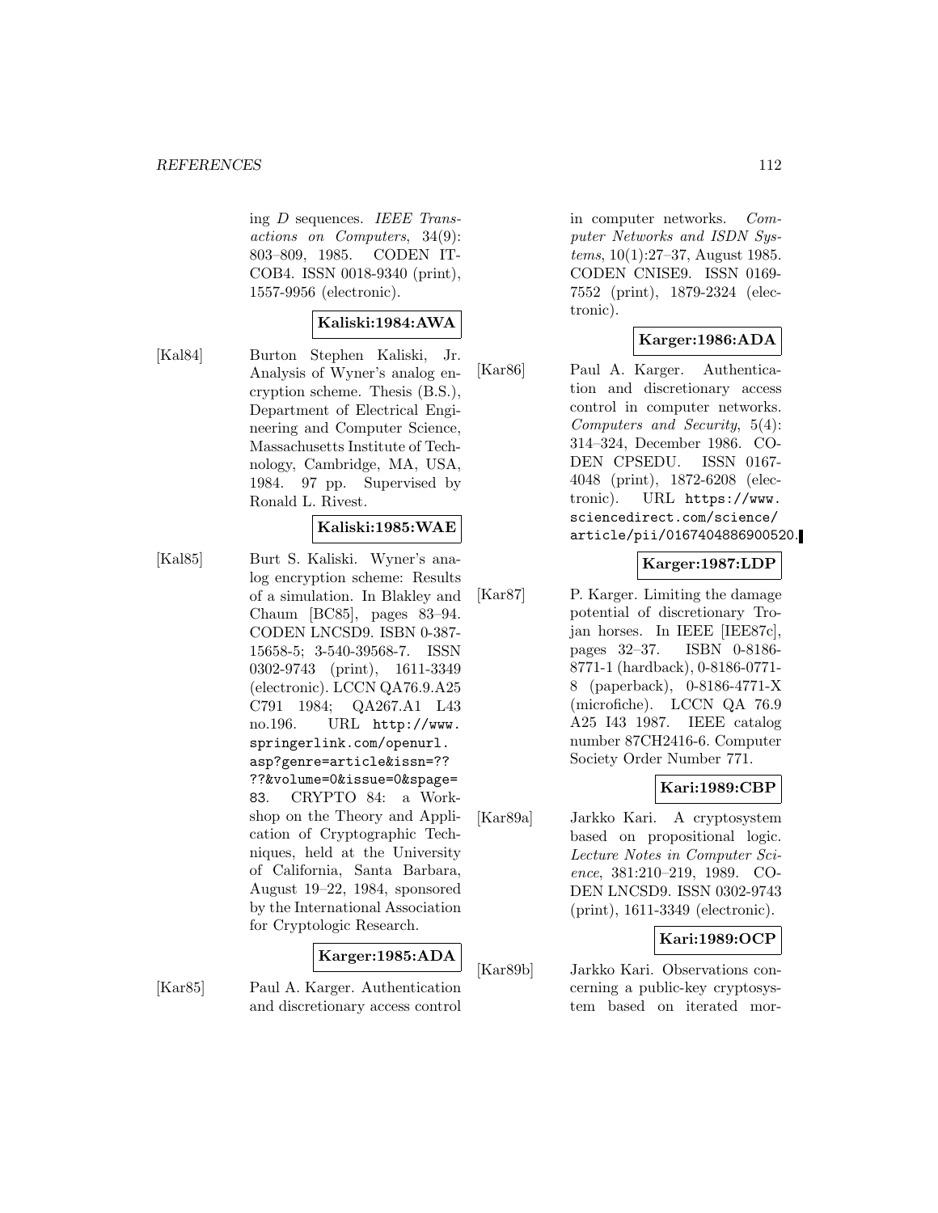ing *D* sequences. *IEEE Transactions on Computers*, 34(9): 803–809, 1985. CODEN ITCOB4. ISSN 0018-9340 (print), 1557-9956 (electronic).

**Kaliski:1984:AWA**

[Kal84] Burton Stephen Kaliski, Jr. Analysis of Wyner's analog encryption scheme. Thesis (B.S.), Department of Electrical Engineering and Computer Science, Massachusetts Institute of Technology, Cambridge, MA, USA, 1984. 97 pp. Supervised by Ronald L. Rivest.

**Kaliski:1985:WAE**

[Kal85] Burt S. Kaliski. Wyner's analog encryption scheme: Results of a simulation. In Blakley and Chaum [BC85], pages 83–94. CODEN LNCSD9. ISBN 0-387-15658-5; 3-540-39568-7. ISSN 0302-9743 (print), 1611-3349 (electronic). LCCN QA76.9.A25 C791 1984; QA267.A1 L43 no.196. URL http://www.springerlink.com/openurl.asp?genre=article&issn=????&volume=0&issue=0&spage=83. CRYPTO 84: a Workshop on the Theory and Application of Cryptographic Techniques, held at the University of California, Santa Barbara, August 19–22, 1984, sponsored by the International Association for Cryptologic Research.

**Karger:1985:ADA**

[Kar85] Paul A. Karger. Authentication and discretionary access control in computer networks. *Computer Networks and ISDN Systems*, 10(1):27–37, August 1985. CODEN CNISE9. ISSN 0169-7552 (print), 1879-2324 (electronic).

**Karger:1986:ADA**

[Kar86] Paul A. Karger. Authentication and discretionary access control in computer networks. *Computers and Security*, 5(4): 314–324, December 1986. CODEN CPSEDU. ISSN 0167-4048 (print), 1872-6208 (electronic). URL https://www.sciencedirect.com/science/article/pii/0167404886900520.

**Karger:1987:LDP**

[Kar87] P. Karger. Limiting the damage potential of discretionary Trojan horses. In IEEE [IEE87c], pages 32–37. ISBN 0-8186-8771-1 (hardback), 0-8186-0771-8 (paperback), 0-8186-4771-X (microfiche). LCCN QA 76.9 A25 I43 1987. IEEE catalog number 87CH2416-6. Computer Society Order Number 771.

**Kari:1989:CBP**

[Kar89a] Jarkko Kari. A cryptosystem based on propositional logic. *Lecture Notes in Computer Science*, 381:210–219, 1989. CODEN LNCSD9. ISSN 0302-9743 (print), 1611-3349 (electronic).

**Kari:1989:OCP**

[Kar89b] Jarkko Kari. Observations concerning a public-key cryptosystem based on iterated mor-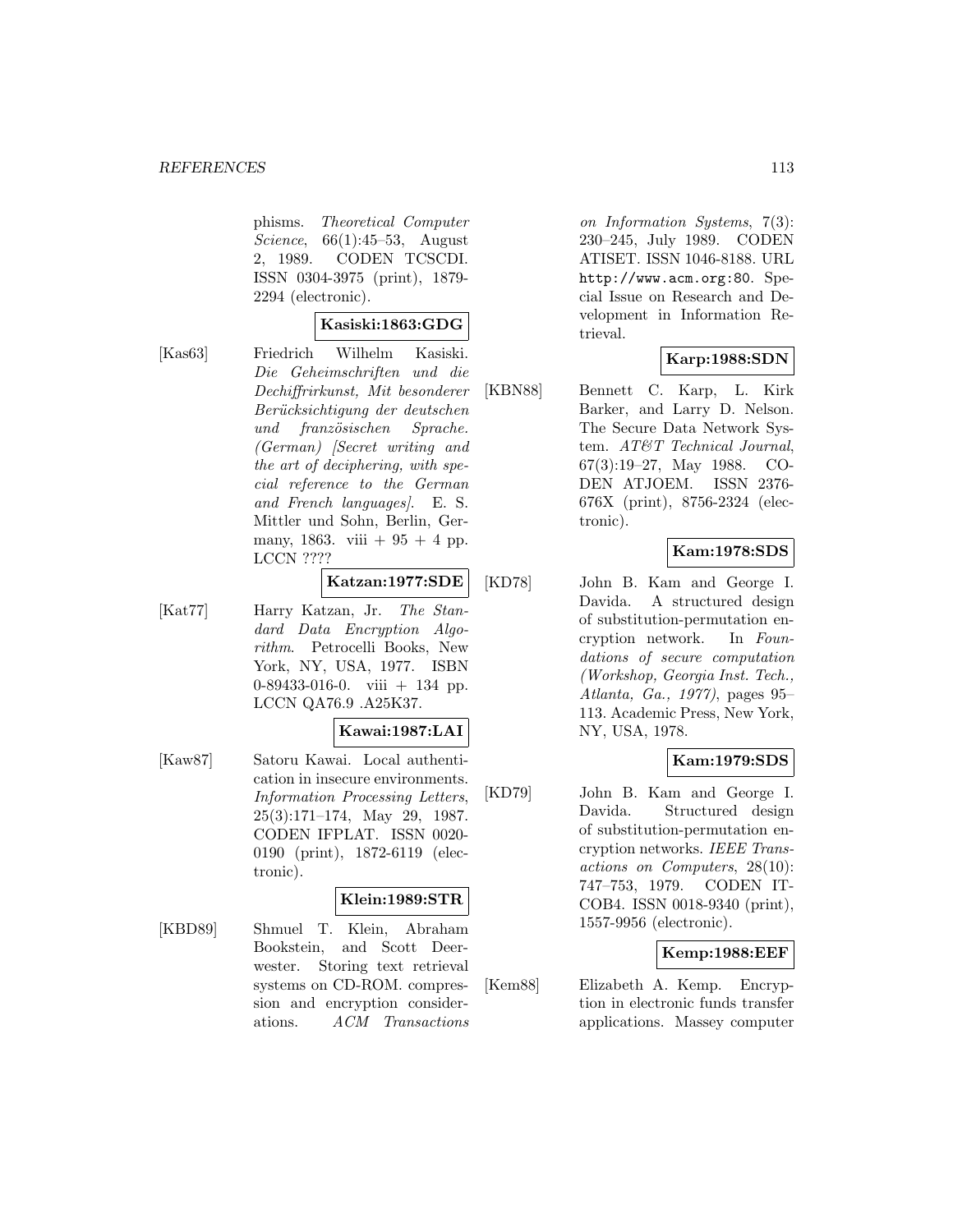phisms. *Theoretical Computer Science*, 66(1):45–53, August 2, 1989. CODEN TCSCDI. ISSN 0304-3975 (print), 1879-2294 (electronic).

**Kasiski:1863:GDG**

[Kas63] Friedrich Wilhelm Kasiski. *Die Geheimschriften und die Dechiffrirkunst, Mit besonderer Berücksichtigung der deutschen und französischen Sprache. (German) [Secret writing and the art of deciphering, with special reference to the German and French languages]*. E. S. Mittler und Sohn, Berlin, Germany, 1863. viii + 95 + 4 pp. LCCN ????

**Katzan:1977:SDE**

[Kat77] Harry Katzan, Jr. *The Standard Data Encryption Algorithm*. Petrocelli Books, New York, NY, USA, 1977. ISBN 0-89433-016-0. viii + 134 pp. LCCN QA76.9 .A25K37.

**Kawai:1987:LAI**

[Kaw87] Satoru Kawai. Local authentication in insecure environments. *Information Processing Letters*, 25(3):171–174, May 29, 1987. CODEN IFPLAT. ISSN 0020-0190 (print), 1872-6119 (electronic).

**Klein:1989:STR**

[KBD89] Shmuel T. Klein, Abraham Bookstein, and Scott Deerwester. Storing text retrieval systems on CD-ROM. compression and encryption considerations. *ACM Transactions on Information Systems*, 7(3): 230–245, July 1989. CODEN ATISET. ISSN 1046-8188. URL http://www.acm.org:80. Special Issue on Research and Development in Information Retrieval.

**Karp:1988:SDN**

[KBN88] Bennett C. Karp, L. Kirk Barker, and Larry D. Nelson. The Secure Data Network System. *AT&T Technical Journal*, 67(3):19–27, May 1988. CODEN ATJOEM. ISSN 2376-676X (print), 8756-2324 (electronic).

**Kam:1978:SDS**

[KD78] John B. Kam and George I. Davida. A structured design of substitution-permutation encryption network. In *Foundations of secure computation (Workshop, Georgia Inst. Tech., Atlanta, Ga., 1977)*, pages 95–113. Academic Press, New York, NY, USA, 1978.

**Kam:1979:SDS**

[KD79] John B. Kam and George I. Davida. Structured design of substitution-permutation encryption networks. *IEEE Transactions on Computers*, 28(10): 747–753, 1979. CODEN ITCOB4. ISSN 0018-9340 (print), 1557-9956 (electronic).

**Kemp:1988:EEF**

[Kem88] Elizabeth A. Kemp. Encryption in electronic funds transfer applications. Massey computer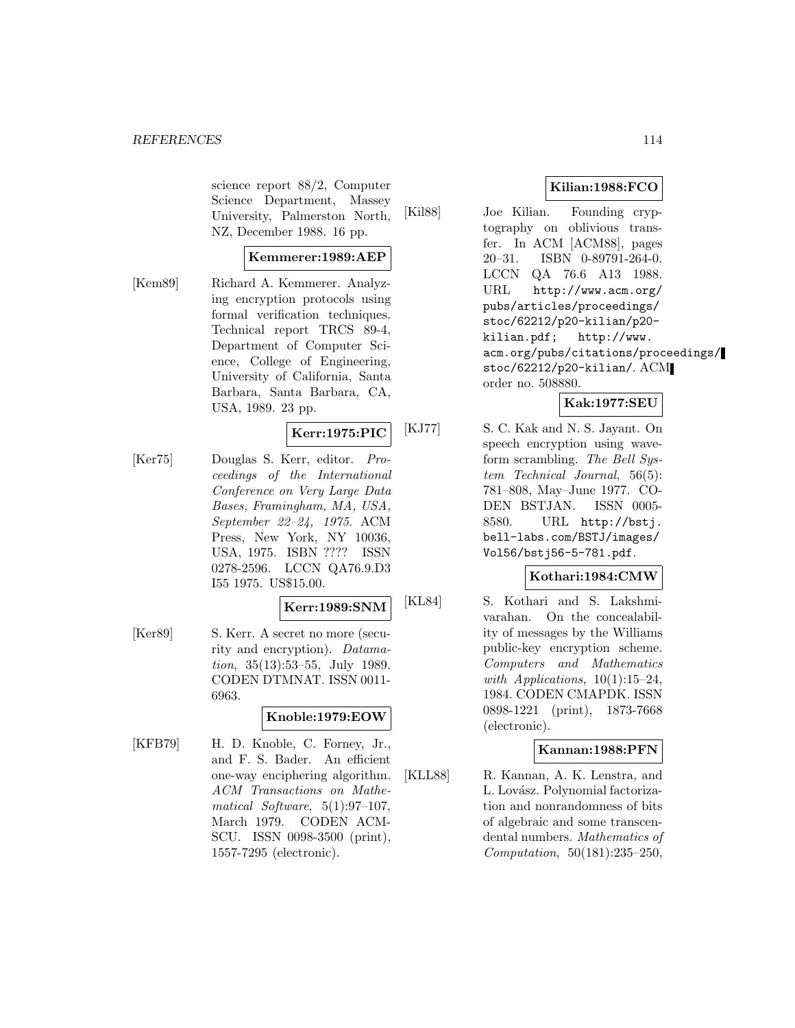science report 88/2, Computer Science Department, Massey University, Palmerston North, NZ, December 1988. 16 pp.

**Kemmerer:1989:AEP**

[Kem89] Richard A. Kemmerer. Analyzing encryption protocols using formal verification techniques. Technical report TRCS 89-4, Department of Computer Science, College of Engineering, University of California, Santa Barbara, Santa Barbara, CA, USA, 1989. 23 pp.

**Kerr:1975:PIC**

[Ker75] Douglas S. Kerr, editor. *Proceedings of the International Conference on Very Large Data Bases, Framingham, MA, USA, September 22–24, 1975.* ACM Press, New York, NY 10036, USA, 1975. ISBN ???? ISSN 0278-2596. LCCN QA76.9.D3 I55 1975. US$15.00.

**Kerr:1989:SNM**

[Ker89] S. Kerr. A secret no more (security and encryption). *Datamation*, 35(13):53–55, July 1989. CODEN DTMNAT. ISSN 0011-6963.

**Knoble:1979:EOW**

[KFB79] H. D. Knoble, C. Forney, Jr., and F. S. Bader. An efficient one-way enciphering algorithm. *ACM Transactions on Mathematical Software*, 5(1):97–107, March 1979. CODEN ACMSCU. ISSN 0098-3500 (print), 1557-7295 (electronic).

**Kilian:1988:FCO**

[Kil88] Joe Kilian. Founding cryptography on oblivious transfer. In ACM [ACM88], pages 20–31. ISBN 0-89791-264-0. LCCN QA 76.6 A13 1988. URL http://www.acm.org/pubs/articles/proceedings/stoc/62212/p20-kilian/p20-kilian.pdf; http://www.acm.org/pubs/citations/proceedings/stoc/62212/p20-kilian/. ACM order no. 508880.

**Kak:1977:SEU**

[KJ77] S. C. Kak and N. S. Jayant. On speech encryption using waveform scrambling. *The Bell System Technical Journal*, 56(5): 781–808, May–June 1977. CODEN BSTJAN. ISSN 0005-8580. URL http://bstj.bell-labs.com/BSTJ/images/Vol56/bstj56-5-781.pdf.

**Kothari:1984:CMW**

[KL84] S. Kothari and S. Lakshmivarahan. On the concealability of messages by the Williams public-key encryption scheme. *Computers and Mathematics with Applications*, 10(1):15–24, 1984. CODEN CMAPDK. ISSN 0898-1221 (print), 1873-7668 (electronic).

**Kannan:1988:PFN**

[KLL88] R. Kannan, A. K. Lenstra, and L. Lovász. Polynomial factorization and nonrandomness of bits of algebraic and some transcendental numbers. *Mathematics of Computation*, 50(181):235–250,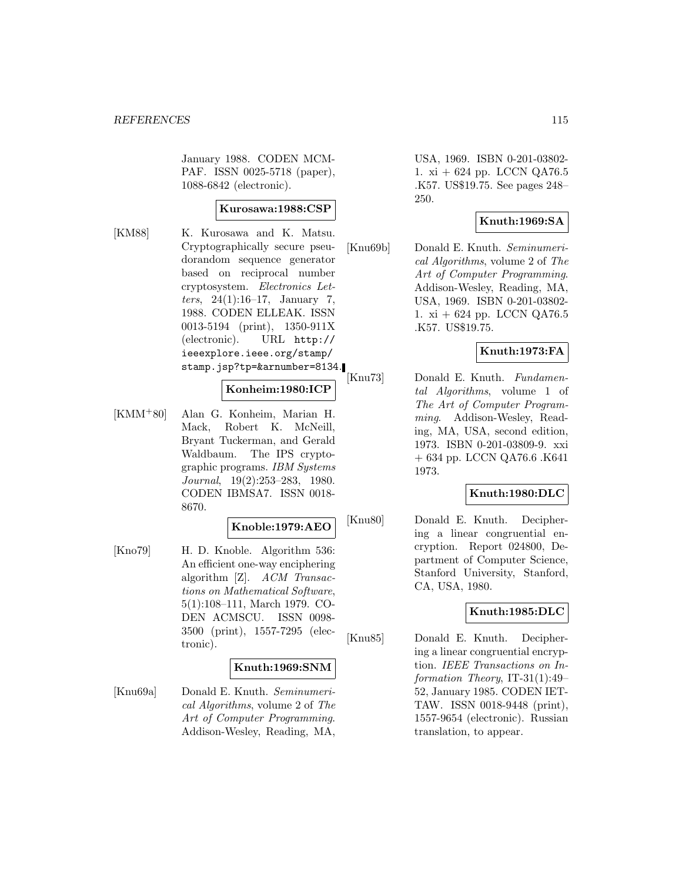January 1988. CODEN MCMPAF. ISSN 0025-5718 (paper), 1088-6842 (electronic).

**Kurosawa:1988:CSP**

[KM88] K. Kurosawa and K. Matsu. Cryptographically secure pseudorandom sequence generator based on reciprocal number cryptosystem. *Electronics Letters*, 24(1):16–17, January 7, 1988. CODEN ELLEAK. ISSN 0013-5194 (print), 1350-911X (electronic). URL `http://ieeexplore.ieee.org/stamp/stamp.jsp?tp=&arnumber=8134`.

**Konheim:1980:ICP**

[KMM+80] Alan G. Konheim, Marian H. Mack, Robert K. McNeill, Bryant Tuckerman, and Gerald Waldbaum. The IPS cryptographic programs. *IBM Systems Journal*, 19(2):253–283, 1980. CODEN IBMSA7. ISSN 0018-8670.

**Knoble:1979:AEO**

[Kno79] H. D. Knoble. Algorithm 536: An efficient one-way enciphering algorithm [Z]. *ACM Transactions on Mathematical Software*, 5(1):108–111, March 1979. CODEN ACMSCU. ISSN 0098-3500 (print), 1557-7295 (electronic).

**Knuth:1969:SNM**

[Knu69a] Donald E. Knuth. *Seminumerical Algorithms*, volume 2 of *The Art of Computer Programming*. Addison-Wesley, Reading, MA, USA, 1969. ISBN 0-201-03802-1. xi + 624 pp. LCCN QA76.5 .K57. US$19.75. See pages 248–250.

**Knuth:1969:SA**

[Knu69b] Donald E. Knuth. *Seminumerical Algorithms*, volume 2 of *The Art of Computer Programming*. Addison-Wesley, Reading, MA, USA, 1969. ISBN 0-201-03802-1. xi + 624 pp. LCCN QA76.5 .K57. US$19.75.

**Knuth:1973:FA**

[Knu73] Donald E. Knuth. *Fundamental Algorithms*, volume 1 of *The Art of Computer Programming*. Addison-Wesley, Reading, MA, USA, second edition, 1973. ISBN 0-201-03809-9. xxi + 634 pp. LCCN QA76.6 .K641 1973.

**Knuth:1980:DLC**

[Knu80] Donald E. Knuth. Deciphering a linear congruential encryption. Report 024800, Department of Computer Science, Stanford University, Stanford, CA, USA, 1980.

**Knuth:1985:DLC**

[Knu85] Donald E. Knuth. Deciphering a linear congruential encryption. *IEEE Transactions on Information Theory*, IT-31(1):49–52, January 1985. CODEN IETTAW. ISSN 0018-9448 (print), 1557-9654 (electronic). Russian translation, to appear.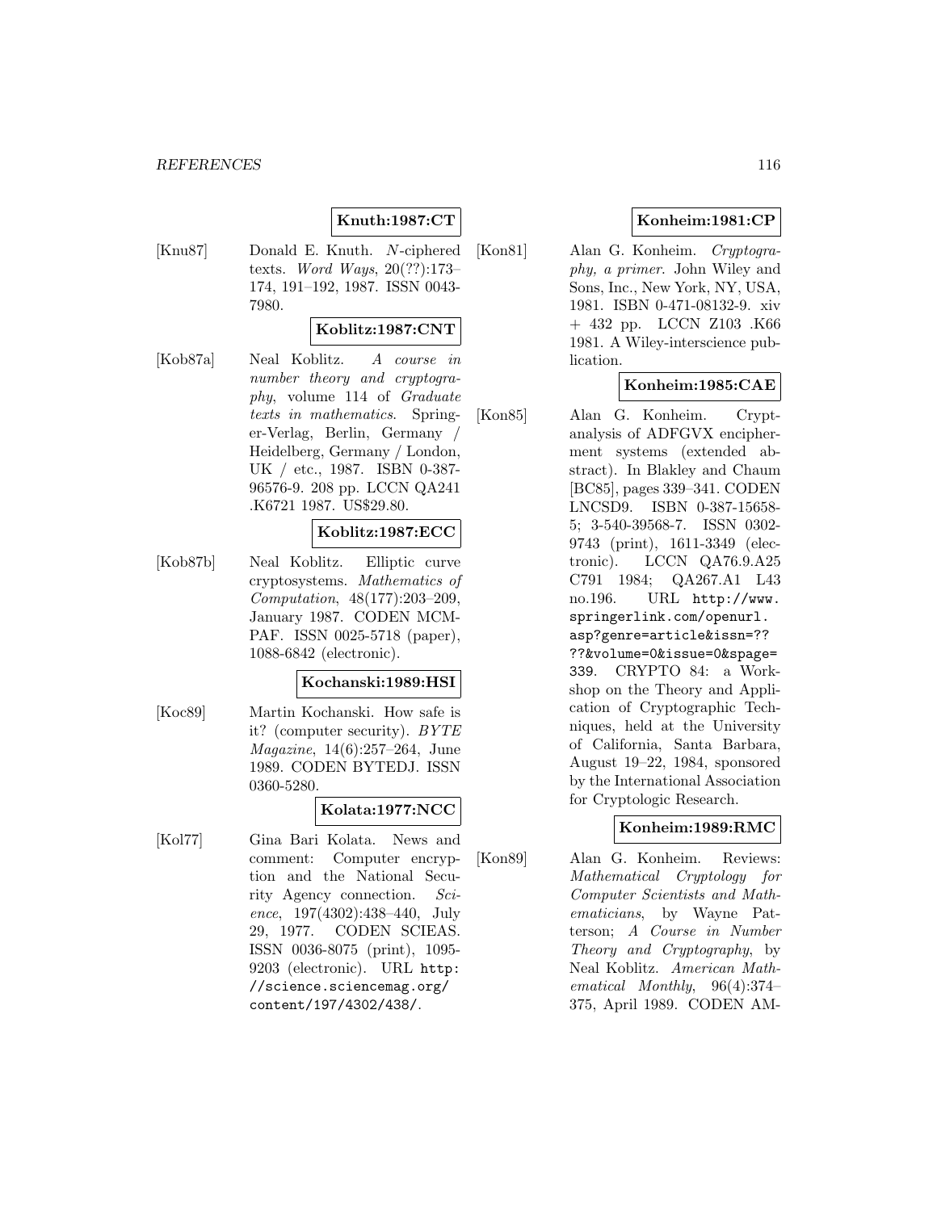**Knuth:1987:CT**

[Knu87] Donald E. Knuth. *N*-ciphered texts. *Word Ways*, 20(??):173–174, 191–192, 1987. ISSN 0043-7980.

**Koblitz:1987:CNT**

[Kob87a] Neal Koblitz. *A course in number theory and cryptography*, volume 114 of *Graduate texts in mathematics*. Springer-Verlag, Berlin, Germany / Heidelberg, Germany / London, UK / etc., 1987. ISBN 0-387-96576-9. 208 pp. LCCN QA241 .K6721 1987. US$29.80.

**Koblitz:1987:ECC**

[Kob87b] Neal Koblitz. Elliptic curve cryptosystems. *Mathematics of Computation*, 48(177):203–209, January 1987. CODEN MCMPAF. ISSN 0025-5718 (paper), 1088-6842 (electronic).

**Kochanski:1989:HSI**

[Koc89] Martin Kochanski. How safe is it? (computer security). *BYTE Magazine*, 14(6):257–264, June 1989. CODEN BYTEDJ. ISSN 0360-5280.

**Kolata:1977:NCC**

[Kol77] Gina Bari Kolata. News and comment: Computer encryption and the National Security Agency connection. *Science*, 197(4302):438–440, July 29, 1977. CODEN SCIEAS. ISSN 0036-8075 (print), 1095-9203 (electronic). URL http://science.sciencemag.org/content/197/4302/438/.

**Konheim:1981:CP**

[Kon81] Alan G. Konheim. *Cryptography, a primer*. John Wiley and Sons, Inc., New York, NY, USA, 1981. ISBN 0-471-08132-9. xiv + 432 pp. LCCN Z103 .K66 1981. A Wiley-interscience publication.

**Konheim:1985:CAE**

[Kon85] Alan G. Konheim. Cryptanalysis of ADFGVX encipherment systems (extended abstract). In Blakley and Chaum [BC85], pages 339–341. CODEN LNCSD9. ISBN 0-387-15658-5; 3-540-39568-7. ISSN 0302-9743 (print), 1611-3349 (electronic). LCCN QA76.9.A25 C791 1984; QA267.A1 L43 no.196. URL http://www.springerlink.com/openurl.asp?genre=article&issn=????&volume=0&issue=0&spage=339. CRYPTO 84: a Workshop on the Theory and Application of Cryptographic Techniques, held at the University of California, Santa Barbara, August 19–22, 1984, sponsored by the International Association for Cryptologic Research.

**Konheim:1989:RMC**

[Kon89] Alan G. Konheim. Reviews: *Mathematical Cryptology for Computer Scientists and Mathematicians*, by Wayne Patterson; *A Course in Number Theory and Cryptography*, by Neal Koblitz. *American Mathematical Monthly*, 96(4):374–375, April 1989. CODEN AM-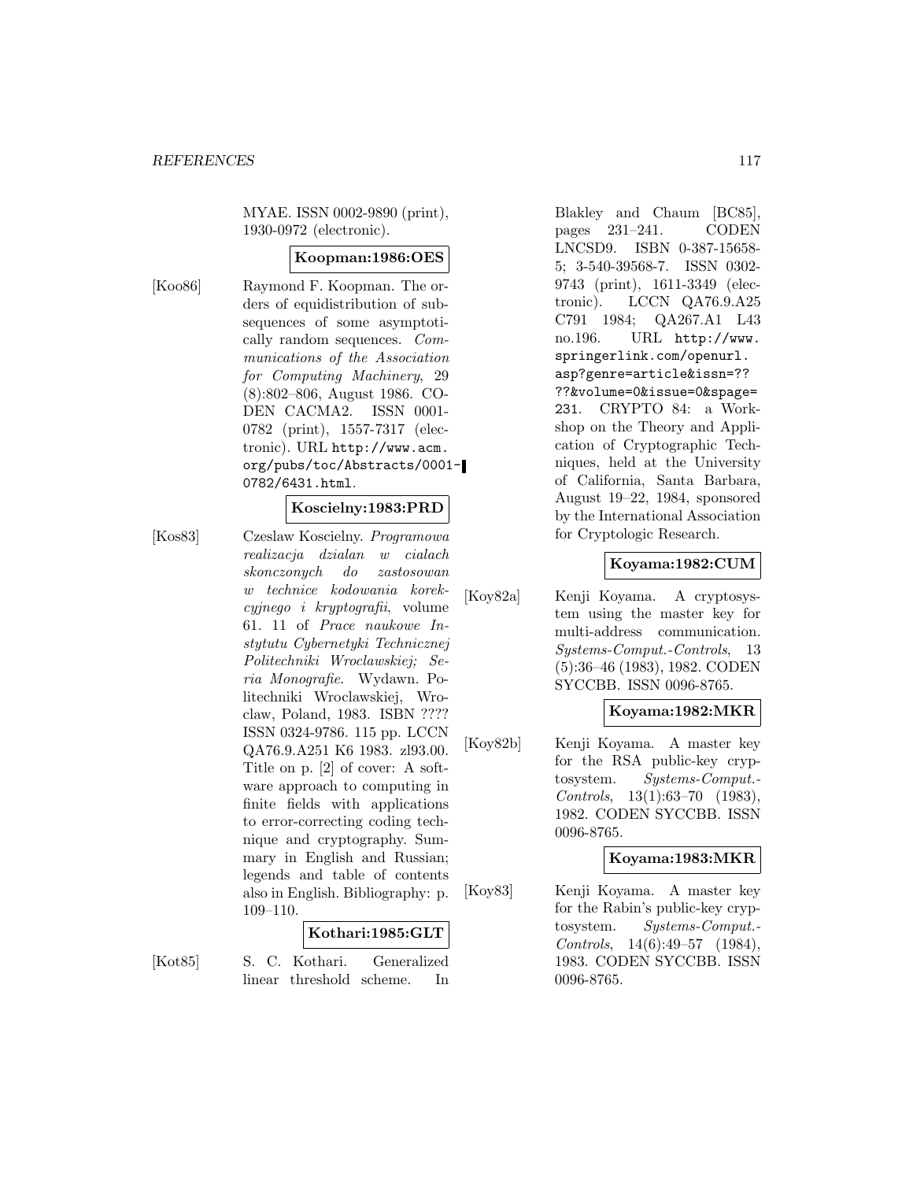MYAE. ISSN 0002-9890 (print), 1930-0972 (electronic).

**Koopman:1986:OES**

[Koo86] Raymond F. Koopman. The orders of equidistribution of subsequences of some asymptotically random sequences. *Communications of the Association for Computing Machinery*, 29 (8):802–806, August 1986. CODEN CACMA2. ISSN 0001-0782 (print), 1557-7317 (electronic). URL http://www.acm.org/pubs/toc/Abstracts/0001-0782/6431.html.

**Koscielny:1983:PRD**

[Kos83] Czeslaw Koscielny. *Programowa realizacja dzialan w cialach skonczonych do zastosowan w technice kodowania korekcyjnego i kryptografii*, volume 61. 11 of *Prace naukowe Instytutu Cybernetyki Technicznej Politechniki Wroclawskiej; Seria Monografie*. Wydawn. Politechniki Wroclawskiej, Wroclaw, Poland, 1983. ISBN ???? ISSN 0324-9786. 115 pp. LCCN QA76.9.A251 K6 1983. zl93.00. Title on p. [2] of cover: A software approach to computing in finite fields with applications to error-correcting coding technique and cryptography. Summary in English and Russian; legends and table of contents also in English. Bibliography: p. 109–110.

**Kothari:1985:GLT**

[Kot85] S. C. Kothari. Generalized linear threshold scheme. In Blakley and Chaum [BC85], pages 231–241. CODEN LNCSD9. ISBN 0-387-15658-5; 3-540-39568-7. ISSN 0302-9743 (print), 1611-3349 (electronic). LCCN QA76.9.A25 C791 1984; QA267.A1 L43 no.196. URL http://www.springerlink.com/openurl.asp?genre=article&issn=????&volume=0&issue=0&spage=231. CRYPTO 84: a Workshop on the Theory and Application of Cryptographic Techniques, held at the University of California, Santa Barbara, August 19–22, 1984, sponsored by the International Association for Cryptologic Research.

**Koyama:1982:CUM**

[Koy82a] Kenji Koyama. A cryptosystem using the master key for multi-address communication. *Systems-Comput.-Controls*, 13 (5):36–46 (1983), 1982. CODEN SYCCBB. ISSN 0096-8765.

**Koyama:1982:MKR**

[Koy82b] Kenji Koyama. A master key for the RSA public-key cryptosystem. *Systems-Comput.-Controls*, 13(1):63–70 (1983), 1982. CODEN SYCCBB. ISSN 0096-8765.

**Koyama:1983:MKR**

[Koy83] Kenji Koyama. A master key for the Rabin's public-key cryptosystem. *Systems-Comput.-Controls*, 14(6):49–57 (1984), 1983. CODEN SYCCBB. ISSN 0096-8765.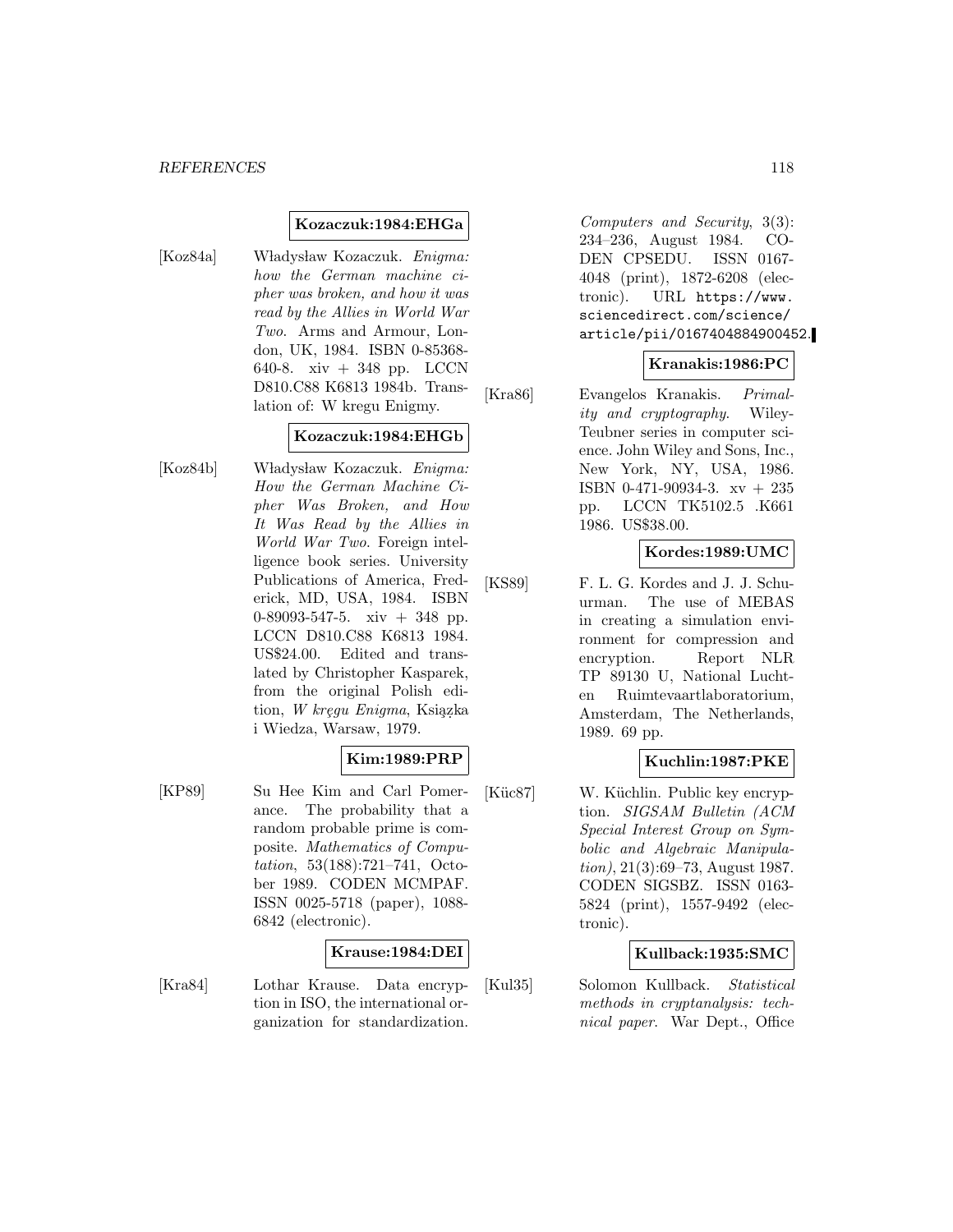**Kozaczuk:1984:EHGa**

[Koz84a] Władysław Kozaczuk. *Enigma: how the German machine cipher was broken, and how it was read by the Allies in World War Two*. Arms and Armour, London, UK, 1984. ISBN 0-85368-640-8. xiv + 348 pp. LCCN D810.C88 K6813 1984b. Translation of: W kregu Enigmy.

**Kozaczuk:1984:EHGb**

[Koz84b] Władysław Kozaczuk. *Enigma: How the German Machine Cipher Was Broken, and How It Was Read by the Allies in World War Two*. Foreign intelligence book series. University Publications of America, Frederick, MD, USA, 1984. ISBN 0-89093-547-5. xiv + 348 pp. LCCN D810.C88 K6813 1984. US$24.00. Edited and translated by Christopher Kasparek, from the original Polish edition, *W kręgu Enigma*, Książka i Wiedza, Warsaw, 1979.

**Kim:1989:PRP**

[KP89] Su Hee Kim and Carl Pomerance. The probability that a random probable prime is composite. *Mathematics of Computation*, 53(188):721–741, October 1989. CODEN MCMPAF. ISSN 0025-5718 (paper), 1088-6842 (electronic).

**Krause:1984:DEI**

[Kra84] Lothar Krause. Data encryption in ISO, the international organization for standardization. *Computers and Security*, 3(3): 234–236, August 1984. CODEN CPSEDU. ISSN 0167-4048 (print), 1872-6208 (electronic). URL https://www.sciencedirect.com/science/article/pii/0167404884900452.

**Kranakis:1986:PC**

[Kra86] Evangelos Kranakis. *Primality and cryptography*. Wiley-Teubner series in computer science. John Wiley and Sons, Inc., New York, NY, USA, 1986. ISBN 0-471-90934-3. xv + 235 pp. LCCN TK5102.5 .K661 1986. US$38.00.

**Kordes:1989:UMC**

[KS89] F. L. G. Kordes and J. J. Schuurman. The use of MEBAS in creating a simulation environment for compression and encryption. Report NLR TP 89130 U, National Luchten Ruimtevaartlaboratorium, Amsterdam, The Netherlands, 1989. 69 pp.

**Kuchlin:1987:PKE**

[Küc87] W. Küchlin. Public key encryption. *SIGSAM Bulletin (ACM Special Interest Group on Symbolic and Algebraic Manipulation)*, 21(3):69–73, August 1987. CODEN SIGSBZ. ISSN 0163-5824 (print), 1557-9492 (electronic).

**Kullback:1935:SMC**

[Kul35] Solomon Kullback. *Statistical methods in cryptanalysis: technical paper*. War Dept., Office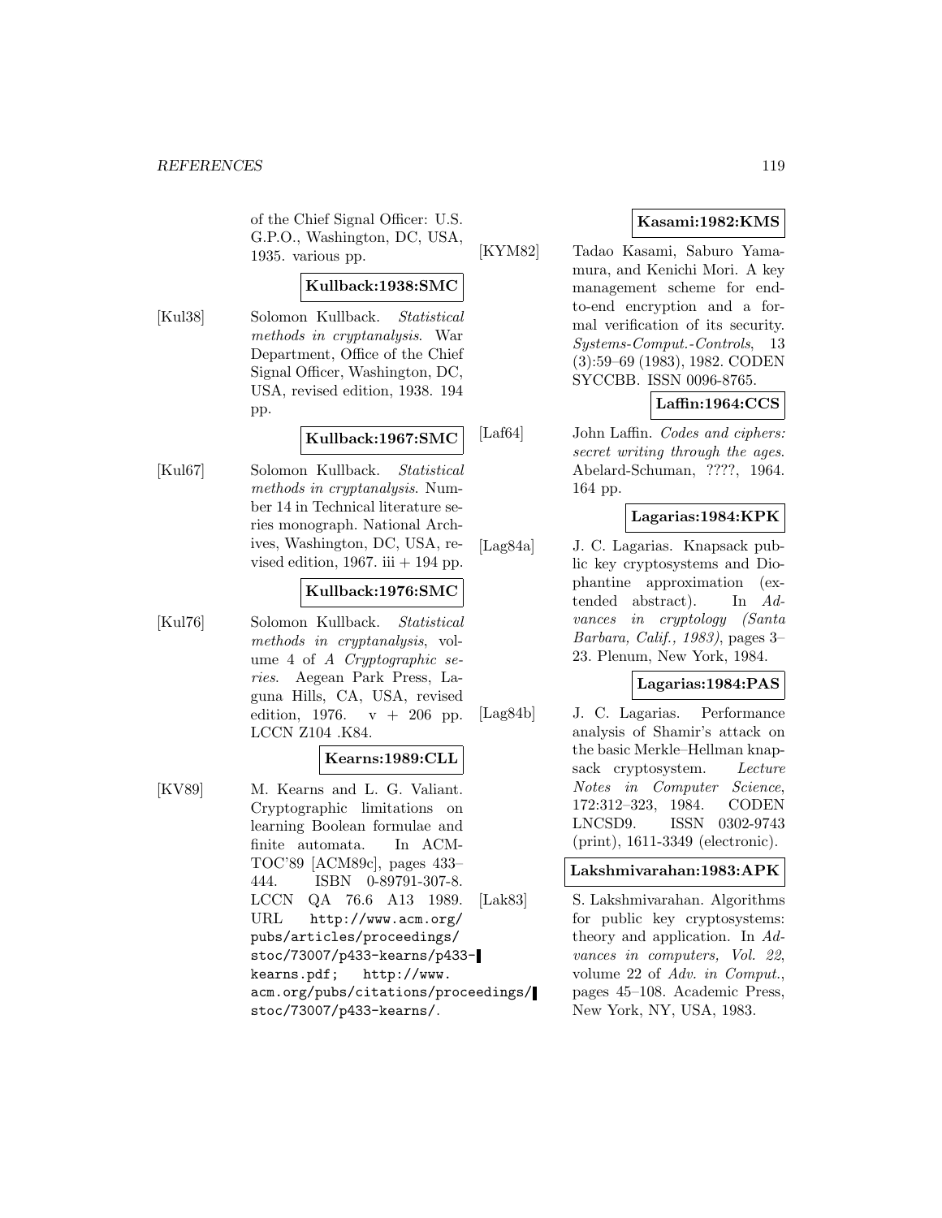of the Chief Signal Officer: U.S. G.P.O., Washington, DC, USA, 1935. various pp.

**Kullback:1938:SMC**

[Kul38] Solomon Kullback. *Statistical methods in cryptanalysis*. War Department, Office of the Chief Signal Officer, Washington, DC, USA, revised edition, 1938. 194 pp.

**Kullback:1967:SMC**

[Kul67] Solomon Kullback. *Statistical methods in cryptanalysis*. Number 14 in Technical literature series monograph. National Archives, Washington, DC, USA, revised edition, 1967. iii + 194 pp.

**Kullback:1976:SMC**

[Kul76] Solomon Kullback. *Statistical methods in cryptanalysis*, volume 4 of *A Cryptographic series*. Aegean Park Press, Laguna Hills, CA, USA, revised edition, 1976. v + 206 pp. LCCN Z104 .K84.

**Kearns:1989:CLL**

[KV89] M. Kearns and L. G. Valiant. Cryptographic limitations on learning Boolean formulae and finite automata. In ACM-TOC'89 [ACM89c], pages 433–444. ISBN 0-89791-307-8. LCCN QA 76.6 A13 1989. URL http://www.acm.org/pubs/articles/proceedings/stoc/73007/p433-kearns/p433-kearns.pdf; http://www.acm.org/pubs/citations/proceedings/stoc/73007/p433-kearns/.

**Kasami:1982:KMS**

[KYM82] Tadao Kasami, Saburo Yamamura, and Kenichi Mori. A key management scheme for end-to-end encryption and a formal verification of its security. *Systems-Comput.-Controls*, 13 (3):59–69 (1983), 1982. CODEN SYCCBB. ISSN 0096-8765.

**Laffin:1964:CCS**

[Laf64] John Laffin. *Codes and ciphers: secret writing through the ages*. Abelard-Schuman, ????, 1964. 164 pp.

**Lagarias:1984:KPK**

[Lag84a] J. C. Lagarias. Knapsack public key cryptosystems and Diophantine approximation (extended abstract). In *Advances in cryptology (Santa Barbara, Calif., 1983)*, pages 3–23. Plenum, New York, 1984.

**Lagarias:1984:PAS**

[Lag84b] J. C. Lagarias. Performance analysis of Shamir's attack on the basic Merkle–Hellman knapsack cryptosystem. *Lecture Notes in Computer Science*, 172:312–323, 1984. CODEN LNCSD9. ISSN 0302-9743 (print), 1611-3349 (electronic).

**Lakshmivarahan:1983:APK**

[Lak83] S. Lakshmivarahan. Algorithms for public key cryptosystems: theory and application. In *Advances in computers, Vol. 22*, volume 22 of *Adv. in Comput.*, pages 45–108. Academic Press, New York, NY, USA, 1983.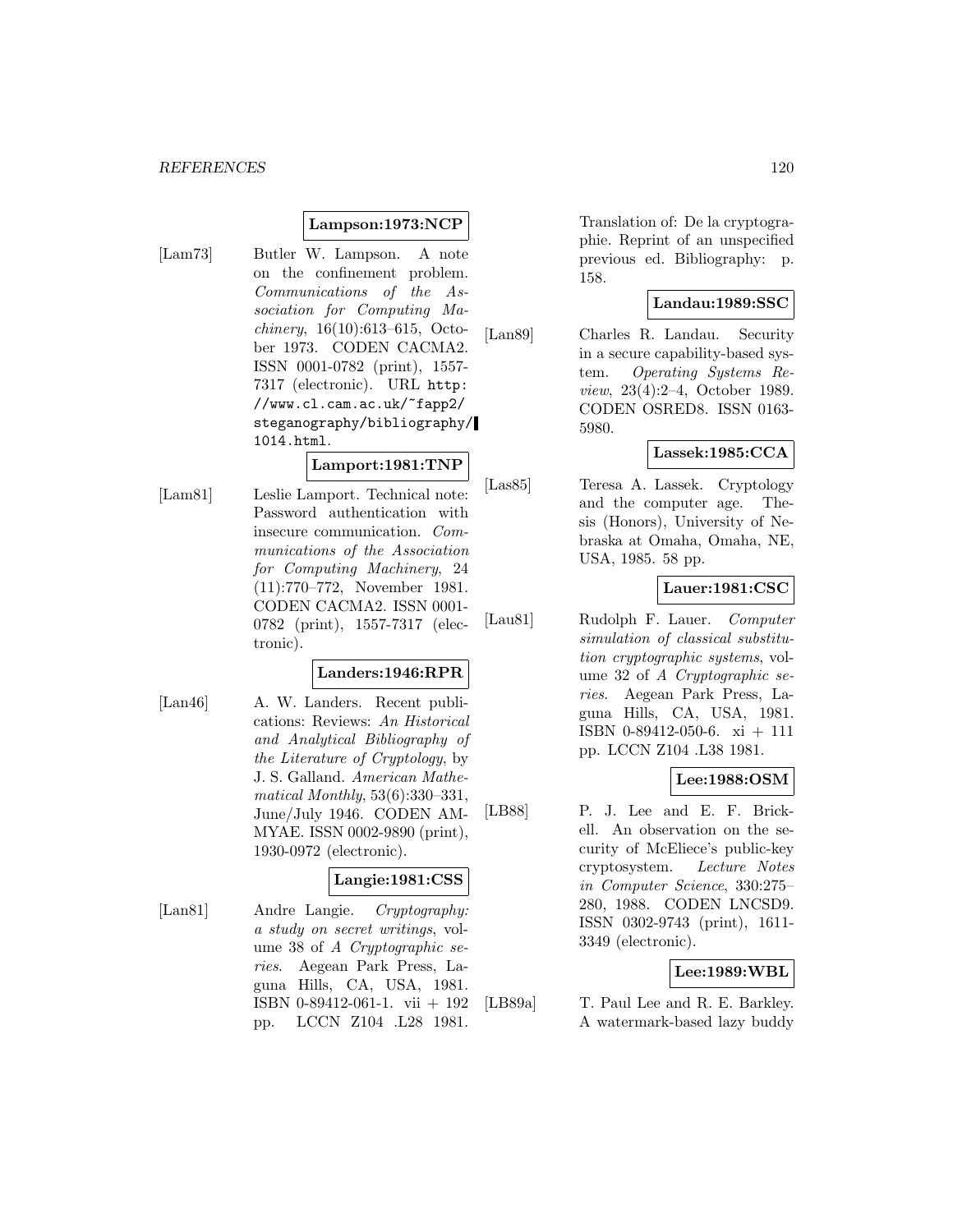**Lampson:1973:NCP**

[Lam73] Butler W. Lampson. A note on the confinement problem. *Communications of the Association for Computing Machinery*, 16(10):613–615, October 1973. CODEN CACMA2. ISSN 0001-0782 (print), 1557-7317 (electronic). URL http://www.cl.cam.ac.uk/~fapp2/steganography/bibliography/1014.html.

**Lamport:1981:TNP**

[Lam81] Leslie Lamport. Technical note: Password authentication with insecure communication. *Communications of the Association for Computing Machinery*, 24(11):770–772, November 1981. CODEN CACMA2. ISSN 0001-0782 (print), 1557-7317 (electronic).

**Landers:1946:RPR**

[Lan46] A. W. Landers. Recent publications: Reviews: *An Historical and Analytical Bibliography of the Literature of Cryptology*, by J. S. Galland. *American Mathematical Monthly*, 53(6):330–331, June/July 1946. CODEN AMMYAE. ISSN 0002-9890 (print), 1930-0972 (electronic).

**Langie:1981:CSS**

[Lan81] Andre Langie. *Cryptography: a study on secret writings*, volume 38 of *A Cryptographic series*. Aegean Park Press, Laguna Hills, CA, USA, 1981. ISBN 0-89412-061-1. vii + 192 pp. LCCN Z104 .L28 1981. Translation of: De la cryptographie. Reprint of an unspecified previous ed. Bibliography: p. 158.

**Landau:1989:SSC**

[Lan89] Charles R. Landau. Security in a secure capability-based system. *Operating Systems Review*, 23(4):2–4, October 1989. CODEN OSRED8. ISSN 0163-5980.

**Lassek:1985:CCA**

[Las85] Teresa A. Lassek. Cryptology and the computer age. Thesis (Honors), University of Nebraska at Omaha, Omaha, NE, USA, 1985. 58 pp.

**Lauer:1981:CSC**

[Lau81] Rudolph F. Lauer. *Computer simulation of classical substitution cryptographic systems*, volume 32 of *A Cryptographic series*. Aegean Park Press, Laguna Hills, CA, USA, 1981. ISBN 0-89412-050-6. xi + 111 pp. LCCN Z104 .L38 1981.

**Lee:1988:OSM**

[LB88] P. J. Lee and E. F. Brickell. An observation on the security of McEliece's public-key cryptosystem. *Lecture Notes in Computer Science*, 330:275–280, 1988. CODEN LNCSD9. ISSN 0302-9743 (print), 1611-3349 (electronic).

**Lee:1989:WBL**

[LB89a] T. Paul Lee and R. E. Barkley. A watermark-based lazy buddy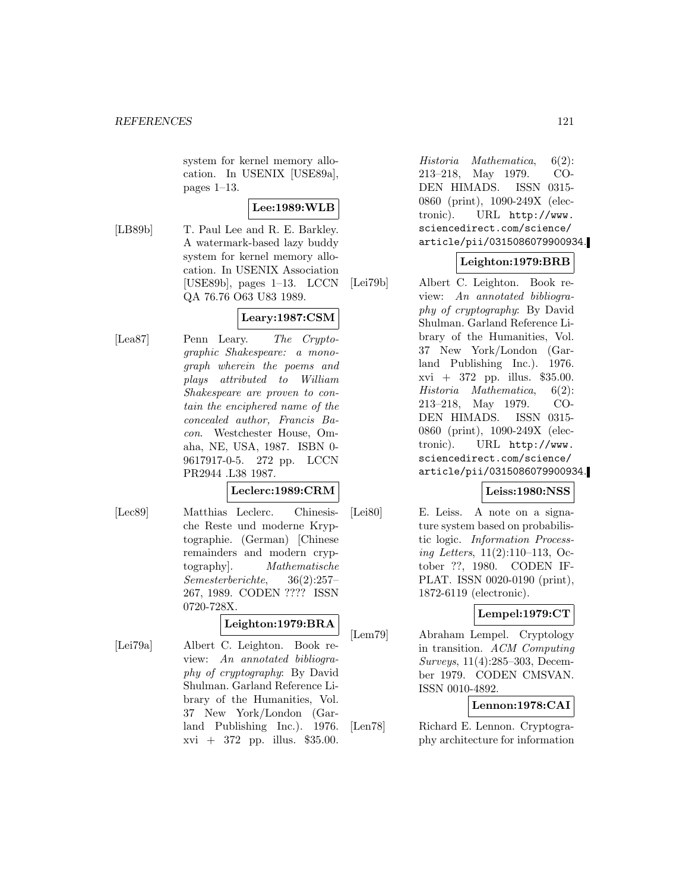system for kernel memory allocation. In USENIX [USE89a], pages 1–13.

**Lee:1989:WLB**

[LB89b] T. Paul Lee and R. E. Barkley. A watermark-based lazy buddy system for kernel memory allocation. In USENIX Association [USE89b], pages 1–13. LCCN QA 76.76 O63 U83 1989.

**Leary:1987:CSM**

[Lea87] Penn Leary. *The Cryptographic Shakespeare: a monograph wherein the poems and plays attributed to William Shakespeare are proven to contain the enciphered name of the concealed author, Francis Bacon*. Westchester House, Omaha, NE, USA, 1987. ISBN 0-9617917-0-5. 272 pp. LCCN PR2944 .L38 1987.

**Leclerc:1989:CRM**

[Lec89] Matthias Leclerc. Chinesische Reste und moderne Kryptographie. (German) [Chinese remainders and modern cryptography]. *Mathematische Semesterberichte*, 36(2):257–267, 1989. CODEN ???? ISSN 0720-728X.

**Leighton:1979:BRA**

[Lei79a] Albert C. Leighton. Book review: *An annotated bibliography of cryptography*: By David Shulman. Garland Reference Library of the Humanities, Vol. 37 New York/London (Garland Publishing Inc.). 1976. xvi + 372 pp. illus. $35.00. *Historia Mathematica*, 6(2):213–218, May 1979. CODEN HIMADS. ISSN 0315-0860 (print), 1090-249X (electronic). URL http://www.sciencedirect.com/science/article/pii/0315086079900934.

**Leighton:1979:BRB**

[Lei79b] Albert C. Leighton. Book review: *An annotated bibliography of cryptography*: By David Shulman. Garland Reference Library of the Humanities, Vol. 37 New York/London (Garland Publishing Inc.). 1976. xvi + 372 pp. illus. $35.00. *Historia Mathematica*, 6(2):213–218, May 1979. CODEN HIMADS. ISSN 0315-0860 (print), 1090-249X (electronic). URL http://www.sciencedirect.com/science/article/pii/0315086079900934.

**Leiss:1980:NSS**

[Lei80] E. Leiss. A note on a signature system based on probabilistic logic. *Information Processing Letters*, 11(2):110–113, October ??, 1980. CODEN IFPLAT. ISSN 0020-0190 (print), 1872-6119 (electronic).

**Lempel:1979:CT**

[Lem79] Abraham Lempel. Cryptology in transition. *ACM Computing Surveys*, 11(4):285–303, December 1979. CODEN CMSVAN. ISSN 0010-4892.

**Lennon:1978:CAI**

[Len78] Richard E. Lennon. Cryptography architecture for information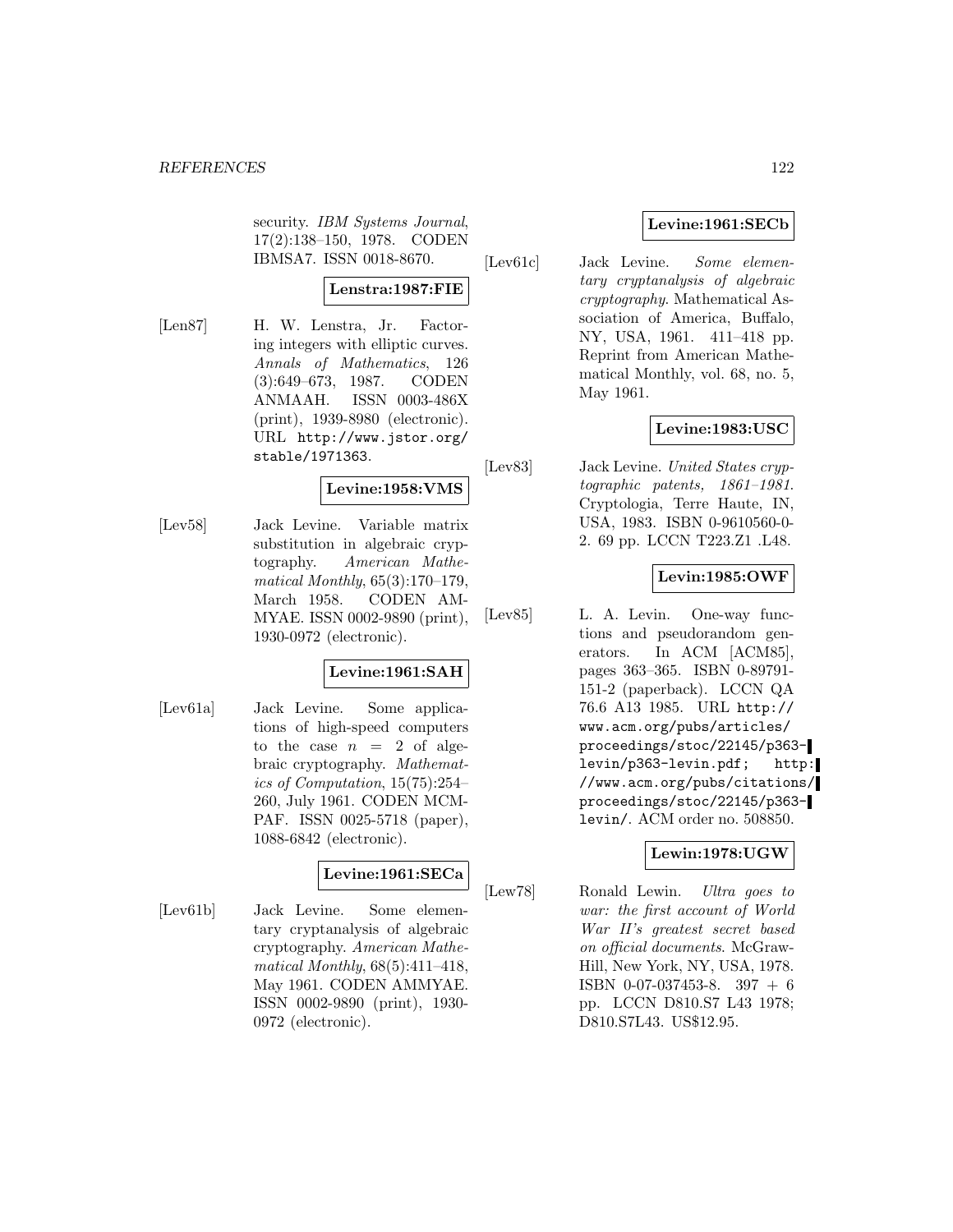security. *IBM Systems Journal*, 17(2):138–150, 1978. CODEN IBMSA7. ISSN 0018-8670.

**Lenstra:1987:FIE**

[Len87] H. W. Lenstra, Jr. Factoring integers with elliptic curves. *Annals of Mathematics*, 126 (3):649–673, 1987. CODEN ANMAAH. ISSN 0003-486X (print), 1939-8980 (electronic). URL `http://www.jstor.org/stable/1971363`.

**Levine:1958:VMS**

[Lev58] Jack Levine. Variable matrix substitution in algebraic cryptography. *American Mathematical Monthly*, 65(3):170–179, March 1958. CODEN AMMYAE. ISSN 0002-9890 (print), 1930-0972 (electronic).

**Levine:1961:SAH**

[Lev61a] Jack Levine. Some applications of high-speed computers to the case $n = 2$ of algebraic cryptography. *Mathematics of Computation*, 15(75):254–260, July 1961. CODEN MCMPAF. ISSN 0025-5718 (paper), 1088-6842 (electronic).

**Levine:1961:SECa**

[Lev61b] Jack Levine. Some elementary cryptanalysis of algebraic cryptography. *American Mathematical Monthly*, 68(5):411–418, May 1961. CODEN AMMYAE. ISSN 0002-9890 (print), 1930-0972 (electronic).

**Levine:1961:SECb**

[Lev61c] Jack Levine. *Some elementary cryptanalysis of algebraic cryptography*. Mathematical Association of America, Buffalo, NY, USA, 1961. 411–418 pp. Reprint from American Mathematical Monthly, vol. 68, no. 5, May 1961.

**Levine:1983:USC**

[Lev83] Jack Levine. *United States cryptographic patents, 1861–1981*. Cryptologia, Terre Haute, IN, USA, 1983. ISBN 0-9610560-0-2. 69 pp. LCCN T223.Z1 .L48.

**Levin:1985:OWF**

[Lev85] L. A. Levin. One-way functions and pseudorandom generators. In ACM [ACM85], pages 363–365. ISBN 0-89791-151-2 (paperback). LCCN QA 76.6 A13 1985. URL `http://www.acm.org/pubs/articles/proceedings/stoc/22145/p363-levin/p363-levin.pdf`; `http://www.acm.org/pubs/citations/proceedings/stoc/22145/p363-levin/`. ACM order no. 508850.

**Lewin:1978:UGW**

[Lew78] Ronald Lewin. *Ultra goes to war: the first account of World War II's greatest secret based on official documents*. McGraw-Hill, New York, NY, USA, 1978. ISBN 0-07-037453-8. 397 + 6 pp. LCCN D810.S7 L43 1978; D810.S7L43. US$12.95.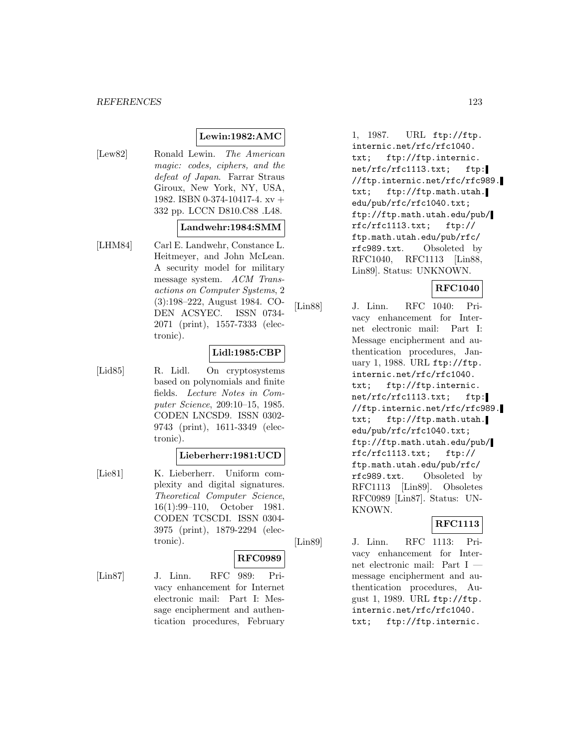**Lewin:1982:AMC**

[Lew82] Ronald Lewin. *The American magic: codes, ciphers, and the defeat of Japan*. Farrar Straus Giroux, New York, NY, USA, 1982. ISBN 0-374-10417-4. xv + 332 pp. LCCN D810.C88 .L48.

**Landwehr:1984:SMM**

[LHM84] Carl E. Landwehr, Constance L. Heitmeyer, and John McLean. A security model for military message system. *ACM Transactions on Computer Systems*, 2 (3):198–222, August 1984. CODEN ACSYEC. ISSN 0734-2071 (print), 1557-7333 (electronic).

**Lidl:1985:CBP**

[Lid85] R. Lidl. On cryptosystems based on polynomials and finite fields. *Lecture Notes in Computer Science*, 209:10–15, 1985. CODEN LNCSD9. ISSN 0302-9743 (print), 1611-3349 (electronic).

**Lieberherr:1981:UCD**

[Lie81] K. Lieberherr. Uniform complexity and digital signatures. *Theoretical Computer Science*, 16(1):99–110, October 1981. CODEN TCSCDI. ISSN 0304-3975 (print), 1879-2294 (electronic).

**RFC0989**

[Lin87] J. Linn. RFC 989: Privacy enhancement for Internet electronic mail: Part I: Message encipherment and authentication procedures, February 1, 1987. URL ftp://ftp.internic.net/rfc/rfc1040.txt; ftp://ftp.internic.net/rfc/rfc1113.txt; ftp://ftp.internic.net/rfc/rfc989.txt; ftp://ftp.math.utah.edu/pub/rfc/rfc1040.txt; ftp://ftp.math.utah.edu/pub/rfc/rfc1113.txt; ftp://ftp.math.utah.edu/pub/rfc/rfc989.txt. Obsoleted by RFC1040, RFC1113 [Lin88, Lin89]. Status: UNKNOWN.

**RFC1040**

[Lin88] J. Linn. RFC 1040: Privacy enhancement for Internet electronic mail: Part I: Message encipherment and authentication procedures, January 1, 1988. URL ftp://ftp.internic.net/rfc/rfc1040.txt; ftp://ftp.internic.net/rfc/rfc1113.txt; ftp://ftp.internic.net/rfc/rfc989.txt; ftp://ftp.math.utah.edu/pub/rfc/rfc1040.txt; ftp://ftp.math.utah.edu/pub/rfc/rfc1113.txt; ftp://ftp.math.utah.edu/pub/rfc/rfc989.txt. Obsoleted by RFC1113 [Lin89]. Obsoletes RFC0989 [Lin87]. Status: UNKNOWN.

**RFC1113**

[Lin89] J. Linn. RFC 1113: Privacy enhancement for Internet electronic mail: Part I — message encipherment and authentication procedures, August 1, 1989. URL ftp://ftp.internic.net/rfc/rfc1040.txt; ftp://ftp.internic.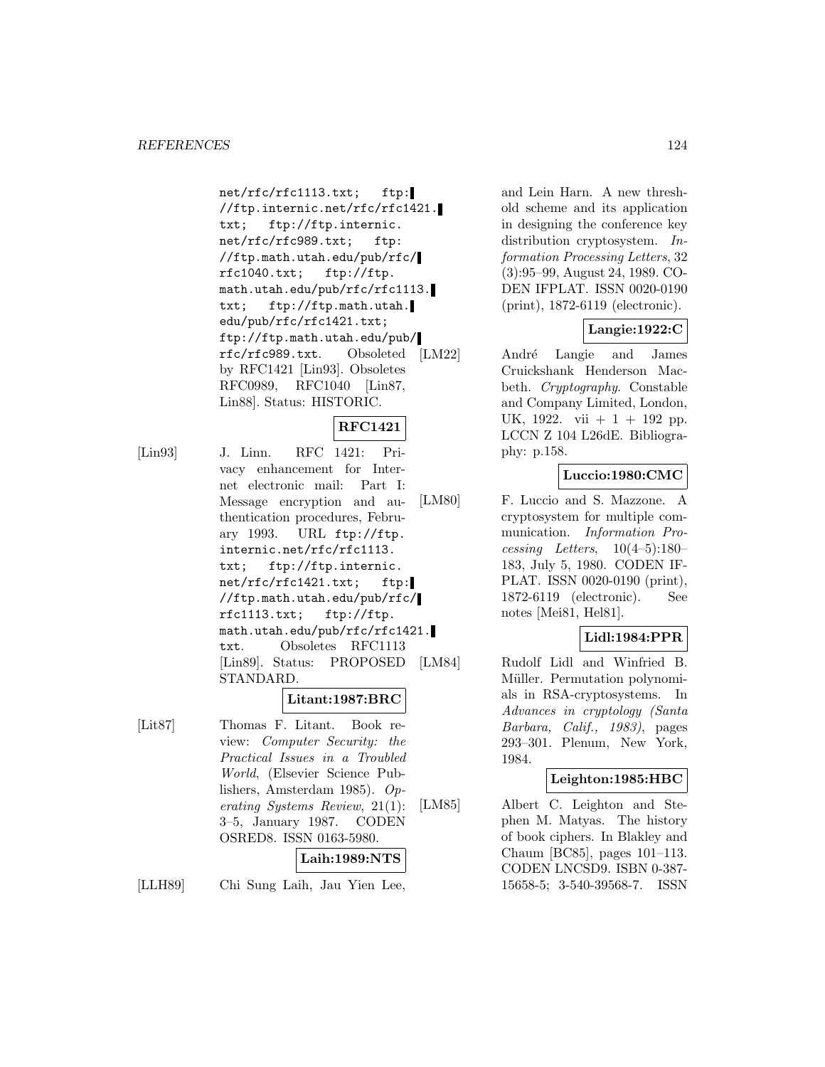net/rfc/rfc1113.txt; ftp://ftp.internic.net/rfc/rfc1421.txt; ftp://ftp.internic.net/rfc/rfc989.txt; ftp://ftp.math.utah.edu/pub/rfc/rfc1040.txt; ftp://ftp.math.utah.edu/pub/rfc/rfc1113.txt; ftp://ftp.math.utah.edu/pub/rfc/rfc1421.txt; ftp://ftp.math.utah.edu/pub/rfc/rfc989.txt. Obsoleted by RFC1421 [Lin93]. Obsoletes RFC0989, RFC1040 [Lin87, Lin88]. Status: HISTORIC.

**RFC1421**

[Lin93] J. Linn. RFC 1421: Privacy enhancement for Internet electronic mail: Part I: Message encryption and authentication procedures, February 1993. URL ftp://ftp.internic.net/rfc/rfc1113.txt; ftp://ftp.internic.net/rfc/rfc1421.txt; ftp://ftp.math.utah.edu/pub/rfc/rfc1113.txt; ftp://ftp.math.utah.edu/pub/rfc/rfc1421.txt. Obsoletes RFC1113 [Lin89]. Status: PROPOSED STANDARD.

**Litant:1987:BRC**

[Lit87] Thomas F. Litant. Book review: *Computer Security: the Practical Issues in a Troubled World*, (Elsevier Science Publishers, Amsterdam 1985). *Operating Systems Review*, 21(1): 3–5, January 1987. CODEN OSRED8. ISSN 0163-5980.

**Laih:1989:NTS**

[LLH89] Chi Sung Laih, Jau Yien Lee, and Lein Harn. A new threshold scheme and its application in designing the conference key distribution cryptosystem. *Information Processing Letters*, 32 (3):95–99, August 24, 1989. CODEN IFPLAT. ISSN 0020-0190 (print), 1872-6119 (electronic).

**Langie:1922:C**

[LM22] André Langie and James Cruickshank Henderson Macbeth. *Cryptography*. Constable and Company Limited, London, UK, 1922. vii + 1 + 192 pp. LCCN Z 104 L26dE. Bibliography: p.158.

**Luccio:1980:CMC**

[LM80] F. Luccio and S. Mazzone. A cryptosystem for multiple communication. *Information Processing Letters*, 10(4–5):180–183, July 5, 1980. CODEN IFPLAT. ISSN 0020-0190 (print), 1872-6119 (electronic). See notes [Mei81, Hel81].

**Lidl:1984:PPR**

[LM84] Rudolf Lidl and Winfried B. Müller. Permutation polynomials in RSA-cryptosystems. In *Advances in cryptology (Santa Barbara, Calif., 1983)*, pages 293–301. Plenum, New York, 1984.

**Leighton:1985:HBC**

[LM85] Albert C. Leighton and Stephen M. Matyas. The history of book ciphers. In Blakley and Chaum [BC85], pages 101–113. CODEN LNCSD9. ISBN 0-387-15658-5; 3-540-39568-7. ISSN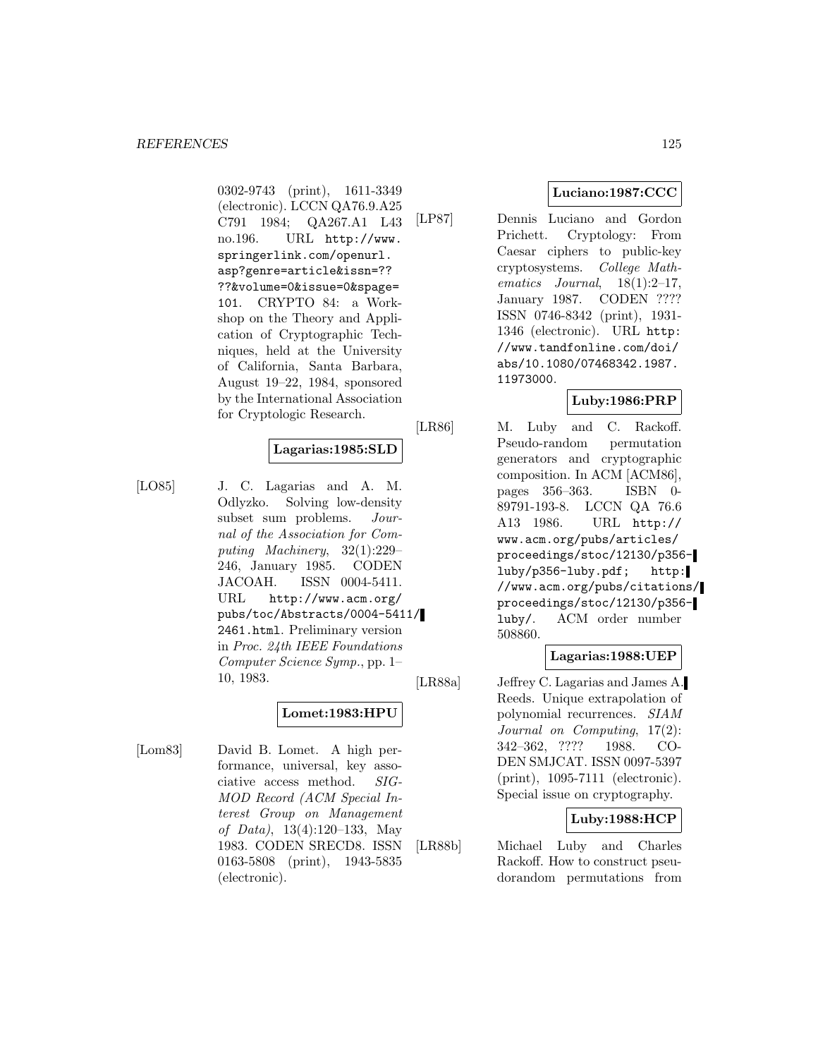0302-9743 (print), 1611-3349 (electronic). LCCN QA76.9.A25 C791 1984; QA267.A1 L43 no.196. URL http://www.springerlink.com/openurl.asp?genre=article&issn=????&volume=0&issue=0&spage=101. CRYPTO 84: a Workshop on the Theory and Application of Cryptographic Techniques, held at the University of California, Santa Barbara, August 19–22, 1984, sponsored by the International Association for Cryptologic Research.

**Lagarias:1985:SLD**

[LO85] J. C. Lagarias and A. M. Odlyzko. Solving low-density subset sum problems. *Journal of the Association for Computing Machinery*, 32(1):229–246, January 1985. CODEN JACOAH. ISSN 0004-5411. URL http://www.acm.org/pubs/toc/Abstracts/0004-5411/2461.html. Preliminary version in *Proc. 24th IEEE Foundations Computer Science Symp.*, pp. 1–10, 1983.

**Lomet:1983:HPU**

[Lom83] David B. Lomet. A high performance, universal, key associative access method. *SIGMOD Record (ACM Special Interest Group on Management of Data)*, 13(4):120–133, May 1983. CODEN SRECD8. ISSN 0163-5808 (print), 1943-5835 (electronic).

**Luciano:1987:CCC**

[LP87] Dennis Luciano and Gordon Prichett. Cryptology: From Caesar ciphers to public-key cryptosystems. *College Mathematics Journal*, 18(1):2–17, January 1987. CODEN ???? ISSN 0746-8342 (print), 1931-1346 (electronic). URL http://www.tandfonline.com/doi/abs/10.1080/07468342.1987.11973000.

**Luby:1986:PRP**

[LR86] M. Luby and C. Rackoff. Pseudo-random permutation generators and cryptographic composition. In ACM [ACM86], pages 356–363. ISBN 0-89791-193-8. LCCN QA 76.6 A13 1986. URL http://www.acm.org/pubs/articles/proceedings/stoc/12130/p356-luby/p356-luby.pdf; http://www.acm.org/pubs/citations/proceedings/stoc/12130/p356-luby/. ACM order number 508860.

**Lagarias:1988:UEP**

[LR88a] Jeffrey C. Lagarias and James A. Reeds. Unique extrapolation of polynomial recurrences. *SIAM Journal on Computing*, 17(2):342–362, ???? 1988. CODEN SMJCAT. ISSN 0097-5397 (print), 1095-7111 (electronic). Special issue on cryptography.

**Luby:1988:HCP**

[LR88b] Michael Luby and Charles Rackoff. How to construct pseudorandom permutations from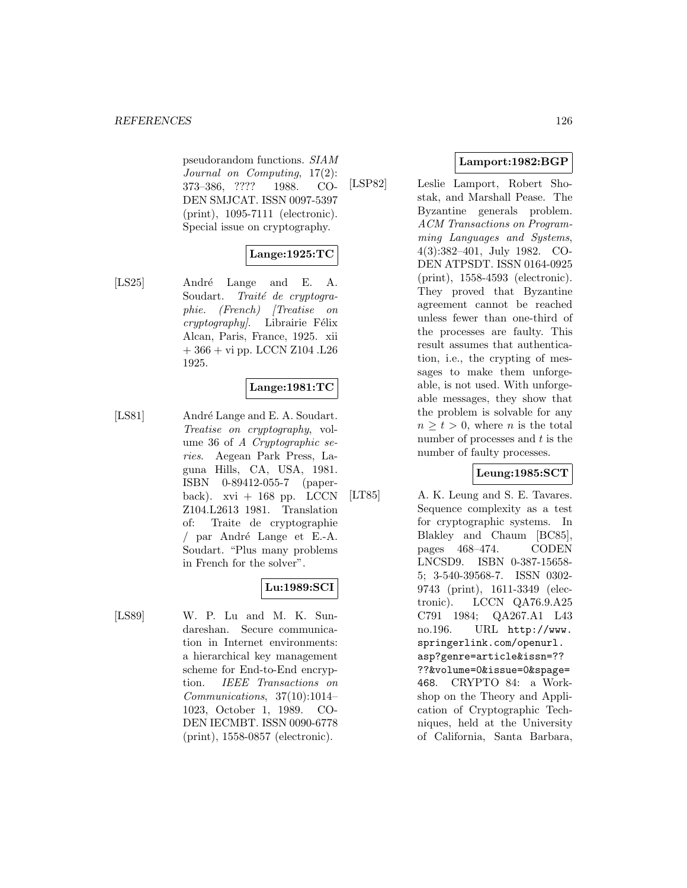pseudorandom functions. *SIAM Journal on Computing*, 17(2): 373–386, ???? 1988. CODEN SMJCAT. ISSN 0097-5397 (print), 1095-7111 (electronic). Special issue on cryptography.

**Lange:1925:TC**

[LS25] André Lange and E. A. Soudart. *Traité de cryptographie. (French) [Treatise on cryptography]*. Librairie Félix Alcan, Paris, France, 1925. xii + 366 + vi pp. LCCN Z104 .L26 1925.

**Lange:1981:TC**

[LS81] André Lange and E. A. Soudart. *Treatise on cryptography*, volume 36 of *A Cryptographic series*. Aegean Park Press, Laguna Hills, CA, USA, 1981. ISBN 0-89412-055-7 (paperback). xvi + 168 pp. LCCN Z104.L2613 1981. Translation of: Traite de cryptographie / par André Lange et E.-A. Soudart. "Plus many problems in French for the solver".

**Lu:1989:SCI**

[LS89] W. P. Lu and M. K. Sundareshan. Secure communication in Internet environments: a hierarchical key management scheme for End-to-End encryption. *IEEE Transactions on Communications*, 37(10):1014–1023, October 1, 1989. CODEN IECMBT. ISSN 0090-6778 (print), 1558-0857 (electronic).

**Lamport:1982:BGP**

[LSP82] Leslie Lamport, Robert Shostak, and Marshall Pease. The Byzantine generals problem. *ACM Transactions on Programming Languages and Systems*, 4(3):382–401, July 1982. CODEN ATPSDT. ISSN 0164-0925 (print), 1558-4593 (electronic). They proved that Byzantine agreement cannot be reached unless fewer than one-third of the processes are faulty. This result assumes that authentication, i.e., the crypting of messages to make them unforgeable, is not used. With unforgeable messages, they show that the problem is solvable for any $n \geq t > 0$, where $n$ is the total number of processes and $t$ is the number of faulty processes.

**Leung:1985:SCT**

[LT85] A. K. Leung and S. E. Tavares. Sequence complexity as a test for cryptographic systems. In Blakley and Chaum [BC85], pages 468–474. CODEN LNCSD9. ISBN 0-387-15658-5; 3-540-39568-7. ISSN 0302-9743 (print), 1611-3349 (electronic). LCCN QA76.9.A25 C791 1984; QA267.A1 L43 no.196. URL `http://www.springerlink.com/openurl.asp?genre=article&issn=????&volume=0&issue=0&spage=468`. CRYPTO 84: a Workshop on the Theory and Application of Cryptographic Techniques, held at the University of California, Santa Barbara,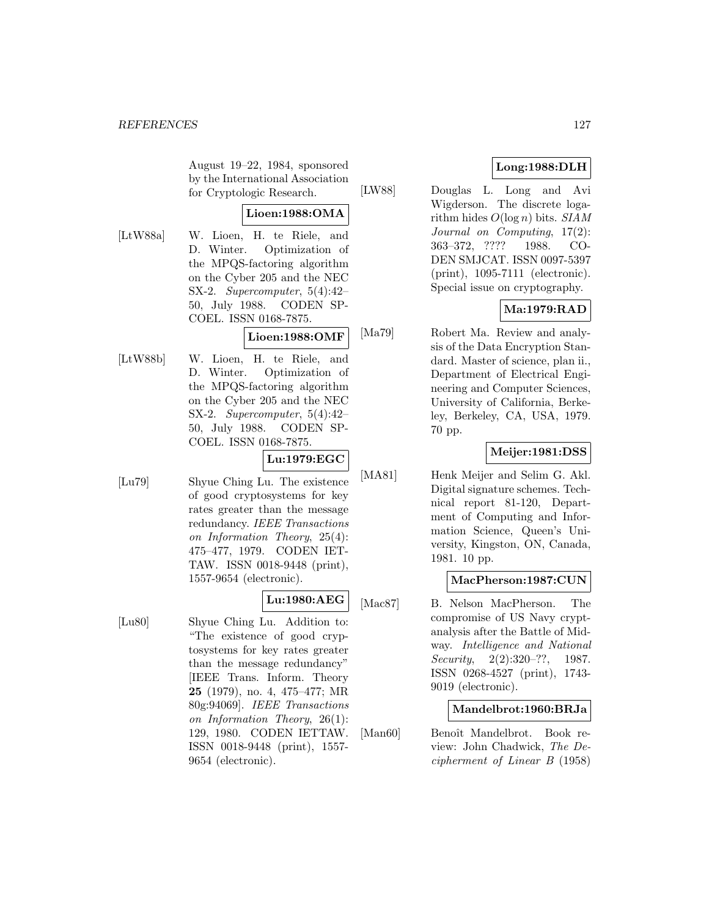August 19–22, 1984, sponsored by the International Association for Cryptologic Research.

**Lioen:1988:OMA**

[LtW88a] W. Lioen, H. te Riele, and D. Winter. Optimization of the MPQS-factoring algorithm on the Cyber 205 and the NEC SX-2. *Supercomputer*, 5(4):42–50, July 1988. CODEN SPCOEL. ISSN 0168-7875.

**Lioen:1988:OMF**

[LtW88b] W. Lioen, H. te Riele, and D. Winter. Optimization of the MPQS-factoring algorithm on the Cyber 205 and the NEC SX-2. *Supercomputer*, 5(4):42–50, July 1988. CODEN SPCOEL. ISSN 0168-7875.

**Lu:1979:EGC**

[Lu79] Shyue Ching Lu. The existence of good cryptosystems for key rates greater than the message redundancy. *IEEE Transactions on Information Theory*, 25(4): 475–477, 1979. CODEN IETTAW. ISSN 0018-9448 (print), 1557-9654 (electronic).

**Lu:1980:AEG**

[Lu80] Shyue Ching Lu. Addition to: "The existence of good cryptosystems for key rates greater than the message redundancy" [IEEE Trans. Inform. Theory **25** (1979), no. 4, 475–477; MR 80g:94069]. *IEEE Transactions on Information Theory*, 26(1): 129, 1980. CODEN IETTAW. ISSN 0018-9448 (print), 1557-9654 (electronic).

**Long:1988:DLH**

[LW88] Douglas L. Long and Avi Wigderson. The discrete logarithm hides $O(\log n)$ bits. *SIAM Journal on Computing*, 17(2): 363–372, ???? 1988. CODEN SMJCAT. ISSN 0097-5397 (print), 1095-7111 (electronic). Special issue on cryptography.

**Ma:1979:RAD**

[Ma79] Robert Ma. Review and analysis of the Data Encryption Standard. Master of science, plan ii., Department of Electrical Engineering and Computer Sciences, University of California, Berkeley, Berkeley, CA, USA, 1979. 70 pp.

**Meijer:1981:DSS**

[MA81] Henk Meijer and Selim G. Akl. Digital signature schemes. Technical report 81-120, Department of Computing and Information Science, Queen's University, Kingston, ON, Canada, 1981. 10 pp.

**MacPherson:1987:CUN**

[Mac87] B. Nelson MacPherson. The compromise of US Navy cryptanalysis after the Battle of Midway. *Intelligence and National Security*, 2(2):320–??, 1987. ISSN 0268-4527 (print), 1743-9019 (electronic).

**Mandelbrot:1960:BRJa**

[Man60] Benoît Mandelbrot. Book review: John Chadwick, *The Decipherment of Linear B* (1958)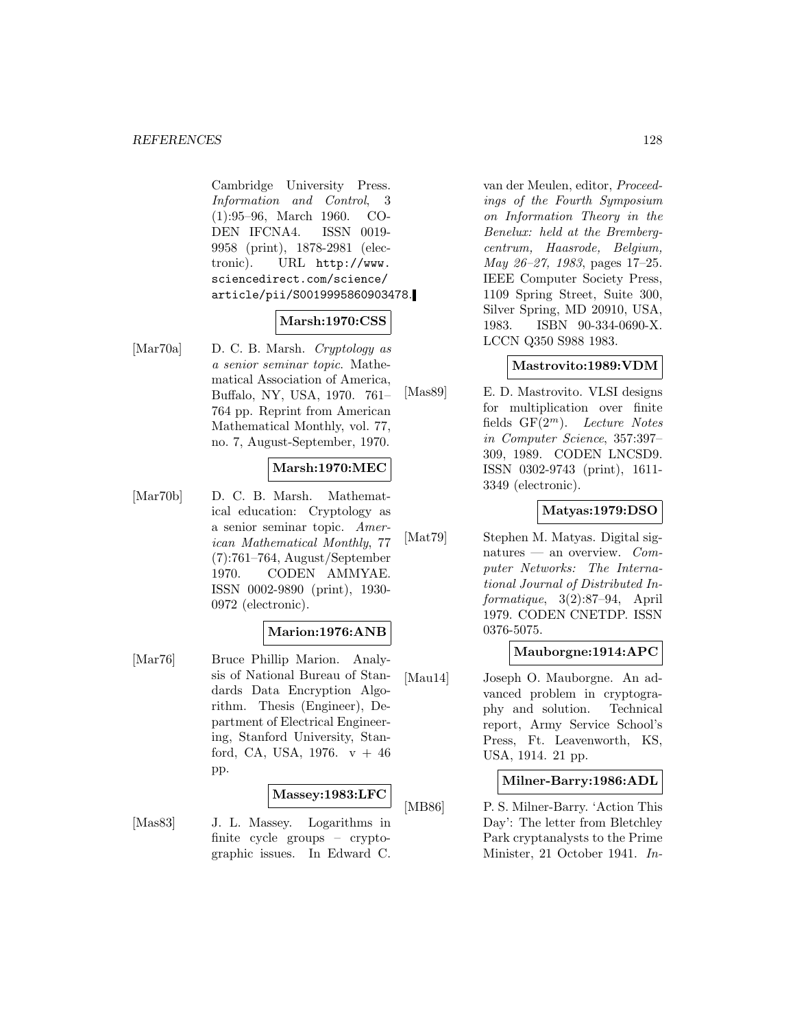Cambridge University Press. *Information and Control*, 3 (1):95–96, March 1960. CODEN IFCNA4. ISSN 0019-9958 (print), 1878-2981 (electronic). URL http://www.sciencedirect.com/science/article/pii/S0019995860903478.

**Marsh:1970:CSS**

[Mar70a] D. C. B. Marsh. *Cryptology as a senior seminar topic*. Mathematical Association of America, Buffalo, NY, USA, 1970. 761–764 pp. Reprint from American Mathematical Monthly, vol. 77, no. 7, August-September, 1970.

**Marsh:1970:MEC**

[Mar70b] D. C. B. Marsh. Mathematical education: Cryptology as a senior seminar topic. *American Mathematical Monthly*, 77 (7):761–764, August/September 1970. CODEN AMMYAE. ISSN 0002-9890 (print), 1930-0972 (electronic).

**Marion:1976:ANB**

[Mar76] Bruce Phillip Marion. Analysis of National Bureau of Standards Data Encryption Algorithm. Thesis (Engineer), Department of Electrical Engineering, Stanford University, Stanford, CA, USA, 1976. v + 46 pp.

**Massey:1983:LFC**

[Mas83] J. L. Massey. Logarithms in finite cycle groups – cryptographic issues. In Edward C. van der Meulen, editor, *Proceedings of the Fourth Symposium on Information Theory in the Benelux: held at the Brembergcentrum, Haasrode, Belgium, May 26–27, 1983*, pages 17–25. IEEE Computer Society Press, 1109 Spring Street, Suite 300, Silver Spring, MD 20910, USA, 1983. ISBN 90-334-0690-X. LCCN Q350 S988 1983.

**Mastrovito:1989:VDM**

[Mas89] E. D. Mastrovito. VLSI designs for multiplication over finite fields GF($2^m$). *Lecture Notes in Computer Science*, 357:397–309, 1989. CODEN LNCSD9. ISSN 0302-9743 (print), 1611-3349 (electronic).

**Matyas:1979:DSO**

[Mat79] Stephen M. Matyas. Digital signatures — an overview. *Computer Networks: The International Journal of Distributed Informatique*, 3(2):87–94, April 1979. CODEN CNETDP. ISSN 0376-5075.

**Mauborgne:1914:APC**

[Mau14] Joseph O. Mauborgne. An advanced problem in cryptography and solution. Technical report, Army Service School's Press, Ft. Leavenworth, KS, USA, 1914. 21 pp.

**Milner-Barry:1986:ADL**

[MB86] P. S. Milner-Barry. 'Action This Day': The letter from Bletchley Park cryptanalysts to the Prime Minister, 21 October 1941. *In-*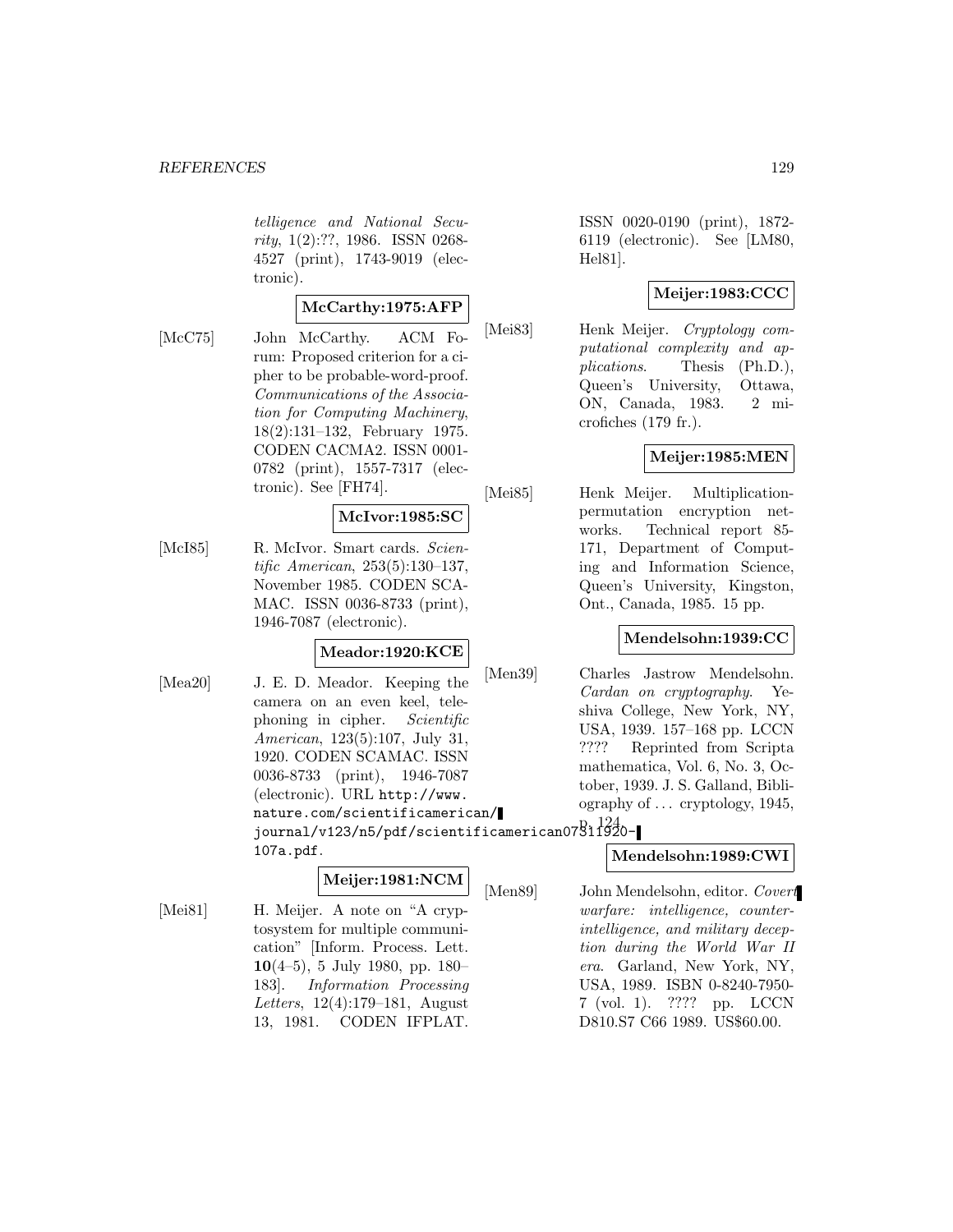*telligence and National Security*, 1(2):??, 1986. ISSN 0268-4527 (print), 1743-9019 (electronic).

**McCarthy:1975:AFP**

[McC75] John McCarthy. ACM Forum: Proposed criterion for a cipher to be probable-word-proof. *Communications of the Association for Computing Machinery*, 18(2):131–132, February 1975. CODEN CACMA2. ISSN 0001-0782 (print), 1557-7317 (electronic). See [FH74].

**McIvor:1985:SC**

[McI85] R. McIvor. Smart cards. *Scientific American*, 253(5):130–137, November 1985. CODEN SCAMAC. ISSN 0036-8733 (print), 1946-7087 (electronic).

**Meador:1920:KCE**

[Mea20] J. E. D. Meador. Keeping the camera on an even keel, telephoning in cipher. *Scientific American*, 123(5):107, July 31, 1920. CODEN SCAMAC. ISSN 0036-8733 (print), 1946-7087 (electronic). URL `http://www.nature.com/scientificamerican/journal/v123/n5/pdf/scientificamerican07311920-107a.pdf`.

**Meijer:1981:NCM**

[Mei81] H. Meijer. A note on "A cryptosystem for multiple communication" [Inform. Process. Lett. **10**(4–5), 5 July 1980, pp. 180–183]. *Information Processing Letters*, 12(4):179–181, August 13, 1981. CODEN IFPLAT. ISSN 0020-0190 (print), 1872-6119 (electronic). See [LM80, Hel81].

**Meijer:1983:CCC**

[Mei83] Henk Meijer. *Cryptology computational complexity and applications*. Thesis (Ph.D.), Queen's University, Ottawa, ON, Canada, 1983. 2 microfiches (179 fr.).

**Meijer:1985:MEN**

[Mei85] Henk Meijer. Multiplication-permutation encryption networks. Technical report 85-171, Department of Computing and Information Science, Queen's University, Kingston, Ont., Canada, 1985. 15 pp.

**Mendelsohn:1939:CC**

[Men39] Charles Jastrow Mendelsohn. *Cardan on cryptography*. Yeshiva College, New York, NY, USA, 1939. 157–168 pp. LCCN ???? Reprinted from Scripta mathematica, Vol. 6, No. 3, October, 1939. J. S. Galland, Bibliography of ... cryptology, 1945, p. 124.

**Mendelsohn:1989:CWI**

[Men89] John Mendelsohn, editor. *Covert warfare: intelligence, counterintelligence, and military deception during the World War II era*. Garland, New York, NY, USA, 1989. ISBN 0-8240-7950-7 (vol. 1). ???? pp. LCCN D810.S7 C66 1989. US$60.00.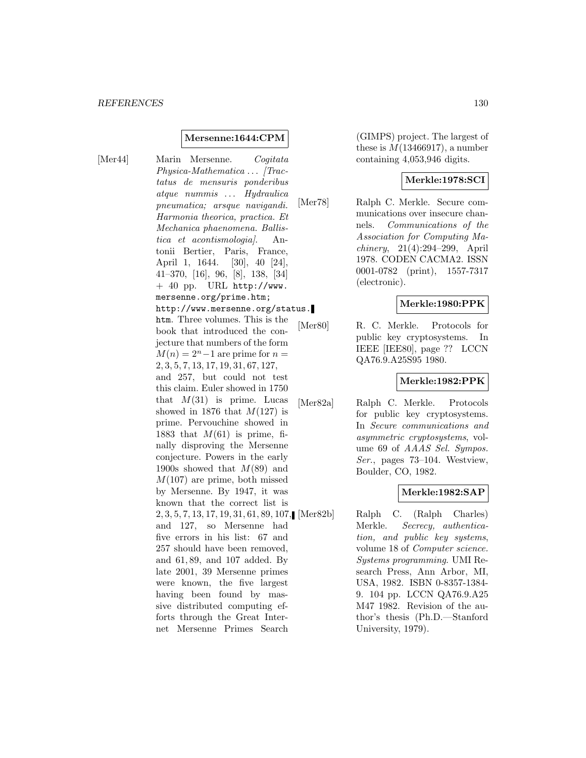**Mersenne:1644:CPM**

[Mer44] Marin Mersenne. *Cogitata Physica-Mathematica ... [Tractatus de mensuris ponderibus atque nummis ... Hydraulica pneumatica; arsque navigandi. Harmonia theorica, practica. Et Mechanica phaenomena. Ballistica et acontismologia]*. Antonii Bertier, Paris, France, April 1, 1644. [30], 40 [24], 41–370, [16], 96, [8], 138, [34] + 40 pp. URL `http://www.mersenne.org/prime.htm`; `http://www.mersenne.org/status.htm`. Three volumes. This is the book that introduced the conjecture that numbers of the form $M(n) = 2^n - 1$ are prime for $n = 2, 3, 5, 7, 13, 17, 19, 31, 67, 127$, and 257, but could not test this claim. Euler showed in 1750 that $M(31)$ is prime. Lucas showed in 1876 that $M(127)$ is prime. Pervouchine showed in 1883 that $M(61)$ is prime, finally disproving the Mersenne conjecture. Powers in the early 1900s showed that $M(89)$ and $M(107)$ are prime, both missed by Mersenne. By 1947, it was known that the correct list is $2, 3, 5, 7, 13, 17, 19, 31, 61, 89, 107$, and 127, so Mersenne had five errors in his list: 67 and 257 should have been removed, and $61, 89$, and 107 added. By late 2001, 39 Mersenne primes were known, the five largest having been found by massive distributed computing efforts through the Great Internet Mersenne Primes Search (GIMPS) project. The largest of these is $M(13466917)$, a number containing 4,053,946 digits.

**Merkle:1978:SCI**

[Mer78] Ralph C. Merkle. Secure communications over insecure channels. *Communications of the Association for Computing Machinery*, 21(4):294–299, April 1978. CODEN CACMA2. ISSN 0001-0782 (print), 1557-7317 (electronic).

**Merkle:1980:PPK**

[Mer80] R. C. Merkle. Protocols for public key cryptosystems. In IEEE [IEE80], page ?? LCCN QA76.9.A25S95 1980.

**Merkle:1982:PPK**

[Mer82a] Ralph C. Merkle. Protocols for public key cryptosystems. In *Secure communications and asymmetric cryptosystems*, volume 69 of *AAAS Sel. Sympos. Ser.*, pages 73–104. Westview, Boulder, CO, 1982.

**Merkle:1982:SAP**

[Mer82b] Ralph C. (Ralph Charles) Merkle. *Secrecy, authentication, and public key systems*, volume 18 of *Computer science. Systems programming*. UMI Research Press, Ann Arbor, MI, USA, 1982. ISBN 0-8357-1384-9. 104 pp. LCCN QA76.9.A25 M47 1982. Revision of the author's thesis (Ph.D.—Stanford University, 1979).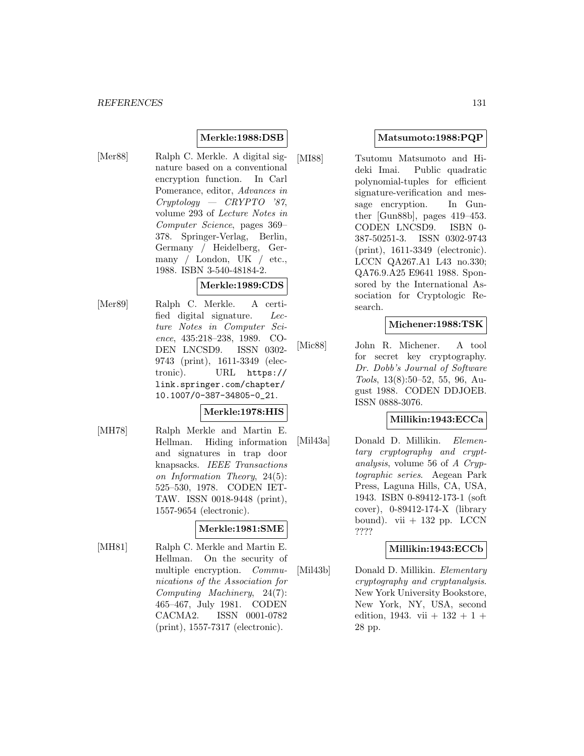**Merkle:1988:DSB**

[Mer88] Ralph C. Merkle. A digital signature based on a conventional encryption function. In Carl Pomerance, editor, *Advances in Cryptology — CRYPTO '87*, volume 293 of *Lecture Notes in Computer Science*, pages 369–378. Springer-Verlag, Berlin, Germany / Heidelberg, Germany / London, UK / etc., 1988. ISBN 3-540-48184-2.

**Merkle:1989:CDS**

[Mer89] Ralph C. Merkle. A certified digital signature. *Lecture Notes in Computer Science*, 435:218–238, 1989. CODEN LNCSD9. ISSN 0302-9743 (print), 1611-3349 (electronic). URL `https://link.springer.com/chapter/10.1007/0-387-34805-0_21`.

**Merkle:1978:HIS**

[MH78] Ralph Merkle and Martin E. Hellman. Hiding information and signatures in trap door knapsacks. *IEEE Transactions on Information Theory*, 24(5): 525–530, 1978. CODEN IETTAW. ISSN 0018-9448 (print), 1557-9654 (electronic).

**Merkle:1981:SME**

[MH81] Ralph C. Merkle and Martin E. Hellman. On the security of multiple encryption. *Communications of the Association for Computing Machinery*, 24(7): 465–467, July 1981. CODEN CACMA2. ISSN 0001-0782 (print), 1557-7317 (electronic).

**Matsumoto:1988:PQP**

[MI88] Tsutomu Matsumoto and Hideki Imai. Public quadratic polynomial-tuples for efficient signature-verification and message encryption. In Gunther [Gun88b], pages 419–453. CODEN LNCSD9. ISBN 0-387-50251-3. ISSN 0302-9743 (print), 1611-3349 (electronic). LCCN QA267.A1 L43 no.330; QA76.9.A25 E9641 1988. Sponsored by the International Association for Cryptologic Research.

**Michener:1988:TSK**

[Mic88] John R. Michener. A tool for secret key cryptography. *Dr. Dobb's Journal of Software Tools*, 13(8):50–52, 55, 96, August 1988. CODEN DDJOEB. ISSN 0888-3076.

**Millikin:1943:ECCa**

[Mil43a] Donald D. Millikin. *Elementary cryptography and cryptanalysis*, volume 56 of *A Cryptographic series*. Aegean Park Press, Laguna Hills, CA, USA, 1943. ISBN 0-89412-173-1 (soft cover), 0-89412-174-X (library bound). vii + 132 pp. LCCN ????

**Millikin:1943:ECCb**

[Mil43b] Donald D. Millikin. *Elementary cryptography and cryptanalysis*. New York University Bookstore, New York, NY, USA, second edition, 1943. vii + 132 + 1 + 28 pp.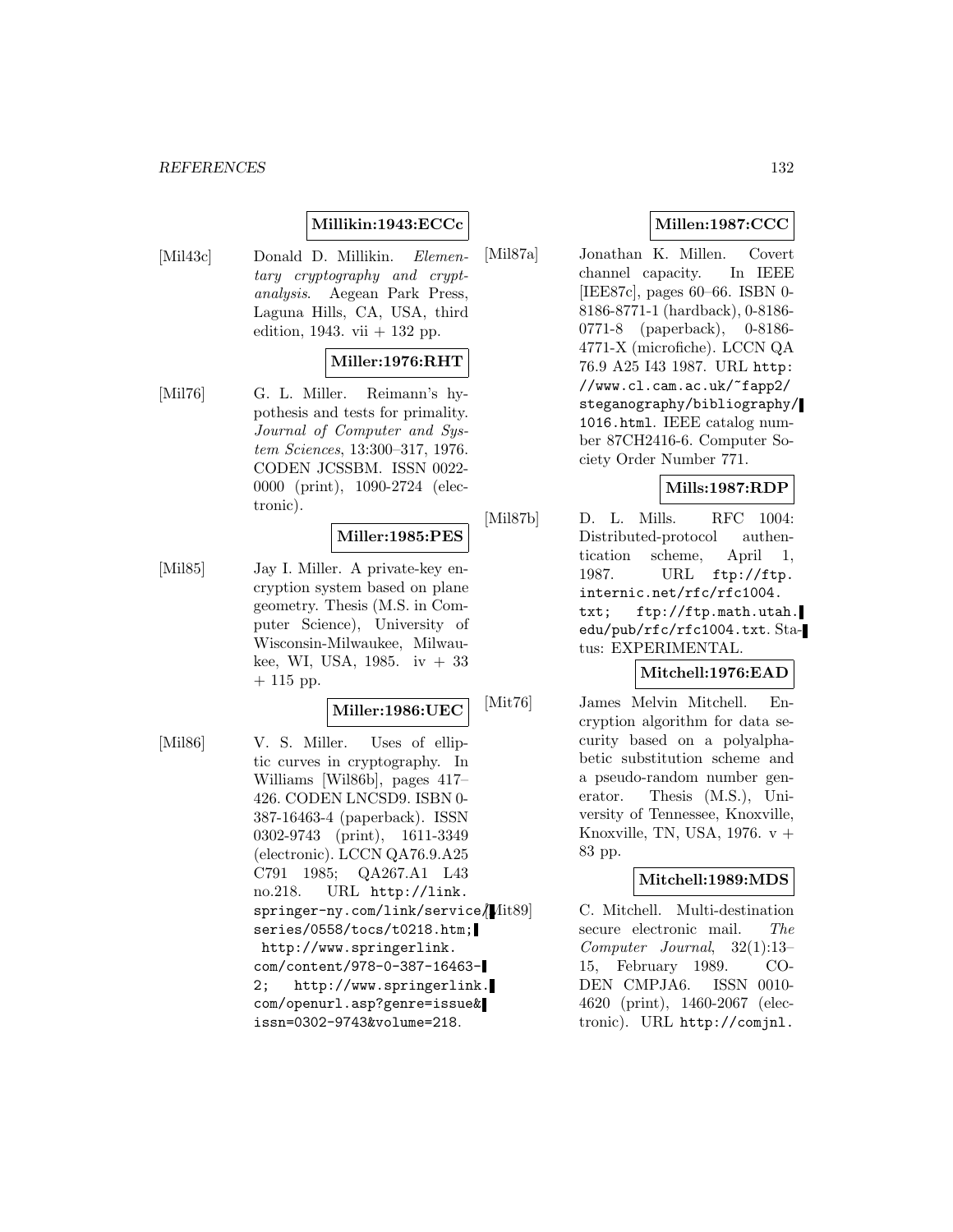**Millikin:1943:ECCc**

[Mil43c] Donald D. Millikin. *Elementary cryptography and cryptanalysis*. Aegean Park Press, Laguna Hills, CA, USA, third edition, 1943. vii + 132 pp.

**Miller:1976:RHT**

[Mil76] G. L. Miller. Reimann's hypothesis and tests for primality. *Journal of Computer and System Sciences*, 13:300–317, 1976. CODEN JCSSBM. ISSN 0022-0000 (print), 1090-2724 (electronic).

**Miller:1985:PES**

[Mil85] Jay I. Miller. A private-key encryption system based on plane geometry. Thesis (M.S. in Computer Science), University of Wisconsin-Milwaukee, Milwaukee, WI, USA, 1985. iv + 33 + 115 pp.

**Miller:1986:UEC**

[Mil86] V. S. Miller. Uses of elliptic curves in cryptography. In Williams [Wil86b], pages 417–426. CODEN LNCSD9. ISBN 0-387-16463-4 (paperback). ISSN 0302-9743 (print), 1611-3349 (electronic). LCCN QA76.9.A25 C791 1985; QA267.A1 L43 no.218. URL http://link.springer-ny.com/link/service/series/0558/tocs/t0218.htm; http://www.springerlink.com/content/978-0-387-16463-2; http://www.springerlink.com/openurl.asp?genre=issue&issn=0302-9743&volume=218.

**Millen:1987:CCC**

[Mil87a] Jonathan K. Millen. Covert channel capacity. In IEEE [IEE87c], pages 60–66. ISBN 0-8186-8771-1 (hardback), 0-8186-0771-8 (paperback), 0-8186-4771-X (microfiche). LCCN QA 76.9 A25 I43 1987. URL http://www.cl.cam.ac.uk/~fapp2/steganography/bibliography/1016.html. IEEE catalog number 87CH2416-6. Computer Society Order Number 771.

**Mills:1987:RDP**

[Mil87b] D. L. Mills. RFC 1004: Distributed-protocol authentication scheme, April 1, 1987. URL ftp://ftp.internic.net/rfc/rfc1004.txt; ftp://ftp.math.utah.edu/pub/rfc/rfc1004.txt. Status: EXPERIMENTAL.

**Mitchell:1976:EAD**

[Mit76] James Melvin Mitchell. Encryption algorithm for data security based on a polyalphabetic substitution scheme and a pseudo-random number generator. Thesis (M.S.), University of Tennessee, Knoxville, Knoxville, TN, USA, 1976. v + 83 pp.

**Mitchell:1989:MDS**

[Mit89] C. Mitchell. Multi-destination secure electronic mail. *The Computer Journal*, 32(1):13–15, February 1989. CODEN CMPJA6. ISSN 0010-4620 (print), 1460-2067 (electronic). URL http://comjnl.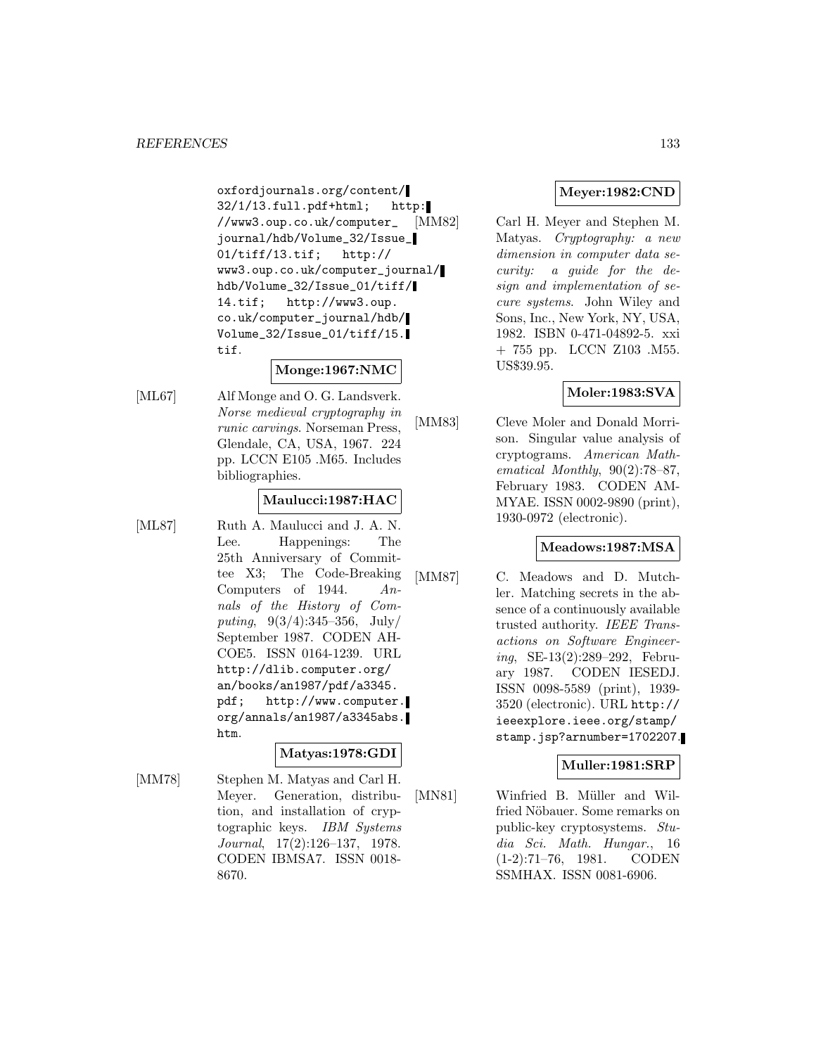oxfordjournals.org/content/32/1/13.full.pdf+html; http://www3.oup.co.uk/computer_journal/hdb/Volume_32/Issue_01/tiff/13.tif; http://www3.oup.co.uk/computer_journal/hdb/Volume_32/Issue_01/tiff/14.tif; http://www3.oup.co.uk/computer_journal/hdb/Volume_32/Issue_01/tiff/15.tif.

**Monge:1967:NMC**

[ML67] Alf Monge and O. G. Landsverk. *Norse medieval cryptography in runic carvings*. Norseman Press, Glendale, CA, USA, 1967. 224 pp. LCCN E105 .M65. Includes bibliographies.

**Maulucci:1987:HAC**

[ML87] Ruth A. Maulucci and J. A. N. Lee. Happenings: The 25th Anniversary of Committee X3; The Code-Breaking Computers of 1944. *Annals of the History of Computing*, 9(3/4):345–356, July/September 1987. CODEN AHCOE5. ISSN 0164-1239. URL http://dlib.computer.org/an/books/an1987/pdf/a3345.pdf; http://www.computer.org/annals/an1987/a3345abs.htm.

**Matyas:1978:GDI**

[MM78] Stephen M. Matyas and Carl H. Meyer. Generation, distribution, and installation of cryptographic keys. *IBM Systems Journal*, 17(2):126–137, 1978. CODEN IBMSA7. ISSN 0018-8670.

**Meyer:1982:CND**

[MM82] Carl H. Meyer and Stephen M. Matyas. *Cryptography: a new dimension in computer data security: a guide for the design and implementation of secure systems*. John Wiley and Sons, Inc., New York, NY, USA, 1982. ISBN 0-471-04892-5. xxi + 755 pp. LCCN Z103 .M55. US$39.95.

**Moler:1983:SVA**

[MM83] Cleve Moler and Donald Morrison. Singular value analysis of cryptograms. *American Mathematical Monthly*, 90(2):78–87, February 1983. CODEN AMMYAE. ISSN 0002-9890 (print), 1930-0972 (electronic).

**Meadows:1987:MSA**

[MM87] C. Meadows and D. Mutchler. Matching secrets in the absence of a continuously available trusted authority. *IEEE Transactions on Software Engineering*, SE-13(2):289–292, February 1987. CODEN IESEDJ. ISSN 0098-5589 (print), 1939-3520 (electronic). URL http://ieeexplore.ieee.org/stamp/stamp.jsp?arnumber=1702207.

**Muller:1981:SRP**

[MN81] Winfried B. Müller and Wilfried Nöbauer. Some remarks on public-key cryptosystems. *Studia Sci. Math. Hungar.*, 16 (1-2):71–76, 1981. CODEN SSMHAX. ISSN 0081-6906.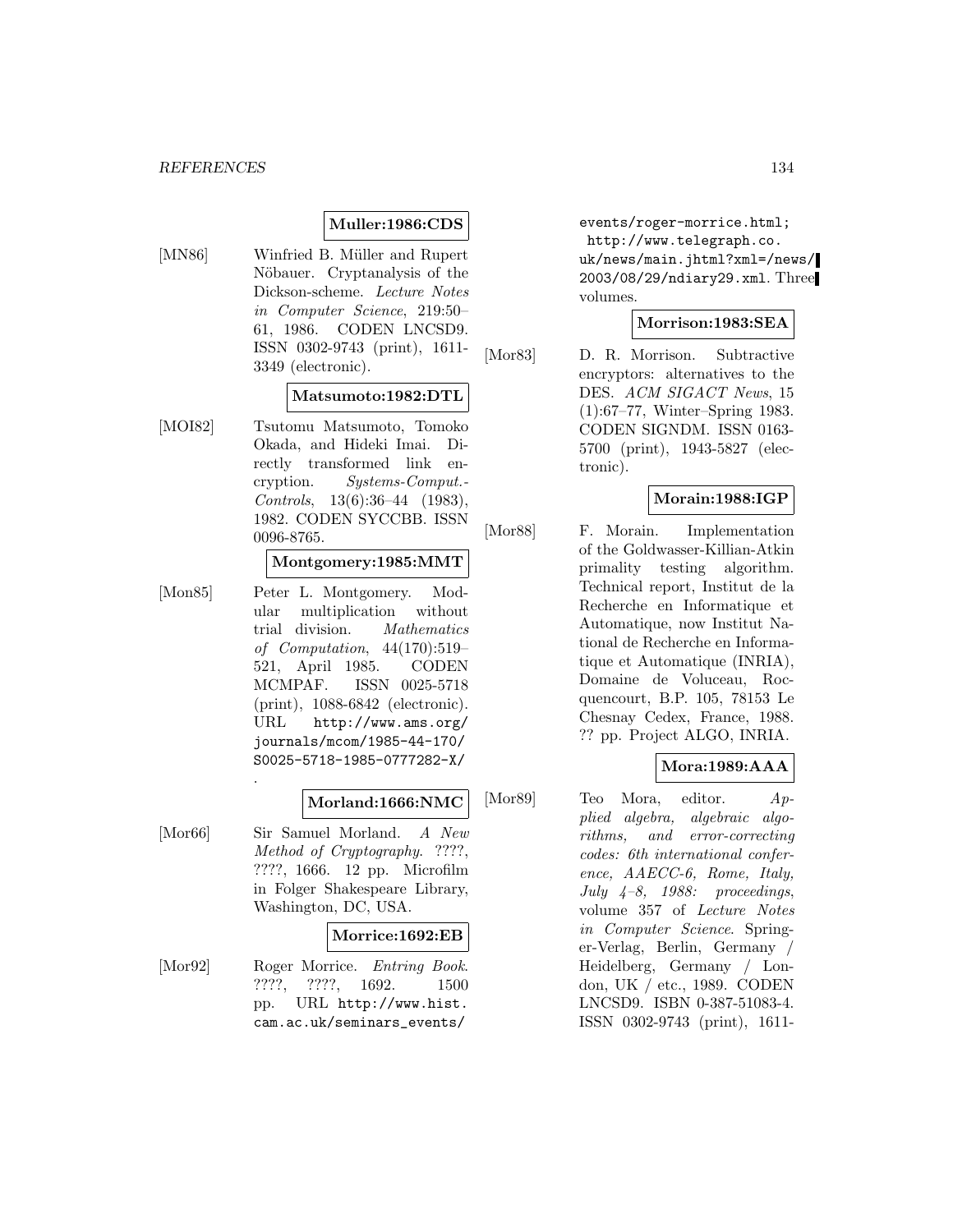**Muller:1986:CDS**

[MN86] Winfried B. Müller and Rupert Nöbauer. Cryptanalysis of the Dickson-scheme. *Lecture Notes in Computer Science*, 219:50–61, 1986. CODEN LNCSD9. ISSN 0302-9743 (print), 1611-3349 (electronic).

**Matsumoto:1982:DTL**

[MOI82] Tsutomu Matsumoto, Tomoko Okada, and Hideki Imai. Directly transformed link encryption. *Systems-Comput.-Controls*, 13(6):36–44 (1983), 1982. CODEN SYCCBB. ISSN 0096-8765.

**Montgomery:1985:MMT**

[Mon85] Peter L. Montgomery. Modular multiplication without trial division. *Mathematics of Computation*, 44(170):519–521, April 1985. CODEN MCMPAF. ISSN 0025-5718 (print), 1088-6842 (electronic). URL http://www.ams.org/journals/mcom/1985-44-170/S0025-5718-1985-0777282-X/.

**Morland:1666:NMC**

[Mor66] Sir Samuel Morland. *A New Method of Cryptography*. ????, ????, 1666. 12 pp. Microfilm in Folger Shakespeare Library, Washington, DC, USA.

**Morrice:1692:EB**

[Mor92] Roger Morrice. *Entring Book*. ????, ????, 1692. 1500 pp. URL http://www.hist.cam.ac.uk/seminars_events/events/roger-morrice.html; http://www.telegraph.co.uk/news/main.jhtml?xml=/news/2003/08/29/ndiary29.xml. Three volumes.

**Morrison:1983:SEA**

[Mor83] D. R. Morrison. Subtractive encryptors: alternatives to the DES. *ACM SIGACT News*, 15 (1):67–77, Winter–Spring 1983. CODEN SIGNDM. ISSN 0163-5700 (print), 1943-5827 (electronic).

**Morain:1988:IGP**

[Mor88] F. Morain. Implementation of the Goldwasser-Killian-Atkin primality testing algorithm. Technical report, Institut de la Recherche en Informatique et Automatique, now Institut National de Recherche en Informatique et Automatique (INRIA), Domaine de Voluceau, Rocquencourt, B.P. 105, 78153 Le Chesnay Cedex, France, 1988. ?? pp. Project ALGO, INRIA.

**Mora:1989:AAA**

[Mor89] Teo Mora, editor. *Applied algebra, algebraic algorithms, and error-correcting codes: 6th international conference, AAECC-6, Rome, Italy, July 4–8, 1988: proceedings*, volume 357 of *Lecture Notes in Computer Science*. Springer-Verlag, Berlin, Germany / Heidelberg, Germany / London, UK / etc., 1989. CODEN LNCSD9. ISBN 0-387-51083-4. ISSN 0302-9743 (print), 1611-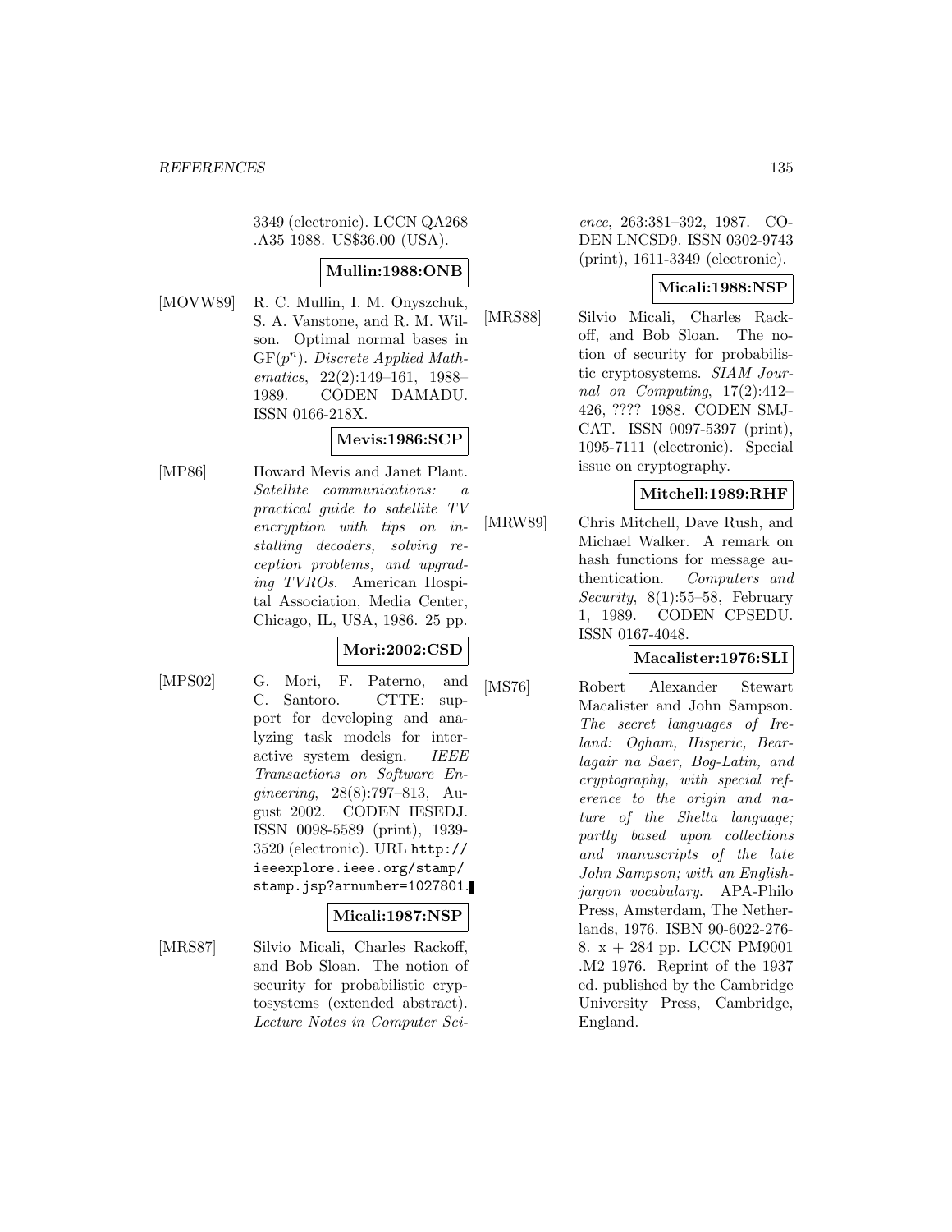3349 (electronic). LCCN QA268 .A35 1988. US$36.00 (USA).

**Mullin:1988:ONB**

[MOVW89] R. C. Mullin, I. M. Onyszchuk, S. A. Vanstone, and R. M. Wilson. Optimal normal bases in $\mathrm{GF}(p^n)$. *Discrete Applied Mathematics*, 22(2):149–161, 1988–1989. CODEN DAMADU. ISSN 0166-218X.

**Mevis:1986:SCP**

[MP86] Howard Mevis and Janet Plant. *Satellite communications: a practical guide to satellite TV encryption with tips on installing decoders, solving reception problems, and upgrading TVROs*. American Hospital Association, Media Center, Chicago, IL, USA, 1986. 25 pp.

**Mori:2002:CSD**

[MPS02] G. Mori, F. Paterno, and C. Santoro. CTTE: support for developing and analyzing task models for interactive system design. *IEEE Transactions on Software Engineering*, 28(8):797–813, August 2002. CODEN IESEDJ. ISSN 0098-5589 (print), 1939-3520 (electronic). URL http://ieeexplore.ieee.org/stamp/stamp.jsp?arnumber=1027801.

**Micali:1987:NSP**

[MRS87] Silvio Micali, Charles Rackoff, and Bob Sloan. The notion of security for probabilistic cryptosystems (extended abstract). *Lecture Notes in Computer Science*, 263:381–392, 1987. CODEN LNCSD9. ISSN 0302-9743 (print), 1611-3349 (electronic).

**Micali:1988:NSP**

[MRS88] Silvio Micali, Charles Rackoff, and Bob Sloan. The notion of security for probabilistic cryptosystems. *SIAM Journal on Computing*, 17(2):412–426, ???? 1988. CODEN SMJCAT. ISSN 0097-5397 (print), 1095-7111 (electronic). Special issue on cryptography.

**Mitchell:1989:RHF**

[MRW89] Chris Mitchell, Dave Rush, and Michael Walker. A remark on hash functions for message authentication. *Computers and Security*, 8(1):55–58, February 1, 1989. CODEN CPSEDU. ISSN 0167-4048.

**Macalister:1976:SLI**

[MS76] Robert Alexander Stewart Macalister and John Sampson. *The secret languages of Ireland: Ogham, Hisperic, Bearlagair na Saer, Bog-Latin, and cryptography, with special reference to the origin and nature of the Shelta language; partly based upon collections and manuscripts of the late John Sampson; with an English-jargon vocabulary*. APA-Philo Press, Amsterdam, The Netherlands, 1976. ISBN 90-6022-276-8. x + 284 pp. LCCN PM9001 .M2 1976. Reprint of the 1937 ed. published by the Cambridge University Press, Cambridge, England.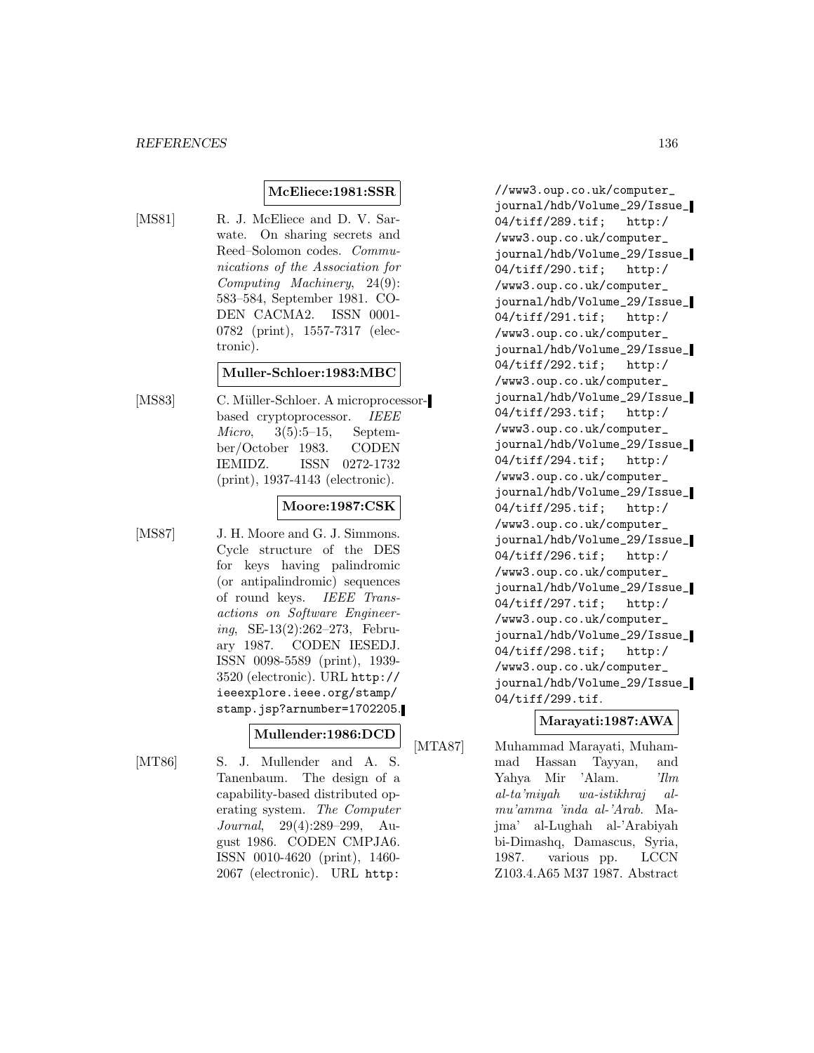**McEliece:1981:SSR**

[MS81] R. J. McEliece and D. V. Sarwate. On sharing secrets and Reed–Solomon codes. *Communications of the Association for Computing Machinery*, 24(9): 583–584, September 1981. CODEN CACMA2. ISSN 0001-0782 (print), 1557-7317 (electronic).

**Muller-Schloer:1983:MBC**

[MS83] C. Müller-Schloer. A microprocessor-based cryptoprocessor. *IEEE Micro*, 3(5):5–15, September/October 1983. CODEN IEMIDZ. ISSN 0272-1732 (print), 1937-4143 (electronic).

**Moore:1987:CSK**

[MS87] J. H. Moore and G. J. Simmons. Cycle structure of the DES for keys having palindromic (or antipalindromic) sequences of round keys. *IEEE Transactions on Software Engineering*, SE-13(2):262–273, February 1987. CODEN IESEDJ. ISSN 0098-5589 (print), 1939-3520 (electronic). URL `http://ieeexplore.ieee.org/stamp/stamp.jsp?arnumber=1702205`.

**Mullender:1986:DCD**

[MT86] S. J. Mullender and A. S. Tanenbaum. The design of a capability-based distributed operating system. *The Computer Journal*, 29(4):289–299, August 1986. CODEN CMPJA6. ISSN 0010-4620 (print), 1460-2067 (electronic). URL `http://www3.oup.co.uk/computer_journal/hdb/Volume_29/Issue_04/tiff/289.tif; http://www3.oup.co.uk/computer_journal/hdb/Volume_29/Issue_04/tiff/290.tif; http://www3.oup.co.uk/computer_journal/hdb/Volume_29/Issue_04/tiff/291.tif; http://www3.oup.co.uk/computer_journal/hdb/Volume_29/Issue_04/tiff/292.tif; http://www3.oup.co.uk/computer_journal/hdb/Volume_29/Issue_04/tiff/293.tif; http://www3.oup.co.uk/computer_journal/hdb/Volume_29/Issue_04/tiff/294.tif; http://www3.oup.co.uk/computer_journal/hdb/Volume_29/Issue_04/tiff/295.tif; http://www3.oup.co.uk/computer_journal/hdb/Volume_29/Issue_04/tiff/296.tif; http://www3.oup.co.uk/computer_journal/hdb/Volume_29/Issue_04/tiff/297.tif; http://www3.oup.co.uk/computer_journal/hdb/Volume_29/Issue_04/tiff/298.tif; http://www3.oup.co.uk/computer_journal/hdb/Volume_29/Issue_04/tiff/299.tif`.

**Marayati:1987:AWA**

[MTA87] Muhammad Marayati, Muhammad Hassan Tayyan, and Yahya Mir 'Alam. *'Ilm al-ta'miyah wa-istikhraj al-mu'amma 'inda al-'Arab*. Majma' al-Lughah al-'Arabiyah bi-Dimashq, Damascus, Syria, 1987. various pp. LCCN Z103.4.A65 M37 1987. Abstract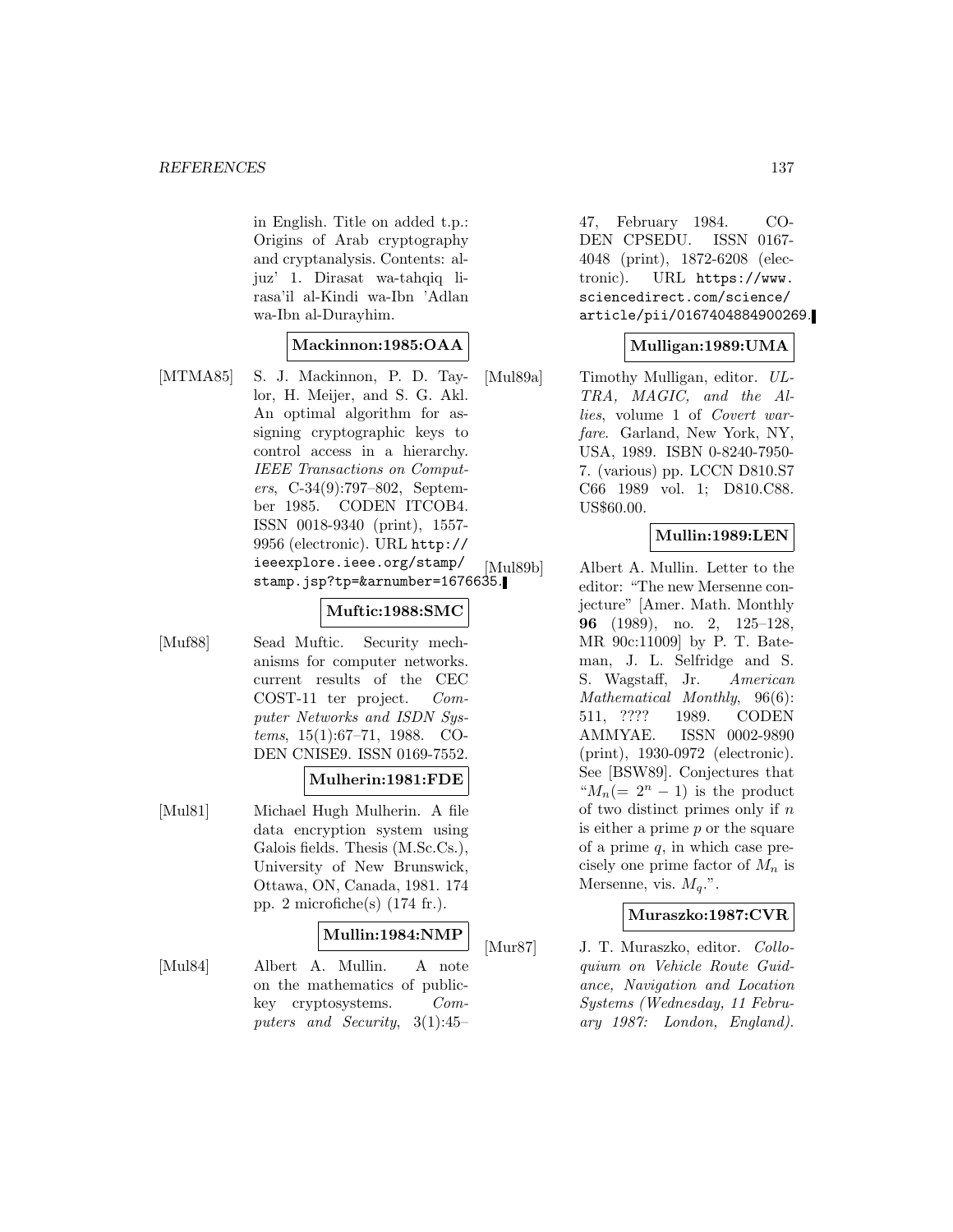in English. Title on added t.p.: Origins of Arab cryptography and cryptanalysis. Contents: al-juz' 1. Dirasat wa-tahqiq li-rasa'il al-Kindi wa-Ibn 'Adlan wa-Ibn al-Durayhim.

**Mackinnon:1985:OAA**

[MTMA85] S. J. Mackinnon, P. D. Taylor, H. Meijer, and S. G. Akl. An optimal algorithm for assigning cryptographic keys to control access in a hierarchy. *IEEE Transactions on Computers*, C-34(9):797–802, September 1985. CODEN ITCOB4. ISSN 0018-9340 (print), 1557-9956 (electronic). URL http://ieeexplore.ieee.org/stamp/stamp.jsp?tp=&arnumber=1676635.

**Muftic:1988:SMC**

[Muf88] Sead Muftic. Security mechanisms for computer networks. current results of the CEC COST-11 ter project. *Computer Networks and ISDN Systems*, 15(1):67–71, 1988. CODEN CNISE9. ISSN 0169-7552.

**Mulherin:1981:FDE**

[Mul81] Michael Hugh Mulherin. A file data encryption system using Galois fields. Thesis (M.Sc.Cs.), University of New Brunswick, Ottawa, ON, Canada, 1981. 174 pp. 2 microfiche(s) (174 fr.).

**Mullin:1984:NMP**

[Mul84] Albert A. Mullin. A note on the mathematics of public-key cryptosystems. *Computers and Security*, 3(1):45–47, February 1984. CODEN CPSEDU. ISSN 0167-4048 (print), 1872-6208 (electronic). URL https://www.sciencedirect.com/science/article/pii/0167404884900269.

**Mulligan:1989:UMA**

[Mul89a] Timothy Mulligan, editor. *ULTRA, MAGIC, and the Allies*, volume 1 of *Covert warfare*. Garland, New York, NY, USA, 1989. ISBN 0-8240-7950-7. (various) pp. LCCN D810.S7 C66 1989 vol. 1; D810.C88. US$60.00.

**Mullin:1989:LEN**

[Mul89b] Albert A. Mullin. Letter to the editor: "The new Mersenne conjecture" [Amer. Math. Monthly **96** (1989), no. 2, 125–128, MR 90c:11009] by P. T. Bateman, J. L. Selfridge and S. S. Wagstaff, Jr. *American Mathematical Monthly*, 96(6): 511, ???? 1989. CODEN AMMYAE. ISSN 0002-9890 (print), 1930-0972 (electronic). See [BSW89]. Conjectures that "$M_n(= 2^n - 1)$ is the product of two distinct primes only if $n$ is either a prime $p$ or the square of a prime $q$, in which case precisely one prime factor of $M_n$ is Mersenne, vis. $M_q$.".

**Muraszko:1987:CVR**

[Mur87] J. T. Muraszko, editor. *Colloquium on Vehicle Route Guidance, Navigation and Location Systems (Wednesday, 11 February 1987: London, England).*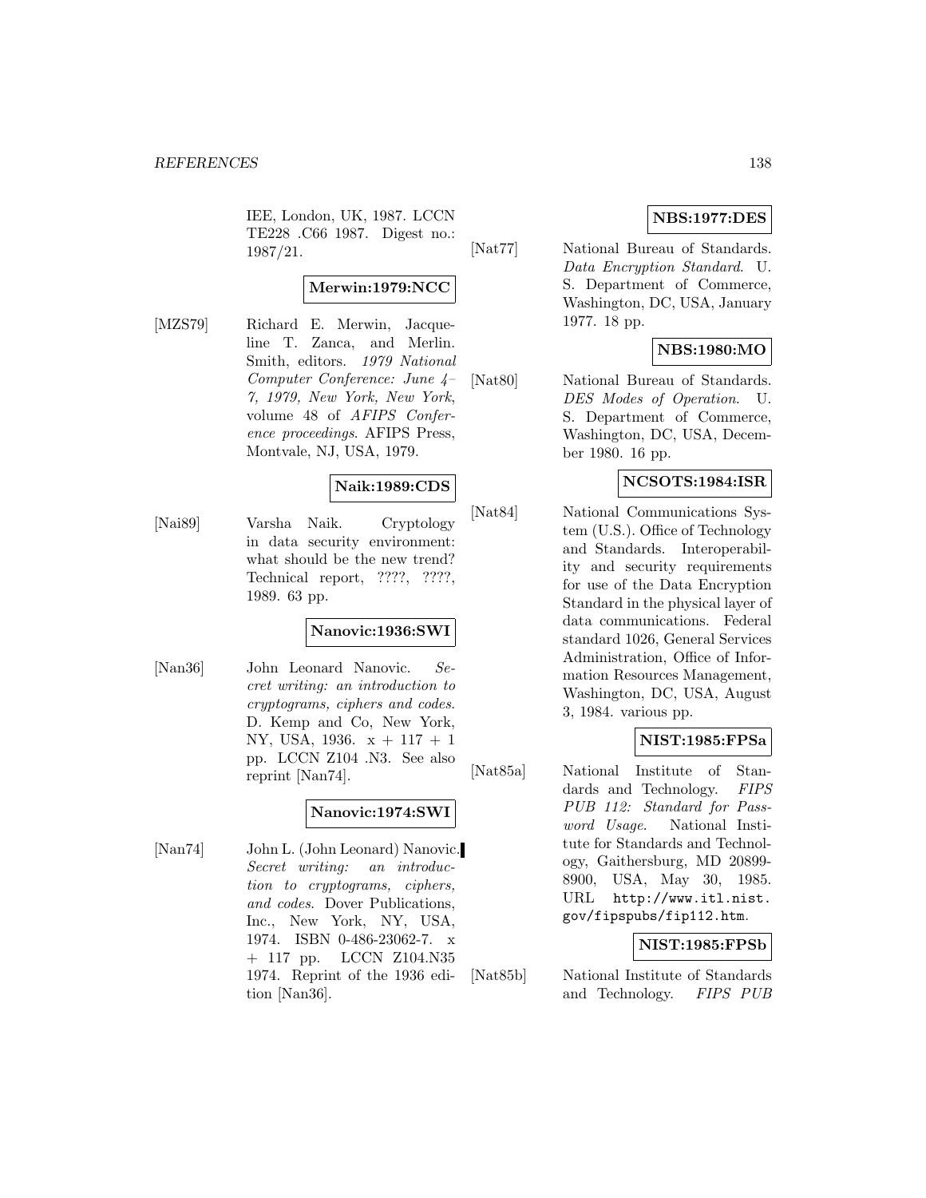IEE, London, UK, 1987. LCCN TE228 .C66 1987. Digest no.: 1987/21.

**Merwin:1979:NCC**

[MZS79] Richard E. Merwin, Jacqueline T. Zanca, and Merlin. Smith, editors. *1979 National Computer Conference: June 4–7, 1979, New York, New York*, volume 48 of *AFIPS Conference proceedings*. AFIPS Press, Montvale, NJ, USA, 1979.

**Naik:1989:CDS**

[Nai89] Varsha Naik. Cryptology in data security environment: what should be the new trend? Technical report, ????, ????, 1989. 63 pp.

**Nanovic:1936:SWI**

[Nan36] John Leonard Nanovic. *Secret writing: an introduction to cryptograms, ciphers and codes*. D. Kemp and Co, New York, NY, USA, 1936. x + 117 + 1 pp. LCCN Z104 .N3. See also reprint [Nan74].

**Nanovic:1974:SWI**

[Nan74] John L. (John Leonard) Nanovic. *Secret writing: an introduction to cryptograms, ciphers, and codes*. Dover Publications, Inc., New York, NY, USA, 1974. ISBN 0-486-23062-7. x + 117 pp. LCCN Z104.N35 1974. Reprint of the 1936 edition [Nan36].

**NBS:1977:DES**

[Nat77] National Bureau of Standards. *Data Encryption Standard*. U. S. Department of Commerce, Washington, DC, USA, January 1977. 18 pp.

**NBS:1980:MO**

[Nat80] National Bureau of Standards. *DES Modes of Operation*. U. S. Department of Commerce, Washington, DC, USA, December 1980. 16 pp.

**NCSOTS:1984:ISR**

[Nat84] National Communications System (U.S.). Office of Technology and Standards. Interoperability and security requirements for use of the Data Encryption Standard in the physical layer of data communications. Federal standard 1026, General Services Administration, Office of Information Resources Management, Washington, DC, USA, August 3, 1984. various pp.

**NIST:1985:FPSa**

[Nat85a] National Institute of Standards and Technology. *FIPS PUB 112: Standard for Password Usage*. National Institute for Standards and Technology, Gaithersburg, MD 20899-8900, USA, May 30, 1985. URL http://www.itl.nist.gov/fipspubs/fip112.htm.

**NIST:1985:FPSb**

[Nat85b] National Institute of Standards and Technology. *FIPS PUB*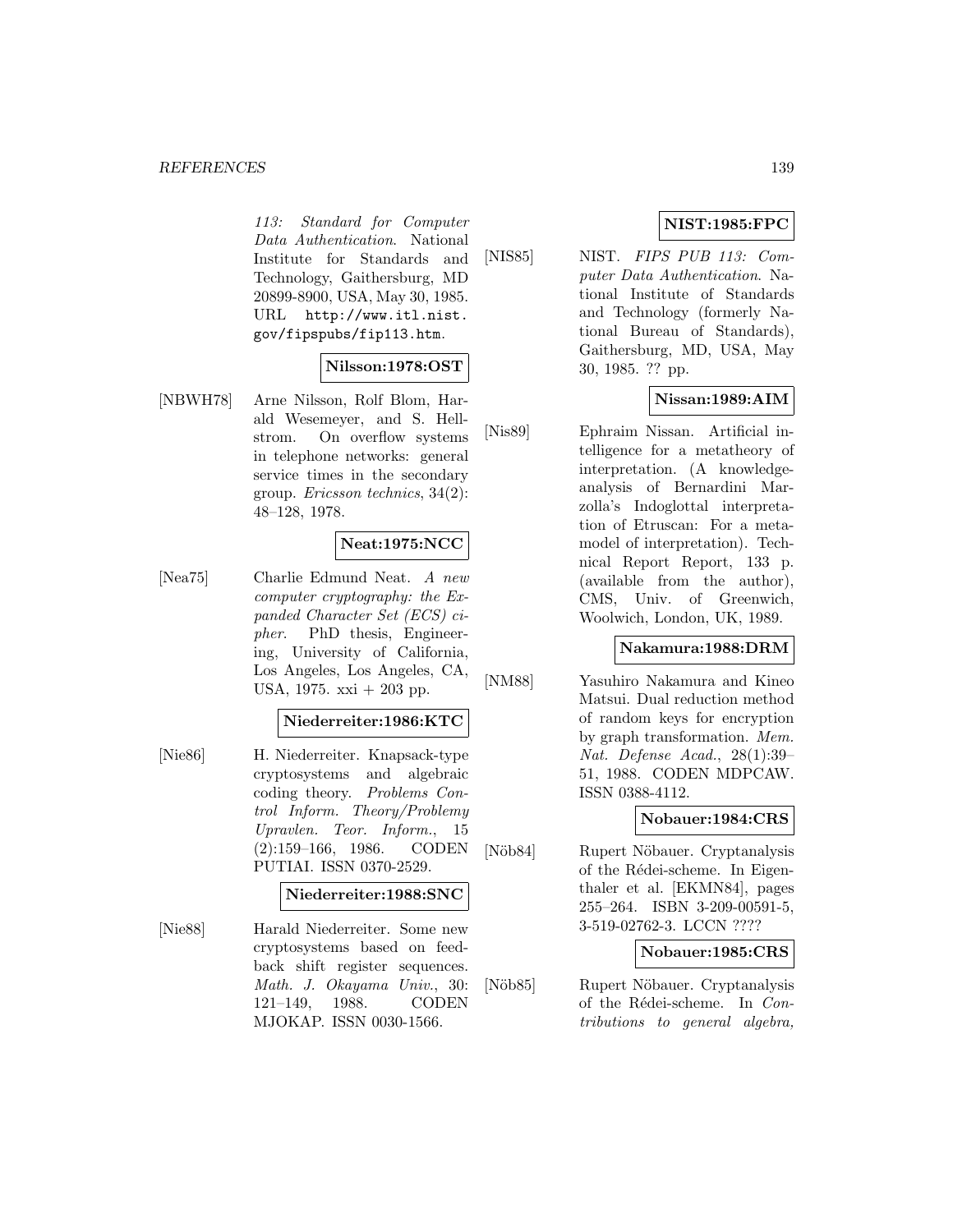113: Standard for Computer Data Authentication*. National Institute for Standards and Technology, Gaithersburg, MD 20899-8900, USA, May 30, 1985. URL http://www.itl.nist.gov/fipspubs/fip113.htm.

**Nilsson:1978:OST**

[NBWH78] Arne Nilsson, Rolf Blom, Harald Wesemeyer, and S. Hellstrom. On overflow systems in telephone networks: general service times in the secondary group. *Ericsson technics*, 34(2): 48–128, 1978.

**Neat:1975:NCC**

[Nea75] Charlie Edmund Neat. *A new computer cryptography: the Expanded Character Set (ECS) cipher*. PhD thesis, Engineering, University of California, Los Angeles, Los Angeles, CA, USA, 1975. xxi + 203 pp.

**Niederreiter:1986:KTC**

[Nie86] H. Niederreiter. Knapsack-type cryptosystems and algebraic coding theory. *Problems Control Inform. Theory/Problemy Upravlen. Teor. Inform.*, 15 (2):159–166, 1986. CODEN PUTIAI. ISSN 0370-2529.

**Niederreiter:1988:SNC**

[Nie88] Harald Niederreiter. Some new cryptosystems based on feedback shift register sequences. *Math. J. Okayama Univ.*, 30: 121–149, 1988. CODEN MJOKAP. ISSN 0030-1566.

**NIST:1985:FPC**

[NIS85] NIST. *FIPS PUB 113: Computer Data Authentication*. National Institute of Standards and Technology (formerly National Bureau of Standards), Gaithersburg, MD, USA, May 30, 1985. ?? pp.

**Nissan:1989:AIM**

[Nis89] Ephraim Nissan. Artificial intelligence for a metatheory of interpretation. (A knowledge-analysis of Bernardini Marzolla's Indoglottal interpretation of Etruscan: For a metamodel of interpretation). Technical Report Report, 133 p. (available from the author), CMS, Univ. of Greenwich, Woolwich, London, UK, 1989.

**Nakamura:1988:DRM**

[NM88] Yasuhiro Nakamura and Kineo Matsui. Dual reduction method of random keys for encryption by graph transformation. *Mem. Nat. Defense Acad.*, 28(1):39–51, 1988. CODEN MDPCAW. ISSN 0388-4112.

**Nobauer:1984:CRS**

[Nöb84] Rupert Nöbauer. Cryptanalysis of the Rédei-scheme. In Eigenthaler et al. [EKMN84], pages 255–264. ISBN 3-209-00591-5, 3-519-02762-3. LCCN ????

**Nobauer:1985:CRS**

[Nöb85] Rupert Nöbauer. Cryptanalysis of the Rédei-scheme. In *Contributions to general algebra,*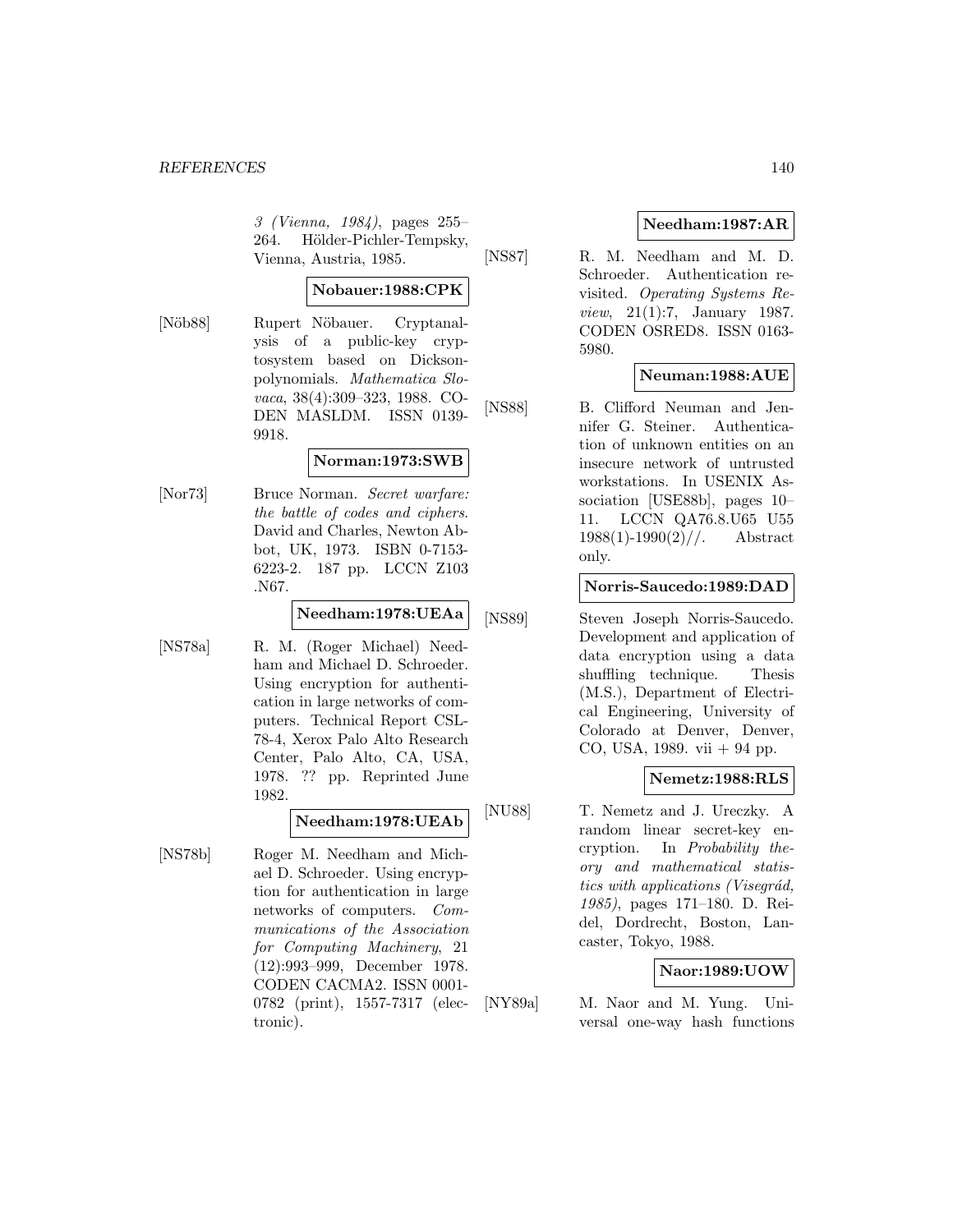*3 (Vienna, 1984)*, pages 255–264. Hölder-Pichler-Tempsky, Vienna, Austria, 1985.

**Nobauer:1988:CPK**

[Nöb88] Rupert Nöbauer. Cryptanalysis of a public-key cryptosystem based on Dickson-polynomials. *Mathematica Slovaca*, 38(4):309–323, 1988. CODEN MASLDM. ISSN 0139-9918.

**Norman:1973:SWB**

[Nor73] Bruce Norman. *Secret warfare: the battle of codes and ciphers*. David and Charles, Newton Abbot, UK, 1973. ISBN 0-7153-6223-2. 187 pp. LCCN Z103 .N67.

**Needham:1978:UEAa**

[NS78a] R. M. (Roger Michael) Needham and Michael D. Schroeder. Using encryption for authentication in large networks of computers. Technical Report CSL-78-4, Xerox Palo Alto Research Center, Palo Alto, CA, USA, 1978. ?? pp. Reprinted June 1982.

**Needham:1978:UEAb**

[NS78b] Roger M. Needham and Michael D. Schroeder. Using encryption for authentication in large networks of computers. *Communications of the Association for Computing Machinery*, 21 (12):993–999, December 1978. CODEN CACMA2. ISSN 0001-0782 (print), 1557-7317 (electronic).

**Needham:1987:AR**

[NS87] R. M. Needham and M. D. Schroeder. Authentication revisited. *Operating Systems Review*, 21(1):7, January 1987. CODEN OSRED8. ISSN 0163-5980.

**Neuman:1988:AUE**

[NS88] B. Clifford Neuman and Jennifer G. Steiner. Authentication of unknown entities on an insecure network of untrusted workstations. In USENIX Association [USE88b], pages 10–11. LCCN QA76.8.U65 U55 1988(1)-1990(2)//. Abstract only.

**Norris-Saucedo:1989:DAD**

[NS89] Steven Joseph Norris-Saucedo. Development and application of data encryption using a data shuffling technique. Thesis (M.S.), Department of Electrical Engineering, University of Colorado at Denver, Denver, CO, USA, 1989. vii + 94 pp.

**Nemetz:1988:RLS**

[NU88] T. Nemetz and J. Ureczky. A random linear secret-key encryption. In *Probability theory and mathematical statistics with applications (Visegrád, 1985)*, pages 171–180. D. Reidel, Dordrecht, Boston, Lancaster, Tokyo, 1988.

**Naor:1989:UOW**

[NY89a] M. Naor and M. Yung. Universal one-way hash functions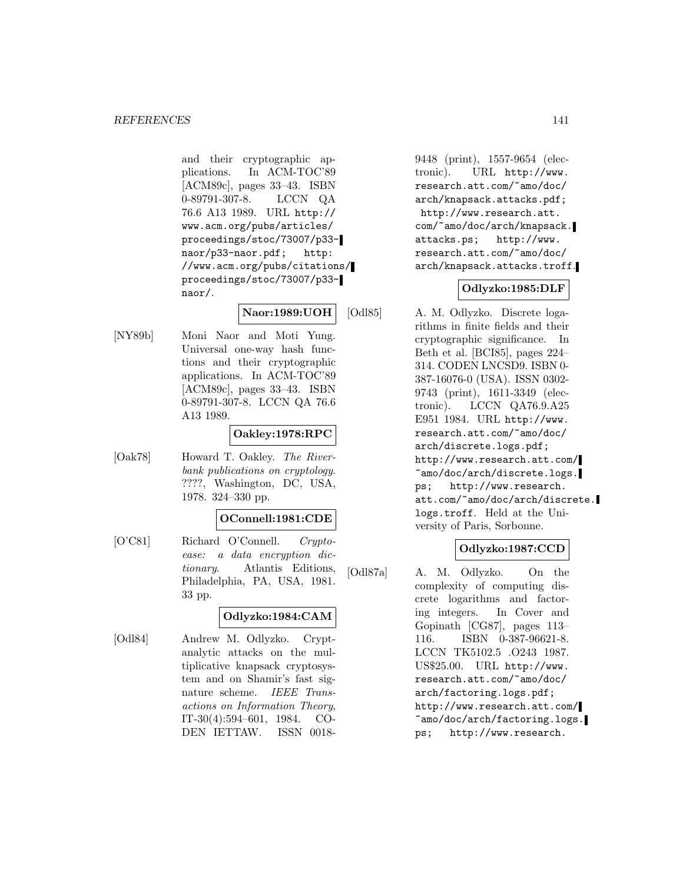and their cryptographic applications. In ACM-TOC'89 [ACM89c], pages 33–43. ISBN 0-89791-307-8. LCCN QA 76.6 A13 1989. URL http://www.acm.org/pubs/articles/proceedings/stoc/73007/p33-naor/p33-naor.pdf; http://www.acm.org/pubs/citations/proceedings/stoc/73007/p33-naor/.

**Naor:1989:UOH**

[NY89b] Moni Naor and Moti Yung. Universal one-way hash functions and their cryptographic applications. In ACM-TOC'89 [ACM89c], pages 33–43. ISBN 0-89791-307-8. LCCN QA 76.6 A13 1989.

**Oakley:1978:RPC**

[Oak78] Howard T. Oakley. *The Riverbank publications on cryptology*. ????, Washington, DC, USA, 1978. 324–330 pp.

**OConnell:1981:CDE**

[O'C81] Richard O'Connell. *Cryptoease: a data encryption dictionary*. Atlantis Editions, Philadelphia, PA, USA, 1981. 33 pp.

**Odlyzko:1984:CAM**

[Odl84] Andrew M. Odlyzko. Cryptanalytic attacks on the multiplicative knapsack cryptosystem and on Shamir's fast signature scheme. *IEEE Transactions on Information Theory*, IT-30(4):594–601, 1984. CODEN IETTAW. ISSN 0018-9448 (print), 1557-9654 (electronic). URL http://www.research.att.com/~amo/doc/arch/knapsack.attacks.pdf; http://www.research.att.com/~amo/doc/arch/knapsack.attacks.ps; http://www.research.att.com/~amo/doc/arch/knapsack.attacks.troff.

**Odlyzko:1985:DLF**

[Odl85] A. M. Odlyzko. Discrete logarithms in finite fields and their cryptographic significance. In Beth et al. [BCI85], pages 224–314. CODEN LNCSD9. ISBN 0-387-16076-0 (USA). ISSN 0302-9743 (print), 1611-3349 (electronic). LCCN QA76.9.A25 E951 1984. URL http://www.research.att.com/~amo/doc/arch/discrete.logs.pdf; http://www.research.att.com/~amo/doc/arch/discrete.logs.ps; http://www.research.att.com/~amo/doc/arch/discrete.logs.troff. Held at the University of Paris, Sorbonne.

**Odlyzko:1987:CCD**

[Odl87a] A. M. Odlyzko. On the complexity of computing discrete logarithms and factoring integers. In Cover and Gopinath [CG87], pages 113–116. ISBN 0-387-96621-8. LCCN TK5102.5 .O243 1987. US$25.00. URL http://www.research.att.com/~amo/doc/arch/factoring.logs.pdf; http://www.research.att.com/~amo/doc/arch/factoring.logs.ps; http://www.research.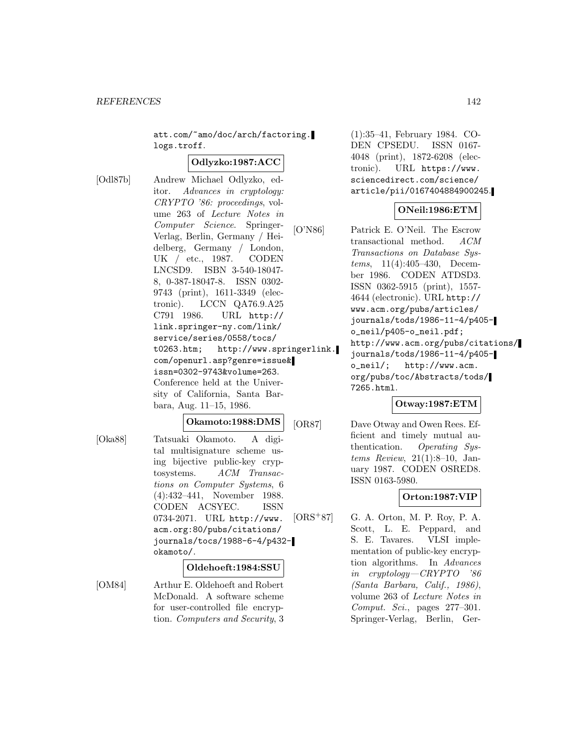att.com/~amo/doc/arch/factoring.logs.troff.

**Odlyzko:1987:ACC**

[Odl87b] Andrew Michael Odlyzko, editor. *Advances in cryptology: CRYPTO '86: proceedings*, volume 263 of *Lecture Notes in Computer Science*. Springer-Verlag, Berlin, Germany / Heidelberg, Germany / London, UK / etc., 1987. CODEN LNCSD9. ISBN 3-540-18047-8, 0-387-18047-8. ISSN 0302-9743 (print), 1611-3349 (electronic). LCCN QA76.9.A25 C791 1986. URL http://link.springer-ny.com/link/service/series/0558/tocs/t0263.htm; http://www.springerlink.com/openurl.asp?genre=issue&issn=0302-9743&volume=263. Conference held at the University of California, Santa Barbara, Aug. 11–15, 1986.

**Okamoto:1988:DMS**

[Oka88] Tatsuaki Okamoto. A digital multisignature scheme using bijective public-key cryptosystems. *ACM Transactions on Computer Systems*, 6 (4):432–441, November 1988. CODEN ACSYEC. ISSN 0734-2071. URL http://www.acm.org:80/pubs/citations/journals/tocs/1988-6-4/p432-okamoto/.

**Oldehoeft:1984:SSU**

[OM84] Arthur E. Oldehoeft and Robert McDonald. A software scheme for user-controlled file encryption. *Computers and Security*, 3 (1):35–41, February 1984. CODEN CPSEDU. ISSN 0167-4048 (print), 1872-6208 (electronic). URL https://www.sciencedirect.com/science/article/pii/0167404884900245.

**ONeil:1986:ETM**

[O'N86] Patrick E. O'Neil. The Escrow transactional method. *ACM Transactions on Database Systems*, 11(4):405–430, December 1986. CODEN ATDSD3. ISSN 0362-5915 (print), 1557-4644 (electronic). URL http://www.acm.org/pubs/articles/journals/tods/1986-11-4/p405-o_neil/p405-o_neil.pdf; http://www.acm.org/pubs/citations/journals/tods/1986-11-4/p405-o_neil/; http://www.acm.org/pubs/toc/Abstracts/tods/7265.html.

**Otway:1987:ETM**

[OR87] Dave Otway and Owen Rees. Efficient and timely mutual authentication. *Operating Systems Review*, 21(1):8–10, January 1987. CODEN OSRED8. ISSN 0163-5980.

**Orton:1987:VIP**

[ORS+87] G. A. Orton, M. P. Roy, P. A. Scott, L. E. Peppard, and S. E. Tavares. VLSI implementation of public-key encryption algorithms. In *Advances in cryptology—CRYPTO '86 (Santa Barbara, Calif., 1986)*, volume 263 of *Lecture Notes in Comput. Sci.*, pages 277–301. Springer-Verlag, Berlin, Ger-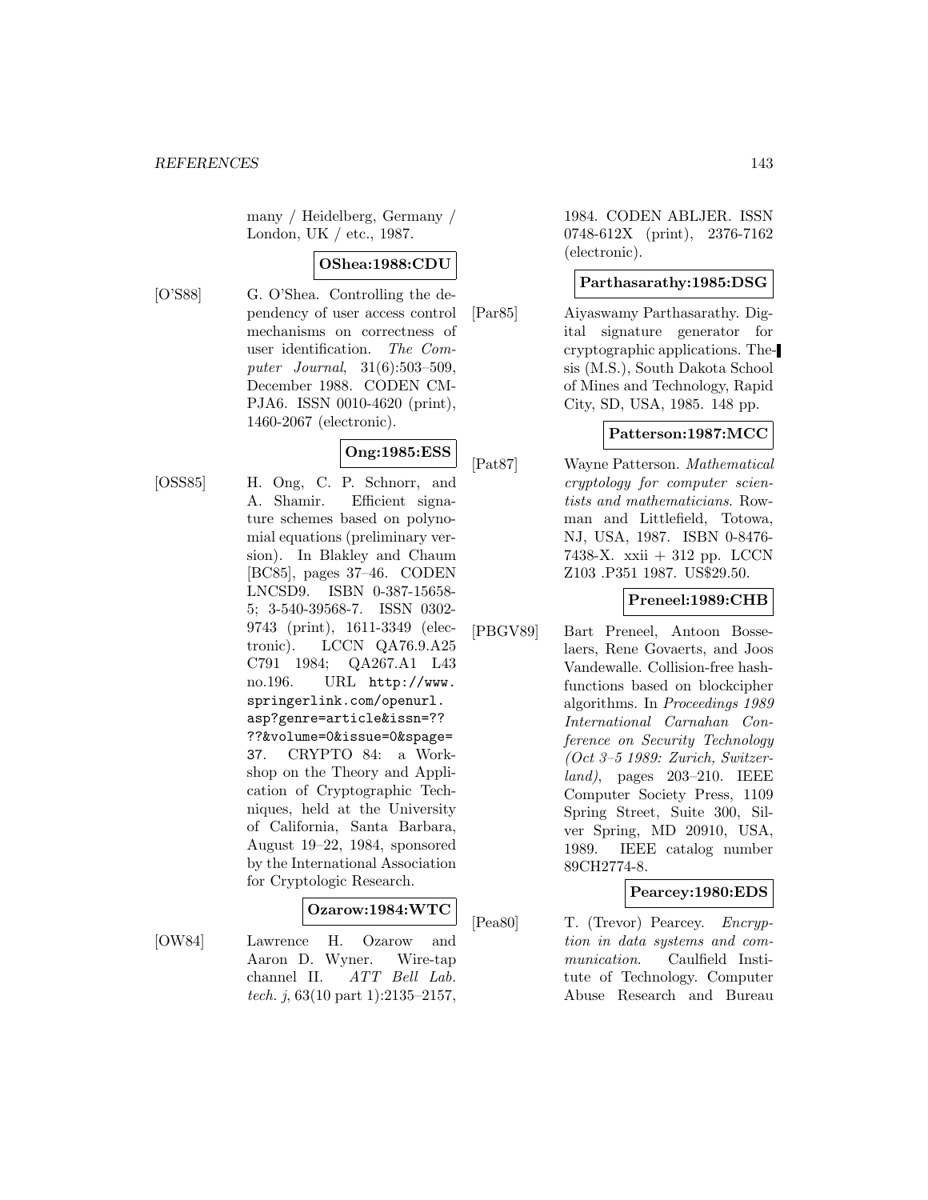many / Heidelberg, Germany / London, UK / etc., 1987.

**OShea:1988:CDU**

[O'S88] G. O'Shea. Controlling the dependency of user access control mechanisms on correctness of user identification. *The Computer Journal*, 31(6):503–509, December 1988. CODEN CMPJA6. ISSN 0010-4620 (print), 1460-2067 (electronic).

**Ong:1985:ESS**

[OSS85] H. Ong, C. P. Schnorr, and A. Shamir. Efficient signature schemes based on polynomial equations (preliminary version). In Blakley and Chaum [BC85], pages 37–46. CODEN LNCSD9. ISBN 0-387-15658-5; 3-540-39568-7. ISSN 0302-9743 (print), 1611-3349 (electronic). LCCN QA76.9.A25 C791 1984; QA267.A1 L43 no.196. URL http://www.springerlink.com/openurl.asp?genre=article&issn=????&volume=0&issue=0&spage=37. CRYPTO 84: a Workshop on the Theory and Application of Cryptographic Techniques, held at the University of California, Santa Barbara, August 19–22, 1984, sponsored by the International Association for Cryptologic Research.

**Ozarow:1984:WTC**

[OW84] Lawrence H. Ozarow and Aaron D. Wyner. Wire-tap channel II. *ATT Bell Lab. tech. j*, 63(10 part 1):2135–2157, 1984. CODEN ABLJER. ISSN 0748-612X (print), 2376-7162 (electronic).

**Parthasarathy:1985:DSG**

[Par85] Aiyaswamy Parthasarathy. Digital signature generator for cryptographic applications. Thesis (M.S.), South Dakota School of Mines and Technology, Rapid City, SD, USA, 1985. 148 pp.

**Patterson:1987:MCC**

[Pat87] Wayne Patterson. *Mathematical cryptology for computer scientists and mathematicians*. Rowman and Littlefield, Totowa, NJ, USA, 1987. ISBN 0-8476-7438-X. xxii + 312 pp. LCCN Z103 .P351 1987. US$29.50.

**Preneel:1989:CHB**

[PBGV89] Bart Preneel, Antoon Bosselaers, Rene Govaerts, and Joos Vandewalle. Collision-free hash-functions based on blockcipher algorithms. In *Proceedings 1989 International Carnahan Conference on Security Technology (Oct 3–5 1989: Zurich, Switzerland)*, pages 203–210. IEEE Computer Society Press, 1109 Spring Street, Suite 300, Silver Spring, MD 20910, USA, 1989. IEEE catalog number 89CH2774-8.

**Pearcey:1980:EDS**

[Pea80] T. (Trevor) Pearcey. *Encryption in data systems and communication*. Caulfield Institute of Technology. Computer Abuse Research and Bureau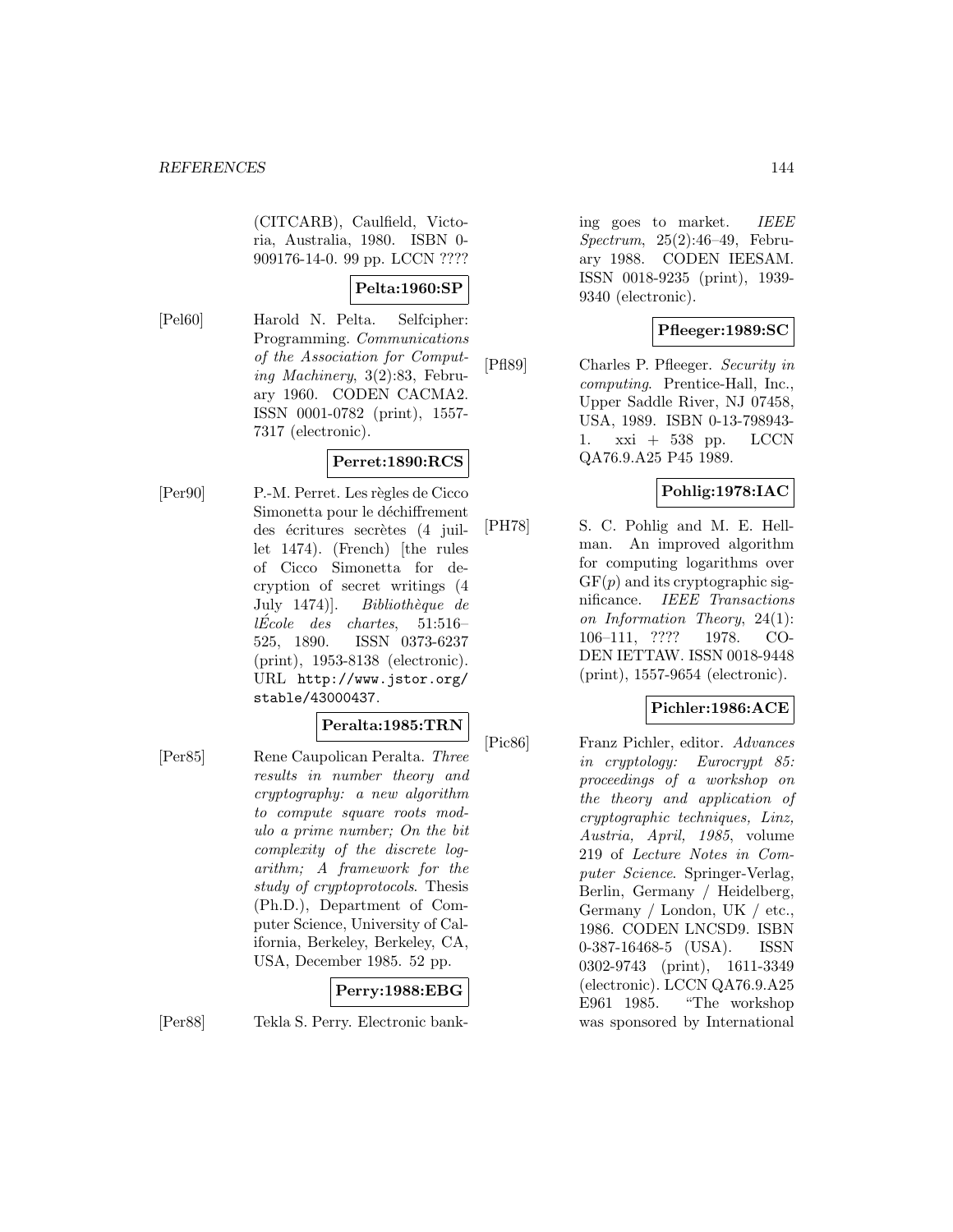(CITCARB), Caulfield, Victoria, Australia, 1980. ISBN 0-909176-14-0. 99 pp. LCCN ????

**Pelta:1960:SP**

[Pel60] Harold N. Pelta. Selfcipher: Programming. *Communications of the Association for Computing Machinery*, 3(2):83, February 1960. CODEN CACMA2. ISSN 0001-0782 (print), 1557-7317 (electronic).

**Perret:1890:RCS**

[Per90] P.-M. Perret. Les règles de Cicco Simonetta pour le déchiffrement des écritures secrètes (4 juillet 1474). (French) [the rules of Cicco Simonetta for decryption of secret writings (4 July 1474)]. *Bibliothèque de lÉcole des chartes*, 51:516–525, 1890. ISSN 0373-6237 (print), 1953-8138 (electronic). URL http://www.jstor.org/stable/43000437.

**Peralta:1985:TRN**

[Per85] Rene Caupolican Peralta. *Three results in number theory and cryptography: a new algorithm to compute square roots modulo a prime number; On the bit complexity of the discrete logarithm; A framework for the study of cryptoprotocols*. Thesis (Ph.D.), Department of Computer Science, University of California, Berkeley, Berkeley, CA, USA, December 1985. 52 pp.

**Perry:1988:EBG**

[Per88] Tekla S. Perry. Electronic banking goes to market. *IEEE Spectrum*, 25(2):46–49, February 1988. CODEN IEESAM. ISSN 0018-9235 (print), 1939-9340 (electronic).

**Pfleeger:1989:SC**

[Pfl89] Charles P. Pfleeger. *Security in computing*. Prentice-Hall, Inc., Upper Saddle River, NJ 07458, USA, 1989. ISBN 0-13-798943-1. xxi + 538 pp. LCCN QA76.9.A25 P45 1989.

**Pohlig:1978:IAC**

[PH78] S. C. Pohlig and M. E. Hellman. An improved algorithm for computing logarithms over GF($p$) and its cryptographic significance. *IEEE Transactions on Information Theory*, 24(1): 106–111, ???? 1978. CODEN IETTAW. ISSN 0018-9448 (print), 1557-9654 (electronic).

**Pichler:1986:ACE**

[Pic86] Franz Pichler, editor. *Advances in cryptology: Eurocrypt 85: proceedings of a workshop on the theory and application of cryptographic techniques, Linz, Austria, April, 1985*, volume 219 of *Lecture Notes in Computer Science*. Springer-Verlag, Berlin, Germany / Heidelberg, Germany / London, UK / etc., 1986. CODEN LNCSD9. ISBN 0-387-16468-5 (USA). ISSN 0302-9743 (print), 1611-3349 (electronic). LCCN QA76.9.A25 E961 1985. "The workshop was sponsored by International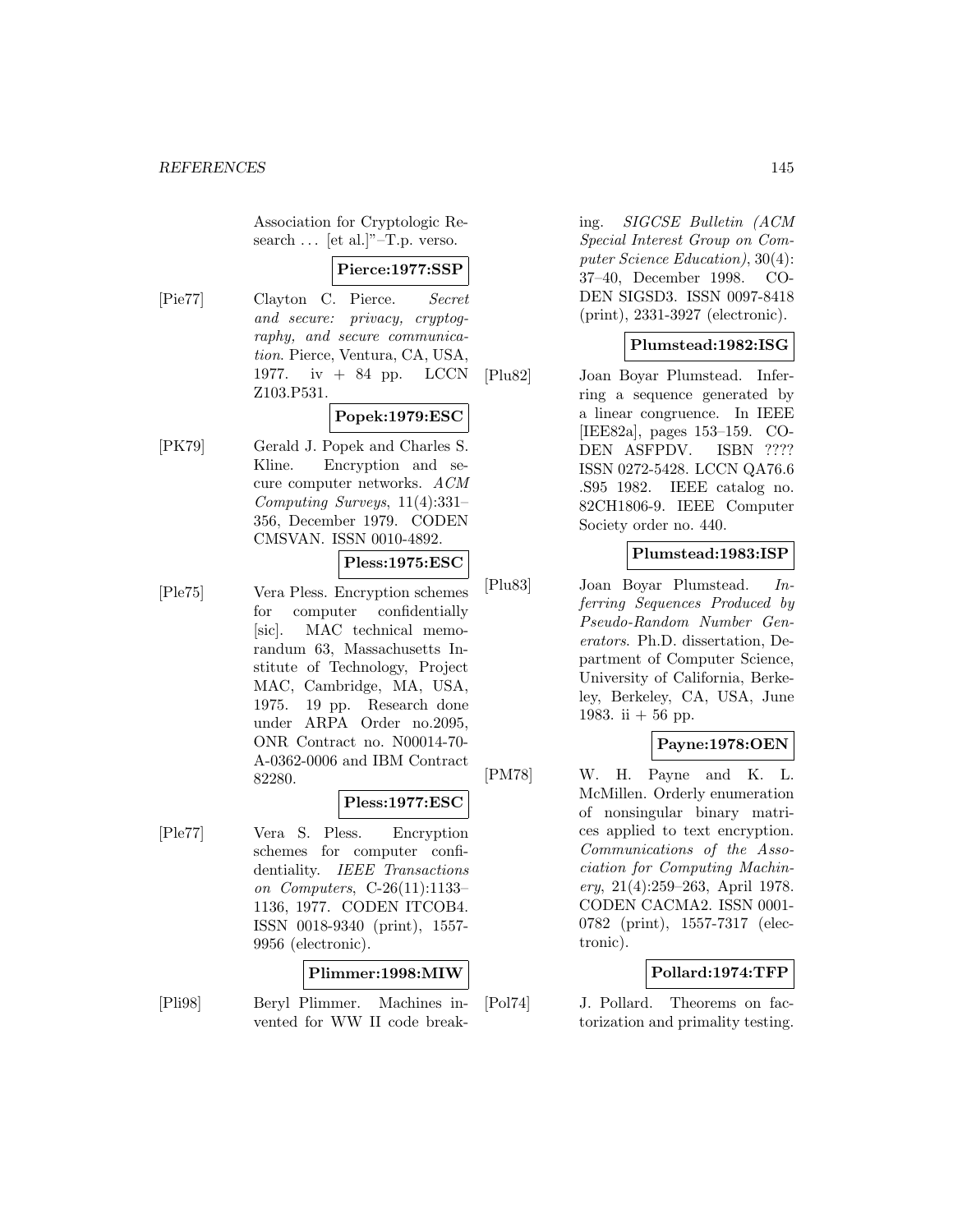Association for Cryptologic Research ... [et al.]"–T.p. verso.

**Pierce:1977:SSP**

[Pie77] Clayton C. Pierce. *Secret and secure: privacy, cryptography, and secure communication*. Pierce, Ventura, CA, USA, 1977. iv + 84 pp. LCCN Z103.P531.

**Popek:1979:ESC**

[PK79] Gerald J. Popek and Charles S. Kline. Encryption and secure computer networks. *ACM Computing Surveys*, 11(4):331–356, December 1979. CODEN CMSVAN. ISSN 0010-4892.

**Pless:1975:ESC**

[Ple75] Vera Pless. Encryption schemes for computer confidentially [sic]. MAC technical memorandum 63, Massachusetts Institute of Technology, Project MAC, Cambridge, MA, USA, 1975. 19 pp. Research done under ARPA Order no.2095, ONR Contract no. N00014-70-A-0362-0006 and IBM Contract 82280.

**Pless:1977:ESC**

[Ple77] Vera S. Pless. Encryption schemes for computer confidentiality. *IEEE Transactions on Computers*, C-26(11):1133–1136, 1977. CODEN ITCOB4. ISSN 0018-9340 (print), 1557-9956 (electronic).

**Plimmer:1998:MIW**

[Pli98] Beryl Plimmer. Machines invented for WW II code breaking. *SIGCSE Bulletin (ACM Special Interest Group on Computer Science Education)*, 30(4): 37–40, December 1998. CODEN SIGSD3. ISSN 0097-8418 (print), 2331-3927 (electronic).

**Plumstead:1982:ISG**

[Plu82] Joan Boyar Plumstead. Inferring a sequence generated by a linear congruence. In IEEE [IEE82a], pages 153–159. CODEN ASFPDV. ISBN ???? ISSN 0272-5428. LCCN QA76.6 .S95 1982. IEEE catalog no. 82CH1806-9. IEEE Computer Society order no. 440.

**Plumstead:1983:ISP**

[Plu83] Joan Boyar Plumstead. *Inferring Sequences Produced by Pseudo-Random Number Generators*. Ph.D. dissertation, Department of Computer Science, University of California, Berkeley, Berkeley, CA, USA, June 1983. ii + 56 pp.

**Payne:1978:OEN**

[PM78] W. H. Payne and K. L. McMillen. Orderly enumeration of nonsingular binary matrices applied to text encryption. *Communications of the Association for Computing Machinery*, 21(4):259–263, April 1978. CODEN CACMA2. ISSN 0001-0782 (print), 1557-7317 (electronic).

**Pollard:1974:TFP**

[Pol74] J. Pollard. Theorems on factorization and primality testing.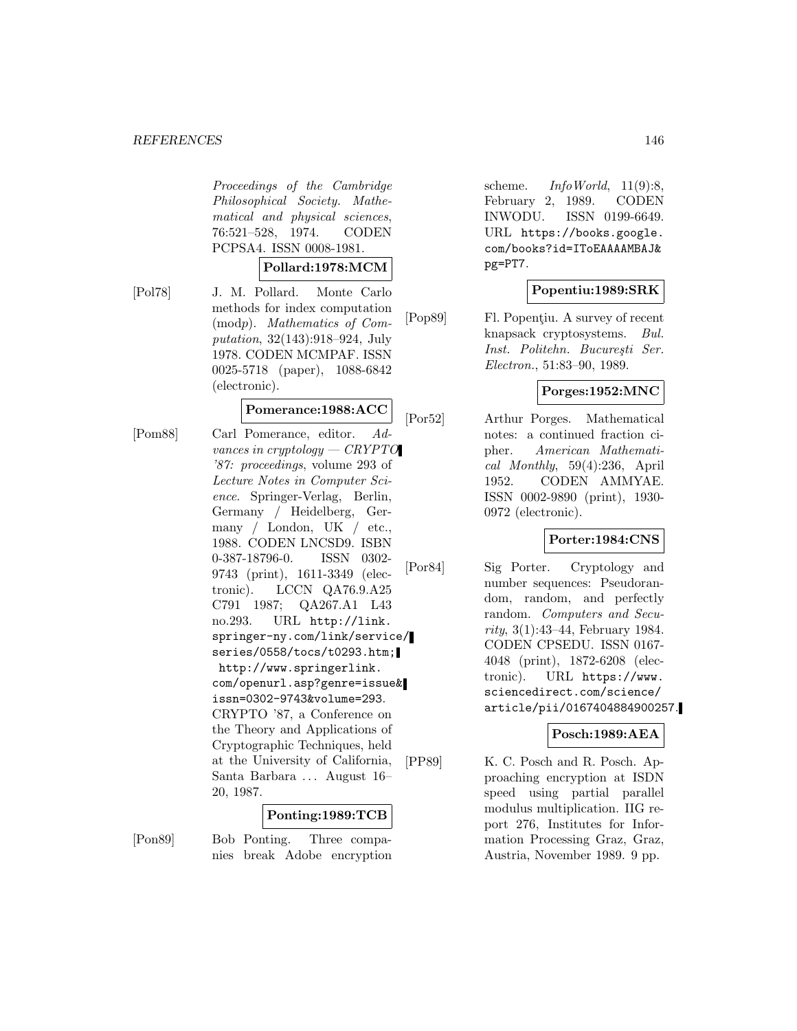Proceedings of the Cambridge Philosophical Society. Mathematical and physical sciences, 76:521–528, 1974. CODEN PCPSA4. ISSN 0008-1981.

**Pollard:1978:MCM**

[Pol78] J. M. Pollard. Monte Carlo methods for index computation (mod$p$). *Mathematics of Computation*, 32(143):918–924, July 1978. CODEN MCMPAF. ISSN 0025-5718 (paper), 1088-6842 (electronic).

**Pomerance:1988:ACC**

[Pom88] Carl Pomerance, editor. *Advances in cryptology — CRYPTO '87: proceedings*, volume 293 of *Lecture Notes in Computer Science*. Springer-Verlag, Berlin, Germany / Heidelberg, Germany / London, UK / etc., 1988. CODEN LNCSD9. ISBN 0-387-18796-0. ISSN 0302-9743 (print), 1611-3349 (electronic). LCCN QA76.9.A25 C791 1987; QA267.A1 L43 no.293. URL http://link.springer-ny.com/link/service/series/0558/tocs/t0293.htm; http://www.springerlink.com/openurl.asp?genre=issue&issn=0302-9743&volume=293. CRYPTO '87, a Conference on the Theory and Applications of Cryptographic Techniques, held at the University of California, Santa Barbara ... August 16–20, 1987.

**Ponting:1989:TCB**

[Pon89] Bob Ponting. Three companies break Adobe encryption scheme. *InfoWorld*, 11(9):8, February 2, 1989. CODEN INWODU. ISSN 0199-6649. URL https://books.google.com/books?id=IToEAAAAMBAJ&pg=PT7.

**Popentiu:1989:SRK**

[Pop89] Fl. Popenţiu. A survey of recent knapsack cryptosystems. *Bul. Inst. Politehn. Bucureşti Ser. Electron.*, 51:83–90, 1989.

**Porges:1952:MNC**

[Por52] Arthur Porges. Mathematical notes: a continued fraction cipher. *American Mathematical Monthly*, 59(4):236, April 1952. CODEN AMMYAE. ISSN 0002-9890 (print), 1930-0972 (electronic).

**Porter:1984:CNS**

[Por84] Sig Porter. Cryptology and number sequences: Pseudorandom, random, and perfectly random. *Computers and Security*, 3(1):43–44, February 1984. CODEN CPSEDU. ISSN 0167-4048 (print), 1872-6208 (electronic). URL https://www.sciencedirect.com/science/article/pii/0167404884900257.

**Posch:1989:AEA**

[PP89] K. C. Posch and R. Posch. Approaching encryption at ISDN speed using partial parallel modulus multiplication. IIG report 276, Institutes for Information Processing Graz, Graz, Austria, November 1989. 9 pp.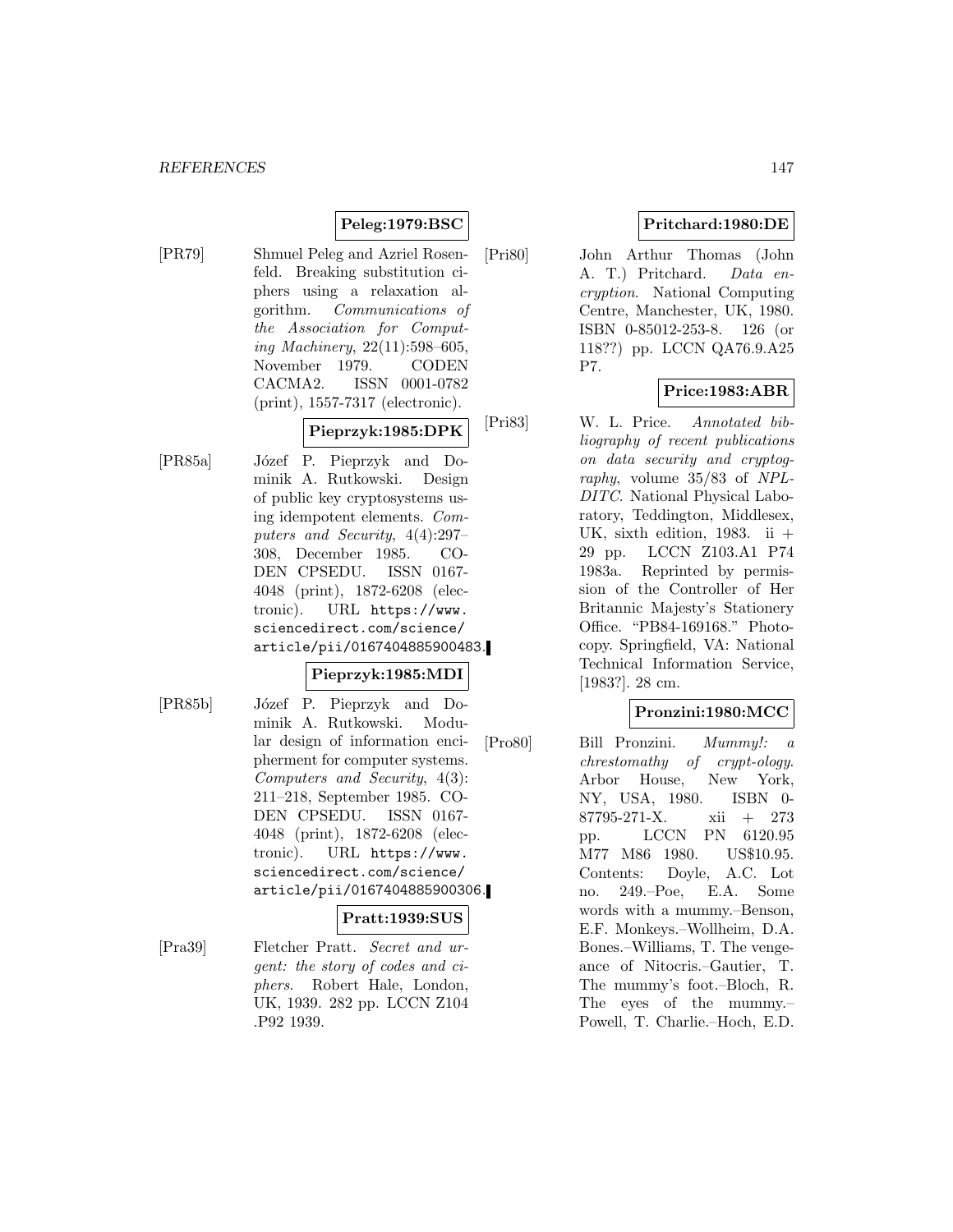**Peleg:1979:BSC**

[PR79] Shmuel Peleg and Azriel Rosenfeld. Breaking substitution ciphers using a relaxation algorithm. *Communications of the Association for Computing Machinery*, 22(11):598–605, November 1979. CODEN CACMA2. ISSN 0001-0782 (print), 1557-7317 (electronic).

**Pieprzyk:1985:DPK**

[PR85a] Józef P. Pieprzyk and Dominik A. Rutkowski. Design of public key cryptosystems using idempotent elements. *Computers and Security*, 4(4):297–308, December 1985. CODEN CPSEDU. ISSN 0167-4048 (print), 1872-6208 (electronic). URL https://www.sciencedirect.com/science/article/pii/0167404885900483.

**Pieprzyk:1985:MDI**

[PR85b] Józef P. Pieprzyk and Dominik A. Rutkowski. Modular design of information encipherment for computer systems. *Computers and Security*, 4(3): 211–218, September 1985. CODEN CPSEDU. ISSN 0167-4048 (print), 1872-6208 (electronic). URL https://www.sciencedirect.com/science/article/pii/0167404885900306.

**Pratt:1939:SUS**

[Pra39] Fletcher Pratt. *Secret and urgent: the story of codes and ciphers*. Robert Hale, London, UK, 1939. 282 pp. LCCN Z104 .P92 1939.

**Pritchard:1980:DE**

[Pri80] John Arthur Thomas (John A. T.) Pritchard. *Data encryption*. National Computing Centre, Manchester, UK, 1980. ISBN 0-85012-253-8. 126 (or 118??) pp. LCCN QA76.9.A25 P7.

**Price:1983:ABR**

[Pri83] W. L. Price. *Annotated bibliography of recent publications on data security and cryptography*, volume 35/83 of *NPL-DITC*. National Physical Laboratory, Teddington, Middlesex, UK, sixth edition, 1983. ii + 29 pp. LCCN Z103.A1 P74 1983a. Reprinted by permission of the Controller of Her Britannic Majesty's Stationery Office. "PB84-169168." Photocopy. Springfield, VA: National Technical Information Service, [1983?]. 28 cm.

**Pronzini:1980:MCC**

[Pro80] Bill Pronzini. *Mummy!: a chrestomathy of crypt-ology*. Arbor House, New York, NY, USA, 1980. ISBN 0-87795-271-X. xii + 273 pp. LCCN PN 6120.95 M77 M86 1980. US$10.95. Contents: Doyle, A.C. Lot no. 249.–Poe, E.A. Some words with a mummy.–Benson, E.F. Monkeys.–Wollheim, D.A. Bones.–Williams, T. The vengeance of Nitocris.–Gautier, T. The mummy's foot.–Bloch, R. The eyes of the mummy.–Powell, T. Charlie.–Hoch, E.D.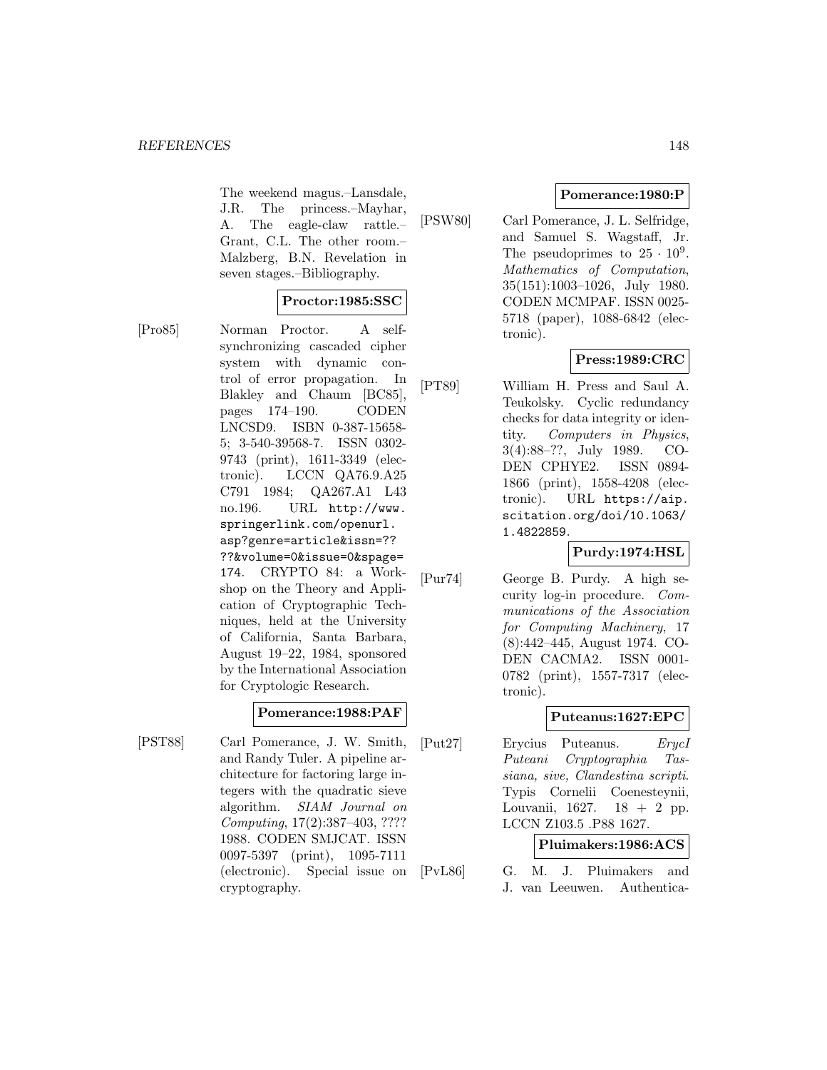The weekend magus.–Lansdale, J.R. The princess.–Mayhar, A. The eagle-claw rattle.–Grant, C.L. The other room.–Malzberg, B.N. Revelation in seven stages.–Bibliography.

**Proctor:1985:SSC**

[Pro85] Norman Proctor. A self-synchronizing cascaded cipher system with dynamic control of error propagation. In Blakley and Chaum [BC85], pages 174–190. CODEN LNCSD9. ISBN 0-387-15658-5; 3-540-39568-7. ISSN 0302-9743 (print), 1611-3349 (electronic). LCCN QA76.9.A25 C791 1984; QA267.A1 L43 no.196. URL http://www.springerlink.com/openurl.asp?genre=article&issn=????&volume=0&issue=0&spage=174. CRYPTO 84: a Workshop on the Theory and Application of Cryptographic Techniques, held at the University of California, Santa Barbara, August 19–22, 1984, sponsored by the International Association for Cryptologic Research.

**Pomerance:1988:PAF**

[PST88] Carl Pomerance, J. W. Smith, and Randy Tuler. A pipeline architecture for factoring large integers with the quadratic sieve algorithm. *SIAM Journal on Computing*, 17(2):387–403, ???? 1988. CODEN SMJCAT. ISSN 0097-5397 (print), 1095-7111 (electronic). Special issue on cryptography.

**Pomerance:1980:P**

[PSW80] Carl Pomerance, J. L. Selfridge, and Samuel S. Wagstaff, Jr. The pseudoprimes to $25 \cdot 10^9$. *Mathematics of Computation*, 35(151):1003–1026, July 1980. CODEN MCMPAF. ISSN 0025-5718 (paper), 1088-6842 (electronic).

**Press:1989:CRC**

[PT89] William H. Press and Saul A. Teukolsky. Cyclic redundancy checks for data integrity or identity. *Computers in Physics*, 3(4):88–??, July 1989. CODEN CPHYE2. ISSN 0894-1866 (print), 1558-4208 (electronic). URL https://aip.scitation.org/doi/10.1063/1.4822859.

**Purdy:1974:HSL**

[Pur74] George B. Purdy. A high security log-in procedure. *Communications of the Association for Computing Machinery*, 17(8):442–445, August 1974. CODEN CACMA2. ISSN 0001-0782 (print), 1557-7317 (electronic).

**Puteanus:1627:EPC**

[Put27] Erycius Puteanus. *ErycI Puteani Cryptographia Tassiana, sive, Clandestina scripti*. Typis Cornelii Coenesteynii, Louvanii, 1627. 18 + 2 pp. LCCN Z103.5 .P88 1627.

**Pluimakers:1986:ACS**

[PvL86] G. M. J. Pluimakers and J. van Leeuwen. Authentica-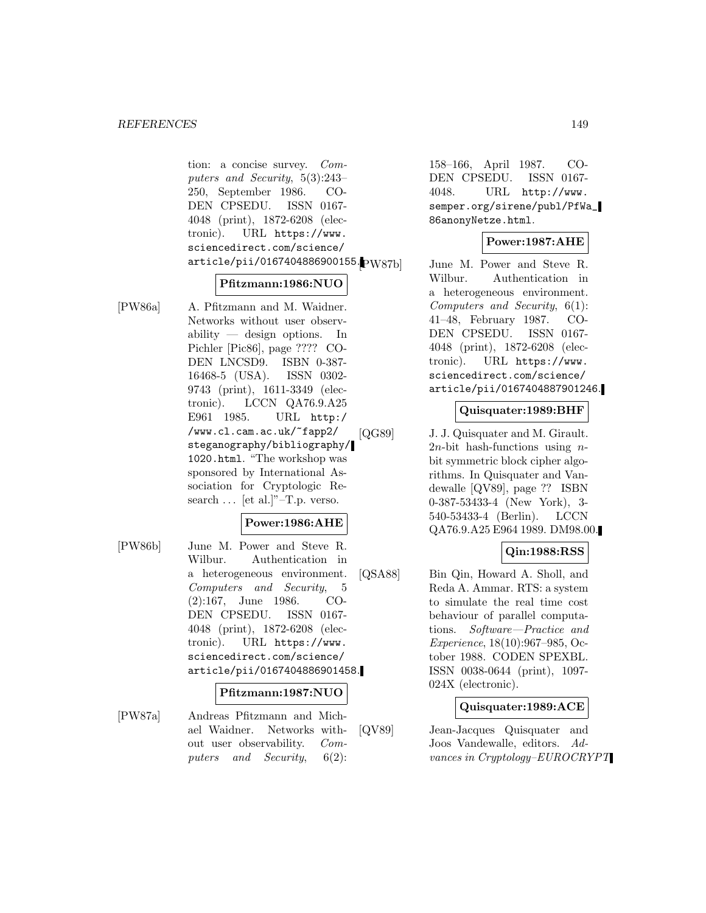tion: a concise survey. *Computers and Security*, 5(3):243–250, September 1986. CODEN CPSEDU. ISSN 0167-4048 (print), 1872-6208 (electronic). URL https://www.sciencedirect.com/science/article/pii/0167404886900155.

**Pfitzmann:1986:NUO**

[PW86a] A. Pfitzmann and M. Waidner. Networks without user observability — design options. In Pichler [Pic86], page ???? CODEN LNCSD9. ISBN 0-387-16468-5 (USA). ISSN 0302-9743 (print), 1611-3349 (electronic). LCCN QA76.9.A25 E961 1985. URL http://www.cl.cam.ac.uk/~fapp2/steganography/bibliography/1020.html. "The workshop was sponsored by International Association for Cryptologic Research ... [et al.]"–T.p. verso.

**Power:1986:AHE**

[PW86b] June M. Power and Steve R. Wilbur. Authentication in a heterogeneous environment. *Computers and Security*, 5(2):167, June 1986. CODEN CPSEDU. ISSN 0167-4048 (print), 1872-6208 (electronic). URL https://www.sciencedirect.com/science/article/pii/0167404886901458.

**Pfitzmann:1987:NUO**

[PW87a] Andreas Pfitzmann and Michael Waidner. Networks without user observability. *Computers and Security*, 6(2):158–166, April 1987. CODEN CPSEDU. ISSN 0167-4048. URL http://www.semper.org/sirene/publ/PfWa_86anonyNetze.html.

**Power:1987:AHE**

[PW87b] June M. Power and Steve R. Wilbur. Authentication in a heterogeneous environment. *Computers and Security*, 6(1):41–48, February 1987. CODEN CPSEDU. ISSN 0167-4048 (print), 1872-6208 (electronic). URL https://www.sciencedirect.com/science/article/pii/0167404887901246.

**Quisquater:1989:BHF**

[QG89] J. J. Quisquater and M. Girault. $2n$-bit hash-functions using $n$-bit symmetric block cipher algorithms. In Quisquater and Vandewalle [QV89], page ?? ISBN 0-387-53433-4 (New York), 3-540-53433-4 (Berlin). LCCN QA76.9.A25 E964 1989. DM98.00.

**Qin:1988:RSS**

[QSA88] Bin Qin, Howard A. Sholl, and Reda A. Ammar. RTS: a system to simulate the real time cost behaviour of parallel computations. *Software—Practice and Experience*, 18(10):967–985, October 1988. CODEN SPEXBL. ISSN 0038-0644 (print), 1097-024X (electronic).

**Quisquater:1989:ACE**

[QV89] Jean-Jacques Quisquater and Joos Vandewalle, editors. *Advances in Cryptology–EUROCRYPT*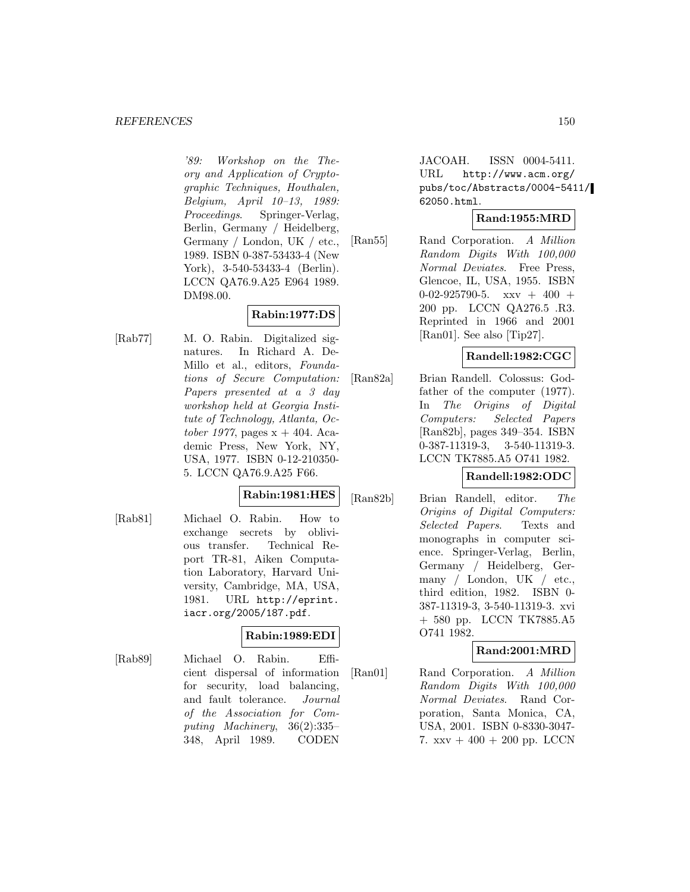*'89: Workshop on the Theory and Application of Cryptographic Techniques, Houthalen, Belgium, April 10–13, 1989: Proceedings*. Springer-Verlag, Berlin, Germany / Heidelberg, Germany / London, UK / etc., 1989. ISBN 0-387-53433-4 (New York), 3-540-53433-4 (Berlin). LCCN QA76.9.A25 E964 1989. DM98.00.

**Rabin:1977:DS**

[Rab77] M. O. Rabin. Digitalized signatures. In Richard A. DeMillo et al., editors, *Foundations of Secure Computation: Papers presented at a 3 day workshop held at Georgia Institute of Technology, Atlanta, October 1977*, pages x + 404. Academic Press, New York, NY, USA, 1977. ISBN 0-12-210350-5. LCCN QA76.9.A25 F66.

**Rabin:1981:HES**

[Rab81] Michael O. Rabin. How to exchange secrets by oblivious transfer. Technical Report TR-81, Aiken Computation Laboratory, Harvard University, Cambridge, MA, USA, 1981. URL `http://eprint.iacr.org/2005/187.pdf`.

**Rabin:1989:EDI**

[Rab89] Michael O. Rabin. Efficient dispersal of information for security, load balancing, and fault tolerance. *Journal of the Association for Computing Machinery*, 36(2):335–348, April 1989. CODEN JACOAH. ISSN 0004-5411. URL `http://www.acm.org/pubs/toc/Abstracts/0004-5411/62050.html`.

**Rand:1955:MRD**

[Ran55] Rand Corporation. *A Million Random Digits With 100,000 Normal Deviates*. Free Press, Glencoe, IL, USA, 1955. ISBN 0-02-925790-5. xxv + 400 + 200 pp. LCCN QA276.5 .R3. Reprinted in 1966 and 2001 [Ran01]. See also [Tip27].

**Randell:1982:CGC**

[Ran82a] Brian Randell. Colossus: Godfather of the computer (1977). In *The Origins of Digital Computers: Selected Papers* [Ran82b], pages 349–354. ISBN 0-387-11319-3, 3-540-11319-3. LCCN TK7885.A5 O741 1982.

**Randell:1982:ODC**

[Ran82b] Brian Randell, editor. *The Origins of Digital Computers: Selected Papers*. Texts and monographs in computer science. Springer-Verlag, Berlin, Germany / Heidelberg, Germany / London, UK / etc., third edition, 1982. ISBN 0-387-11319-3, 3-540-11319-3. xvi + 580 pp. LCCN TK7885.A5 O741 1982.

**Rand:2001:MRD**

[Ran01] Rand Corporation. *A Million Random Digits With 100,000 Normal Deviates*. Rand Corporation, Santa Monica, CA, USA, 2001. ISBN 0-8330-3047-7. xxv + 400 + 200 pp. LCCN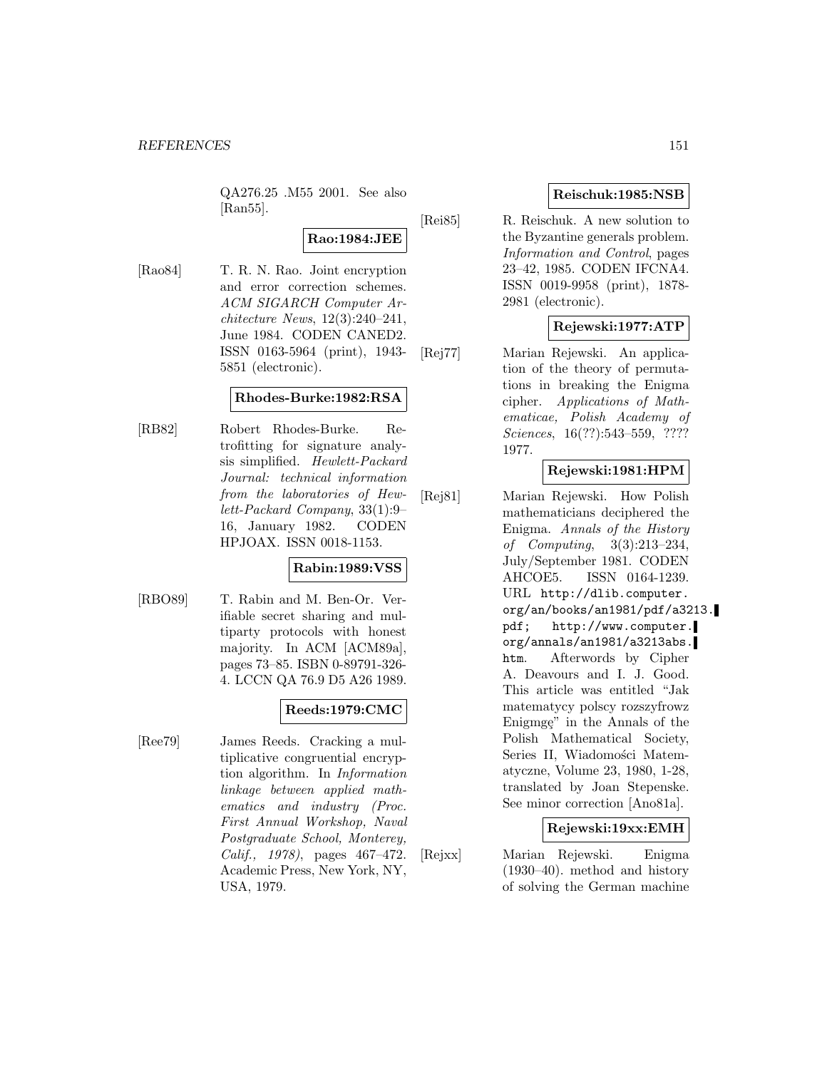QA276.25 .M55 2001. See also [Ran55].

**Rao:1984:JEE**

[Rao84] T. R. N. Rao. Joint encryption and error correction schemes. *ACM SIGARCH Computer Architecture News*, 12(3):240–241, June 1984. CODEN CANED2. ISSN 0163-5964 (print), 1943-5851 (electronic).

**Rhodes-Burke:1982:RSA**

[RB82] Robert Rhodes-Burke. Retrofitting for signature analysis simplified. *Hewlett-Packard Journal: technical information from the laboratories of Hewlett-Packard Company*, 33(1):9–16, January 1982. CODEN HPJOAX. ISSN 0018-1153.

**Rabin:1989:VSS**

[RBO89] T. Rabin and M. Ben-Or. Verifiable secret sharing and multiparty protocols with honest majority. In ACM [ACM89a], pages 73–85. ISBN 0-89791-326-4. LCCN QA 76.9 D5 A26 1989.

**Reeds:1979:CMC**

[Ree79] James Reeds. Cracking a multiplicative congruential encryption algorithm. In *Information linkage between applied mathematics and industry (Proc. First Annual Workshop, Naval Postgraduate School, Monterey, Calif., 1978)*, pages 467–472. Academic Press, New York, NY, USA, 1979.

**Reischuk:1985:NSB**

[Rei85] R. Reischuk. A new solution to the Byzantine generals problem. *Information and Control*, pages 23–42, 1985. CODEN IFCNA4. ISSN 0019-9958 (print), 1878-2981 (electronic).

**Rejewski:1977:ATP**

[Rej77] Marian Rejewski. An application of the theory of permutations in breaking the Enigma cipher. *Applications of Mathematicae, Polish Academy of Sciences*, 16(??):543–559, ???? 1977.

**Rejewski:1981:HPM**

[Rej81] Marian Rejewski. How Polish mathematicians deciphered the Enigma. *Annals of the History of Computing*, 3(3):213–234, July/September 1981. CODEN AHCOE5. ISSN 0164-1239. URL http://dlib.computer.org/an/books/an1981/pdf/a3213.pdf; http://www.computer.org/annals/an1981/a3213abs.htm. Afterwords by Cipher A. Deavours and I. J. Good. This article was entitled "Jak matematycy polscy rozszyfrowz Enigmę" in the Annals of the Polish Mathematical Society, Series II, Wiadomości Matematyczne, Volume 23, 1980, 1-28, translated by Joan Stepenske. See minor correction [Ano81a].

**Rejewski:19xx:EMH**

[Rejxx] Marian Rejewski. Enigma (1930–40). method and history of solving the German machine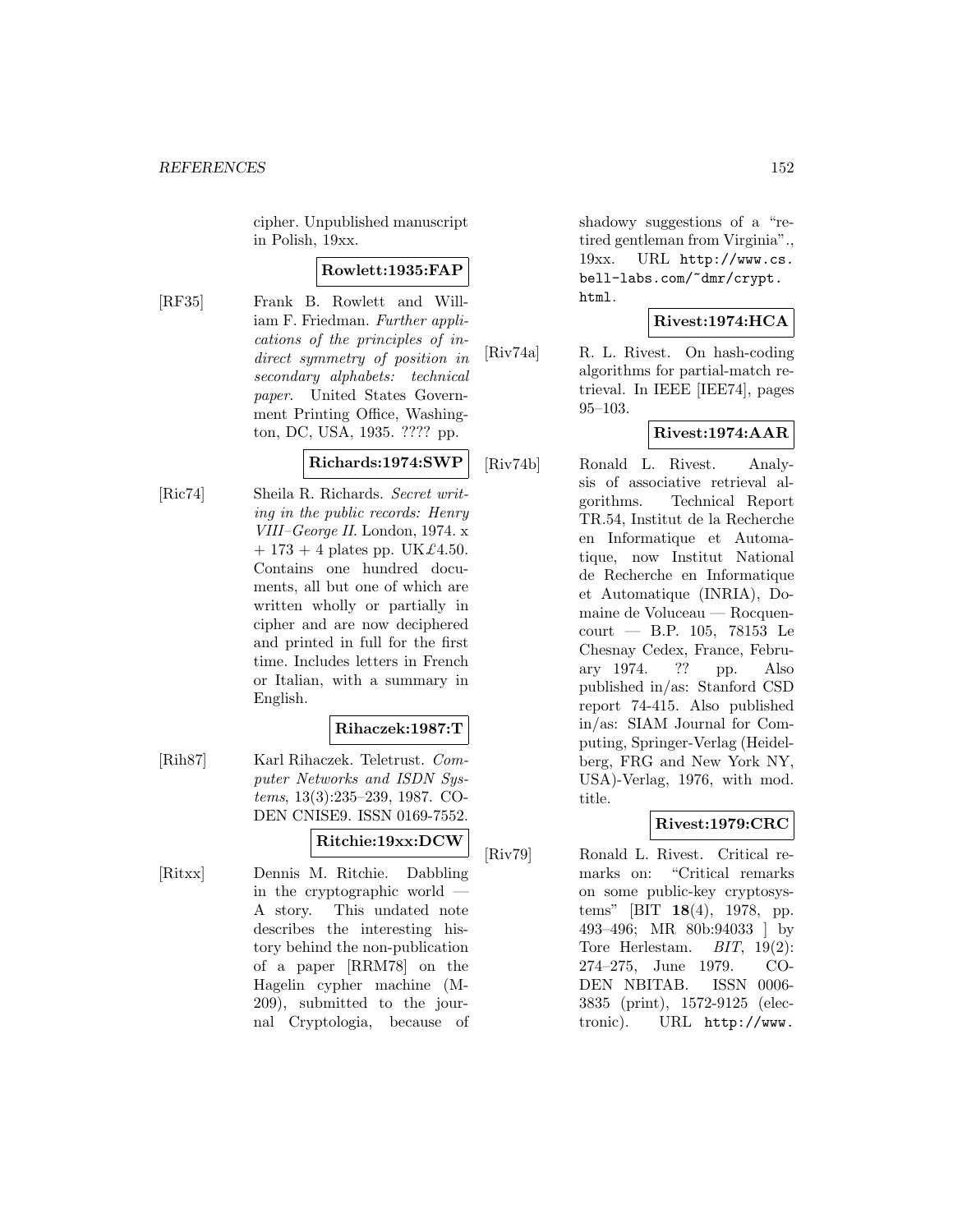cipher. Unpublished manuscript in Polish, 19xx.

**Rowlett:1935:FAP**

[RF35] Frank B. Rowlett and William F. Friedman. *Further applications of the principles of indirect symmetry of position in secondary alphabets: technical paper*. United States Government Printing Office, Washington, DC, USA, 1935. ???? pp.

**Richards:1974:SWP**

[Ric74] Sheila R. Richards. *Secret writing in the public records: Henry VIII–George II*. London, 1974. x + 173 + 4 plates pp. UK£4.50. Contains one hundred documents, all but one of which are written wholly or partially in cipher and are now deciphered and printed in full for the first time. Includes letters in French or Italian, with a summary in English.

**Rihaczek:1987:T**

[Rih87] Karl Rihaczek. Teletrust. *Computer Networks and ISDN Systems*, 13(3):235–239, 1987. CODEN CNISE9. ISSN 0169-7552.

**Ritchie:19xx:DCW**

[Ritxx] Dennis M. Ritchie. Dabbling in the cryptographic world — A story. This undated note describes the interesting history behind the non-publication of a paper [RRM78] on the Hagelin cypher machine (M-209), submitted to the journal Cryptologia, because of shadowy suggestions of a "retired gentleman from Virginia"., 19xx. URL http://www.cs.bell-labs.com/~dmr/crypt.html.

**Rivest:1974:HCA**

[Riv74a] R. L. Rivest. On hash-coding algorithms for partial-match retrieval. In IEEE [IEE74], pages 95–103.

**Rivest:1974:AAR**

[Riv74b] Ronald L. Rivest. Analysis of associative retrieval algorithms. Technical Report TR.54, Institut de la Recherche en Informatique et Automatique, now Institut National de Recherche en Informatique et Automatique (INRIA), Domaine de Voluceau — Rocquencourt — B.P. 105, 78153 Le Chesnay Cedex, France, February 1974. ?? pp. Also published in/as: Stanford CSD report 74-415. Also published in/as: SIAM Journal for Computing, Springer-Verlag (Heidelberg, FRG and New York NY, USA)-Verlag, 1976, with mod. title.

**Rivest:1979:CRC**

[Riv79] Ronald L. Rivest. Critical remarks on: "Critical remarks on some public-key cryptosystems" [BIT **18**(4), 1978, pp. 493–496; MR 80b:94033 ] by Tore Herlestam. *BIT*, 19(2): 274–275, June 1979. CODEN NBITAB. ISSN 0006-3835 (print), 1572-9125 (electronic). URL http://www.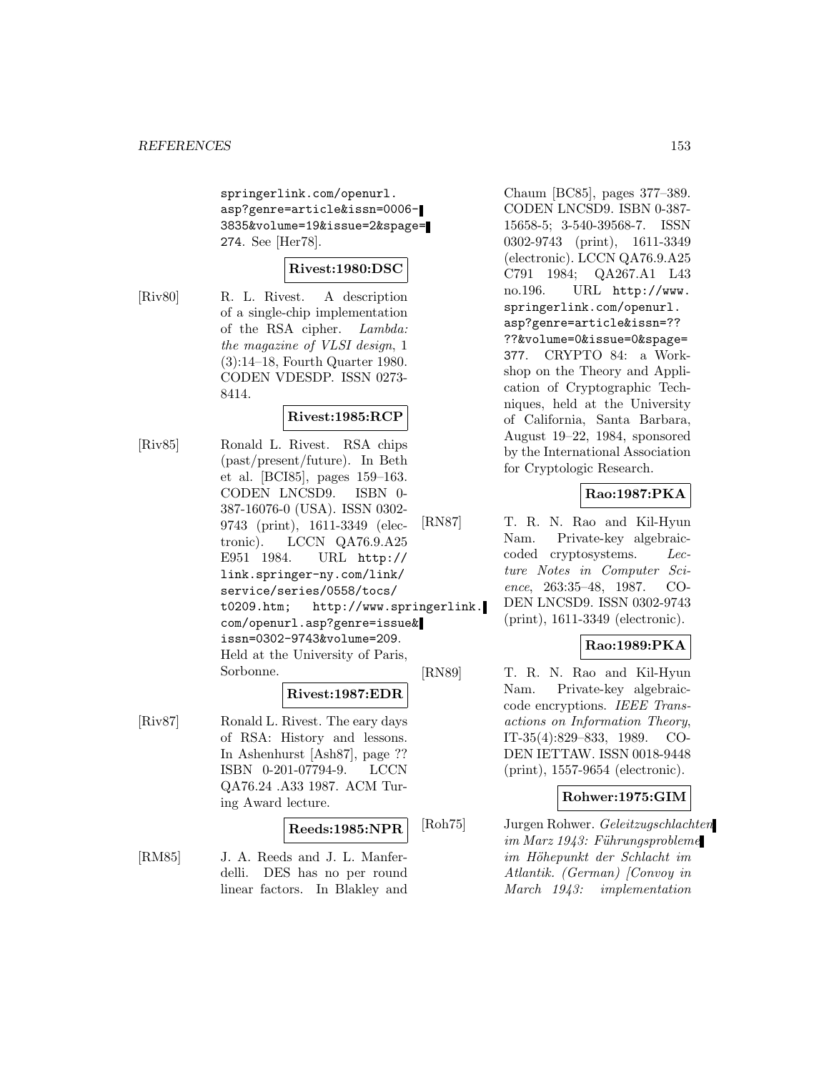springerlink.com/openurl.asp?genre=article&issn=0006-3835&volume=19&issue=2&spage=274. See [Her78].

**Rivest:1980:DSC**

[Riv80] R. L. Rivest. A description of a single-chip implementation of the RSA cipher. *Lambda: the magazine of VLSI design*, 1 (3):14–18, Fourth Quarter 1980. CODEN VDESDP. ISSN 0273-8414.

**Rivest:1985:RCP**

[Riv85] Ronald L. Rivest. RSA chips (past/present/future). In Beth et al. [BCI85], pages 159–163. CODEN LNCSD9. ISBN 0-387-16076-0 (USA). ISSN 0302-9743 (print), 1611-3349 (electronic). LCCN QA76.9.A25 E951 1984. URL http://link.springer-ny.com/link/service/series/0558/tocs/t0209.htm; http://www.springerlink.com/openurl.asp?genre=issue&issn=0302-9743&volume=209. Held at the University of Paris, Sorbonne.

**Rivest:1987:EDR**

[Riv87] Ronald L. Rivest. The eary days of RSA: History and lessons. In Ashenhurst [Ash87], page ?? ISBN 0-201-07794-9. LCCN QA76.24 .A33 1987. ACM Turing Award lecture.

**Reeds:1985:NPR**

[RM85] J. A. Reeds and J. L. Manferdelli. DES has no per round linear factors. In Blakley and Chaum [BC85], pages 377–389. CODEN LNCSD9. ISBN 0-387-15658-5; 3-540-39568-7. ISSN 0302-9743 (print), 1611-3349 (electronic). LCCN QA76.9.A25 C791 1984; QA267.A1 L43 no.196. URL http://www.springerlink.com/openurl.asp?genre=article&issn=????&volume=0&issue=0&spage=377. CRYPTO 84: a Workshop on the Theory and Application of Cryptographic Techniques, held at the University of California, Santa Barbara, August 19–22, 1984, sponsored by the International Association for Cryptologic Research.

**Rao:1987:PKA**

[RN87] T. R. N. Rao and Kil-Hyun Nam. Private-key algebraic-coded cryptosystems. *Lecture Notes in Computer Science*, 263:35–48, 1987. CODEN LNCSD9. ISSN 0302-9743 (print), 1611-3349 (electronic).

**Rao:1989:PKA**

[RN89] T. R. N. Rao and Kil-Hyun Nam. Private-key algebraic-code encryptions. *IEEE Transactions on Information Theory*, IT-35(4):829–833, 1989. CODEN IETTAW. ISSN 0018-9448 (print), 1557-9654 (electronic).

**Rohwer:1975:GIM**

[Roh75] Jurgen Rohwer. *Geleitzugschlachten im Marz 1943: Führungsprobleme im Höhepunkt der Schlacht im Atlantik. (German) [Convoy in March 1943: implementation*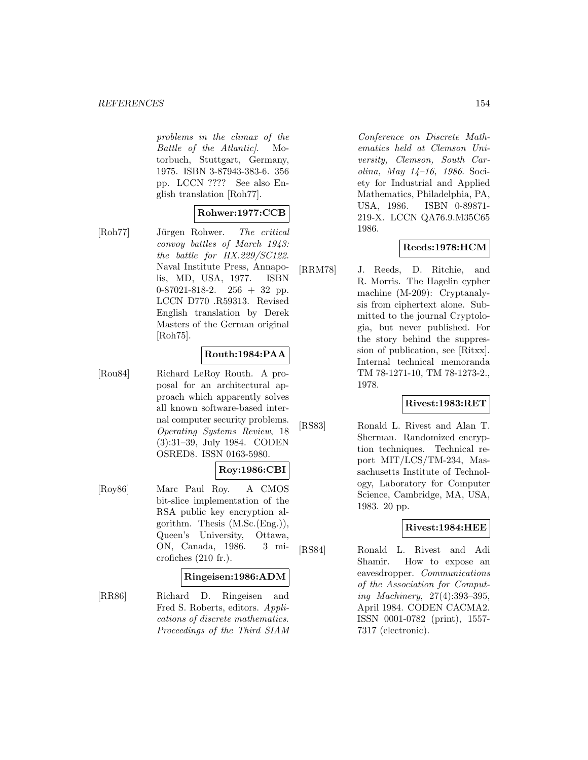*problems in the climax of the Battle of the Atlantic]*. Motorbuch, Stuttgart, Germany, 1975. ISBN 3-87943-383-6. 356 pp. LCCN ???? See also English translation [Roh77].

**Rohwer:1977:CCB**

[Roh77] Jürgen Rohwer. *The critical convoy battles of March 1943: the battle for HX.229/SC122*. Naval Institute Press, Annapolis, MD, USA, 1977. ISBN 0-87021-818-2. 256 + 32 pp. LCCN D770 .R59313. Revised English translation by Derek Masters of the German original [Roh75].

**Routh:1984:PAA**

[Rou84] Richard LeRoy Routh. A proposal for an architectural approach which apparently solves all known software-based internal computer security problems. *Operating Systems Review*, 18 (3):31–39, July 1984. CODEN OSRED8. ISSN 0163-5980.

**Roy:1986:CBI**

[Roy86] Marc Paul Roy. A CMOS bit-slice implementation of the RSA public key encryption algorithm. Thesis (M.Sc.(Eng.)), Queen's University, Ottawa, ON, Canada, 1986. 3 microfiches (210 fr.).

**Ringeisen:1986:ADM**

[RR86] Richard D. Ringeisen and Fred S. Roberts, editors. *Applications of discrete mathematics. Proceedings of the Third SIAM Conference on Discrete Mathematics held at Clemson University, Clemson, South Carolina, May 14–16, 1986*. Society for Industrial and Applied Mathematics, Philadelphia, PA, USA, 1986. ISBN 0-89871-219-X. LCCN QA76.9.M35C65 1986.

**Reeds:1978:HCM**

[RRM78] J. Reeds, D. Ritchie, and R. Morris. The Hagelin cypher machine (M-209): Cryptanalysis from ciphertext alone. Submitted to the journal Cryptologia, but never published. For the story behind the suppression of publication, see [Ritxx]. Internal technical memoranda TM 78-1271-10, TM 78-1273-2., 1978.

**Rivest:1983:RET**

[RS83] Ronald L. Rivest and Alan T. Sherman. Randomized encryption techniques. Technical report MIT/LCS/TM-234, Massachusetts Institute of Technology, Laboratory for Computer Science, Cambridge, MA, USA, 1983. 20 pp.

**Rivest:1984:HEE**

[RS84] Ronald L. Rivest and Adi Shamir. How to expose an eavesdropper. *Communications of the Association for Computing Machinery*, 27(4):393–395, April 1984. CODEN CACMA2. ISSN 0001-0782 (print), 1557-7317 (electronic).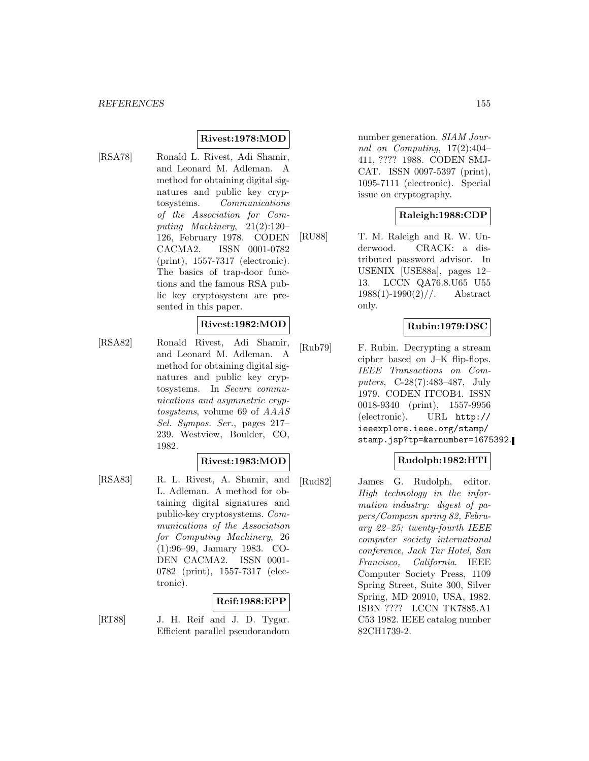**Rivest:1978:MOD**

[RSA78] Ronald L. Rivest, Adi Shamir, and Leonard M. Adleman. A method for obtaining digital signatures and public key cryptosystems. *Communications of the Association for Computing Machinery*, 21(2):120–126, February 1978. CODEN CACMA2. ISSN 0001-0782 (print), 1557-7317 (electronic). The basics of trap-door functions and the famous RSA public key cryptosystem are presented in this paper.

**Rivest:1982:MOD**

[RSA82] Ronald Rivest, Adi Shamir, and Leonard M. Adleman. A method for obtaining digital signatures and public key cryptosystems. In *Secure communications and asymmetric cryptosystems*, volume 69 of *AAAS Sel. Sympos. Ser.*, pages 217–239. Westview, Boulder, CO, 1982.

**Rivest:1983:MOD**

[RSA83] R. L. Rivest, A. Shamir, and L. Adleman. A method for obtaining digital signatures and public-key cryptosystems. *Communications of the Association for Computing Machinery*, 26 (1):96–99, January 1983. CODEN CACMA2. ISSN 0001-0782 (print), 1557-7317 (electronic).

**Reif:1988:EPP**

[RT88] J. H. Reif and J. D. Tygar. Efficient parallel pseudorandom number generation. *SIAM Journal on Computing*, 17(2):404–411, ???? 1988. CODEN SMJCAT. ISSN 0097-5397 (print), 1095-7111 (electronic). Special issue on cryptography.

**Raleigh:1988:CDP**

[RU88] T. M. Raleigh and R. W. Underwood. CRACK: a distributed password advisor. In USENIX [USE88a], pages 12–13. LCCN QA76.8.U65 U55 1988(1)-1990(2)//. Abstract only.

**Rubin:1979:DSC**

[Rub79] F. Rubin. Decrypting a stream cipher based on J–K flip-flops. *IEEE Transactions on Computers*, C-28(7):483–487, July 1979. CODEN ITCOB4. ISSN 0018-9340 (print), 1557-9956 (electronic). URL http://ieeexplore.ieee.org/stamp/stamp.jsp?tp=&arnumber=1675392.

**Rudolph:1982:HTI**

[Rud82] James G. Rudolph, editor. *High technology in the information industry: digest of papers/Compcon spring 82, February 22–25; twenty-fourth IEEE computer society international conference, Jack Tar Hotel, San Francisco, California*. IEEE Computer Society Press, 1109 Spring Street, Suite 300, Silver Spring, MD 20910, USA, 1982. ISBN ???? LCCN TK7885.A1 C53 1982. IEEE catalog number 82CH1739-2.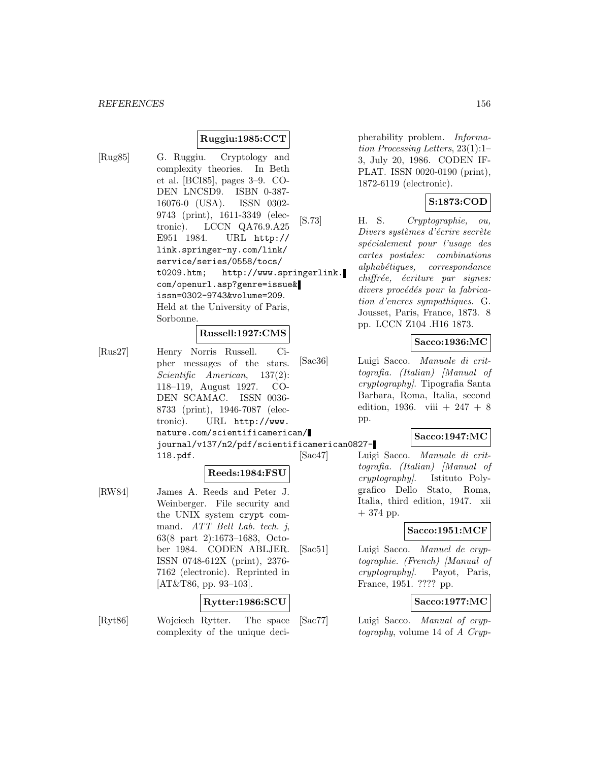**Ruggiu:1985:CCT**

[Rug85] G. Ruggiu. Cryptology and complexity theories. In Beth et al. [BCI85], pages 3–9. CODEN LNCSD9. ISBN 0-387-16076-0 (USA). ISSN 0302-9743 (print), 1611-3349 (electronic). LCCN QA76.9.A25 E951 1984. URL http://link.springer-ny.com/link/service/series/0558/tocs/t0209.htm; http://www.springerlink.com/openurl.asp?genre=issue&issn=0302-9743&volume=209. Held at the University of Paris, Sorbonne.

**Russell:1927:CMS**

[Rus27] Henry Norris Russell. Cipher messages of the stars. *Scientific American*, 137(2): 118–119, August 1927. CODEN SCAMAC. ISSN 0036-8733 (print), 1946-7087 (electronic). URL http://www.nature.com/scientificamerican/journal/v137/n2/pdf/scientificamerican0827-118.pdf.

**Reeds:1984:FSU**

[RW84] James A. Reeds and Peter J. Weinberger. File security and the UNIX system `crypt` command. *ATT Bell Lab. tech. j*, 63(8 part 2):1673–1683, October 1984. CODEN ABLJER. ISSN 0748-612X (print), 2376-7162 (electronic). Reprinted in [AT&T86, pp. 93–103].

**Rytter:1986:SCU**

[Ryt86] Wojciech Rytter. The space complexity of the unique decipherability problem. *Information Processing Letters*, 23(1):1–3, July 20, 1986. CODEN IFPLAT. ISSN 0020-0190 (print), 1872-6119 (electronic).

**S:1873:COD**

[S.73] H. S. *Cryptographie, ou, Divers systèmes d'écrire secrète spécialement pour l'usage des cartes postales: combinations alphabétiques, correspondance chiffrée, écriture par signes: divers procédés pour la fabrication d'encres sympathiques*. G. Jousset, Paris, France, 1873. 8 pp. LCCN Z104 .H16 1873.

**Sacco:1936:MC**

[Sac36] Luigi Sacco. *Manuale di crittografia. (Italian) [Manual of cryptography]*. Tipografia Santa Barbara, Roma, Italia, second edition, 1936. viii + 247 + 8 pp.

**Sacco:1947:MC**

[Sac47] Luigi Sacco. *Manuale di crittografia. (Italian) [Manual of cryptography]*. Istituto Polygrafico Dello Stato, Roma, Italia, third edition, 1947. xii + 374 pp.

**Sacco:1951:MCF**

[Sac51] Luigi Sacco. *Manuel de cryptographie. (French) [Manual of cryptography]*. Payot, Paris, France, 1951. ???? pp.

**Sacco:1977:MC**

[Sac77] Luigi Sacco. *Manual of cryptography*, volume 14 of *A Cryp-*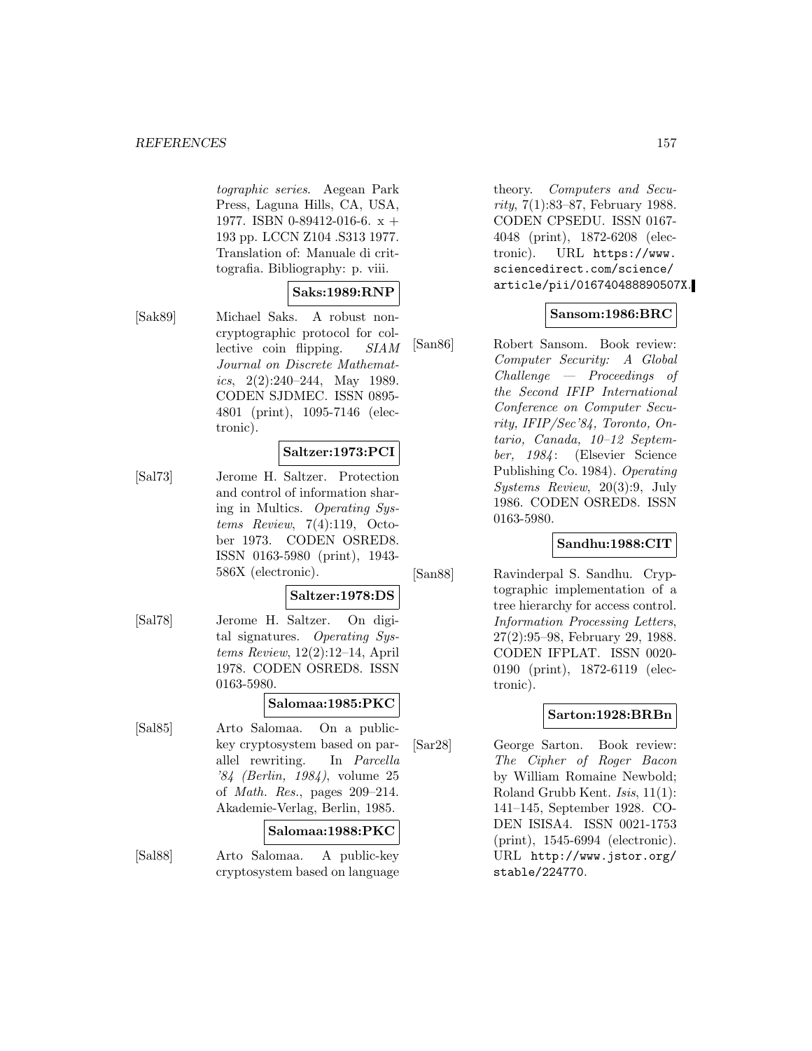tographic series. Aegean Park Press, Laguna Hills, CA, USA, 1977. ISBN 0-89412-016-6. x + 193 pp. LCCN Z104 .S313 1977. Translation of: Manuale di crittografia. Bibliography: p. viii.

**Saks:1989:RNP**

[Sak89] Michael Saks. A robust noncryptographic protocol for collective coin flipping. *SIAM Journal on Discrete Mathematics*, 2(2):240–244, May 1989. CODEN SJDMEC. ISSN 0895-4801 (print), 1095-7146 (electronic).

**Saltzer:1973:PCI**

[Sal73] Jerome H. Saltzer. Protection and control of information sharing in Multics. *Operating Systems Review*, 7(4):119, October 1973. CODEN OSRED8. ISSN 0163-5980 (print), 1943-586X (electronic).

**Saltzer:1978:DS**

[Sal78] Jerome H. Saltzer. On digital signatures. *Operating Systems Review*, 12(2):12–14, April 1978. CODEN OSRED8. ISSN 0163-5980.

**Salomaa:1985:PKC**

[Sal85] Arto Salomaa. On a public-key cryptosystem based on parallel rewriting. In *Parcella '84 (Berlin, 1984)*, volume 25 of *Math. Res.*, pages 209–214. Akademie-Verlag, Berlin, 1985.

**Salomaa:1988:PKC**

[Sal88] Arto Salomaa. A public-key cryptosystem based on language theory. *Computers and Security*, 7(1):83–87, February 1988. CODEN CPSEDU. ISSN 0167-4048 (print), 1872-6208 (electronic). URL https://www.sciencedirect.com/science/article/pii/016740488890507X.

**Sansom:1986:BRC**

[San86] Robert Sansom. Book review: *Computer Security: A Global Challenge — Proceedings of the Second IFIP International Conference on Computer Security, IFIP/Sec'84, Toronto, Ontario, Canada, 10–12 September, 1984*: (Elsevier Science Publishing Co. 1984). *Operating Systems Review*, 20(3):9, July 1986. CODEN OSRED8. ISSN 0163-5980.

**Sandhu:1988:CIT**

[San88] Ravinderpal S. Sandhu. Cryptographic implementation of a tree hierarchy for access control. *Information Processing Letters*, 27(2):95–98, February 29, 1988. CODEN IFPLAT. ISSN 0020-0190 (print), 1872-6119 (electronic).

**Sarton:1928:BRBn**

[Sar28] George Sarton. Book review: *The Cipher of Roger Bacon* by William Romaine Newbold; Roland Grubb Kent. *Isis*, 11(1): 141–145, September 1928. CODEN ISISA4. ISSN 0021-1753 (print), 1545-6994 (electronic). URL http://www.jstor.org/stable/224770.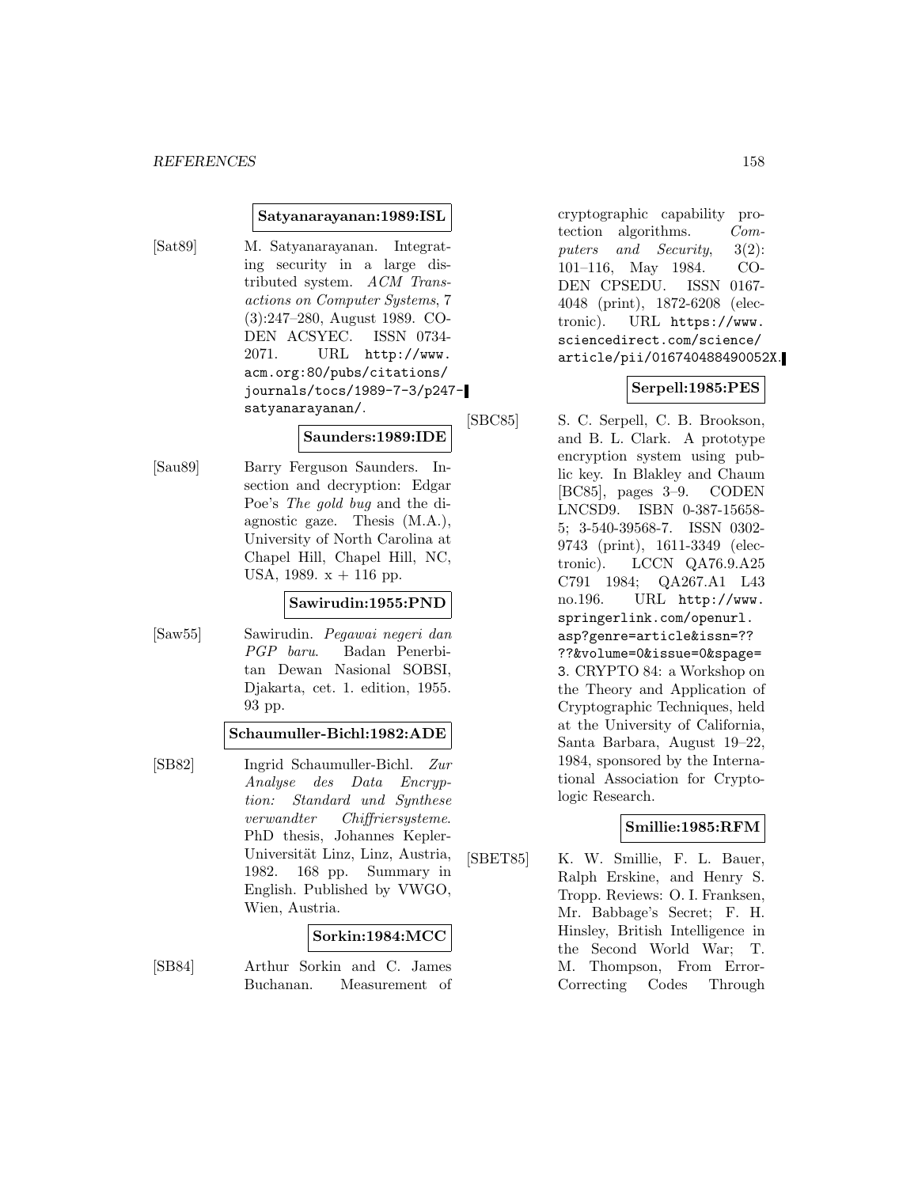**Satyanarayanan:1989:ISL**

[Sat89] M. Satyanarayanan. Integrating security in a large distributed system. *ACM Transactions on Computer Systems*, 7 (3):247–280, August 1989. CODEN ACSYEC. ISSN 0734-2071. URL http://www.acm.org:80/pubs/citations/journals/tocs/1989-7-3/p247-satyanarayanan/.

**Saunders:1989:IDE**

[Sau89] Barry Ferguson Saunders. Insection and decryption: Edgar Poe's *The gold bug* and the diagnostic gaze. Thesis (M.A.), University of North Carolina at Chapel Hill, Chapel Hill, NC, USA, 1989. x + 116 pp.

**Sawirudin:1955:PND**

[Saw55] Sawirudin. *Pegawai negeri dan PGP baru*. Badan Penerbitan Dewan Nasional SOBSI, Djakarta, cet. 1. edition, 1955. 93 pp.

**Schaumuller-Bichl:1982:ADE**

[SB82] Ingrid Schaumuller-Bichl. *Zur Analyse des Data Encryption: Standard und Synthese verwandter Chiffriersysteme*. PhD thesis, Johannes Kepler-Universität Linz, Linz, Austria, 1982. 168 pp. Summary in English. Published by VWGO, Wien, Austria.

**Sorkin:1984:MCC**

[SB84] Arthur Sorkin and C. James Buchanan. Measurement of cryptographic capability protection algorithms. *Computers and Security*, 3(2): 101–116, May 1984. CODEN CPSEDU. ISSN 0167-4048 (print), 1872-6208 (electronic). URL https://www.sciencedirect.com/science/article/pii/016740488490052X.

**Serpell:1985:PES**

[SBC85] S. C. Serpell, C. B. Brookson, and B. L. Clark. A prototype encryption system using public key. In Blakley and Chaum [BC85], pages 3–9. CODEN LNCSD9. ISBN 0-387-15658-5; 3-540-39568-7. ISSN 0302-9743 (print), 1611-3349 (electronic). LCCN QA76.9.A25 C791 1984; QA267.A1 L43 no.196. URL http://www.springerlink.com/openurl.asp?genre=article&issn=????&volume=0&issue=0&spage=3. CRYPTO 84: a Workshop on the Theory and Application of Cryptographic Techniques, held at the University of California, Santa Barbara, August 19–22, 1984, sponsored by the International Association for Cryptologic Research.

**Smillie:1985:RFM**

[SBET85] K. W. Smillie, F. L. Bauer, Ralph Erskine, and Henry S. Tropp. Reviews: O. I. Franksen, Mr. Babbage's Secret; F. H. Hinsley, British Intelligence in the Second World War; T. M. Thompson, From Error-Correcting Codes Through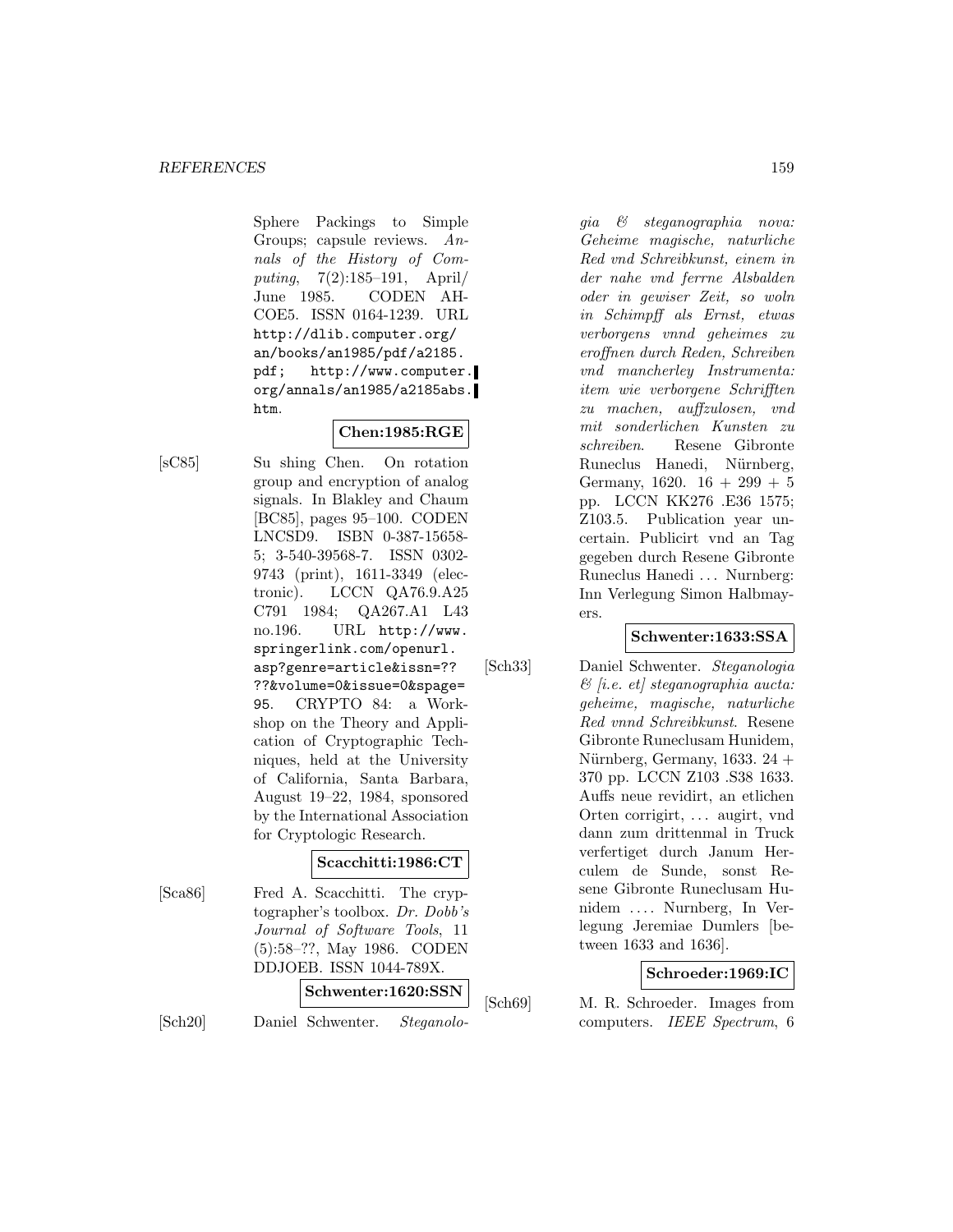Sphere Packings to Simple Groups; capsule reviews. *Annals of the History of Computing*, 7(2):185–191, April/June 1985. CODEN AHCOE5. ISSN 0164-1239. URL http://dlib.computer.org/an/books/an1985/pdf/a2185.pdf; http://www.computer.org/annals/an1985/a2185abs.htm.

**Chen:1985:RGE**

[sC85] Su shing Chen. On rotation group and encryption of analog signals. In Blakley and Chaum [BC85], pages 95–100. CODEN LNCSD9. ISBN 0-387-15658-5; 3-540-39568-7. ISSN 0302-9743 (print), 1611-3349 (electronic). LCCN QA76.9.A25 C791 1984; QA267.A1 L43 no.196. URL http://www.springerlink.com/openurl.asp?genre=article&issn=????&volume=0&issue=0&spage=95. CRYPTO 84: a Workshop on the Theory and Application of Cryptographic Techniques, held at the University of California, Santa Barbara, August 19–22, 1984, sponsored by the International Association for Cryptologic Research.

**Scacchitti:1986:CT**

[Sca86] Fred A. Scacchitti. The cryptographer's toolbox. *Dr. Dobb's Journal of Software Tools*, 11 (5):58–??, May 1986. CODEN DDJOEB. ISSN 1044-789X.

**Schwenter:1620:SSN**

[Sch20] Daniel Schwenter. *Steganologia & steganographia nova: Geheime magische, naturliche Red vnd Schreibkunst, einem in der nahe vnd ferrne Alsbalden oder in gewiser Zeit, so woln in Schimpff als Ernst, etwas verborgens vnnd geheimes zu eroffnen durch Reden, Schreiben vnd mancherley Instrumenta: item wie verborgene Schrifften zu machen, auffzulosen, vnd mit sonderlichen Kunsten zu schreiben*. Resene Gibronte Runeclus Hanedi, Nürnberg, Germany, 1620. 16 + 299 + 5 pp. LCCN KK276 .E36 1575; Z103.5. Publication year uncertain. Publicirt vnd an Tag gegeben durch Resene Gibronte Runeclus Hanedi … Nurnberg: Inn Verlegung Simon Halbmayers.

**Schwenter:1633:SSA**

[Sch33] Daniel Schwenter. *Steganologia & [i.e. et] steganographia aucta: geheime, magische, naturliche Red vnnd Schreibkunst*. Resene Gibronte Runeclusam Hunidem, Nürnberg, Germany, 1633. 24 + 370 pp. LCCN Z103 .S38 1633. Auffs neue revidirt, an etlichen Orten corrigirt, … augirt, vnd dann zum drittenmal in Truck verfertiget durch Janum Herculem de Sunde, sonst Resene Gibronte Runeclusam Hunidem …. Nurnberg, In Verlegung Jeremiae Dumlers [between 1633 and 1636].

**Schroeder:1969:IC**

[Sch69] M. R. Schroeder. Images from computers. *IEEE Spectrum*, 6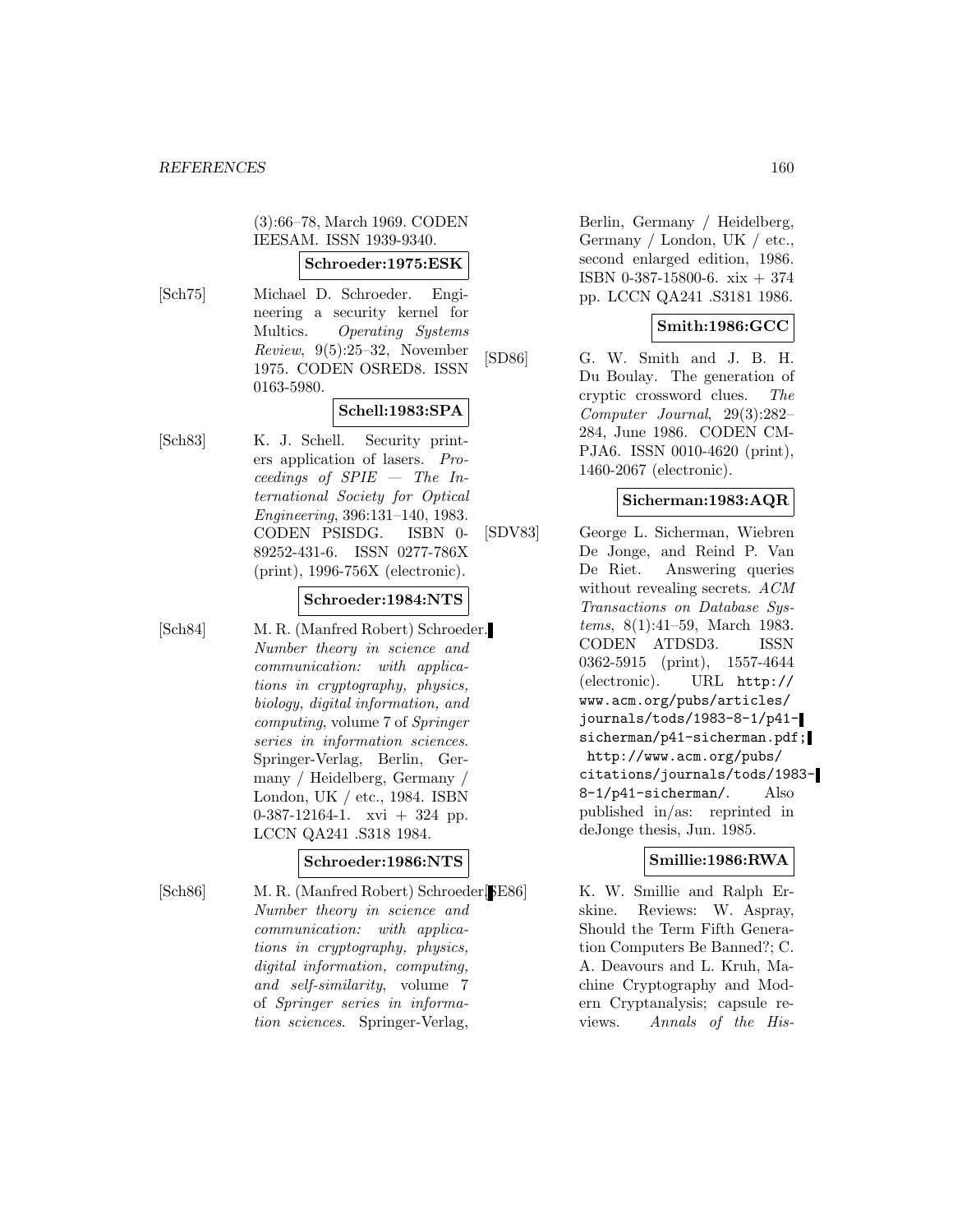(3):66–78, March 1969. CODEN IEEESAM. ISSN 1939-9340.

**Schroeder:1975:ESK**

[Sch75] Michael D. Schroeder. Engineering a security kernel for Multics. *Operating Systems Review*, 9(5):25–32, November 1975. CODEN OSRED8. ISSN 0163-5980.

**Schell:1983:SPA**

[Sch83] K. J. Schell. Security printers application of lasers. *Proceedings of SPIE — The International Society for Optical Engineering*, 396:131–140, 1983. CODEN PSISDG. ISBN 0-89252-431-6. ISSN 0277-786X (print), 1996-756X (electronic).

**Schroeder:1984:NTS**

[Sch84] M. R. (Manfred Robert) Schroeder. *Number theory in science and communication: with applications in cryptography, physics, biology, digital information, and computing*, volume 7 of *Springer series in information sciences*. Springer-Verlag, Berlin, Germany / Heidelberg, Germany / London, UK / etc., 1984. ISBN 0-387-12164-1. xvi + 324 pp. LCCN QA241 .S318 1984.

**Schroeder:1986:NTS**

[Sch86] M. R. (Manfred Robert) Schroeder. *Number theory in science and communication: with applications in cryptography, physics, digital information, computing, and self-similarity*, volume 7 of *Springer series in information sciences*. Springer-Verlag, Berlin, Germany / Heidelberg, Germany / London, UK / etc., second enlarged edition, 1986. ISBN 0-387-15800-6. xix + 374 pp. LCCN QA241 .S3181 1986.

**Smith:1986:GCC**

[SD86] G. W. Smith and J. B. H. Du Boulay. The generation of cryptic crossword clues. *The Computer Journal*, 29(3):282–284, June 1986. CODEN CMPJA6. ISSN 0010-4620 (print), 1460-2067 (electronic).

**Sicherman:1983:AQR**

[SDV83] George L. Sicherman, Wiebren De Jonge, and Reind P. Van De Riet. Answering queries without revealing secrets. *ACM Transactions on Database Systems*, 8(1):41–59, March 1983. CODEN ATDSD3. ISSN 0362-5915 (print), 1557-4644 (electronic). URL http://www.acm.org/pubs/articles/journals/tods/1983-8-1/p41-sicherman/p41-sicherman.pdf; http://www.acm.org/pubs/citations/journals/tods/1983-8-1/p41-sicherman/. Also published in/as: reprinted in deJonge thesis, Jun. 1985.

**Smillie:1986:RWA**

[SE86] K. W. Smillie and Ralph Erskine. Reviews: W. Aspray, Should the Term Fifth Generation Computers Be Banned?; C. A. Deavours and L. Kruh, Machine Cryptography and Modern Cryptanalysis; capsule reviews. *Annals of the His-*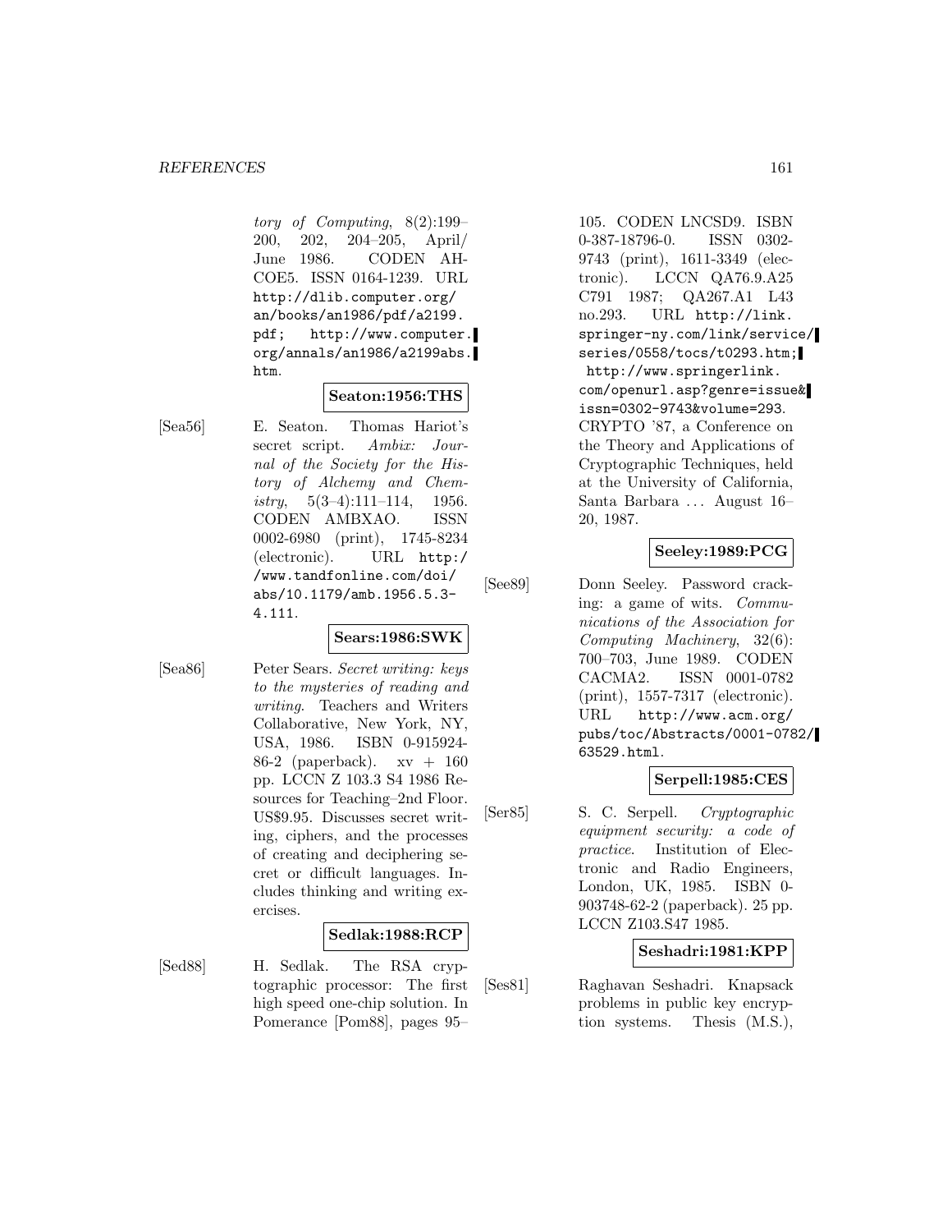*tory of Computing*, 8(2):199–200, 202, 204–205, April/June 1986. CODEN AHCOE5. ISSN 0164-1239. URL http://dlib.computer.org/an/books/an1986/pdf/a2199.pdf; http://www.computer.org/annals/an1986/a2199abs.htm.

**Seaton:1956:THS**

[Sea56] E. Seaton. Thomas Hariot's secret script. *Ambix: Journal of the Society for the History of Alchemy and Chemistry*, 5(3–4):111–114, 1956. CODEN AMBXAO. ISSN 0002-6980 (print), 1745-8234 (electronic). URL http://www.tandfonline.com/doi/abs/10.1179/amb.1956.5.3-4.111.

**Sears:1986:SWK**

[Sea86] Peter Sears. *Secret writing: keys to the mysteries of reading and writing*. Teachers and Writers Collaborative, New York, NY, USA, 1986. ISBN 0-915924-86-2 (paperback). xv + 160 pp. LCCN Z 103.3 S4 1986 Resources for Teaching–2nd Floor. US$9.95. Discusses secret writing, ciphers, and the processes of creating and deciphering secret or difficult languages. Includes thinking and writing exercises.

**Sedlak:1988:RCP**

[Sed88] H. Sedlak. The RSA cryptographic processor: The first high speed one-chip solution. In Pomerance [Pom88], pages 95–105. CODEN LNCSD9. ISBN 0-387-18796-0. ISSN 0302-9743 (print), 1611-3349 (electronic). LCCN QA76.9.A25 C791 1987; QA267.A1 L43 no.293. URL http://link.springer-ny.com/link/service/series/0558/tocs/t0293.htm; http://www.springerlink.com/openurl.asp?genre=issue&issn=0302-9743&volume=293. CRYPTO '87, a Conference on the Theory and Applications of Cryptographic Techniques, held at the University of California, Santa Barbara ... August 16–20, 1987.

**Seeley:1989:PCG**

[See89] Donn Seeley. Password cracking: a game of wits. *Communications of the Association for Computing Machinery*, 32(6): 700–703, June 1989. CODEN CACMA2. ISSN 0001-0782 (print), 1557-7317 (electronic). URL http://www.acm.org/pubs/toc/Abstracts/0001-0782/63529.html.

**Serpell:1985:CES**

[Ser85] S. C. Serpell. *Cryptographic equipment security: a code of practice*. Institution of Electronic and Radio Engineers, London, UK, 1985. ISBN 0-903748-62-2 (paperback). 25 pp. LCCN Z103.S47 1985.

**Seshadri:1981:KPP**

[Ses81] Raghavan Seshadri. Knapsack problems in public key encryption systems. Thesis (M.S.),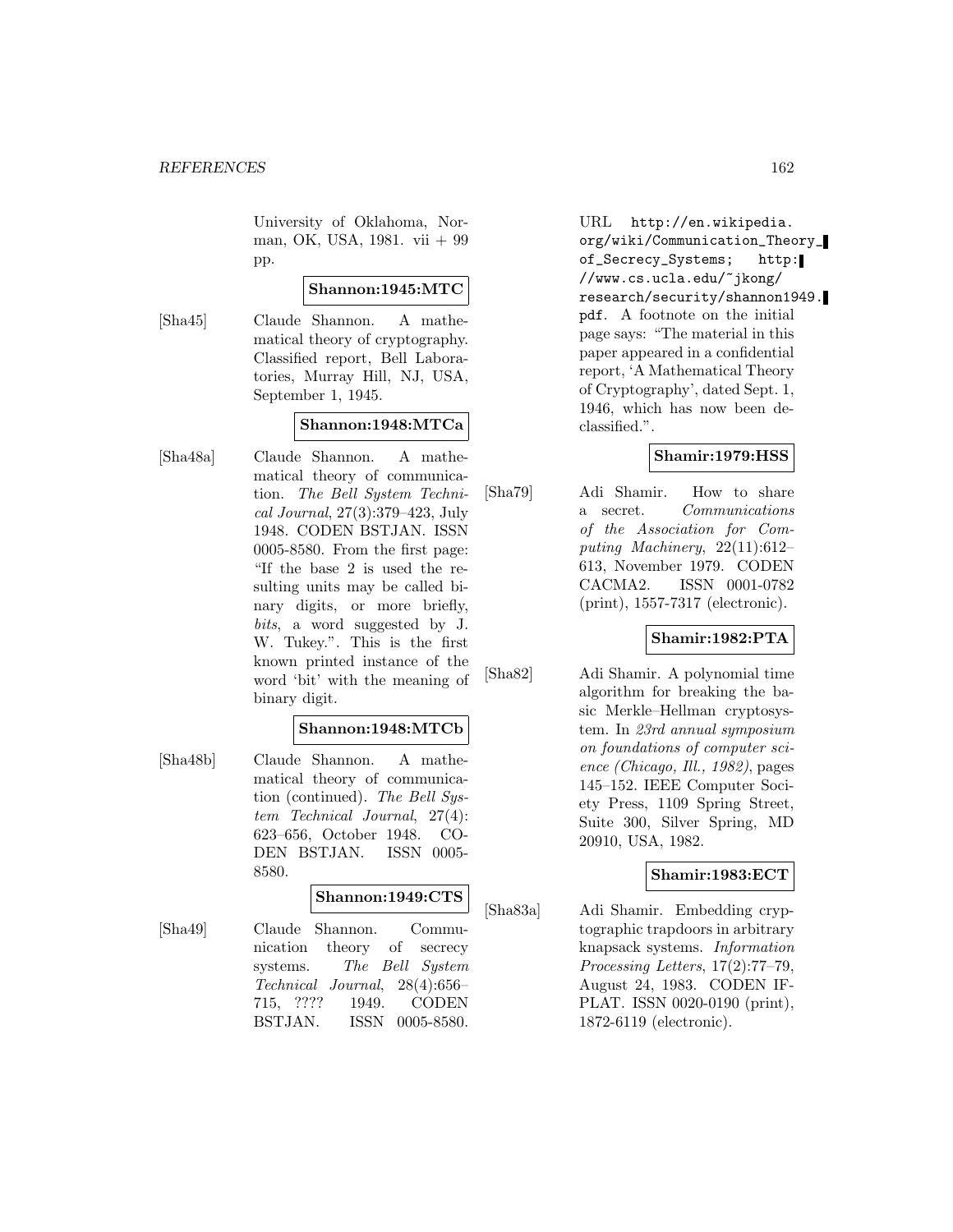University of Oklahoma, Norman, OK, USA, 1981. vii + 99 pp.

**Shannon:1945:MTC**

[Sha45] Claude Shannon. A mathematical theory of cryptography. Classified report, Bell Laboratories, Murray Hill, NJ, USA, September 1, 1945.

**Shannon:1948:MTCa**

[Sha48a] Claude Shannon. A mathematical theory of communication. *The Bell System Technical Journal*, 27(3):379–423, July 1948. CODEN BSTJAN. ISSN 0005-8580. From the first page: "If the base 2 is used the resulting units may be called binary digits, or more briefly, *bits*, a word suggested by J. W. Tukey.". This is the first known printed instance of the word 'bit' with the meaning of binary digit.

**Shannon:1948:MTCb**

[Sha48b] Claude Shannon. A mathematical theory of communication (continued). *The Bell System Technical Journal*, 27(4): 623–656, October 1948. CODEN BSTJAN. ISSN 0005-8580.

**Shannon:1949:CTS**

[Sha49] Claude Shannon. Communication theory of secrecy systems. *The Bell System Technical Journal*, 28(4):656–715, ???? 1949. CODEN BSTJAN. ISSN 0005-8580. URL http://en.wikipedia.org/wiki/Communication_Theory_of_Secrecy_Systems; http://www.cs.ucla.edu/~jkong/research/security/shannon1949.pdf. A footnote on the initial page says: "The material in this paper appeared in a confidential report, 'A Mathematical Theory of Cryptography', dated Sept. 1, 1946, which has now been declassified.".

**Shamir:1979:HSS**

[Sha79] Adi Shamir. How to share a secret. *Communications of the Association for Computing Machinery*, 22(11):612–613, November 1979. CODEN CACMA2. ISSN 0001-0782 (print), 1557-7317 (electronic).

**Shamir:1982:PTA**

[Sha82] Adi Shamir. A polynomial time algorithm for breaking the basic Merkle–Hellman cryptosystem. In *23rd annual symposium on foundations of computer science (Chicago, Ill., 1982)*, pages 145–152. IEEE Computer Society Press, 1109 Spring Street, Suite 300, Silver Spring, MD 20910, USA, 1982.

**Shamir:1983:ECT**

[Sha83a] Adi Shamir. Embedding cryptographic trapdoors in arbitrary knapsack systems. *Information Processing Letters*, 17(2):77–79, August 24, 1983. CODEN IFPLAT. ISSN 0020-0190 (print), 1872-6119 (electronic).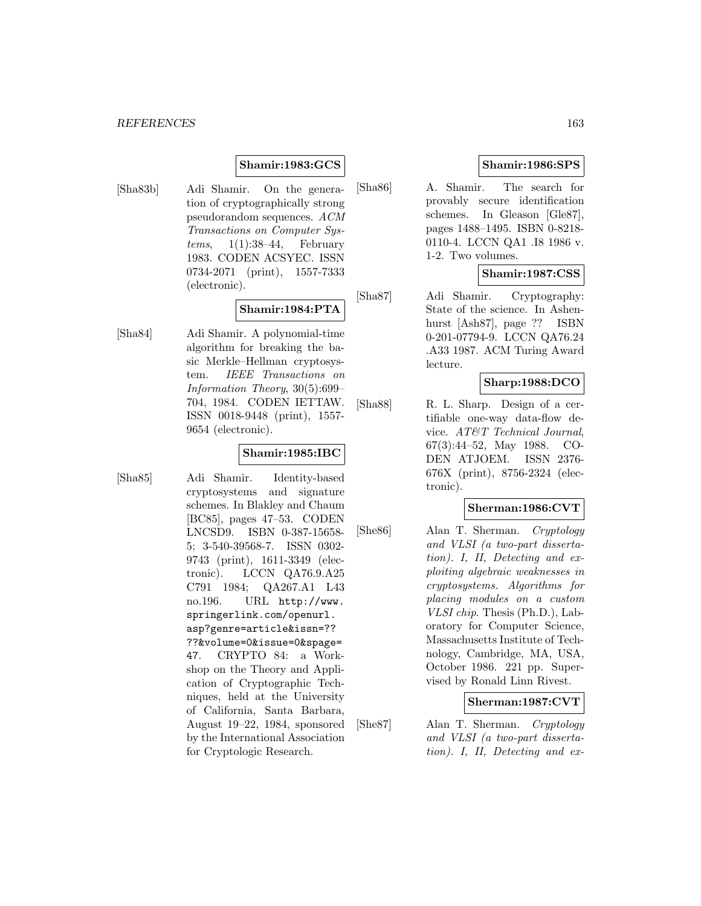**Shamir:1983:GCS**

[Sha83b] Adi Shamir. On the generation of cryptographically strong pseudorandom sequences. *ACM Transactions on Computer Systems*, 1(1):38–44, February 1983. CODEN ACSYEC. ISSN 0734-2071 (print), 1557-7333 (electronic).

**Shamir:1984:PTA**

[Sha84] Adi Shamir. A polynomial-time algorithm for breaking the basic Merkle–Hellman cryptosystem. *IEEE Transactions on Information Theory*, 30(5):699–704, 1984. CODEN IETTAW. ISSN 0018-9448 (print), 1557-9654 (electronic).

**Shamir:1985:IBC**

[Sha85] Adi Shamir. Identity-based cryptosystems and signature schemes. In Blakley and Chaum [BC85], pages 47–53. CODEN LNCSD9. ISBN 0-387-15658-5; 3-540-39568-7. ISSN 0302-9743 (print), 1611-3349 (electronic). LCCN QA76.9.A25 C791 1984; QA267.A1 L43 no.196. URL http://www.springerlink.com/openurl.asp?genre=article&issn=????&volume=0&issue=0&spage=47. CRYPTO 84: a Workshop on the Theory and Application of Cryptographic Techniques, held at the University of California, Santa Barbara, August 19–22, 1984, sponsored by the International Association for Cryptologic Research.

**Shamir:1986:SPS**

[Sha86] A. Shamir. The search for provably secure identification schemes. In Gleason [Gle87], pages 1488–1495. ISBN 0-8218-0110-4. LCCN QA1 .I8 1986 v. 1-2. Two volumes.

**Shamir:1987:CSS**

[Sha87] Adi Shamir. Cryptography: State of the science. In Ashenhurst [Ash87], page ?? ISBN 0-201-07794-9. LCCN QA76.24 .A33 1987. ACM Turing Award lecture.

**Sharp:1988:DCO**

[Sha88] R. L. Sharp. Design of a certifiable one-way data-flow device. *AT&T Technical Journal*, 67(3):44–52, May 1988. CODEN ATJOEM. ISSN 2376-676X (print), 8756-2324 (electronic).

**Sherman:1986:CVT**

[She86] Alan T. Sherman. *Cryptology and VLSI (a two-part dissertation). I, II, Detecting and exploiting algebraic weaknesses in cryptosystems. Algorithms for placing modules on a custom VLSI chip*. Thesis (Ph.D.), Laboratory for Computer Science, Massachusetts Institute of Technology, Cambridge, MA, USA, October 1986. 221 pp. Supervised by Ronald Linn Rivest.

**Sherman:1987:CVT**

[She87] Alan T. Sherman. *Cryptology and VLSI (a two-part dissertation). I, II, Detecting and ex-*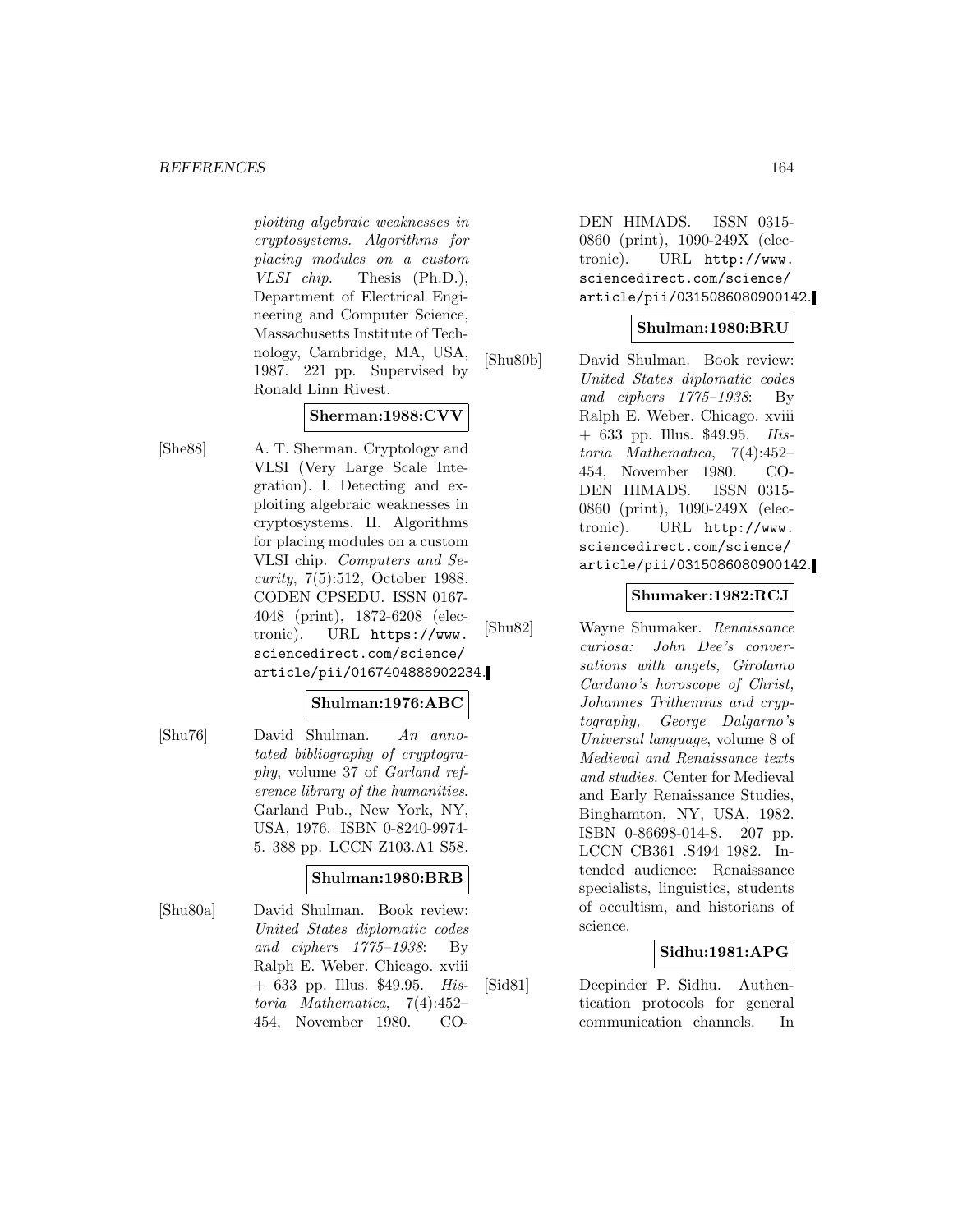*ploiting algebraic weaknesses in cryptosystems. Algorithms for placing modules on a custom VLSI chip.* Thesis (Ph.D.), Department of Electrical Engineering and Computer Science, Massachusetts Institute of Technology, Cambridge, MA, USA, 1987. 221 pp. Supervised by Ronald Linn Rivest.

**Sherman:1988:CVV**

[She88] A. T. Sherman. Cryptology and VLSI (Very Large Scale Integration). I. Detecting and exploiting algebraic weaknesses in cryptosystems. II. Algorithms for placing modules on a custom VLSI chip. *Computers and Security*, 7(5):512, October 1988. CODEN CPSEDU. ISSN 0167-4048 (print), 1872-6208 (electronic). URL https://www.sciencedirect.com/science/article/pii/0167404888902234.

**Shulman:1976:ABC**

[Shu76] David Shulman. *An annotated bibliography of cryptography*, volume 37 of *Garland reference library of the humanities*. Garland Pub., New York, NY, USA, 1976. ISBN 0-8240-9974-5. 388 pp. LCCN Z103.A1 S58.

**Shulman:1980:BRB**

[Shu80a] David Shulman. Book review: *United States diplomatic codes and ciphers 1775–1938*: By Ralph E. Weber. Chicago. xviii + 633 pp. Illus. $49.95. *Historia Mathematica*, 7(4):452–454, November 1980. CODEN HIMADS. ISSN 0315-0860 (print), 1090-249X (electronic). URL http://www.sciencedirect.com/science/article/pii/0315086080900142.

**Shulman:1980:BRU**

[Shu80b] David Shulman. Book review: *United States diplomatic codes and ciphers 1775–1938*: By Ralph E. Weber. Chicago. xviii + 633 pp. Illus. $49.95. *Historia Mathematica*, 7(4):452–454, November 1980. CODEN HIMADS. ISSN 0315-0860 (print), 1090-249X (electronic). URL http://www.sciencedirect.com/science/article/pii/0315086080900142.

**Shumaker:1982:RCJ**

[Shu82] Wayne Shumaker. *Renaissance curiosa: John Dee's conversations with angels, Girolamo Cardano's horoscope of Christ, Johannes Trithemius and cryptography, George Dalgarno's Universal language*, volume 8 of *Medieval and Renaissance texts and studies*. Center for Medieval and Early Renaissance Studies, Binghamton, NY, USA, 1982. ISBN 0-86698-014-8. 207 pp. LCCN CB361 .S494 1982. Intended audience: Renaissance specialists, linguistics, students of occultism, and historians of science.

**Sidhu:1981:APG**

[Sid81] Deepinder P. Sidhu. Authentication protocols for general communication channels. In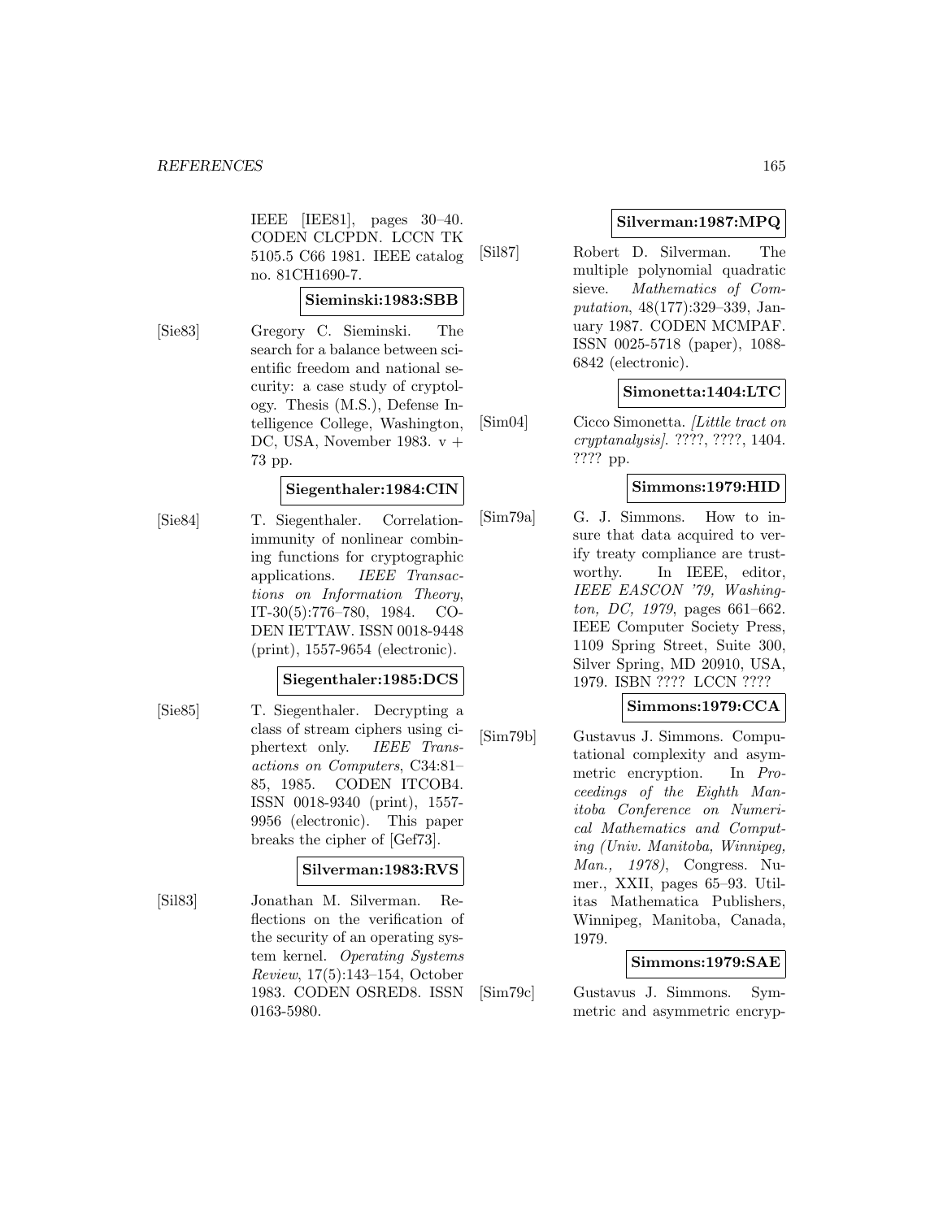IEEE [IEE81], pages 30–40. CODEN CLCPDN. LCCN TK 5105.5 C66 1981. IEEE catalog no. 81CH1690-7.

**Sieminski:1983:SBB**

[Sie83] Gregory C. Sieminski. The search for a balance between scientific freedom and national security: a case study of cryptology. Thesis (M.S.), Defense Intelligence College, Washington, DC, USA, November 1983. v + 73 pp.

**Siegenthaler:1984:CIN**

[Sie84] T. Siegenthaler. Correlation-immunity of nonlinear combining functions for cryptographic applications. *IEEE Transactions on Information Theory*, IT-30(5):776–780, 1984. CODEN IETTAW. ISSN 0018-9448 (print), 1557-9654 (electronic).

**Siegenthaler:1985:DCS**

[Sie85] T. Siegenthaler. Decrypting a class of stream ciphers using ciphertext only. *IEEE Transactions on Computers*, C34:81–85, 1985. CODEN ITCOB4. ISSN 0018-9340 (print), 1557-9956 (electronic). This paper breaks the cipher of [Gef73].

**Silverman:1983:RVS**

[Sil83] Jonathan M. Silverman. Reflections on the verification of the security of an operating system kernel. *Operating Systems Review*, 17(5):143–154, October 1983. CODEN OSRED8. ISSN 0163-5980.

**Silverman:1987:MPQ**

[Sil87] Robert D. Silverman. The multiple polynomial quadratic sieve. *Mathematics of Computation*, 48(177):329–339, January 1987. CODEN MCMPAF. ISSN 0025-5718 (paper), 1088-6842 (electronic).

**Simonetta:1404:LTC**

[Sim04] Cicco Simonetta. *[Little tract on cryptanalysis]*. ????, ????, 1404. ???? pp.

**Simmons:1979:HID**

[Sim79a] G. J. Simmons. How to insure that data acquired to verify treaty compliance are trustworthy. In IEEE, editor, *IEEE EASCON '79, Washington, DC, 1979*, pages 661–662. IEEE Computer Society Press, 1109 Spring Street, Suite 300, Silver Spring, MD 20910, USA, 1979. ISBN ???? LCCN ????

**Simmons:1979:CCA**

[Sim79b] Gustavus J. Simmons. Computational complexity and asymmetric encryption. In *Proceedings of the Eighth Manitoba Conference on Numerical Mathematics and Computing (Univ. Manitoba, Winnipeg, Man., 1978)*, Congress. Numer., XXII, pages 65–93. Utilitas Mathematica Publishers, Winnipeg, Manitoba, Canada, 1979.

**Simmons:1979:SAE**

[Sim79c] Gustavus J. Simmons. Symmetric and asymmetric encryp-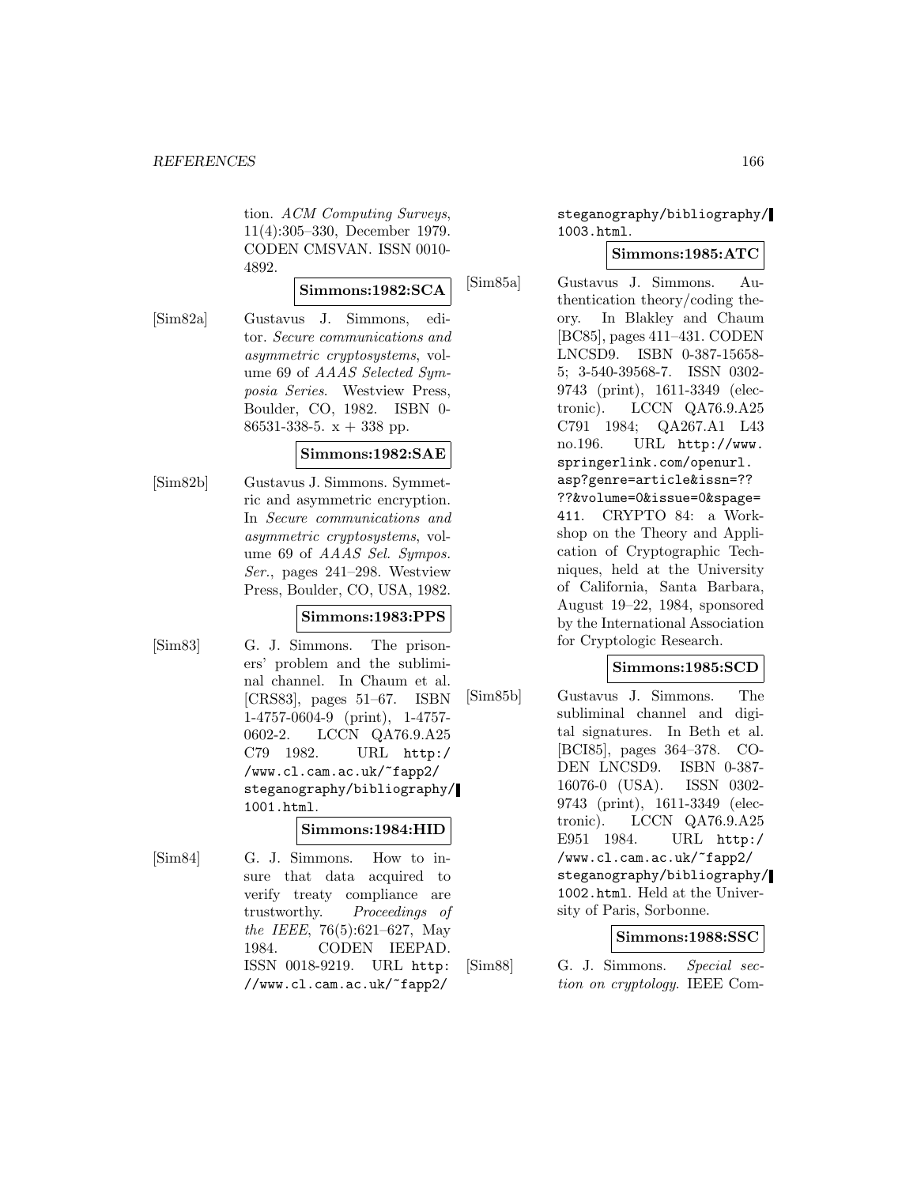tion. *ACM Computing Surveys*, 11(4):305–330, December 1979. CODEN CMSVAN. ISSN 0010-4892.

**Simmons:1982:SCA**

[Sim82a] Gustavus J. Simmons, editor. *Secure communications and asymmetric cryptosystems*, volume 69 of *AAAS Selected Symposia Series*. Westview Press, Boulder, CO, 1982. ISBN 0-86531-338-5. x + 338 pp.

**Simmons:1982:SAE**

[Sim82b] Gustavus J. Simmons. Symmetric and asymmetric encryption. In *Secure communications and asymmetric cryptosystems*, volume 69 of *AAAS Sel. Sympos. Ser.*, pages 241–298. Westview Press, Boulder, CO, USA, 1982.

**Simmons:1983:PPS**

[Sim83] G. J. Simmons. The prisoners' problem and the subliminal channel. In Chaum et al. [CRS83], pages 51–67. ISBN 1-4757-0604-9 (print), 1-4757-0602-2. LCCN QA76.9.A25 C79 1982. URL `http://www.cl.cam.ac.uk/~fapp2/steganography/bibliography/1001.html`.

**Simmons:1984:HID**

[Sim84] G. J. Simmons. How to insure that data acquired to verify treaty compliance are trustworthy. *Proceedings of the IEEE*, 76(5):621–627, May 1984. CODEN IEEPAD. ISSN 0018-9219. URL `http://www.cl.cam.ac.uk/~fapp2/steganography/bibliography/1003.html`.

**Simmons:1985:ATC**

[Sim85a] Gustavus J. Simmons. Authentication theory/coding theory. In Blakley and Chaum [BC85], pages 411–431. CODEN LNCSD9. ISBN 0-387-15658-5; 3-540-39568-7. ISSN 0302-9743 (print), 1611-3349 (electronic). LCCN QA76.9.A25 C791 1984; QA267.A1 L43 no.196. URL `http://www.springerlink.com/openurl.asp?genre=article&issn=????&volume=0&issue=0&spage=411`. CRYPTO 84: a Workshop on the Theory and Application of Cryptographic Techniques, held at the University of California, Santa Barbara, August 19–22, 1984, sponsored by the International Association for Cryptologic Research.

**Simmons:1985:SCD**

[Sim85b] Gustavus J. Simmons. The subliminal channel and digital signatures. In Beth et al. [BCI85], pages 364–378. CODEN LNCSD9. ISBN 0-387-16076-0 (USA). ISSN 0302-9743 (print), 1611-3349 (electronic). LCCN QA76.9.A25 E951 1984. URL `http://www.cl.cam.ac.uk/~fapp2/steganography/bibliography/1002.html`. Held at the University of Paris, Sorbonne.

**Simmons:1988:SSC**

[Sim88] G. J. Simmons. *Special section on cryptology*. IEEE Com-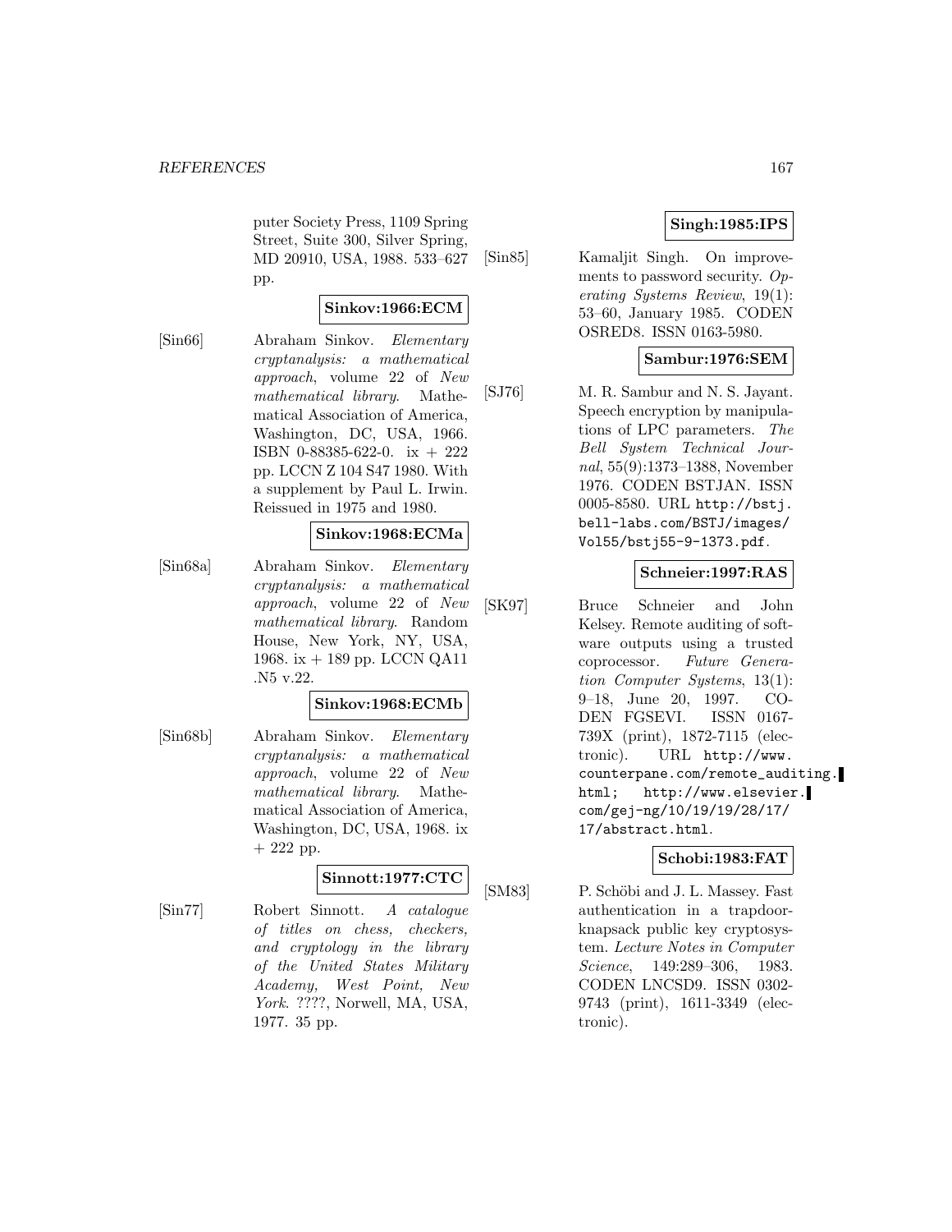puter Society Press, 1109 Spring Street, Suite 300, Silver Spring, MD 20910, USA, 1988. 533–627 pp.

**Sinkov:1966:ECM**

[Sin66] Abraham Sinkov. *Elementary cryptanalysis: a mathematical approach*, volume 22 of *New mathematical library*. Mathematical Association of America, Washington, DC, USA, 1966. ISBN 0-88385-622-0. ix + 222 pp. LCCN Z 104 S47 1980. With a supplement by Paul L. Irwin. Reissued in 1975 and 1980.

**Sinkov:1968:ECMa**

[Sin68a] Abraham Sinkov. *Elementary cryptanalysis: a mathematical approach*, volume 22 of *New mathematical library*. Random House, New York, NY, USA, 1968. ix + 189 pp. LCCN QA11 .N5 v.22.

**Sinkov:1968:ECMb**

[Sin68b] Abraham Sinkov. *Elementary cryptanalysis: a mathematical approach*, volume 22 of *New mathematical library*. Mathematical Association of America, Washington, DC, USA, 1968. ix + 222 pp.

**Sinnott:1977:CTC**

[Sin77] Robert Sinnott. *A catalogue of titles on chess, checkers, and cryptology in the library of the United States Military Academy, West Point, New York*. ????, Norwell, MA, USA, 1977. 35 pp.

**Singh:1985:IPS**

[Sin85] Kamaljit Singh. On improvements to password security. *Operating Systems Review*, 19(1): 53–60, January 1985. CODEN OSRED8. ISSN 0163-5980.

**Sambur:1976:SEM**

[SJ76] M. R. Sambur and N. S. Jayant. Speech encryption by manipulations of LPC parameters. *The Bell System Technical Journal*, 55(9):1373–1388, November 1976. CODEN BSTJAN. ISSN 0005-8580. URL http://bstj.bell-labs.com/BSTJ/images/Vol55/bstj55-9-1373.pdf.

**Schneier:1997:RAS**

[SK97] Bruce Schneier and John Kelsey. Remote auditing of software outputs using a trusted coprocessor. *Future Generation Computer Systems*, 13(1): 9–18, June 20, 1997. CODEN FGSEVI. ISSN 0167-739X (print), 1872-7115 (electronic). URL http://www.counterpane.com/remote_auditing.html; http://www.elsevier.com/gej-ng/10/19/19/28/17/17/abstract.html.

**Schobi:1983:FAT**

[SM83] P. Schöbi and J. L. Massey. Fast authentication in a trapdoor-knapsack public key cryptosystem. *Lecture Notes in Computer Science*, 149:289–306, 1983. CODEN LNCSD9. ISSN 0302-9743 (print), 1611-3349 (electronic).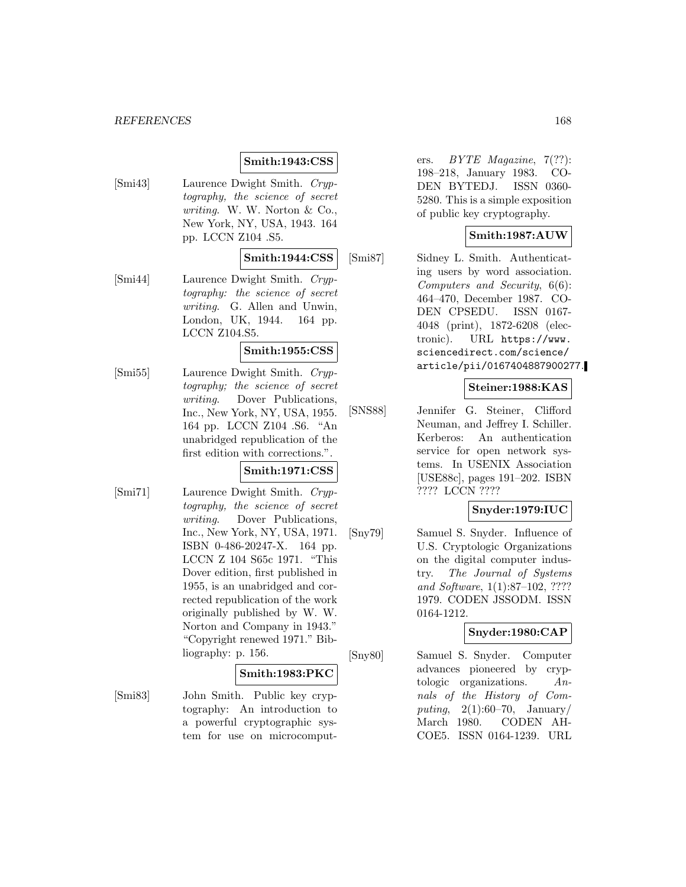**Smith:1943:CSS**

[Smi43] Laurence Dwight Smith. *Cryptography, the science of secret writing*. W. W. Norton & Co., New York, NY, USA, 1943. 164 pp. LCCN Z104 .S5.

**Smith:1944:CSS**

[Smi44] Laurence Dwight Smith. *Cryptography: the science of secret writing*. G. Allen and Unwin, London, UK, 1944. 164 pp. LCCN Z104.S5.

**Smith:1955:CSS**

[Smi55] Laurence Dwight Smith. *Cryptography; the science of secret writing*. Dover Publications, Inc., New York, NY, USA, 1955. 164 pp. LCCN Z104 .S6. "An unabridged republication of the first edition with corrections.".

**Smith:1971:CSS**

[Smi71] Laurence Dwight Smith. *Cryptography, the science of secret writing*. Dover Publications, Inc., New York, NY, USA, 1971. ISBN 0-486-20247-X. 164 pp. LCCN Z 104 S65c 1971. "This Dover edition, first published in 1955, is an unabridged and corrected republication of the work originally published by W. W. Norton and Company in 1943." "Copyright renewed 1971." Bibliography: p. 156.

**Smith:1983:PKC**

[Smi83] John Smith. Public key cryptography: An introduction to a powerful cryptographic system for use on microcomputers. *BYTE Magazine*, 7(??): 198–218, January 1983. CODEN BYTEDJ. ISSN 0360-5280. This is a simple exposition of public key cryptography.

**Smith:1987:AUW**

[Smi87] Sidney L. Smith. Authenticating users by word association. *Computers and Security*, 6(6): 464–470, December 1987. CODEN CPSEDU. ISSN 0167-4048 (print), 1872-6208 (electronic). URL https://www.sciencedirect.com/science/article/pii/0167404887900277.

**Steiner:1988:KAS**

[SNS88] Jennifer G. Steiner, Clifford Neuman, and Jeffrey I. Schiller. Kerberos: An authentication service for open network systems. In USENIX Association [USE88c], pages 191–202. ISBN ???? LCCN ????

**Snyder:1979:IUC**

[Sny79] Samuel S. Snyder. Influence of U.S. Cryptologic Organizations on the digital computer industry. *The Journal of Systems and Software*, 1(1):87–102, ???? 1979. CODEN JSSODM. ISSN 0164-1212.

**Snyder:1980:CAP**

[Sny80] Samuel S. Snyder. Computer advances pioneered by cryptologic organizations. *Annals of the History of Computing*, 2(1):60–70, January/ March 1980. CODEN AHCOE5. ISSN 0164-1239. URL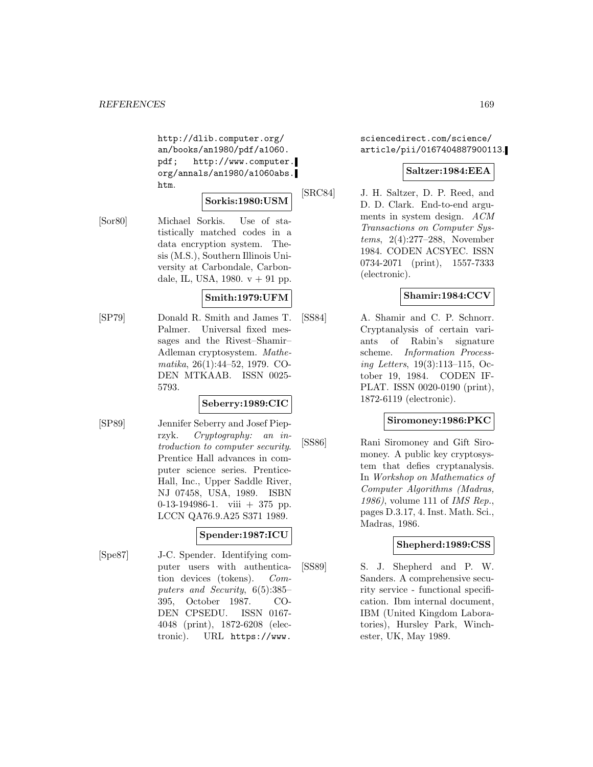http://dlib.computer.org/an/books/an1980/pdf/a1060.pdf; http://www.computer.org/annals/an1980/a1060abs.htm.

**Sorkis:1980:USM**

[Sor80] Michael Sorkis. Use of statistically matched codes in a data encryption system. Thesis (M.S.), Southern Illinois University at Carbondale, Carbondale, IL, USA, 1980. v + 91 pp.

**Smith:1979:UFM**

[SP79] Donald R. Smith and James T. Palmer. Universal fixed messages and the Rivest–Shamir–Adleman cryptosystem. *Mathematika*, 26(1):44–52, 1979. CODEN MTKAAB. ISSN 0025-5793.

**Seberry:1989:CIC**

[SP89] Jennifer Seberry and Josef Pieprzyk. *Cryptography: an introduction to computer security*. Prentice Hall advances in computer science series. Prentice-Hall, Inc., Upper Saddle River, NJ 07458, USA, 1989. ISBN 0-13-194986-1. viii + 375 pp. LCCN QA76.9.A25 S371 1989.

**Spender:1987:ICU**

[Spe87] J-C. Spender. Identifying computer users with authentication devices (tokens). *Computers and Security*, 6(5):385–395, October 1987. CODEN CPSEDU. ISSN 0167-4048 (print), 1872-6208 (electronic). URL https://www.sciencedirect.com/science/article/pii/0167404887900113.

**Saltzer:1984:EEA**

[SRC84] J. H. Saltzer, D. P. Reed, and D. D. Clark. End-to-end arguments in system design. *ACM Transactions on Computer Systems*, 2(4):277–288, November 1984. CODEN ACSYEC. ISSN 0734-2071 (print), 1557-7333 (electronic).

**Shamir:1984:CCV**

[SS84] A. Shamir and C. P. Schnorr. Cryptanalysis of certain variants of Rabin's signature scheme. *Information Processing Letters*, 19(3):113–115, October 19, 1984. CODEN IFPLAT. ISSN 0020-0190 (print), 1872-6119 (electronic).

**Siromoney:1986:PKC**

[SS86] Rani Siromoney and Gift Siromoney. A public key cryptosystem that defies cryptanalysis. In *Workshop on Mathematics of Computer Algorithms (Madras, 1986)*, volume 111 of *IMS Rep.*, pages D.3.17, 4. Inst. Math. Sci., Madras, 1986.

**Shepherd:1989:CSS**

[SS89] S. J. Shepherd and P. W. Sanders. A comprehensive security service - functional specification. Ibm internal document, IBM (United Kingdom Laboratories), Hursley Park, Winchester, UK, May 1989.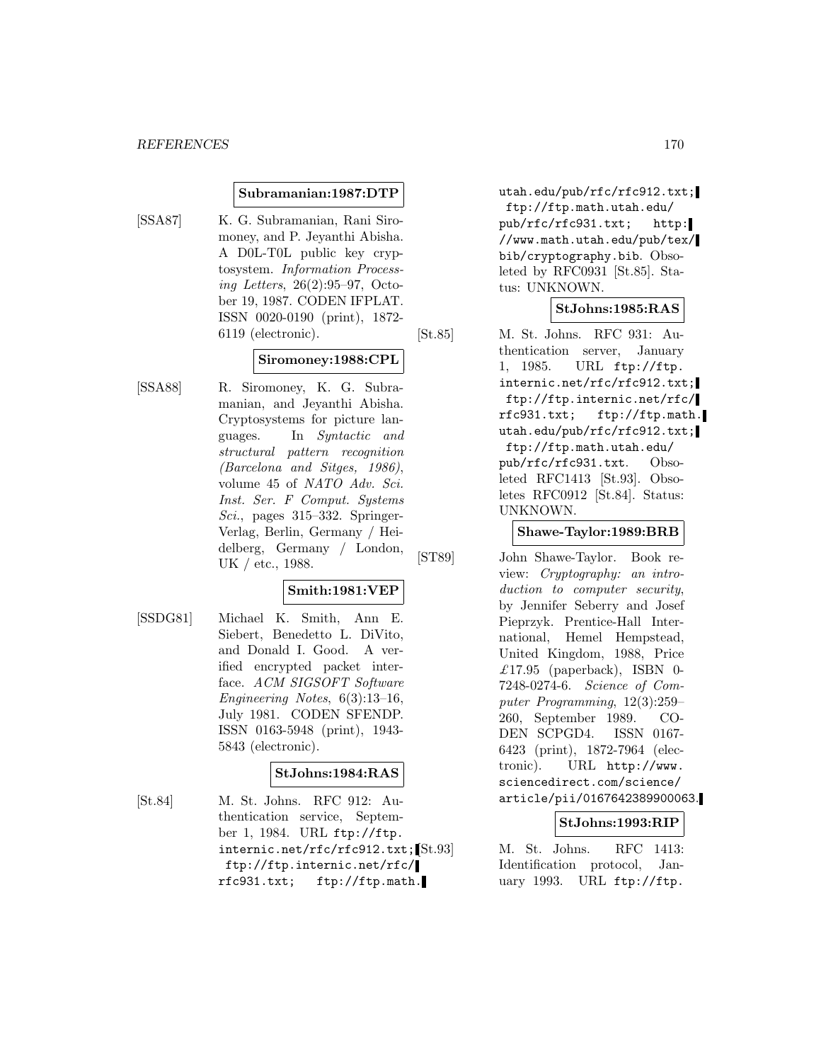**Subramanian:1987:DTP**

[SSA87] K. G. Subramanian, Rani Siromoney, and P. Jeyanthi Abisha. A D0L-T0L public key cryptosystem. *Information Processing Letters*, 26(2):95–97, October 19, 1987. CODEN IFPLAT. ISSN 0020-0190 (print), 1872-6119 (electronic).

**Siromoney:1988:CPL**

[SSA88] R. Siromoney, K. G. Subramanian, and Jeyanthi Abisha. Cryptosystems for picture languages. In *Syntactic and structural pattern recognition (Barcelona and Sitges, 1986)*, volume 45 of *NATO Adv. Sci. Inst. Ser. F Comput. Systems Sci.*, pages 315–332. Springer-Verlag, Berlin, Germany / Heidelberg, Germany / London, UK / etc., 1988.

**Smith:1981:VEP**

[SSDG81] Michael K. Smith, Ann E. Siebert, Benedetto L. DiVito, and Donald I. Good. A verified encrypted packet interface. *ACM SIGSOFT Software Engineering Notes*, 6(3):13–16, July 1981. CODEN SFENDP. ISSN 0163-5948 (print), 1943-5843 (electronic).

**StJohns:1984:RAS**

[St.84] M. St. Johns. RFC 912: Authentication service, September 1, 1984. URL ftp://ftp.internic.net/rfc/rfc912.txt; ftp://ftp.internic.net/rfc/rfc931.txt; ftp://ftp.math.utah.edu/pub/rfc/rfc912.txt; ftp://ftp.math.utah.edu/pub/rfc/rfc931.txt; http://www.math.utah.edu/pub/tex/bib/cryptography.bib. Obsoleted by RFC0931 [St.85]. Status: UNKNOWN.

**StJohns:1985:RAS**

[St.85] M. St. Johns. RFC 931: Authentication server, January 1, 1985. URL ftp://ftp.internic.net/rfc/rfc912.txt; ftp://ftp.internic.net/rfc/rfc931.txt; ftp://ftp.math.utah.edu/pub/rfc/rfc912.txt; ftp://ftp.math.utah.edu/pub/rfc/rfc931.txt. Obsoleted RFC1413 [St.93]. Obsoletes RFC0912 [St.84]. Status: UNKNOWN.

**Shawe-Taylor:1989:BRB**

[ST89] John Shawe-Taylor. Book review: *Cryptography: an introduction to computer security*, by Jennifer Seberry and Josef Pieprzyk. Prentice-Hall International, Hemel Hempstead, United Kingdom, 1988, Price £17.95 (paperback), ISBN 0-7248-0274-6. *Science of Computer Programming*, 12(3):259–260, September 1989. CODEN SCPGD4. ISSN 0167-6423 (print), 1872-7964 (electronic). URL http://www.sciencedirect.com/science/article/pii/0167642389900063.

**StJohns:1993:RIP**

[St.93] M. St. Johns. RFC 1413: Identification protocol, January 1993. URL ftp://ftp.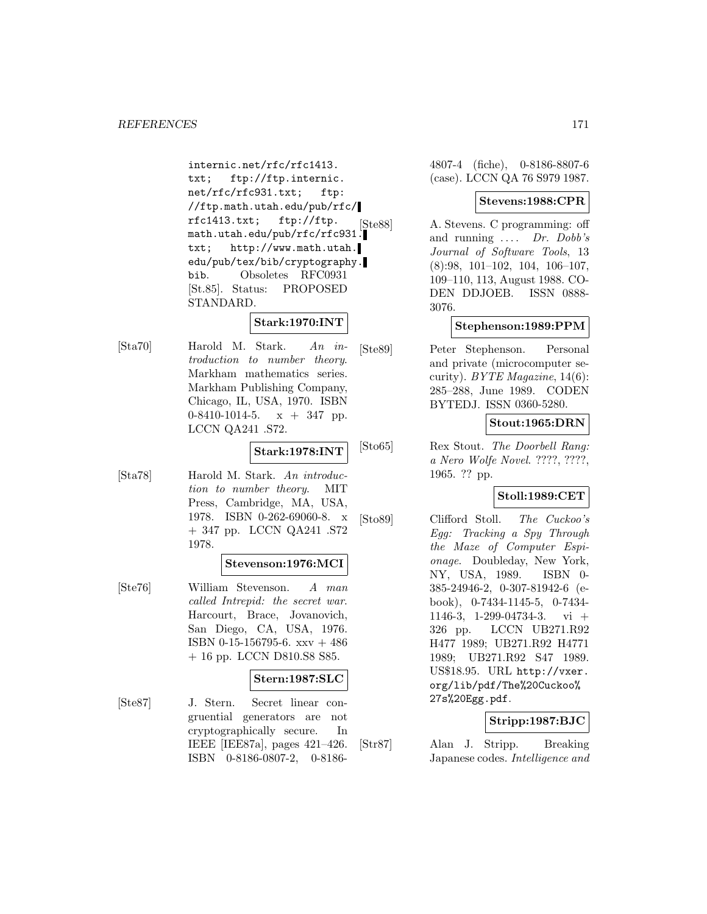internic.net/rfc/rfc1413.txt; ftp://ftp.internic.net/rfc/rfc931.txt; ftp://ftp.math.utah.edu/pub/rfc/rfc1413.txt; ftp://ftp.math.utah.edu/pub/rfc/rfc931.txt; http://www.math.utah.edu/pub/tex/bib/cryptography.bib. Obsoletes RFC0931 [St.85]. Status: PROPOSED STANDARD.

**Stark:1970:INT**

[Sta70] Harold M. Stark. *An introduction to number theory*. Markham mathematics series. Markham Publishing Company, Chicago, IL, USA, 1970. ISBN 0-8410-1014-5. x + 347 pp. LCCN QA241 .S72.

**Stark:1978:INT**

[Sta78] Harold M. Stark. *An introduction to number theory*. MIT Press, Cambridge, MA, USA, 1978. ISBN 0-262-69060-8. x + 347 pp. LCCN QA241 .S72 1978.

**Stevenson:1976:MCI**

[Ste76] William Stevenson. *A man called Intrepid: the secret war*. Harcourt, Brace, Jovanovich, San Diego, CA, USA, 1976. ISBN 0-15-156795-6. xxv + 486 + 16 pp. LCCN D810.S8 S85.

**Stern:1987:SLC**

[Ste87] J. Stern. Secret linear congruential generators are not cryptographically secure. In IEEE [IEE87a], pages 421–426. ISBN 0-8186-0807-2, 0-8186-4807-4 (fiche), 0-8186-8807-6 (case). LCCN QA 76 S979 1987.

**Stevens:1988:CPR**

[Ste88] A. Stevens. C programming: off and running .... *Dr. Dobb's Journal of Software Tools*, 13 (8):98, 101–102, 104, 106–107, 109–110, 113, August 1988. CODEN DDJOEB. ISSN 0888-3076.

**Stephenson:1989:PPM**

[Ste89] Peter Stephenson. Personal and private (microcomputer security). *BYTE Magazine*, 14(6): 285–288, June 1989. CODEN BYTEDJ. ISSN 0360-5280.

**Stout:1965:DRN**

[Sto65] Rex Stout. *The Doorbell Rang: a Nero Wolfe Novel*. ????, ????, 1965. ?? pp.

**Stoll:1989:CET**

[Sto89] Clifford Stoll. *The Cuckoo's Egg: Tracking a Spy Through the Maze of Computer Espionage*. Doubleday, New York, NY, USA, 1989. ISBN 0-385-24946-2, 0-307-81942-6 (e-book), 0-7434-1145-5, 0-7434-1146-3, 1-299-04734-3. vi + 326 pp. LCCN UB271.R92 H477 1989; UB271.R92 H4771 1989; UB271.R92 S47 1989. US$18.95. URL http://vxer.org/lib/pdf/The%20Cuckoo%27s%20Egg.pdf.

**Stripp:1987:BJC**

[Str87] Alan J. Stripp. Breaking Japanese codes. *Intelligence and*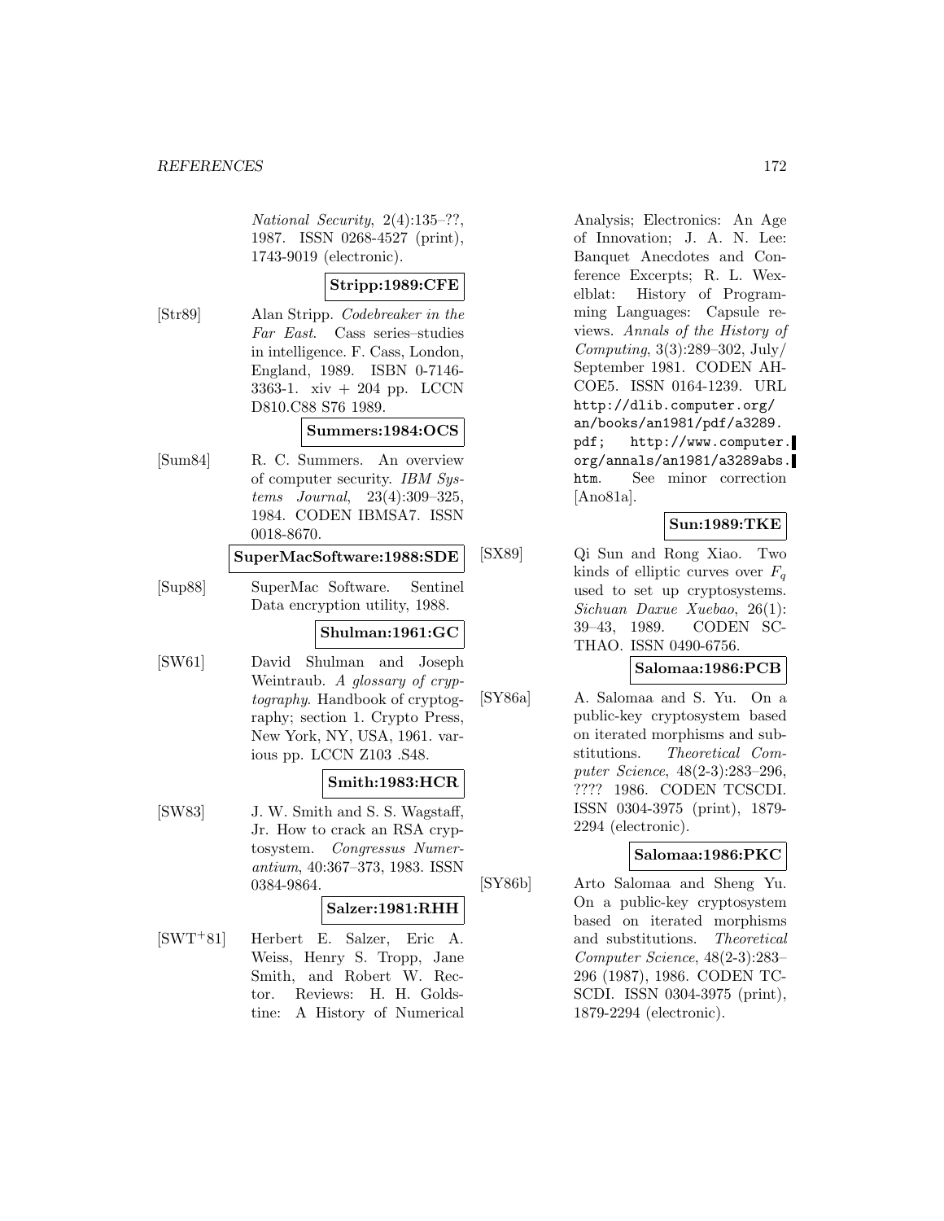*National Security*, 2(4):135–??, 1987. ISSN 0268-4527 (print), 1743-9019 (electronic).

**Stripp:1989:CFE**

[Str89] Alan Stripp. *Codebreaker in the Far East*. Cass series–studies in intelligence. F. Cass, London, England, 1989. ISBN 0-7146-3363-1. xiv + 204 pp. LCCN D810.C88 S76 1989.

**Summers:1984:OCS**

[Sum84] R. C. Summers. An overview of computer security. *IBM Systems Journal*, 23(4):309–325, 1984. CODEN IBMSA7. ISSN 0018-8670.

**SuperMacSoftware:1988:SDE**

[Sup88] SuperMac Software. Sentinel Data encryption utility, 1988.

**Shulman:1961:GC**

[SW61] David Shulman and Joseph Weintraub. *A glossary of cryptography*. Handbook of cryptography; section 1. Crypto Press, New York, NY, USA, 1961. various pp. LCCN Z103 .S48.

**Smith:1983:HCR**

[SW83] J. W. Smith and S. S. Wagstaff, Jr. How to crack an RSA cryptosystem. *Congressus Numerantium*, 40:367–373, 1983. ISSN 0384-9864.

**Salzer:1981:RHH**

[SWT+81] Herbert E. Salzer, Eric A. Weiss, Henry S. Tropp, Jane Smith, and Robert W. Rector. Reviews: H. H. Goldstine: A History of Numerical Analysis; Electronics: An Age of Innovation; J. A. N. Lee: Banquet Anecdotes and Conference Excerpts; R. L. Wexelblat: History of Programming Languages: Capsule reviews. *Annals of the History of Computing*, 3(3):289–302, July/ September 1981. CODEN AHCOE5. ISSN 0164-1239. URL http://dlib.computer.org/an/books/an1981/pdf/a3289.pdf; http://www.computer.org/annals/an1981/a3289abs.htm. See minor correction [Ano81a].

**Sun:1989:TKE**

[SX89] Qi Sun and Rong Xiao. Two kinds of elliptic curves over $F_q$ used to set up cryptosystems. *Sichuan Daxue Xuebao*, 26(1): 39–43, 1989. CODEN SCTHAO. ISSN 0490-6756.

**Salomaa:1986:PCB**

[SY86a] A. Salomaa and S. Yu. On a public-key cryptosystem based on iterated morphisms and substitutions. *Theoretical Computer Science*, 48(2-3):283–296, ???? 1986. CODEN TCSCDI. ISSN 0304-3975 (print), 1879-2294 (electronic).

**Salomaa:1986:PKC**

[SY86b] Arto Salomaa and Sheng Yu. On a public-key cryptosystem based on iterated morphisms and substitutions. *Theoretical Computer Science*, 48(2-3):283–296 (1987), 1986. CODEN TCSCDI. ISSN 0304-3975 (print), 1879-2294 (electronic).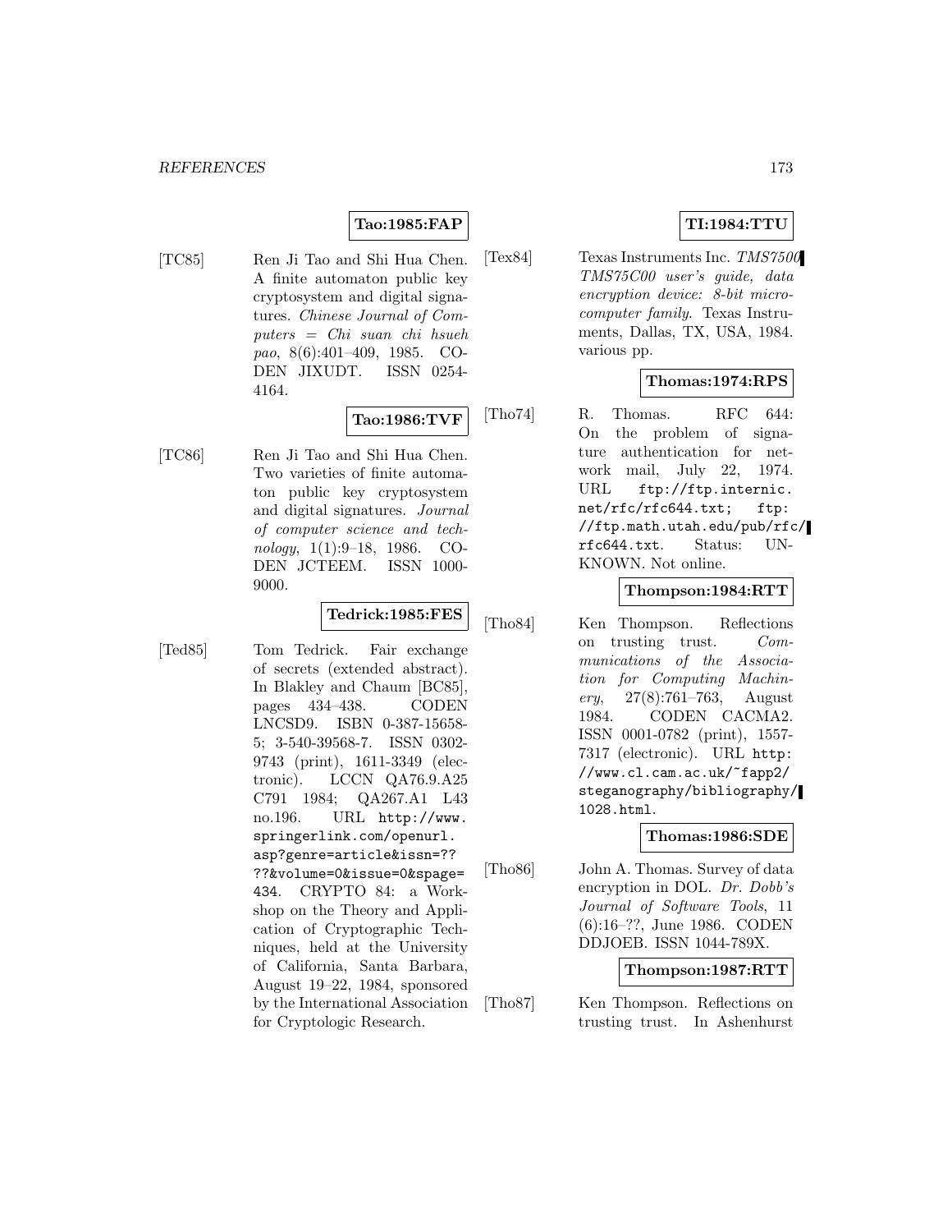**Tao:1985:FAP**

[TC85] Ren Ji Tao and Shi Hua Chen. A finite automaton public key cryptosystem and digital signatures. *Chinese Journal of Computers = Chi suan chi hsueh pao*, 8(6):401–409, 1985. CODEN JIXUDT. ISSN 0254-4164.

**Tao:1986:TVF**

[TC86] Ren Ji Tao and Shi Hua Chen. Two varieties of finite automaton public key cryptosystem and digital signatures. *Journal of computer science and technology*, 1(1):9–18, 1986. CODEN JCTEEM. ISSN 1000-9000.

**Tedrick:1985:FES**

[Ted85] Tom Tedrick. Fair exchange of secrets (extended abstract). In Blakley and Chaum [BC85], pages 434–438. CODEN LNCSD9. ISBN 0-387-15658-5; 3-540-39568-7. ISSN 0302-9743 (print), 1611-3349 (electronic). LCCN QA76.9.A25 C791 1984; QA267.A1 L43 no.196. URL `http://www.springerlink.com/openurl.asp?genre=article&issn=????&volume=0&issue=0&spage=434`. CRYPTO 84: a Workshop on the Theory and Application of Cryptographic Techniques, held at the University of California, Santa Barbara, August 19–22, 1984, sponsored by the International Association for Cryptologic Research.

**TI:1984:TTU**

[Tex84] Texas Instruments Inc. *TMS7500 TMS75C00 user's guide, data encryption device: 8-bit microcomputer family*. Texas Instruments, Dallas, TX, USA, 1984. various pp.

**Thomas:1974:RPS**

[Tho74] R. Thomas. RFC 644: On the problem of signature authentication for network mail, July 22, 1974. URL `ftp://ftp.internic.net/rfc/rfc644.txt; ftp://ftp.math.utah.edu/pub/rfc/rfc644.txt`. Status: UNKNOWN. Not online.

**Thompson:1984:RTT**

[Tho84] Ken Thompson. Reflections on trusting trust. *Communications of the Association for Computing Machinery*, 27(8):761–763, August 1984. CODEN CACMA2. ISSN 0001-0782 (print), 1557-7317 (electronic). URL `http://www.cl.cam.ac.uk/~fapp2/steganography/bibliography/1028.html`.

**Thomas:1986:SDE**

[Tho86] John A. Thomas. Survey of data encryption in DOL. *Dr. Dobb's Journal of Software Tools*, 11 (6):16–??, June 1986. CODEN DDJOEB. ISSN 1044-789X.

**Thompson:1987:RTT**

[Tho87] Ken Thompson. Reflections on trusting trust. In Ashenhurst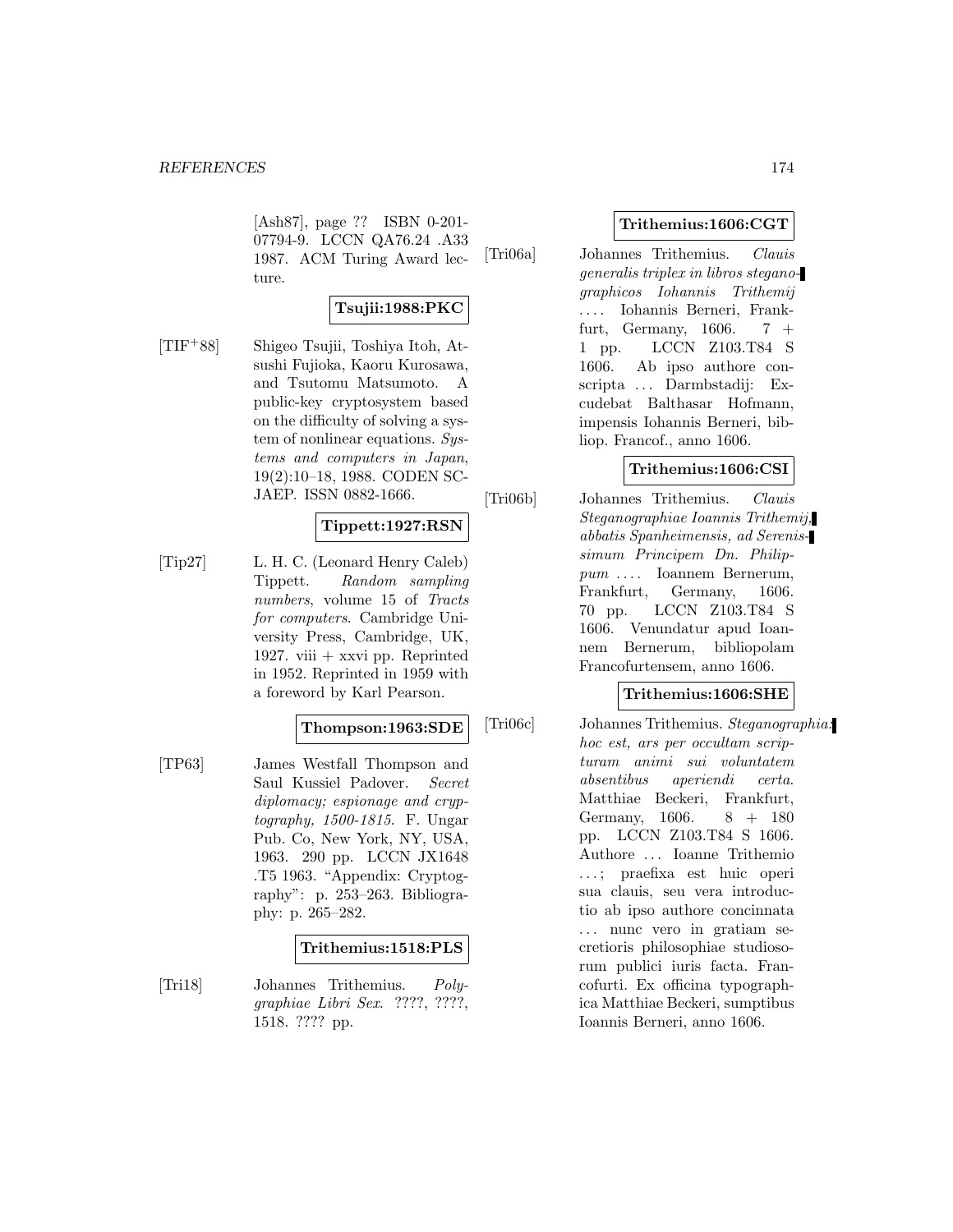[Ash87], page ?? ISBN 0-201-07794-9. LCCN QA76.24 .A33 1987. ACM Turing Award lecture.

**Tsujii:1988:PKC**

[TIF+88] Shigeo Tsujii, Toshiya Itoh, Atsushi Fujioka, Kaoru Kurosawa, and Tsutomu Matsumoto. A public-key cryptosystem based on the difficulty of solving a system of nonlinear equations. *Systems and computers in Japan*, 19(2):10–18, 1988. CODEN SCJAEP. ISSN 0882-1666.

**Tippett:1927:RSN**

[Tip27] L. H. C. (Leonard Henry Caleb) Tippett. *Random sampling numbers*, volume 15 of *Tracts for computers*. Cambridge University Press, Cambridge, UK, 1927. viii + xxvi pp. Reprinted in 1952. Reprinted in 1959 with a foreword by Karl Pearson.

**Thompson:1963:SDE**

[TP63] James Westfall Thompson and Saul Kussiel Padover. *Secret diplomacy; espionage and cryptography, 1500-1815*. F. Ungar Pub. Co, New York, NY, USA, 1963. 290 pp. LCCN JX1648 .T5 1963. "Appendix: Cryptography": p. 253–263. Bibliography: p. 265–282.

**Trithemius:1518:PLS**

[Tri18] Johannes Trithemius. *Polygraphiae Libri Sex*. ????, ????, 1518. ???? pp.

**Trithemius:1606:CGT**

[Tri06a] Johannes Trithemius. *Clauis generalis triplex in libros steganographicos Iohannis Trithemij ...* . Iohannis Berneri, Frankfurt, Germany, 1606. 7 + 1 pp. LCCN Z103.T84 S 1606. Ab ipso authore conscripta ... Darmbstadij: Excudebat Balthasar Hofmann, impensis Iohannis Berneri, bibliop. Francof., anno 1606.

**Trithemius:1606:CSI**

[Tri06b] Johannes Trithemius. *Clauis Steganographiae Ioannis Trithemij, abbatis Spanheimensis, ad Serenissimum Principem Dn. Philippum ...* . Ioannem Bernerum, Frankfurt, Germany, 1606. 70 pp. LCCN Z103.T84 S 1606. Venundatur apud Ioannem Bernerum, bibliopolam Francofurtensem, anno 1606.

**Trithemius:1606:SHE**

[Tri06c] Johannes Trithemius. *Steganographia: hoc est, ars per occultam scripturam animi sui voluntatem absentibus aperiendi certa*. Matthiae Beckeri, Frankfurt, Germany, 1606. 8 + 180 pp. LCCN Z103.T84 S 1606. Authore ... Ioanne Trithemio ...; praefixa est huic operi sua clauis, seu vera introductio ab ipso authore concinnata ... nunc vero in gratiam secretioris philosophiae studiosorum publici iuris facta. Francofurti. Ex officina typographica Matthiae Beckeri, sumptibus Ioannis Berneri, anno 1606.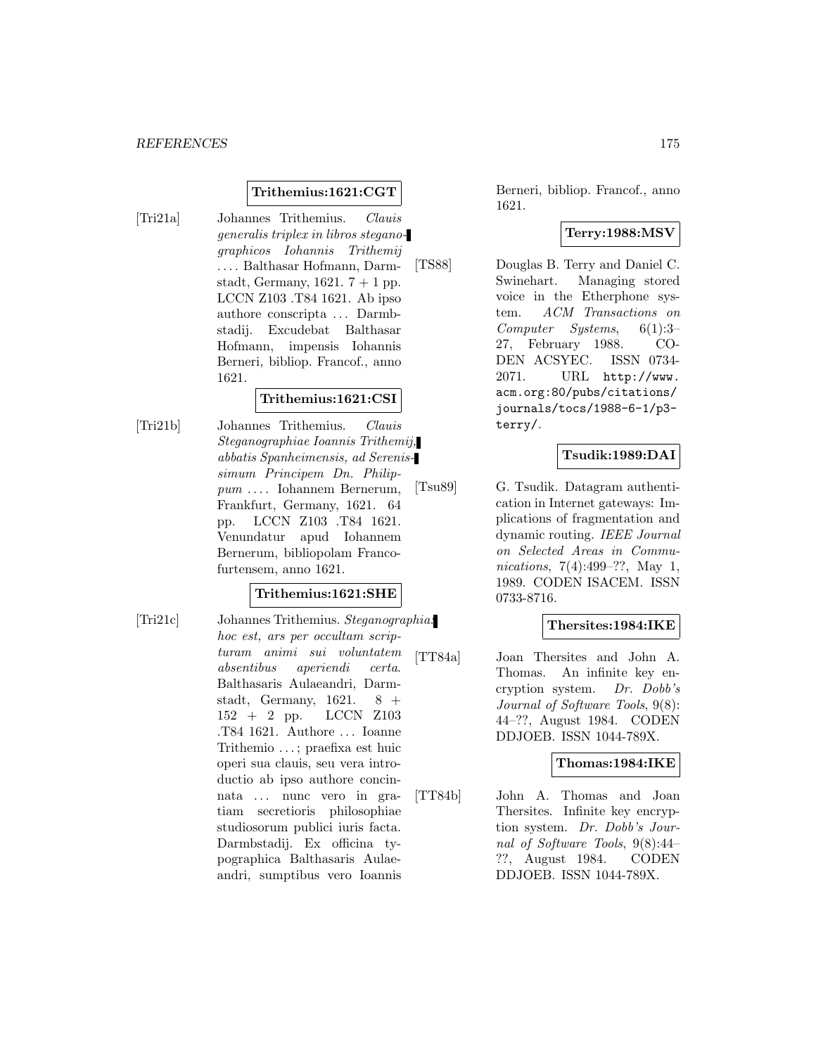**Trithemius:1621:CGT**

[Tri21a] Johannes Trithemius. *Clauis generalis triplex in libros steganographicos Iohannis Trithemij* .... Balthasar Hofmann, Darmstadt, Germany, 1621. 7 + 1 pp. LCCN Z103 .T84 1621. Ab ipso authore conscripta ... Darmbstadij. Excudebat Balthasar Hofmann, impensis Iohannis Berneri, bibliop. Francof., anno 1621.

**Trithemius:1621:CSI**

[Tri21b] Johannes Trithemius. *Clauis Steganographiae Ioannis Trithemij, abbatis Spanheimensis, ad Serenissimum Principem Dn. Philippum* .... Iohannem Bernerum, Frankfurt, Germany, 1621. 64 pp. LCCN Z103 .T84 1621. Venundatur apud Iohannem Bernerum, bibliopolam Francofurtensem, anno 1621.

**Trithemius:1621:SHE**

[Tri21c] Johannes Trithemius. *Steganographia: hoc est, ars per occultam scripturam animi sui voluntatem absentibus aperiendi certa*. Balthasaris Aulaeandri, Darmstadt, Germany, 1621. 8 + 152 + 2 pp. LCCN Z103 .T84 1621. Authore ... Ioanne Trithemio ...; praefixa est huic operi sua clauis, seu vera introductio ab ipso authore concinnata ... nunc vero in gratiam secretioris philosophiae studiosorum publici iuris facta. Darmbstadij. Ex officina typographica Balthasaris Aulaeandri, sumptibus vero Ioannis Berneri, bibliop. Francof., anno 1621.

**Terry:1988:MSV**

[TS88] Douglas B. Terry and Daniel C. Swinehart. Managing stored voice in the Etherphone system. *ACM Transactions on Computer Systems*, 6(1):3–27, February 1988. CODEN ACSYEC. ISSN 0734-2071. URL http://www.acm.org:80/pubs/citations/journals/tocs/1988-6-1/p3-terry/.

**Tsudik:1989:DAI**

[Tsu89] G. Tsudik. Datagram authentication in Internet gateways: Implications of fragmentation and dynamic routing. *IEEE Journal on Selected Areas in Communications*, 7(4):499–??, May 1, 1989. CODEN ISACEM. ISSN 0733-8716.

**Thersites:1984:IKE**

[TT84a] Joan Thersites and John A. Thomas. An infinite key encryption system. *Dr. Dobb's Journal of Software Tools*, 9(8):44–??, August 1984. CODEN DDJOEB. ISSN 1044-789X.

**Thomas:1984:IKE**

[TT84b] John A. Thomas and Joan Thersites. Infinite key encryption system. *Dr. Dobb's Journal of Software Tools*, 9(8):44–??, August 1984. CODEN DDJOEB. ISSN 1044-789X.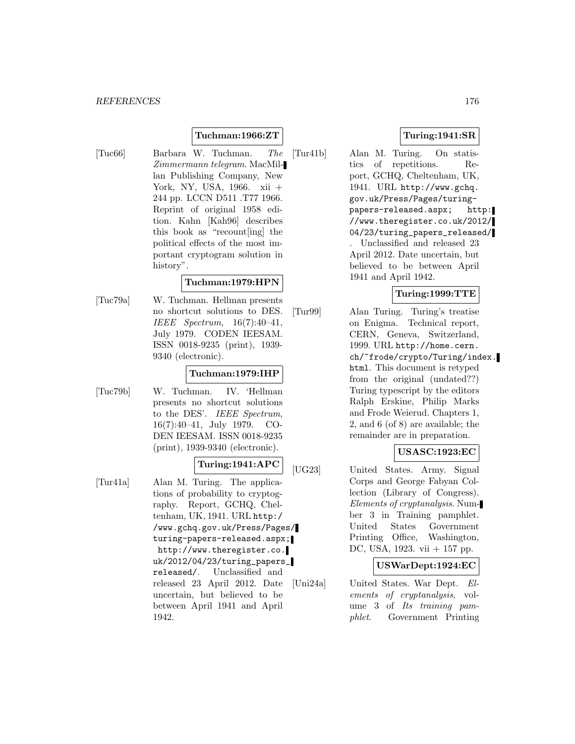**Tuchman:1966:ZT**

[Tuc66] Barbara W. Tuchman. *The Zimmermann telegram*. MacMillan Publishing Company, New York, NY, USA, 1966. xii + 244 pp. LCCN D511 .T77 1966. Reprint of original 1958 edition. Kahn [Kah96] describes this book as "recount[ing] the political effects of the most important cryptogram solution in history".

**Tuchman:1979:HPN**

[Tuc79a] W. Tuchman. Hellman presents no shortcut solutions to DES. *IEEE Spectrum*, 16(7):40–41, July 1979. CODEN IEESAM. ISSN 0018-9235 (print), 1939-9340 (electronic).

**Tuchman:1979:IHP**

[Tuc79b] W. Tuchman. IV. 'Hellman presents no shortcut solutions to the DES'. *IEEE Spectrum*, 16(7):40–41, July 1979. CODEN IEESAM. ISSN 0018-9235 (print), 1939-9340 (electronic).

**Turing:1941:APC**

[Tur41a] Alan M. Turing. The applications of probability to cryptography. Report, GCHQ, Cheltenham, UK, 1941. URL http://www.gchq.gov.uk/Press/Pages/turing-papers-released.aspx; http://www.theregister.co.uk/2012/04/23/turing_papers_released/. Unclassified and released 23 April 2012. Date uncertain, but believed to be between April 1941 and April 1942.

**Turing:1941:SR**

[Tur41b] Alan M. Turing. On statistics of repetitions. Report, GCHQ, Cheltenham, UK, 1941. URL http://www.gchq.gov.uk/Press/Pages/turing-papers-released.aspx; http://www.theregister.co.uk/2012/04/23/turing_papers_released/. Unclassified and released 23 April 2012. Date uncertain, but believed to be between April 1941 and April 1942.

**Turing:1999:TTE**

[Tur99] Alan Turing. Turing's treatise on Enigma. Technical report, CERN, Geneva, Switzerland, 1999. URL http://home.cern.ch/~frode/crypto/Turing/index.html. This document is retyped from the original (undated??) Turing typescript by the editors Ralph Erskine, Philip Marks and Frode Weierud. Chapters 1, 2, and 6 (of 8) are available; the remainder are in preparation.

**USASC:1923:EC**

[UG23] United States. Army. Signal Corps and George Fabyan Collection (Library of Congress). *Elements of cryptanalysis*. Number 3 in Training pamphlet. United States Government Printing Office, Washington, DC, USA, 1923. vii + 157 pp.

**USWarDept:1924:EC**

[Uni24a] United States. War Dept. *Elements of cryptanalysis*, volume 3 of *Its training pamphlet*. Government Printing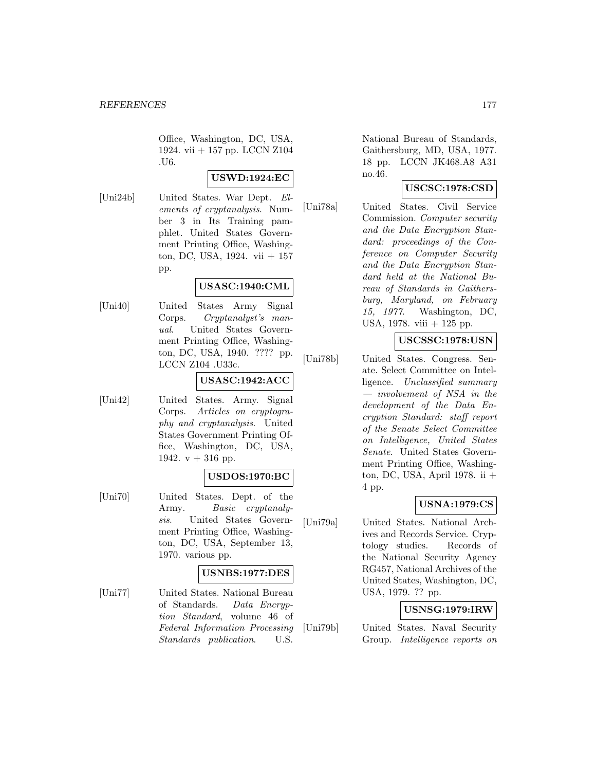Office, Washington, DC, USA, 1924. vii + 157 pp. LCCN Z104 .U6.

**USWD:1924:EC**

[Uni24b] United States. War Dept. *Elements of cryptanalysis*. Number 3 in Its Training pamphlet. United States Government Printing Office, Washington, DC, USA, 1924. vii + 157 pp.

**USASC:1940:CML**

[Uni40] United States Army Signal Corps. *Cryptanalyst's manual*. United States Government Printing Office, Washington, DC, USA, 1940. ???? pp. LCCN Z104 .U33c.

**USASC:1942:ACC**

[Uni42] United States. Army. Signal Corps. *Articles on cryptography and cryptanalysis*. United States Government Printing Office, Washington, DC, USA, 1942. v + 316 pp.

**USDOS:1970:BC**

[Uni70] United States. Dept. of the Army. *Basic cryptanalysis*. United States Government Printing Office, Washington, DC, USA, September 13, 1970. various pp.

**USNBS:1977:DES**

[Uni77] United States. National Bureau of Standards. *Data Encryption Standard*, volume 46 of *Federal Information Processing Standards publication*. U.S. National Bureau of Standards, Gaithersburg, MD, USA, 1977. 18 pp. LCCN JK468.A8 A31 no.46.

**USCSC:1978:CSD**

[Uni78a] United States. Civil Service Commission. *Computer security and the Data Encryption Standard: proceedings of the Conference on Computer Security and the Data Encryption Standard held at the National Bureau of Standards in Gaithersburg, Maryland, on February 15, 1977*. Washington, DC, USA, 1978. viii + 125 pp.

**USCSSC:1978:USN**

[Uni78b] United States. Congress. Senate. Select Committee on Intelligence. *Unclassified summary — involvement of NSA in the development of the Data Encryption Standard: staff report of the Senate Select Committee on Intelligence, United States Senate*. United States Government Printing Office, Washington, DC, USA, April 1978. ii + 4 pp.

**USNA:1979:CS**

[Uni79a] United States. National Archives and Records Service. Cryptology studies. Records of the National Security Agency RG457, National Archives of the United States, Washington, DC, USA, 1979. ?? pp.

**USNSG:1979:IRW**

[Uni79b] United States. Naval Security Group. *Intelligence reports on*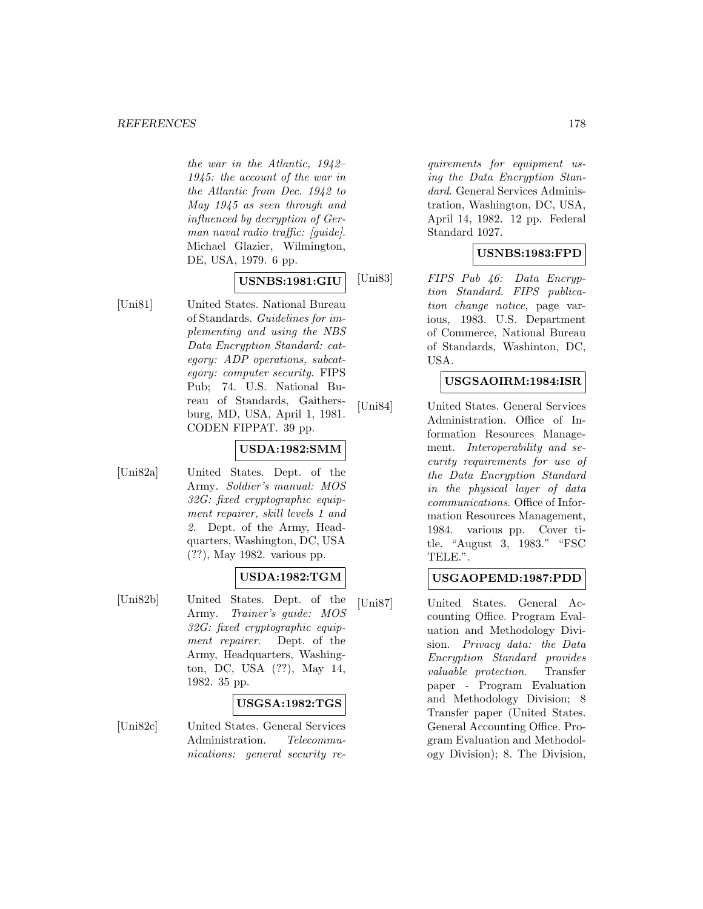*the war in the Atlantic, 1942–1945: the account of the war in the Atlantic from Dec. 1942 to May 1945 as seen through and influenced by decryption of German naval radio traffic: [guide]*. Michael Glazier, Wilmington, DE, USA, 1979. 6 pp.

**USNBS:1981:GIU**

[Uni81] United States. National Bureau of Standards. *Guidelines for implementing and using the NBS Data Encryption Standard: category: ADP operations, subcategory: computer security*. FIPS Pub; 74. U.S. National Bureau of Standards, Gaithersburg, MD, USA, April 1, 1981. CODEN FIPPAT. 39 pp.

**USDA:1982:SMM**

[Uni82a] United States. Dept. of the Army. *Soldier's manual: MOS 32G: fixed cryptographic equipment repairer, skill levels 1 and 2*. Dept. of the Army, Headquarters, Washington, DC, USA (??), May 1982. various pp.

**USDA:1982:TGM**

[Uni82b] United States. Dept. of the Army. *Trainer's guide: MOS 32G: fixed cryptographic equipment repairer*. Dept. of the Army, Headquarters, Washington, DC, USA (??), May 14, 1982. 35 pp.

**USGSA:1982:TGS**

[Uni82c] United States. General Services Administration. *Telecommunications: general security requirements for equipment using the Data Encryption Standard*. General Services Administration, Washington, DC, USA, April 14, 1982. 12 pp. Federal Standard 1027.

**USNBS:1983:FPD**

[Uni83] *FIPS Pub 46: Data Encryption Standard. FIPS publication change notice*, page various, 1983. U.S. Department of Commerce, National Bureau of Standards, Washinton, DC, USA.

**USGSAOIRM:1984:ISR**

[Uni84] United States. General Services Administration. Office of Information Resources Management. *Interoperability and security requirements for use of the Data Encryption Standard in the physical layer of data communications*. Office of Information Resources Management, 1984. various pp. Cover title. "August 3, 1983." "FSC TELE.".

**USGAOPEMD:1987:PDD**

[Uni87] United States. General Accounting Office. Program Evaluation and Methodology Division. *Privacy data: the Data Encryption Standard provides valuable protection*. Transfer paper - Program Evaluation and Methodology Division; 8 Transfer paper (United States. General Accounting Office. Program Evaluation and Methodology Division); 8. The Division,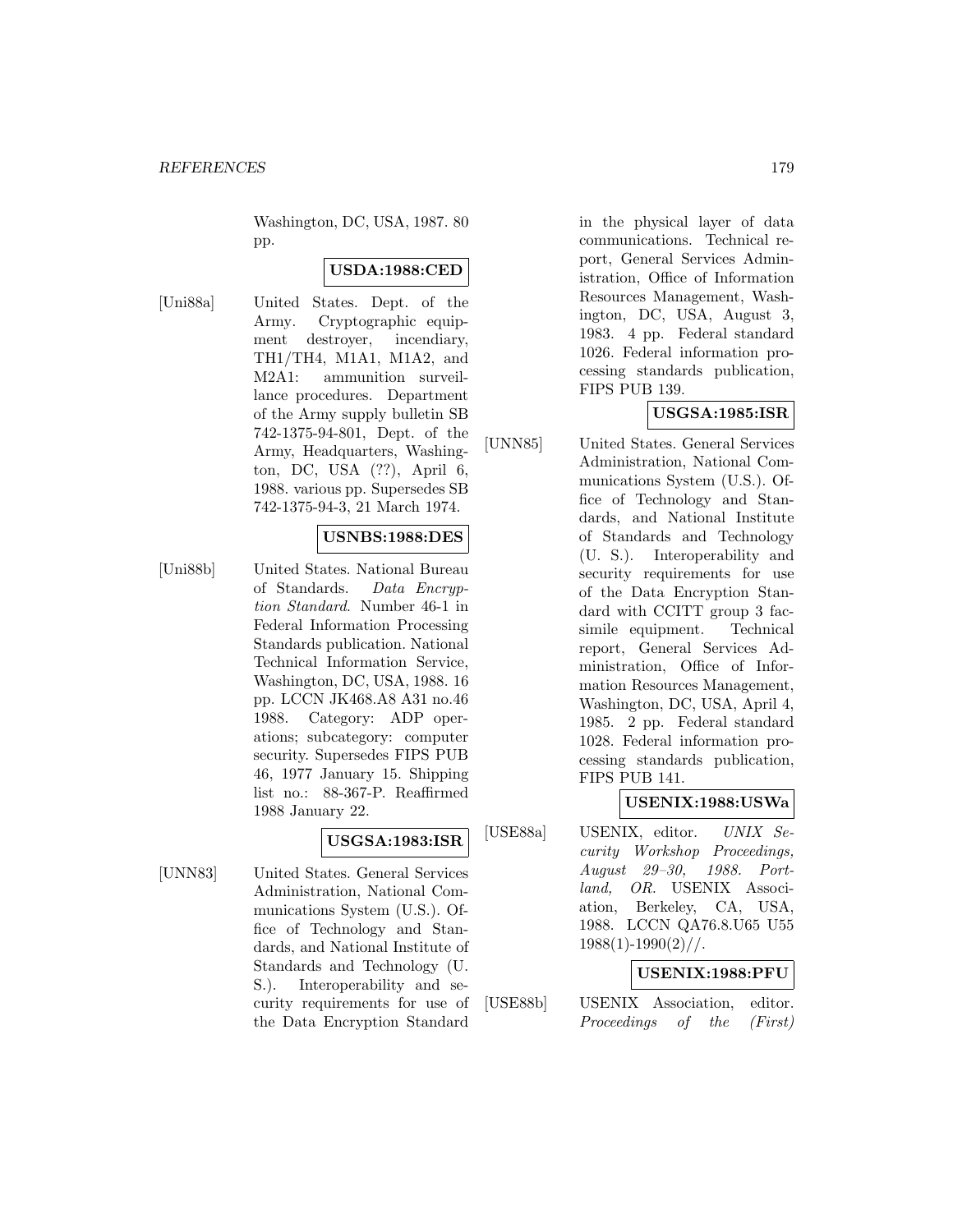Washington, DC, USA, 1987. 80 pp.

**USDA:1988:CED**

[Uni88a] United States. Dept. of the Army. Cryptographic equipment destroyer, incendiary, TH1/TH4, M1A1, M1A2, and M2A1: ammunition surveillance procedures. Department of the Army supply bulletin SB 742-1375-94-801, Dept. of the Army, Headquarters, Washington, DC, USA (??), April 6, 1988. various pp. Supersedes SB 742-1375-94-3, 21 March 1974.

**USNBS:1988:DES**

[Uni88b] United States. National Bureau of Standards. *Data Encryption Standard*. Number 46-1 in Federal Information Processing Standards publication. National Technical Information Service, Washington, DC, USA, 1988. 16 pp. LCCN JK468.A8 A31 no.46 1988. Category: ADP operations; subcategory: computer security. Supersedes FIPS PUB 46, 1977 January 15. Shipping list no.: 88-367-P. Reaffirmed 1988 January 22.

**USGSA:1983:ISR**

[UNN83] United States. General Services Administration, National Communications System (U.S.). Office of Technology and Standards, and National Institute of Standards and Technology (U. S.). Interoperability and security requirements for use of the Data Encryption Standard in the physical layer of data communications. Technical report, General Services Administration, Office of Information Resources Management, Washington, DC, USA, August 3, 1983. 4 pp. Federal standard 1026. Federal information processing standards publication, FIPS PUB 139.

**USGSA:1985:ISR**

[UNN85] United States. General Services Administration, National Communications System (U.S.). Office of Technology and Standards, and National Institute of Standards and Technology (U. S.). Interoperability and security requirements for use of the Data Encryption Standard with CCITT group 3 facsimile equipment. Technical report, General Services Administration, Office of Information Resources Management, Washington, DC, USA, April 4, 1985. 2 pp. Federal standard 1028. Federal information processing standards publication, FIPS PUB 141.

**USENIX:1988:USWa**

[USE88a] USENIX, editor. *UNIX Security Workshop Proceedings, August 29–30, 1988. Portland, OR*. USENIX Association, Berkeley, CA, USA, 1988. LCCN QA76.8.U65 U55 1988(1)-1990(2)//.

**USENIX:1988:PFU**

[USE88b] USENIX Association, editor. *Proceedings of the (First)*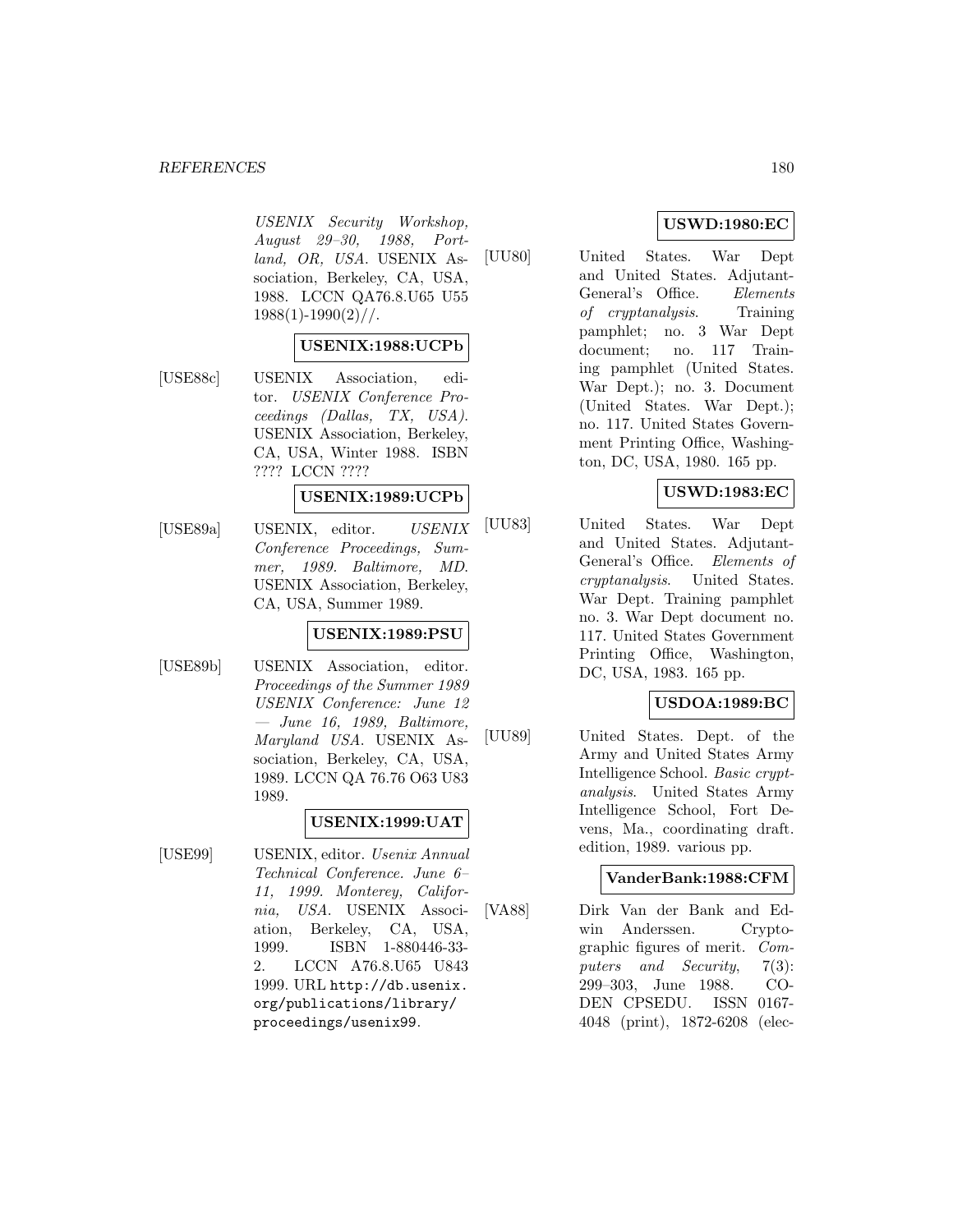*USENIX Security Workshop, August 29–30, 1988, Portland, OR, USA*. USENIX Association, Berkeley, CA, USA, 1988. LCCN QA76.8.U65 U55 1988(1)-1990(2)//.

**USENIX:1988:UCPb**

[USE88c] USENIX Association, editor. *USENIX Conference Proceedings (Dallas, TX, USA)*. USENIX Association, Berkeley, CA, USA, Winter 1988. ISBN ???? LCCN ????

**USENIX:1989:UCPb**

[USE89a] USENIX, editor. *USENIX Conference Proceedings, Summer, 1989. Baltimore, MD*. USENIX Association, Berkeley, CA, USA, Summer 1989.

**USENIX:1989:PSU**

[USE89b] USENIX Association, editor. *Proceedings of the Summer 1989 USENIX Conference: June 12 — June 16, 1989, Baltimore, Maryland USA*. USENIX Association, Berkeley, CA, USA, 1989. LCCN QA 76.76 O63 U83 1989.

**USENIX:1999:UAT**

[USE99] USENIX, editor. *Usenix Annual Technical Conference. June 6–11, 1999. Monterey, California, USA*. USENIX Association, Berkeley, CA, USA, 1999. ISBN 1-880446-33-2. LCCN A76.8.U65 U843 1999. URL http://db.usenix.org/publications/library/proceedings/usenix99.

**USWD:1980:EC**

[UU80] United States. War Dept and United States. Adjutant-General's Office. *Elements of cryptanalysis*. Training pamphlet; no. 3 War Dept document; no. 117 Training pamphlet (United States. War Dept.); no. 3. Document (United States. War Dept.); no. 117. United States Government Printing Office, Washington, DC, USA, 1980. 165 pp.

**USWD:1983:EC**

[UU83] United States. War Dept and United States. Adjutant-General's Office. *Elements of cryptanalysis*. United States. War Dept. Training pamphlet no. 3. War Dept document no. 117. United States Government Printing Office, Washington, DC, USA, 1983. 165 pp.

**USDOA:1989:BC**

[UU89] United States. Dept. of the Army and United States Army Intelligence School. *Basic cryptanalysis*. United States Army Intelligence School, Fort Devens, Ma., coordinating draft. edition, 1989. various pp.

**VanderBank:1988:CFM**

[VA88] Dirk Van der Bank and Edwin Anderssen. Cryptographic figures of merit. *Computers and Security*, 7(3): 299–303, June 1988. CODEN CPSEDU. ISSN 0167-4048 (print), 1872-6208 (elec-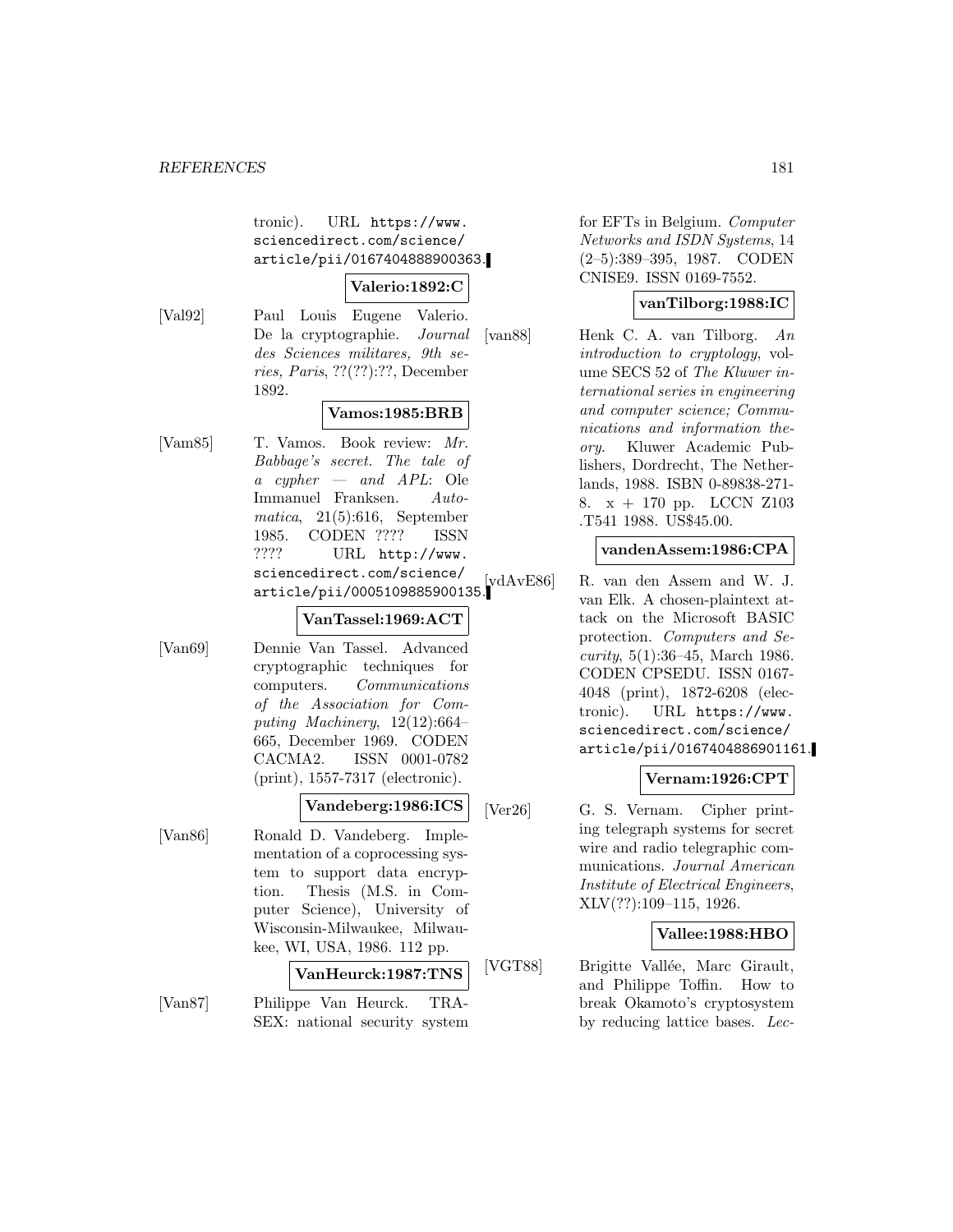tronic). URL https://www.sciencedirect.com/science/article/pii/0167404888900363.

**Valerio:1892:C**

[Val92] Paul Louis Eugene Valerio. De la cryptographie. *Journal des Sciences militares, 9th series, Paris*, ??(??):??, December 1892.

**Vamos:1985:BRB**

[Vam85] T. Vamos. Book review: *Mr. Babbage's secret. The tale of a cypher — and APL*: Ole Immanuel Franksen. *Automatica*, 21(5):616, September 1985. CODEN ???? ISSN ???? URL http://www.sciencedirect.com/science/article/pii/0005109885900135.

**VanTassel:1969:ACT**

[Van69] Dennie Van Tassel. Advanced cryptographic techniques for computers. *Communications of the Association for Computing Machinery*, 12(12):664–665, December 1969. CODEN CACMA2. ISSN 0001-0782 (print), 1557-7317 (electronic).

**Vandeberg:1986:ICS**

[Van86] Ronald D. Vandeberg. Implementation of a coprocessing system to support data encryption. Thesis (M.S. in Computer Science), University of Wisconsin-Milwaukee, Milwaukee, WI, USA, 1986. 112 pp.

**VanHeurck:1987:TNS**

[Van87] Philippe Van Heurck. TRASEX: national security system for EFTs in Belgium. *Computer Networks and ISDN Systems*, 14 (2–5):389–395, 1987. CODEN CNISE9. ISSN 0169-7552.

**vanTilborg:1988:IC**

[van88] Henk C. A. van Tilborg. *An introduction to cryptology*, volume SECS 52 of *The Kluwer international series in engineering and computer science; Communications and information theory*. Kluwer Academic Publishers, Dordrecht, The Netherlands, 1988. ISBN 0-89838-271-8. x + 170 pp. LCCN Z103 .T541 1988. US$45.00.

**vandenAssem:1986:CPA**

[vdAvE86] R. van den Assem and W. J. van Elk. A chosen-plaintext attack on the Microsoft BASIC protection. *Computers and Security*, 5(1):36–45, March 1986. CODEN CPSEDU. ISSN 0167-4048 (print), 1872-6208 (electronic). URL https://www.sciencedirect.com/science/article/pii/0167404886901161.

**Vernam:1926:CPT**

[Ver26] G. S. Vernam. Cipher printing telegraph systems for secret wire and radio telegraphic communications. *Journal American Institute of Electrical Engineers*, XLV(??):109–115, 1926.

**Vallee:1988:HBO**

[VGT88] Brigitte Vallée, Marc Girault, and Philippe Toffin. How to break Okamoto's cryptosystem by reducing lattice bases. *Lec-*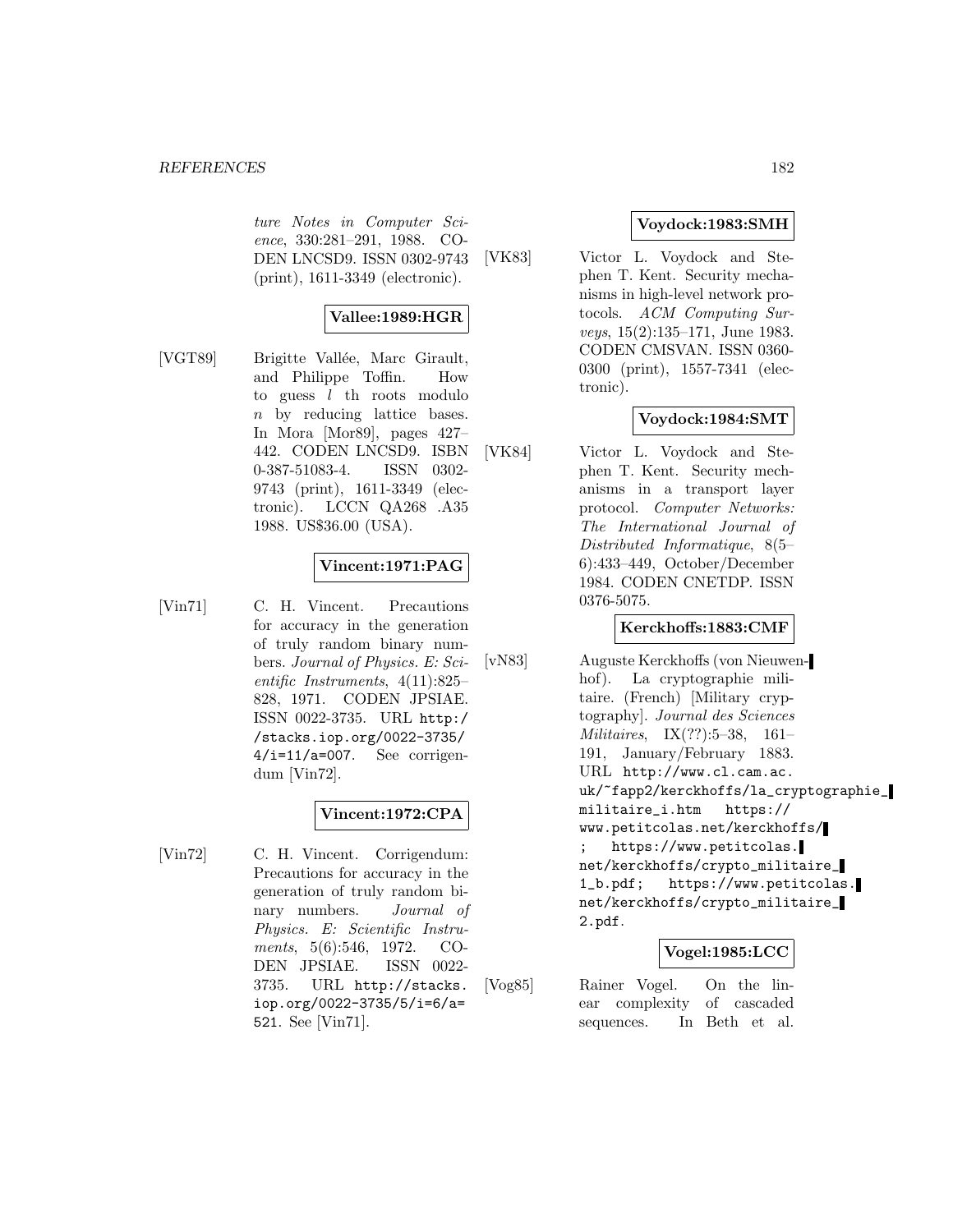ture Notes in Computer Science, 330:281–291, 1988. CODEN LNCSD9. ISSN 0302-9743 (print), 1611-3349 (electronic).

**Vallee:1989:HGR**

[VGT89] Brigitte Vallée, Marc Girault, and Philippe Toffin. How to guess $l$ th roots modulo $n$ by reducing lattice bases. In Mora [Mor89], pages 427–442. CODEN LNCSD9. ISBN 0-387-51083-4. ISSN 0302-9743 (print), 1611-3349 (electronic). LCCN QA268 .A35 1988. US$36.00 (USA).

**Vincent:1971:PAG**

[Vin71] C. H. Vincent. Precautions for accuracy in the generation of truly random binary numbers. *Journal of Physics. E: Scientific Instruments*, 4(11):825–828, 1971. CODEN JPSIAE. ISSN 0022-3735. URL http://stacks.iop.org/0022-3735/4/i=11/a=007. See corrigendum [Vin72].

**Vincent:1972:CPA**

[Vin72] C. H. Vincent. Corrigendum: Precautions for accuracy in the generation of truly random binary numbers. *Journal of Physics. E: Scientific Instruments*, 5(6):546, 1972. CODEN JPSIAE. ISSN 0022-3735. URL http://stacks.iop.org/0022-3735/5/i=6/a=521. See [Vin71].

**Voydock:1983:SMH**

[VK83] Victor L. Voydock and Stephen T. Kent. Security mechanisms in high-level network protocols. *ACM Computing Surveys*, 15(2):135–171, June 1983. CODEN CMSVAN. ISSN 0360-0300 (print), 1557-7341 (electronic).

**Voydock:1984:SMT**

[VK84] Victor L. Voydock and Stephen T. Kent. Security mechanisms in a transport layer protocol. *Computer Networks: The International Journal of Distributed Informatique*, 8(5–6):433–449, October/December 1984. CODEN CNETDP. ISSN 0376-5075.

**Kerckhoffs:1883:CMF**

[vN83] Auguste Kerckhoffs (von Nieuwenhof). La cryptographie militaire. (French) [Military cryptography]. *Journal des Sciences Militaires*, IX(??):5–38, 161–191, January/February 1883. URL http://www.cl.cam.ac.uk/~fapp2/kerckhoffs/la_cryptographie_militaire_i.htm https://www.petitcolas.net/kerckhoffs/; https://www.petitcolas.net/kerckhoffs/crypto_militaire_1_b.pdf; https://www.petitcolas.net/kerckhoffs/crypto_militaire_2.pdf.

**Vogel:1985:LCC**

[Vog85] Rainer Vogel. On the linear complexity of cascaded sequences. In Beth et al.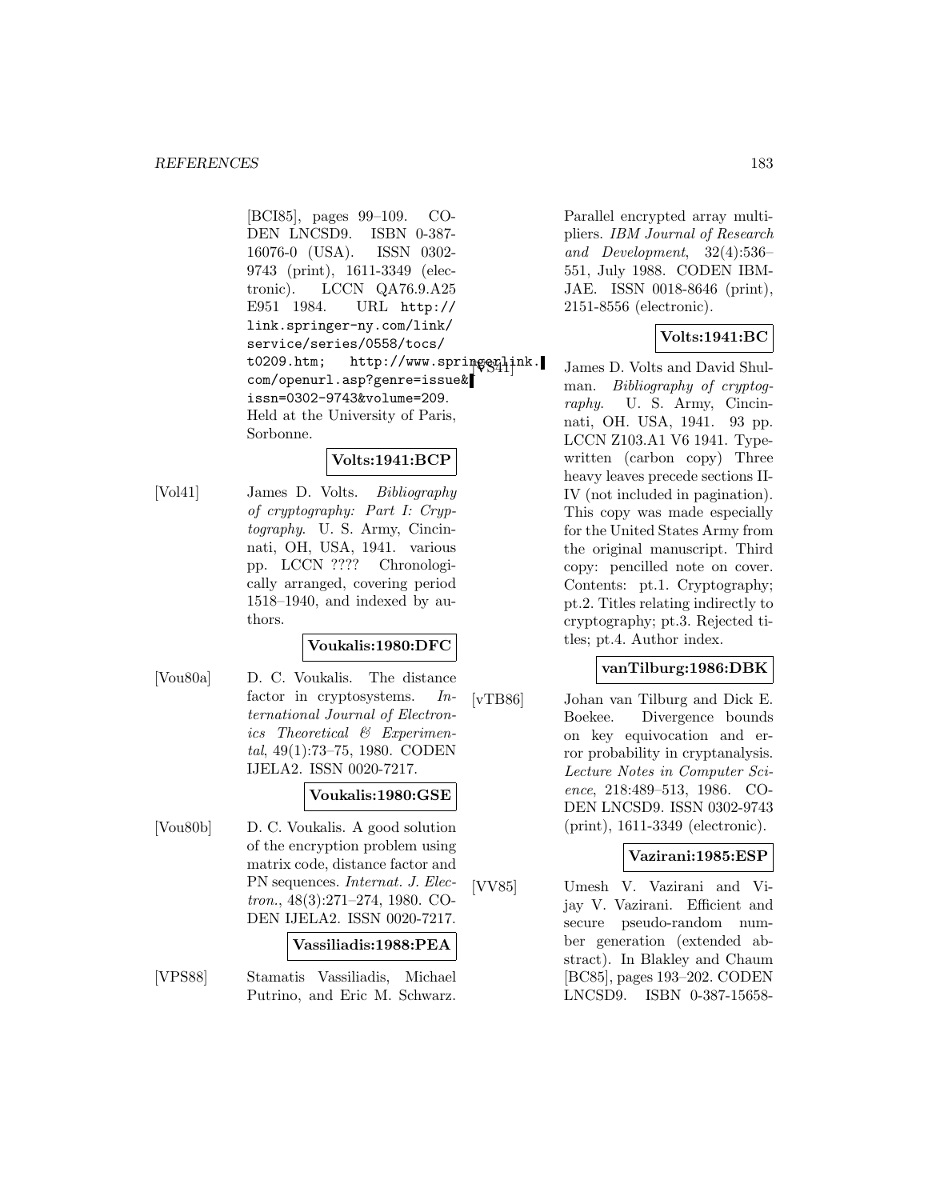[BCI85], pages 99–109. CODEN LNCSD9. ISBN 0-387-16076-0 (USA). ISSN 0302-9743 (print), 1611-3349 (electronic). LCCN QA76.9.A25 E951 1984. URL http://link.springer-ny.com/link/service/series/0558/tocs/t0209.htm; http://www.springerlink.com/openurl.asp?genre=issue&issn=0302-9743&volume=209. Held at the University of Paris, Sorbonne.

**Volts:1941:BCP**

[Vol41] James D. Volts. *Bibliography of cryptography: Part I: Cryptography*. U. S. Army, Cincinnati, OH, USA, 1941. various pp. LCCN ???? Chronologically arranged, covering period 1518–1940, and indexed by authors.

**Voukalis:1980:DFC**

[Vou80a] D. C. Voukalis. The distance factor in cryptosystems. *International Journal of Electronics Theoretical & Experimental*, 49(1):73–75, 1980. CODEN IJELA2. ISSN 0020-7217.

**Voukalis:1980:GSE**

[Vou80b] D. C. Voukalis. A good solution of the encryption problem using matrix code, distance factor and PN sequences. *Internat. J. Electron.*, 48(3):271–274, 1980. CODEN IJELA2. ISSN 0020-7217.

**Vassiliadis:1988:PEA**

[VPS88] Stamatis Vassiliadis, Michael Putrino, and Eric M. Schwarz. Parallel encrypted array multipliers. *IBM Journal of Research and Development*, 32(4):536–551, July 1988. CODEN IBMJAE. ISSN 0018-8646 (print), 2151-8556 (electronic).

**Volts:1941:BC**

[VS41] James D. Volts and David Shulman. *Bibliography of cryptography*. U. S. Army, Cincinnati, OH. USA, 1941. 93 pp. LCCN Z103.A1 V6 1941. Typewritten (carbon copy) Three heavy leaves precede sections II-IV (not included in pagination). This copy was made especially for the United States Army from the original manuscript. Third copy: pencilled note on cover. Contents: pt.1. Cryptography; pt.2. Titles relating indirectly to cryptography; pt.3. Rejected titles; pt.4. Author index.

**vanTilburg:1986:DBK**

[vTB86] Johan van Tilburg and Dick E. Boekee. Divergence bounds on key equivocation and error probability in cryptanalysis. *Lecture Notes in Computer Science*, 218:489–513, 1986. CODEN LNCSD9. ISSN 0302-9743 (print), 1611-3349 (electronic).

**Vazirani:1985:ESP**

[VV85] Umesh V. Vazirani and Vijay V. Vazirani. Efficient and secure pseudo-random number generation (extended abstract). In Blakley and Chaum [BC85], pages 193–202. CODEN LNCSD9. ISBN 0-387-15658-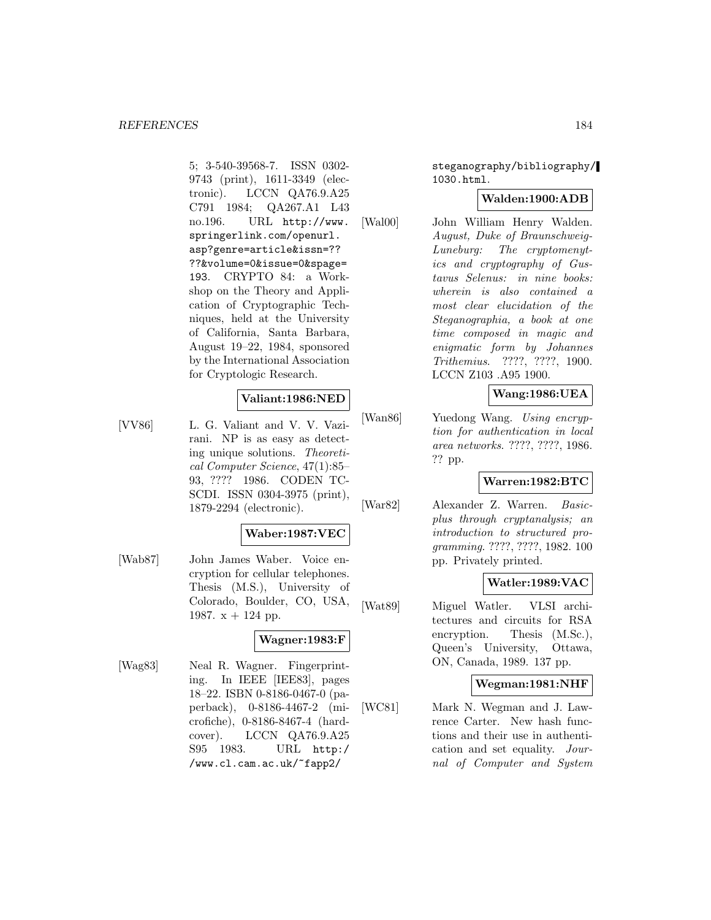5; 3-540-39568-7. ISSN 0302-9743 (print), 1611-3349 (electronic). LCCN QA76.9.A25 C791 1984; QA267.A1 L43 no.196. URL http://www.springerlink.com/openurl.asp?genre=article&issn=????&volume=0&issue=0&spage=193. CRYPTO 84: a Workshop on the Theory and Application of Cryptographic Techniques, held at the University of California, Santa Barbara, August 19–22, 1984, sponsored by the International Association for Cryptologic Research.

**Valiant:1986:NED**

[VV86] L. G. Valiant and V. V. Vazirani. NP is as easy as detecting unique solutions. *Theoretical Computer Science*, 47(1):85–93, ???? 1986. CODEN TCSCDI. ISSN 0304-3975 (print), 1879-2294 (electronic).

**Waber:1987:VEC**

[Wab87] John James Waber. Voice encryption for cellular telephones. Thesis (M.S.), University of Colorado, Boulder, CO, USA, 1987. x + 124 pp.

**Wagner:1983:F**

[Wag83] Neal R. Wagner. Fingerprinting. In IEEE [IEE83], pages 18–22. ISBN 0-8186-0467-0 (paperback), 0-8186-4467-2 (microfiche), 0-8186-8467-4 (hardcover). LCCN QA76.9.A25 S95 1983. URL http://www.cl.cam.ac.uk/~fapp2/steganography/bibliography/1030.html.

**Walden:1900:ADB**

[Wal00] John William Henry Walden. *August, Duke of Braunschweig-Luneburg: The cryptomenytics and cryptography of Gustavus Selenus: in nine books: wherein is also contained a most clear elucidation of the Steganographia, a book at one time composed in magic and enigmatic form by Johannes Trithemius*. ????, ????, 1900. LCCN Z103 .A95 1900.

**Wang:1986:UEA**

[Wan86] Yuedong Wang. *Using encryption for authentication in local area networks*. ????, ????, 1986. ?? pp.

**Warren:1982:BTC**

[War82] Alexander Z. Warren. *Basic-plus through cryptanalysis; an introduction to structured programming*. ????, ????, 1982. 100 pp. Privately printed.

**Watler:1989:VAC**

[Wat89] Miguel Watler. VLSI architectures and circuits for RSA encryption. Thesis (M.Sc.), Queen's University, Ottawa, ON, Canada, 1989. 137 pp.

**Wegman:1981:NHF**

[WC81] Mark N. Wegman and J. Lawrence Carter. New hash functions and their use in authentication and set equality. *Journal of Computer and System*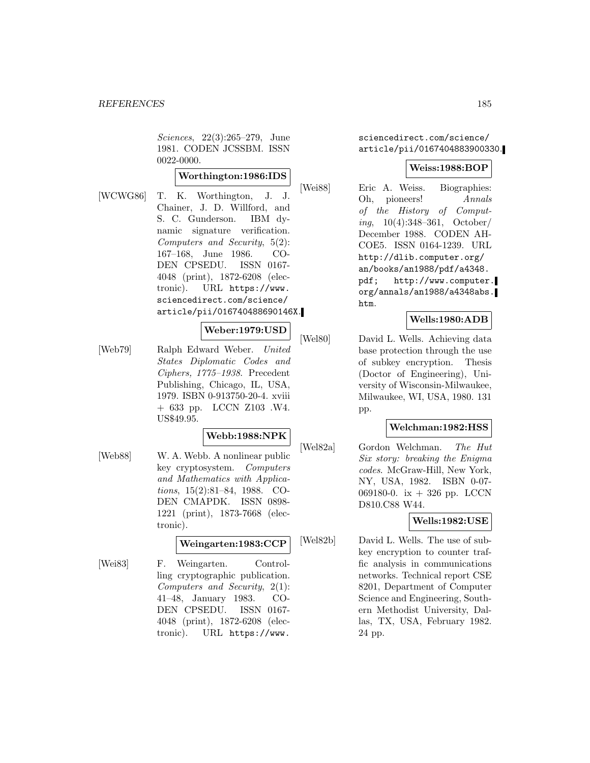*Sciences*, 22(3):265–279, June 1981. CODEN JCSSBM. ISSN 0022-0000.

**Worthington:1986:IDS**

[WCWG86] T. K. Worthington, J. J. Chainer, J. D. Willford, and S. C. Gunderson. IBM dynamic signature verification. *Computers and Security*, 5(2): 167–168, June 1986. CODEN CPSEDU. ISSN 0167-4048 (print), 1872-6208 (electronic). URL https://www.sciencedirect.com/science/article/pii/016740488690146X.

**Weber:1979:USD**

[Web79] Ralph Edward Weber. *United States Diplomatic Codes and Ciphers, 1775–1938*. Precedent Publishing, Chicago, IL, USA, 1979. ISBN 0-913750-20-4. xviii + 633 pp. LCCN Z103 .W4. US$49.95.

**Webb:1988:NPK**

[Web88] W. A. Webb. A nonlinear public key cryptosystem. *Computers and Mathematics with Applications*, 15(2):81–84, 1988. CODEN CMAPDK. ISSN 0898-1221 (print), 1873-7668 (electronic).

**Weingarten:1983:CCP**

[Wei83] F. Weingarten. Controlling cryptographic publication. *Computers and Security*, 2(1): 41–48, January 1983. CODEN CPSEDU. ISSN 0167-4048 (print), 1872-6208 (electronic). URL https://www.sciencedirect.com/science/article/pii/0167404883900330.

**Weiss:1988:BOP**

[Wei88] Eric A. Weiss. Biographies: Oh, pioneers! *Annals of the History of Computing*, 10(4):348–361, October/December 1988. CODEN AHCOE5. ISSN 0164-1239. URL http://dlib.computer.org/an/books/an1988/pdf/a4348.pdf; http://www.computer.org/annals/an1988/a4348abs.htm.

**Wells:1980:ADB**

[Wel80] David L. Wells. Achieving data base protection through the use of subkey encryption. Thesis (Doctor of Engineering), University of Wisconsin-Milwaukee, Milwaukee, WI, USA, 1980. 131 pp.

**Welchman:1982:HSS**

[Wel82a] Gordon Welchman. *The Hut Six story: breaking the Enigma codes*. McGraw-Hill, New York, NY, USA, 1982. ISBN 0-07-069180-0. ix + 326 pp. LCCN D810.C88 W44.

**Wells:1982:USE**

[Wel82b] David L. Wells. The use of subkey encryption to counter traffic analysis in communications networks. Technical report CSE 8201, Department of Computer Science and Engineering, Southern Methodist University, Dallas, TX, USA, February 1982. 24 pp.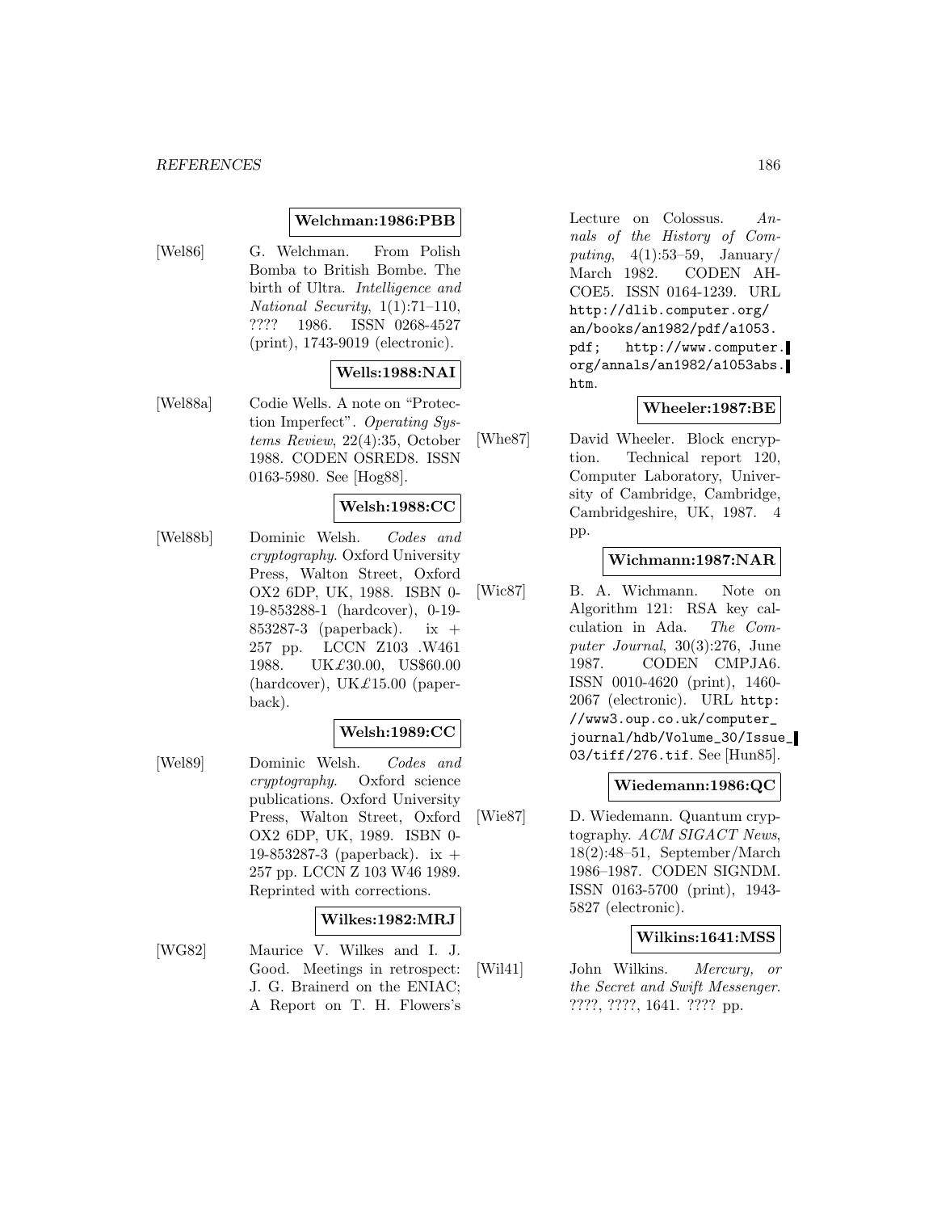**Welchman:1986:PBB**

[Wel86] G. Welchman. From Polish Bomba to British Bombe. The birth of Ultra. *Intelligence and National Security*, 1(1):71–110, ???? 1986. ISSN 0268-4527 (print), 1743-9019 (electronic).

**Wells:1988:NAI**

[Wel88a] Codie Wells. A note on "Protection Imperfect". *Operating Systems Review*, 22(4):35, October 1988. CODEN OSRED8. ISSN 0163-5980. See [Hog88].

**Welsh:1988:CC**

[Wel88b] Dominic Welsh. *Codes and cryptography*. Oxford University Press, Walton Street, Oxford OX2 6DP, UK, 1988. ISBN 0-19-853288-1 (hardcover), 0-19-853287-3 (paperback). ix + 257 pp. LCCN Z103 .W461 1988. UK£30.00, US$60.00 (hardcover), UK£15.00 (paperback).

**Welsh:1989:CC**

[Wel89] Dominic Welsh. *Codes and cryptography*. Oxford science publications. Oxford University Press, Walton Street, Oxford OX2 6DP, UK, 1989. ISBN 0-19-853287-3 (paperback). ix + 257 pp. LCCN Z 103 W46 1989. Reprinted with corrections.

**Wilkes:1982:MRJ**

[WG82] Maurice V. Wilkes and I. J. Good. Meetings in retrospect: J. G. Brainerd on the ENIAC; A Report on T. H. Flowers's Lecture on Colossus. *Annals of the History of Computing*, 4(1):53–59, January/March 1982. CODEN AHCOE5. ISSN 0164-1239. URL http://dlib.computer.org/an/books/an1982/pdf/a1053.pdf; http://www.computer.org/annals/an1982/a1053abs.htm.

**Wheeler:1987:BE**

[Whe87] David Wheeler. Block encryption. Technical report 120, Computer Laboratory, University of Cambridge, Cambridge, Cambridgeshire, UK, 1987. 4 pp.

**Wichmann:1987:NAR**

[Wic87] B. A. Wichmann. Note on Algorithm 121: RSA key calculation in Ada. *The Computer Journal*, 30(3):276, June 1987. CODEN CMPJA6. ISSN 0010-4620 (print), 1460-2067 (electronic). URL http://www3.oup.co.uk/computer_journal/hdb/Volume_30/Issue_03/tiff/276.tif. See [Hun85].

**Wiedemann:1986:QC**

[Wie87] D. Wiedemann. Quantum cryptography. *ACM SIGACT News*, 18(2):48–51, September/March 1986–1987. CODEN SIGNDM. ISSN 0163-5700 (print), 1943-5827 (electronic).

**Wilkins:1641:MSS**

[Wil41] John Wilkins. *Mercury, or the Secret and Swift Messenger*. ????, ????, 1641. ???? pp.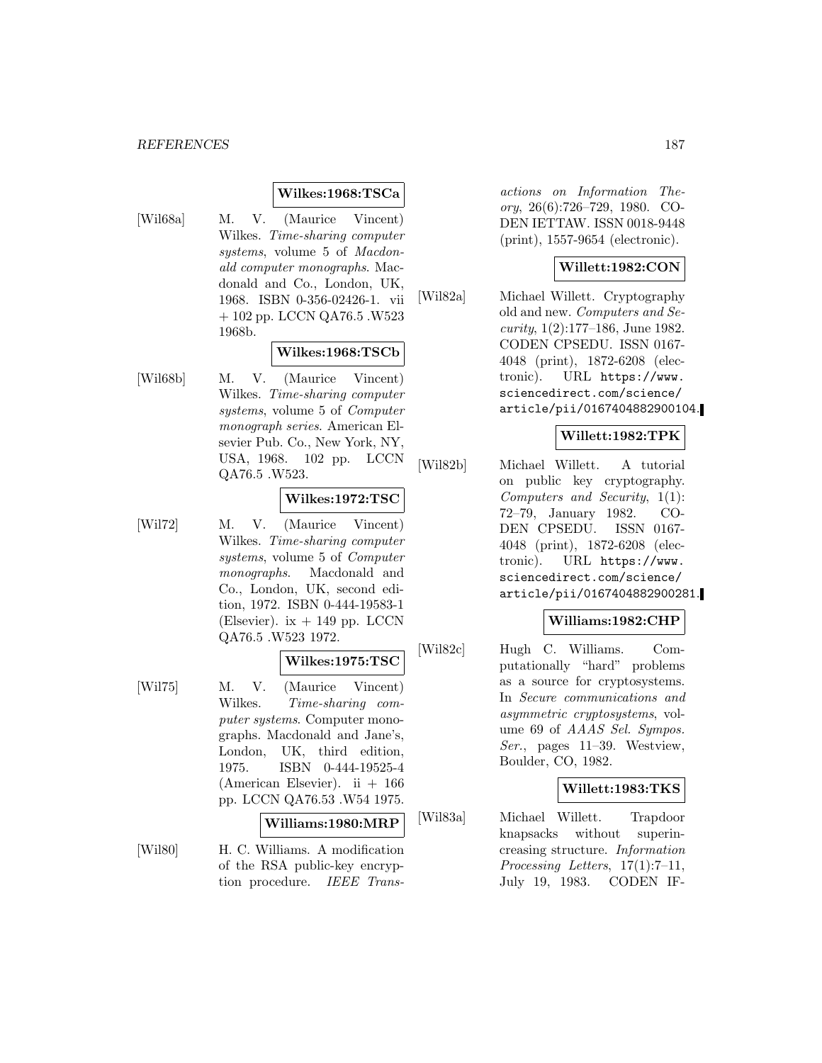**Wilkes:1968:TSCa**

[Wil68a] M. V. (Maurice Vincent) Wilkes. *Time-sharing computer systems*, volume 5 of *Macdonald computer monographs*. Macdonald and Co., London, UK, 1968. ISBN 0-356-02426-1. vii + 102 pp. LCCN QA76.5 .W523 1968b.

**Wilkes:1968:TSCb**

[Wil68b] M. V. (Maurice Vincent) Wilkes. *Time-sharing computer systems*, volume 5 of *Computer monograph series*. American Elsevier Pub. Co., New York, NY, USA, 1968. 102 pp. LCCN QA76.5 .W523.

**Wilkes:1972:TSC**

[Wil72] M. V. (Maurice Vincent) Wilkes. *Time-sharing computer systems*, volume 5 of *Computer monographs*. Macdonald and Co., London, UK, second edition, 1972. ISBN 0-444-19583-1 (Elsevier). ix + 149 pp. LCCN QA76.5 .W523 1972.

**Wilkes:1975:TSC**

[Wil75] M. V. (Maurice Vincent) Wilkes. *Time-sharing computer systems*. Computer monographs. Macdonald and Jane's, London, UK, third edition, 1975. ISBN 0-444-19525-4 (American Elsevier). ii + 166 pp. LCCN QA76.53 .W54 1975.

**Williams:1980:MRP**

[Wil80] H. C. Williams. A modification of the RSA public-key encryption procedure. *IEEE Transactions on Information Theory*, 26(6):726–729, 1980. CODEN IETTAW. ISSN 0018-9448 (print), 1557-9654 (electronic).

**Willett:1982:CON**

[Wil82a] Michael Willett. Cryptography old and new. *Computers and Security*, 1(2):177–186, June 1982. CODEN CPSEDU. ISSN 0167-4048 (print), 1872-6208 (electronic). URL https://www.sciencedirect.com/science/article/pii/0167404882900104.

**Willett:1982:TPK**

[Wil82b] Michael Willett. A tutorial on public key cryptography. *Computers and Security*, 1(1): 72–79, January 1982. CODEN CPSEDU. ISSN 0167-4048 (print), 1872-6208 (electronic). URL https://www.sciencedirect.com/science/article/pii/0167404882900281.

**Williams:1982:CHP**

[Wil82c] Hugh C. Williams. Computationally "hard" problems as a source for cryptosystems. In *Secure communications and asymmetric cryptosystems*, volume 69 of *AAAS Sel. Sympos. Ser.*, pages 11–39. Westview, Boulder, CO, 1982.

**Willett:1983:TKS**

[Wil83a] Michael Willett. Trapdoor knapsacks without superincreasing structure. *Information Processing Letters*, 17(1):7–11, July 19, 1983. CODEN IF-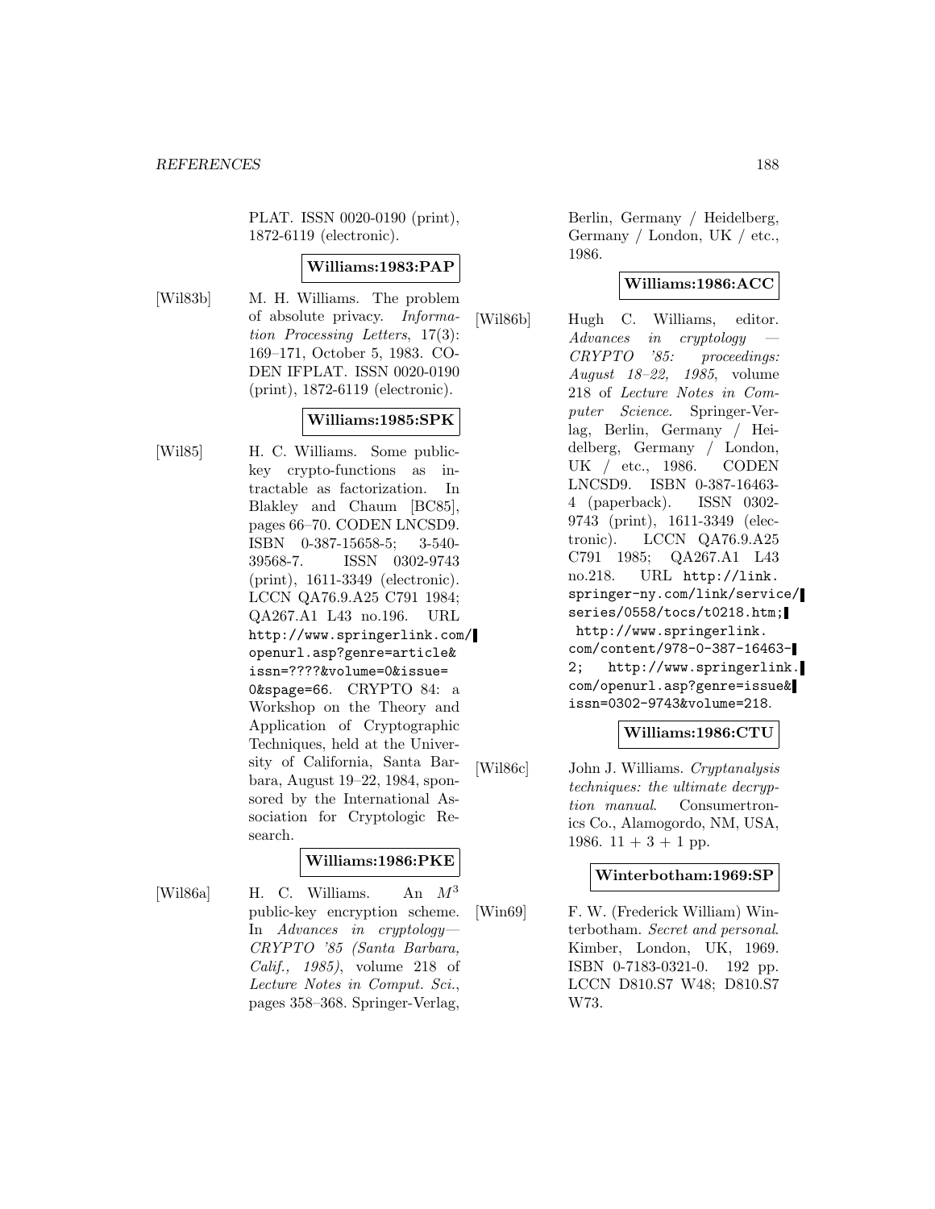PLAT. ISSN 0020-0190 (print), 1872-6119 (electronic).

**Williams:1983:PAP**

[Wil83b] M. H. Williams. The problem of absolute privacy. *Information Processing Letters*, 17(3): 169–171, October 5, 1983. CODEN IFPLAT. ISSN 0020-0190 (print), 1872-6119 (electronic).

**Williams:1985:SPK**

[Wil85] H. C. Williams. Some public-key crypto-functions as intractable as factorization. In Blakley and Chaum [BC85], pages 66–70. CODEN LNCSD9. ISBN 0-387-15658-5; 3-540-39568-7. ISSN 0302-9743 (print), 1611-3349 (electronic). LCCN QA76.9.A25 C791 1984; QA267.A1 L43 no.196. URL http://www.springerlink.com/openurl.asp?genre=article&issn=????&volume=0&issue=0&spage=66. CRYPTO 84: a Workshop on the Theory and Application of Cryptographic Techniques, held at the University of California, Santa Barbara, August 19–22, 1984, sponsored by the International Association for Cryptologic Research.

**Williams:1986:PKE**

[Wil86a] H. C. Williams. An $M^3$ public-key encryption scheme. In *Advances in cryptology—CRYPTO '85 (Santa Barbara, Calif., 1985)*, volume 218 of *Lecture Notes in Comput. Sci.*, pages 358–368. Springer-Verlag, Berlin, Germany / Heidelberg, Germany / London, UK / etc., 1986.

**Williams:1986:ACC**

[Wil86b] Hugh C. Williams, editor. *Advances in cryptology — CRYPTO '85: proceedings: August 18–22, 1985*, volume 218 of *Lecture Notes in Computer Science*. Springer-Verlag, Berlin, Germany / Heidelberg, Germany / London, UK / etc., 1986. CODEN LNCSD9. ISBN 0-387-16463-4 (paperback). ISSN 0302-9743 (print), 1611-3349 (electronic). LCCN QA76.9.A25 C791 1985; QA267.A1 L43 no.218. URL http://link.springer-ny.com/link/service/series/0558/tocs/t0218.htm; http://www.springerlink.com/content/978-0-387-16463-2; http://www.springerlink.com/openurl.asp?genre=issue&issn=0302-9743&volume=218.

**Williams:1986:CTU**

[Wil86c] John J. Williams. *Cryptanalysis techniques: the ultimate decryption manual*. Consumertronics Co., Alamogordo, NM, USA, 1986. 11 + 3 + 1 pp.

**Winterbotham:1969:SP**

[Win69] F. W. (Frederick William) Winterbotham. *Secret and personal*. Kimber, London, UK, 1969. ISBN 0-7183-0321-0. 192 pp. LCCN D810.S7 W48; D810.S7 W73.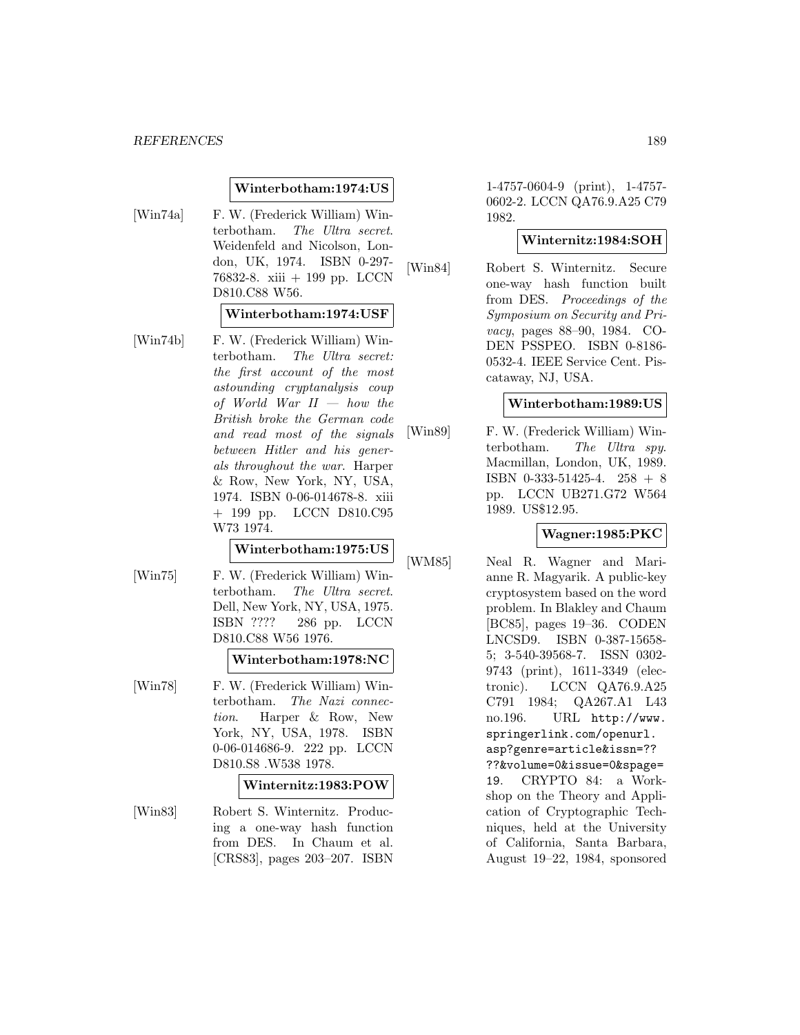**Winterbotham:1974:US**

[Win74a] F. W. (Frederick William) Winterbotham. *The Ultra secret*. Weidenfeld and Nicolson, London, UK, 1974. ISBN 0-297-76832-8. xiii + 199 pp. LCCN D810.C88 W56.

**Winterbotham:1974:USF**

[Win74b] F. W. (Frederick William) Winterbotham. *The Ultra secret: the first account of the most astounding cryptanalysis coup of World War II — how the British broke the German code and read most of the signals between Hitler and his generals throughout the war*. Harper & Row, New York, NY, USA, 1974. ISBN 0-06-014678-8. xiii + 199 pp. LCCN D810.C95 W73 1974.

**Winterbotham:1975:US**

[Win75] F. W. (Frederick William) Winterbotham. *The Ultra secret*. Dell, New York, NY, USA, 1975. ISBN ???? 286 pp. LCCN D810.C88 W56 1976.

**Winterbotham:1978:NC**

[Win78] F. W. (Frederick William) Winterbotham. *The Nazi connection*. Harper & Row, New York, NY, USA, 1978. ISBN 0-06-014686-9. 222 pp. LCCN D810.S8 .W538 1978.

**Winternitz:1983:POW**

[Win83] Robert S. Winternitz. Producing a one-way hash function from DES. In Chaum et al. [CRS83], pages 203–207. ISBN 1-4757-0604-9 (print), 1-4757-0602-2. LCCN QA76.9.A25 C79 1982.

**Winternitz:1984:SOH**

[Win84] Robert S. Winternitz. Secure one-way hash function built from DES. *Proceedings of the Symposium on Security and Privacy*, pages 88–90, 1984. CODEN PSSPEO. ISBN 0-8186-0532-4. IEEE Service Cent. Piscataway, NJ, USA.

**Winterbotham:1989:US**

[Win89] F. W. (Frederick William) Winterbotham. *The Ultra spy*. Macmillan, London, UK, 1989. ISBN 0-333-51425-4. 258 + 8 pp. LCCN UB271.G72 W564 1989. US$12.95.

**Wagner:1985:PKC**

[WM85] Neal R. Wagner and Marianne R. Magyarik. A public-key cryptosystem based on the word problem. In Blakley and Chaum [BC85], pages 19–36. CODEN LNCSD9. ISBN 0-387-15658-5; 3-540-39568-7. ISSN 0302-9743 (print), 1611-3349 (electronic). LCCN QA76.9.A25 C791 1984; QA267.A1 L43 no.196. URL http://www.springerlink.com/openurl.asp?genre=article&issn=????&volume=0&issue=0&spage=19. CRYPTO 84: a Workshop on the Theory and Application of Cryptographic Techniques, held at the University of California, Santa Barbara, August 19–22, 1984, sponsored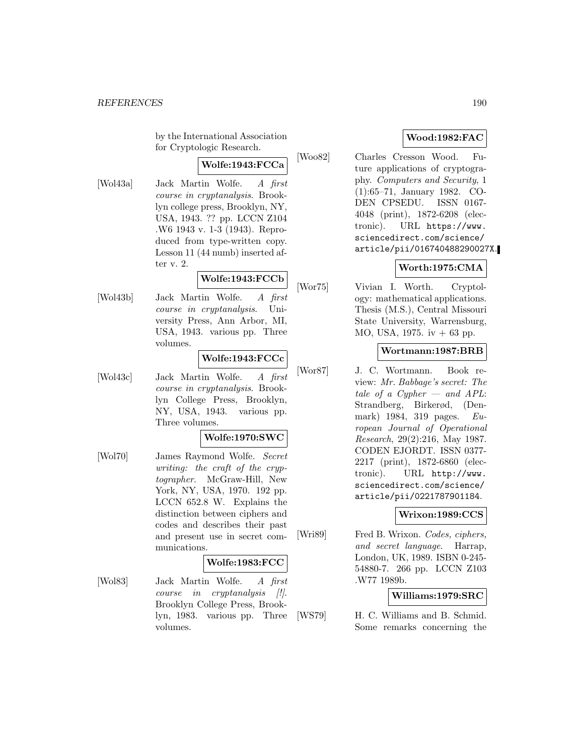by the International Association for Cryptologic Research.

**Wolfe:1943:FCCa**

[Wol43a] Jack Martin Wolfe. *A first course in cryptanalysis*. Brooklyn college press, Brooklyn, NY, USA, 1943. ?? pp. LCCN Z104 .W6 1943 v. 1-3 (1943). Reproduced from type-written copy. Lesson 11 (44 numb) inserted after v. 2.

**Wolfe:1943:FCCb**

[Wol43b] Jack Martin Wolfe. *A first course in cryptanalysis*. University Press, Ann Arbor, MI, USA, 1943. various pp. Three volumes.

**Wolfe:1943:FCCc**

[Wol43c] Jack Martin Wolfe. *A first course in cryptanalysis*. Brooklyn College Press, Brooklyn, NY, USA, 1943. various pp. Three volumes.

**Wolfe:1970:SWC**

[Wol70] James Raymond Wolfe. *Secret writing: the craft of the cryptographer*. McGraw-Hill, New York, NY, USA, 1970. 192 pp. LCCN 652.8 W. Explains the distinction between ciphers and codes and describes their past and present use in secret communications.

**Wolfe:1983:FCC**

[Wol83] Jack Martin Wolfe. *A first course in cryptanalysis [!]*. Brooklyn College Press, Brooklyn, 1983. various pp. Three volumes.

**Wood:1982:FAC**

[Woo82] Charles Cresson Wood. Future applications of cryptography. *Computers and Security*, 1 (1):65–71, January 1982. CODEN CPSEDU. ISSN 0167-4048 (print), 1872-6208 (electronic). URL https://www.sciencedirect.com/science/article/pii/016740488290027X.

**Worth:1975:CMA**

[Wor75] Vivian I. Worth. Cryptology: mathematical applications. Thesis (M.S.), Central Missouri State University, Warrensburg, MO, USA, 1975. iv + 63 pp.

**Wortmann:1987:BRB**

[Wor87] J. C. Wortmann. Book review: *Mr. Babbage's secret: The tale of a Cypher — and APL*: Strandberg, Birkerød, (Denmark) 1984, 319 pages. *European Journal of Operational Research*, 29(2):216, May 1987. CODEN EJORDT. ISSN 0377-2217 (print), 1872-6860 (electronic). URL http://www.sciencedirect.com/science/article/pii/0221787901184.

**Wrixon:1989:CCS**

[Wri89] Fred B. Wrixon. *Codes, ciphers, and secret language*. Harrap, London, UK, 1989. ISBN 0-245-54880-7. 266 pp. LCCN Z103 .W77 1989b.

**Williams:1979:SRC**

[WS79] H. C. Williams and B. Schmid. Some remarks concerning the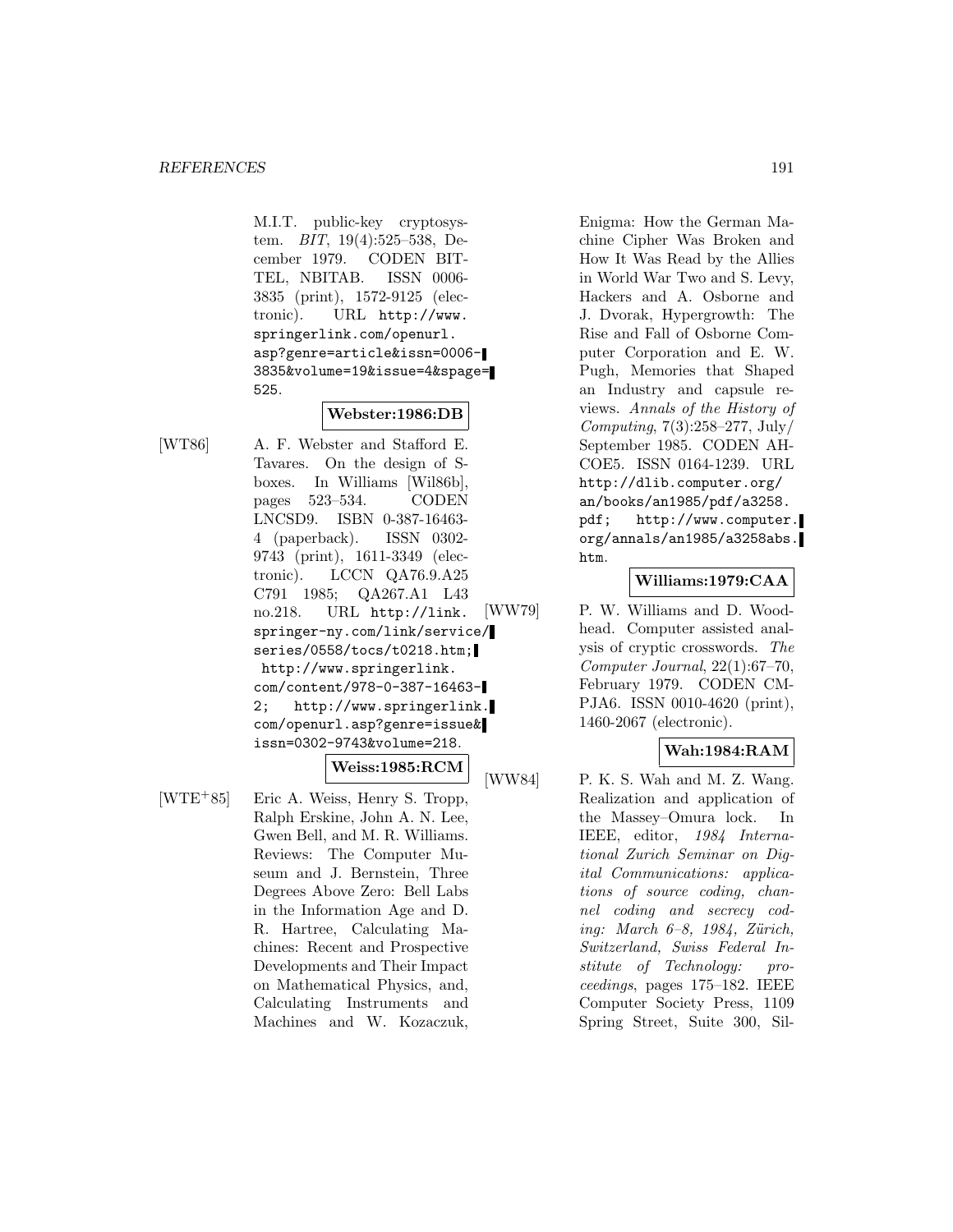M.I.T. public-key cryptosystem. *BIT*, 19(4):525–538, December 1979. CODEN BITTEL, NBITAB. ISSN 0006-3835 (print), 1572-9125 (electronic). URL http://www.springerlink.com/openurl.asp?genre=article&issn=0006-3835&volume=19&issue=4&spage=525.

**Webster:1986:DB**

[WT86] A. F. Webster and Stafford E. Tavares. On the design of S-boxes. In Williams [Wil86b], pages 523–534. CODEN LNCSD9. ISBN 0-387-16463-4 (paperback). ISSN 0302-9743 (print), 1611-3349 (electronic). LCCN QA76.9.A25 C791 1985; QA267.A1 L43 no.218. URL http://link.springer-ny.com/link/service/series/0558/tocs/t0218.htm; http://www.springerlink.com/content/978-0-387-16463-2; http://www.springerlink.com/openurl.asp?genre=issue&issn=0302-9743&volume=218.

**Weiss:1985:RCM**

[WTE+85] Eric A. Weiss, Henry S. Tropp, Ralph Erskine, John A. N. Lee, Gwen Bell, and M. R. Williams. Reviews: The Computer Museum and J. Bernstein, Three Degrees Above Zero: Bell Labs in the Information Age and D. R. Hartree, Calculating Machines: Recent and Prospective Developments and Their Impact on Mathematical Physics, and, Calculating Instruments and Machines and W. Kozaczuk, Enigma: How the German Machine Cipher Was Broken and How It Was Read by the Allies in World War Two and S. Levy, Hackers and A. Osborne and J. Dvorak, Hypergrowth: The Rise and Fall of Osborne Computer Corporation and E. W. Pugh, Memories that Shaped an Industry and capsule reviews. *Annals of the History of Computing*, 7(3):258–277, July/September 1985. CODEN AHCOE5. ISSN 0164-1239. URL http://dlib.computer.org/an/books/an1985/pdf/a3258.pdf; http://www.computer.org/annals/an1985/a3258abs.htm.

**Williams:1979:CAA**

[WW79] P. W. Williams and D. Woodhead. Computer assisted analysis of cryptic crosswords. *The Computer Journal*, 22(1):67–70, February 1979. CODEN CMPJA6. ISSN 0010-4620 (print), 1460-2067 (electronic).

**Wah:1984:RAM**

[WW84] P. K. S. Wah and M. Z. Wang. Realization and application of the Massey–Omura lock. In IEEE, editor, *1984 International Zurich Seminar on Digital Communications: applications of source coding, channel coding and secrecy coding: March 6–8, 1984, Zürich, Switzerland, Swiss Federal Institute of Technology: proceedings*, pages 175–182. IEEE Computer Society Press, 1109 Spring Street, Suite 300, Sil-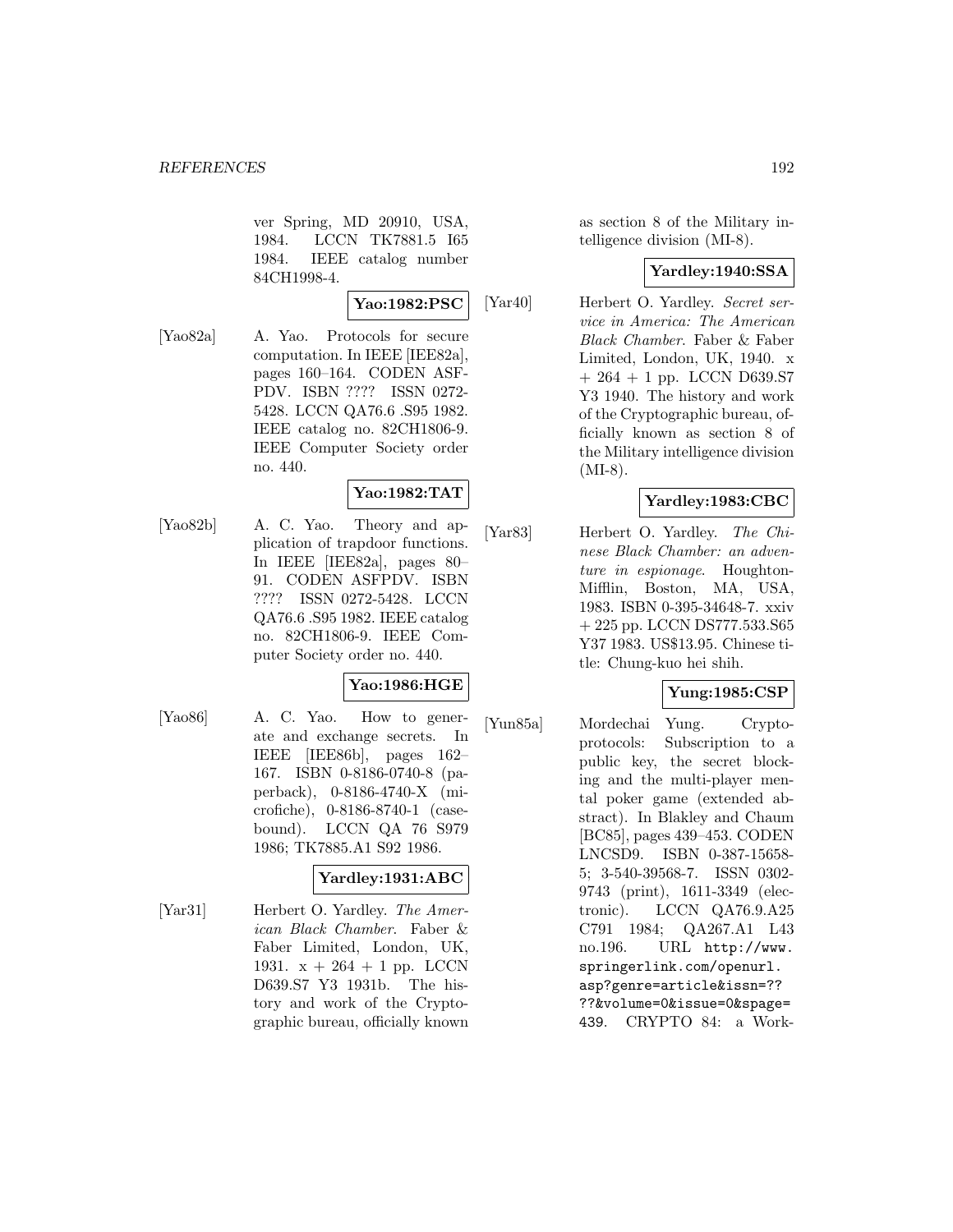ver Spring, MD 20910, USA, 1984. LCCN TK7881.5 I65 1984. IEEE catalog number 84CH1998-4.

**Yao:1982:PSC**

[Yao82a] A. Yao. Protocols for secure computation. In IEEE [IEE82a], pages 160–164. CODEN ASFPDV. ISBN ???? ISSN 0272-5428. LCCN QA76.6 .S95 1982. IEEE catalog no. 82CH1806-9. IEEE Computer Society order no. 440.

**Yao:1982:TAT**

[Yao82b] A. C. Yao. Theory and application of trapdoor functions. In IEEE [IEE82a], pages 80–91. CODEN ASFPDV. ISBN ???? ISSN 0272-5428. LCCN QA76.6 .S95 1982. IEEE catalog no. 82CH1806-9. IEEE Computer Society order no. 440.

**Yao:1986:HGE**

[Yao86] A. C. Yao. How to generate and exchange secrets. In IEEE [IEE86b], pages 162–167. ISBN 0-8186-0740-8 (paperback), 0-8186-4740-X (microfiche), 0-8186-8740-1 (casebound). LCCN QA 76 S979 1986; TK7885.A1 S92 1986.

**Yardley:1931:ABC**

[Yar31] Herbert O. Yardley. *The American Black Chamber*. Faber & Faber Limited, London, UK, 1931. x + 264 + 1 pp. LCCN D639.S7 Y3 1931b. The history and work of the Cryptographic bureau, officially known as section 8 of the Military intelligence division (MI-8).

**Yardley:1940:SSA**

[Yar40] Herbert O. Yardley. *Secret service in America: The American Black Chamber*. Faber & Faber Limited, London, UK, 1940. x + 264 + 1 pp. LCCN D639.S7 Y3 1940. The history and work of the Cryptographic bureau, officially known as section 8 of the Military intelligence division (MI-8).

**Yardley:1983:CBC**

[Yar83] Herbert O. Yardley. *The Chinese Black Chamber: an adventure in espionage*. Houghton-Mifflin, Boston, MA, USA, 1983. ISBN 0-395-34648-7. xxiv + 225 pp. LCCN DS777.533.S65 Y37 1983. US$13.95. Chinese title: Chung-kuo hei shih.

**Yung:1985:CSP**

[Yun85a] Mordechai Yung. Cryptoprotocols: Subscription to a public key, the secret blocking and the multi-player mental poker game (extended abstract). In Blakley and Chaum [BC85], pages 439–453. CODEN LNCSD9. ISBN 0-387-15658-5; 3-540-39568-7. ISSN 0302-9743 (print), 1611-3349 (electronic). LCCN QA76.9.A25 C791 1984; QA267.A1 L43 no.196. URL http://www.springerlink.com/openurl.asp?genre=article&issn=????&volume=0&issue=0&spage=439. CRYPTO 84: a Work-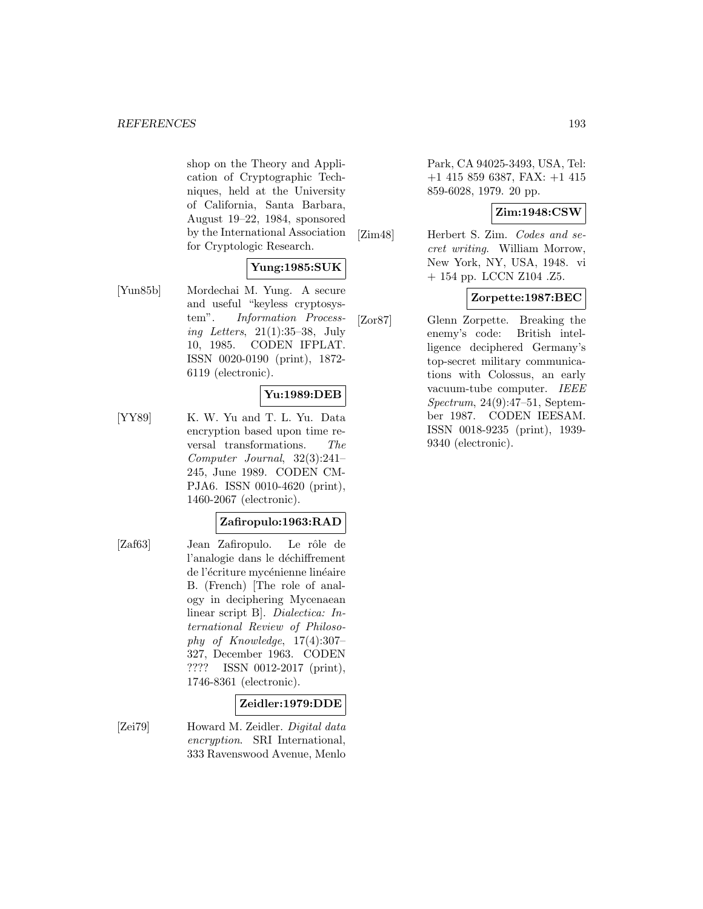shop on the Theory and Application of Cryptographic Techniques, held at the University of California, Santa Barbara, August 19–22, 1984, sponsored by the International Association for Cryptologic Research.

**Yung:1985:SUK**

[Yun85b] Mordechai M. Yung. A secure and useful "keyless cryptosystem". *Information Processing Letters*, 21(1):35–38, July 10, 1985. CODEN IFPLAT. ISSN 0020-0190 (print), 1872-6119 (electronic).

**Yu:1989:DEB**

[YY89] K. W. Yu and T. L. Yu. Data encryption based upon time reversal transformations. *The Computer Journal*, 32(3):241–245, June 1989. CODEN CMPJA6. ISSN 0010-4620 (print), 1460-2067 (electronic).

**Zafiropulo:1963:RAD**

[Zaf63] Jean Zafiropulo. Le rôle de l'analogie dans le déchiffrement de l'écriture mycénienne linéaire B. (French) [The role of analogy in deciphering Mycenaean linear script B]. *Dialectica: International Review of Philosophy of Knowledge*, 17(4):307–327, December 1963. CODEN ???? ISSN 0012-2017 (print), 1746-8361 (electronic).

**Zeidler:1979:DDE**

[Zei79] Howard M. Zeidler. *Digital data encryption*. SRI International, 333 Ravenswood Avenue, Menlo Park, CA 94025-3493, USA, Tel: +1 415 859 6387, FAX: +1 415 859-6028, 1979. 20 pp.

**Zim:1948:CSW**

[Zim48] Herbert S. Zim. *Codes and secret writing*. William Morrow, New York, NY, USA, 1948. vi + 154 pp. LCCN Z104 .Z5.

**Zorpette:1987:BEC**

[Zor87] Glenn Zorpette. Breaking the enemy's code: British intelligence deciphered Germany's top-secret military communications with Colossus, an early vacuum-tube computer. *IEEE Spectrum*, 24(9):47–51, September 1987. CODEN IEESAM. ISSN 0018-9235 (print), 1939-9340 (electronic).